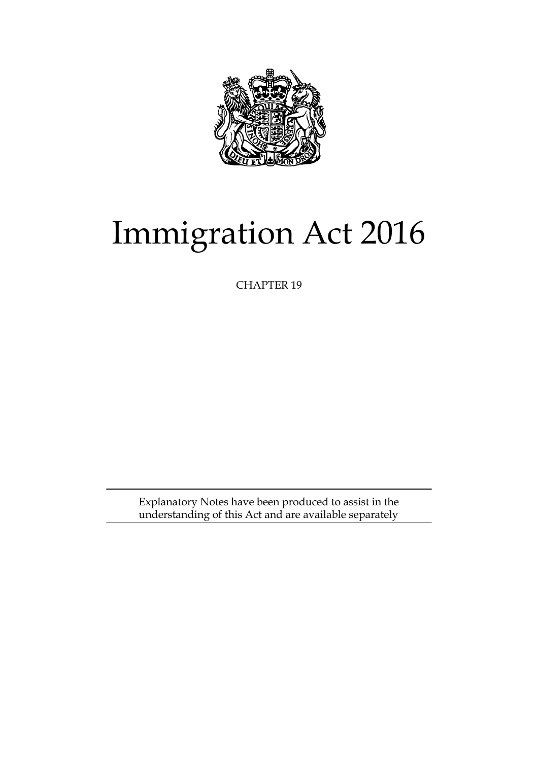# Immigration Act 2016

CHAPTER 19

Explanatory Notes have been produced to assist in the understanding of this Act and are available separately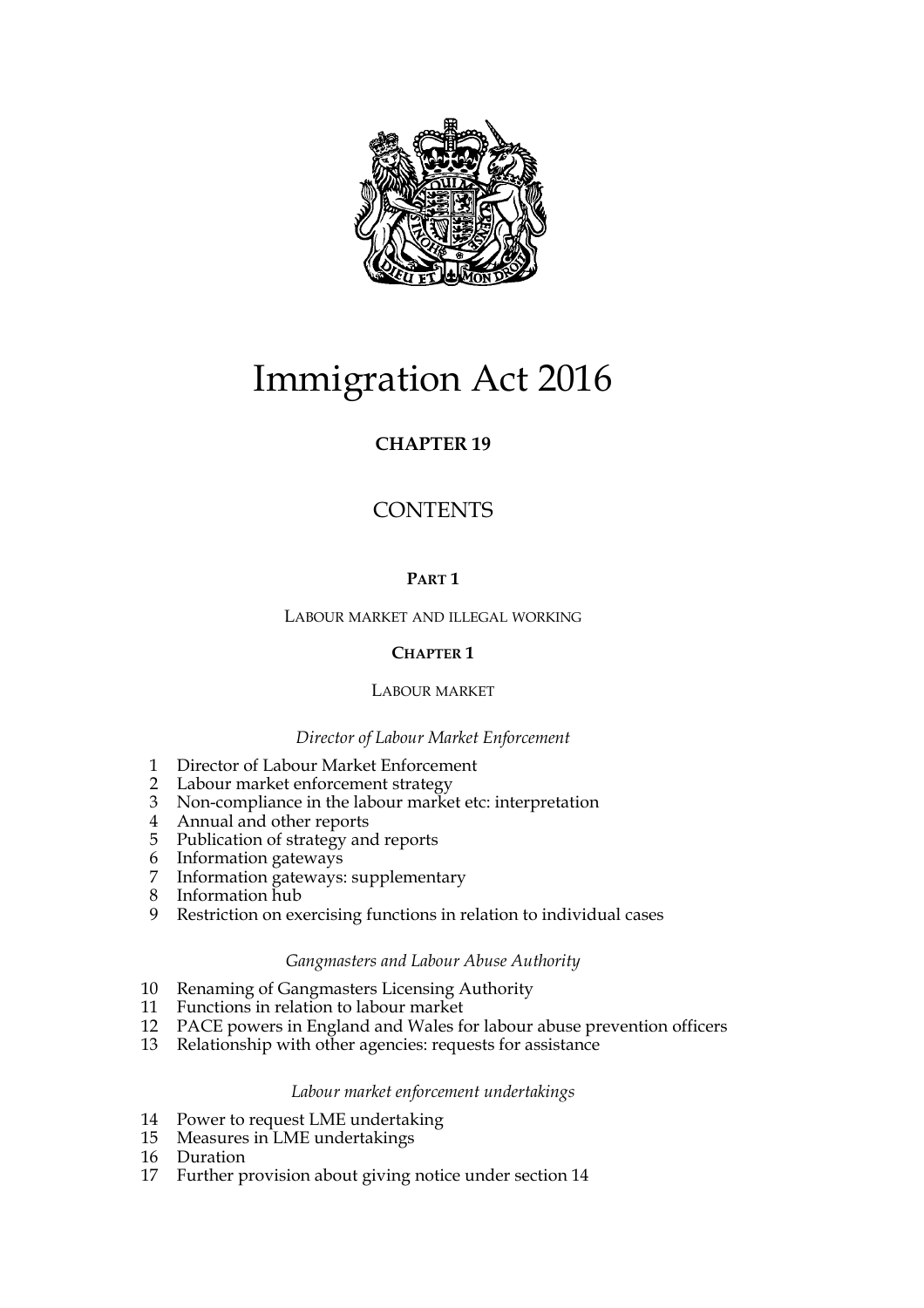# Immigration Act 2016

## CHAPTER 19

## CONTENTS

### PART 1

LABOUR MARKET AND ILLEGAL WORKING

### CHAPTER 1

LABOUR MARKET

*Director of Labour Market Enforcement*

1 Director of Labour Market Enforcement
2 Labour market enforcement strategy
3 Non-compliance in the labour market etc: interpretation
4 Annual and other reports
5 Publication of strategy and reports
6 Information gateways
7 Information gateways: supplementary
8 Information hub
9 Restriction on exercising functions in relation to individual cases

*Gangmasters and Labour Abuse Authority*

10 Renaming of Gangmasters Licensing Authority
11 Functions in relation to labour market
12 PACE powers in England and Wales for labour abuse prevention officers
13 Relationship with other agencies: requests for assistance

*Labour market enforcement undertakings*

14 Power to request LME undertaking
15 Measures in LME undertakings
16 Duration
17 Further provision about giving notice under section 14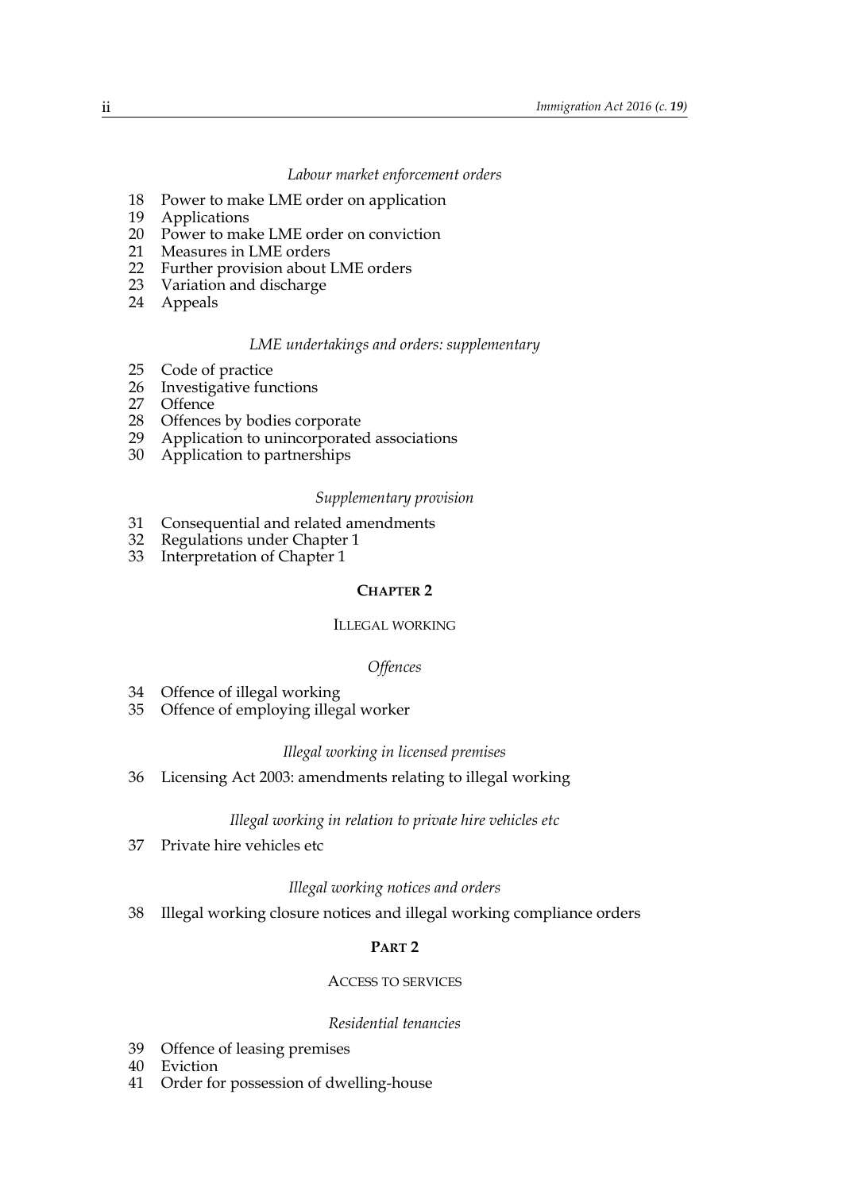*Labour market enforcement orders*

18 Power to make LME order on application
19 Applications
20 Power to make LME order on conviction
21 Measures in LME orders
22 Further provision about LME orders
23 Variation and discharge
24 Appeals

*LME undertakings and orders: supplementary*

25 Code of practice
26 Investigative functions
27 Offence
28 Offences by bodies corporate
29 Application to unincorporated associations
30 Application to partnerships

*Supplementary provision*

31 Consequential and related amendments
32 Regulations under Chapter 1
33 Interpretation of Chapter 1

**CHAPTER 2**

ILLEGAL WORKING

*Offences*

34 Offence of illegal working
35 Offence of employing illegal worker

*Illegal working in licensed premises*

36 Licensing Act 2003: amendments relating to illegal working

*Illegal working in relation to private hire vehicles etc*

37 Private hire vehicles etc

*Illegal working notices and orders*

38 Illegal working closure notices and illegal working compliance orders

**PART 2**

ACCESS TO SERVICES

*Residential tenancies*

39 Offence of leasing premises
40 Eviction
41 Order for possession of dwelling-house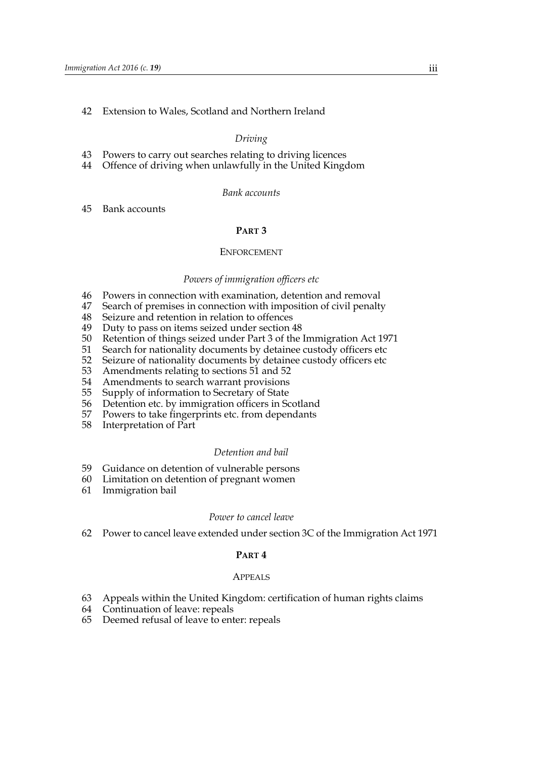42 Extension to Wales, Scotland and Northern Ireland

*Driving*

43 Powers to carry out searches relating to driving licences
44 Offence of driving when unlawfully in the United Kingdom

*Bank accounts*

45 Bank accounts

## PART 3

### ENFORCEMENT

*Powers of immigration officers etc*

46 Powers in connection with examination, detention and removal
47 Search of premises in connection with imposition of civil penalty
48 Seizure and retention in relation to offences
49 Duty to pass on items seized under section 48
50 Retention of things seized under Part 3 of the Immigration Act 1971
51 Search for nationality documents by detainee custody officers etc
52 Seizure of nationality documents by detainee custody officers etc
53 Amendments relating to sections 51 and 52
54 Amendments to search warrant provisions
55 Supply of information to Secretary of State
56 Detention etc. by immigration officers in Scotland
57 Powers to take fingerprints etc. from dependants
58 Interpretation of Part

*Detention and bail*

59 Guidance on detention of vulnerable persons
60 Limitation on detention of pregnant women
61 Immigration bail

*Power to cancel leave*

62 Power to cancel leave extended under section 3C of the Immigration Act 1971

## PART 4

### APPEALS

63 Appeals within the United Kingdom: certification of human rights claims
64 Continuation of leave: repeals
65 Deemed refusal of leave to enter: repeals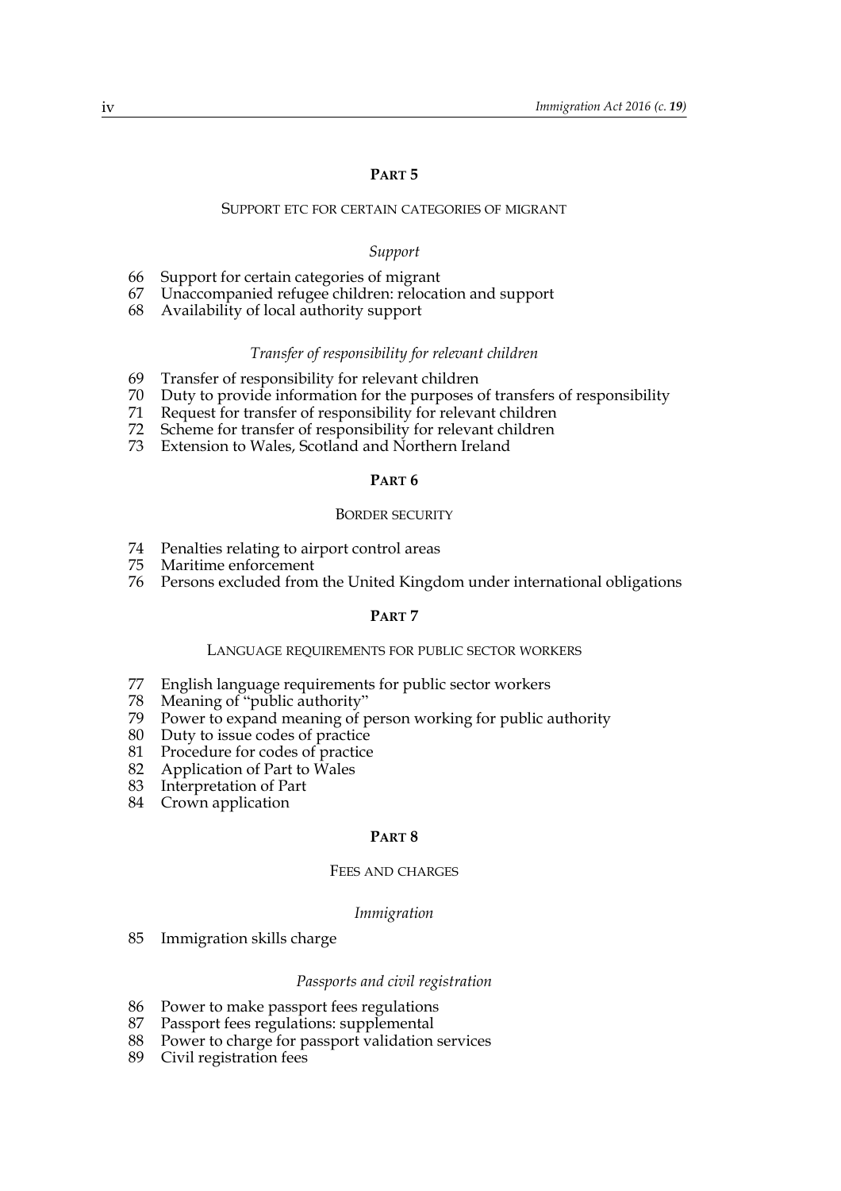## PART 5

### SUPPORT ETC FOR CERTAIN CATEGORIES OF MIGRANT

*Support*

66 Support for certain categories of migrant
67 Unaccompanied refugee children: relocation and support
68 Availability of local authority support

*Transfer of responsibility for relevant children*

69 Transfer of responsibility for relevant children
70 Duty to provide information for the purposes of transfers of responsibility
71 Request for transfer of responsibility for relevant children
72 Scheme for transfer of responsibility for relevant children
73 Extension to Wales, Scotland and Northern Ireland

## PART 6

### BORDER SECURITY

74 Penalties relating to airport control areas
75 Maritime enforcement
76 Persons excluded from the United Kingdom under international obligations

## PART 7

### LANGUAGE REQUIREMENTS FOR PUBLIC SECTOR WORKERS

77 English language requirements for public sector workers
78 Meaning of "public authority"
79 Power to expand meaning of person working for public authority
80 Duty to issue codes of practice
81 Procedure for codes of practice
82 Application of Part to Wales
83 Interpretation of Part
84 Crown application

## PART 8

### FEES AND CHARGES

*Immigration*

85 Immigration skills charge

*Passports and civil registration*

86 Power to make passport fees regulations
87 Passport fees regulations: supplemental
88 Power to charge for passport validation services
89 Civil registration fees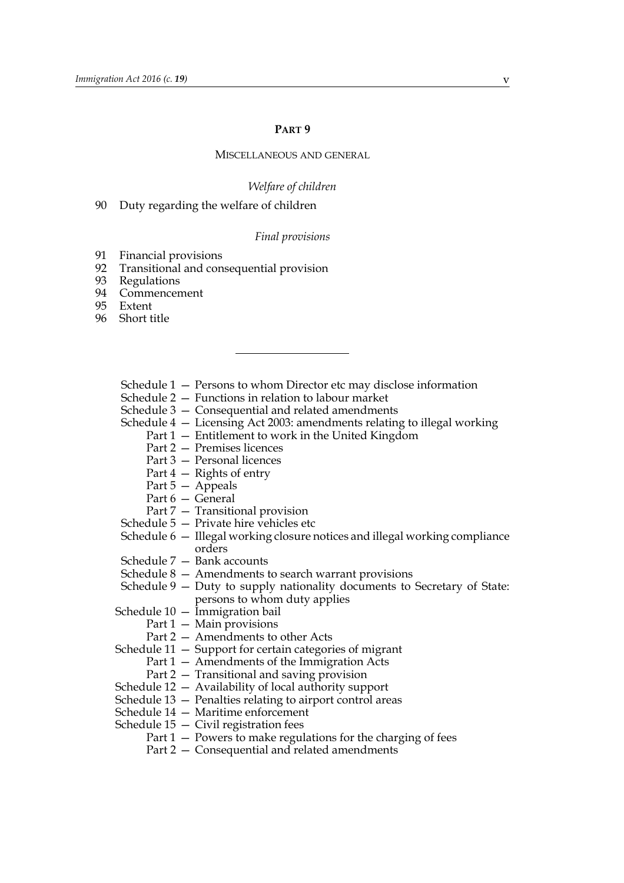## PART 9

### MISCELLANEOUS AND GENERAL

*Welfare of children*

90 Duty regarding the welfare of children

*Final provisions*

91 Financial provisions
92 Transitional and consequential provision
93 Regulations
94 Commencement
95 Extent
96 Short title

---

Schedule 1 — Persons to whom Director etc may disclose information
Schedule 2 — Functions in relation to labour market
Schedule 3 — Consequential and related amendments
Schedule 4 — Licensing Act 2003: amendments relating to illegal working
  Part 1 — Entitlement to work in the United Kingdom
  Part 2 — Premises licences
  Part 3 — Personal licences
  Part 4 — Rights of entry
  Part 5 — Appeals
  Part 6 — General
  Part 7 — Transitional provision
Schedule 5 — Private hire vehicles etc
Schedule 6 — Illegal working closure notices and illegal working compliance orders
Schedule 7 — Bank accounts
Schedule 8 — Amendments to search warrant provisions
Schedule 9 — Duty to supply nationality documents to Secretary of State: persons to whom duty applies
Schedule 10 — Immigration bail
  Part 1 — Main provisions
  Part 2 — Amendments to other Acts
Schedule 11 — Support for certain categories of migrant
  Part 1 — Amendments of the Immigration Acts
  Part 2 — Transitional and saving provision
Schedule 12 — Availability of local authority support
Schedule 13 — Penalties relating to airport control areas
Schedule 14 — Maritime enforcement
Schedule 15 — Civil registration fees
  Part 1 — Powers to make regulations for the charging of fees
  Part 2 — Consequential and related amendments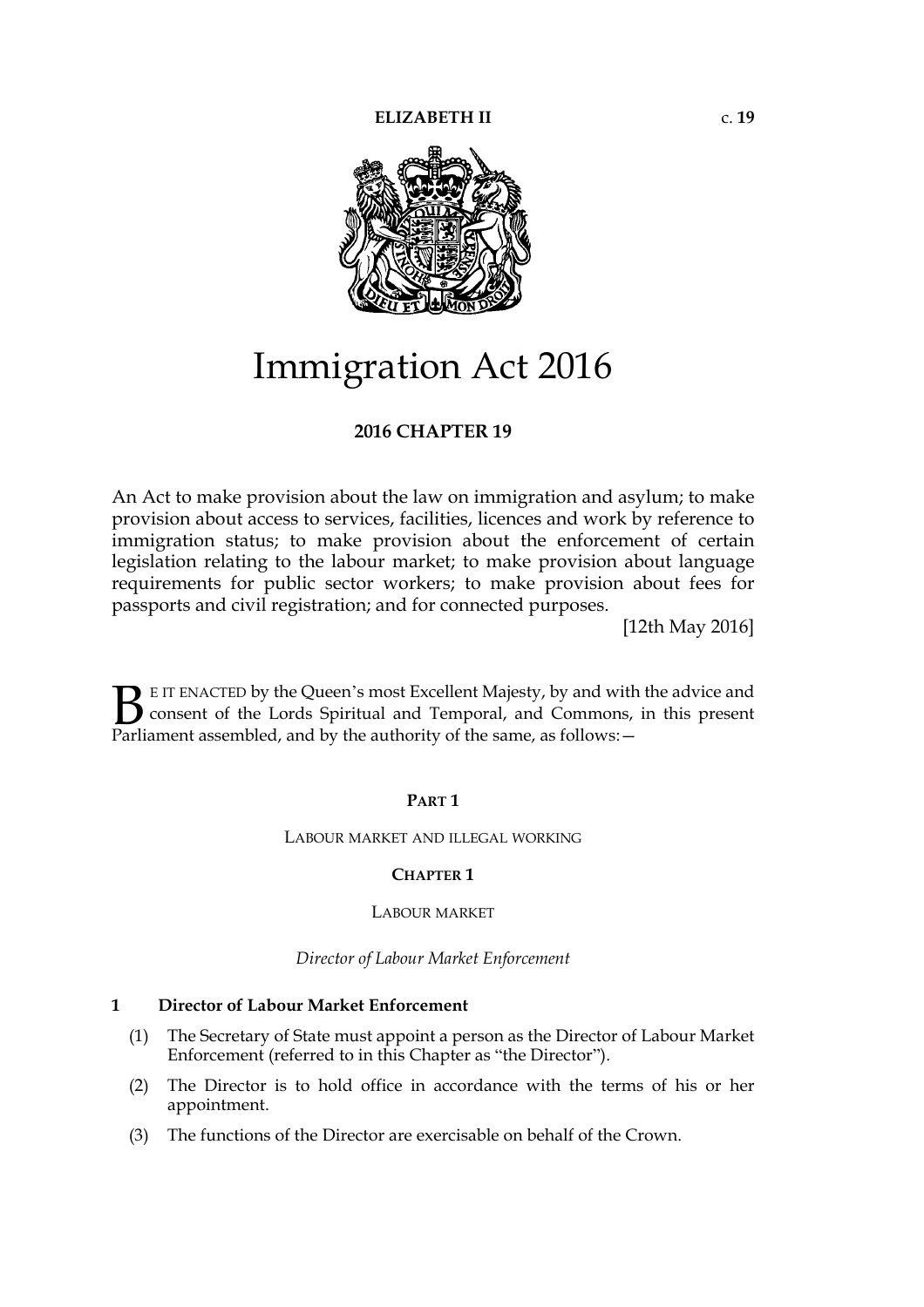**ELIZABETH II** c. **19**

# Immigration Act 2016

**2016 CHAPTER 19**

An Act to make provision about the law on immigration and asylum; to make provision about access to services, facilities, licences and work by reference to immigration status; to make provision about the enforcement of certain legislation relating to the labour market; to make provision about language requirements for public sector workers; to make provision about fees for passports and civil registration; and for connected purposes.

[12th May 2016]

BE IT ENACTED by the Queen's most Excellent Majesty, by and with the advice and consent of the Lords Spiritual and Temporal, and Commons, in this present Parliament assembled, and by the authority of the same, as follows:—

## PART 1

LABOUR MARKET AND ILLEGAL WORKING

### CHAPTER 1

LABOUR MARKET

*Director of Labour Market Enforcement*

#### 1 Director of Labour Market Enforcement

(1) The Secretary of State must appoint a person as the Director of Labour Market Enforcement (referred to in this Chapter as "the Director").

(2) The Director is to hold office in accordance with the terms of his or her appointment.

(3) The functions of the Director are exercisable on behalf of the Crown.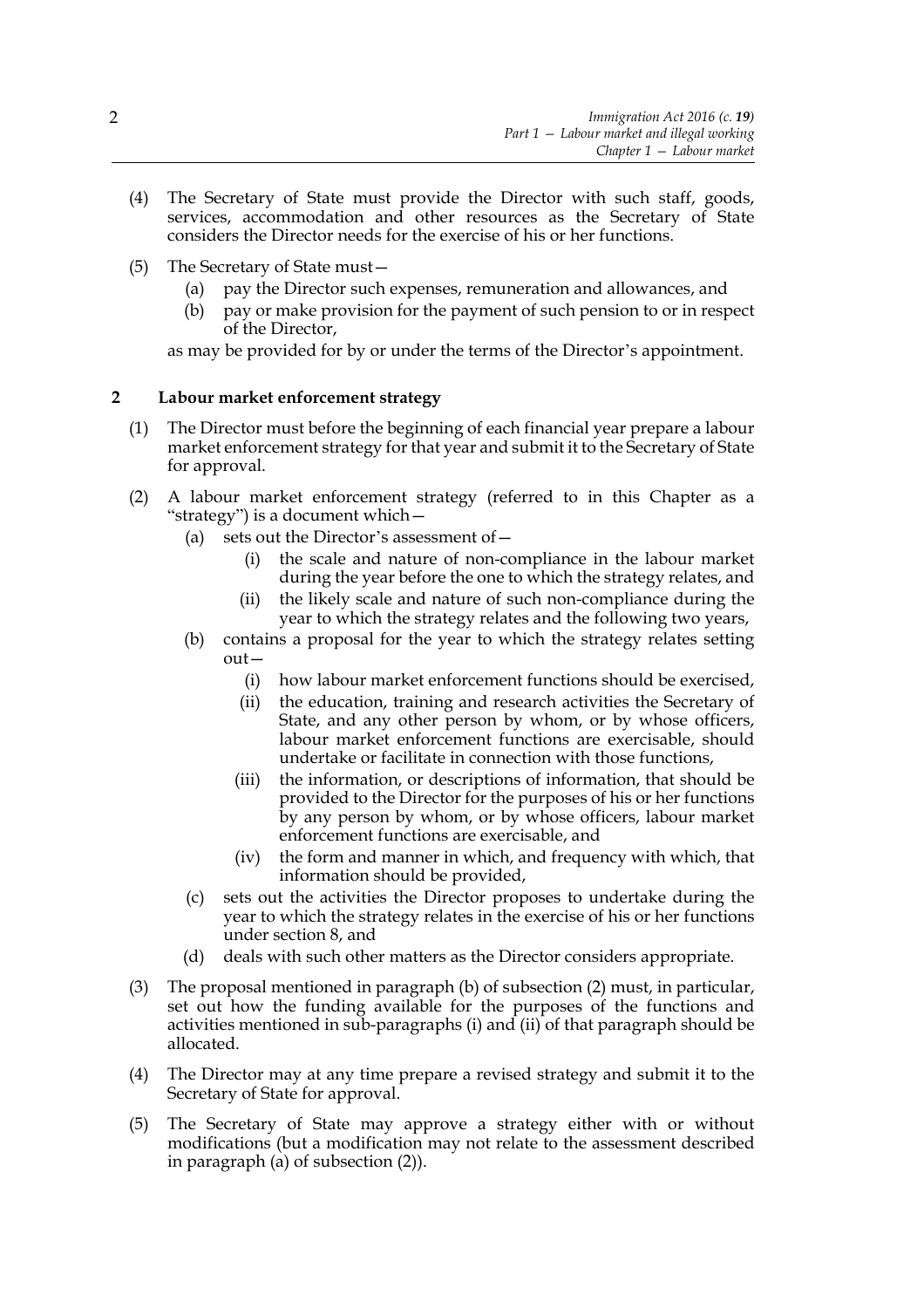(4) The Secretary of State must provide the Director with such staff, goods, services, accommodation and other resources as the Secretary of State considers the Director needs for the exercise of his or her functions.

(5) The Secretary of State must—

  (a) pay the Director such expenses, remuneration and allowances, and

  (b) pay or make provision for the payment of such pension to or in respect of the Director,

as may be provided for by or under the terms of the Director's appointment.

### 2 Labour market enforcement strategy

(1) The Director must before the beginning of each financial year prepare a labour market enforcement strategy for that year and submit it to the Secretary of State for approval.

(2) A labour market enforcement strategy (referred to in this Chapter as a "strategy") is a document which—

  (a) sets out the Director's assessment of—

    (i) the scale and nature of non-compliance in the labour market during the year before the one to which the strategy relates, and

    (ii) the likely scale and nature of such non-compliance during the year to which the strategy relates and the following two years,

  (b) contains a proposal for the year to which the strategy relates setting out—

    (i) how labour market enforcement functions should be exercised,

    (ii) the education, training and research activities the Secretary of State, and any other person by whom, or by whose officers, labour market enforcement functions are exercisable, should undertake or facilitate in connection with those functions,

    (iii) the information, or descriptions of information, that should be provided to the Director for the purposes of his or her functions by any person by whom, or by whose officers, labour market enforcement functions are exercisable, and

    (iv) the form and manner in which, and frequency with which, that information should be provided,

  (c) sets out the activities the Director proposes to undertake during the year to which the strategy relates in the exercise of his or her functions under section 8, and

  (d) deals with such other matters as the Director considers appropriate.

(3) The proposal mentioned in paragraph (b) of subsection (2) must, in particular, set out how the funding available for the purposes of the functions and activities mentioned in sub-paragraphs (i) and (ii) of that paragraph should be allocated.

(4) The Director may at any time prepare a revised strategy and submit it to the Secretary of State for approval.

(5) The Secretary of State may approve a strategy either with or without modifications (but a modification may not relate to the assessment described in paragraph (a) of subsection (2)).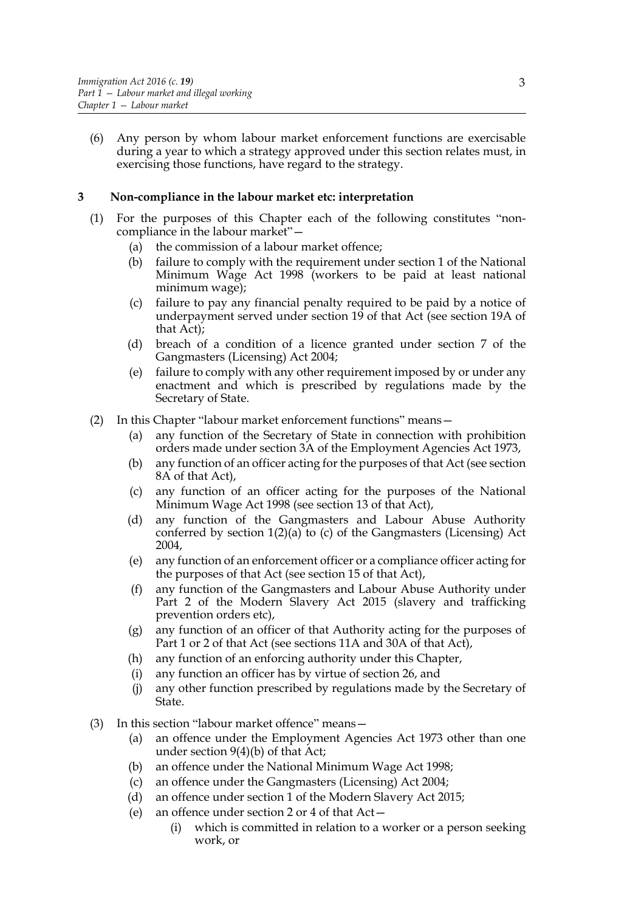(6) Any person by whom labour market enforcement functions are exercisable during a year to which a strategy approved under this section relates must, in exercising those functions, have regard to the strategy.

### 3 Non-compliance in the labour market etc: interpretation

(1) For the purposes of this Chapter each of the following constitutes "non-compliance in the labour market"—

- (a) the commission of a labour market offence;
- (b) failure to comply with the requirement under section 1 of the National Minimum Wage Act 1998 (workers to be paid at least national minimum wage);
- (c) failure to pay any financial penalty required to be paid by a notice of underpayment served under section 19 of that Act (see section 19A of that Act);
- (d) breach of a condition of a licence granted under section 7 of the Gangmasters (Licensing) Act 2004;
- (e) failure to comply with any other requirement imposed by or under any enactment and which is prescribed by regulations made by the Secretary of State.

(2) In this Chapter "labour market enforcement functions" means—

- (a) any function of the Secretary of State in connection with prohibition orders made under section 3A of the Employment Agencies Act 1973,
- (b) any function of an officer acting for the purposes of that Act (see section 8A of that Act),
- (c) any function of an officer acting for the purposes of the National Minimum Wage Act 1998 (see section 13 of that Act),
- (d) any function of the Gangmasters and Labour Abuse Authority conferred by section 1(2)(a) to (c) of the Gangmasters (Licensing) Act 2004,
- (e) any function of an enforcement officer or a compliance officer acting for the purposes of that Act (see section 15 of that Act),
- (f) any function of the Gangmasters and Labour Abuse Authority under Part 2 of the Modern Slavery Act 2015 (slavery and trafficking prevention orders etc),
- (g) any function of an officer of that Authority acting for the purposes of Part 1 or 2 of that Act (see sections 11A and 30A of that Act),
- (h) any function of an enforcing authority under this Chapter,
- (i) any function an officer has by virtue of section 26, and
- (j) any other function prescribed by regulations made by the Secretary of State.

(3) In this section "labour market offence" means—

- (a) an offence under the Employment Agencies Act 1973 other than one under section 9(4)(b) of that Act;
- (b) an offence under the National Minimum Wage Act 1998;
- (c) an offence under the Gangmasters (Licensing) Act 2004;
- (d) an offence under section 1 of the Modern Slavery Act 2015;
- (e) an offence under section 2 or 4 of that Act—
    - (i) which is committed in relation to a worker or a person seeking work, or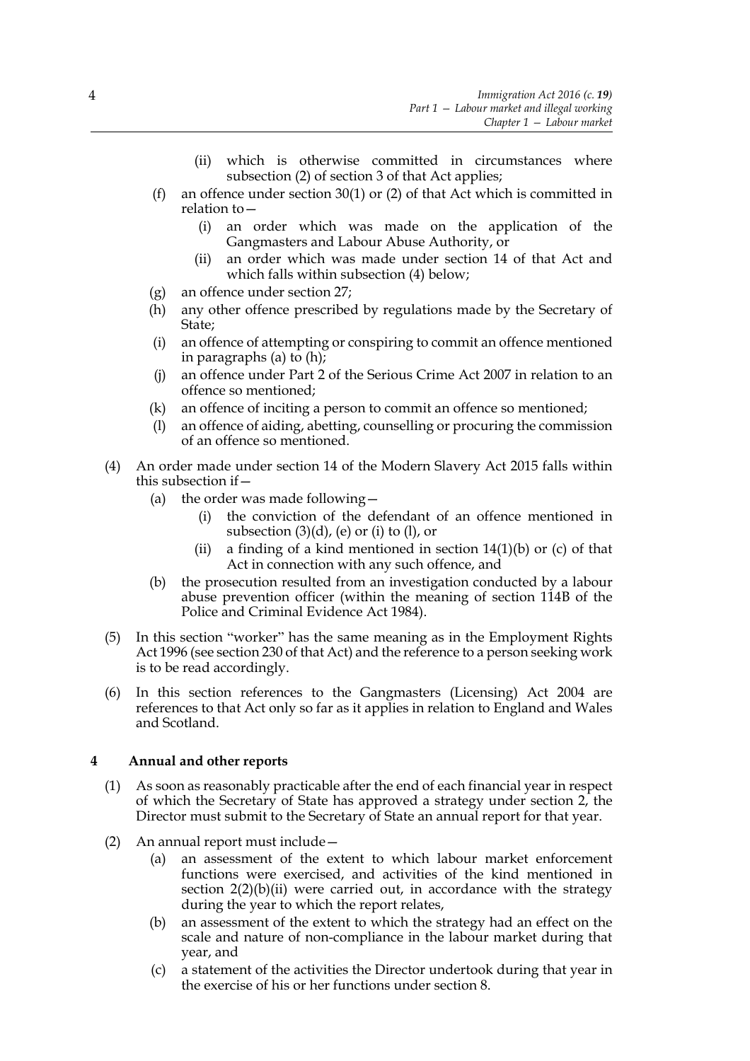(ii) which is otherwise committed in circumstances where subsection (2) of section 3 of that Act applies;

(f) an offence under section 30(1) or (2) of that Act which is committed in relation to—

(i) an order which was made on the application of the Gangmasters and Labour Abuse Authority, or

(ii) an order which was made under section 14 of that Act and which falls within subsection (4) below;

(g) an offence under section 27;

(h) any other offence prescribed by regulations made by the Secretary of State;

(i) an offence of attempting or conspiring to commit an offence mentioned in paragraphs (a) to (h);

(j) an offence under Part 2 of the Serious Crime Act 2007 in relation to an offence so mentioned;

(k) an offence of inciting a person to commit an offence so mentioned;

(l) an offence of aiding, abetting, counselling or procuring the commission of an offence so mentioned.

(4) An order made under section 14 of the Modern Slavery Act 2015 falls within this subsection if—

(a) the order was made following—

(i) the conviction of the defendant of an offence mentioned in subsection (3)(d), (e) or (i) to (l), or

(ii) a finding of a kind mentioned in section 14(1)(b) or (c) of that Act in connection with any such offence, and

(b) the prosecution resulted from an investigation conducted by a labour abuse prevention officer (within the meaning of section 114B of the Police and Criminal Evidence Act 1984).

(5) In this section "worker" has the same meaning as in the Employment Rights Act 1996 (see section 230 of that Act) and the reference to a person seeking work is to be read accordingly.

(6) In this section references to the Gangmasters (Licensing) Act 2004 are references to that Act only so far as it applies in relation to England and Wales and Scotland.

### 4 Annual and other reports

(1) As soon as reasonably practicable after the end of each financial year in respect of which the Secretary of State has approved a strategy under section 2, the Director must submit to the Secretary of State an annual report for that year.

(2) An annual report must include—

(a) an assessment of the extent to which labour market enforcement functions were exercised, and activities of the kind mentioned in section 2(2)(b)(ii) were carried out, in accordance with the strategy during the year to which the report relates,

(b) an assessment of the extent to which the strategy had an effect on the scale and nature of non-compliance in the labour market during that year, and

(c) a statement of the activities the Director undertook during that year in the exercise of his or her functions under section 8.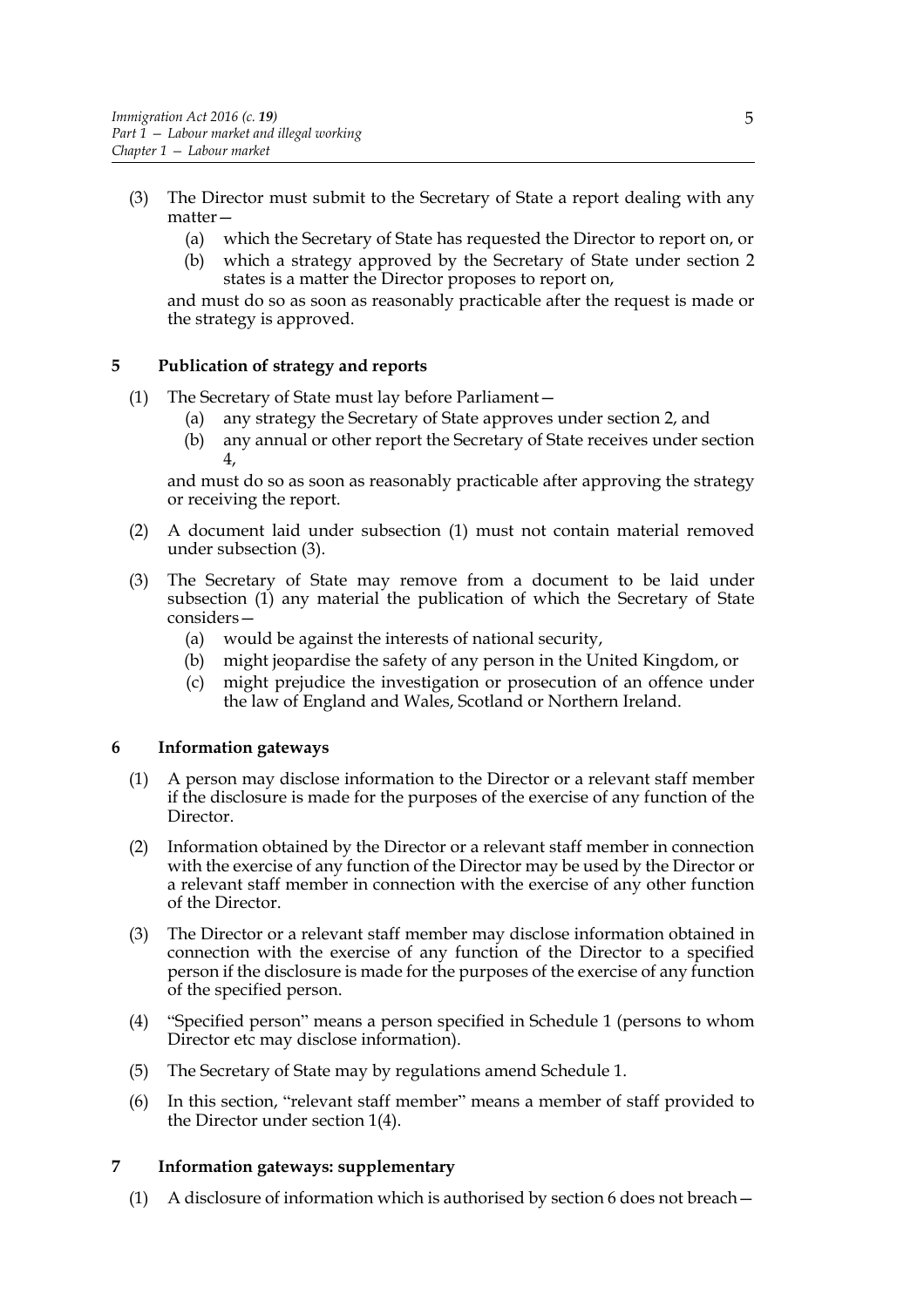(3) The Director must submit to the Secretary of State a report dealing with any matter—

   (a) which the Secretary of State has requested the Director to report on, or

   (b) which a strategy approved by the Secretary of State under section 2 states is a matter the Director proposes to report on,

and must do so as soon as reasonably practicable after the request is made or the strategy is approved.

## 5 Publication of strategy and reports

(1) The Secretary of State must lay before Parliament—

   (a) any strategy the Secretary of State approves under section 2, and

   (b) any annual or other report the Secretary of State receives under section 4,

and must do so as soon as reasonably practicable after approving the strategy or receiving the report.

(2) A document laid under subsection (1) must not contain material removed under subsection (3).

(3) The Secretary of State may remove from a document to be laid under subsection (1) any material the publication of which the Secretary of State considers—

   (a) would be against the interests of national security,

   (b) might jeopardise the safety of any person in the United Kingdom, or

   (c) might prejudice the investigation or prosecution of an offence under the law of England and Wales, Scotland or Northern Ireland.

## 6 Information gateways

(1) A person may disclose information to the Director or a relevant staff member if the disclosure is made for the purposes of the exercise of any function of the Director.

(2) Information obtained by the Director or a relevant staff member in connection with the exercise of any function of the Director may be used by the Director or a relevant staff member in connection with the exercise of any other function of the Director.

(3) The Director or a relevant staff member may disclose information obtained in connection with the exercise of any function of the Director to a specified person if the disclosure is made for the purposes of the exercise of any function of the specified person.

(4) "Specified person" means a person specified in Schedule 1 (persons to whom Director etc may disclose information).

(5) The Secretary of State may by regulations amend Schedule 1.

(6) In this section, "relevant staff member" means a member of staff provided to the Director under section 1(4).

## 7 Information gateways: supplementary

(1) A disclosure of information which is authorised by section 6 does not breach—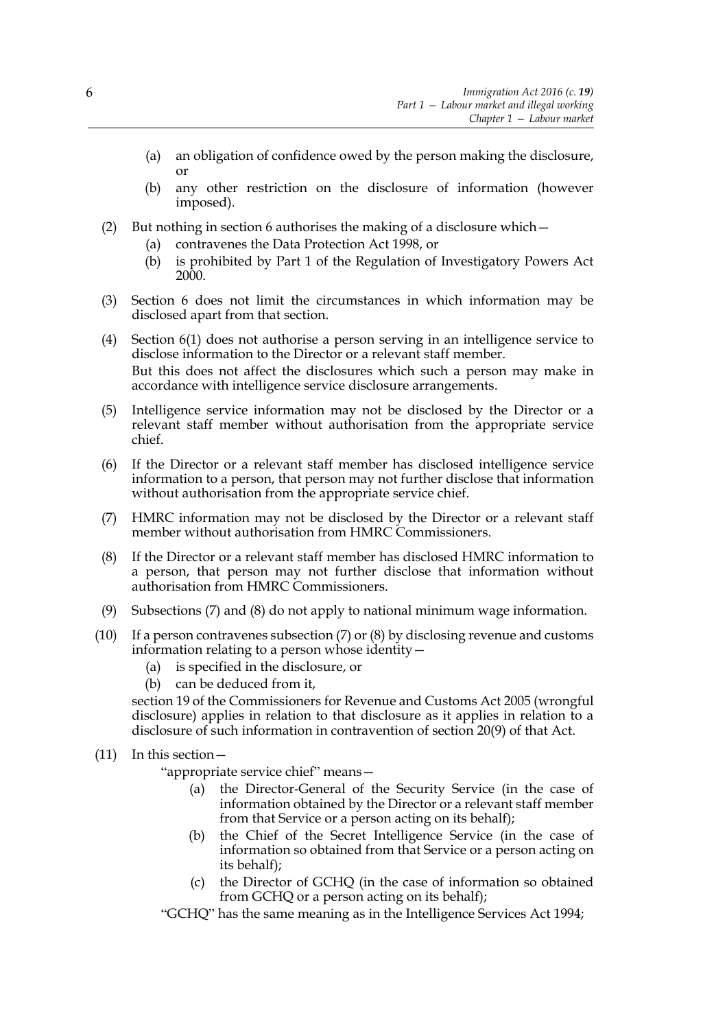(a) an obligation of confidence owed by the person making the disclosure, or

(b) any other restriction on the disclosure of information (however imposed).

(2) But nothing in section 6 authorises the making of a disclosure which—

(a) contravenes the Data Protection Act 1998, or

(b) is prohibited by Part 1 of the Regulation of Investigatory Powers Act 2000.

(3) Section 6 does not limit the circumstances in which information may be disclosed apart from that section.

(4) Section 6(1) does not authorise a person serving in an intelligence service to disclose information to the Director or a relevant staff member.

But this does not affect the disclosures which such a person may make in accordance with intelligence service disclosure arrangements.

(5) Intelligence service information may not be disclosed by the Director or a relevant staff member without authorisation from the appropriate service chief.

(6) If the Director or a relevant staff member has disclosed intelligence service information to a person, that person may not further disclose that information without authorisation from the appropriate service chief.

(7) HMRC information may not be disclosed by the Director or a relevant staff member without authorisation from HMRC Commissioners.

(8) If the Director or a relevant staff member has disclosed HMRC information to a person, that person may not further disclose that information without authorisation from HMRC Commissioners.

(9) Subsections (7) and (8) do not apply to national minimum wage information.

(10) If a person contravenes subsection (7) or (8) by disclosing revenue and customs information relating to a person whose identity—

(a) is specified in the disclosure, or

(b) can be deduced from it,

section 19 of the Commissioners for Revenue and Customs Act 2005 (wrongful disclosure) applies in relation to that disclosure as it applies in relation to a disclosure of such information in contravention of section 20(9) of that Act.

(11) In this section—

"appropriate service chief" means—

(a) the Director-General of the Security Service (in the case of information obtained by the Director or a relevant staff member from that Service or a person acting on its behalf);

(b) the Chief of the Secret Intelligence Service (in the case of information so obtained from that Service or a person acting on its behalf);

(c) the Director of GCHQ (in the case of information so obtained from GCHQ or a person acting on its behalf);

"GCHQ" has the same meaning as in the Intelligence Services Act 1994;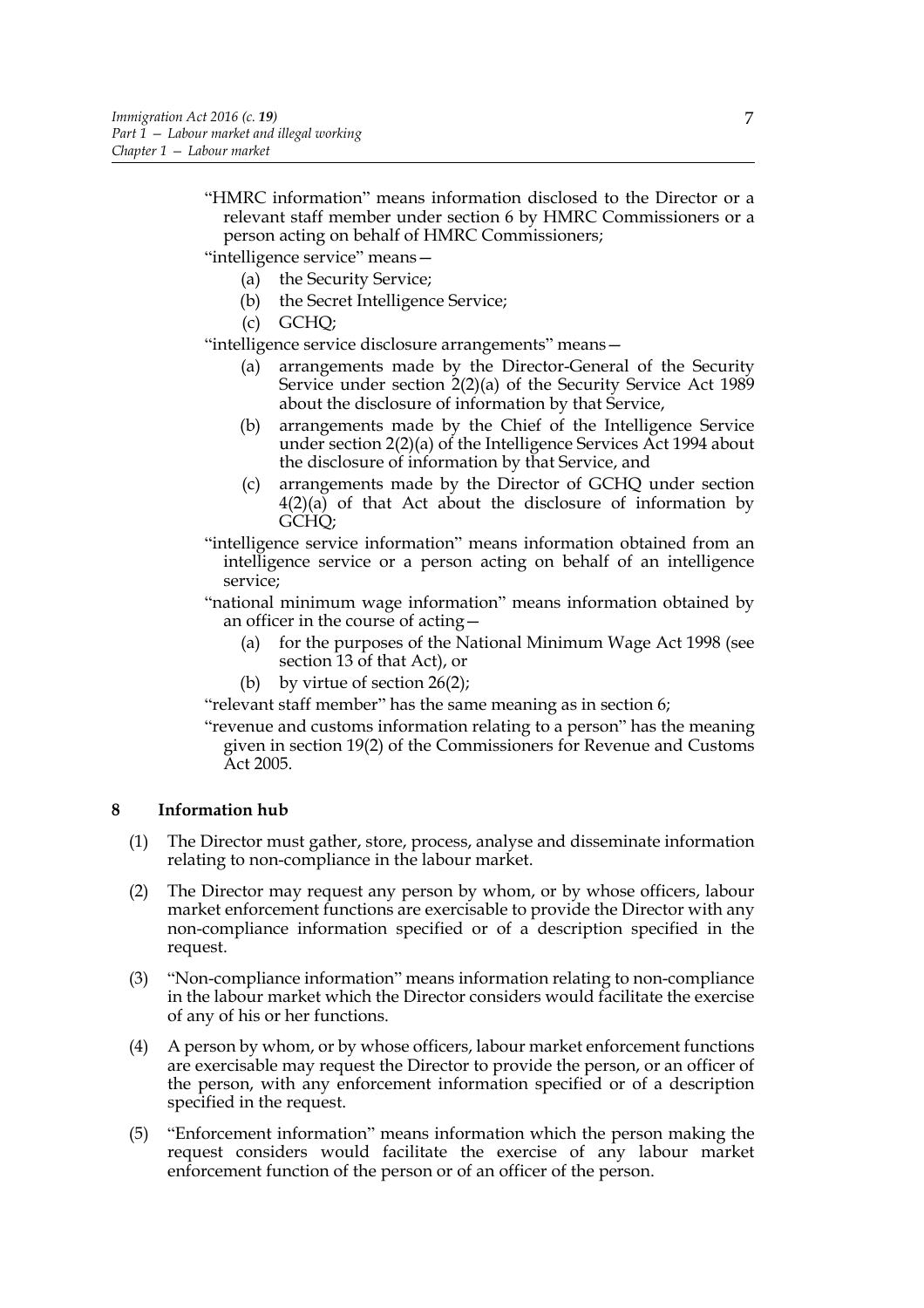"HMRC information" means information disclosed to the Director or a relevant staff member under section 6 by HMRC Commissioners or a person acting on behalf of HMRC Commissioners;

"intelligence service" means—

- (a) the Security Service;
- (b) the Secret Intelligence Service;
- (c) GCHQ;

"intelligence service disclosure arrangements" means—

- (a) arrangements made by the Director-General of the Security Service under section 2(2)(a) of the Security Service Act 1989 about the disclosure of information by that Service,
- (b) arrangements made by the Chief of the Intelligence Service under section 2(2)(a) of the Intelligence Services Act 1994 about the disclosure of information by that Service, and
- (c) arrangements made by the Director of GCHQ under section 4(2)(a) of that Act about the disclosure of information by GCHQ;

"intelligence service information" means information obtained from an intelligence service or a person acting on behalf of an intelligence service;

"national minimum wage information" means information obtained by an officer in the course of acting—

- (a) for the purposes of the National Minimum Wage Act 1998 (see section 13 of that Act), or
- (b) by virtue of section 26(2);

"relevant staff member" has the same meaning as in section 6;

"revenue and customs information relating to a person" has the meaning given in section 19(2) of the Commissioners for Revenue and Customs Act 2005.

**8 Information hub**

(1) The Director must gather, store, process, analyse and disseminate information relating to non-compliance in the labour market.

(2) The Director may request any person by whom, or by whose officers, labour market enforcement functions are exercisable to provide the Director with any non-compliance information specified or of a description specified in the request.

(3) "Non-compliance information" means information relating to non-compliance in the labour market which the Director considers would facilitate the exercise of any of his or her functions.

(4) A person by whom, or by whose officers, labour market enforcement functions are exercisable may request the Director to provide the person, or an officer of the person, with any enforcement information specified or of a description specified in the request.

(5) "Enforcement information" means information which the person making the request considers would facilitate the exercise of any labour market enforcement function of the person or of an officer of the person.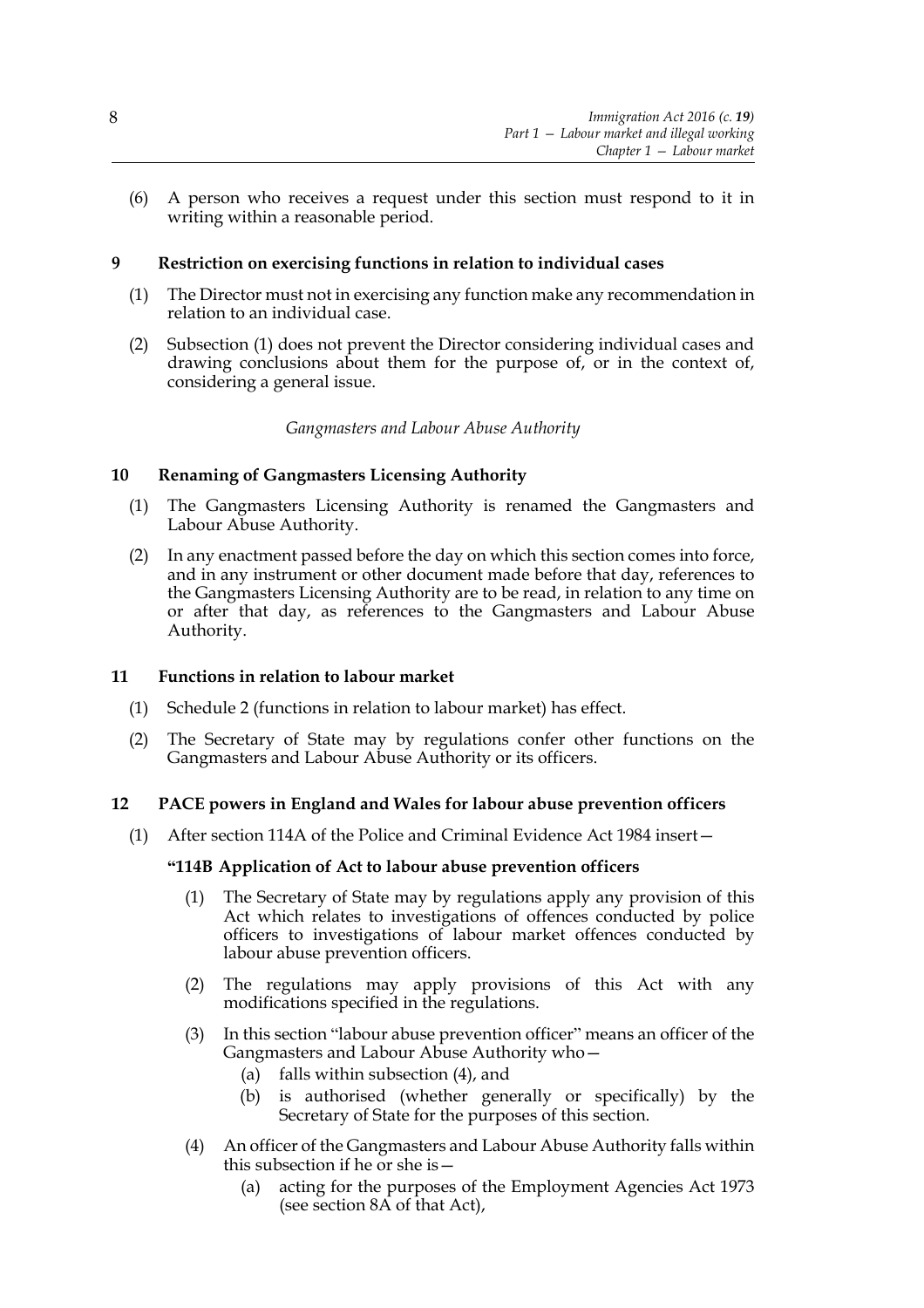(6) A person who receives a request under this section must respond to it in writing within a reasonable period.

### 9 Restriction on exercising functions in relation to individual cases

(1) The Director must not in exercising any function make any recommendation in relation to an individual case.

(2) Subsection (1) does not prevent the Director considering individual cases and drawing conclusions about them for the purpose of, or in the context of, considering a general issue.

*Gangmasters and Labour Abuse Authority*

### 10 Renaming of Gangmasters Licensing Authority

(1) The Gangmasters Licensing Authority is renamed the Gangmasters and Labour Abuse Authority.

(2) In any enactment passed before the day on which this section comes into force, and in any instrument or other document made before that day, references to the Gangmasters Licensing Authority are to be read, in relation to any time on or after that day, as references to the Gangmasters and Labour Abuse Authority.

### 11 Functions in relation to labour market

(1) Schedule 2 (functions in relation to labour market) has effect.

(2) The Secretary of State may by regulations confer other functions on the Gangmasters and Labour Abuse Authority or its officers.

### 12 PACE powers in England and Wales for labour abuse prevention officers

(1) After section 114A of the Police and Criminal Evidence Act 1984 insert—

**"114B Application of Act to labour abuse prevention officers**

(1) The Secretary of State may by regulations apply any provision of this Act which relates to investigations of offences conducted by police officers to investigations of labour market offences conducted by labour abuse prevention officers.

(2) The regulations may apply provisions of this Act with any modifications specified in the regulations.

(3) In this section "labour abuse prevention officer" means an officer of the Gangmasters and Labour Abuse Authority who—

(a) falls within subsection (4), and

(b) is authorised (whether generally or specifically) by the Secretary of State for the purposes of this section.

(4) An officer of the Gangmasters and Labour Abuse Authority falls within this subsection if he or she is—

(a) acting for the purposes of the Employment Agencies Act 1973 (see section 8A of that Act),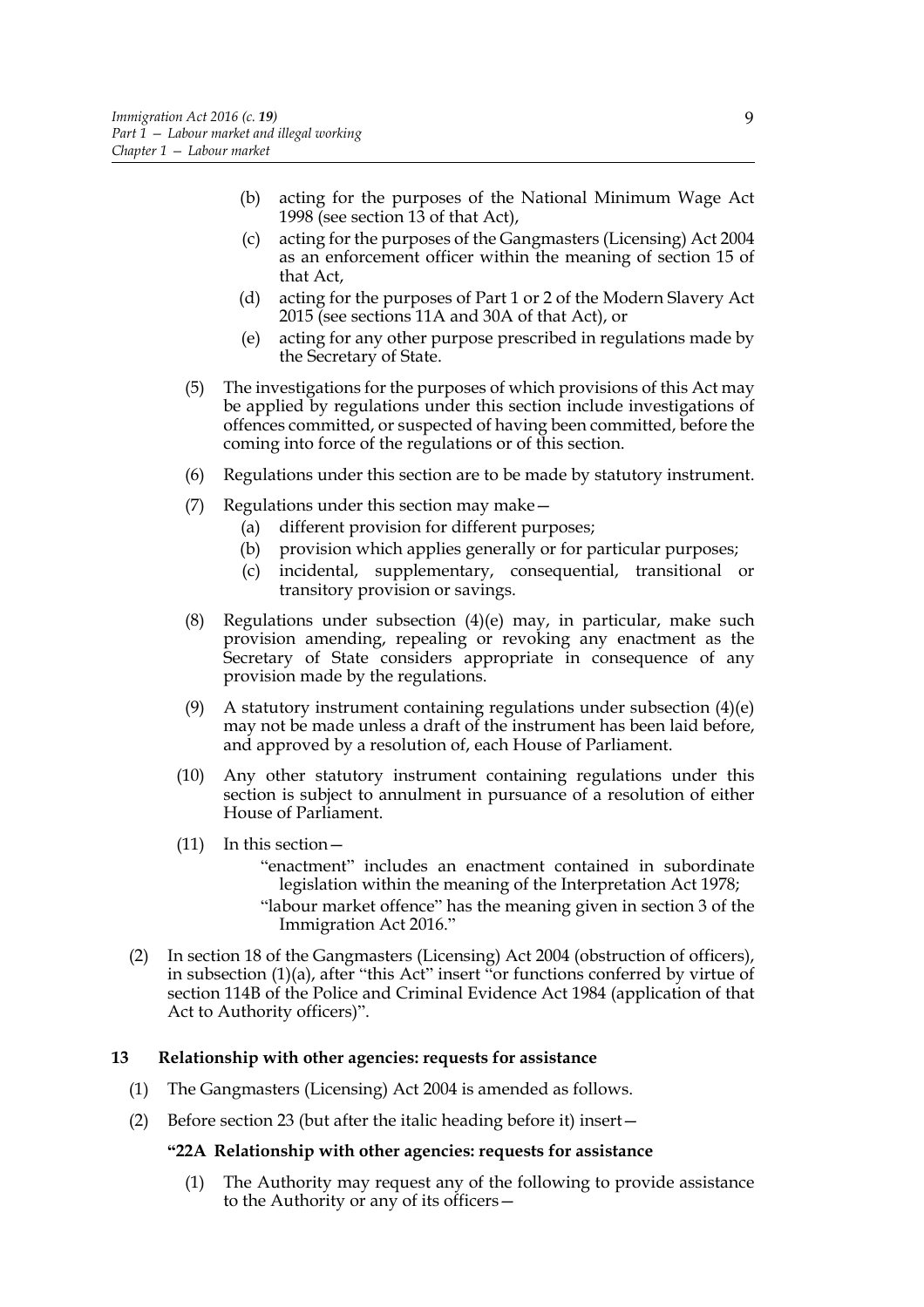(b) acting for the purposes of the National Minimum Wage Act 1998 (see section 13 of that Act),

(c) acting for the purposes of the Gangmasters (Licensing) Act 2004 as an enforcement officer within the meaning of section 15 of that Act,

(d) acting for the purposes of Part 1 or 2 of the Modern Slavery Act 2015 (see sections 11A and 30A of that Act), or

(e) acting for any other purpose prescribed in regulations made by the Secretary of State.

(5) The investigations for the purposes of which provisions of this Act may be applied by regulations under this section include investigations of offences committed, or suspected of having been committed, before the coming into force of the regulations or of this section.

(6) Regulations under this section are to be made by statutory instrument.

(7) Regulations under this section may make—

(a) different provision for different purposes;

(b) provision which applies generally or for particular purposes;

(c) incidental, supplementary, consequential, transitional or transitory provision or savings.

(8) Regulations under subsection (4)(e) may, in particular, make such provision amending, repealing or revoking any enactment as the Secretary of State considers appropriate in consequence of any provision made by the regulations.

(9) A statutory instrument containing regulations under subsection (4)(e) may not be made unless a draft of the instrument has been laid before, and approved by a resolution of, each House of Parliament.

(10) Any other statutory instrument containing regulations under this section is subject to annulment in pursuance of a resolution of either House of Parliament.

(11) In this section—

"enactment" includes an enactment contained in subordinate legislation within the meaning of the Interpretation Act 1978;

"labour market offence" has the meaning given in section 3 of the Immigration Act 2016."

(2) In section 18 of the Gangmasters (Licensing) Act 2004 (obstruction of officers), in subsection (1)(a), after "this Act" insert "or functions conferred by virtue of section 114B of the Police and Criminal Evidence Act 1984 (application of that Act to Authority officers)".

## 13 Relationship with other agencies: requests for assistance

(1) The Gangmasters (Licensing) Act 2004 is amended as follows.

(2) Before section 23 (but after the italic heading before it) insert—

**"22A Relationship with other agencies: requests for assistance**

(1) The Authority may request any of the following to provide assistance to the Authority or any of its officers—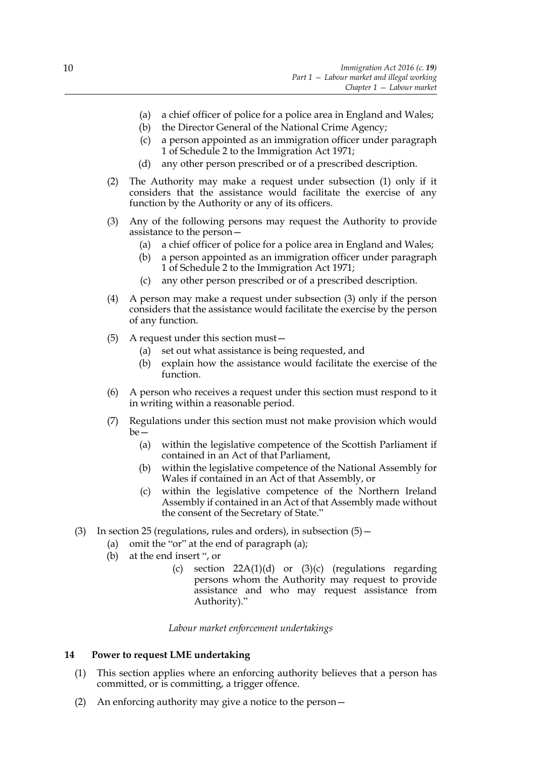(a) a chief officer of police for a police area in England and Wales;

(b) the Director General of the National Crime Agency;

(c) a person appointed as an immigration officer under paragraph 1 of Schedule 2 to the Immigration Act 1971;

(d) any other person prescribed or of a prescribed description.

(2) The Authority may make a request under subsection (1) only if it considers that the assistance would facilitate the exercise of any function by the Authority or any of its officers.

(3) Any of the following persons may request the Authority to provide assistance to the person—

(a) a chief officer of police for a police area in England and Wales;

(b) a person appointed as an immigration officer under paragraph 1 of Schedule 2 to the Immigration Act 1971;

(c) any other person prescribed or of a prescribed description.

(4) A person may make a request under subsection (3) only if the person considers that the assistance would facilitate the exercise by the person of any function.

(5) A request under this section must—

(a) set out what assistance is being requested, and

(b) explain how the assistance would facilitate the exercise of the function.

(6) A person who receives a request under this section must respond to it in writing within a reasonable period.

(7) Regulations under this section must not make provision which would be—

(a) within the legislative competence of the Scottish Parliament if contained in an Act of that Parliament,

(b) within the legislative competence of the National Assembly for Wales if contained in an Act of that Assembly, or

(c) within the legislative competence of the Northern Ireland Assembly if contained in an Act of that Assembly made without the consent of the Secretary of State."

(3) In section 25 (regulations, rules and orders), in subsection (5)—

(a) omit the "or" at the end of paragraph (a);

(b) at the end insert ", or

(c) section 22A(1)(d) or (3)(c) (regulations regarding persons whom the Authority may request to provide assistance and who may request assistance from Authority)."

*Labour market enforcement undertakings*

### 14 Power to request LME undertaking

(1) This section applies where an enforcing authority believes that a person has committed, or is committing, a trigger offence.

(2) An enforcing authority may give a notice to the person—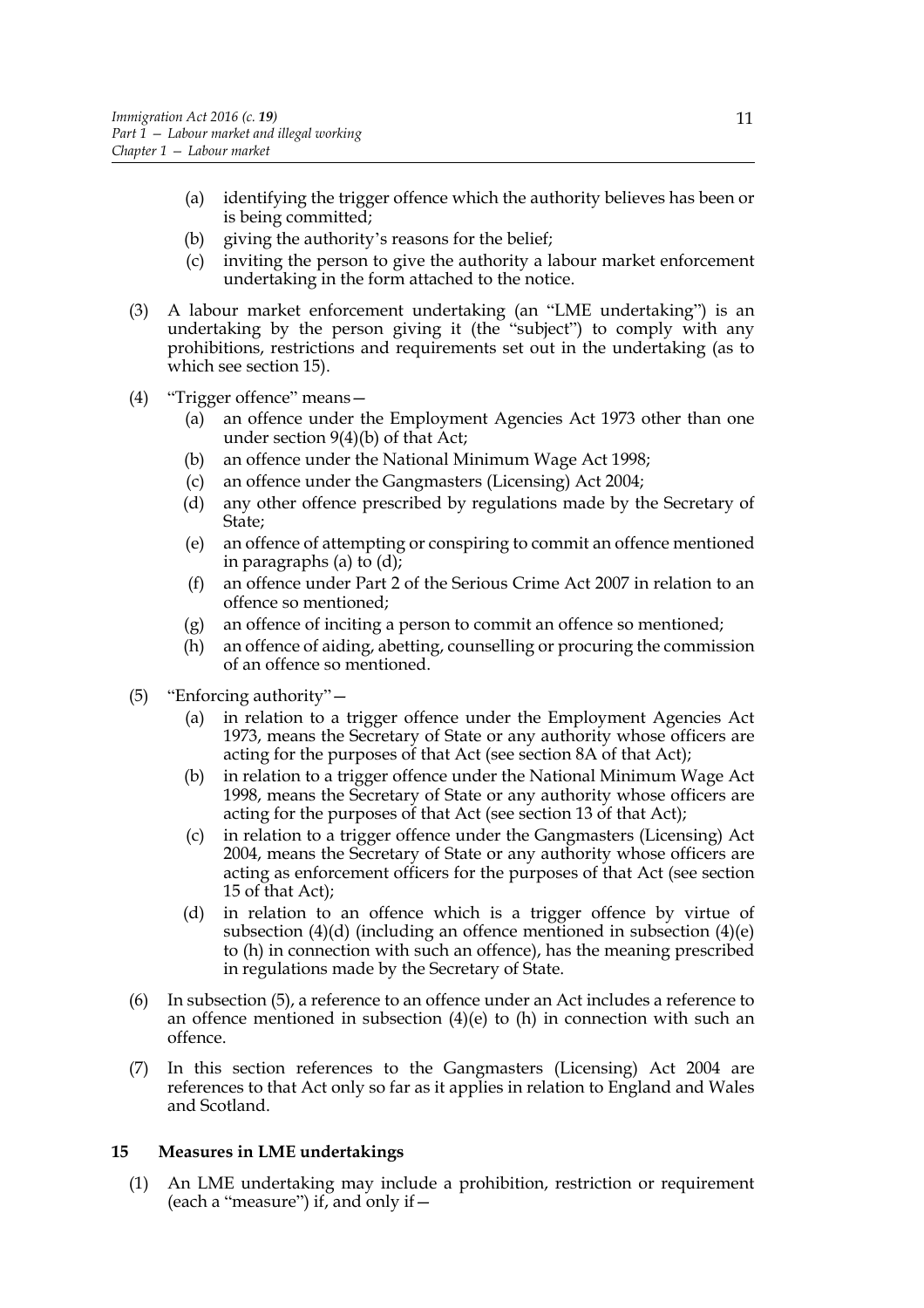(a) identifying the trigger offence which the authority believes has been or is being committed;

(b) giving the authority's reasons for the belief;

(c) inviting the person to give the authority a labour market enforcement undertaking in the form attached to the notice.

(3) A labour market enforcement undertaking (an "LME undertaking") is an undertaking by the person giving it (the "subject") to comply with any prohibitions, restrictions and requirements set out in the undertaking (as to which see section 15).

(4) "Trigger offence" means—

(a) an offence under the Employment Agencies Act 1973 other than one under section 9(4)(b) of that Act;

(b) an offence under the National Minimum Wage Act 1998;

(c) an offence under the Gangmasters (Licensing) Act 2004;

(d) any other offence prescribed by regulations made by the Secretary of State;

(e) an offence of attempting or conspiring to commit an offence mentioned in paragraphs (a) to (d);

(f) an offence under Part 2 of the Serious Crime Act 2007 in relation to an offence so mentioned;

(g) an offence of inciting a person to commit an offence so mentioned;

(h) an offence of aiding, abetting, counselling or procuring the commission of an offence so mentioned.

(5) "Enforcing authority"—

(a) in relation to a trigger offence under the Employment Agencies Act 1973, means the Secretary of State or any authority whose officers are acting for the purposes of that Act (see section 8A of that Act);

(b) in relation to a trigger offence under the National Minimum Wage Act 1998, means the Secretary of State or any authority whose officers are acting for the purposes of that Act (see section 13 of that Act);

(c) in relation to a trigger offence under the Gangmasters (Licensing) Act 2004, means the Secretary of State or any authority whose officers are acting as enforcement officers for the purposes of that Act (see section 15 of that Act);

(d) in relation to an offence which is a trigger offence by virtue of subsection (4)(d) (including an offence mentioned in subsection (4)(e) to (h) in connection with such an offence), has the meaning prescribed in regulations made by the Secretary of State.

(6) In subsection (5), a reference to an offence under an Act includes a reference to an offence mentioned in subsection (4)(e) to (h) in connection with such an offence.

(7) In this section references to the Gangmasters (Licensing) Act 2004 are references to that Act only so far as it applies in relation to England and Wales and Scotland.

### 15 Measures in LME undertakings

(1) An LME undertaking may include a prohibition, restriction or requirement (each a "measure") if, and only if—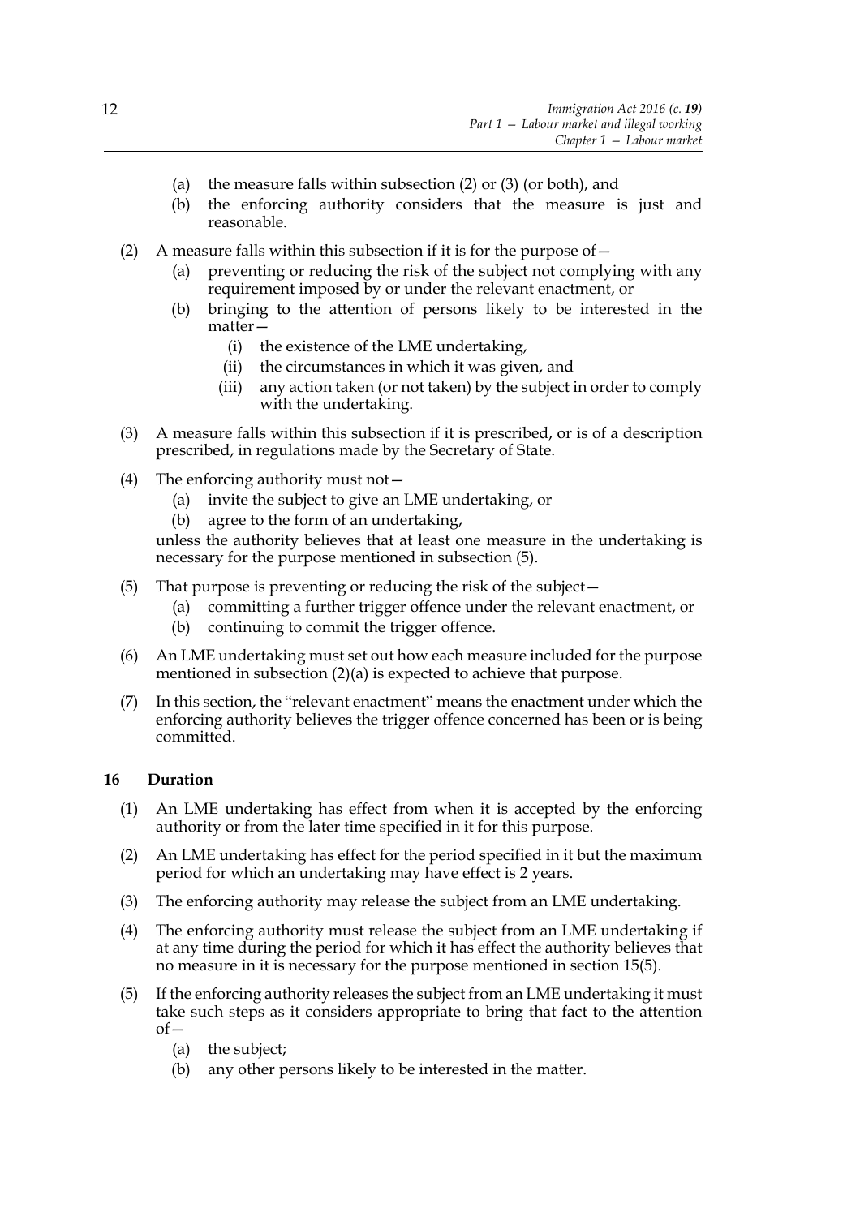(a) the measure falls within subsection (2) or (3) (or both), and
(b) the enforcing authority considers that the measure is just and reasonable.

(2) A measure falls within this subsection if it is for the purpose of—
  (a) preventing or reducing the risk of the subject not complying with any requirement imposed by or under the relevant enactment, or
  (b) bringing to the attention of persons likely to be interested in the matter—
    (i) the existence of the LME undertaking,
    (ii) the circumstances in which it was given, and
    (iii) any action taken (or not taken) by the subject in order to comply with the undertaking.

(3) A measure falls within this subsection if it is prescribed, or is of a description prescribed, in regulations made by the Secretary of State.

(4) The enforcing authority must not—
  (a) invite the subject to give an LME undertaking, or
  (b) agree to the form of an undertaking,

unless the authority believes that at least one measure in the undertaking is necessary for the purpose mentioned in subsection (5).

(5) That purpose is preventing or reducing the risk of the subject—
  (a) committing a further trigger offence under the relevant enactment, or
  (b) continuing to commit the trigger offence.

(6) An LME undertaking must set out how each measure included for the purpose mentioned in subsection (2)(a) is expected to achieve that purpose.

(7) In this section, the "relevant enactment" means the enactment under which the enforcing authority believes the trigger offence concerned has been or is being committed.

## 16 Duration

(1) An LME undertaking has effect from when it is accepted by the enforcing authority or from the later time specified in it for this purpose.

(2) An LME undertaking has effect for the period specified in it but the maximum period for which an undertaking may have effect is 2 years.

(3) The enforcing authority may release the subject from an LME undertaking.

(4) The enforcing authority must release the subject from an LME undertaking if at any time during the period for which it has effect the authority believes that no measure in it is necessary for the purpose mentioned in section 15(5).

(5) If the enforcing authority releases the subject from an LME undertaking it must take such steps as it considers appropriate to bring that fact to the attention of—
  (a) the subject;
  (b) any other persons likely to be interested in the matter.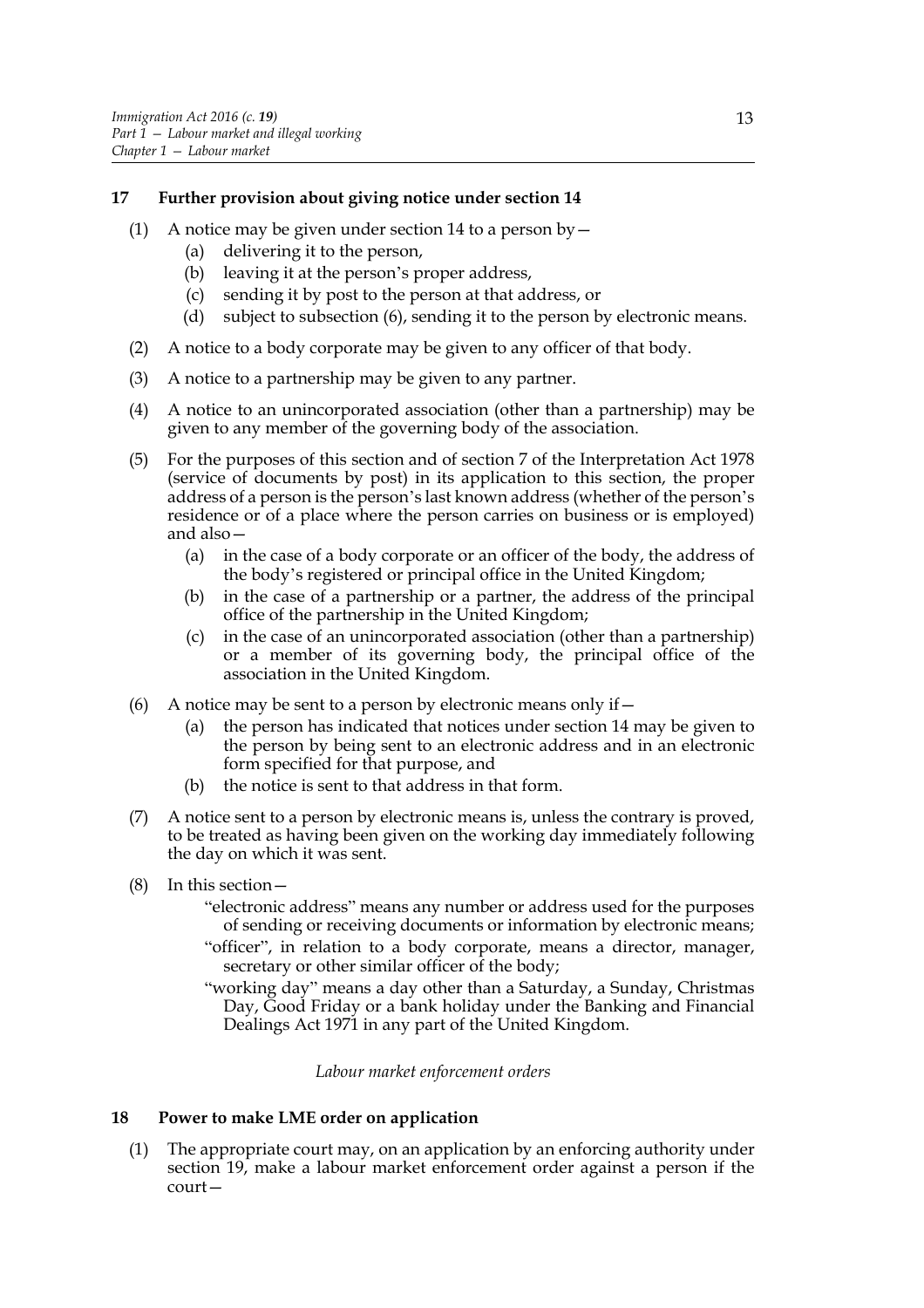## 17 Further provision about giving notice under section 14

(1) A notice may be given under section 14 to a person by—

- (a) delivering it to the person,
- (b) leaving it at the person's proper address,
- (c) sending it by post to the person at that address, or
- (d) subject to subsection (6), sending it to the person by electronic means.

(2) A notice to a body corporate may be given to any officer of that body.

(3) A notice to a partnership may be given to any partner.

(4) A notice to an unincorporated association (other than a partnership) may be given to any member of the governing body of the association.

(5) For the purposes of this section and of section 7 of the Interpretation Act 1978 (service of documents by post) in its application to this section, the proper address of a person is the person's last known address (whether of the person's residence or of a place where the person carries on business or is employed) and also—

- (a) in the case of a body corporate or an officer of the body, the address of the body's registered or principal office in the United Kingdom;
- (b) in the case of a partnership or a partner, the address of the principal office of the partnership in the United Kingdom;
- (c) in the case of an unincorporated association (other than a partnership) or a member of its governing body, the principal office of the association in the United Kingdom.

(6) A notice may be sent to a person by electronic means only if—

- (a) the person has indicated that notices under section 14 may be given to the person by being sent to an electronic address and in an electronic form specified for that purpose, and
- (b) the notice is sent to that address in that form.

(7) A notice sent to a person by electronic means is, unless the contrary is proved, to be treated as having been given on the working day immediately following the day on which it was sent.

(8) In this section—

"electronic address" means any number or address used for the purposes of sending or receiving documents or information by electronic means;

"officer", in relation to a body corporate, means a director, manager, secretary or other similar officer of the body;

"working day" means a day other than a Saturday, a Sunday, Christmas Day, Good Friday or a bank holiday under the Banking and Financial Dealings Act 1971 in any part of the United Kingdom.

*Labour market enforcement orders*

## 18 Power to make LME order on application

(1) The appropriate court may, on an application by an enforcing authority under section 19, make a labour market enforcement order against a person if the court—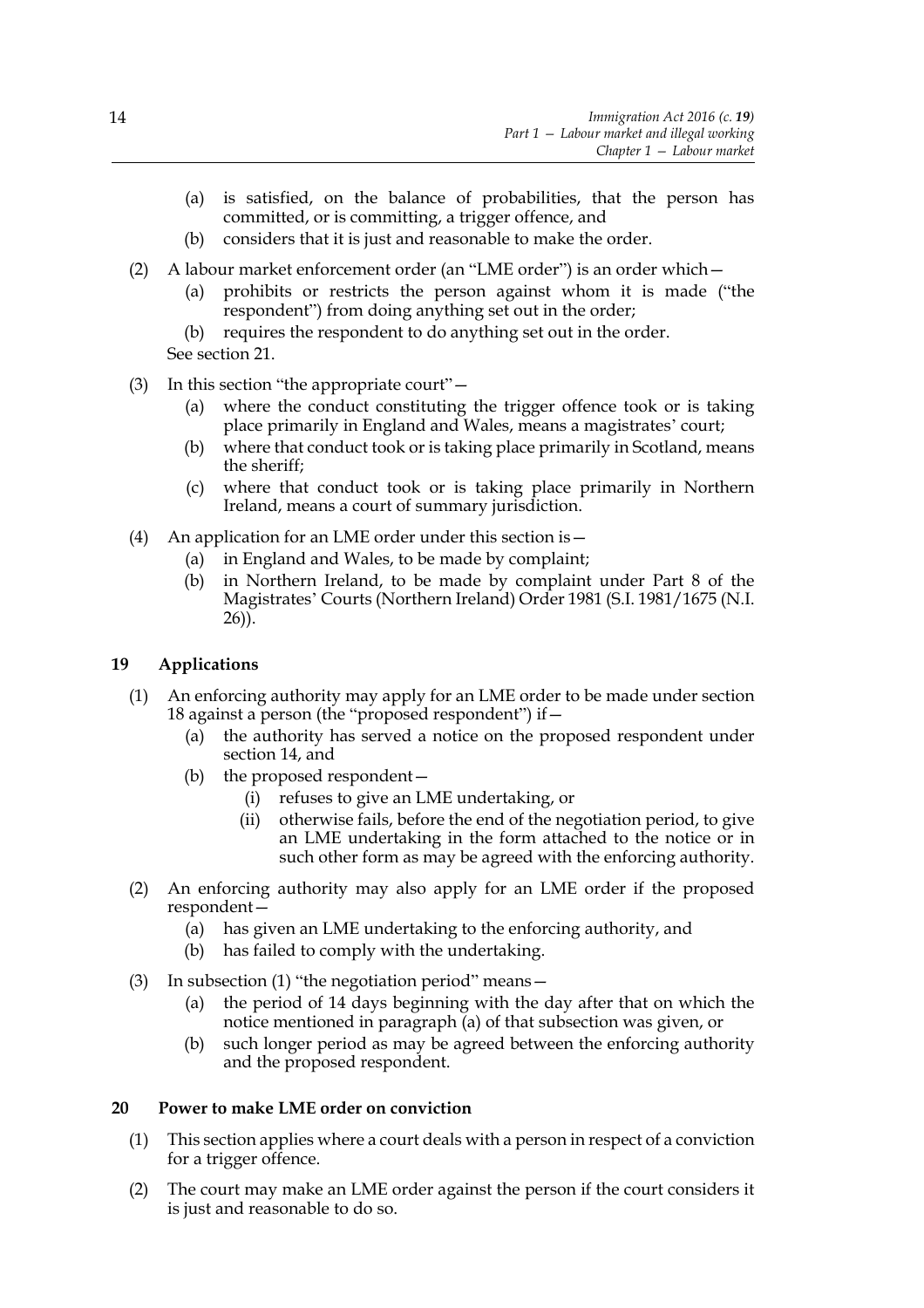(a) is satisfied, on the balance of probabilities, that the person has committed, or is committing, a trigger offence, and

(b) considers that it is just and reasonable to make the order.

(2) A labour market enforcement order (an "LME order") is an order which—

(a) prohibits or restricts the person against whom it is made ("the respondent") from doing anything set out in the order;

(b) requires the respondent to do anything set out in the order.

See section 21.

(3) In this section "the appropriate court"—

(a) where the conduct constituting the trigger offence took or is taking place primarily in England and Wales, means a magistrates' court;

(b) where that conduct took or is taking place primarily in Scotland, means the sheriff;

(c) where that conduct took or is taking place primarily in Northern Ireland, means a court of summary jurisdiction.

(4) An application for an LME order under this section is—

(a) in England and Wales, to be made by complaint;

(b) in Northern Ireland, to be made by complaint under Part 8 of the Magistrates' Courts (Northern Ireland) Order 1981 (S.I. 1981/1675 (N.I. 26)).

## 19 Applications

(1) An enforcing authority may apply for an LME order to be made under section 18 against a person (the "proposed respondent") if—

(a) the authority has served a notice on the proposed respondent under section 14, and

(b) the proposed respondent—

(i) refuses to give an LME undertaking, or

(ii) otherwise fails, before the end of the negotiation period, to give an LME undertaking in the form attached to the notice or in such other form as may be agreed with the enforcing authority.

(2) An enforcing authority may also apply for an LME order if the proposed respondent—

(a) has given an LME undertaking to the enforcing authority, and

(b) has failed to comply with the undertaking.

(3) In subsection (1) "the negotiation period" means—

(a) the period of 14 days beginning with the day after that on which the notice mentioned in paragraph (a) of that subsection was given, or

(b) such longer period as may be agreed between the enforcing authority and the proposed respondent.

## 20 Power to make LME order on conviction

(1) This section applies where a court deals with a person in respect of a conviction for a trigger offence.

(2) The court may make an LME order against the person if the court considers it is just and reasonable to do so.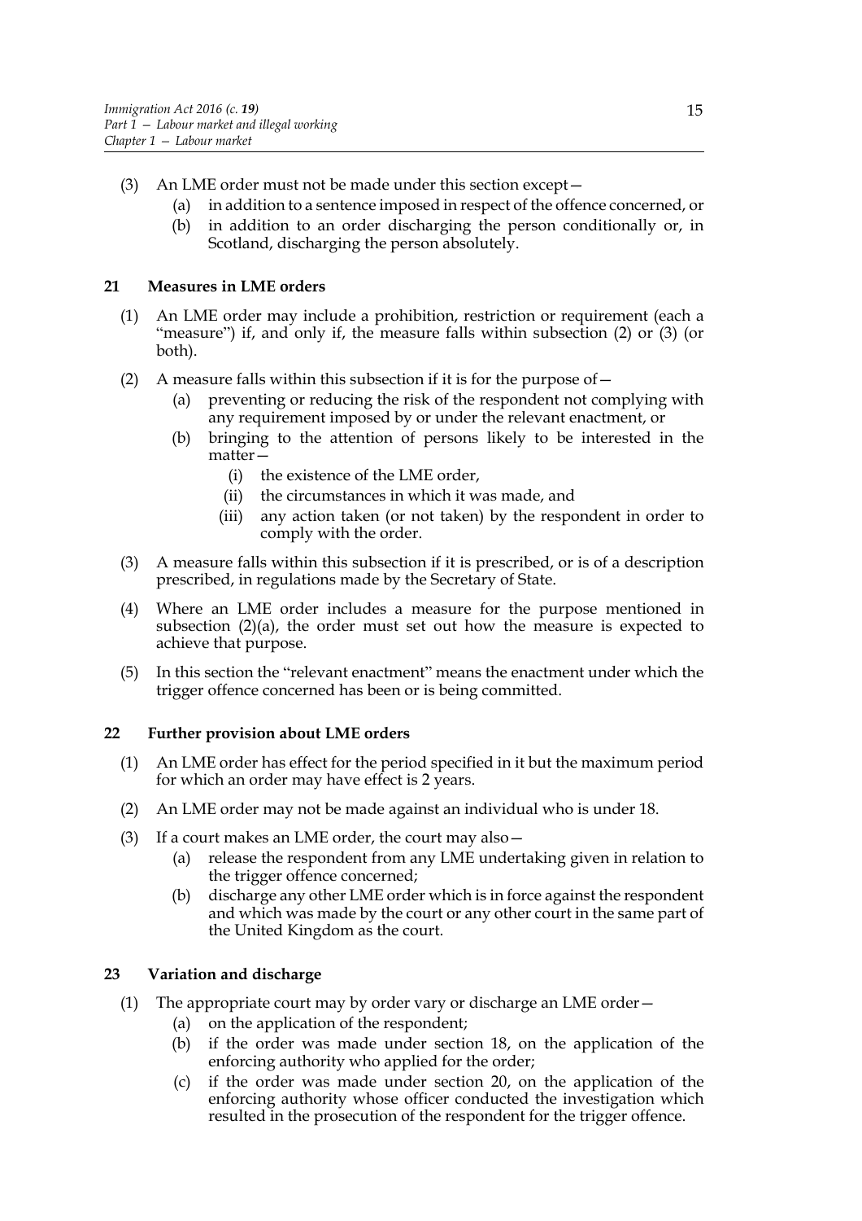(3) An LME order must not be made under this section except—
   (a) in addition to a sentence imposed in respect of the offence concerned, or
   (b) in addition to an order discharging the person conditionally or, in Scotland, discharging the person absolutely.

### 21 Measures in LME orders

(1) An LME order may include a prohibition, restriction or requirement (each a "measure") if, and only if, the measure falls within subsection (2) or (3) (or both).

(2) A measure falls within this subsection if it is for the purpose of—
   (a) preventing or reducing the risk of the respondent not complying with any requirement imposed by or under the relevant enactment, or
   (b) bringing to the attention of persons likely to be interested in the matter—
      (i) the existence of the LME order,
      (ii) the circumstances in which it was made, and
      (iii) any action taken (or not taken) by the respondent in order to comply with the order.

(3) A measure falls within this subsection if it is prescribed, or is of a description prescribed, in regulations made by the Secretary of State.

(4) Where an LME order includes a measure for the purpose mentioned in subsection (2)(a), the order must set out how the measure is expected to achieve that purpose.

(5) In this section the "relevant enactment" means the enactment under which the trigger offence concerned has been or is being committed.

### 22 Further provision about LME orders

(1) An LME order has effect for the period specified in it but the maximum period for which an order may have effect is 2 years.

(2) An LME order may not be made against an individual who is under 18.

(3) If a court makes an LME order, the court may also—
   (a) release the respondent from any LME undertaking given in relation to the trigger offence concerned;
   (b) discharge any other LME order which is in force against the respondent and which was made by the court or any other court in the same part of the United Kingdom as the court.

### 23 Variation and discharge

(1) The appropriate court may by order vary or discharge an LME order—
   (a) on the application of the respondent;
   (b) if the order was made under section 18, on the application of the enforcing authority who applied for the order;
   (c) if the order was made under section 20, on the application of the enforcing authority whose officer conducted the investigation which resulted in the prosecution of the respondent for the trigger offence.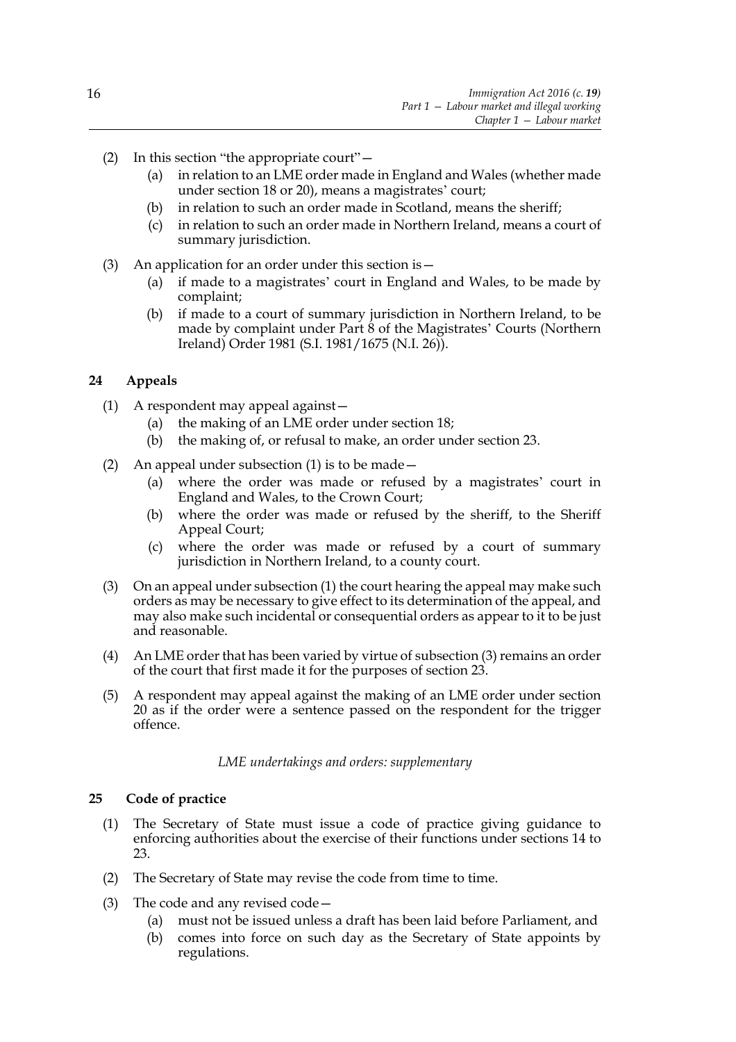(2) In this section "the appropriate court"—

 (a) in relation to an LME order made in England and Wales (whether made under section 18 or 20), means a magistrates' court;

 (b) in relation to such an order made in Scotland, means the sheriff;

 (c) in relation to such an order made in Northern Ireland, means a court of summary jurisdiction.

(3) An application for an order under this section is—

 (a) if made to a magistrates' court in England and Wales, to be made by complaint;

 (b) if made to a court of summary jurisdiction in Northern Ireland, to be made by complaint under Part 8 of the Magistrates' Courts (Northern Ireland) Order 1981 (S.I. 1981/1675 (N.I. 26)).

## 24 Appeals

(1) A respondent may appeal against—

 (a) the making of an LME order under section 18;

 (b) the making of, or refusal to make, an order under section 23.

(2) An appeal under subsection (1) is to be made—

 (a) where the order was made or refused by a magistrates' court in England and Wales, to the Crown Court;

 (b) where the order was made or refused by the sheriff, to the Sheriff Appeal Court;

 (c) where the order was made or refused by a court of summary jurisdiction in Northern Ireland, to a county court.

(3) On an appeal under subsection (1) the court hearing the appeal may make such orders as may be necessary to give effect to its determination of the appeal, and may also make such incidental or consequential orders as appear to it to be just and reasonable.

(4) An LME order that has been varied by virtue of subsection (3) remains an order of the court that first made it for the purposes of section 23.

(5) A respondent may appeal against the making of an LME order under section 20 as if the order were a sentence passed on the respondent for the trigger offence.

*LME undertakings and orders: supplementary*

## 25 Code of practice

(1) The Secretary of State must issue a code of practice giving guidance to enforcing authorities about the exercise of their functions under sections 14 to 23.

(2) The Secretary of State may revise the code from time to time.

(3) The code and any revised code—

 (a) must not be issued unless a draft has been laid before Parliament, and

 (b) comes into force on such day as the Secretary of State appoints by regulations.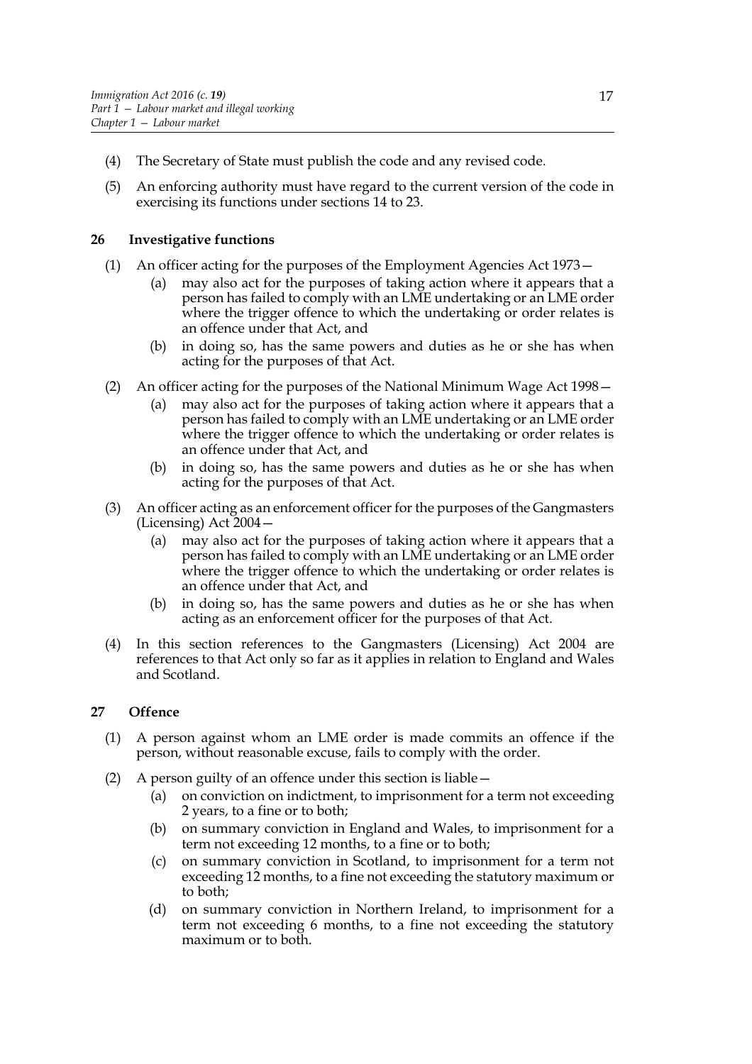(4) The Secretary of State must publish the code and any revised code.

(5) An enforcing authority must have regard to the current version of the code in exercising its functions under sections 14 to 23.

## 26 Investigative functions

(1) An officer acting for the purposes of the Employment Agencies Act 1973—

- (a) may also act for the purposes of taking action where it appears that a person has failed to comply with an LME undertaking or an LME order where the trigger offence to which the undertaking or order relates is an offence under that Act, and
- (b) in doing so, has the same powers and duties as he or she has when acting for the purposes of that Act.

(2) An officer acting for the purposes of the National Minimum Wage Act 1998—

- (a) may also act for the purposes of taking action where it appears that a person has failed to comply with an LME undertaking or an LME order where the trigger offence to which the undertaking or order relates is an offence under that Act, and
- (b) in doing so, has the same powers and duties as he or she has when acting for the purposes of that Act.

(3) An officer acting as an enforcement officer for the purposes of the Gangmasters (Licensing) Act 2004—

- (a) may also act for the purposes of taking action where it appears that a person has failed to comply with an LME undertaking or an LME order where the trigger offence to which the undertaking or order relates is an offence under that Act, and
- (b) in doing so, has the same powers and duties as he or she has when acting as an enforcement officer for the purposes of that Act.

(4) In this section references to the Gangmasters (Licensing) Act 2004 are references to that Act only so far as it applies in relation to England and Wales and Scotland.

## 27 Offence

(1) A person against whom an LME order is made commits an offence if the person, without reasonable excuse, fails to comply with the order.

(2) A person guilty of an offence under this section is liable—

- (a) on conviction on indictment, to imprisonment for a term not exceeding 2 years, to a fine or to both;
- (b) on summary conviction in England and Wales, to imprisonment for a term not exceeding 12 months, to a fine or to both;
- (c) on summary conviction in Scotland, to imprisonment for a term not exceeding 12 months, to a fine not exceeding the statutory maximum or to both;
- (d) on summary conviction in Northern Ireland, to imprisonment for a term not exceeding 6 months, to a fine not exceeding the statutory maximum or to both.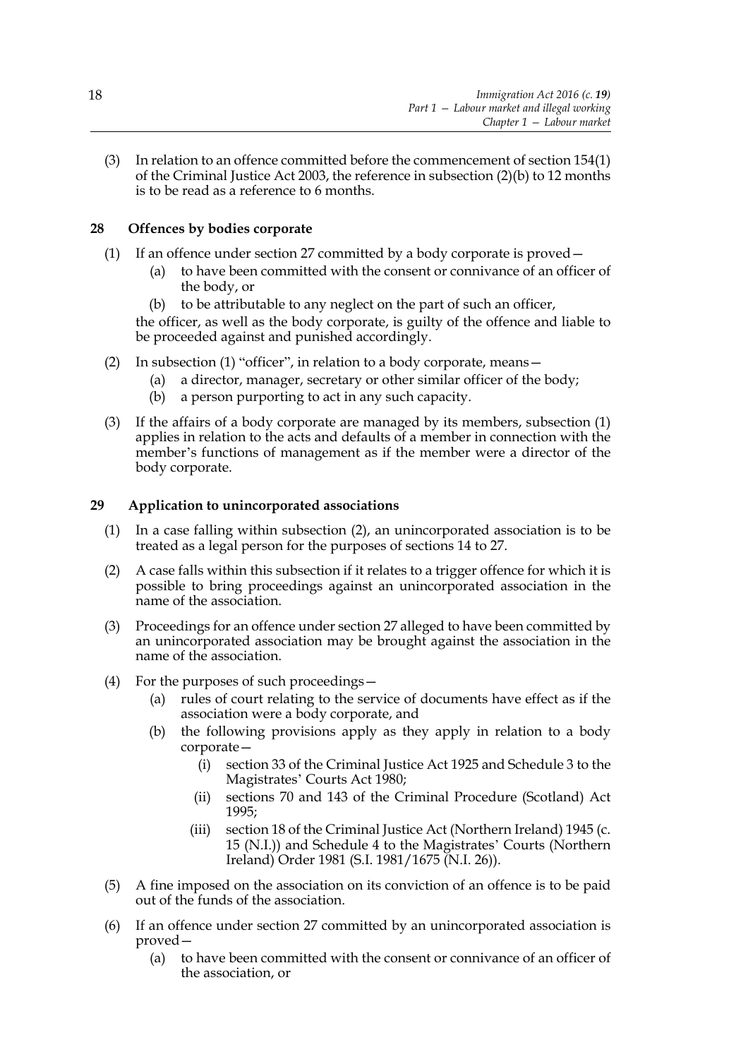(3) In relation to an offence committed before the commencement of section 154(1) of the Criminal Justice Act 2003, the reference in subsection (2)(b) to 12 months is to be read as a reference to 6 months.

### 28 Offences by bodies corporate

(1) If an offence under section 27 committed by a body corporate is proved—

  (a) to have been committed with the consent or connivance of an officer of the body, or

  (b) to be attributable to any neglect on the part of such an officer,

the officer, as well as the body corporate, is guilty of the offence and liable to be proceeded against and punished accordingly.

(2) In subsection (1) "officer", in relation to a body corporate, means—

  (a) a director, manager, secretary or other similar officer of the body;

  (b) a person purporting to act in any such capacity.

(3) If the affairs of a body corporate are managed by its members, subsection (1) applies in relation to the acts and defaults of a member in connection with the member's functions of management as if the member were a director of the body corporate.

### 29 Application to unincorporated associations

(1) In a case falling within subsection (2), an unincorporated association is to be treated as a legal person for the purposes of sections 14 to 27.

(2) A case falls within this subsection if it relates to a trigger offence for which it is possible to bring proceedings against an unincorporated association in the name of the association.

(3) Proceedings for an offence under section 27 alleged to have been committed by an unincorporated association may be brought against the association in the name of the association.

(4) For the purposes of such proceedings—

  (a) rules of court relating to the service of documents have effect as if the association were a body corporate, and

  (b) the following provisions apply as they apply in relation to a body corporate—

    (i) section 33 of the Criminal Justice Act 1925 and Schedule 3 to the Magistrates' Courts Act 1980;

    (ii) sections 70 and 143 of the Criminal Procedure (Scotland) Act 1995;

    (iii) section 18 of the Criminal Justice Act (Northern Ireland) 1945 (c. 15 (N.I.)) and Schedule 4 to the Magistrates' Courts (Northern Ireland) Order 1981 (S.I. 1981/1675 (N.I. 26)).

(5) A fine imposed on the association on its conviction of an offence is to be paid out of the funds of the association.

(6) If an offence under section 27 committed by an unincorporated association is proved—

  (a) to have been committed with the consent or connivance of an officer of the association, or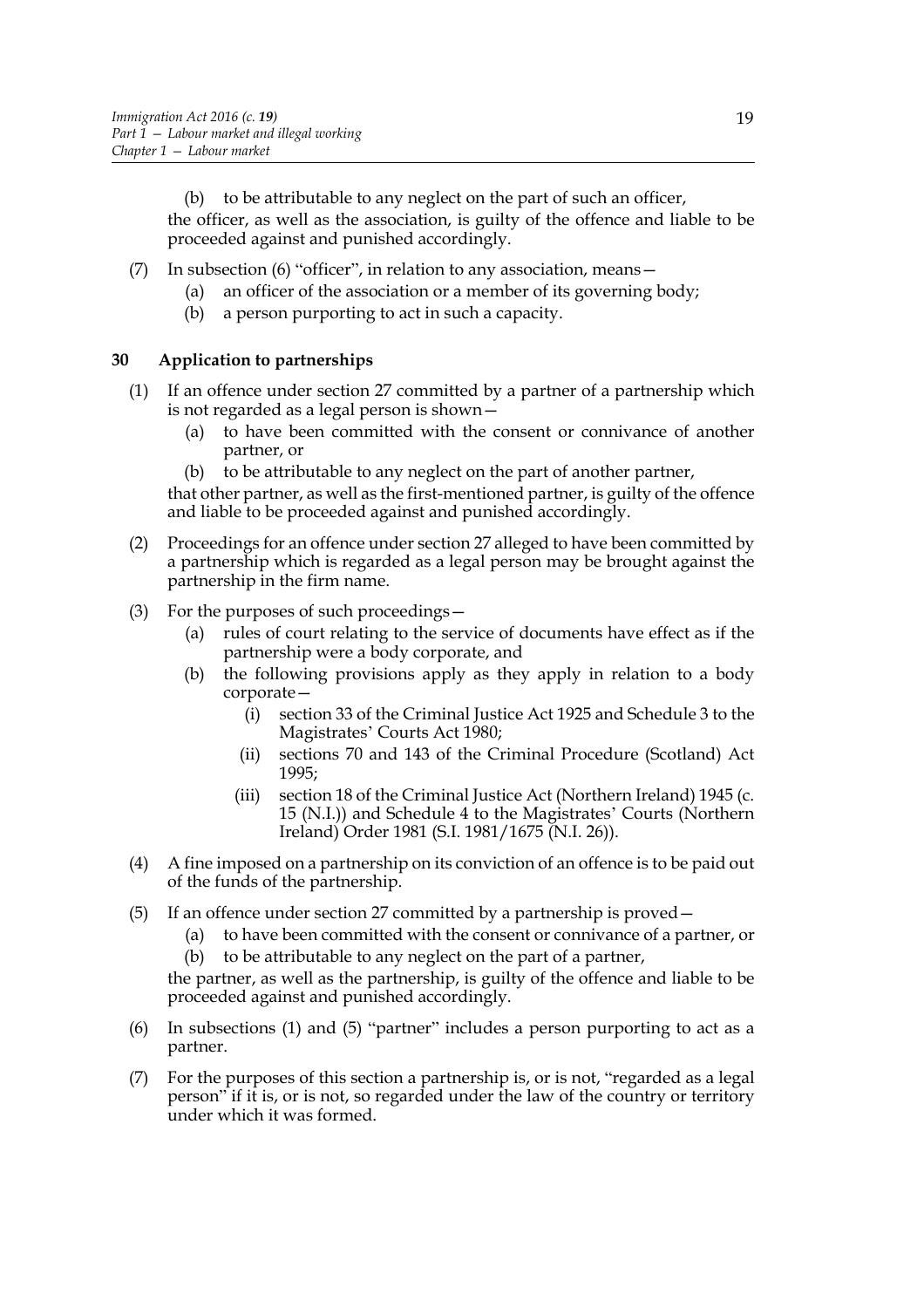(b) to be attributable to any neglect on the part of such an officer,

the officer, as well as the association, is guilty of the offence and liable to be proceeded against and punished accordingly.

(7) In subsection (6) "officer", in relation to any association, means—

(a) an officer of the association or a member of its governing body;

(b) a person purporting to act in such a capacity.

## 30 Application to partnerships

(1) If an offence under section 27 committed by a partner of a partnership which is not regarded as a legal person is shown—

(a) to have been committed with the consent or connivance of another partner, or

(b) to be attributable to any neglect on the part of another partner,

that other partner, as well as the first-mentioned partner, is guilty of the offence and liable to be proceeded against and punished accordingly.

(2) Proceedings for an offence under section 27 alleged to have been committed by a partnership which is regarded as a legal person may be brought against the partnership in the firm name.

(3) For the purposes of such proceedings—

(a) rules of court relating to the service of documents have effect as if the partnership were a body corporate, and

(b) the following provisions apply as they apply in relation to a body corporate—

(i) section 33 of the Criminal Justice Act 1925 and Schedule 3 to the Magistrates' Courts Act 1980;

(ii) sections 70 and 143 of the Criminal Procedure (Scotland) Act 1995;

(iii) section 18 of the Criminal Justice Act (Northern Ireland) 1945 (c. 15 (N.I.)) and Schedule 4 to the Magistrates' Courts (Northern Ireland) Order 1981 (S.I. 1981/1675 (N.I. 26)).

(4) A fine imposed on a partnership on its conviction of an offence is to be paid out of the funds of the partnership.

(5) If an offence under section 27 committed by a partnership is proved—

(a) to have been committed with the consent or connivance of a partner, or

(b) to be attributable to any neglect on the part of a partner,

the partner, as well as the partnership, is guilty of the offence and liable to be proceeded against and punished accordingly.

(6) In subsections (1) and (5) "partner" includes a person purporting to act as a partner.

(7) For the purposes of this section a partnership is, or is not, "regarded as a legal person" if it is, or is not, so regarded under the law of the country or territory under which it was formed.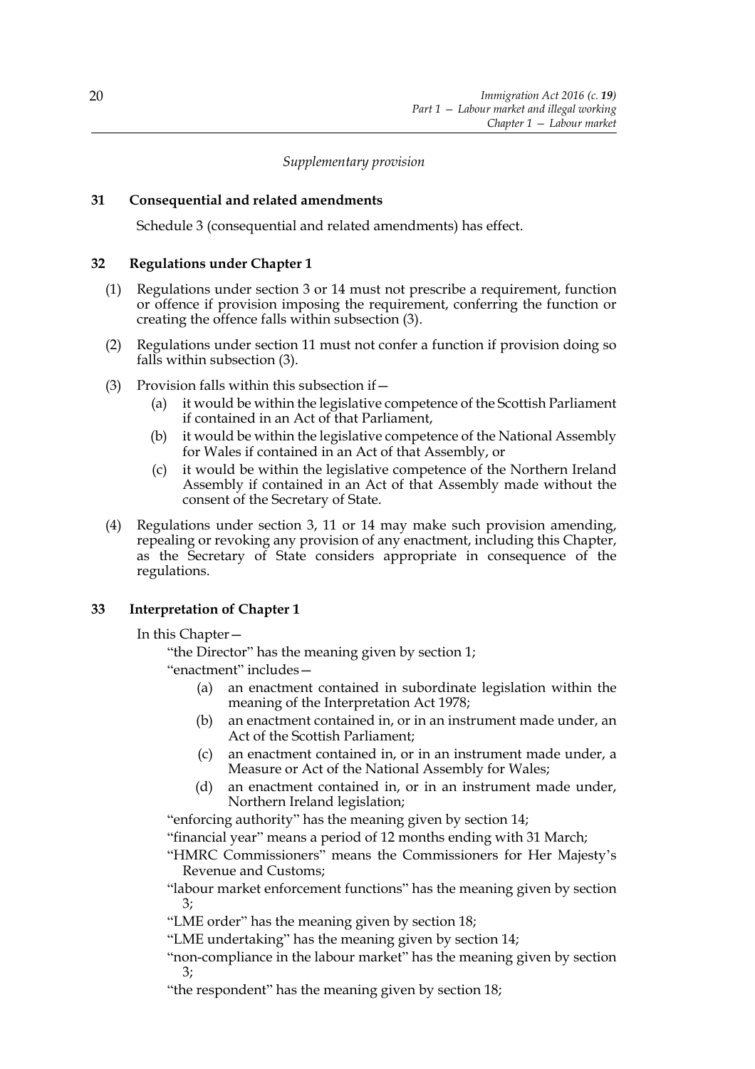*Supplementary provision*

### 31 Consequential and related amendments

Schedule 3 (consequential and related amendments) has effect.

### 32 Regulations under Chapter 1

(1) Regulations under section 3 or 14 must not prescribe a requirement, function or offence if provision imposing the requirement, conferring the function or creating the offence falls within subsection (3).

(2) Regulations under section 11 must not confer a function if provision doing so falls within subsection (3).

(3) Provision falls within this subsection if—

(a) it would be within the legislative competence of the Scottish Parliament if contained in an Act of that Parliament,

(b) it would be within the legislative competence of the National Assembly for Wales if contained in an Act of that Assembly, or

(c) it would be within the legislative competence of the Northern Ireland Assembly if contained in an Act of that Assembly made without the consent of the Secretary of State.

(4) Regulations under section 3, 11 or 14 may make such provision amending, repealing or revoking any provision of any enactment, including this Chapter, as the Secretary of State considers appropriate in consequence of the regulations.

### 33 Interpretation of Chapter 1

In this Chapter—

"the Director" has the meaning given by section 1;

"enactment" includes—

(a) an enactment contained in subordinate legislation within the meaning of the Interpretation Act 1978;

(b) an enactment contained in, or in an instrument made under, an Act of the Scottish Parliament;

(c) an enactment contained in, or in an instrument made under, a Measure or Act of the National Assembly for Wales;

(d) an enactment contained in, or in an instrument made under, Northern Ireland legislation;

"enforcing authority" has the meaning given by section 14;

"financial year" means a period of 12 months ending with 31 March;

"HMRC Commissioners" means the Commissioners for Her Majesty's Revenue and Customs;

"labour market enforcement functions" has the meaning given by section 3;

"LME order" has the meaning given by section 18;

"LME undertaking" has the meaning given by section 14;

"non-compliance in the labour market" has the meaning given by section 3;

"the respondent" has the meaning given by section 18;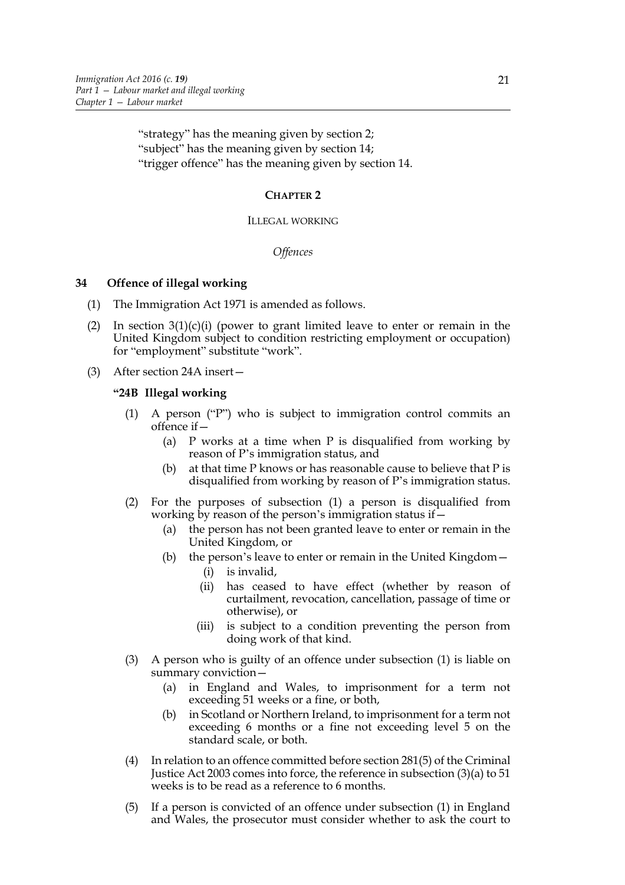"strategy" has the meaning given by section 2;
"subject" has the meaning given by section 14;
"trigger offence" has the meaning given by section 14.

## CHAPTER 2

### ILLEGAL WORKING

*Offences*

### 34 Offence of illegal working

(1) The Immigration Act 1971 is amended as follows.

(2) In section 3(1)(c)(i) (power to grant limited leave to enter or remain in the United Kingdom subject to condition restricting employment or occupation) for "employment" substitute "work".

(3) After section 24A insert—

**"24B Illegal working**

(1) A person ("P") who is subject to immigration control commits an offence if—

(a) P works at a time when P is disqualified from working by reason of P's immigration status, and

(b) at that time P knows or has reasonable cause to believe that P is disqualified from working by reason of P's immigration status.

(2) For the purposes of subsection (1) a person is disqualified from working by reason of the person's immigration status if—

(a) the person has not been granted leave to enter or remain in the United Kingdom, or

(b) the person's leave to enter or remain in the United Kingdom—

(i) is invalid,

(ii) has ceased to have effect (whether by reason of curtailment, revocation, cancellation, passage of time or otherwise), or

(iii) is subject to a condition preventing the person from doing work of that kind.

(3) A person who is guilty of an offence under subsection (1) is liable on summary conviction—

(a) in England and Wales, to imprisonment for a term not exceeding 51 weeks or a fine, or both,

(b) in Scotland or Northern Ireland, to imprisonment for a term not exceeding 6 months or a fine not exceeding level 5 on the standard scale, or both.

(4) In relation to an offence committed before section 281(5) of the Criminal Justice Act 2003 comes into force, the reference in subsection (3)(a) to 51 weeks is to be read as a reference to 6 months.

(5) If a person is convicted of an offence under subsection (1) in England and Wales, the prosecutor must consider whether to ask the court to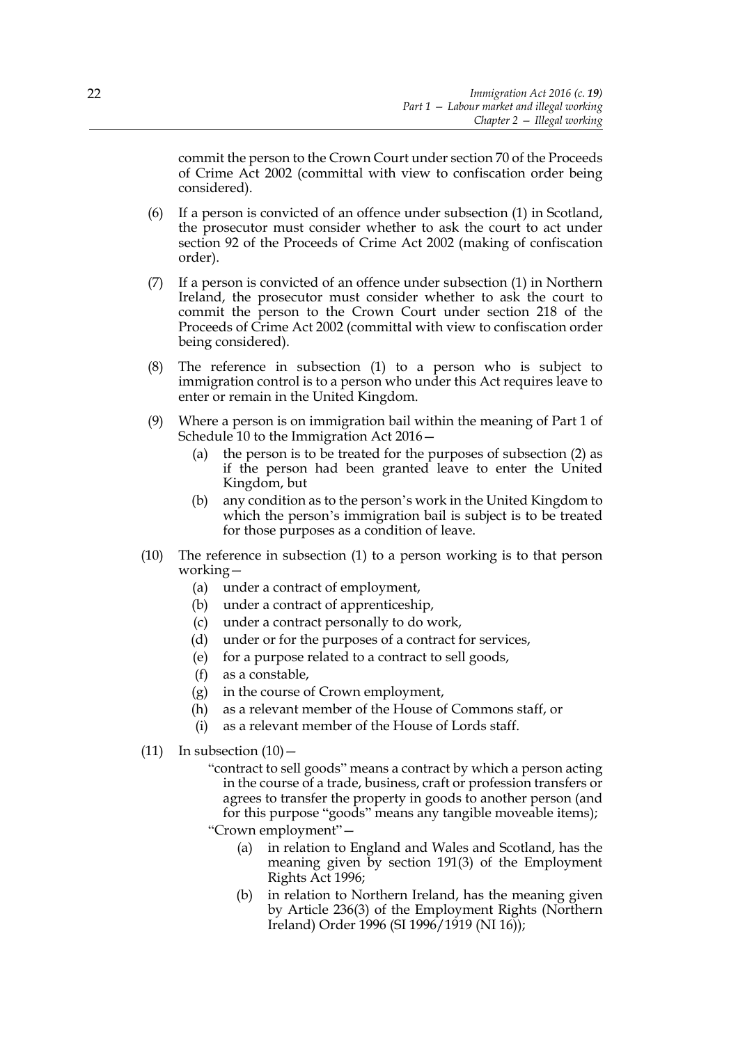commit the person to the Crown Court under section 70 of the Proceeds of Crime Act 2002 (committal with view to confiscation order being considered).

(6) If a person is convicted of an offence under subsection (1) in Scotland, the prosecutor must consider whether to ask the court to act under section 92 of the Proceeds of Crime Act 2002 (making of confiscation order).

(7) If a person is convicted of an offence under subsection (1) in Northern Ireland, the prosecutor must consider whether to ask the court to commit the person to the Crown Court under section 218 of the Proceeds of Crime Act 2002 (committal with view to confiscation order being considered).

(8) The reference in subsection (1) to a person who is subject to immigration control is to a person who under this Act requires leave to enter or remain in the United Kingdom.

(9) Where a person is on immigration bail within the meaning of Part 1 of Schedule 10 to the Immigration Act 2016—

- (a) the person is to be treated for the purposes of subsection (2) as if the person had been granted leave to enter the United Kingdom, but
- (b) any condition as to the person's work in the United Kingdom to which the person's immigration bail is subject is to be treated for those purposes as a condition of leave.

(10) The reference in subsection (1) to a person working is to that person working—

- (a) under a contract of employment,
- (b) under a contract of apprenticeship,
- (c) under a contract personally to do work,
- (d) under or for the purposes of a contract for services,
- (e) for a purpose related to a contract to sell goods,
- (f) as a constable,
- (g) in the course of Crown employment,
- (h) as a relevant member of the House of Commons staff, or
- (i) as a relevant member of the House of Lords staff.

(11) In subsection (10)—

"contract to sell goods" means a contract by which a person acting in the course of a trade, business, craft or profession transfers or agrees to transfer the property in goods to another person (and for this purpose "goods" means any tangible moveable items);

"Crown employment"—

- (a) in relation to England and Wales and Scotland, has the meaning given by section 191(3) of the Employment Rights Act 1996;
- (b) in relation to Northern Ireland, has the meaning given by Article 236(3) of the Employment Rights (Northern Ireland) Order 1996 (SI 1996/1919 (NI 16));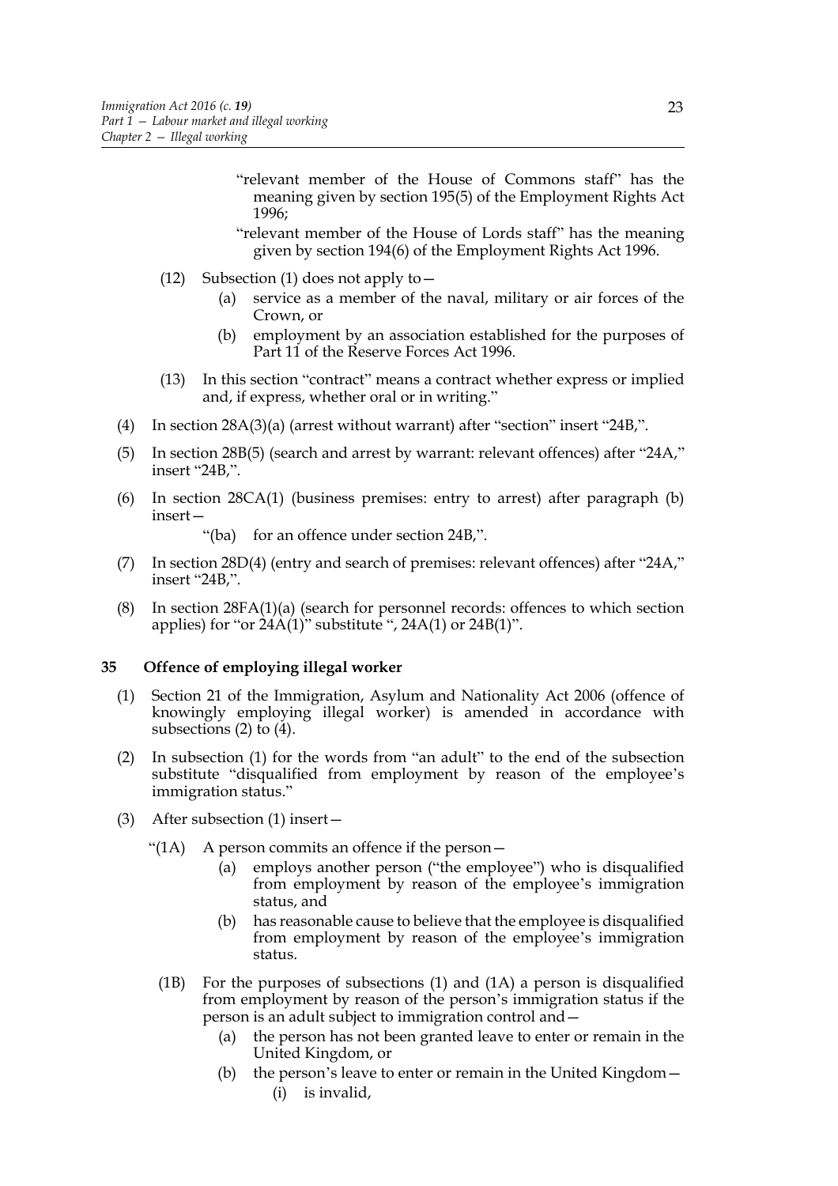"relevant member of the House of Commons staff" has the meaning given by section 195(5) of the Employment Rights Act 1996;

"relevant member of the House of Lords staff" has the meaning given by section 194(6) of the Employment Rights Act 1996.

(12) Subsection (1) does not apply to—

(a) service as a member of the naval, military or air forces of the Crown, or

(b) employment by an association established for the purposes of Part 11 of the Reserve Forces Act 1996.

(13) In this section "contract" means a contract whether express or implied and, if express, whether oral or in writing."

(4) In section 28A(3)(a) (arrest without warrant) after "section" insert "24B,".

(5) In section 28B(5) (search and arrest by warrant: relevant offences) after "24A," insert "24B,".

(6) In section 28CA(1) (business premises: entry to arrest) after paragraph (b) insert—

"(ba) for an offence under section 24B,".

(7) In section 28D(4) (entry and search of premises: relevant offences) after "24A," insert "24B,".

(8) In section 28FA(1)(a) (search for personnel records: offences to which section applies) for "or 24A(1)" substitute ", 24A(1) or 24B(1)".

**35 Offence of employing illegal worker**

(1) Section 21 of the Immigration, Asylum and Nationality Act 2006 (offence of knowingly employing illegal worker) is amended in accordance with subsections (2) to (4).

(2) In subsection (1) for the words from "an adult" to the end of the subsection substitute "disqualified from employment by reason of the employee's immigration status."

(3) After subsection (1) insert—

"(1A) A person commits an offence if the person—

(a) employs another person ("the employee") who is disqualified from employment by reason of the employee's immigration status, and

(b) has reasonable cause to believe that the employee is disqualified from employment by reason of the employee's immigration status.

(1B) For the purposes of subsections (1) and (1A) a person is disqualified from employment by reason of the person's immigration status if the person is an adult subject to immigration control and—

(a) the person has not been granted leave to enter or remain in the United Kingdom, or

(b) the person's leave to enter or remain in the United Kingdom—

(i) is invalid,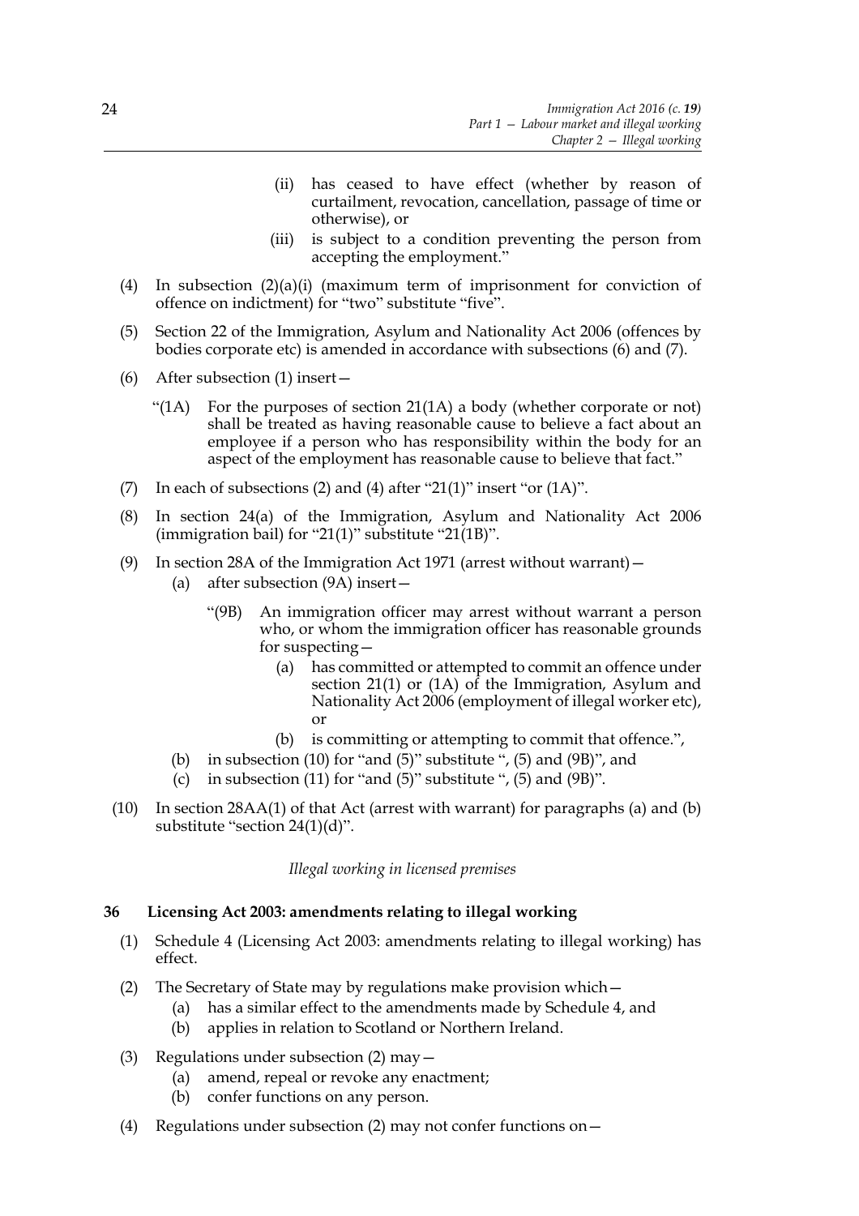(ii) has ceased to have effect (whether by reason of curtailment, revocation, cancellation, passage of time or otherwise), or

(iii) is subject to a condition preventing the person from accepting the employment."

(4) In subsection (2)(a)(i) (maximum term of imprisonment for conviction of offence on indictment) for "two" substitute "five".

(5) Section 22 of the Immigration, Asylum and Nationality Act 2006 (offences by bodies corporate etc) is amended in accordance with subsections (6) and (7).

(6) After subsection (1) insert—

"(1A) For the purposes of section 21(1A) a body (whether corporate or not) shall be treated as having reasonable cause to believe a fact about an employee if a person who has responsibility within the body for an aspect of the employment has reasonable cause to believe that fact."

(7) In each of subsections (2) and (4) after "21(1)" insert "or (1A)".

(8) In section 24(a) of the Immigration, Asylum and Nationality Act 2006 (immigration bail) for "21(1)" substitute "21(1B)".

(9) In section 28A of the Immigration Act 1971 (arrest without warrant)—

(a) after subsection (9A) insert—

"(9B) An immigration officer may arrest without warrant a person who, or whom the immigration officer has reasonable grounds for suspecting—

(a) has committed or attempted to commit an offence under section 21(1) or (1A) of the Immigration, Asylum and Nationality Act 2006 (employment of illegal worker etc), or

(b) is committing or attempting to commit that offence.",

(b) in subsection (10) for "and (5)" substitute ", (5) and (9B)", and

(c) in subsection (11) for "and (5)" substitute ", (5) and (9B)".

(10) In section 28AA(1) of that Act (arrest with warrant) for paragraphs (a) and (b) substitute "section 24(1)(d)".

*Illegal working in licensed premises*

## 36 Licensing Act 2003: amendments relating to illegal working

(1) Schedule 4 (Licensing Act 2003: amendments relating to illegal working) has effect.

(2) The Secretary of State may by regulations make provision which—

(a) has a similar effect to the amendments made by Schedule 4, and

(b) applies in relation to Scotland or Northern Ireland.

(3) Regulations under subsection (2) may—

(a) amend, repeal or revoke any enactment;

(b) confer functions on any person.

(4) Regulations under subsection (2) may not confer functions on—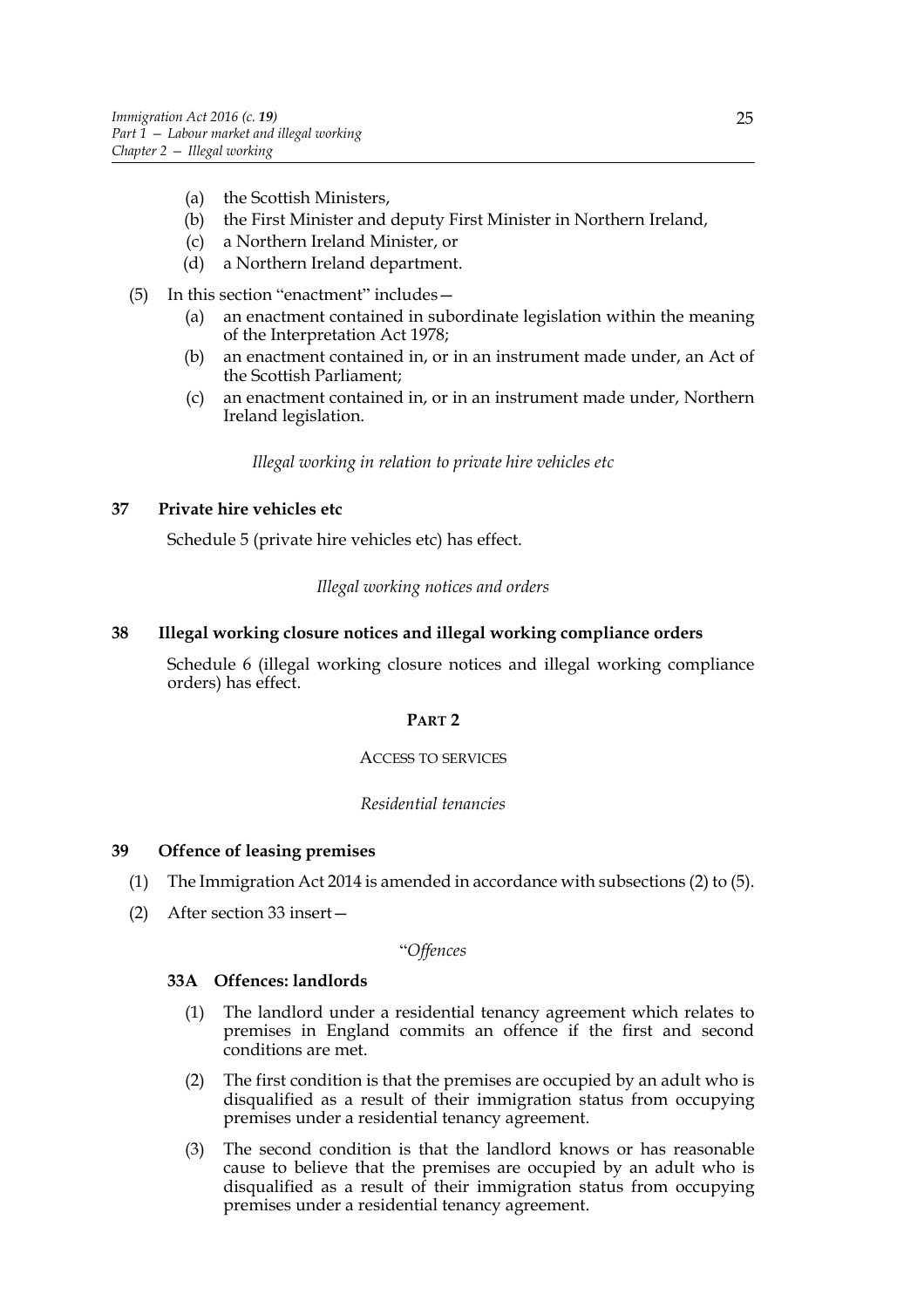(a) the Scottish Ministers,

(b) the First Minister and deputy First Minister in Northern Ireland,

(c) a Northern Ireland Minister, or

(d) a Northern Ireland department.

(5) In this section "enactment" includes—

(a) an enactment contained in subordinate legislation within the meaning of the Interpretation Act 1978;

(b) an enactment contained in, or in an instrument made under, an Act of the Scottish Parliament;

(c) an enactment contained in, or in an instrument made under, Northern Ireland legislation.

*Illegal working in relation to private hire vehicles etc*

### 37 Private hire vehicles etc

Schedule 5 (private hire vehicles etc) has effect.

*Illegal working notices and orders*

### 38 Illegal working closure notices and illegal working compliance orders

Schedule 6 (illegal working closure notices and illegal working compliance orders) has effect.

## PART 2

## ACCESS TO SERVICES

*Residential tenancies*

### 39 Offence of leasing premises

(1) The Immigration Act 2014 is amended in accordance with subsections (2) to (5).

(2) After section 33 insert—

"*Offences*

**33A Offences: landlords**

(1) The landlord under a residential tenancy agreement which relates to premises in England commits an offence if the first and second conditions are met.

(2) The first condition is that the premises are occupied by an adult who is disqualified as a result of their immigration status from occupying premises under a residential tenancy agreement.

(3) The second condition is that the landlord knows or has reasonable cause to believe that the premises are occupied by an adult who is disqualified as a result of their immigration status from occupying premises under a residential tenancy agreement.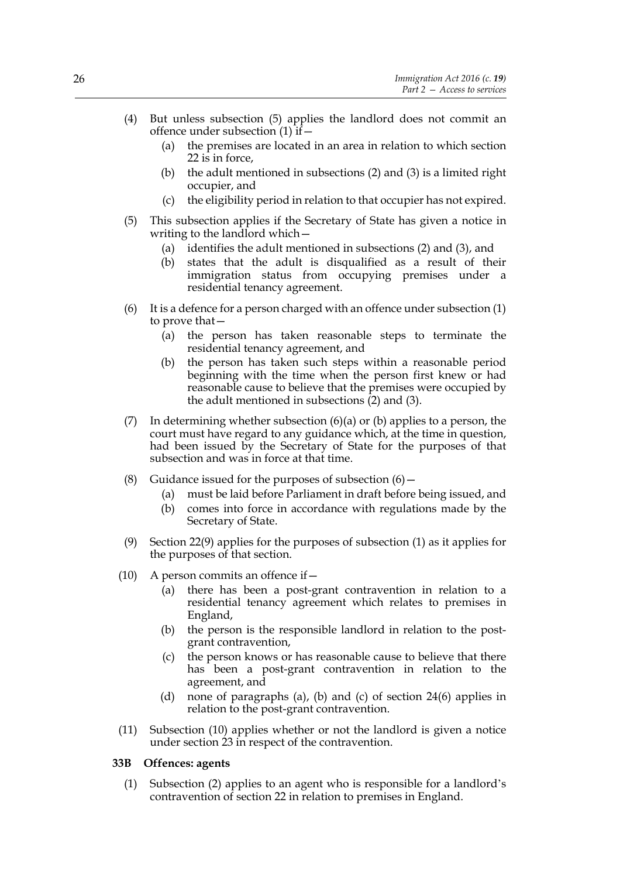(4) But unless subsection (5) applies the landlord does not commit an offence under subsection (1) if—

   (a) the premises are located in an area in relation to which section 22 is in force,

   (b) the adult mentioned in subsections (2) and (3) is a limited right occupier, and

   (c) the eligibility period in relation to that occupier has not expired.

(5) This subsection applies if the Secretary of State has given a notice in writing to the landlord which—

   (a) identifies the adult mentioned in subsections (2) and (3), and

   (b) states that the adult is disqualified as a result of their immigration status from occupying premises under a residential tenancy agreement.

(6) It is a defence for a person charged with an offence under subsection (1) to prove that—

   (a) the person has taken reasonable steps to terminate the residential tenancy agreement, and

   (b) the person has taken such steps within a reasonable period beginning with the time when the person first knew or had reasonable cause to believe that the premises were occupied by the adult mentioned in subsections (2) and (3).

(7) In determining whether subsection (6)(a) or (b) applies to a person, the court must have regard to any guidance which, at the time in question, had been issued by the Secretary of State for the purposes of that subsection and was in force at that time.

(8) Guidance issued for the purposes of subsection (6)—

   (a) must be laid before Parliament in draft before being issued, and

   (b) comes into force in accordance with regulations made by the Secretary of State.

(9) Section 22(9) applies for the purposes of subsection (1) as it applies for the purposes of that section.

(10) A person commits an offence if—

   (a) there has been a post-grant contravention in relation to a residential tenancy agreement which relates to premises in England,

   (b) the person is the responsible landlord in relation to the post-grant contravention,

   (c) the person knows or has reasonable cause to believe that there has been a post-grant contravention in relation to the agreement, and

   (d) none of paragraphs (a), (b) and (c) of section 24(6) applies in relation to the post-grant contravention.

(11) Subsection (10) applies whether or not the landlord is given a notice under section 23 in respect of the contravention.

**33B Offences: agents**

(1) Subsection (2) applies to an agent who is responsible for a landlord's contravention of section 22 in relation to premises in England.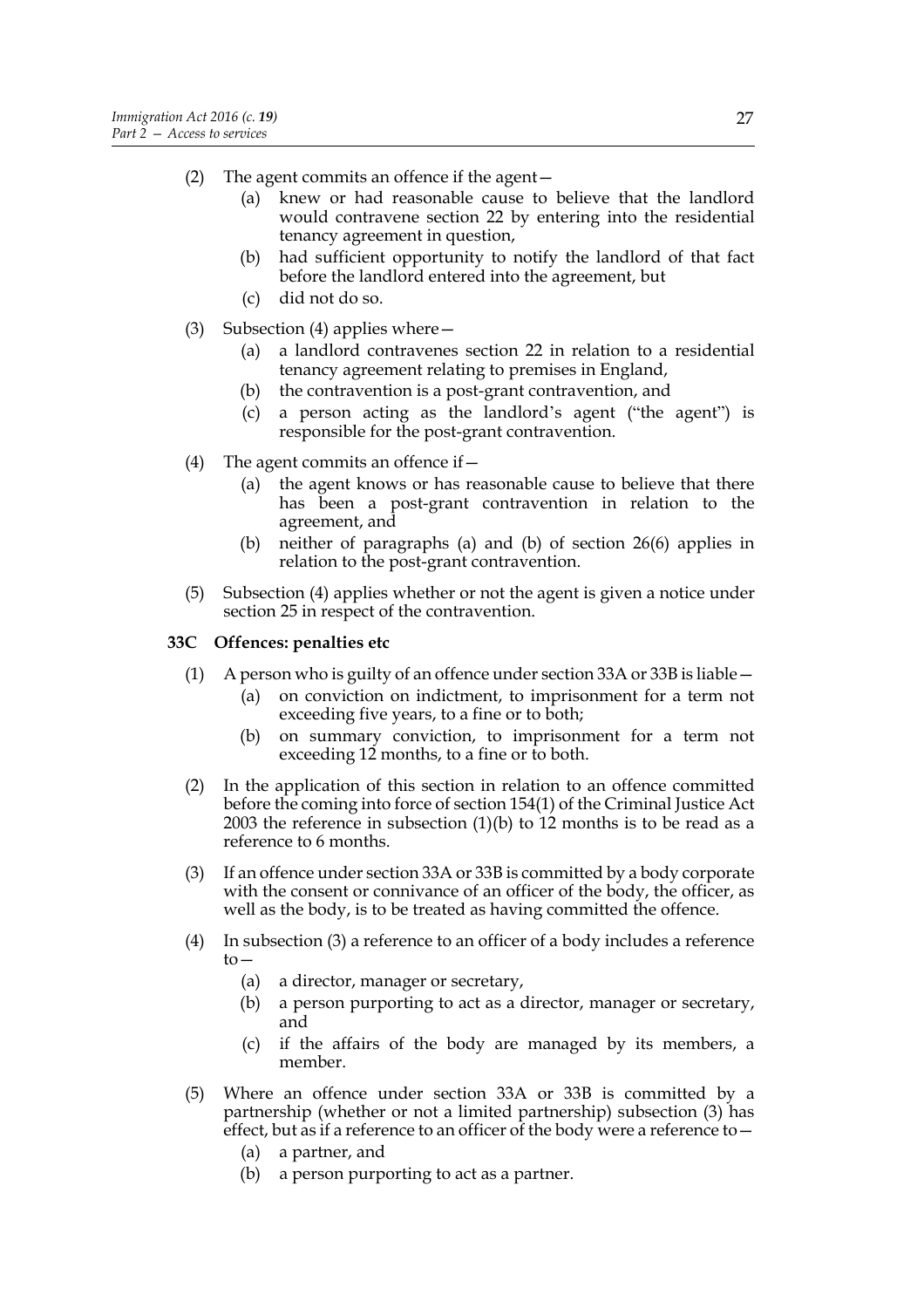(2) The agent commits an offence if the agent—

  (a) knew or had reasonable cause to believe that the landlord would contravene section 22 by entering into the residential tenancy agreement in question,

  (b) had sufficient opportunity to notify the landlord of that fact before the landlord entered into the agreement, but

  (c) did not do so.

(3) Subsection (4) applies where—

  (a) a landlord contravenes section 22 in relation to a residential tenancy agreement relating to premises in England,

  (b) the contravention is a post-grant contravention, and

  (c) a person acting as the landlord's agent ("the agent") is responsible for the post-grant contravention.

(4) The agent commits an offence if—

  (a) the agent knows or has reasonable cause to believe that there has been a post-grant contravention in relation to the agreement, and

  (b) neither of paragraphs (a) and (b) of section 26(6) applies in relation to the post-grant contravention.

(5) Subsection (4) applies whether or not the agent is given a notice under section 25 in respect of the contravention.

**33C Offences: penalties etc**

(1) A person who is guilty of an offence under section 33A or 33B is liable—

  (a) on conviction on indictment, to imprisonment for a term not exceeding five years, to a fine or to both;

  (b) on summary conviction, to imprisonment for a term not exceeding 12 months, to a fine or to both.

(2) In the application of this section in relation to an offence committed before the coming into force of section 154(1) of the Criminal Justice Act 2003 the reference in subsection (1)(b) to 12 months is to be read as a reference to 6 months.

(3) If an offence under section 33A or 33B is committed by a body corporate with the consent or connivance of an officer of the body, the officer, as well as the body, is to be treated as having committed the offence.

(4) In subsection (3) a reference to an officer of a body includes a reference to—

  (a) a director, manager or secretary,

  (b) a person purporting to act as a director, manager or secretary, and

  (c) if the affairs of the body are managed by its members, a member.

(5) Where an offence under section 33A or 33B is committed by a partnership (whether or not a limited partnership) subsection (3) has effect, but as if a reference to an officer of the body were a reference to—

  (a) a partner, and

  (b) a person purporting to act as a partner.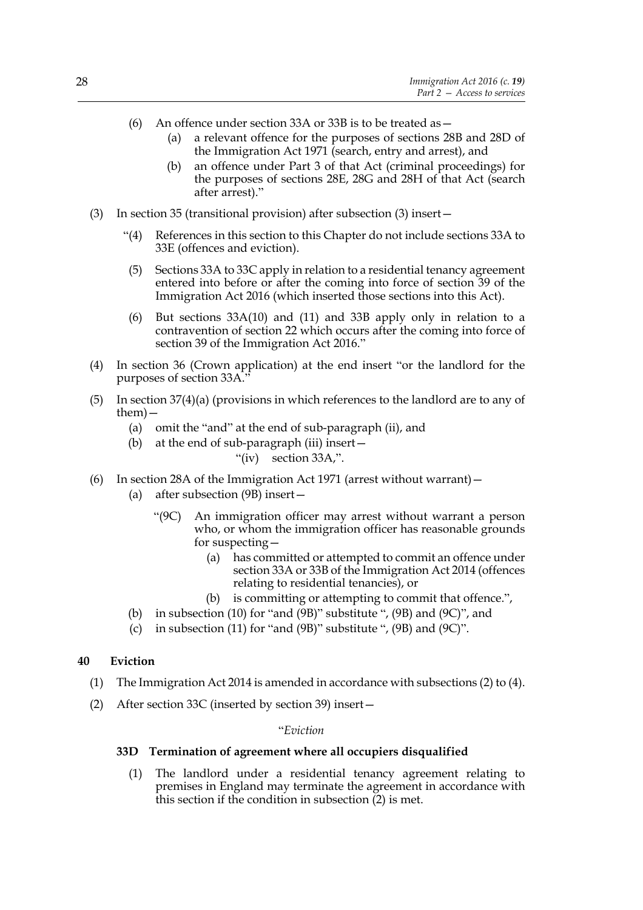(6) An offence under section 33A or 33B is to be treated as—

  (a) a relevant offence for the purposes of sections 28B and 28D of the Immigration Act 1971 (search, entry and arrest), and

  (b) an offence under Part 3 of that Act (criminal proceedings) for the purposes of sections 28E, 28G and 28H of that Act (search after arrest)."

(3) In section 35 (transitional provision) after subsection (3) insert—

"(4) References in this section to this Chapter do not include sections 33A to 33E (offences and eviction).

(5) Sections 33A to 33C apply in relation to a residential tenancy agreement entered into before or after the coming into force of section 39 of the Immigration Act 2016 (which inserted those sections into this Act).

(6) But sections 33A(10) and (11) and 33B apply only in relation to a contravention of section 22 which occurs after the coming into force of section 39 of the Immigration Act 2016."

(4) In section 36 (Crown application) at the end insert "or the landlord for the purposes of section 33A."

(5) In section 37(4)(a) (provisions in which references to the landlord are to any of them)—

  (a) omit the "and" at the end of sub-paragraph (ii), and

  (b) at the end of sub-paragraph (iii) insert—

    "(iv) section 33A,".

(6) In section 28A of the Immigration Act 1971 (arrest without warrant)—

  (a) after subsection (9B) insert—

    "(9C) An immigration officer may arrest without warrant a person who, or whom the immigration officer has reasonable grounds for suspecting—

      (a) has committed or attempted to commit an offence under section 33A or 33B of the Immigration Act 2014 (offences relating to residential tenancies), or

      (b) is committing or attempting to commit that offence.",

  (b) in subsection (10) for "and (9B)" substitute ", (9B) and (9C)", and

  (c) in subsection (11) for "and (9B)" substitute ", (9B) and (9C)".

## 40 Eviction

(1) The Immigration Act 2014 is amended in accordance with subsections (2) to (4).

(2) After section 33C (inserted by section 39) insert—

"*Eviction*

### 33D Termination of agreement where all occupiers disqualified

(1) The landlord under a residential tenancy agreement relating to premises in England may terminate the agreement in accordance with this section if the condition in subsection (2) is met.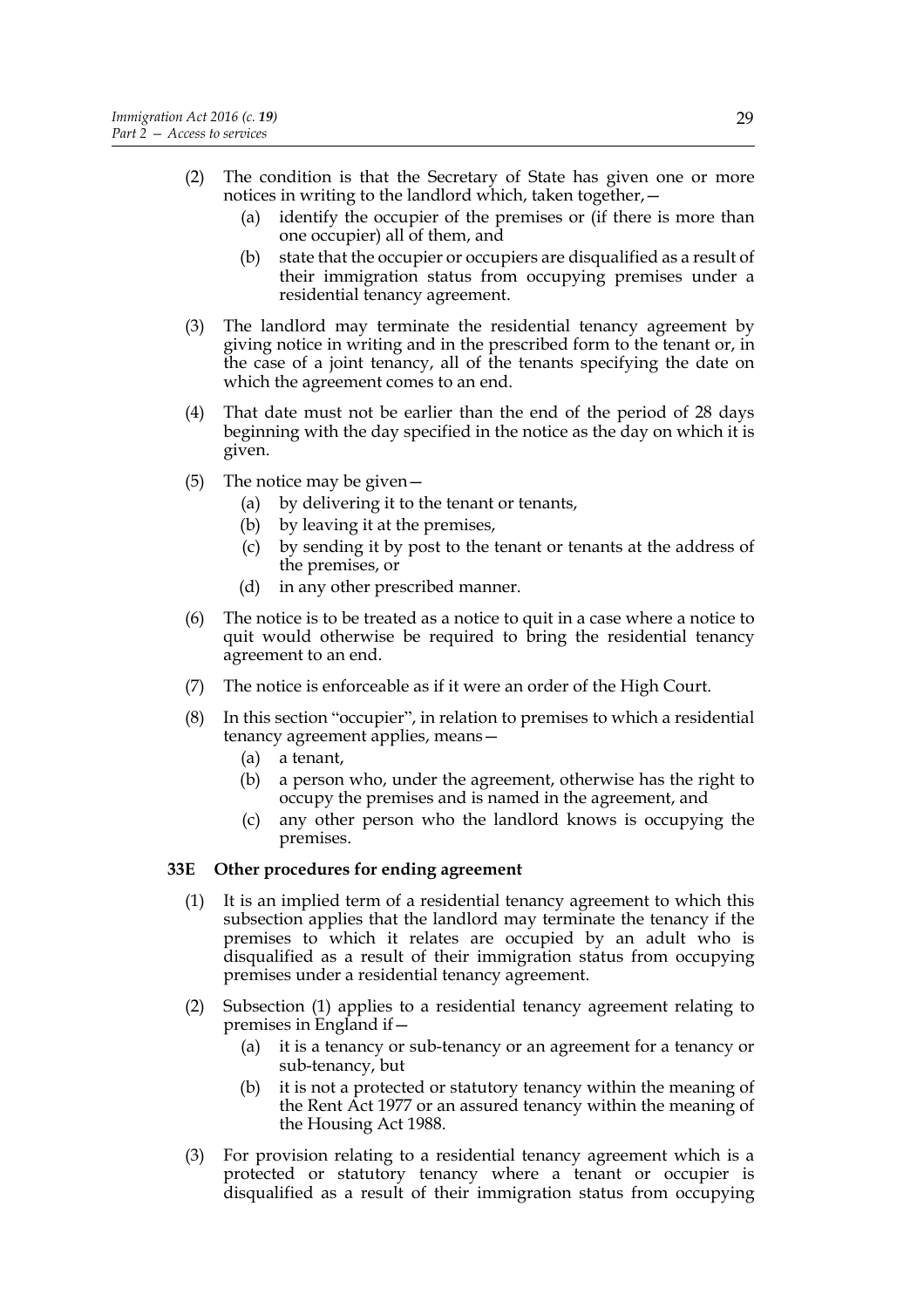(2) The condition is that the Secretary of State has given one or more notices in writing to the landlord which, taken together,—

   (a) identify the occupier of the premises or (if there is more than one occupier) all of them, and

   (b) state that the occupier or occupiers are disqualified as a result of their immigration status from occupying premises under a residential tenancy agreement.

(3) The landlord may terminate the residential tenancy agreement by giving notice in writing and in the prescribed form to the tenant or, in the case of a joint tenancy, all of the tenants specifying the date on which the agreement comes to an end.

(4) That date must not be earlier than the end of the period of 28 days beginning with the day specified in the notice as the day on which it is given.

(5) The notice may be given—

   (a) by delivering it to the tenant or tenants,

   (b) by leaving it at the premises,

   (c) by sending it by post to the tenant or tenants at the address of the premises, or

   (d) in any other prescribed manner.

(6) The notice is to be treated as a notice to quit in a case where a notice to quit would otherwise be required to bring the residential tenancy agreement to an end.

(7) The notice is enforceable as if it were an order of the High Court.

(8) In this section "occupier", in relation to premises to which a residential tenancy agreement applies, means—

   (a) a tenant,

   (b) a person who, under the agreement, otherwise has the right to occupy the premises and is named in the agreement, and

   (c) any other person who the landlord knows is occupying the premises.

**33E Other procedures for ending agreement**

(1) It is an implied term of a residential tenancy agreement to which this subsection applies that the landlord may terminate the tenancy if the premises to which it relates are occupied by an adult who is disqualified as a result of their immigration status from occupying premises under a residential tenancy agreement.

(2) Subsection (1) applies to a residential tenancy agreement relating to premises in England if—

   (a) it is a tenancy or sub-tenancy or an agreement for a tenancy or sub-tenancy, but

   (b) it is not a protected or statutory tenancy within the meaning of the Rent Act 1977 or an assured tenancy within the meaning of the Housing Act 1988.

(3) For provision relating to a residential tenancy agreement which is a protected or statutory tenancy where a tenant or occupier is disqualified as a result of their immigration status from occupying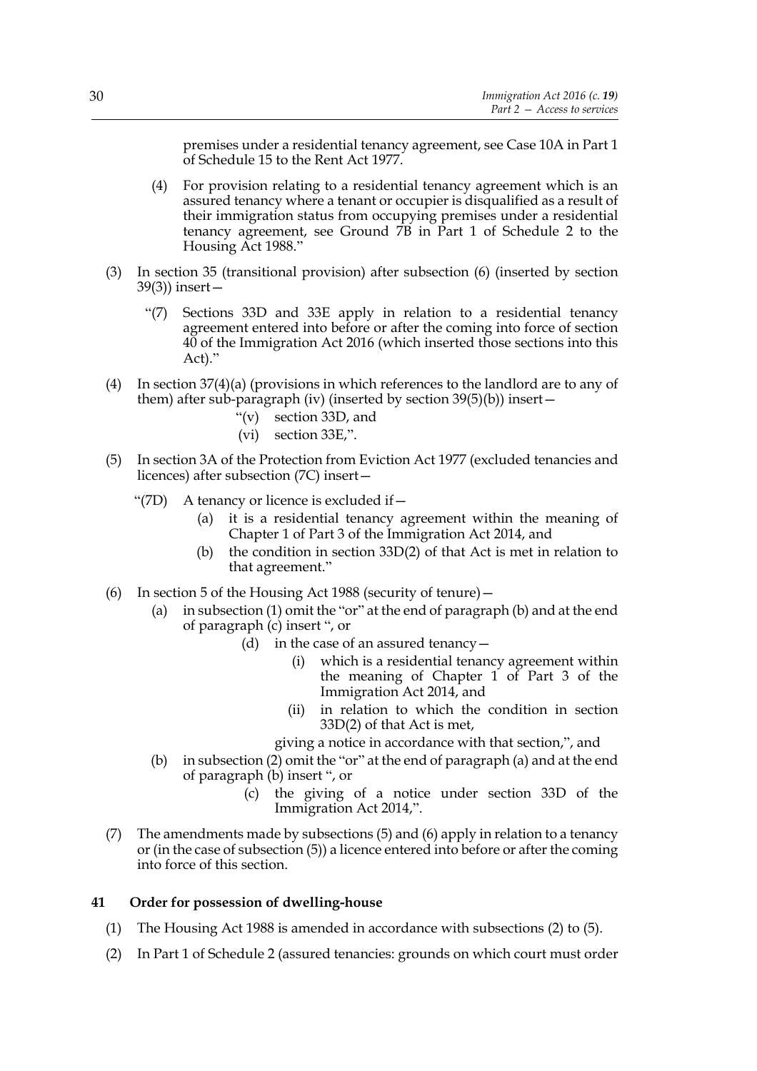premises under a residential tenancy agreement, see Case 10A in Part 1 of Schedule 15 to the Rent Act 1977.

(4) For provision relating to a residential tenancy agreement which is an assured tenancy where a tenant or occupier is disqualified as a result of their immigration status from occupying premises under a residential tenancy agreement, see Ground 7B in Part 1 of Schedule 2 to the Housing Act 1988."

(3) In section 35 (transitional provision) after subsection (6) (inserted by section 39(3)) insert—

"(7) Sections 33D and 33E apply in relation to a residential tenancy agreement entered into before or after the coming into force of section 40 of the Immigration Act 2016 (which inserted those sections into this Act)."

(4) In section 37(4)(a) (provisions in which references to the landlord are to any of them) after sub-paragraph (iv) (inserted by section 39(5)(b)) insert—

"(v) section 33D, and
(vi) section 33E,".

(5) In section 3A of the Protection from Eviction Act 1977 (excluded tenancies and licences) after subsection (7C) insert—

"(7D) A tenancy or licence is excluded if—
(a) it is a residential tenancy agreement within the meaning of Chapter 1 of Part 3 of the Immigration Act 2014, and
(b) the condition in section 33D(2) of that Act is met in relation to that agreement."

(6) In section 5 of the Housing Act 1988 (security of tenure)—
(a) in subsection (1) omit the "or" at the end of paragraph (b) and at the end of paragraph (c) insert ", or
(d) in the case of an assured tenancy—
(i) which is a residential tenancy agreement within the meaning of Chapter 1 of Part 3 of the Immigration Act 2014, and
(ii) in relation to which the condition in section 33D(2) of that Act is met,

giving a notice in accordance with that section,", and
(b) in subsection (2) omit the "or" at the end of paragraph (a) and at the end of paragraph (b) insert ", or
(c) the giving of a notice under section 33D of the Immigration Act 2014,".

(7) The amendments made by subsections (5) and (6) apply in relation to a tenancy or (in the case of subsection (5)) a licence entered into before or after the coming into force of this section.

**41 Order for possession of dwelling-house**

(1) The Housing Act 1988 is amended in accordance with subsections (2) to (5).

(2) In Part 1 of Schedule 2 (assured tenancies: grounds on which court must order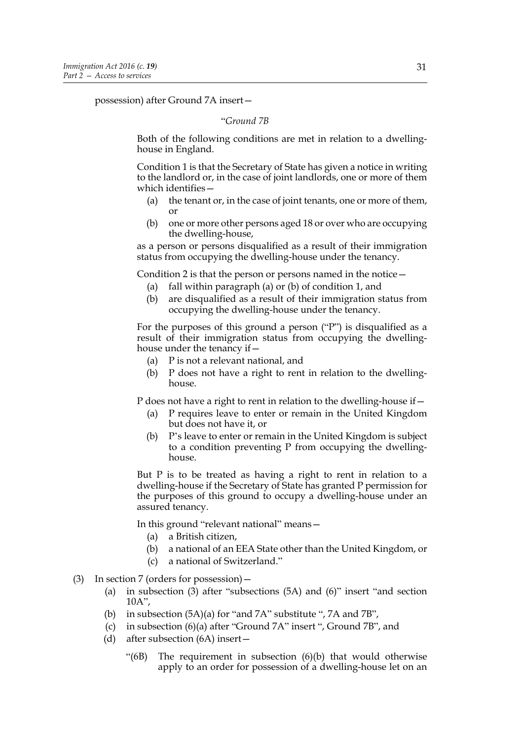possession) after Ground 7A insert—

"*Ground 7B*

Both of the following conditions are met in relation to a dwelling-house in England.

Condition 1 is that the Secretary of State has given a notice in writing to the landlord or, in the case of joint landlords, one or more of them which identifies—

- (a) the tenant or, in the case of joint tenants, one or more of them, or
- (b) one or more other persons aged 18 or over who are occupying the dwelling-house,

as a person or persons disqualified as a result of their immigration status from occupying the dwelling-house under the tenancy.

Condition 2 is that the person or persons named in the notice—

- (a) fall within paragraph (a) or (b) of condition 1, and
- (b) are disqualified as a result of their immigration status from occupying the dwelling-house under the tenancy.

For the purposes of this ground a person ("P") is disqualified as a result of their immigration status from occupying the dwelling-house under the tenancy if—

- (a) P is not a relevant national, and
- (b) P does not have a right to rent in relation to the dwelling-house.

P does not have a right to rent in relation to the dwelling-house if—

- (a) P requires leave to enter or remain in the United Kingdom but does not have it, or
- (b) P's leave to enter or remain in the United Kingdom is subject to a condition preventing P from occupying the dwelling-house.

But P is to be treated as having a right to rent in relation to a dwelling-house if the Secretary of State has granted P permission for the purposes of this ground to occupy a dwelling-house under an assured tenancy.

In this ground "relevant national" means—

- (a) a British citizen,
- (b) a national of an EEA State other than the United Kingdom, or
- (c) a national of Switzerland."

(3) In section 7 (orders for possession)—

- (a) in subsection (3) after "subsections (5A) and (6)" insert "and section 10A",
- (b) in subsection (5A)(a) for "and 7A" substitute ", 7A and 7B",
- (c) in subsection (6)(a) after "Ground 7A" insert ", Ground 7B", and
- (d) after subsection (6A) insert—

"(6B) The requirement in subsection (6)(b) that would otherwise apply to an order for possession of a dwelling-house let on an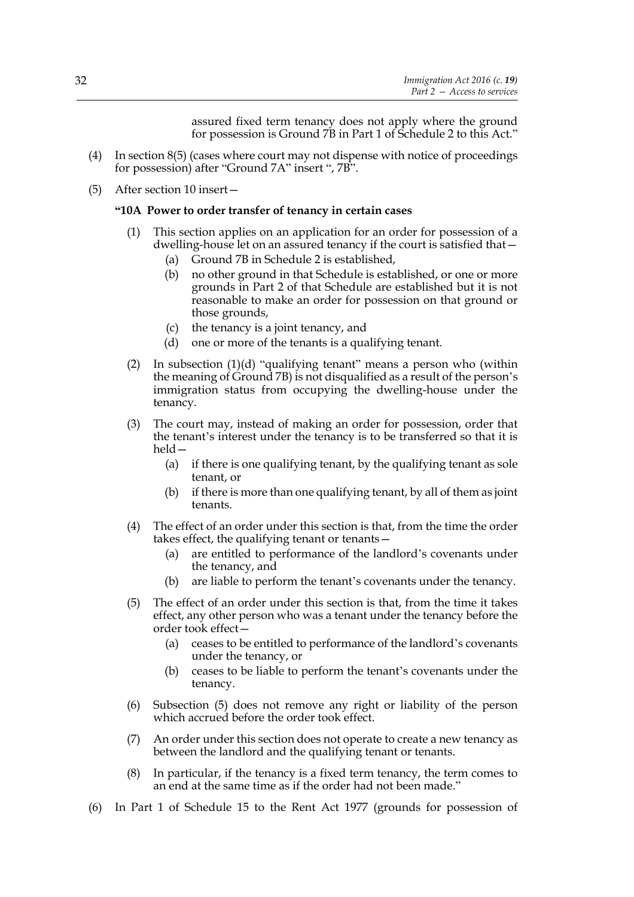assured fixed term tenancy does not apply where the ground for possession is Ground 7B in Part 1 of Schedule 2 to this Act."

(4) In section 8(5) (cases where court may not dispense with notice of proceedings for possession) after "Ground 7A" insert ", 7B".

(5) After section 10 insert—

**"10A Power to order transfer of tenancy in certain cases**

(1) This section applies on an application for an order for possession of a dwelling-house let on an assured tenancy if the court is satisfied that—

(a) Ground 7B in Schedule 2 is established,

(b) no other ground in that Schedule is established, or one or more grounds in Part 2 of that Schedule are established but it is not reasonable to make an order for possession on that ground or those grounds,

(c) the tenancy is a joint tenancy, and

(d) one or more of the tenants is a qualifying tenant.

(2) In subsection (1)(d) "qualifying tenant" means a person who (within the meaning of Ground 7B) is not disqualified as a result of the person's immigration status from occupying the dwelling-house under the tenancy.

(3) The court may, instead of making an order for possession, order that the tenant's interest under the tenancy is to be transferred so that it is held—

(a) if there is one qualifying tenant, by the qualifying tenant as sole tenant, or

(b) if there is more than one qualifying tenant, by all of them as joint tenants.

(4) The effect of an order under this section is that, from the time the order takes effect, the qualifying tenant or tenants—

(a) are entitled to performance of the landlord's covenants under the tenancy, and

(b) are liable to perform the tenant's covenants under the tenancy.

(5) The effect of an order under this section is that, from the time it takes effect, any other person who was a tenant under the tenancy before the order took effect—

(a) ceases to be entitled to performance of the landlord's covenants under the tenancy, or

(b) ceases to be liable to perform the tenant's covenants under the tenancy.

(6) Subsection (5) does not remove any right or liability of the person which accrued before the order took effect.

(7) An order under this section does not operate to create a new tenancy as between the landlord and the qualifying tenant or tenants.

(8) In particular, if the tenancy is a fixed term tenancy, the term comes to an end at the same time as if the order had not been made."

(6) In Part 1 of Schedule 15 to the Rent Act 1977 (grounds for possession of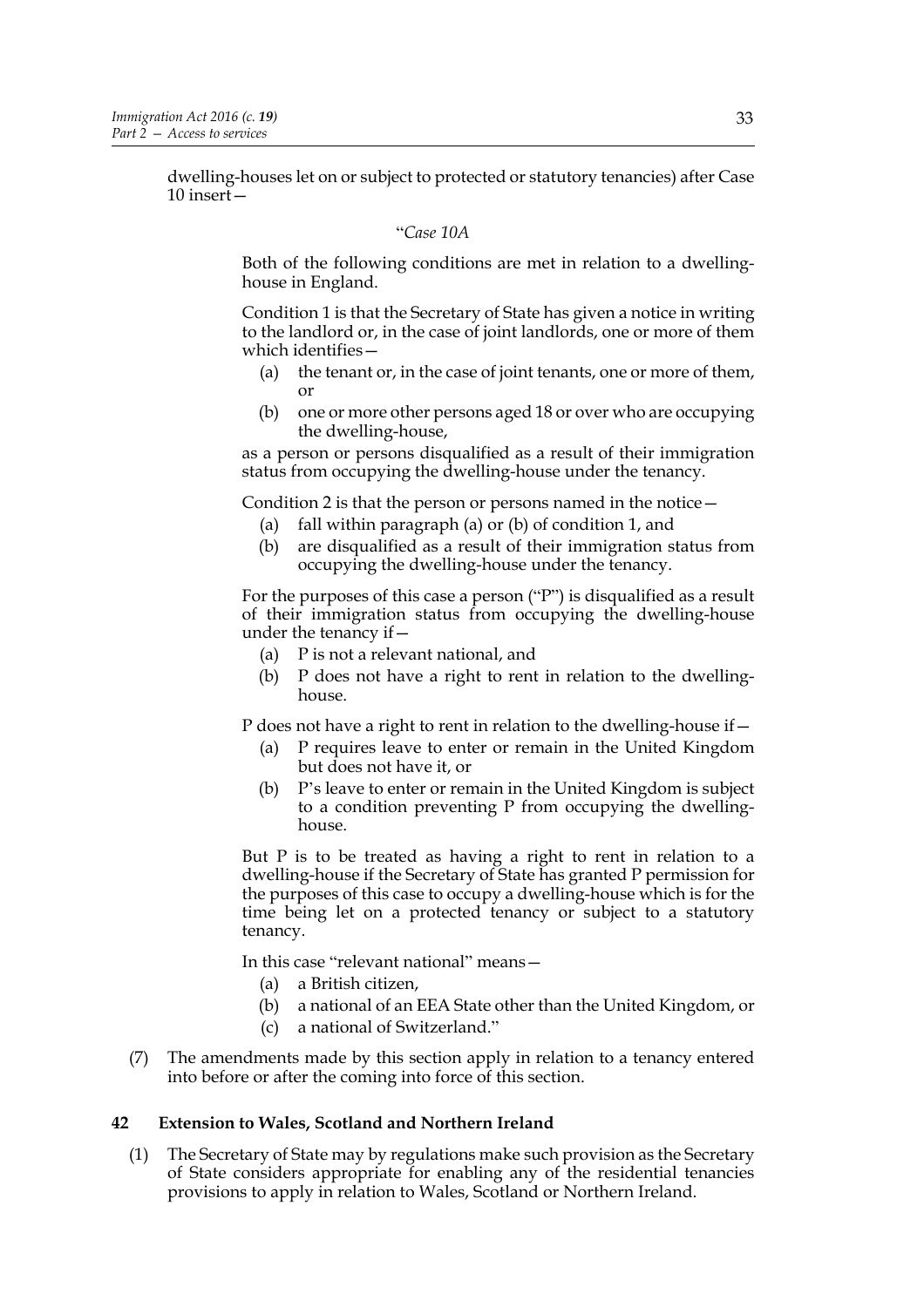dwelling-houses let on or subject to protected or statutory tenancies) after Case 10 insert—

"*Case 10A*

Both of the following conditions are met in relation to a dwelling-house in England.

Condition 1 is that the Secretary of State has given a notice in writing to the landlord or, in the case of joint landlords, one or more of them which identifies—

- (a) the tenant or, in the case of joint tenants, one or more of them, or
- (b) one or more other persons aged 18 or over who are occupying the dwelling-house,

as a person or persons disqualified as a result of their immigration status from occupying the dwelling-house under the tenancy.

Condition 2 is that the person or persons named in the notice—

- (a) fall within paragraph (a) or (b) of condition 1, and
- (b) are disqualified as a result of their immigration status from occupying the dwelling-house under the tenancy.

For the purposes of this case a person ("P") is disqualified as a result of their immigration status from occupying the dwelling-house under the tenancy if—

- (a) P is not a relevant national, and
- (b) P does not have a right to rent in relation to the dwelling-house.

P does not have a right to rent in relation to the dwelling-house if—

- (a) P requires leave to enter or remain in the United Kingdom but does not have it, or
- (b) P's leave to enter or remain in the United Kingdom is subject to a condition preventing P from occupying the dwelling-house.

But P is to be treated as having a right to rent in relation to a dwelling-house if the Secretary of State has granted P permission for the purposes of this case to occupy a dwelling-house which is for the time being let on a protected tenancy or subject to a statutory tenancy.

In this case "relevant national" means—

- (a) a British citizen,
- (b) a national of an EEA State other than the United Kingdom, or
- (c) a national of Switzerland."

(7) The amendments made by this section apply in relation to a tenancy entered into before or after the coming into force of this section.

**42 Extension to Wales, Scotland and Northern Ireland**

(1) The Secretary of State may by regulations make such provision as the Secretary of State considers appropriate for enabling any of the residential tenancies provisions to apply in relation to Wales, Scotland or Northern Ireland.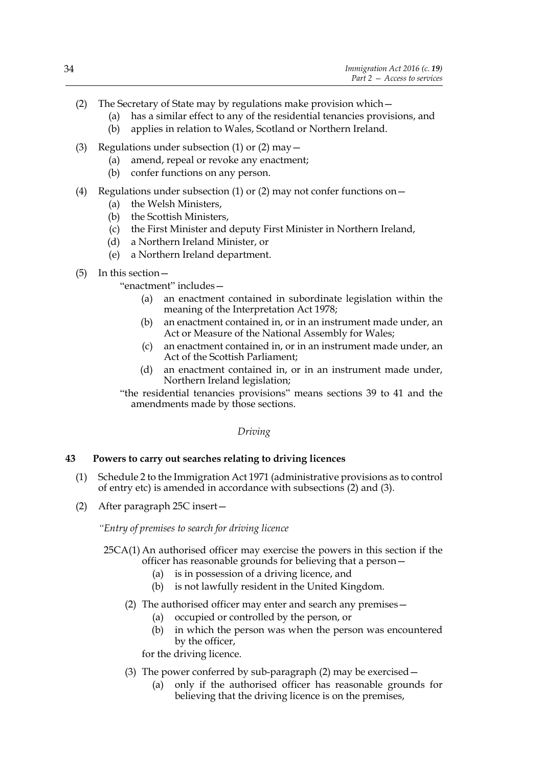(2) The Secretary of State may by regulations make provision which—

   (a) has a similar effect to any of the residential tenancies provisions, and

   (b) applies in relation to Wales, Scotland or Northern Ireland.

(3) Regulations under subsection (1) or (2) may—

   (a) amend, repeal or revoke any enactment;

   (b) confer functions on any person.

(4) Regulations under subsection (1) or (2) may not confer functions on—

   (a) the Welsh Ministers,

   (b) the Scottish Ministers,

   (c) the First Minister and deputy First Minister in Northern Ireland,

   (d) a Northern Ireland Minister, or

   (e) a Northern Ireland department.

(5) In this section—

   "enactment" includes—

   (a) an enactment contained in subordinate legislation within the meaning of the Interpretation Act 1978;

   (b) an enactment contained in, or in an instrument made under, an Act or Measure of the National Assembly for Wales;

   (c) an enactment contained in, or in an instrument made under, an Act of the Scottish Parliament;

   (d) an enactment contained in, or in an instrument made under, Northern Ireland legislation;

   "the residential tenancies provisions" means sections 39 to 41 and the amendments made by those sections.

*Driving*

**43 Powers to carry out searches relating to driving licences**

(1) Schedule 2 to the Immigration Act 1971 (administrative provisions as to control of entry etc) is amended in accordance with subsections (2) and (3).

(2) After paragraph 25C insert—

*"Entry of premises to search for driving licence*

25CA(1) An authorised officer may exercise the powers in this section if the officer has reasonable grounds for believing that a person—

   (a) is in possession of a driving licence, and

   (b) is not lawfully resident in the United Kingdom.

(2) The authorised officer may enter and search any premises—

   (a) occupied or controlled by the person, or

   (b) in which the person was when the person was encountered by the officer,

   for the driving licence.

(3) The power conferred by sub-paragraph (2) may be exercised—

   (a) only if the authorised officer has reasonable grounds for believing that the driving licence is on the premises,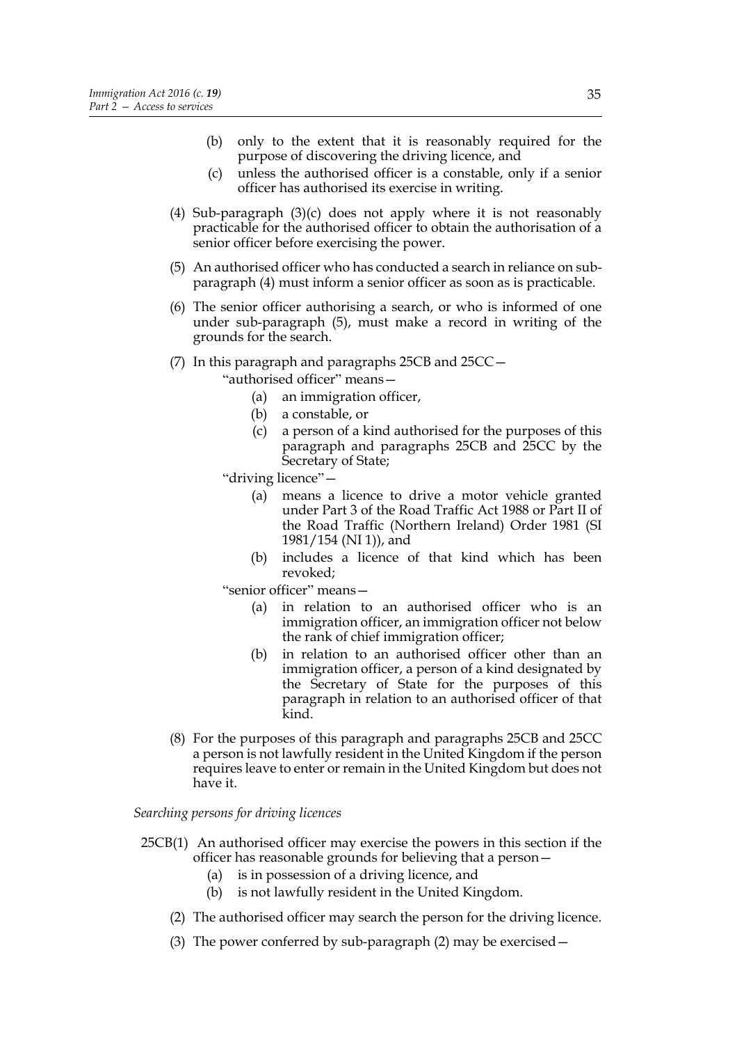(b) only to the extent that it is reasonably required for the purpose of discovering the driving licence, and

(c) unless the authorised officer is a constable, only if a senior officer has authorised its exercise in writing.

(4) Sub-paragraph (3)(c) does not apply where it is not reasonably practicable for the authorised officer to obtain the authorisation of a senior officer before exercising the power.

(5) An authorised officer who has conducted a search in reliance on sub-paragraph (4) must inform a senior officer as soon as is practicable.

(6) The senior officer authorising a search, or who is informed of one under sub-paragraph (5), must make a record in writing of the grounds for the search.

(7) In this paragraph and paragraphs 25CB and 25CC—

"authorised officer" means—

(a) an immigration officer,

(b) a constable, or

(c) a person of a kind authorised for the purposes of this paragraph and paragraphs 25CB and 25CC by the Secretary of State;

"driving licence"—

(a) means a licence to drive a motor vehicle granted under Part 3 of the Road Traffic Act 1988 or Part II of the Road Traffic (Northern Ireland) Order 1981 (SI 1981/154 (NI 1)), and

(b) includes a licence of that kind which has been revoked;

"senior officer" means—

(a) in relation to an authorised officer who is an immigration officer, an immigration officer not below the rank of chief immigration officer;

(b) in relation to an authorised officer other than an immigration officer, a person of a kind designated by the Secretary of State for the purposes of this paragraph in relation to an authorised officer of that kind.

(8) For the purposes of this paragraph and paragraphs 25CB and 25CC a person is not lawfully resident in the United Kingdom if the person requires leave to enter or remain in the United Kingdom but does not have it.

*Searching persons for driving licences*

25CB(1) An authorised officer may exercise the powers in this section if the officer has reasonable grounds for believing that a person—

(a) is in possession of a driving licence, and

(b) is not lawfully resident in the United Kingdom.

(2) The authorised officer may search the person for the driving licence.

(3) The power conferred by sub-paragraph (2) may be exercised—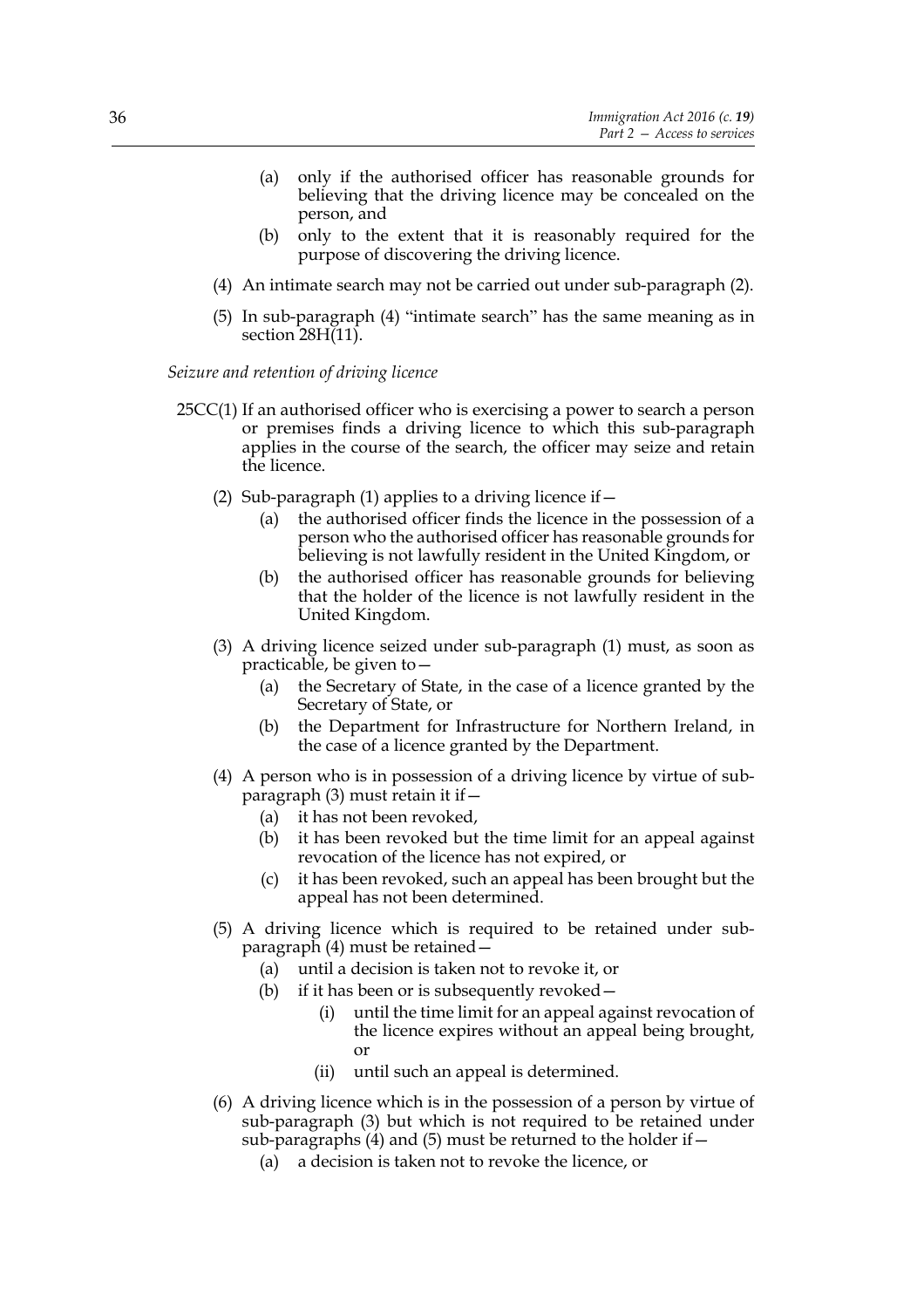(a) only if the authorised officer has reasonable grounds for believing that the driving licence may be concealed on the person, and

(b) only to the extent that it is reasonably required for the purpose of discovering the driving licence.

(4) An intimate search may not be carried out under sub-paragraph (2).

(5) In sub-paragraph (4) "intimate search" has the same meaning as in section 28H(11).

*Seizure and retention of driving licence*

25CC(1) If an authorised officer who is exercising a power to search a person or premises finds a driving licence to which this sub-paragraph applies in the course of the search, the officer may seize and retain the licence.

(2) Sub-paragraph (1) applies to a driving licence if—

(a) the authorised officer finds the licence in the possession of a person who the authorised officer has reasonable grounds for believing is not lawfully resident in the United Kingdom, or

(b) the authorised officer has reasonable grounds for believing that the holder of the licence is not lawfully resident in the United Kingdom.

(3) A driving licence seized under sub-paragraph (1) must, as soon as practicable, be given to—

(a) the Secretary of State, in the case of a licence granted by the Secretary of State, or

(b) the Department for Infrastructure for Northern Ireland, in the case of a licence granted by the Department.

(4) A person who is in possession of a driving licence by virtue of sub-paragraph (3) must retain it if—

(a) it has not been revoked,

(b) it has been revoked but the time limit for an appeal against revocation of the licence has not expired, or

(c) it has been revoked, such an appeal has been brought but the appeal has not been determined.

(5) A driving licence which is required to be retained under sub-paragraph (4) must be retained—

(a) until a decision is taken not to revoke it, or

(b) if it has been or is subsequently revoked—

(i) until the time limit for an appeal against revocation of the licence expires without an appeal being brought, or

(ii) until such an appeal is determined.

(6) A driving licence which is in the possession of a person by virtue of sub-paragraph (3) but which is not required to be retained under sub-paragraphs (4) and (5) must be returned to the holder if—

(a) a decision is taken not to revoke the licence, or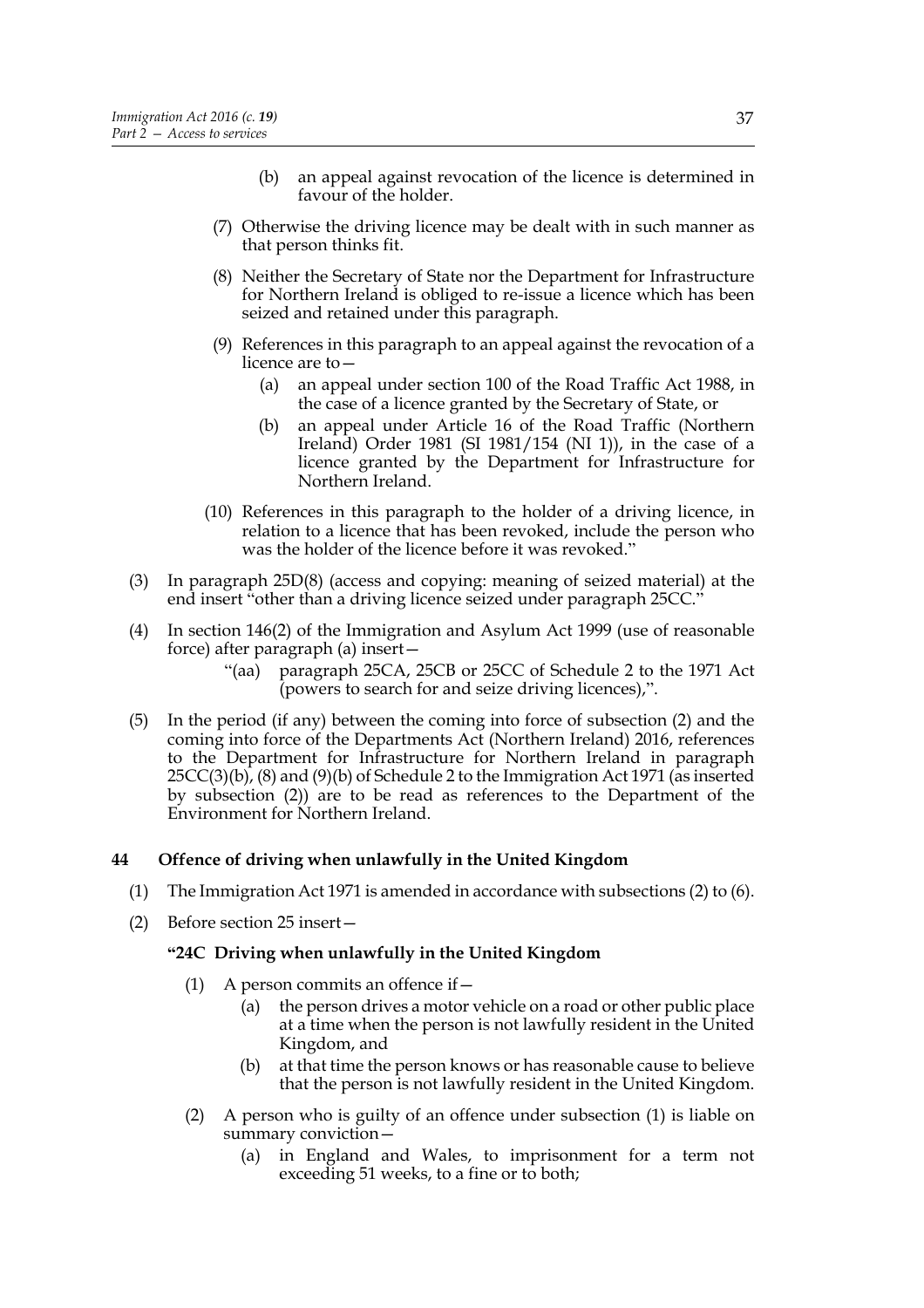(b) an appeal against revocation of the licence is determined in favour of the holder.

(7) Otherwise the driving licence may be dealt with in such manner as that person thinks fit.

(8) Neither the Secretary of State nor the Department for Infrastructure for Northern Ireland is obliged to re-issue a licence which has been seized and retained under this paragraph.

(9) References in this paragraph to an appeal against the revocation of a licence are to—

(a) an appeal under section 100 of the Road Traffic Act 1988, in the case of a licence granted by the Secretary of State, or

(b) an appeal under Article 16 of the Road Traffic (Northern Ireland) Order 1981 (SI 1981/154 (NI 1)), in the case of a licence granted by the Department for Infrastructure for Northern Ireland.

(10) References in this paragraph to the holder of a driving licence, in relation to a licence that has been revoked, include the person who was the holder of the licence before it was revoked."

(3) In paragraph 25D(8) (access and copying: meaning of seized material) at the end insert "other than a driving licence seized under paragraph 25CC."

(4) In section 146(2) of the Immigration and Asylum Act 1999 (use of reasonable force) after paragraph (a) insert—

"(aa) paragraph 25CA, 25CB or 25CC of Schedule 2 to the 1971 Act (powers to search for and seize driving licences),".

(5) In the period (if any) between the coming into force of subsection (2) and the coming into force of the Departments Act (Northern Ireland) 2016, references to the Department for Infrastructure for Northern Ireland in paragraph 25CC(3)(b), (8) and (9)(b) of Schedule 2 to the Immigration Act 1971 (as inserted by subsection (2)) are to be read as references to the Department of the Environment for Northern Ireland.

### 44 Offence of driving when unlawfully in the United Kingdom

(1) The Immigration Act 1971 is amended in accordance with subsections (2) to (6).

(2) Before section 25 insert—

**"24C Driving when unlawfully in the United Kingdom**

(1) A person commits an offence if—

(a) the person drives a motor vehicle on a road or other public place at a time when the person is not lawfully resident in the United Kingdom, and

(b) at that time the person knows or has reasonable cause to believe that the person is not lawfully resident in the United Kingdom.

(2) A person who is guilty of an offence under subsection (1) is liable on summary conviction—

(a) in England and Wales, to imprisonment for a term not exceeding 51 weeks, to a fine or to both;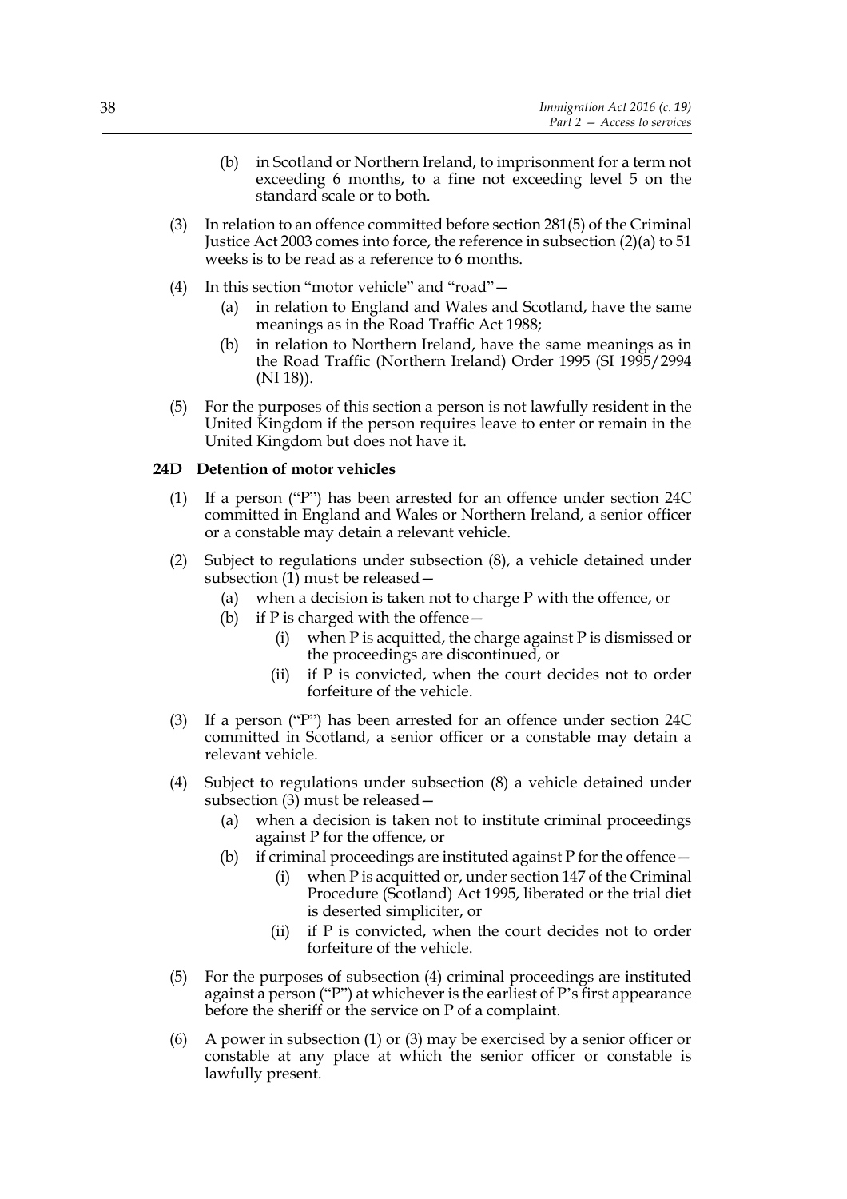(b) in Scotland or Northern Ireland, to imprisonment for a term not exceeding 6 months, to a fine not exceeding level 5 on the standard scale or to both.

(3) In relation to an offence committed before section 281(5) of the Criminal Justice Act 2003 comes into force, the reference in subsection (2)(a) to 51 weeks is to be read as a reference to 6 months.

(4) In this section "motor vehicle" and "road"—

(a) in relation to England and Wales and Scotland, have the same meanings as in the Road Traffic Act 1988;

(b) in relation to Northern Ireland, have the same meanings as in the Road Traffic (Northern Ireland) Order 1995 (SI 1995/2994 (NI 18)).

(5) For the purposes of this section a person is not lawfully resident in the United Kingdom if the person requires leave to enter or remain in the United Kingdom but does not have it.

**24D Detention of motor vehicles**

(1) If a person ("P") has been arrested for an offence under section 24C committed in England and Wales or Northern Ireland, a senior officer or a constable may detain a relevant vehicle.

(2) Subject to regulations under subsection (8), a vehicle detained under subsection (1) must be released—

(a) when a decision is taken not to charge P with the offence, or

(b) if P is charged with the offence—

(i) when P is acquitted, the charge against P is dismissed or the proceedings are discontinued, or

(ii) if P is convicted, when the court decides not to order forfeiture of the vehicle.

(3) If a person ("P") has been arrested for an offence under section 24C committed in Scotland, a senior officer or a constable may detain a relevant vehicle.

(4) Subject to regulations under subsection (8) a vehicle detained under subsection (3) must be released—

(a) when a decision is taken not to institute criminal proceedings against P for the offence, or

(b) if criminal proceedings are instituted against P for the offence—

(i) when P is acquitted or, under section 147 of the Criminal Procedure (Scotland) Act 1995, liberated or the trial diet is deserted simpliciter, or

(ii) if P is convicted, when the court decides not to order forfeiture of the vehicle.

(5) For the purposes of subsection (4) criminal proceedings are instituted against a person ("P") at whichever is the earliest of P's first appearance before the sheriff or the service on P of a complaint.

(6) A power in subsection (1) or (3) may be exercised by a senior officer or constable at any place at which the senior officer or constable is lawfully present.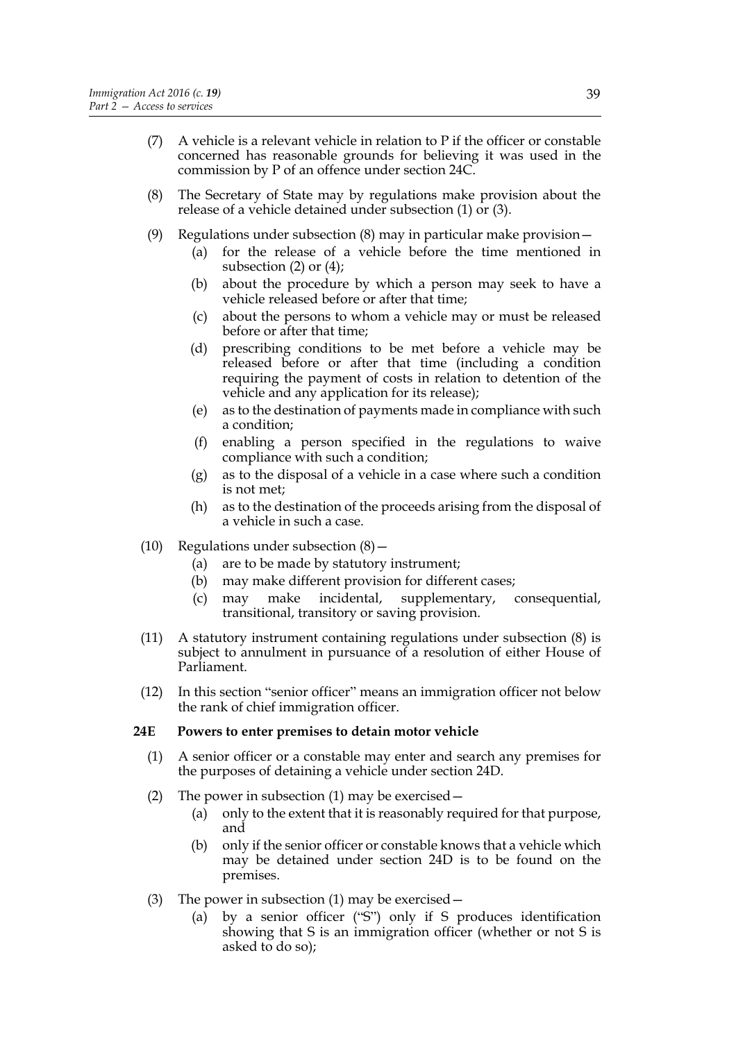(7) A vehicle is a relevant vehicle in relation to P if the officer or constable concerned has reasonable grounds for believing it was used in the commission by P of an offence under section 24C.

(8) The Secretary of State may by regulations make provision about the release of a vehicle detained under subsection (1) or (3).

(9) Regulations under subsection (8) may in particular make provision—

- (a) for the release of a vehicle before the time mentioned in subsection (2) or (4);
- (b) about the procedure by which a person may seek to have a vehicle released before or after that time;
- (c) about the persons to whom a vehicle may or must be released before or after that time;
- (d) prescribing conditions to be met before a vehicle may be released before or after that time (including a condition requiring the payment of costs in relation to detention of the vehicle and any application for its release);
- (e) as to the destination of payments made in compliance with such a condition;
- (f) enabling a person specified in the regulations to waive compliance with such a condition;
- (g) as to the disposal of a vehicle in a case where such a condition is not met;
- (h) as to the destination of the proceeds arising from the disposal of a vehicle in such a case.

(10) Regulations under subsection (8)—

- (a) are to be made by statutory instrument;
- (b) may make different provision for different cases;
- (c) may make incidental, supplementary, consequential, transitional, transitory or saving provision.

(11) A statutory instrument containing regulations under subsection (8) is subject to annulment in pursuance of a resolution of either House of Parliament.

(12) In this section "senior officer" means an immigration officer not below the rank of chief immigration officer.

**24E Powers to enter premises to detain motor vehicle**

(1) A senior officer or a constable may enter and search any premises for the purposes of detaining a vehicle under section 24D.

(2) The power in subsection (1) may be exercised—

- (a) only to the extent that it is reasonably required for that purpose, and
- (b) only if the senior officer or constable knows that a vehicle which may be detained under section 24D is to be found on the premises.

(3) The power in subsection (1) may be exercised—

- (a) by a senior officer ("S") only if S produces identification showing that S is an immigration officer (whether or not S is asked to do so);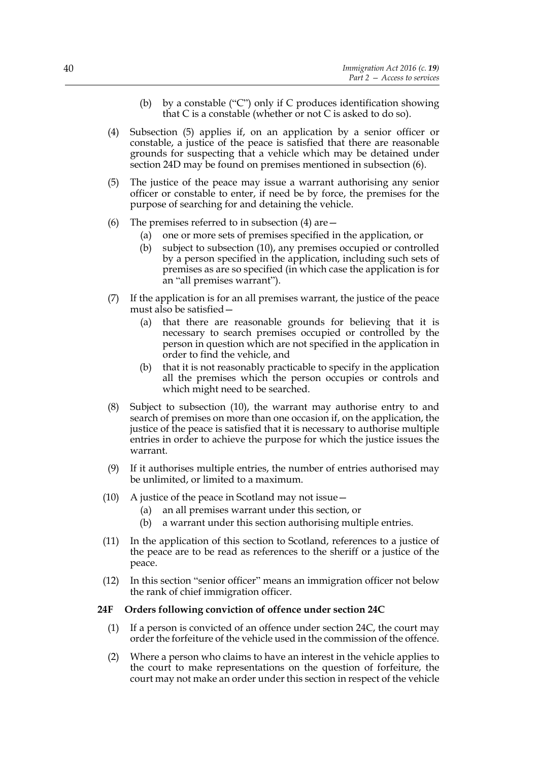(b) by a constable ("C") only if C produces identification showing that C is a constable (whether or not C is asked to do so).

(4) Subsection (5) applies if, on an application by a senior officer or constable, a justice of the peace is satisfied that there are reasonable grounds for suspecting that a vehicle which may be detained under section 24D may be found on premises mentioned in subsection (6).

(5) The justice of the peace may issue a warrant authorising any senior officer or constable to enter, if need be by force, the premises for the purpose of searching for and detaining the vehicle.

(6) The premises referred to in subsection (4) are—

(a) one or more sets of premises specified in the application, or

(b) subject to subsection (10), any premises occupied or controlled by a person specified in the application, including such sets of premises as are so specified (in which case the application is for an "all premises warrant").

(7) If the application is for an all premises warrant, the justice of the peace must also be satisfied—

(a) that there are reasonable grounds for believing that it is necessary to search premises occupied or controlled by the person in question which are not specified in the application in order to find the vehicle, and

(b) that it is not reasonably practicable to specify in the application all the premises which the person occupies or controls and which might need to be searched.

(8) Subject to subsection (10), the warrant may authorise entry to and search of premises on more than one occasion if, on the application, the justice of the peace is satisfied that it is necessary to authorise multiple entries in order to achieve the purpose for which the justice issues the warrant.

(9) If it authorises multiple entries, the number of entries authorised may be unlimited, or limited to a maximum.

(10) A justice of the peace in Scotland may not issue—

(a) an all premises warrant under this section, or

(b) a warrant under this section authorising multiple entries.

(11) In the application of this section to Scotland, references to a justice of the peace are to be read as references to the sheriff or a justice of the peace.

(12) In this section "senior officer" means an immigration officer not below the rank of chief immigration officer.

**24F Orders following conviction of offence under section 24C**

(1) If a person is convicted of an offence under section 24C, the court may order the forfeiture of the vehicle used in the commission of the offence.

(2) Where a person who claims to have an interest in the vehicle applies to the court to make representations on the question of forfeiture, the court may not make an order under this section in respect of the vehicle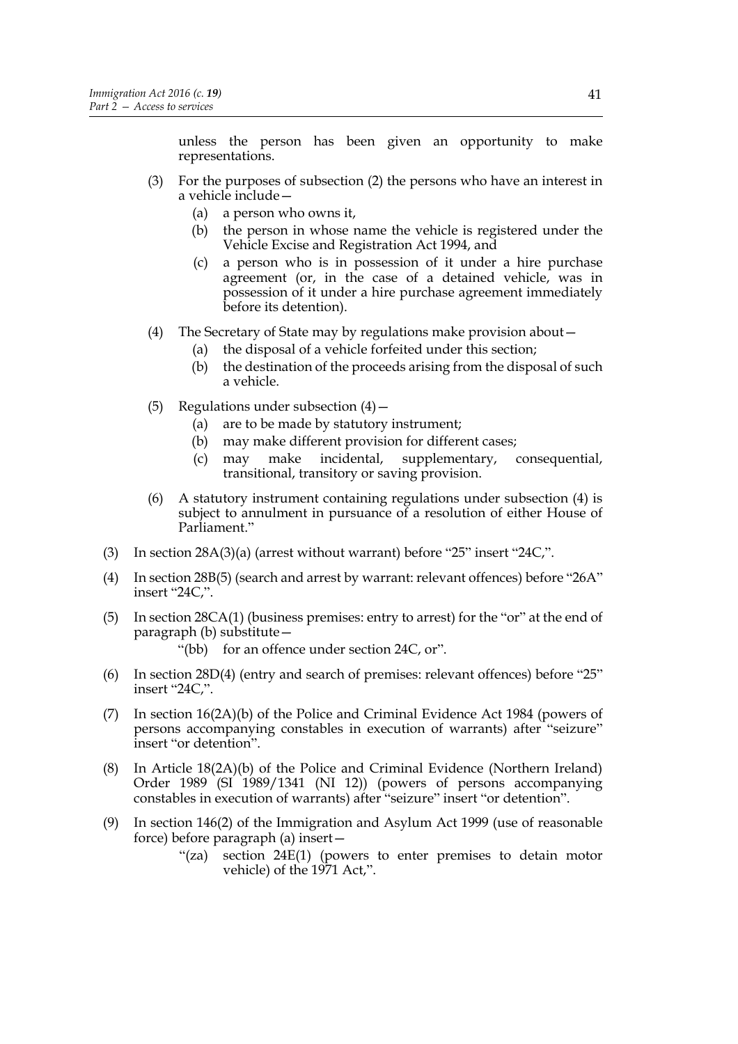unless the person has been given an opportunity to make representations.

(3) For the purposes of subsection (2) the persons who have an interest in a vehicle include—

(a) a person who owns it,

(b) the person in whose name the vehicle is registered under the Vehicle Excise and Registration Act 1994, and

(c) a person who is in possession of it under a hire purchase agreement (or, in the case of a detained vehicle, was in possession of it under a hire purchase agreement immediately before its detention).

(4) The Secretary of State may by regulations make provision about—

(a) the disposal of a vehicle forfeited under this section;

(b) the destination of the proceeds arising from the disposal of such a vehicle.

(5) Regulations under subsection (4)—

(a) are to be made by statutory instrument;

(b) may make different provision for different cases;

(c) may make incidental, supplementary, consequential, transitional, transitory or saving provision.

(6) A statutory instrument containing regulations under subsection (4) is subject to annulment in pursuance of a resolution of either House of Parliament."

(3) In section 28A(3)(a) (arrest without warrant) before "25" insert "24C,".

(4) In section 28B(5) (search and arrest by warrant: relevant offences) before "26A" insert "24C,".

(5) In section 28CA(1) (business premises: entry to arrest) for the "or" at the end of paragraph (b) substitute—

"(bb) for an offence under section 24C, or".

(6) In section 28D(4) (entry and search of premises: relevant offences) before "25" insert "24C,".

(7) In section 16(2A)(b) of the Police and Criminal Evidence Act 1984 (powers of persons accompanying constables in execution of warrants) after "seizure" insert "or detention".

(8) In Article 18(2A)(b) of the Police and Criminal Evidence (Northern Ireland) Order 1989 (SI 1989/1341 (NI 12)) (powers of persons accompanying constables in execution of warrants) after "seizure" insert "or detention".

(9) In section 146(2) of the Immigration and Asylum Act 1999 (use of reasonable force) before paragraph (a) insert—

"(za) section 24E(1) (powers to enter premises to detain motor vehicle) of the 1971 Act,".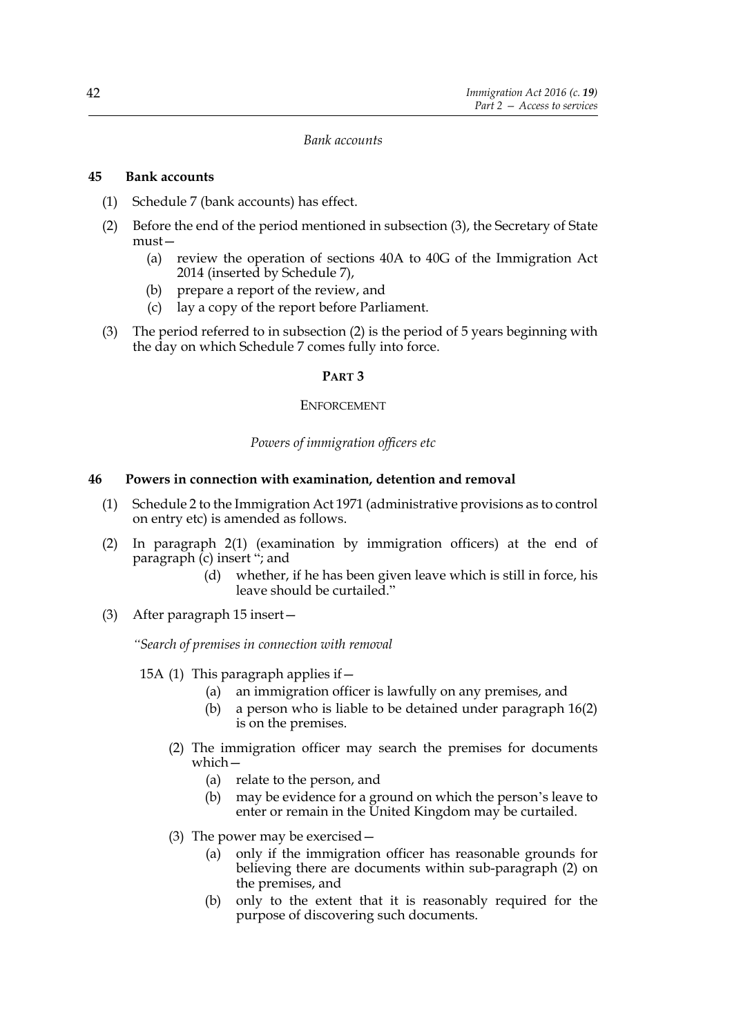*Bank accounts*

**45 Bank accounts**

(1) Schedule 7 (bank accounts) has effect.

(2) Before the end of the period mentioned in subsection (3), the Secretary of State must—

  (a) review the operation of sections 40A to 40G of the Immigration Act 2014 (inserted by Schedule 7),

  (b) prepare a report of the review, and

  (c) lay a copy of the report before Parliament.

(3) The period referred to in subsection (2) is the period of 5 years beginning with the day on which Schedule 7 comes fully into force.

## PART 3

## ENFORCEMENT

*Powers of immigration officers etc*

**46 Powers in connection with examination, detention and removal**

(1) Schedule 2 to the Immigration Act 1971 (administrative provisions as to control on entry etc) is amended as follows.

(2) In paragraph 2(1) (examination by immigration officers) at the end of paragraph (c) insert "; and

  (d) whether, if he has been given leave which is still in force, his leave should be curtailed."

(3) After paragraph 15 insert—

*"Search of premises in connection with removal*

15A (1) This paragraph applies if—

  (a) an immigration officer is lawfully on any premises, and

  (b) a person who is liable to be detained under paragraph 16(2) is on the premises.

(2) The immigration officer may search the premises for documents which—

  (a) relate to the person, and

  (b) may be evidence for a ground on which the person's leave to enter or remain in the United Kingdom may be curtailed.

(3) The power may be exercised—

  (a) only if the immigration officer has reasonable grounds for believing there are documents within sub-paragraph (2) on the premises, and

  (b) only to the extent that it is reasonably required for the purpose of discovering such documents.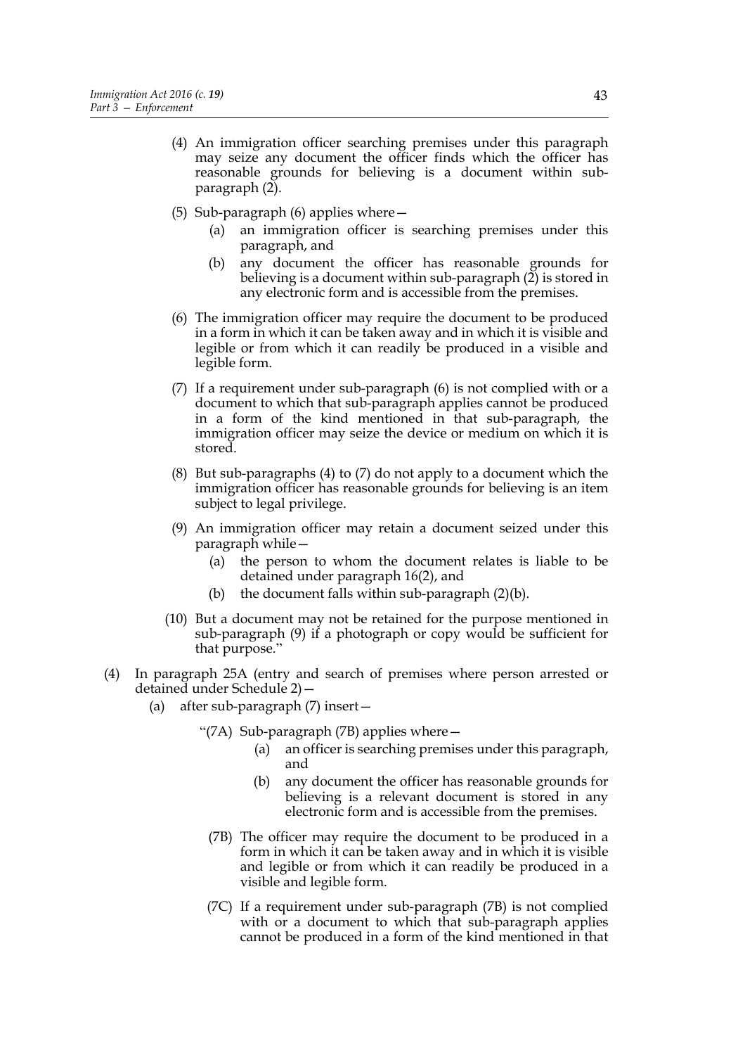(4) An immigration officer searching premises under this paragraph may seize any document the officer finds which the officer has reasonable grounds for believing is a document within sub-paragraph (2).

(5) Sub-paragraph (6) applies where—

(a) an immigration officer is searching premises under this paragraph, and

(b) any document the officer has reasonable grounds for believing is a document within sub-paragraph (2) is stored in any electronic form and is accessible from the premises.

(6) The immigration officer may require the document to be produced in a form in which it can be taken away and in which it is visible and legible or from which it can readily be produced in a visible and legible form.

(7) If a requirement under sub-paragraph (6) is not complied with or a document to which that sub-paragraph applies cannot be produced in a form of the kind mentioned in that sub-paragraph, the immigration officer may seize the device or medium on which it is stored.

(8) But sub-paragraphs (4) to (7) do not apply to a document which the immigration officer has reasonable grounds for believing is an item subject to legal privilege.

(9) An immigration officer may retain a document seized under this paragraph while—

(a) the person to whom the document relates is liable to be detained under paragraph 16(2), and

(b) the document falls within sub-paragraph (2)(b).

(10) But a document may not be retained for the purpose mentioned in sub-paragraph (9) if a photograph or copy would be sufficient for that purpose."

(4) In paragraph 25A (entry and search of premises where person arrested or detained under Schedule 2)—

(a) after sub-paragraph (7) insert—

"(7A) Sub-paragraph (7B) applies where—

(a) an officer is searching premises under this paragraph, and

(b) any document the officer has reasonable grounds for believing is a relevant document is stored in any electronic form and is accessible from the premises.

(7B) The officer may require the document to be produced in a form in which it can be taken away and in which it is visible and legible or from which it can readily be produced in a visible and legible form.

(7C) If a requirement under sub-paragraph (7B) is not complied with or a document to which that sub-paragraph applies cannot be produced in a form of the kind mentioned in that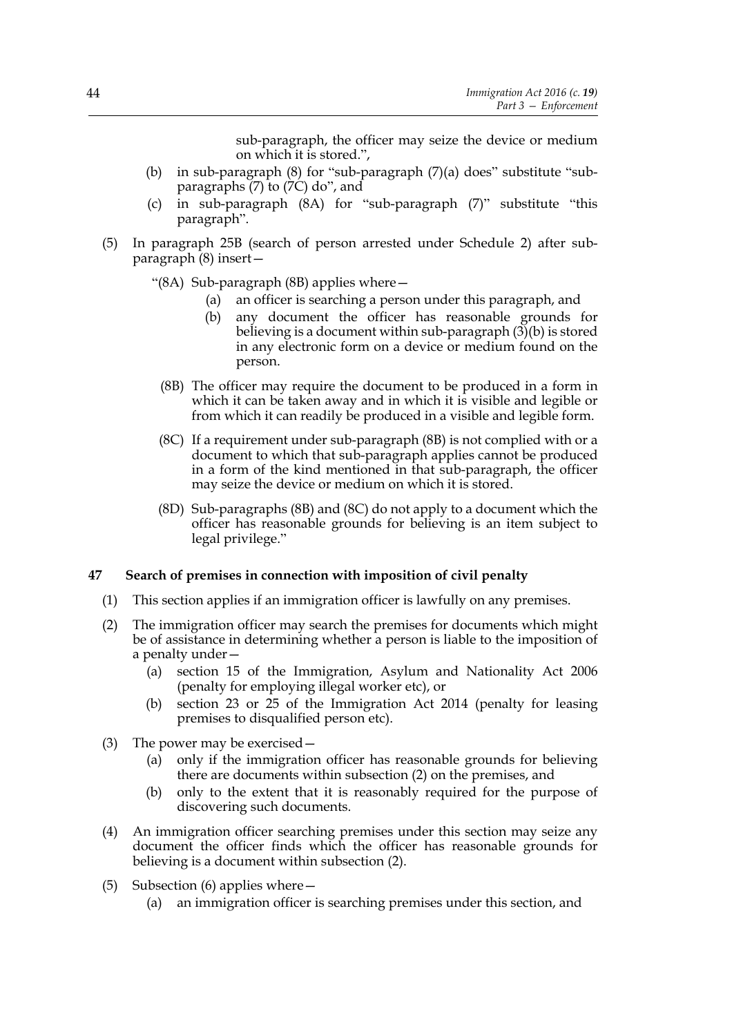sub-paragraph, the officer may seize the device or medium on which it is stored.",

(b) in sub-paragraph (8) for "sub-paragraph (7)(a) does" substitute "sub-paragraphs (7) to (7C) do", and

(c) in sub-paragraph (8A) for "sub-paragraph (7)" substitute "this paragraph".

(5) In paragraph 25B (search of person arrested under Schedule 2) after sub-paragraph (8) insert—

"(8A) Sub-paragraph (8B) applies where—

(a) an officer is searching a person under this paragraph, and

(b) any document the officer has reasonable grounds for believing is a document within sub-paragraph (3)(b) is stored in any electronic form on a device or medium found on the person.

(8B) The officer may require the document to be produced in a form in which it can be taken away and in which it is visible and legible or from which it can readily be produced in a visible and legible form.

(8C) If a requirement under sub-paragraph (8B) is not complied with or a document to which that sub-paragraph applies cannot be produced in a form of the kind mentioned in that sub-paragraph, the officer may seize the device or medium on which it is stored.

(8D) Sub-paragraphs (8B) and (8C) do not apply to a document which the officer has reasonable grounds for believing is an item subject to legal privilege."

**47 Search of premises in connection with imposition of civil penalty**

(1) This section applies if an immigration officer is lawfully on any premises.

(2) The immigration officer may search the premises for documents which might be of assistance in determining whether a person is liable to the imposition of a penalty under—

(a) section 15 of the Immigration, Asylum and Nationality Act 2006 (penalty for employing illegal worker etc), or

(b) section 23 or 25 of the Immigration Act 2014 (penalty for leasing premises to disqualified person etc).

(3) The power may be exercised—

(a) only if the immigration officer has reasonable grounds for believing there are documents within subsection (2) on the premises, and

(b) only to the extent that it is reasonably required for the purpose of discovering such documents.

(4) An immigration officer searching premises under this section may seize any document the officer finds which the officer has reasonable grounds for believing is a document within subsection (2).

(5) Subsection (6) applies where—

(a) an immigration officer is searching premises under this section, and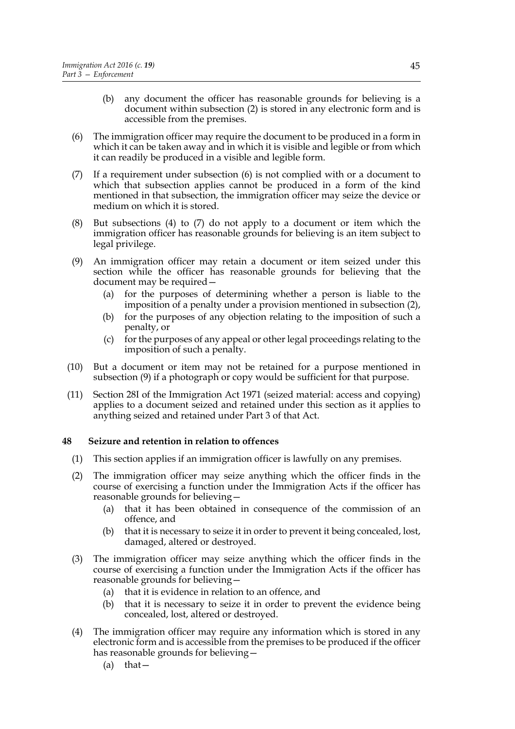(b) any document the officer has reasonable grounds for believing is a document within subsection (2) is stored in any electronic form and is accessible from the premises.

(6) The immigration officer may require the document to be produced in a form in which it can be taken away and in which it is visible and legible or from which it can readily be produced in a visible and legible form.

(7) If a requirement under subsection (6) is not complied with or a document to which that subsection applies cannot be produced in a form of the kind mentioned in that subsection, the immigration officer may seize the device or medium on which it is stored.

(8) But subsections (4) to (7) do not apply to a document or item which the immigration officer has reasonable grounds for believing is an item subject to legal privilege.

(9) An immigration officer may retain a document or item seized under this section while the officer has reasonable grounds for believing that the document may be required—

- (a) for the purposes of determining whether a person is liable to the imposition of a penalty under a provision mentioned in subsection (2),
- (b) for the purposes of any objection relating to the imposition of such a penalty, or
- (c) for the purposes of any appeal or other legal proceedings relating to the imposition of such a penalty.

(10) But a document or item may not be retained for a purpose mentioned in subsection (9) if a photograph or copy would be sufficient for that purpose.

(11) Section 28I of the Immigration Act 1971 (seized material: access and copying) applies to a document seized and retained under this section as it applies to anything seized and retained under Part 3 of that Act.

**48 Seizure and retention in relation to offences**

(1) This section applies if an immigration officer is lawfully on any premises.

(2) The immigration officer may seize anything which the officer finds in the course of exercising a function under the Immigration Acts if the officer has reasonable grounds for believing—

- (a) that it has been obtained in consequence of the commission of an offence, and
- (b) that it is necessary to seize it in order to prevent it being concealed, lost, damaged, altered or destroyed.

(3) The immigration officer may seize anything which the officer finds in the course of exercising a function under the Immigration Acts if the officer has reasonable grounds for believing—

- (a) that it is evidence in relation to an offence, and
- (b) that it is necessary to seize it in order to prevent the evidence being concealed, lost, altered or destroyed.

(4) The immigration officer may require any information which is stored in any electronic form and is accessible from the premises to be produced if the officer has reasonable grounds for believing—

- (a) that—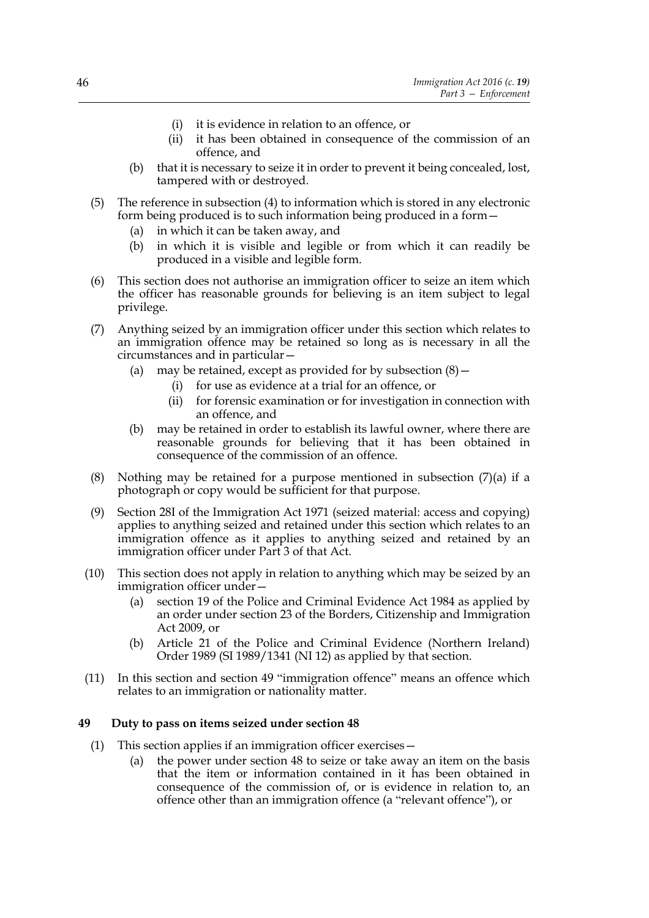(i) it is evidence in relation to an offence, or

(ii) it has been obtained in consequence of the commission of an offence, and

(b) that it is necessary to seize it in order to prevent it being concealed, lost, tampered with or destroyed.

(5) The reference in subsection (4) to information which is stored in any electronic form being produced is to such information being produced in a form—

(a) in which it can be taken away, and

(b) in which it is visible and legible or from which it can readily be produced in a visible and legible form.

(6) This section does not authorise an immigration officer to seize an item which the officer has reasonable grounds for believing is an item subject to legal privilege.

(7) Anything seized by an immigration officer under this section which relates to an immigration offence may be retained so long as is necessary in all the circumstances and in particular—

(a) may be retained, except as provided for by subsection (8)—

(i) for use as evidence at a trial for an offence, or

(ii) for forensic examination or for investigation in connection with an offence, and

(b) may be retained in order to establish its lawful owner, where there are reasonable grounds for believing that it has been obtained in consequence of the commission of an offence.

(8) Nothing may be retained for a purpose mentioned in subsection (7)(a) if a photograph or copy would be sufficient for that purpose.

(9) Section 28I of the Immigration Act 1971 (seized material: access and copying) applies to anything seized and retained under this section which relates to an immigration offence as it applies to anything seized and retained by an immigration officer under Part 3 of that Act.

(10) This section does not apply in relation to anything which may be seized by an immigration officer under—

(a) section 19 of the Police and Criminal Evidence Act 1984 as applied by an order under section 23 of the Borders, Citizenship and Immigration Act 2009, or

(b) Article 21 of the Police and Criminal Evidence (Northern Ireland) Order 1989 (SI 1989/1341 (NI 12)) as applied by that section.

(11) In this section and section 49 "immigration offence" means an offence which relates to an immigration or nationality matter.

**49 Duty to pass on items seized under section 48**

(1) This section applies if an immigration officer exercises—

(a) the power under section 48 to seize or take away an item on the basis that the item or information contained in it has been obtained in consequence of the commission of, or is evidence in relation to, an offence other than an immigration offence (a "relevant offence"), or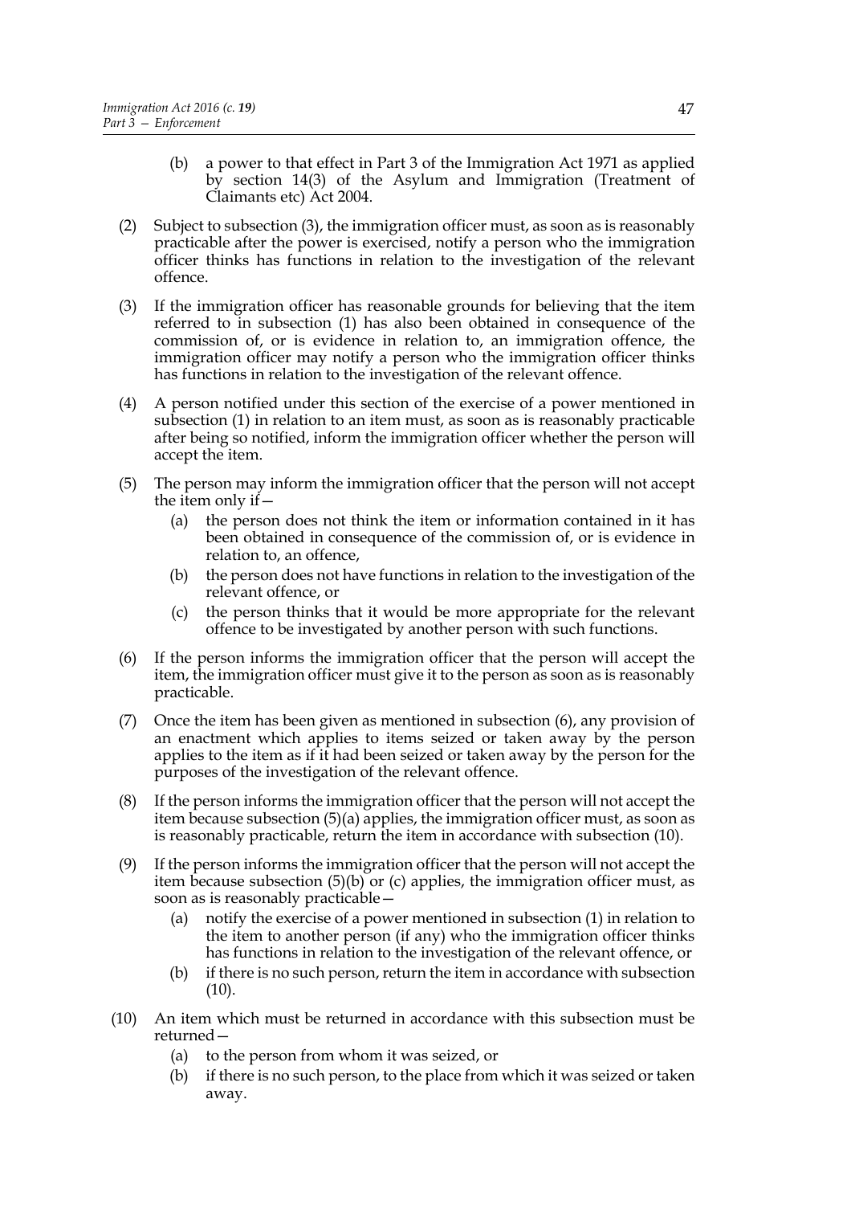(b) a power to that effect in Part 3 of the Immigration Act 1971 as applied by section 14(3) of the Asylum and Immigration (Treatment of Claimants etc) Act 2004.

(2) Subject to subsection (3), the immigration officer must, as soon as is reasonably practicable after the power is exercised, notify a person who the immigration officer thinks has functions in relation to the investigation of the relevant offence.

(3) If the immigration officer has reasonable grounds for believing that the item referred to in subsection (1) has also been obtained in consequence of the commission of, or is evidence in relation to, an immigration offence, the immigration officer may notify a person who the immigration officer thinks has functions in relation to the investigation of the relevant offence.

(4) A person notified under this section of the exercise of a power mentioned in subsection (1) in relation to an item must, as soon as is reasonably practicable after being so notified, inform the immigration officer whether the person will accept the item.

(5) The person may inform the immigration officer that the person will not accept the item only if—

(a) the person does not think the item or information contained in it has been obtained in consequence of the commission of, or is evidence in relation to, an offence,

(b) the person does not have functions in relation to the investigation of the relevant offence, or

(c) the person thinks that it would be more appropriate for the relevant offence to be investigated by another person with such functions.

(6) If the person informs the immigration officer that the person will accept the item, the immigration officer must give it to the person as soon as is reasonably practicable.

(7) Once the item has been given as mentioned in subsection (6), any provision of an enactment which applies to items seized or taken away by the person applies to the item as if it had been seized or taken away by the person for the purposes of the investigation of the relevant offence.

(8) If the person informs the immigration officer that the person will not accept the item because subsection (5)(a) applies, the immigration officer must, as soon as is reasonably practicable, return the item in accordance with subsection (10).

(9) If the person informs the immigration officer that the person will not accept the item because subsection (5)(b) or (c) applies, the immigration officer must, as soon as is reasonably practicable—

(a) notify the exercise of a power mentioned in subsection (1) in relation to the item to another person (if any) who the immigration officer thinks has functions in relation to the investigation of the relevant offence, or

(b) if there is no such person, return the item in accordance with subsection (10).

(10) An item which must be returned in accordance with this subsection must be returned—

(a) to the person from whom it was seized, or

(b) if there is no such person, to the place from which it was seized or taken away.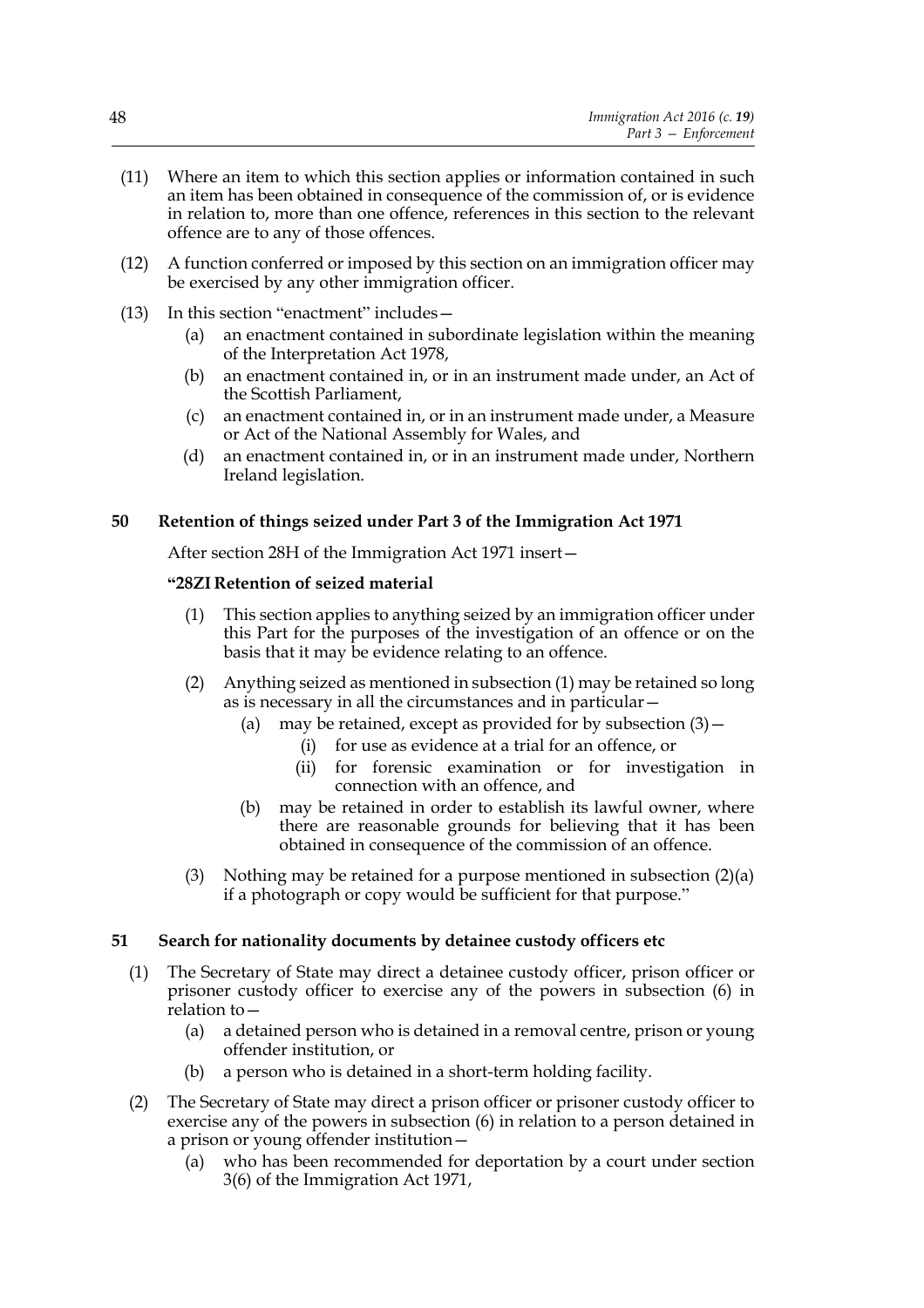(11) Where an item to which this section applies or information contained in such an item has been obtained in consequence of the commission of, or is evidence in relation to, more than one offence, references in this section to the relevant offence are to any of those offences.

(12) A function conferred or imposed by this section on an immigration officer may be exercised by any other immigration officer.

(13) In this section "enactment" includes—

  (a) an enactment contained in subordinate legislation within the meaning of the Interpretation Act 1978,

  (b) an enactment contained in, or in an instrument made under, an Act of the Scottish Parliament,

  (c) an enactment contained in, or in an instrument made under, a Measure or Act of the National Assembly for Wales, and

  (d) an enactment contained in, or in an instrument made under, Northern Ireland legislation.

### 50 Retention of things seized under Part 3 of the Immigration Act 1971

After section 28H of the Immigration Act 1971 insert—

**"28ZI Retention of seized material**

(1) This section applies to anything seized by an immigration officer under this Part for the purposes of the investigation of an offence or on the basis that it may be evidence relating to an offence.

(2) Anything seized as mentioned in subsection (1) may be retained so long as is necessary in all the circumstances and in particular—

  (a) may be retained, except as provided for by subsection (3)—

    (i) for use as evidence at a trial for an offence, or

    (ii) for forensic examination or for investigation in connection with an offence, and

  (b) may be retained in order to establish its lawful owner, where there are reasonable grounds for believing that it has been obtained in consequence of the commission of an offence.

(3) Nothing may be retained for a purpose mentioned in subsection (2)(a) if a photograph or copy would be sufficient for that purpose."

### 51 Search for nationality documents by detainee custody officers etc

(1) The Secretary of State may direct a detainee custody officer, prison officer or prisoner custody officer to exercise any of the powers in subsection (6) in relation to—

  (a) a detained person who is detained in a removal centre, prison or young offender institution, or

  (b) a person who is detained in a short-term holding facility.

(2) The Secretary of State may direct a prison officer or prisoner custody officer to exercise any of the powers in subsection (6) in relation to a person detained in a prison or young offender institution—

  (a) who has been recommended for deportation by a court under section 3(6) of the Immigration Act 1971,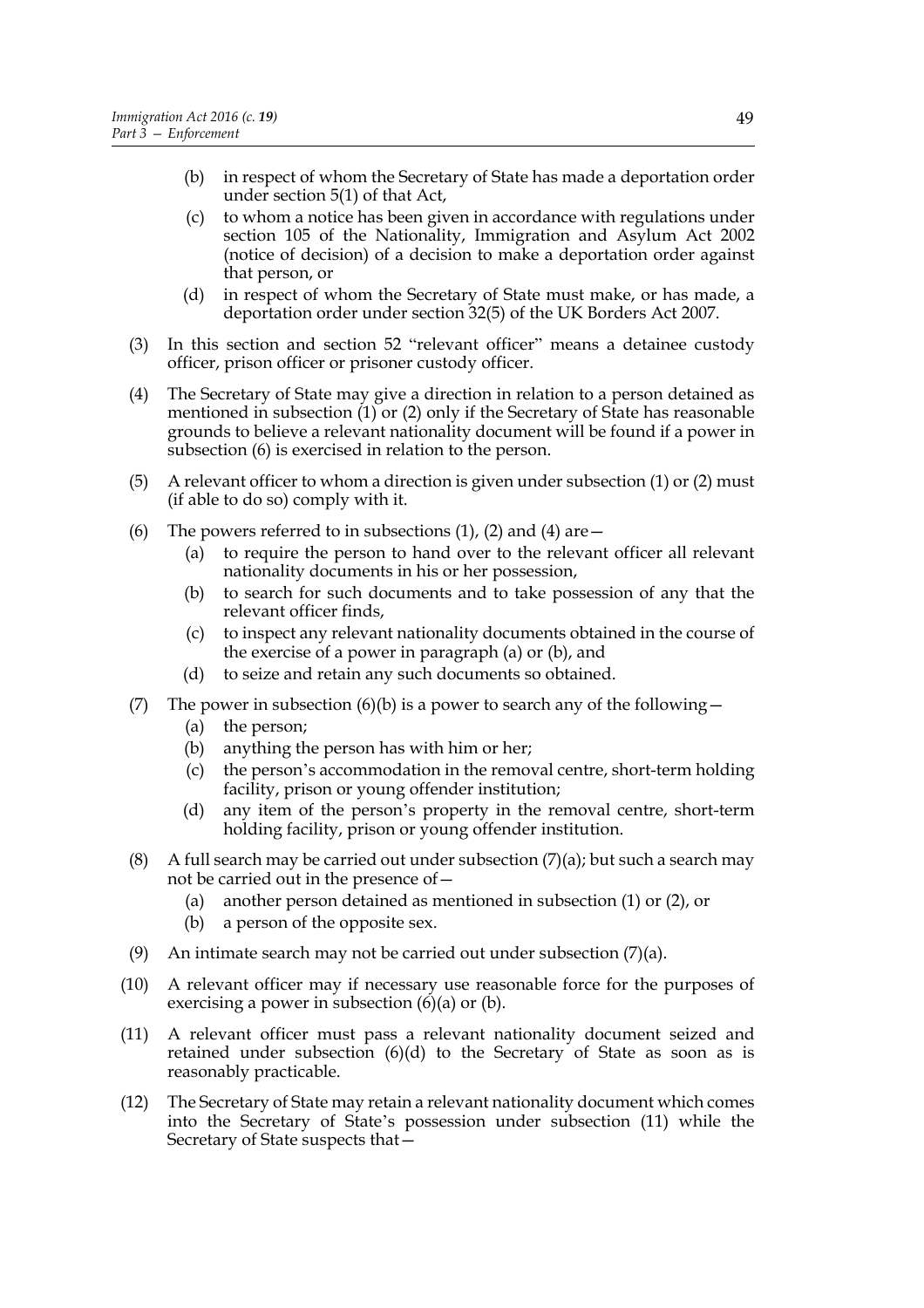(b) in respect of whom the Secretary of State has made a deportation order under section 5(1) of that Act,

(c) to whom a notice has been given in accordance with regulations under section 105 of the Nationality, Immigration and Asylum Act 2002 (notice of decision) of a decision to make a deportation order against that person, or

(d) in respect of whom the Secretary of State must make, or has made, a deportation order under section 32(5) of the UK Borders Act 2007.

(3) In this section and section 52 "relevant officer" means a detainee custody officer, prison officer or prisoner custody officer.

(4) The Secretary of State may give a direction in relation to a person detained as mentioned in subsection (1) or (2) only if the Secretary of State has reasonable grounds to believe a relevant nationality document will be found if a power in subsection (6) is exercised in relation to the person.

(5) A relevant officer to whom a direction is given under subsection (1) or (2) must (if able to do so) comply with it.

(6) The powers referred to in subsections (1), (2) and (4) are—

(a) to require the person to hand over to the relevant officer all relevant nationality documents in his or her possession,

(b) to search for such documents and to take possession of any that the relevant officer finds,

(c) to inspect any relevant nationality documents obtained in the course of the exercise of a power in paragraph (a) or (b), and

(d) to seize and retain any such documents so obtained.

(7) The power in subsection (6)(b) is a power to search any of the following—

(a) the person;

(b) anything the person has with him or her;

(c) the person's accommodation in the removal centre, short-term holding facility, prison or young offender institution;

(d) any item of the person's property in the removal centre, short-term holding facility, prison or young offender institution.

(8) A full search may be carried out under subsection (7)(a); but such a search may not be carried out in the presence of—

(a) another person detained as mentioned in subsection (1) or (2), or

(b) a person of the opposite sex.

(9) An intimate search may not be carried out under subsection (7)(a).

(10) A relevant officer may if necessary use reasonable force for the purposes of exercising a power in subsection (6)(a) or (b).

(11) A relevant officer must pass a relevant nationality document seized and retained under subsection (6)(d) to the Secretary of State as soon as is reasonably practicable.

(12) The Secretary of State may retain a relevant nationality document which comes into the Secretary of State's possession under subsection (11) while the Secretary of State suspects that—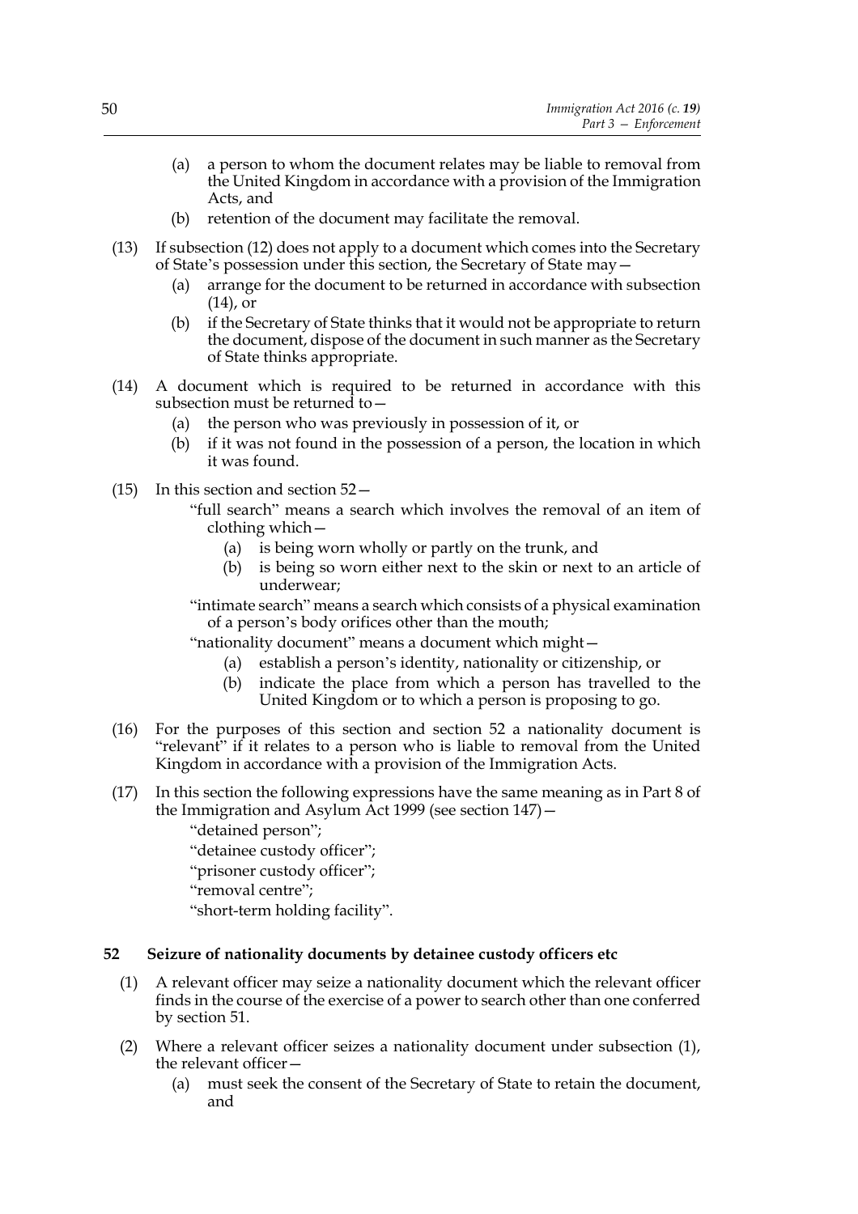(a) a person to whom the document relates may be liable to removal from the United Kingdom in accordance with a provision of the Immigration Acts, and

(b) retention of the document may facilitate the removal.

(13) If subsection (12) does not apply to a document which comes into the Secretary of State's possession under this section, the Secretary of State may—

(a) arrange for the document to be returned in accordance with subsection (14), or

(b) if the Secretary of State thinks that it would not be appropriate to return the document, dispose of the document in such manner as the Secretary of State thinks appropriate.

(14) A document which is required to be returned in accordance with this subsection must be returned to—

(a) the person who was previously in possession of it, or

(b) if it was not found in the possession of a person, the location in which it was found.

(15) In this section and section 52—

"full search" means a search which involves the removal of an item of clothing which—

(a) is being worn wholly or partly on the trunk, and

(b) is being so worn either next to the skin or next to an article of underwear;

"intimate search" means a search which consists of a physical examination of a person's body orifices other than the mouth;

"nationality document" means a document which might—

(a) establish a person's identity, nationality or citizenship, or

(b) indicate the place from which a person has travelled to the United Kingdom or to which a person is proposing to go.

(16) For the purposes of this section and section 52 a nationality document is "relevant" if it relates to a person who is liable to removal from the United Kingdom in accordance with a provision of the Immigration Acts.

(17) In this section the following expressions have the same meaning as in Part 8 of the Immigration and Asylum Act 1999 (see section 147)—

"detained person";

"detainee custody officer";

"prisoner custody officer";

"removal centre";

"short-term holding facility".

**52 Seizure of nationality documents by detainee custody officers etc**

(1) A relevant officer may seize a nationality document which the relevant officer finds in the course of the exercise of a power to search other than one conferred by section 51.

(2) Where a relevant officer seizes a nationality document under subsection (1), the relevant officer—

(a) must seek the consent of the Secretary of State to retain the document, and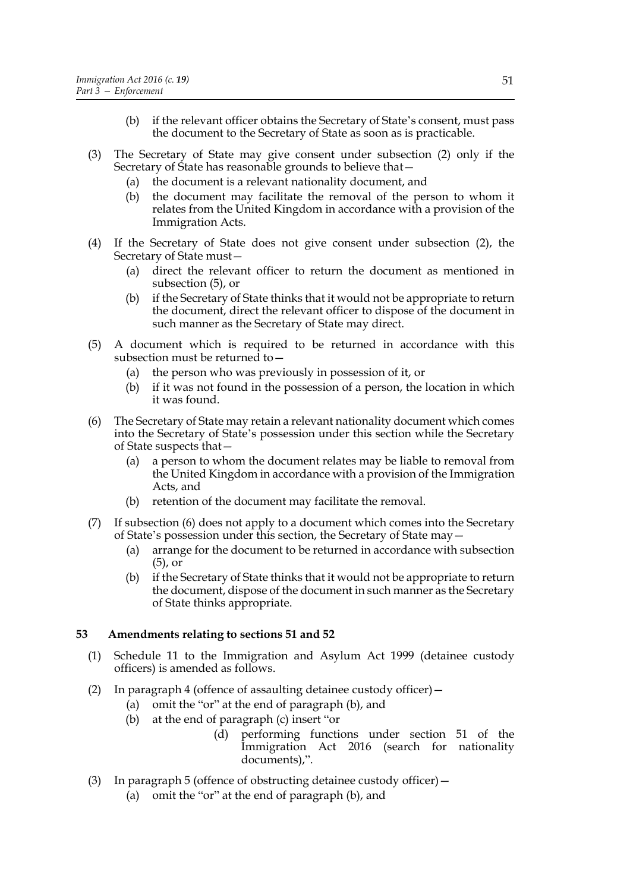(b) if the relevant officer obtains the Secretary of State's consent, must pass the document to the Secretary of State as soon as is practicable.

(3) The Secretary of State may give consent under subsection (2) only if the Secretary of State has reasonable grounds to believe that—

(a) the document is a relevant nationality document, and

(b) the document may facilitate the removal of the person to whom it relates from the United Kingdom in accordance with a provision of the Immigration Acts.

(4) If the Secretary of State does not give consent under subsection (2), the Secretary of State must—

(a) direct the relevant officer to return the document as mentioned in subsection (5), or

(b) if the Secretary of State thinks that it would not be appropriate to return the document, direct the relevant officer to dispose of the document in such manner as the Secretary of State may direct.

(5) A document which is required to be returned in accordance with this subsection must be returned to—

(a) the person who was previously in possession of it, or

(b) if it was not found in the possession of a person, the location in which it was found.

(6) The Secretary of State may retain a relevant nationality document which comes into the Secretary of State's possession under this section while the Secretary of State suspects that—

(a) a person to whom the document relates may be liable to removal from the United Kingdom in accordance with a provision of the Immigration Acts, and

(b) retention of the document may facilitate the removal.

(7) If subsection (6) does not apply to a document which comes into the Secretary of State's possession under this section, the Secretary of State may—

(a) arrange for the document to be returned in accordance with subsection (5), or

(b) if the Secretary of State thinks that it would not be appropriate to return the document, dispose of the document in such manner as the Secretary of State thinks appropriate.

**53 Amendments relating to sections 51 and 52**

(1) Schedule 11 to the Immigration and Asylum Act 1999 (detainee custody officers) is amended as follows.

(2) In paragraph 4 (offence of assaulting detainee custody officer)—

(a) omit the "or" at the end of paragraph (b), and

(b) at the end of paragraph (c) insert "or

(d) performing functions under section 51 of the Immigration Act 2016 (search for nationality documents),".

(3) In paragraph 5 (offence of obstructing detainee custody officer)—

(a) omit the "or" at the end of paragraph (b), and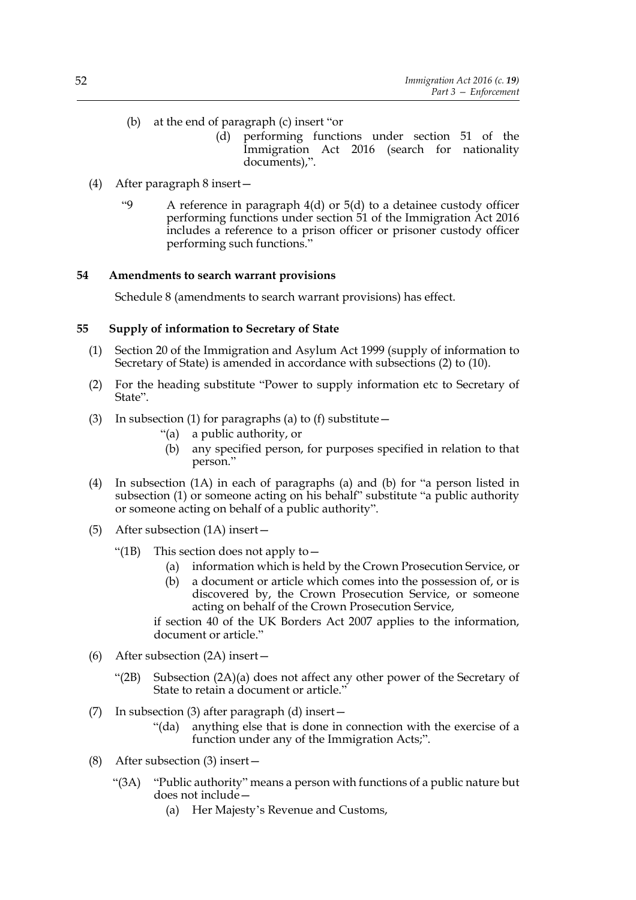(b) at the end of paragraph (c) insert "or

 (d) performing functions under section 51 of the Immigration Act 2016 (search for nationality documents),".

(4) After paragraph 8 insert—

 "9 A reference in paragraph 4(d) or 5(d) to a detainee custody officer performing functions under section 51 of the Immigration Act 2016 includes a reference to a prison officer or prisoner custody officer performing such functions."

### 54 Amendments to search warrant provisions

Schedule 8 (amendments to search warrant provisions) has effect.

### 55 Supply of information to Secretary of State

(1) Section 20 of the Immigration and Asylum Act 1999 (supply of information to Secretary of State) is amended in accordance with subsections (2) to (10).

(2) For the heading substitute "Power to supply information etc to Secretary of State".

(3) In subsection (1) for paragraphs (a) to (f) substitute—

 "(a) a public authority, or

 (b) any specified person, for purposes specified in relation to that person."

(4) In subsection (1A) in each of paragraphs (a) and (b) for "a person listed in subsection (1) or someone acting on his behalf" substitute "a public authority or someone acting on behalf of a public authority".

(5) After subsection (1A) insert—

 "(1B) This section does not apply to—

 (a) information which is held by the Crown Prosecution Service, or

 (b) a document or article which comes into the possession of, or is discovered by, the Crown Prosecution Service, or someone acting on behalf of the Crown Prosecution Service,

 if section 40 of the UK Borders Act 2007 applies to the information, document or article."

(6) After subsection (2A) insert—

 "(2B) Subsection (2A)(a) does not affect any other power of the Secretary of State to retain a document or article."

(7) In subsection (3) after paragraph (d) insert—

 "(da) anything else that is done in connection with the exercise of a function under any of the Immigration Acts;".

(8) After subsection (3) insert—

 "(3A) "Public authority" means a person with functions of a public nature but does not include—

 (a) Her Majesty's Revenue and Customs,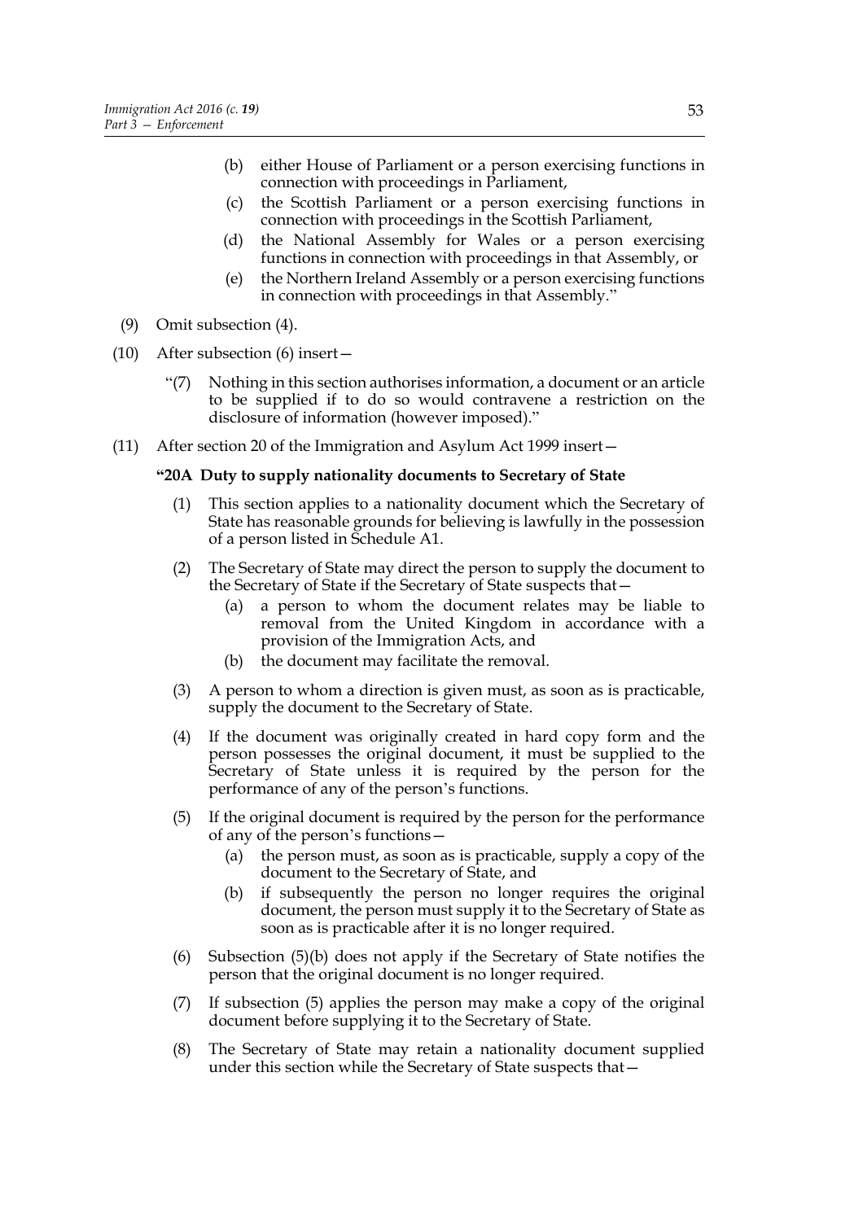(b) either House of Parliament or a person exercising functions in connection with proceedings in Parliament,

(c) the Scottish Parliament or a person exercising functions in connection with proceedings in the Scottish Parliament,

(d) the National Assembly for Wales or a person exercising functions in connection with proceedings in that Assembly, or

(e) the Northern Ireland Assembly or a person exercising functions in connection with proceedings in that Assembly."

(9) Omit subsection (4).

(10) After subsection (6) insert—

"(7) Nothing in this section authorises information, a document or an article to be supplied if to do so would contravene a restriction on the disclosure of information (however imposed)."

(11) After section 20 of the Immigration and Asylum Act 1999 insert—

**"20A Duty to supply nationality documents to Secretary of State**

(1) This section applies to a nationality document which the Secretary of State has reasonable grounds for believing is lawfully in the possession of a person listed in Schedule A1.

(2) The Secretary of State may direct the person to supply the document to the Secretary of State if the Secretary of State suspects that—

(a) a person to whom the document relates may be liable to removal from the United Kingdom in accordance with a provision of the Immigration Acts, and

(b) the document may facilitate the removal.

(3) A person to whom a direction is given must, as soon as is practicable, supply the document to the Secretary of State.

(4) If the document was originally created in hard copy form and the person possesses the original document, it must be supplied to the Secretary of State unless it is required by the person for the performance of any of the person's functions.

(5) If the original document is required by the person for the performance of any of the person's functions—

(a) the person must, as soon as is practicable, supply a copy of the document to the Secretary of State, and

(b) if subsequently the person no longer requires the original document, the person must supply it to the Secretary of State as soon as is practicable after it is no longer required.

(6) Subsection (5)(b) does not apply if the Secretary of State notifies the person that the original document is no longer required.

(7) If subsection (5) applies the person may make a copy of the original document before supplying it to the Secretary of State.

(8) The Secretary of State may retain a nationality document supplied under this section while the Secretary of State suspects that—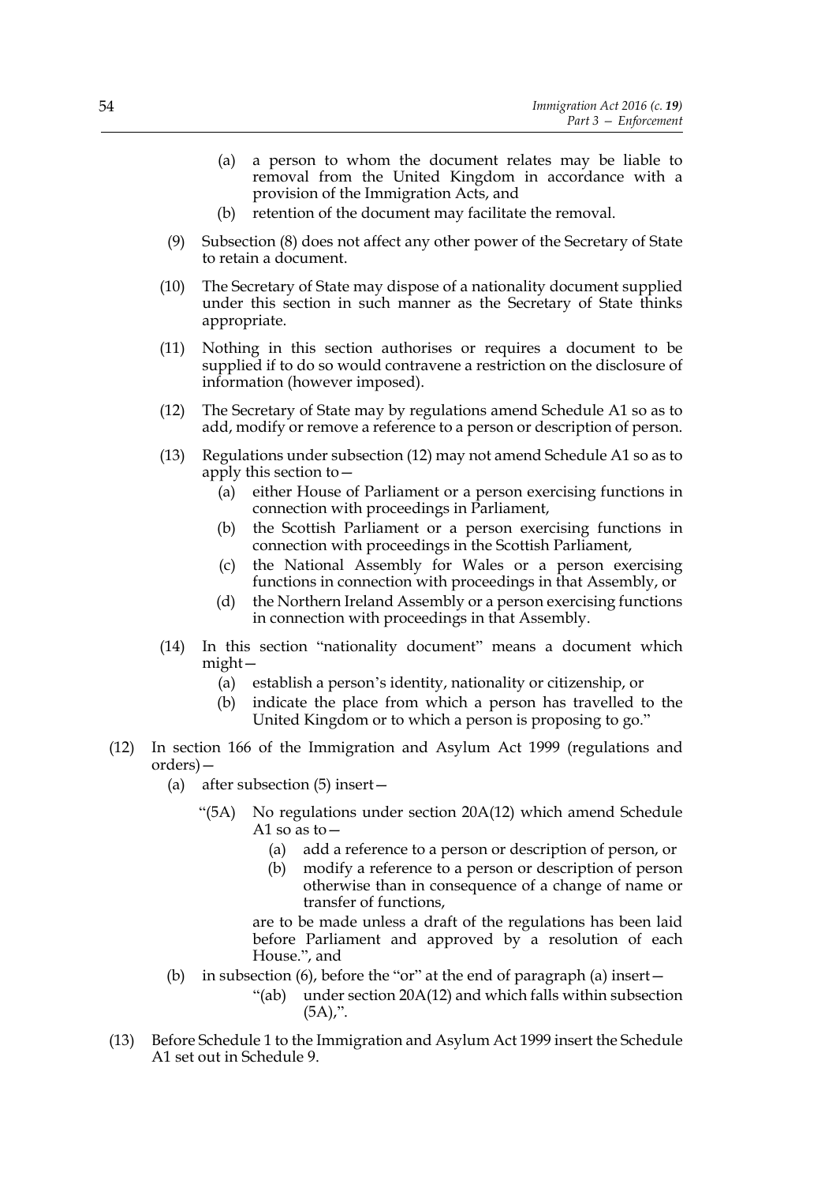(a) a person to whom the document relates may be liable to removal from the United Kingdom in accordance with a provision of the Immigration Acts, and

(b) retention of the document may facilitate the removal.

(9) Subsection (8) does not affect any other power of the Secretary of State to retain a document.

(10) The Secretary of State may dispose of a nationality document supplied under this section in such manner as the Secretary of State thinks appropriate.

(11) Nothing in this section authorises or requires a document to be supplied if to do so would contravene a restriction on the disclosure of information (however imposed).

(12) The Secretary of State may by regulations amend Schedule A1 so as to add, modify or remove a reference to a person or description of person.

(13) Regulations under subsection (12) may not amend Schedule A1 so as to apply this section to—

(a) either House of Parliament or a person exercising functions in connection with proceedings in Parliament,

(b) the Scottish Parliament or a person exercising functions in connection with proceedings in the Scottish Parliament,

(c) the National Assembly for Wales or a person exercising functions in connection with proceedings in that Assembly, or

(d) the Northern Ireland Assembly or a person exercising functions in connection with proceedings in that Assembly.

(14) In this section "nationality document" means a document which might—

(a) establish a person's identity, nationality or citizenship, or

(b) indicate the place from which a person has travelled to the United Kingdom or to which a person is proposing to go."

(12) In section 166 of the Immigration and Asylum Act 1999 (regulations and orders)—

(a) after subsection (5) insert—

"(5A) No regulations under section 20A(12) which amend Schedule A1 so as to—

(a) add a reference to a person or description of person, or

(b) modify a reference to a person or description of person otherwise than in consequence of a change of name or transfer of functions,

are to be made unless a draft of the regulations has been laid before Parliament and approved by a resolution of each House.", and

(b) in subsection (6), before the "or" at the end of paragraph (a) insert—

"(ab) under section 20A(12) and which falls within subsection (5A),".

(13) Before Schedule 1 to the Immigration and Asylum Act 1999 insert the Schedule A1 set out in Schedule 9.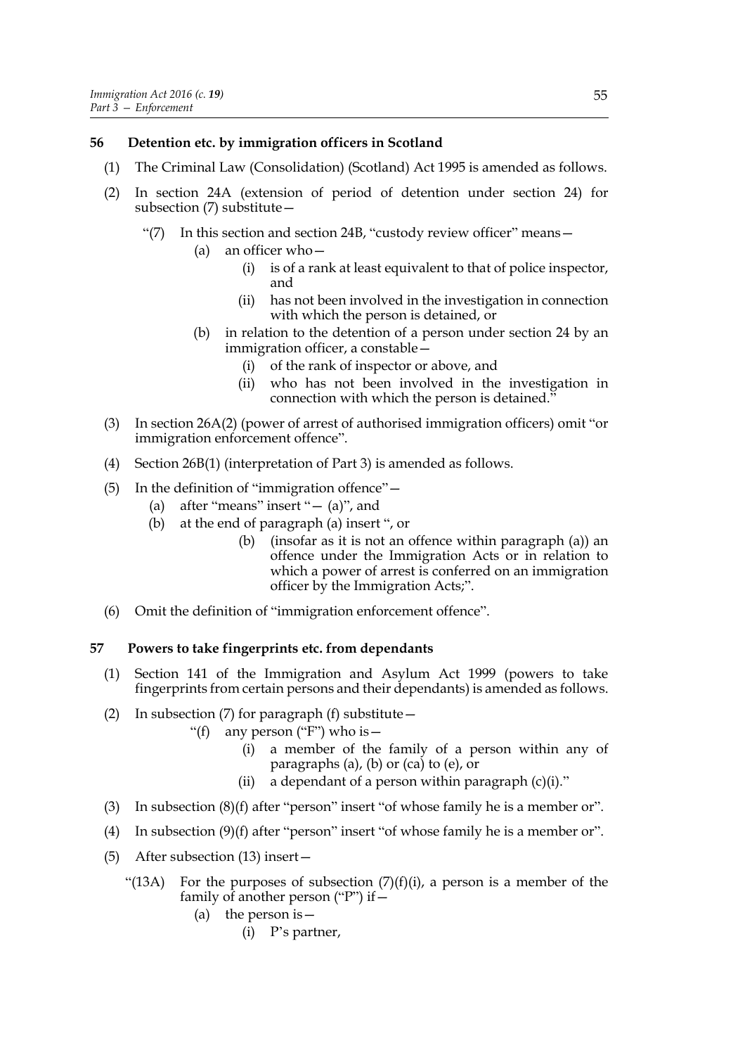### 56 Detention etc. by immigration officers in Scotland

(1) The Criminal Law (Consolidation) (Scotland) Act 1995 is amended as follows.

(2) In section 24A (extension of period of detention under section 24) for subsection (7) substitute—

> "(7) In this section and section 24B, "custody review officer" means—
>
> (a) an officer who—
>
> (i) is of a rank at least equivalent to that of police inspector, and
>
> (ii) has not been involved in the investigation in connection with which the person is detained, or
>
> (b) in relation to the detention of a person under section 24 by an immigration officer, a constable—
>
> (i) of the rank of inspector or above, and
>
> (ii) who has not been involved in the investigation in connection with which the person is detained."

(3) In section 26A(2) (power of arrest of authorised immigration officers) omit "or immigration enforcement offence".

(4) Section 26B(1) (interpretation of Part 3) is amended as follows.

(5) In the definition of "immigration offence"—

(a) after "means" insert "— (a)", and

(b) at the end of paragraph (a) insert ", or

> (b) (insofar as it is not an offence within paragraph (a)) an offence under the Immigration Acts or in relation to which a power of arrest is conferred on an immigration officer by the Immigration Acts;".

(6) Omit the definition of "immigration enforcement offence".

### 57 Powers to take fingerprints etc. from dependants

(1) Section 141 of the Immigration and Asylum Act 1999 (powers to take fingerprints from certain persons and their dependants) is amended as follows.

(2) In subsection (7) for paragraph (f) substitute—

> "(f) any person ("F") who is—
>
> (i) a member of the family of a person within any of paragraphs (a), (b) or (ca) to (e), or
>
> (ii) a dependant of a person within paragraph (c)(i)."

(3) In subsection (8)(f) after "person" insert "of whose family he is a member or".

(4) In subsection (9)(f) after "person" insert "of whose family he is a member or".

(5) After subsection (13) insert—

> "(13A) For the purposes of subsection (7)(f)(i), a person is a member of the family of another person ("P") if—
>
> (a) the person is—
>
> (i) P's partner,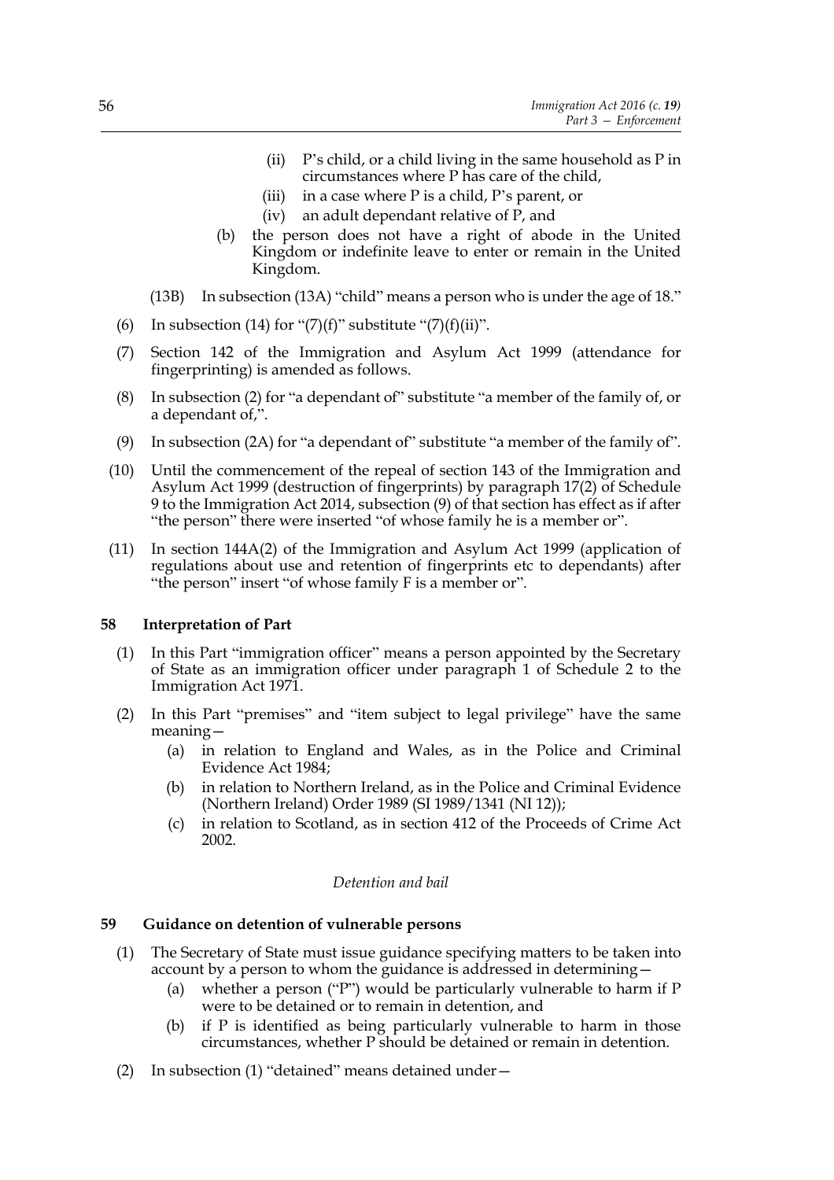(ii) P's child, or a child living in the same household as P in circumstances where P has care of the child,

(iii) in a case where P is a child, P's parent, or

(iv) an adult dependant relative of P, and

(b) the person does not have a right of abode in the United Kingdom or indefinite leave to enter or remain in the United Kingdom.

(13B) In subsection (13A) "child" means a person who is under the age of 18."

(6) In subsection (14) for "(7)(f)" substitute "(7)(f)(ii)".

(7) Section 142 of the Immigration and Asylum Act 1999 (attendance for fingerprinting) is amended as follows.

(8) In subsection (2) for "a dependant of" substitute "a member of the family of, or a dependant of,".

(9) In subsection (2A) for "a dependant of" substitute "a member of the family of".

(10) Until the commencement of the repeal of section 143 of the Immigration and Asylum Act 1999 (destruction of fingerprints) by paragraph 17(2) of Schedule 9 to the Immigration Act 2014, subsection (9) of that section has effect as if after "the person" there were inserted "of whose family he is a member or".

(11) In section 144A(2) of the Immigration and Asylum Act 1999 (application of regulations about use and retention of fingerprints etc to dependants) after "the person" insert "of whose family F is a member or".

**58 Interpretation of Part**

(1) In this Part "immigration officer" means a person appointed by the Secretary of State as an immigration officer under paragraph 1 of Schedule 2 to the Immigration Act 1971.

(2) In this Part "premises" and "item subject to legal privilege" have the same meaning—

(a) in relation to England and Wales, as in the Police and Criminal Evidence Act 1984;

(b) in relation to Northern Ireland, as in the Police and Criminal Evidence (Northern Ireland) Order 1989 (SI 1989/1341 (NI 12));

(c) in relation to Scotland, as in section 412 of the Proceeds of Crime Act 2002.

*Detention and bail*

**59 Guidance on detention of vulnerable persons**

(1) The Secretary of State must issue guidance specifying matters to be taken into account by a person to whom the guidance is addressed in determining—

(a) whether a person ("P") would be particularly vulnerable to harm if P were to be detained or to remain in detention, and

(b) if P is identified as being particularly vulnerable to harm in those circumstances, whether P should be detained or remain in detention.

(2) In subsection (1) "detained" means detained under—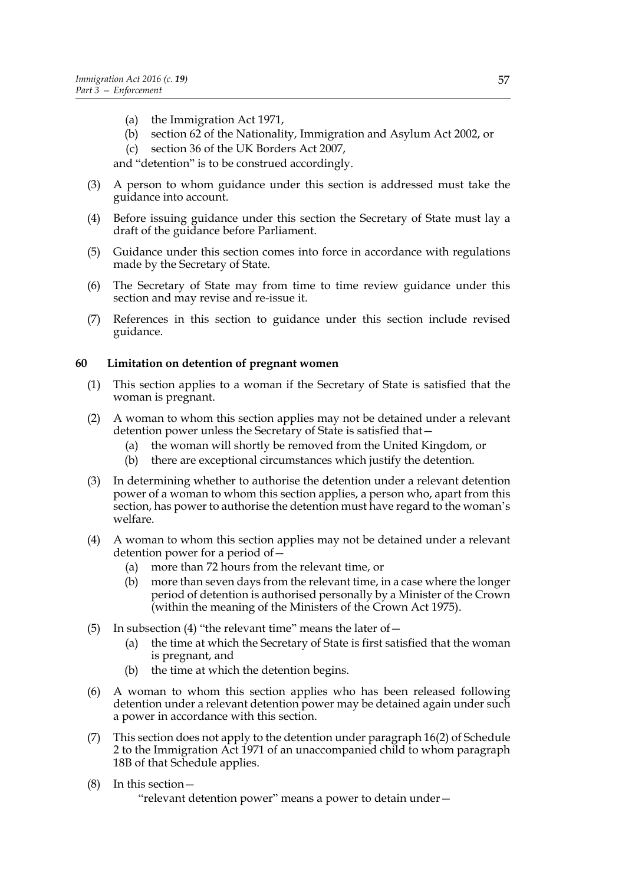(a) the Immigration Act 1971,

(b) section 62 of the Nationality, Immigration and Asylum Act 2002, or

(c) section 36 of the UK Borders Act 2007,

and "detention" is to be construed accordingly.

(3) A person to whom guidance under this section is addressed must take the guidance into account.

(4) Before issuing guidance under this section the Secretary of State must lay a draft of the guidance before Parliament.

(5) Guidance under this section comes into force in accordance with regulations made by the Secretary of State.

(6) The Secretary of State may from time to time review guidance under this section and may revise and re-issue it.

(7) References in this section to guidance under this section include revised guidance.

### 60 Limitation on detention of pregnant women

(1) This section applies to a woman if the Secretary of State is satisfied that the woman is pregnant.

(2) A woman to whom this section applies may not be detained under a relevant detention power unless the Secretary of State is satisfied that—

(a) the woman will shortly be removed from the United Kingdom, or

(b) there are exceptional circumstances which justify the detention.

(3) In determining whether to authorise the detention under a relevant detention power of a woman to whom this section applies, a person who, apart from this section, has power to authorise the detention must have regard to the woman's welfare.

(4) A woman to whom this section applies may not be detained under a relevant detention power for a period of—

(a) more than 72 hours from the relevant time, or

(b) more than seven days from the relevant time, in a case where the longer period of detention is authorised personally by a Minister of the Crown (within the meaning of the Ministers of the Crown Act 1975).

(5) In subsection (4) "the relevant time" means the later of—

(a) the time at which the Secretary of State is first satisfied that the woman is pregnant, and

(b) the time at which the detention begins.

(6) A woman to whom this section applies who has been released following detention under a relevant detention power may be detained again under such a power in accordance with this section.

(7) This section does not apply to the detention under paragraph 16(2) of Schedule 2 to the Immigration Act 1971 of an unaccompanied child to whom paragraph 18B of that Schedule applies.

(8) In this section—

"relevant detention power" means a power to detain under—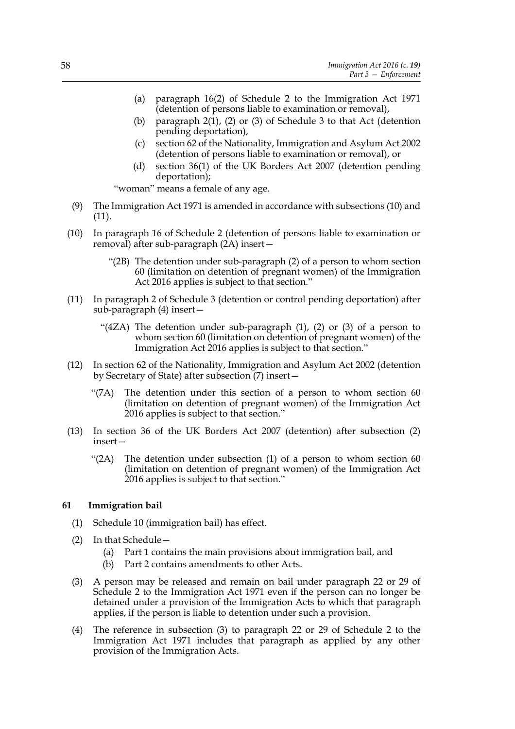(a) paragraph 16(2) of Schedule 2 to the Immigration Act 1971 (detention of persons liable to examination or removal),

(b) paragraph 2(1), (2) or (3) of Schedule 3 to that Act (detention pending deportation),

(c) section 62 of the Nationality, Immigration and Asylum Act 2002 (detention of persons liable to examination or removal), or

(d) section 36(1) of the UK Borders Act 2007 (detention pending deportation);

"woman" means a female of any age.

(9) The Immigration Act 1971 is amended in accordance with subsections (10) and (11).

(10) In paragraph 16 of Schedule 2 (detention of persons liable to examination or removal) after sub-paragraph (2A) insert—

"(2B) The detention under sub-paragraph (2) of a person to whom section 60 (limitation on detention of pregnant women) of the Immigration Act 2016 applies is subject to that section."

(11) In paragraph 2 of Schedule 3 (detention or control pending deportation) after sub-paragraph (4) insert—

"(4ZA) The detention under sub-paragraph (1), (2) or (3) of a person to whom section 60 (limitation on detention of pregnant women) of the Immigration Act 2016 applies is subject to that section."

(12) In section 62 of the Nationality, Immigration and Asylum Act 2002 (detention by Secretary of State) after subsection (7) insert—

"(7A) The detention under this section of a person to whom section 60 (limitation on detention of pregnant women) of the Immigration Act 2016 applies is subject to that section."

(13) In section 36 of the UK Borders Act 2007 (detention) after subsection (2) insert—

"(2A) The detention under subsection (1) of a person to whom section 60 (limitation on detention of pregnant women) of the Immigration Act 2016 applies is subject to that section."

### 61 Immigration bail

(1) Schedule 10 (immigration bail) has effect.

(2) In that Schedule—

(a) Part 1 contains the main provisions about immigration bail, and

(b) Part 2 contains amendments to other Acts.

(3) A person may be released and remain on bail under paragraph 22 or 29 of Schedule 2 to the Immigration Act 1971 even if the person can no longer be detained under a provision of the Immigration Acts to which that paragraph applies, if the person is liable to detention under such a provision.

(4) The reference in subsection (3) to paragraph 22 or 29 of Schedule 2 to the Immigration Act 1971 includes that paragraph as applied by any other provision of the Immigration Acts.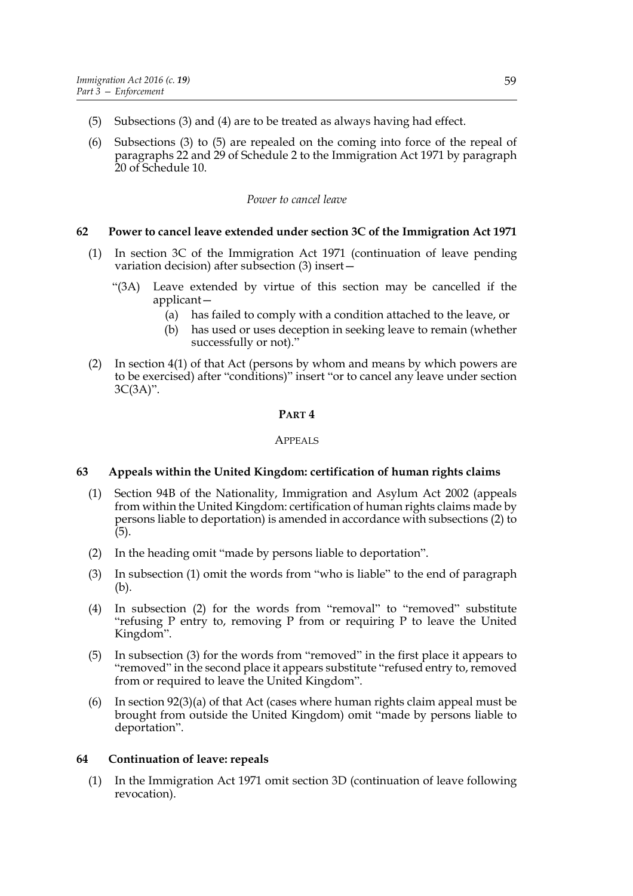(5) Subsections (3) and (4) are to be treated as always having had effect.

(6) Subsections (3) to (5) are repealed on the coming into force of the repeal of paragraphs 22 and 29 of Schedule 2 to the Immigration Act 1971 by paragraph 20 of Schedule 10.

*Power to cancel leave*

### 62 Power to cancel leave extended under section 3C of the Immigration Act 1971

(1) In section 3C of the Immigration Act 1971 (continuation of leave pending variation decision) after subsection (3) insert—

> "(3A) Leave extended by virtue of this section may be cancelled if the applicant—
>
> (a) has failed to comply with a condition attached to the leave, or
>
> (b) has used or uses deception in seeking leave to remain (whether successfully or not)."

(2) In section 4(1) of that Act (persons by whom and means by which powers are to be exercised) after "conditions)" insert "or to cancel any leave under section 3C(3A)".

## PART 4

## APPEALS

### 63 Appeals within the United Kingdom: certification of human rights claims

(1) Section 94B of the Nationality, Immigration and Asylum Act 2002 (appeals from within the United Kingdom: certification of human rights claims made by persons liable to deportation) is amended in accordance with subsections (2) to (5).

(2) In the heading omit "made by persons liable to deportation".

(3) In subsection (1) omit the words from "who is liable" to the end of paragraph (b).

(4) In subsection (2) for the words from "removal" to "removed" substitute "refusing P entry to, removing P from or requiring P to leave the United Kingdom".

(5) In subsection (3) for the words from "removed" in the first place it appears to "removed" in the second place it appears substitute "refused entry to, removed from or required to leave the United Kingdom".

(6) In section 92(3)(a) of that Act (cases where human rights claim appeal must be brought from outside the United Kingdom) omit "made by persons liable to deportation".

### 64 Continuation of leave: repeals

(1) In the Immigration Act 1971 omit section 3D (continuation of leave following revocation).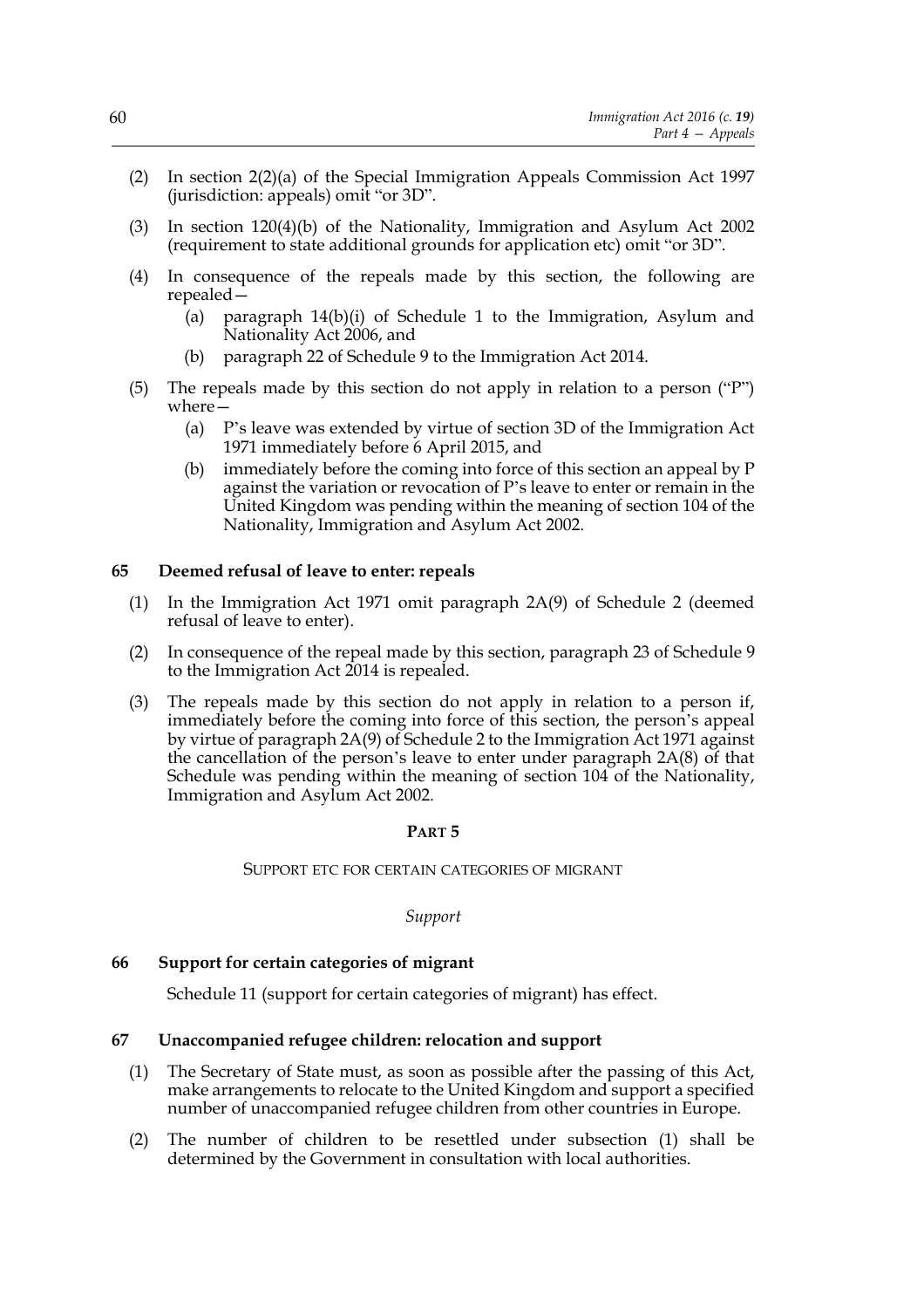(2) In section 2(2)(a) of the Special Immigration Appeals Commission Act 1997 (jurisdiction: appeals) omit "or 3D".

(3) In section 120(4)(b) of the Nationality, Immigration and Asylum Act 2002 (requirement to state additional grounds for application etc) omit "or 3D".

(4) In consequence of the repeals made by this section, the following are repealed—
   (a) paragraph 14(b)(i) of Schedule 1 to the Immigration, Asylum and Nationality Act 2006, and
   (b) paragraph 22 of Schedule 9 to the Immigration Act 2014.

(5) The repeals made by this section do not apply in relation to a person ("P") where—
   (a) P's leave was extended by virtue of section 3D of the Immigration Act 1971 immediately before 6 April 2015, and
   (b) immediately before the coming into force of this section an appeal by P against the variation or revocation of P's leave to enter or remain in the United Kingdom was pending within the meaning of section 104 of the Nationality, Immigration and Asylum Act 2002.

### 65 Deemed refusal of leave to enter: repeals

(1) In the Immigration Act 1971 omit paragraph 2A(9) of Schedule 2 (deemed refusal of leave to enter).

(2) In consequence of the repeal made by this section, paragraph 23 of Schedule 9 to the Immigration Act 2014 is repealed.

(3) The repeals made by this section do not apply in relation to a person if, immediately before the coming into force of this section, the person's appeal by virtue of paragraph 2A(9) of Schedule 2 to the Immigration Act 1971 against the cancellation of the person's leave to enter under paragraph 2A(8) of that Schedule was pending within the meaning of section 104 of the Nationality, Immigration and Asylum Act 2002.

## PART 5

## SUPPORT ETC FOR CERTAIN CATEGORIES OF MIGRANT

*Support*

### 66 Support for certain categories of migrant

Schedule 11 (support for certain categories of migrant) has effect.

### 67 Unaccompanied refugee children: relocation and support

(1) The Secretary of State must, as soon as possible after the passing of this Act, make arrangements to relocate to the United Kingdom and support a specified number of unaccompanied refugee children from other countries in Europe.

(2) The number of children to be resettled under subsection (1) shall be determined by the Government in consultation with local authorities.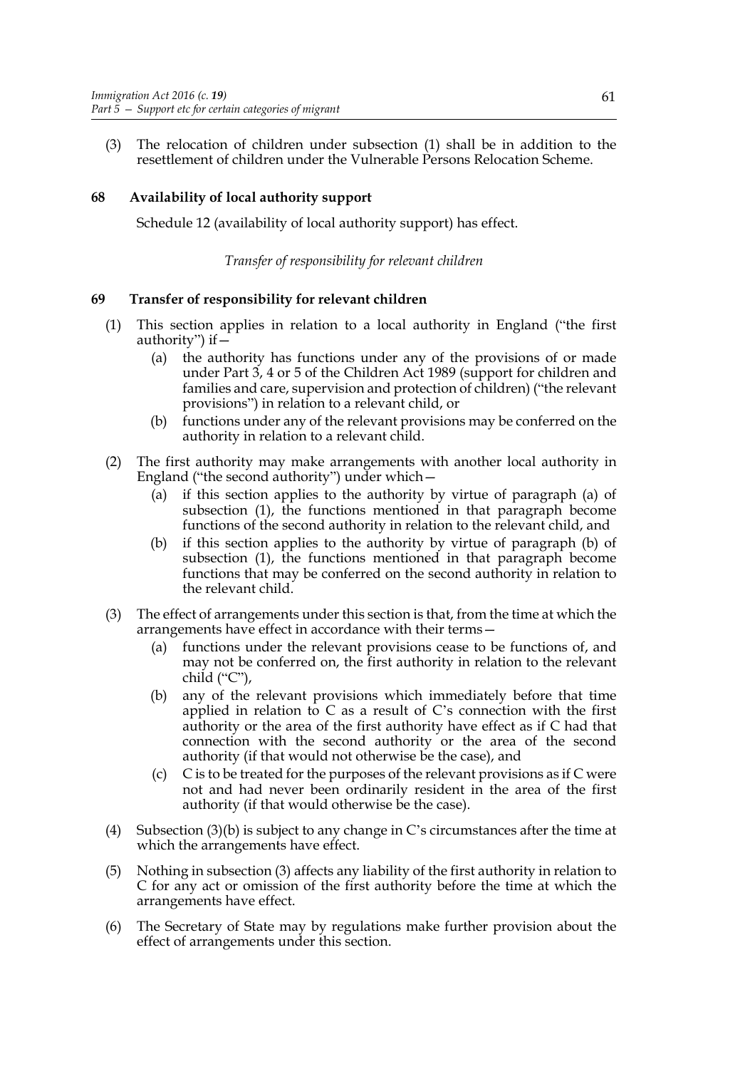(3) The relocation of children under subsection (1) shall be in addition to the resettlement of children under the Vulnerable Persons Relocation Scheme.

## 68 Availability of local authority support

Schedule 12 (availability of local authority support) has effect.

*Transfer of responsibility for relevant children*

## 69 Transfer of responsibility for relevant children

(1) This section applies in relation to a local authority in England ("the first authority") if—

 (a) the authority has functions under any of the provisions of or made under Part 3, 4 or 5 of the Children Act 1989 (support for children and families and care, supervision and protection of children) ("the relevant provisions") in relation to a relevant child, or

 (b) functions under any of the relevant provisions may be conferred on the authority in relation to a relevant child.

(2) The first authority may make arrangements with another local authority in England ("the second authority") under which—

 (a) if this section applies to the authority by virtue of paragraph (a) of subsection (1), the functions mentioned in that paragraph become functions of the second authority in relation to the relevant child, and

 (b) if this section applies to the authority by virtue of paragraph (b) of subsection (1), the functions mentioned in that paragraph become functions that may be conferred on the second authority in relation to the relevant child.

(3) The effect of arrangements under this section is that, from the time at which the arrangements have effect in accordance with their terms—

 (a) functions under the relevant provisions cease to be functions of, and may not be conferred on, the first authority in relation to the relevant child ("C"),

 (b) any of the relevant provisions which immediately before that time applied in relation to C as a result of C's connection with the first authority or the area of the first authority have effect as if C had that connection with the second authority or the area of the second authority (if that would not otherwise be the case), and

 (c) C is to be treated for the purposes of the relevant provisions as if C were not and had never been ordinarily resident in the area of the first authority (if that would otherwise be the case).

(4) Subsection (3)(b) is subject to any change in C's circumstances after the time at which the arrangements have effect.

(5) Nothing in subsection (3) affects any liability of the first authority in relation to C for any act or omission of the first authority before the time at which the arrangements have effect.

(6) The Secretary of State may by regulations make further provision about the effect of arrangements under this section.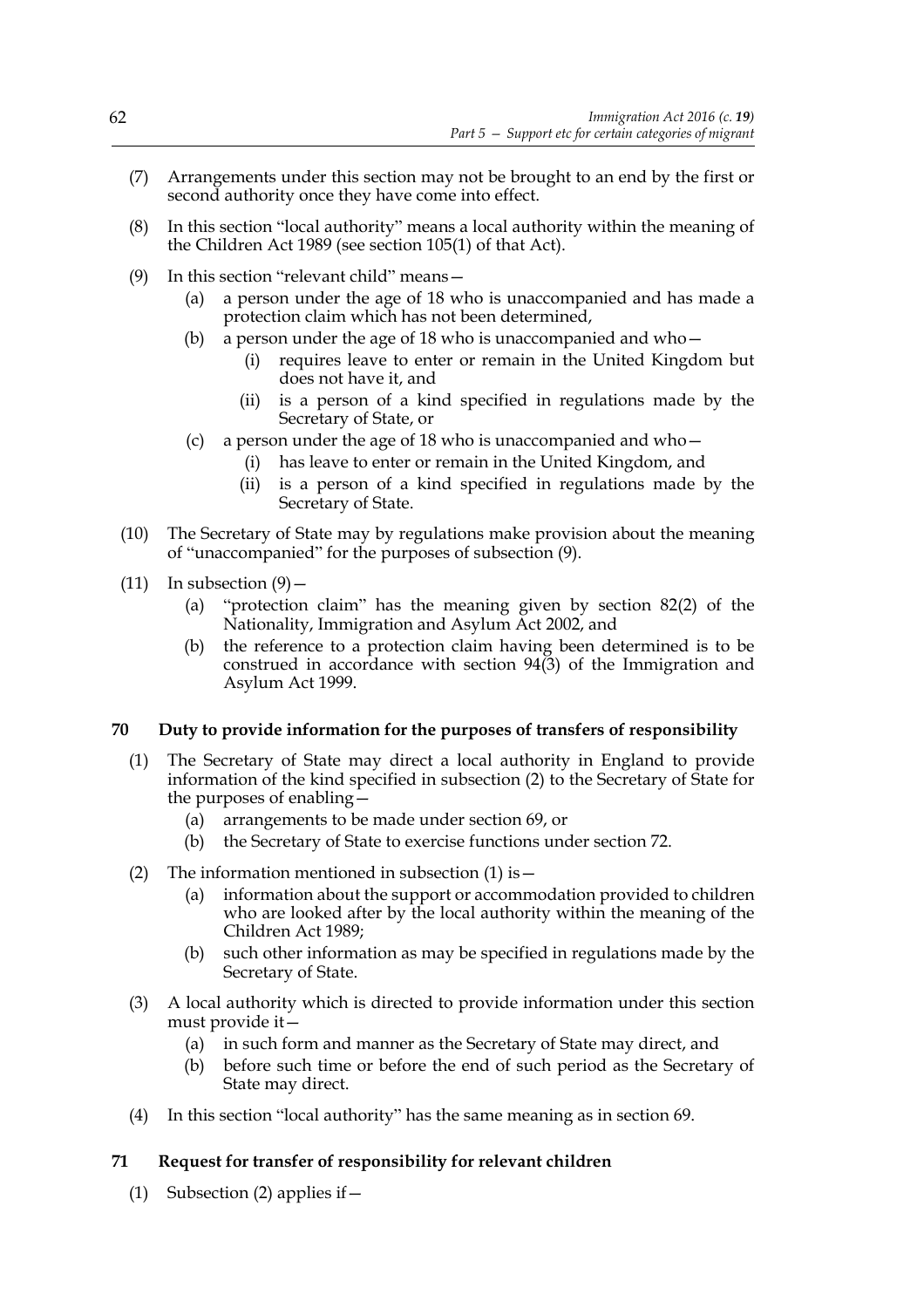(7) Arrangements under this section may not be brought to an end by the first or second authority once they have come into effect.

(8) In this section "local authority" means a local authority within the meaning of the Children Act 1989 (see section 105(1) of that Act).

(9) In this section "relevant child" means—

  (a) a person under the age of 18 who is unaccompanied and has made a protection claim which has not been determined,

  (b) a person under the age of 18 who is unaccompanied and who—

    (i) requires leave to enter or remain in the United Kingdom but does not have it, and

    (ii) is a person of a kind specified in regulations made by the Secretary of State, or

  (c) a person under the age of 18 who is unaccompanied and who—

    (i) has leave to enter or remain in the United Kingdom, and

    (ii) is a person of a kind specified in regulations made by the Secretary of State.

(10) The Secretary of State may by regulations make provision about the meaning of "unaccompanied" for the purposes of subsection (9).

(11) In subsection (9)—

  (a) "protection claim" has the meaning given by section 82(2) of the Nationality, Immigration and Asylum Act 2002, and

  (b) the reference to a protection claim having been determined is to be construed in accordance with section 94(3) of the Immigration and Asylum Act 1999.

### 70 Duty to provide information for the purposes of transfers of responsibility

(1) The Secretary of State may direct a local authority in England to provide information of the kind specified in subsection (2) to the Secretary of State for the purposes of enabling—

  (a) arrangements to be made under section 69, or

  (b) the Secretary of State to exercise functions under section 72.

(2) The information mentioned in subsection (1) is—

  (a) information about the support or accommodation provided to children who are looked after by the local authority within the meaning of the Children Act 1989;

  (b) such other information as may be specified in regulations made by the Secretary of State.

(3) A local authority which is directed to provide information under this section must provide it—

  (a) in such form and manner as the Secretary of State may direct, and

  (b) before such time or before the end of such period as the Secretary of State may direct.

(4) In this section "local authority" has the same meaning as in section 69.

### 71 Request for transfer of responsibility for relevant children

(1) Subsection (2) applies if—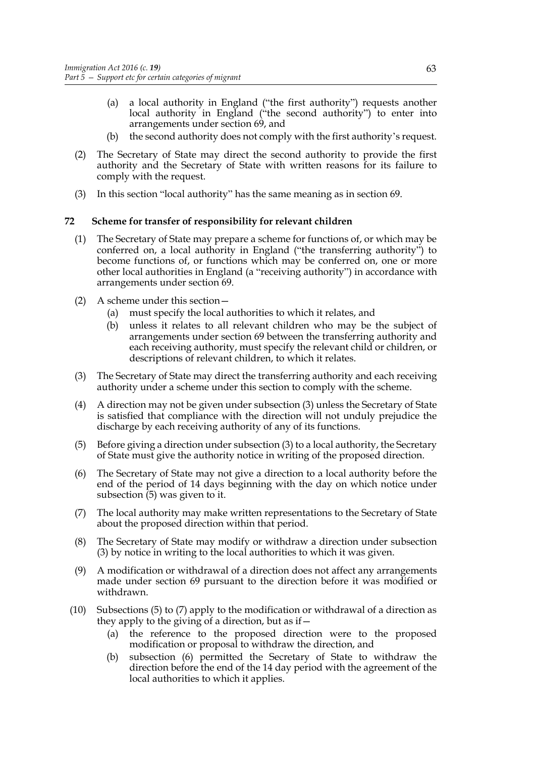(a) a local authority in England ("the first authority") requests another local authority in England ("the second authority") to enter into arrangements under section 69, and

(b) the second authority does not comply with the first authority's request.

(2) The Secretary of State may direct the second authority to provide the first authority and the Secretary of State with written reasons for its failure to comply with the request.

(3) In this section "local authority" has the same meaning as in section 69.

**72 Scheme for transfer of responsibility for relevant children**

(1) The Secretary of State may prepare a scheme for functions of, or which may be conferred on, a local authority in England ("the transferring authority") to become functions of, or functions which may be conferred on, one or more other local authorities in England (a "receiving authority") in accordance with arrangements under section 69.

(2) A scheme under this section—

(a) must specify the local authorities to which it relates, and

(b) unless it relates to all relevant children who may be the subject of arrangements under section 69 between the transferring authority and each receiving authority, must specify the relevant child or children, or descriptions of relevant children, to which it relates.

(3) The Secretary of State may direct the transferring authority and each receiving authority under a scheme under this section to comply with the scheme.

(4) A direction may not be given under subsection (3) unless the Secretary of State is satisfied that compliance with the direction will not unduly prejudice the discharge by each receiving authority of any of its functions.

(5) Before giving a direction under subsection (3) to a local authority, the Secretary of State must give the authority notice in writing of the proposed direction.

(6) The Secretary of State may not give a direction to a local authority before the end of the period of 14 days beginning with the day on which notice under subsection (5) was given to it.

(7) The local authority may make written representations to the Secretary of State about the proposed direction within that period.

(8) The Secretary of State may modify or withdraw a direction under subsection (3) by notice in writing to the local authorities to which it was given.

(9) A modification or withdrawal of a direction does not affect any arrangements made under section 69 pursuant to the direction before it was modified or withdrawn.

(10) Subsections (5) to (7) apply to the modification or withdrawal of a direction as they apply to the giving of a direction, but as if—

(a) the reference to the proposed direction were to the proposed modification or proposal to withdraw the direction, and

(b) subsection (6) permitted the Secretary of State to withdraw the direction before the end of the 14 day period with the agreement of the local authorities to which it applies.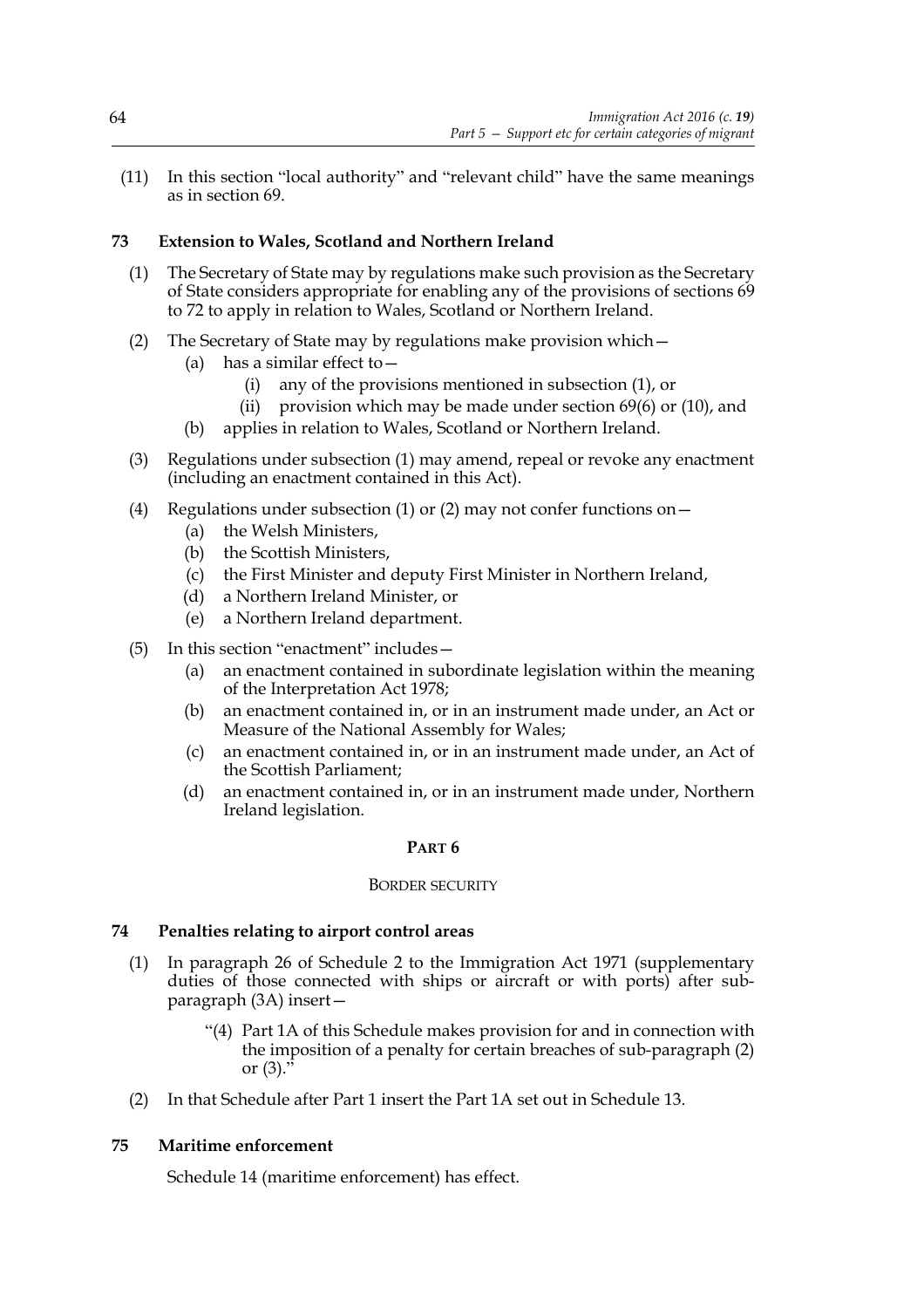(11) In this section "local authority" and "relevant child" have the same meanings as in section 69.

### 73 Extension to Wales, Scotland and Northern Ireland

(1) The Secretary of State may by regulations make such provision as the Secretary of State considers appropriate for enabling any of the provisions of sections 69 to 72 to apply in relation to Wales, Scotland or Northern Ireland.

(2) The Secretary of State may by regulations make provision which—

  (a) has a similar effect to—

    (i) any of the provisions mentioned in subsection (1), or

    (ii) provision which may be made under section 69(6) or (10), and

  (b) applies in relation to Wales, Scotland or Northern Ireland.

(3) Regulations under subsection (1) may amend, repeal or revoke any enactment (including an enactment contained in this Act).

(4) Regulations under subsection (1) or (2) may not confer functions on—

  (a) the Welsh Ministers,

  (b) the Scottish Ministers,

  (c) the First Minister and deputy First Minister in Northern Ireland,

  (d) a Northern Ireland Minister, or

  (e) a Northern Ireland department.

(5) In this section "enactment" includes—

  (a) an enactment contained in subordinate legislation within the meaning of the Interpretation Act 1978;

  (b) an enactment contained in, or in an instrument made under, an Act or Measure of the National Assembly for Wales;

  (c) an enactment contained in, or in an instrument made under, an Act of the Scottish Parliament;

  (d) an enactment contained in, or in an instrument made under, Northern Ireland legislation.

## PART 6

## BORDER SECURITY

### 74 Penalties relating to airport control areas

(1) In paragraph 26 of Schedule 2 to the Immigration Act 1971 (supplementary duties of those connected with ships or aircraft or with ports) after sub-paragraph (3A) insert—

> "(4) Part 1A of this Schedule makes provision for and in connection with the imposition of a penalty for certain breaches of sub-paragraph (2) or (3)."

(2) In that Schedule after Part 1 insert the Part 1A set out in Schedule 13.

### 75 Maritime enforcement

Schedule 14 (maritime enforcement) has effect.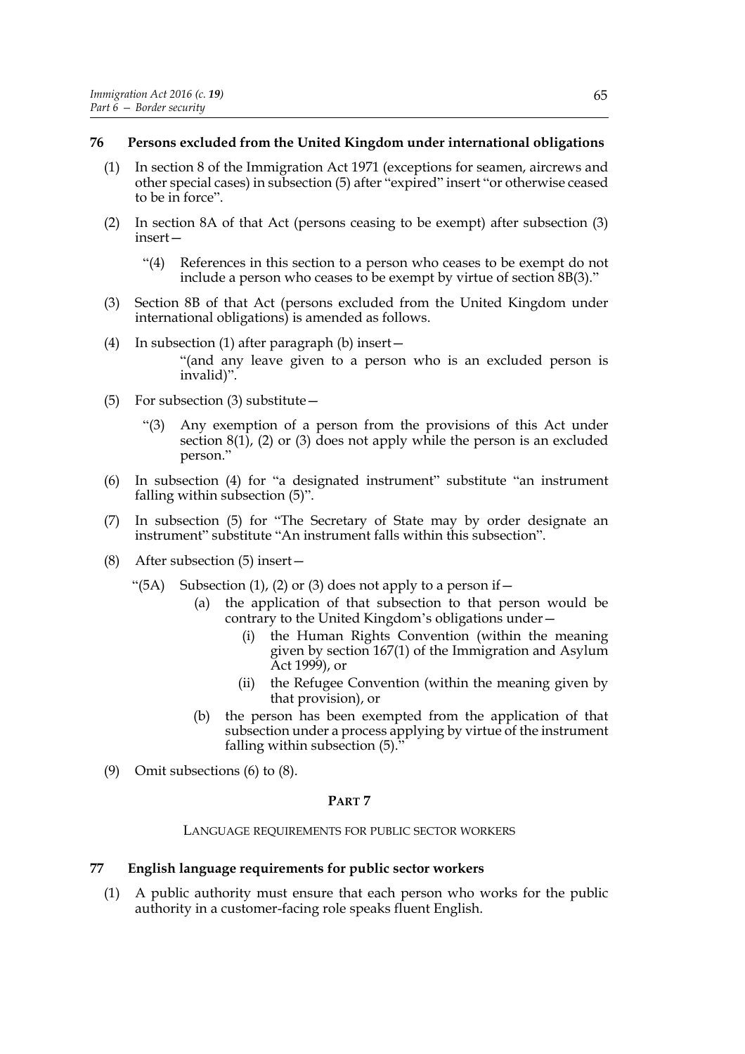## 76 Persons excluded from the United Kingdom under international obligations

(1) In section 8 of the Immigration Act 1971 (exceptions for seamen, aircrews and other special cases) in subsection (5) after "expired" insert "or otherwise ceased to be in force".

(2) In section 8A of that Act (persons ceasing to be exempt) after subsection (3) insert—

> "(4) References in this section to a person who ceases to be exempt do not include a person who ceases to be exempt by virtue of section 8B(3)."

(3) Section 8B of that Act (persons excluded from the United Kingdom under international obligations) is amended as follows.

(4) In subsection (1) after paragraph (b) insert—

> "(and any leave given to a person who is an excluded person is invalid)".

(5) For subsection (3) substitute—

> "(3) Any exemption of a person from the provisions of this Act under section 8(1), (2) or (3) does not apply while the person is an excluded person."

(6) In subsection (4) for "a designated instrument" substitute "an instrument falling within subsection (5)".

(7) In subsection (5) for "The Secretary of State may by order designate an instrument" substitute "An instrument falls within this subsection".

(8) After subsection (5) insert—

> "(5A) Subsection (1), (2) or (3) does not apply to a person if—
>
> (a) the application of that subsection to that person would be contrary to the United Kingdom's obligations under—
>
> (i) the Human Rights Convention (within the meaning given by section 167(1) of the Immigration and Asylum Act 1999), or
>
> (ii) the Refugee Convention (within the meaning given by that provision), or
>
> (b) the person has been exempted from the application of that subsection under a process applying by virtue of the instrument falling within subsection (5)."

(9) Omit subsections (6) to (8).

# PART 7

### LANGUAGE REQUIREMENTS FOR PUBLIC SECTOR WORKERS

## 77 English language requirements for public sector workers

(1) A public authority must ensure that each person who works for the public authority in a customer-facing role speaks fluent English.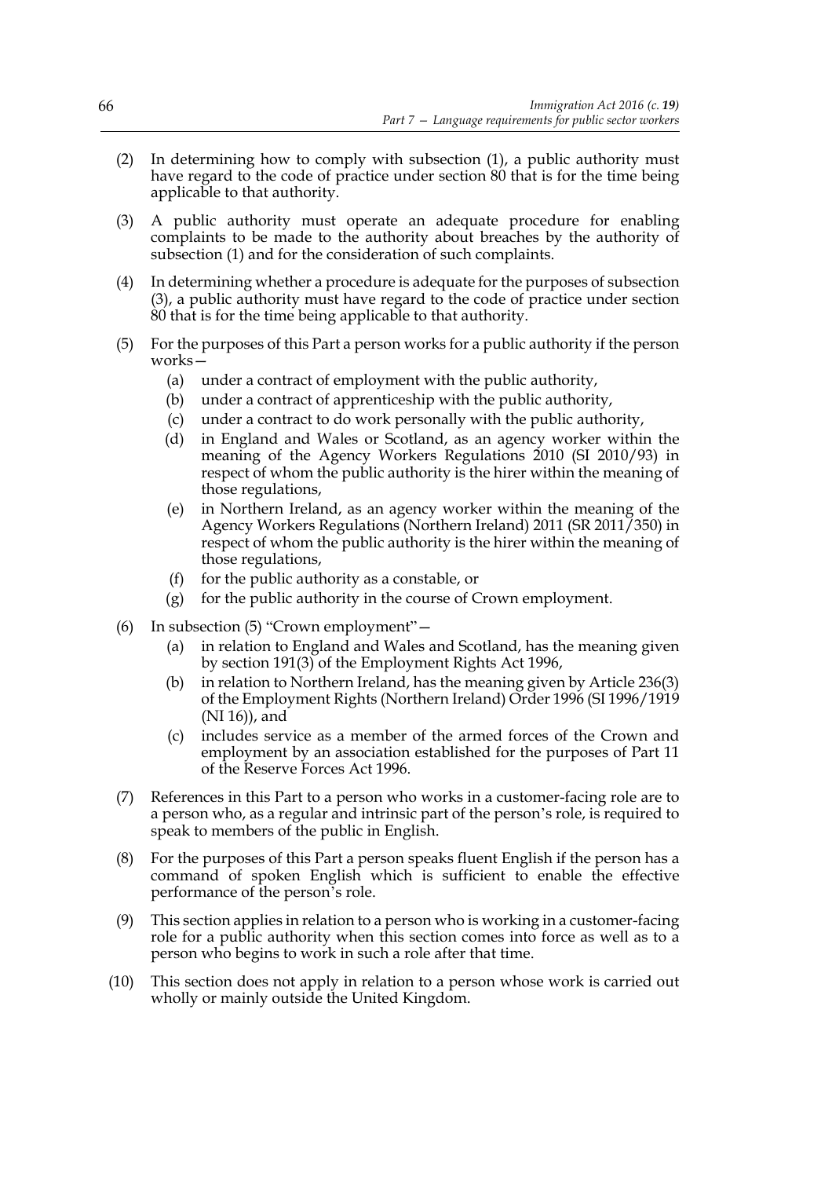(2) In determining how to comply with subsection (1), a public authority must have regard to the code of practice under section 80 that is for the time being applicable to that authority.

(3) A public authority must operate an adequate procedure for enabling complaints to be made to the authority about breaches by the authority of subsection (1) and for the consideration of such complaints.

(4) In determining whether a procedure is adequate for the purposes of subsection (3), a public authority must have regard to the code of practice under section 80 that is for the time being applicable to that authority.

(5) For the purposes of this Part a person works for a public authority if the person works—

- (a) under a contract of employment with the public authority,
- (b) under a contract of apprenticeship with the public authority,
- (c) under a contract to do work personally with the public authority,
- (d) in England and Wales or Scotland, as an agency worker within the meaning of the Agency Workers Regulations 2010 (SI 2010/93) in respect of whom the public authority is the hirer within the meaning of those regulations,
- (e) in Northern Ireland, as an agency worker within the meaning of the Agency Workers Regulations (Northern Ireland) 2011 (SR 2011/350) in respect of whom the public authority is the hirer within the meaning of those regulations,
- (f) for the public authority as a constable, or
- (g) for the public authority in the course of Crown employment.

(6) In subsection (5) "Crown employment"—

- (a) in relation to England and Wales and Scotland, has the meaning given by section 191(3) of the Employment Rights Act 1996,
- (b) in relation to Northern Ireland, has the meaning given by Article 236(3) of the Employment Rights (Northern Ireland) Order 1996 (SI 1996/1919 (NI 16)), and
- (c) includes service as a member of the armed forces of the Crown and employment by an association established for the purposes of Part 11 of the Reserve Forces Act 1996.

(7) References in this Part to a person who works in a customer-facing role are to a person who, as a regular and intrinsic part of the person's role, is required to speak to members of the public in English.

(8) For the purposes of this Part a person speaks fluent English if the person has a command of spoken English which is sufficient to enable the effective performance of the person's role.

(9) This section applies in relation to a person who is working in a customer-facing role for a public authority when this section comes into force as well as to a person who begins to work in such a role after that time.

(10) This section does not apply in relation to a person whose work is carried out wholly or mainly outside the United Kingdom.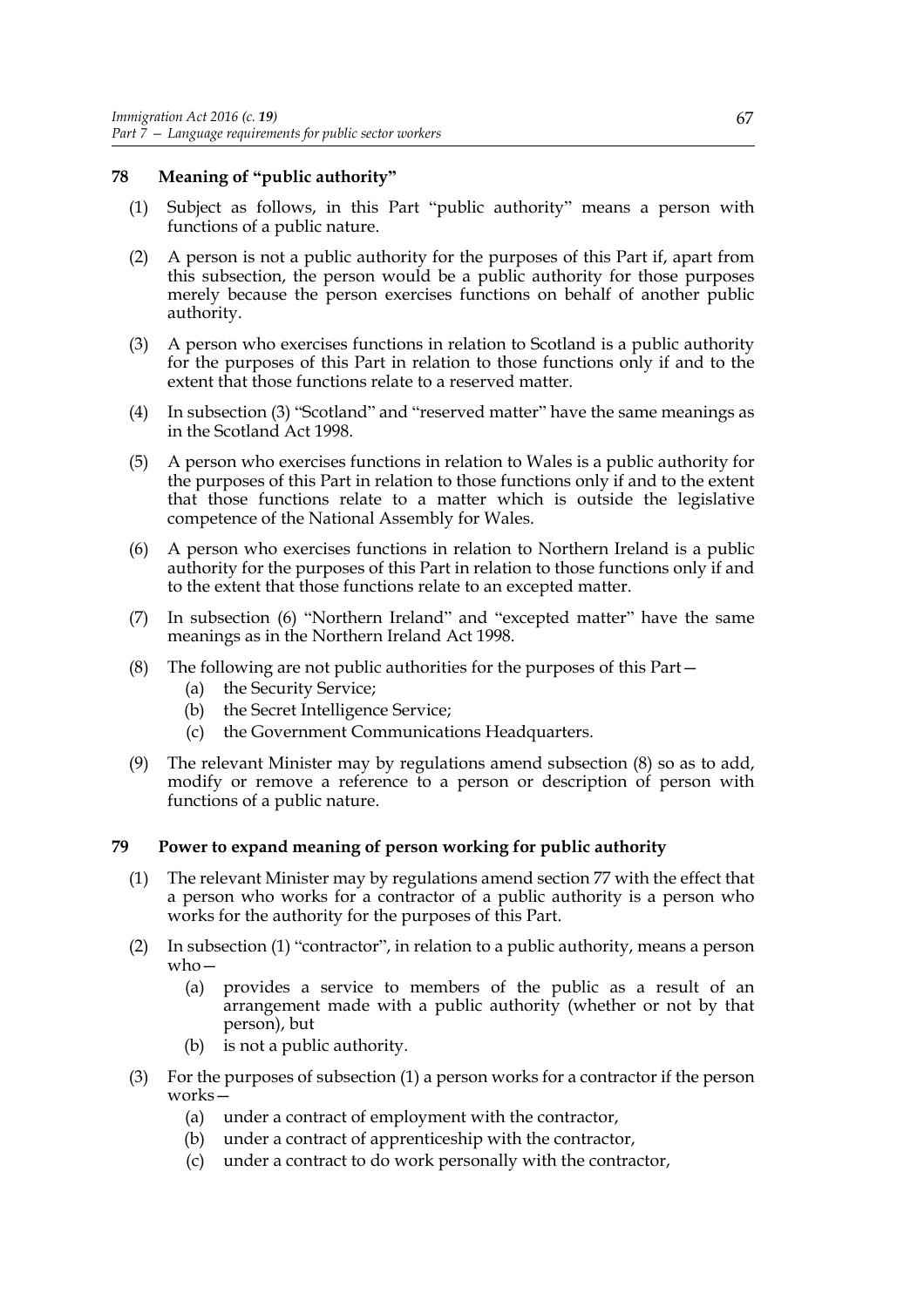## 78 Meaning of "public authority"

(1) Subject as follows, in this Part "public authority" means a person with functions of a public nature.

(2) A person is not a public authority for the purposes of this Part if, apart from this subsection, the person would be a public authority for those purposes merely because the person exercises functions on behalf of another public authority.

(3) A person who exercises functions in relation to Scotland is a public authority for the purposes of this Part in relation to those functions only if and to the extent that those functions relate to a reserved matter.

(4) In subsection (3) "Scotland" and "reserved matter" have the same meanings as in the Scotland Act 1998.

(5) A person who exercises functions in relation to Wales is a public authority for the purposes of this Part in relation to those functions only if and to the extent that those functions relate to a matter which is outside the legislative competence of the National Assembly for Wales.

(6) A person who exercises functions in relation to Northern Ireland is a public authority for the purposes of this Part in relation to those functions only if and to the extent that those functions relate to an excepted matter.

(7) In subsection (6) "Northern Ireland" and "excepted matter" have the same meanings as in the Northern Ireland Act 1998.

(8) The following are not public authorities for the purposes of this Part—
 (a) the Security Service;
 (b) the Secret Intelligence Service;
 (c) the Government Communications Headquarters.

(9) The relevant Minister may by regulations amend subsection (8) so as to add, modify or remove a reference to a person or description of person with functions of a public nature.

## 79 Power to expand meaning of person working for public authority

(1) The relevant Minister may by regulations amend section 77 with the effect that a person who works for a contractor of a public authority is a person who works for the authority for the purposes of this Part.

(2) In subsection (1) "contractor", in relation to a public authority, means a person who—
 (a) provides a service to members of the public as a result of an arrangement made with a public authority (whether or not by that person), but
 (b) is not a public authority.

(3) For the purposes of subsection (1) a person works for a contractor if the person works—
 (a) under a contract of employment with the contractor,
 (b) under a contract of apprenticeship with the contractor,
 (c) under a contract to do work personally with the contractor,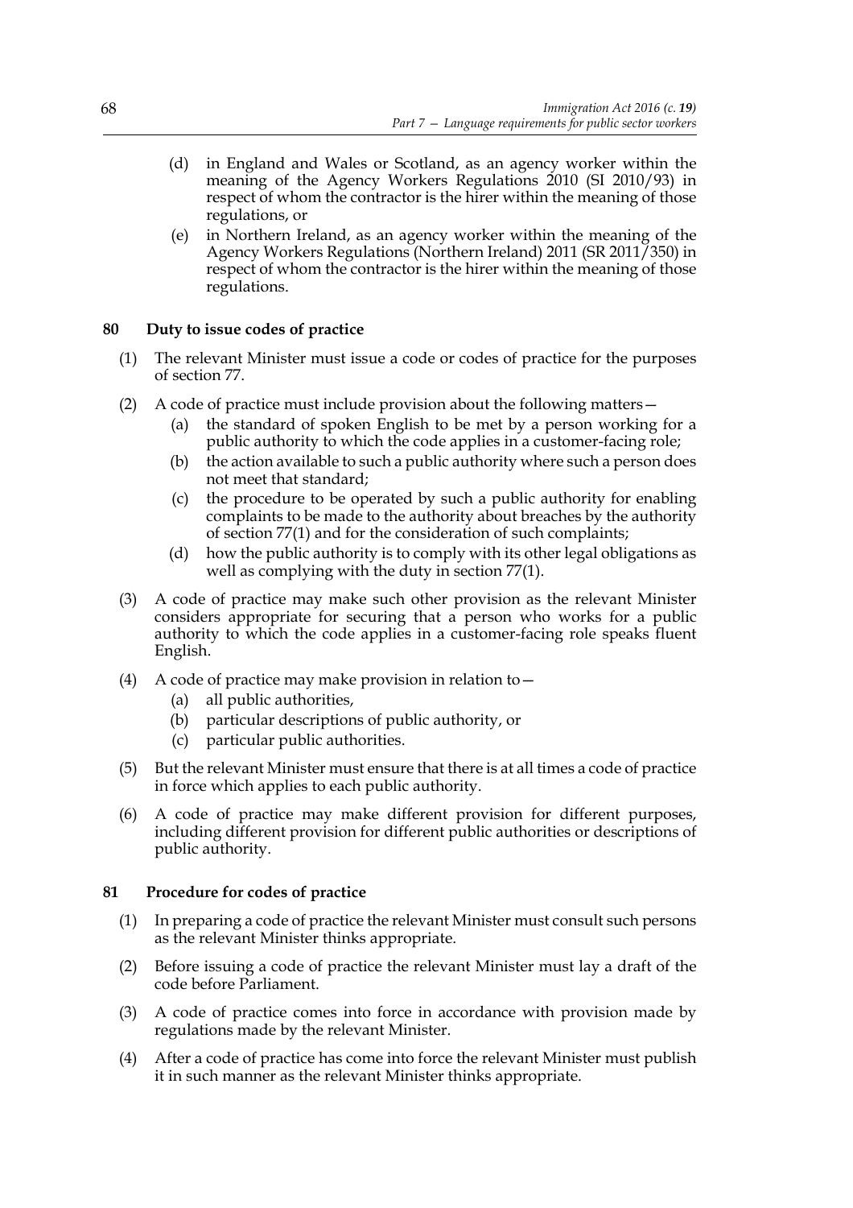(d) in England and Wales or Scotland, as an agency worker within the meaning of the Agency Workers Regulations 2010 (SI 2010/93) in respect of whom the contractor is the hirer within the meaning of those regulations, or

(e) in Northern Ireland, as an agency worker within the meaning of the Agency Workers Regulations (Northern Ireland) 2011 (SR 2011/350) in respect of whom the contractor is the hirer within the meaning of those regulations.

### 80 Duty to issue codes of practice

(1) The relevant Minister must issue a code or codes of practice for the purposes of section 77.

(2) A code of practice must include provision about the following matters—

(a) the standard of spoken English to be met by a person working for a public authority to which the code applies in a customer-facing role;

(b) the action available to such a public authority where such a person does not meet that standard;

(c) the procedure to be operated by such a public authority for enabling complaints to be made to the authority about breaches by the authority of section 77(1) and for the consideration of such complaints;

(d) how the public authority is to comply with its other legal obligations as well as complying with the duty in section 77(1).

(3) A code of practice may make such other provision as the relevant Minister considers appropriate for securing that a person who works for a public authority to which the code applies in a customer-facing role speaks fluent English.

(4) A code of practice may make provision in relation to—

(a) all public authorities,

(b) particular descriptions of public authority, or

(c) particular public authorities.

(5) But the relevant Minister must ensure that there is at all times a code of practice in force which applies to each public authority.

(6) A code of practice may make different provision for different purposes, including different provision for different public authorities or descriptions of public authority.

### 81 Procedure for codes of practice

(1) In preparing a code of practice the relevant Minister must consult such persons as the relevant Minister thinks appropriate.

(2) Before issuing a code of practice the relevant Minister must lay a draft of the code before Parliament.

(3) A code of practice comes into force in accordance with provision made by regulations made by the relevant Minister.

(4) After a code of practice has come into force the relevant Minister must publish it in such manner as the relevant Minister thinks appropriate.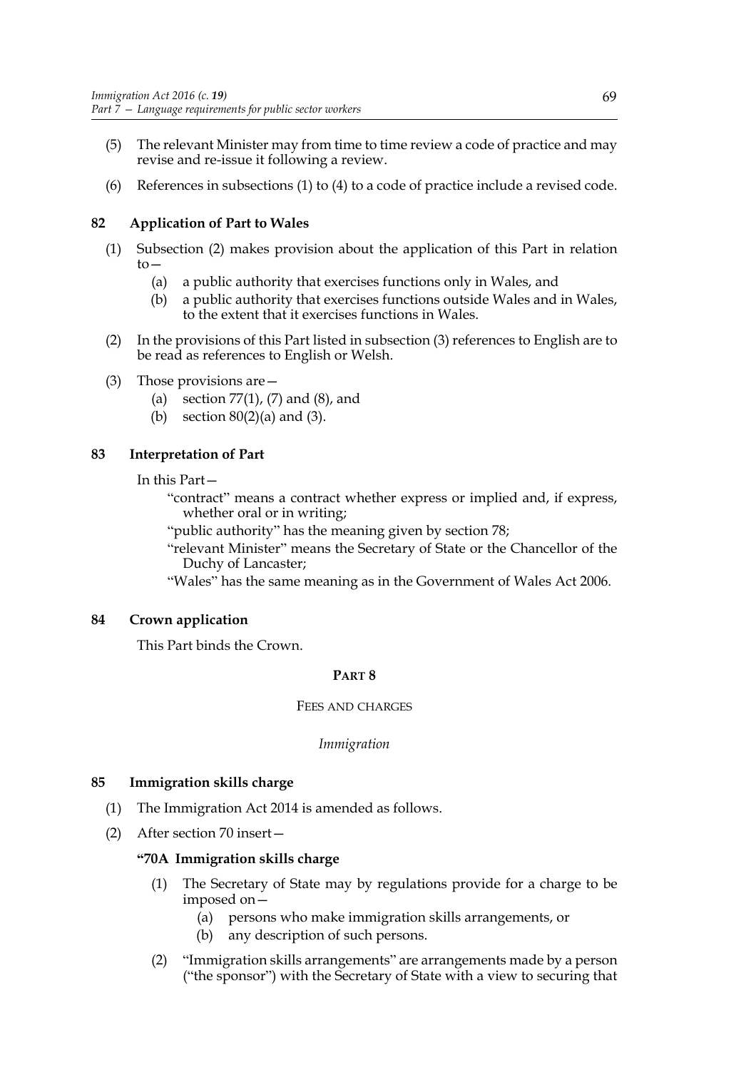(5) The relevant Minister may from time to time review a code of practice and may revise and re-issue it following a review.

(6) References in subsections (1) to (4) to a code of practice include a revised code.

### 82 Application of Part to Wales

(1) Subsection (2) makes provision about the application of this Part in relation to—

- (a) a public authority that exercises functions only in Wales, and
- (b) a public authority that exercises functions outside Wales and in Wales, to the extent that it exercises functions in Wales.

(2) In the provisions of this Part listed in subsection (3) references to English are to be read as references to English or Welsh.

(3) Those provisions are—

- (a) section 77(1), (7) and (8), and
- (b) section 80(2)(a) and (3).

### 83 Interpretation of Part

In this Part—

"contract" means a contract whether express or implied and, if express, whether oral or in writing;

"public authority" has the meaning given by section 78;

"relevant Minister" means the Secretary of State or the Chancellor of the Duchy of Lancaster;

"Wales" has the same meaning as in the Government of Wales Act 2006.

### 84 Crown application

This Part binds the Crown.

## PART 8

## FEES AND CHARGES

*Immigration*

### 85 Immigration skills charge

(1) The Immigration Act 2014 is amended as follows.

(2) After section 70 insert—

**"70A Immigration skills charge**

(1) The Secretary of State may by regulations provide for a charge to be imposed on—

- (a) persons who make immigration skills arrangements, or
- (b) any description of such persons.

(2) "Immigration skills arrangements" are arrangements made by a person ("the sponsor") with the Secretary of State with a view to securing that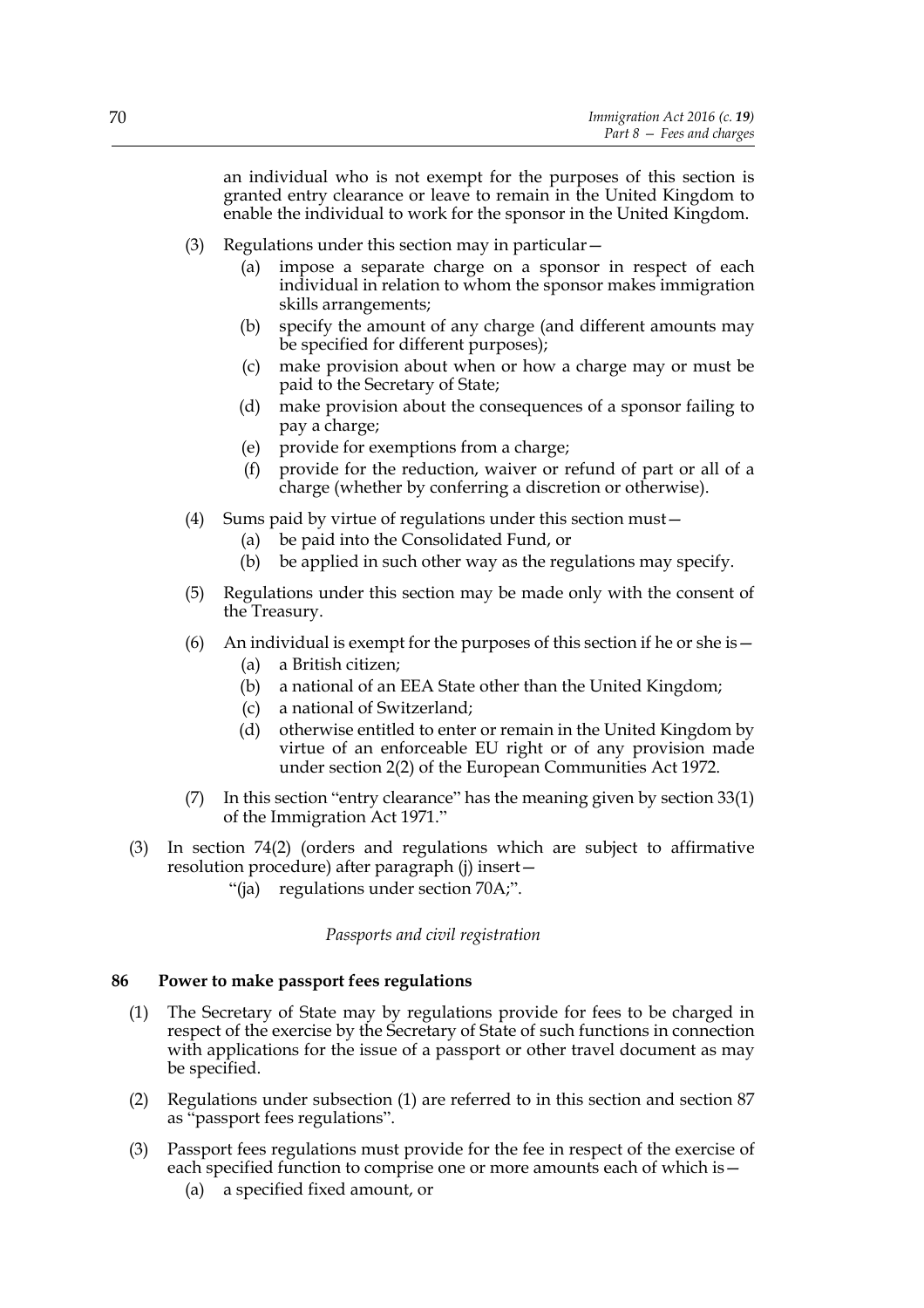an individual who is not exempt for the purposes of this section is granted entry clearance or leave to remain in the United Kingdom to enable the individual to work for the sponsor in the United Kingdom.

(3) Regulations under this section may in particular—

  (a) impose a separate charge on a sponsor in respect of each individual in relation to whom the sponsor makes immigration skills arrangements;

  (b) specify the amount of any charge (and different amounts may be specified for different purposes);

  (c) make provision about when or how a charge may or must be paid to the Secretary of State;

  (d) make provision about the consequences of a sponsor failing to pay a charge;

  (e) provide for exemptions from a charge;

  (f) provide for the reduction, waiver or refund of part or all of a charge (whether by conferring a discretion or otherwise).

(4) Sums paid by virtue of regulations under this section must—

  (a) be paid into the Consolidated Fund, or

  (b) be applied in such other way as the regulations may specify.

(5) Regulations under this section may be made only with the consent of the Treasury.

(6) An individual is exempt for the purposes of this section if he or she is—

  (a) a British citizen;

  (b) a national of an EEA State other than the United Kingdom;

  (c) a national of Switzerland;

  (d) otherwise entitled to enter or remain in the United Kingdom by virtue of an enforceable EU right or of any provision made under section 2(2) of the European Communities Act 1972.

(7) In this section "entry clearance" has the meaning given by section 33(1) of the Immigration Act 1971."

(3) In section 74(2) (orders and regulations which are subject to affirmative resolution procedure) after paragraph (j) insert—

  "(ja) regulations under section 70A;".

*Passports and civil registration*

**86 Power to make passport fees regulations**

(1) The Secretary of State may by regulations provide for fees to be charged in respect of the exercise by the Secretary of State of such functions in connection with applications for the issue of a passport or other travel document as may be specified.

(2) Regulations under subsection (1) are referred to in this section and section 87 as "passport fees regulations".

(3) Passport fees regulations must provide for the fee in respect of the exercise of each specified function to comprise one or more amounts each of which is—

  (a) a specified fixed amount, or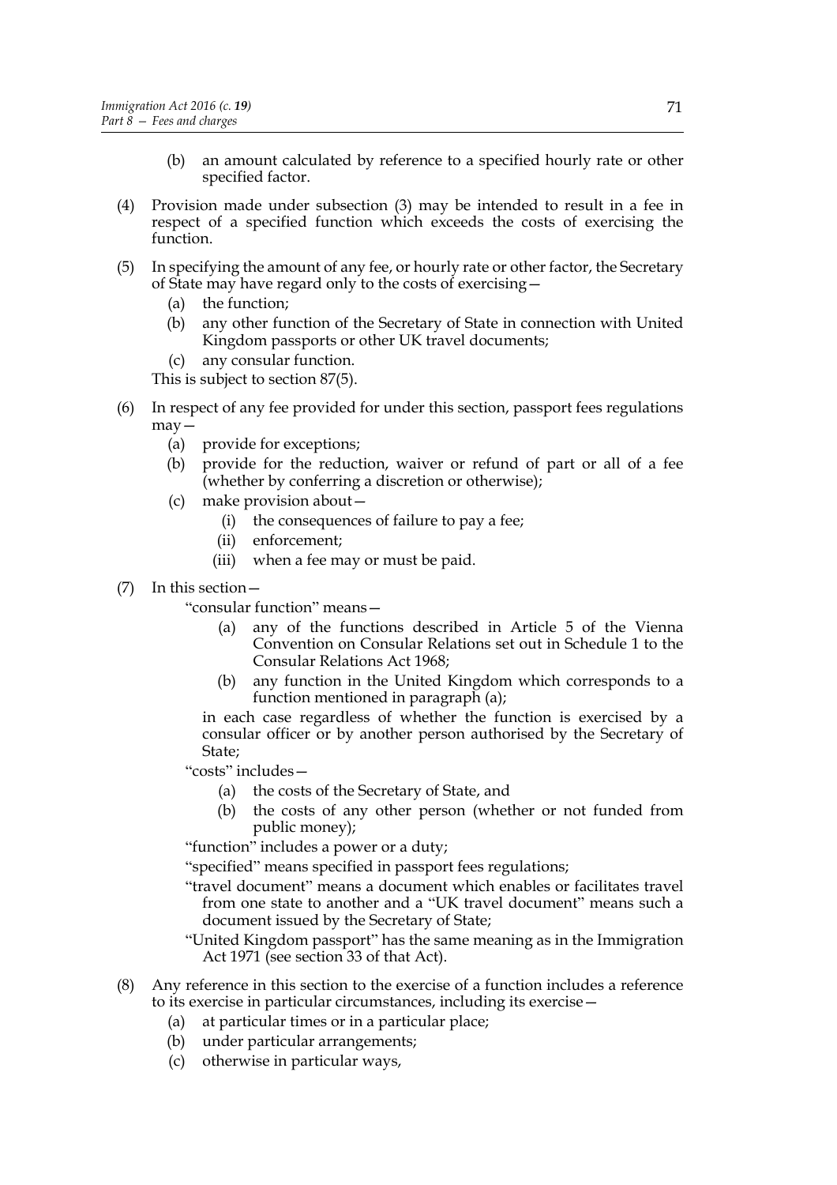(b) an amount calculated by reference to a specified hourly rate or other specified factor.

(4) Provision made under subsection (3) may be intended to result in a fee in respect of a specified function which exceeds the costs of exercising the function.

(5) In specifying the amount of any fee, or hourly rate or other factor, the Secretary of State may have regard only to the costs of exercising—

   (a) the function;

   (b) any other function of the Secretary of State in connection with United Kingdom passports or other UK travel documents;

   (c) any consular function.

   This is subject to section 87(5).

(6) In respect of any fee provided for under this section, passport fees regulations may—

   (a) provide for exceptions;

   (b) provide for the reduction, waiver or refund of part or all of a fee (whether by conferring a discretion or otherwise);

   (c) make provision about—

      (i) the consequences of failure to pay a fee;

      (ii) enforcement;

      (iii) when a fee may or must be paid.

(7) In this section—

   "consular function" means—

      (a) any of the functions described in Article 5 of the Vienna Convention on Consular Relations set out in Schedule 1 to the Consular Relations Act 1968;

      (b) any function in the United Kingdom which corresponds to a function mentioned in paragraph (a);

   in each case regardless of whether the function is exercised by a consular officer or by another person authorised by the Secretary of State;

   "costs" includes—

      (a) the costs of the Secretary of State, and

      (b) the costs of any other person (whether or not funded from public money);

   "function" includes a power or a duty;

   "specified" means specified in passport fees regulations;

   "travel document" means a document which enables or facilitates travel from one state to another and a "UK travel document" means such a document issued by the Secretary of State;

   "United Kingdom passport" has the same meaning as in the Immigration Act 1971 (see section 33 of that Act).

(8) Any reference in this section to the exercise of a function includes a reference to its exercise in particular circumstances, including its exercise—

   (a) at particular times or in a particular place;

   (b) under particular arrangements;

   (c) otherwise in particular ways,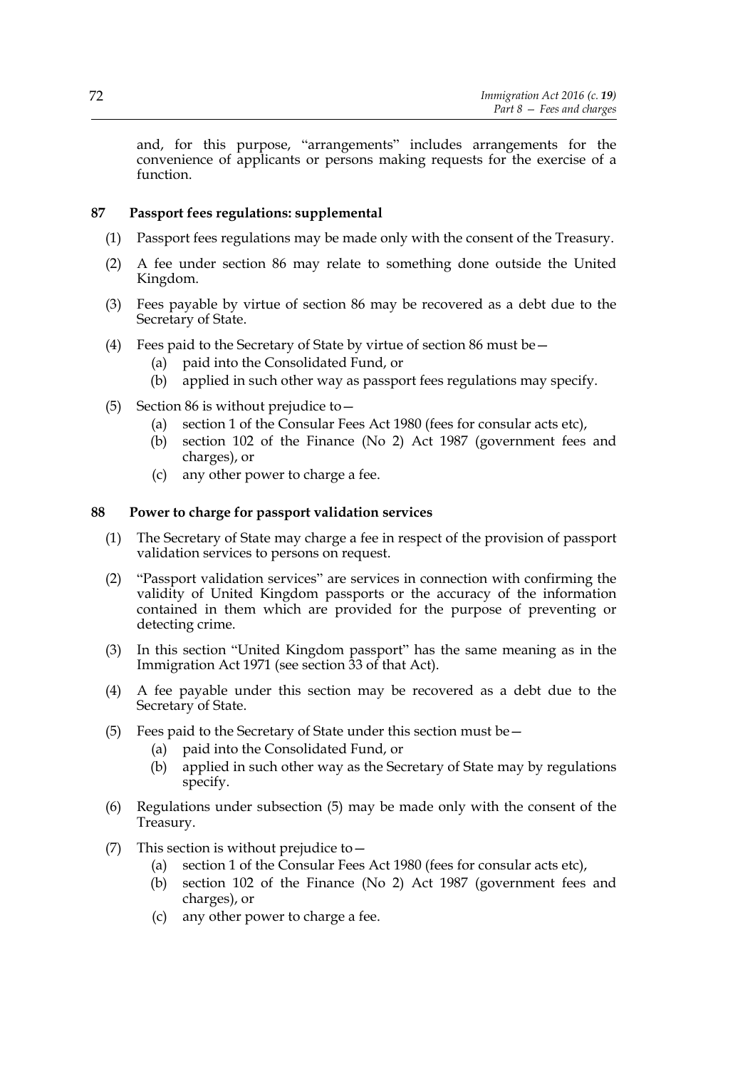and, for this purpose, "arrangements" includes arrangements for the convenience of applicants or persons making requests for the exercise of a function.

### 87 Passport fees regulations: supplemental

(1) Passport fees regulations may be made only with the consent of the Treasury.

(2) A fee under section 86 may relate to something done outside the United Kingdom.

(3) Fees payable by virtue of section 86 may be recovered as a debt due to the Secretary of State.

(4) Fees paid to the Secretary of State by virtue of section 86 must be—

  (a) paid into the Consolidated Fund, or

  (b) applied in such other way as passport fees regulations may specify.

(5) Section 86 is without prejudice to—

  (a) section 1 of the Consular Fees Act 1980 (fees for consular acts etc),

  (b) section 102 of the Finance (No 2) Act 1987 (government fees and charges), or

  (c) any other power to charge a fee.

### 88 Power to charge for passport validation services

(1) The Secretary of State may charge a fee in respect of the provision of passport validation services to persons on request.

(2) "Passport validation services" are services in connection with confirming the validity of United Kingdom passports or the accuracy of the information contained in them which are provided for the purpose of preventing or detecting crime.

(3) In this section "United Kingdom passport" has the same meaning as in the Immigration Act 1971 (see section 33 of that Act).

(4) A fee payable under this section may be recovered as a debt due to the Secretary of State.

(5) Fees paid to the Secretary of State under this section must be—

  (a) paid into the Consolidated Fund, or

  (b) applied in such other way as the Secretary of State may by regulations specify.

(6) Regulations under subsection (5) may be made only with the consent of the Treasury.

(7) This section is without prejudice to—

  (a) section 1 of the Consular Fees Act 1980 (fees for consular acts etc),

  (b) section 102 of the Finance (No 2) Act 1987 (government fees and charges), or

  (c) any other power to charge a fee.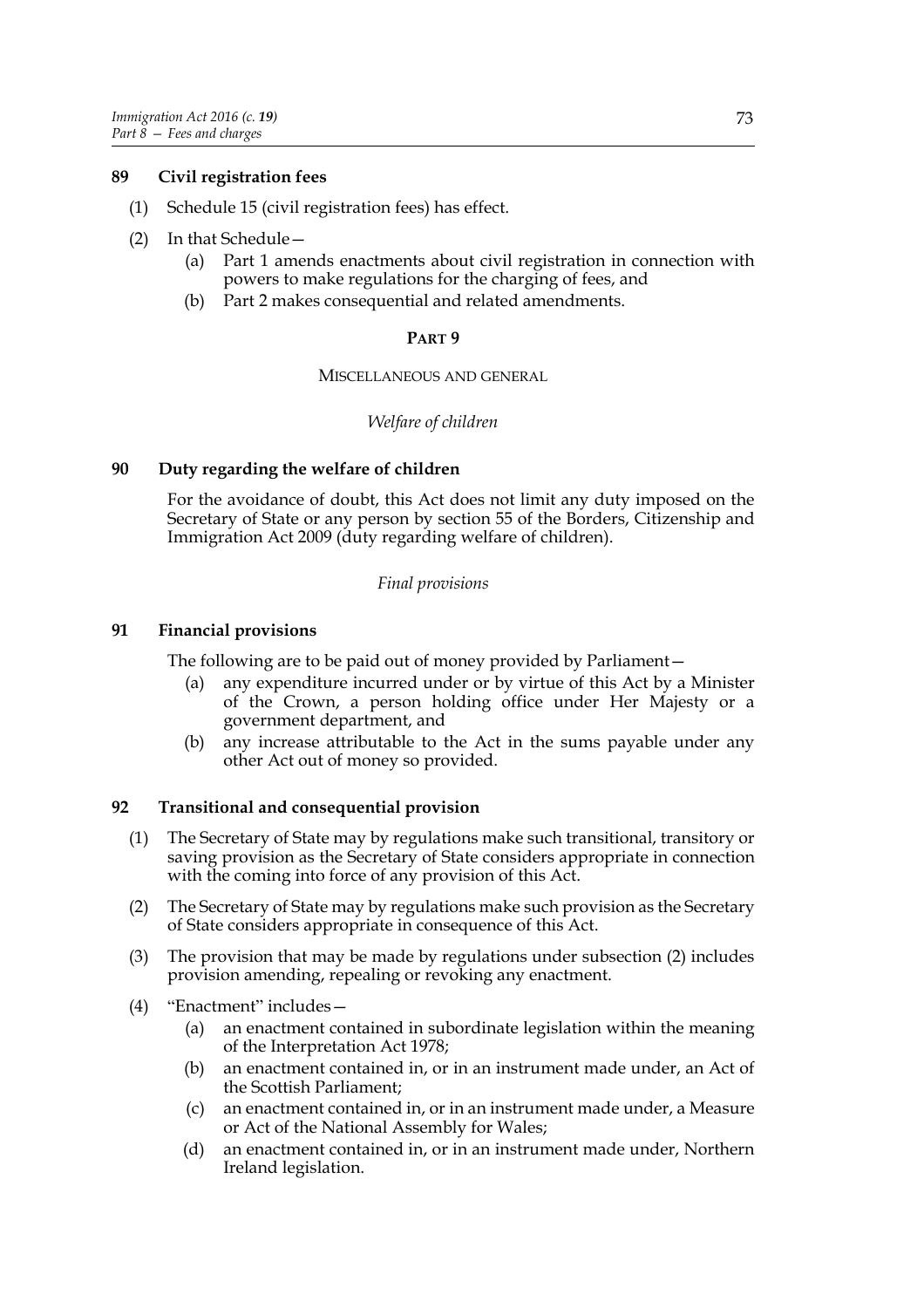### 89 Civil registration fees

(1) Schedule 15 (civil registration fees) has effect.

(2) In that Schedule—

(a) Part 1 amends enactments about civil registration in connection with powers to make regulations for the charging of fees, and

(b) Part 2 makes consequential and related amendments.

## PART 9

## MISCELLANEOUS AND GENERAL

*Welfare of children*

### 90 Duty regarding the welfare of children

For the avoidance of doubt, this Act does not limit any duty imposed on the Secretary of State or any person by section 55 of the Borders, Citizenship and Immigration Act 2009 (duty regarding welfare of children).

*Final provisions*

### 91 Financial provisions

The following are to be paid out of money provided by Parliament—

(a) any expenditure incurred under or by virtue of this Act by a Minister of the Crown, a person holding office under Her Majesty or a government department, and

(b) any increase attributable to the Act in the sums payable under any other Act out of money so provided.

### 92 Transitional and consequential provision

(1) The Secretary of State may by regulations make such transitional, transitory or saving provision as the Secretary of State considers appropriate in connection with the coming into force of any provision of this Act.

(2) The Secretary of State may by regulations make such provision as the Secretary of State considers appropriate in consequence of this Act.

(3) The provision that may be made by regulations under subsection (2) includes provision amending, repealing or revoking any enactment.

(4) "Enactment" includes—

(a) an enactment contained in subordinate legislation within the meaning of the Interpretation Act 1978;

(b) an enactment contained in, or in an instrument made under, an Act of the Scottish Parliament;

(c) an enactment contained in, or in an instrument made under, a Measure or Act of the National Assembly for Wales;

(d) an enactment contained in, or in an instrument made under, Northern Ireland legislation.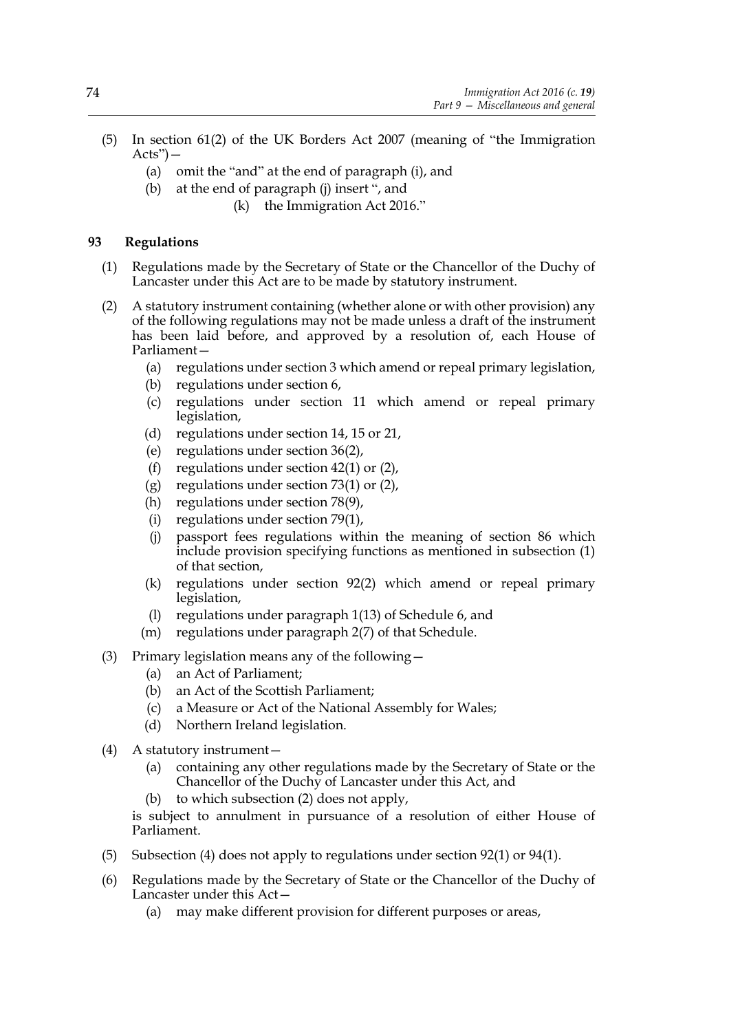(5) In section 61(2) of the UK Borders Act 2007 (meaning of "the Immigration Acts")—

  (a) omit the "and" at the end of paragraph (i), and

  (b) at the end of paragraph (j) insert ", and

    (k) the Immigration Act 2016."

### 93 Regulations

(1) Regulations made by the Secretary of State or the Chancellor of the Duchy of Lancaster under this Act are to be made by statutory instrument.

(2) A statutory instrument containing (whether alone or with other provision) any of the following regulations may not be made unless a draft of the instrument has been laid before, and approved by a resolution of, each House of Parliament—

  (a) regulations under section 3 which amend or repeal primary legislation,

  (b) regulations under section 6,

  (c) regulations under section 11 which amend or repeal primary legislation,

  (d) regulations under section 14, 15 or 21,

  (e) regulations under section 36(2),

  (f) regulations under section 42(1) or (2),

  (g) regulations under section 73(1) or (2),

  (h) regulations under section 78(9),

  (i) regulations under section 79(1),

  (j) passport fees regulations within the meaning of section 86 which include provision specifying functions as mentioned in subsection (1) of that section,

  (k) regulations under section 92(2) which amend or repeal primary legislation,

  (l) regulations under paragraph 1(13) of Schedule 6, and

  (m) regulations under paragraph 2(7) of that Schedule.

(3) Primary legislation means any of the following—

  (a) an Act of Parliament;

  (b) an Act of the Scottish Parliament;

  (c) a Measure or Act of the National Assembly for Wales;

  (d) Northern Ireland legislation.

(4) A statutory instrument—

  (a) containing any other regulations made by the Secretary of State or the Chancellor of the Duchy of Lancaster under this Act, and

  (b) to which subsection (2) does not apply,

is subject to annulment in pursuance of a resolution of either House of Parliament.

(5) Subsection (4) does not apply to regulations under section 92(1) or 94(1).

(6) Regulations made by the Secretary of State or the Chancellor of the Duchy of Lancaster under this Act—

  (a) may make different provision for different purposes or areas,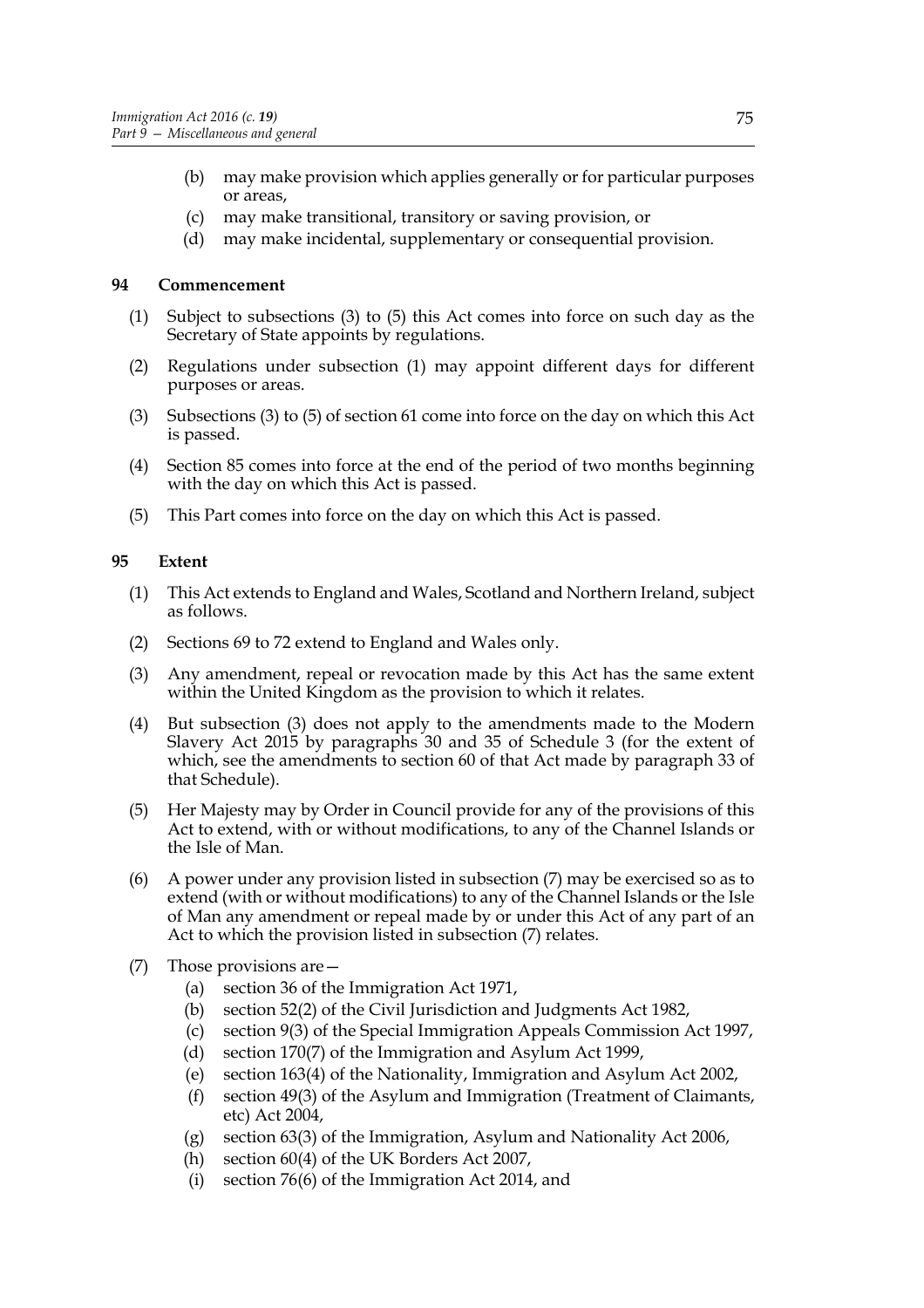(b) may make provision which applies generally or for particular purposes or areas,

(c) may make transitional, transitory or saving provision, or

(d) may make incidental, supplementary or consequential provision.

## 94 Commencement

(1) Subject to subsections (3) to (5) this Act comes into force on such day as the Secretary of State appoints by regulations.

(2) Regulations under subsection (1) may appoint different days for different purposes or areas.

(3) Subsections (3) to (5) of section 61 come into force on the day on which this Act is passed.

(4) Section 85 comes into force at the end of the period of two months beginning with the day on which this Act is passed.

(5) This Part comes into force on the day on which this Act is passed.

## 95 Extent

(1) This Act extends to England and Wales, Scotland and Northern Ireland, subject as follows.

(2) Sections 69 to 72 extend to England and Wales only.

(3) Any amendment, repeal or revocation made by this Act has the same extent within the United Kingdom as the provision to which it relates.

(4) But subsection (3) does not apply to the amendments made to the Modern Slavery Act 2015 by paragraphs 30 and 35 of Schedule 3 (for the extent of which, see the amendments to section 60 of that Act made by paragraph 33 of that Schedule).

(5) Her Majesty may by Order in Council provide for any of the provisions of this Act to extend, with or without modifications, to any of the Channel Islands or the Isle of Man.

(6) A power under any provision listed in subsection (7) may be exercised so as to extend (with or without modifications) to any of the Channel Islands or the Isle of Man any amendment or repeal made by or under this Act of any part of an Act to which the provision listed in subsection (7) relates.

(7) Those provisions are—

(a) section 36 of the Immigration Act 1971,

(b) section 52(2) of the Civil Jurisdiction and Judgments Act 1982,

(c) section 9(3) of the Special Immigration Appeals Commission Act 1997,

(d) section 170(7) of the Immigration and Asylum Act 1999,

(e) section 163(4) of the Nationality, Immigration and Asylum Act 2002,

(f) section 49(3) of the Asylum and Immigration (Treatment of Claimants, etc) Act 2004,

(g) section 63(3) of the Immigration, Asylum and Nationality Act 2006,

(h) section 60(4) of the UK Borders Act 2007,

(i) section 76(6) of the Immigration Act 2014, and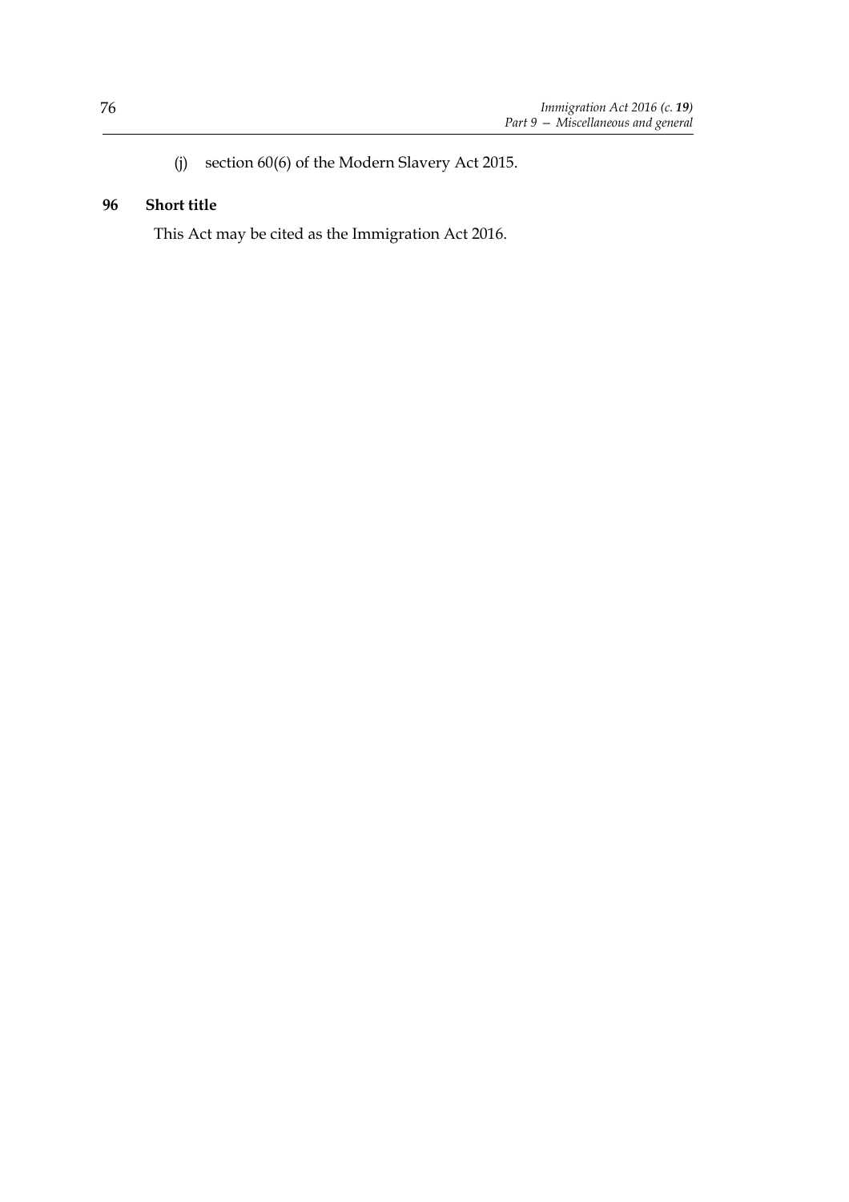(j) section 60(6) of the Modern Slavery Act 2015.

**96 Short title**

This Act may be cited as the Immigration Act 2016.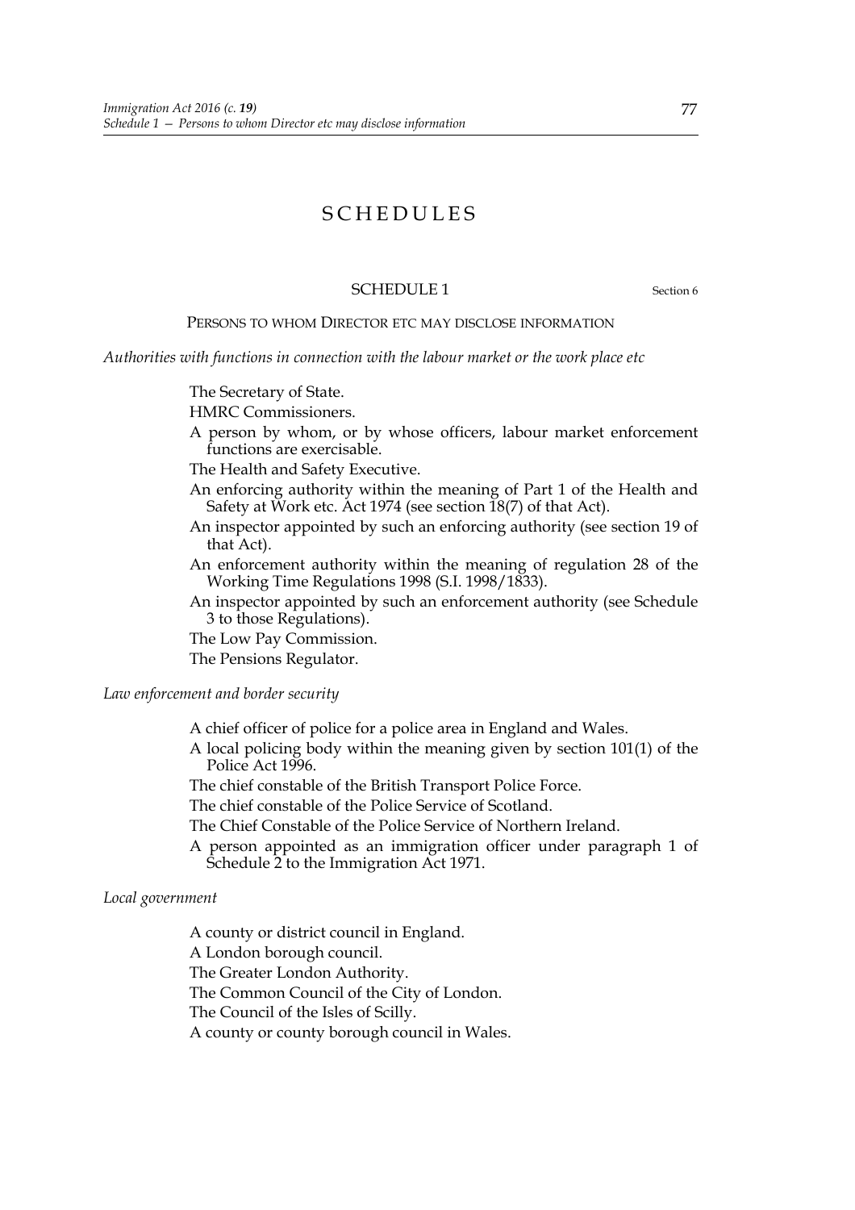# SCHEDULES

## SCHEDULE 1

Section 6

PERSONS TO WHOM DIRECTOR ETC MAY DISCLOSE INFORMATION

*Authorities with functions in connection with the labour market or the work place etc*

The Secretary of State.

HMRC Commissioners.

A person by whom, or by whose officers, labour market enforcement functions are exercisable.

The Health and Safety Executive.

An enforcing authority within the meaning of Part 1 of the Health and Safety at Work etc. Act 1974 (see section 18(7) of that Act).

An inspector appointed by such an enforcing authority (see section 19 of that Act).

An enforcement authority within the meaning of regulation 28 of the Working Time Regulations 1998 (S.I. 1998/1833).

An inspector appointed by such an enforcement authority (see Schedule 3 to those Regulations).

The Low Pay Commission.

The Pensions Regulator.

*Law enforcement and border security*

A chief officer of police for a police area in England and Wales.

A local policing body within the meaning given by section 101(1) of the Police Act 1996.

The chief constable of the British Transport Police Force.

The chief constable of the Police Service of Scotland.

The Chief Constable of the Police Service of Northern Ireland.

A person appointed as an immigration officer under paragraph 1 of Schedule 2 to the Immigration Act 1971.

*Local government*

A county or district council in England.

A London borough council.

The Greater London Authority.

The Common Council of the City of London.

The Council of the Isles of Scilly.

A county or county borough council in Wales.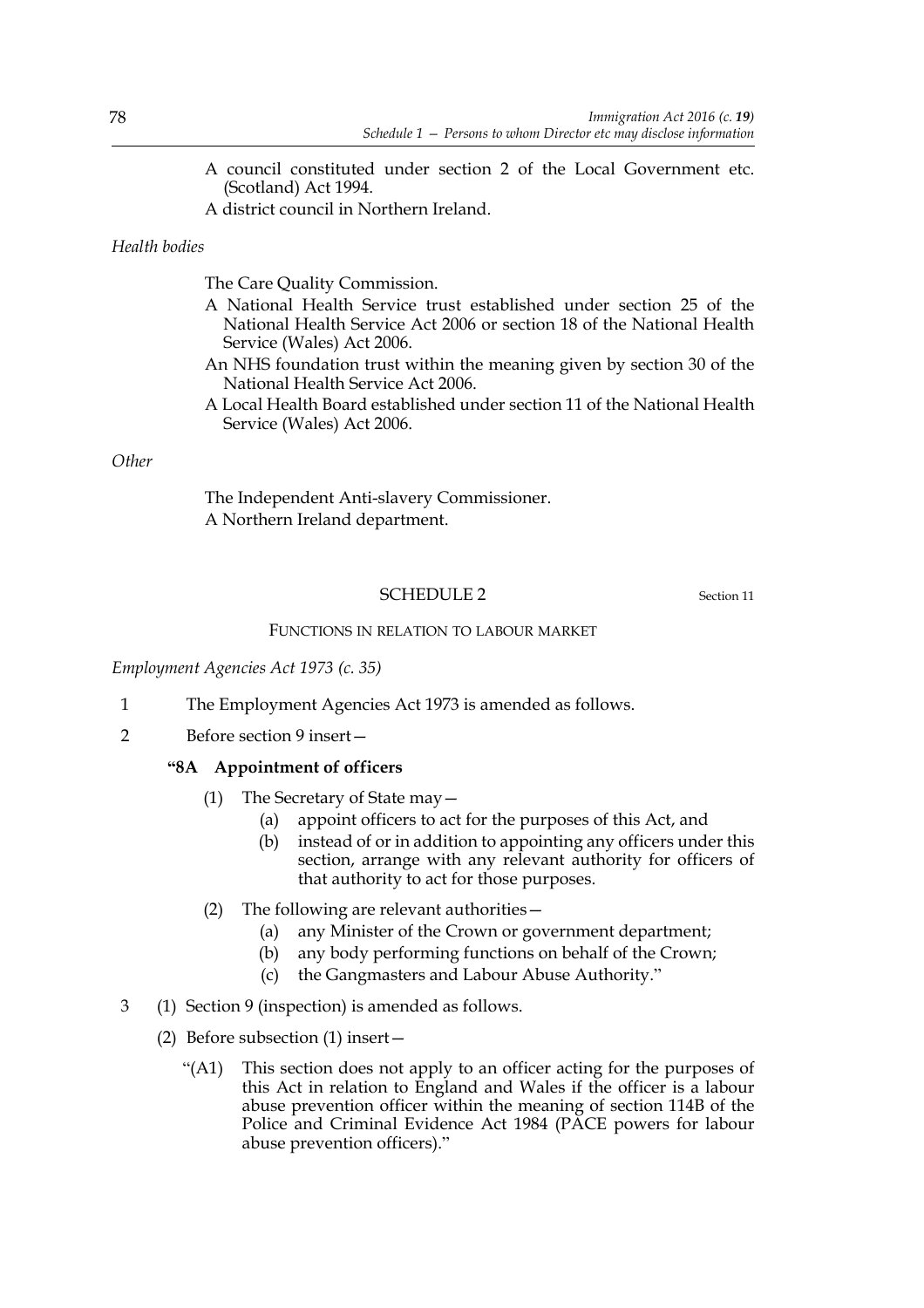A council constituted under section 2 of the Local Government etc. (Scotland) Act 1994.

A district council in Northern Ireland.

*Health bodies*

The Care Quality Commission.

A National Health Service trust established under section 25 of the National Health Service Act 2006 or section 18 of the National Health Service (Wales) Act 2006.

An NHS foundation trust within the meaning given by section 30 of the National Health Service Act 2006.

A Local Health Board established under section 11 of the National Health Service (Wales) Act 2006.

*Other*

The Independent Anti-slavery Commissioner.

A Northern Ireland department.

## SCHEDULE 2

Section 11

FUNCTIONS IN RELATION TO LABOUR MARKET

*Employment Agencies Act 1973 (c. 35)*

1 The Employment Agencies Act 1973 is amended as follows.

2 Before section 9 insert—

**"8A Appointment of officers**

(1) The Secretary of State may—

(a) appoint officers to act for the purposes of this Act, and

(b) instead of or in addition to appointing any officers under this section, arrange with any relevant authority for officers of that authority to act for those purposes.

(2) The following are relevant authorities—

(a) any Minister of the Crown or government department;

(b) any body performing functions on behalf of the Crown;

(c) the Gangmasters and Labour Abuse Authority."

3 (1) Section 9 (inspection) is amended as follows.

(2) Before subsection (1) insert—

"(A1) This section does not apply to an officer acting for the purposes of this Act in relation to England and Wales if the officer is a labour abuse prevention officer within the meaning of section 114B of the Police and Criminal Evidence Act 1984 (PACE powers for labour abuse prevention officers)."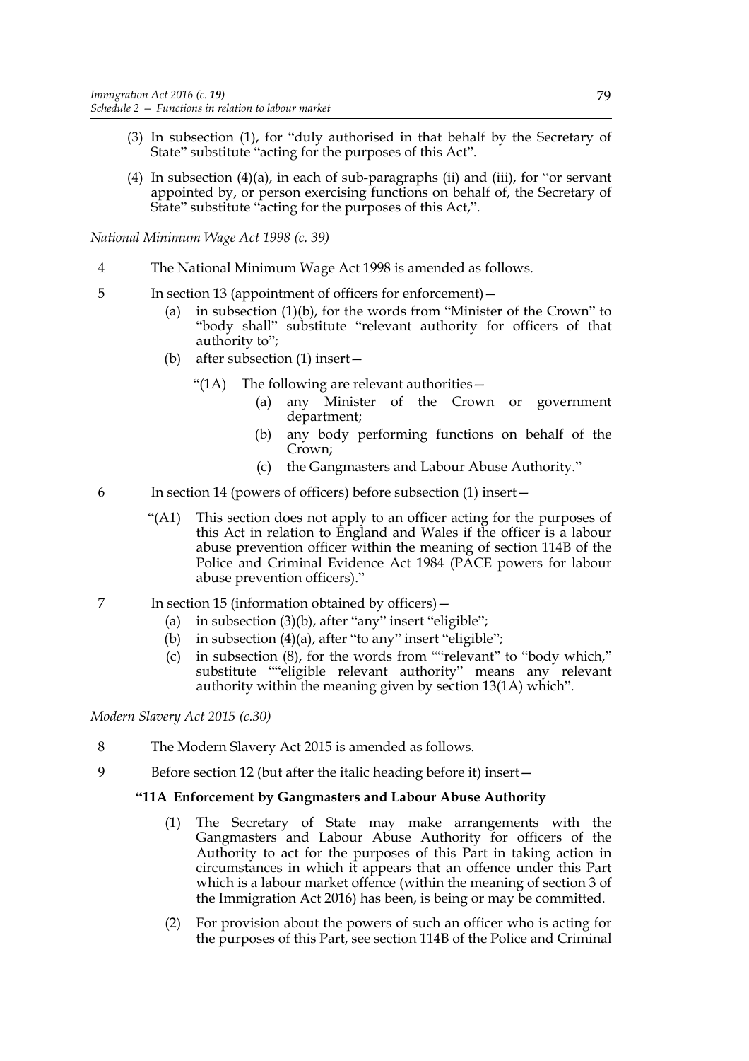(3) In subsection (1), for "duly authorised in that behalf by the Secretary of State" substitute "acting for the purposes of this Act".

(4) In subsection (4)(a), in each of sub-paragraphs (ii) and (iii), for "or servant appointed by, or person exercising functions on behalf of, the Secretary of State" substitute "acting for the purposes of this Act,".

*National Minimum Wage Act 1998 (c. 39)*

4 The National Minimum Wage Act 1998 is amended as follows.

5 In section 13 (appointment of officers for enforcement)—

(a) in subsection (1)(b), for the words from "Minister of the Crown" to "body shall" substitute "relevant authority for officers of that authority to";

(b) after subsection (1) insert—

"(1A) The following are relevant authorities—

(a) any Minister of the Crown or government department;

(b) any body performing functions on behalf of the Crown;

(c) the Gangmasters and Labour Abuse Authority."

6 In section 14 (powers of officers) before subsection (1) insert—

"(A1) This section does not apply to an officer acting for the purposes of this Act in relation to England and Wales if the officer is a labour abuse prevention officer within the meaning of section 114B of the Police and Criminal Evidence Act 1984 (PACE powers for labour abuse prevention officers)."

7 In section 15 (information obtained by officers)—

(a) in subsection (3)(b), after "any" insert "eligible";

(b) in subsection (4)(a), after "to any" insert "eligible";

(c) in subsection (8), for the words from ""relevant" to "body which," substitute ""eligible relevant authority" means any relevant authority within the meaning given by section 13(1A) which".

*Modern Slavery Act 2015 (c.30)*

8 The Modern Slavery Act 2015 is amended as follows.

9 Before section 12 (but after the italic heading before it) insert—

**"11A Enforcement by Gangmasters and Labour Abuse Authority**

(1) The Secretary of State may make arrangements with the Gangmasters and Labour Abuse Authority for officers of the Authority to act for the purposes of this Part in taking action in circumstances in which it appears that an offence under this Part which is a labour market offence (within the meaning of section 3 of the Immigration Act 2016) has been, is being or may be committed.

(2) For provision about the powers of such an officer who is acting for the purposes of this Part, see section 114B of the Police and Criminal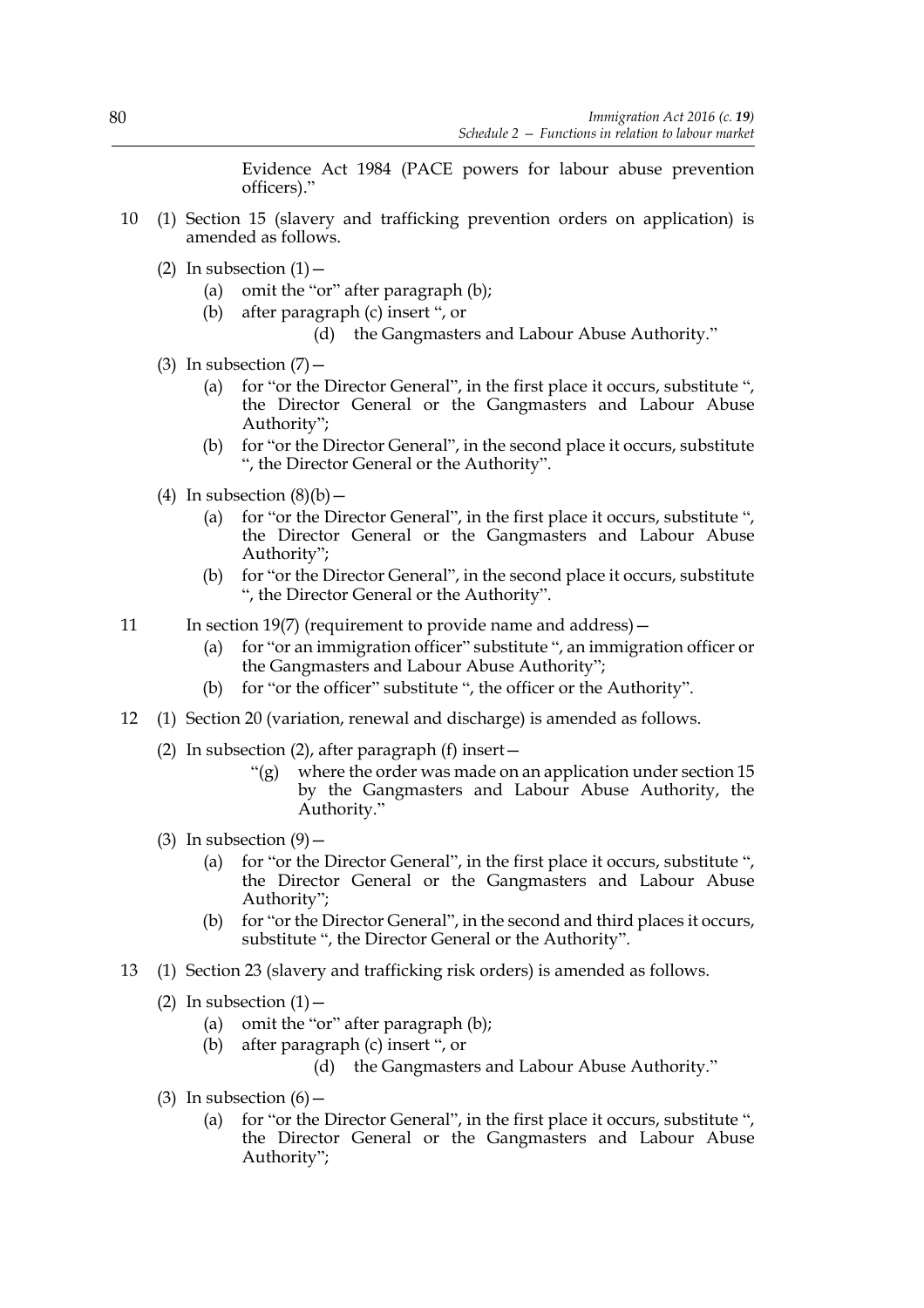Evidence Act 1984 (PACE powers for labour abuse prevention officers)."

10 (1) Section 15 (slavery and trafficking prevention orders on application) is amended as follows.

(2) In subsection (1)—

(a) omit the "or" after paragraph (b);

(b) after paragraph (c) insert ", or

(d) the Gangmasters and Labour Abuse Authority."

(3) In subsection (7)—

(a) for "or the Director General", in the first place it occurs, substitute ", the Director General or the Gangmasters and Labour Abuse Authority";

(b) for "or the Director General", in the second place it occurs, substitute ", the Director General or the Authority".

(4) In subsection (8)(b)—

(a) for "or the Director General", in the first place it occurs, substitute ", the Director General or the Gangmasters and Labour Abuse Authority";

(b) for "or the Director General", in the second place it occurs, substitute ", the Director General or the Authority".

11 In section 19(7) (requirement to provide name and address)—

(a) for "or an immigration officer" substitute ", an immigration officer or the Gangmasters and Labour Abuse Authority";

(b) for "or the officer" substitute ", the officer or the Authority".

12 (1) Section 20 (variation, renewal and discharge) is amended as follows.

(2) In subsection (2), after paragraph (f) insert—

"(g) where the order was made on an application under section 15 by the Gangmasters and Labour Abuse Authority, the Authority."

(3) In subsection (9)—

(a) for "or the Director General", in the first place it occurs, substitute ", the Director General or the Gangmasters and Labour Abuse Authority";

(b) for "or the Director General", in the second and third places it occurs, substitute ", the Director General or the Authority".

13 (1) Section 23 (slavery and trafficking risk orders) is amended as follows.

(2) In subsection (1)—

(a) omit the "or" after paragraph (b);

(b) after paragraph (c) insert ", or

(d) the Gangmasters and Labour Abuse Authority."

(3) In subsection (6)—

(a) for "or the Director General", in the first place it occurs, substitute ", the Director General or the Gangmasters and Labour Abuse Authority";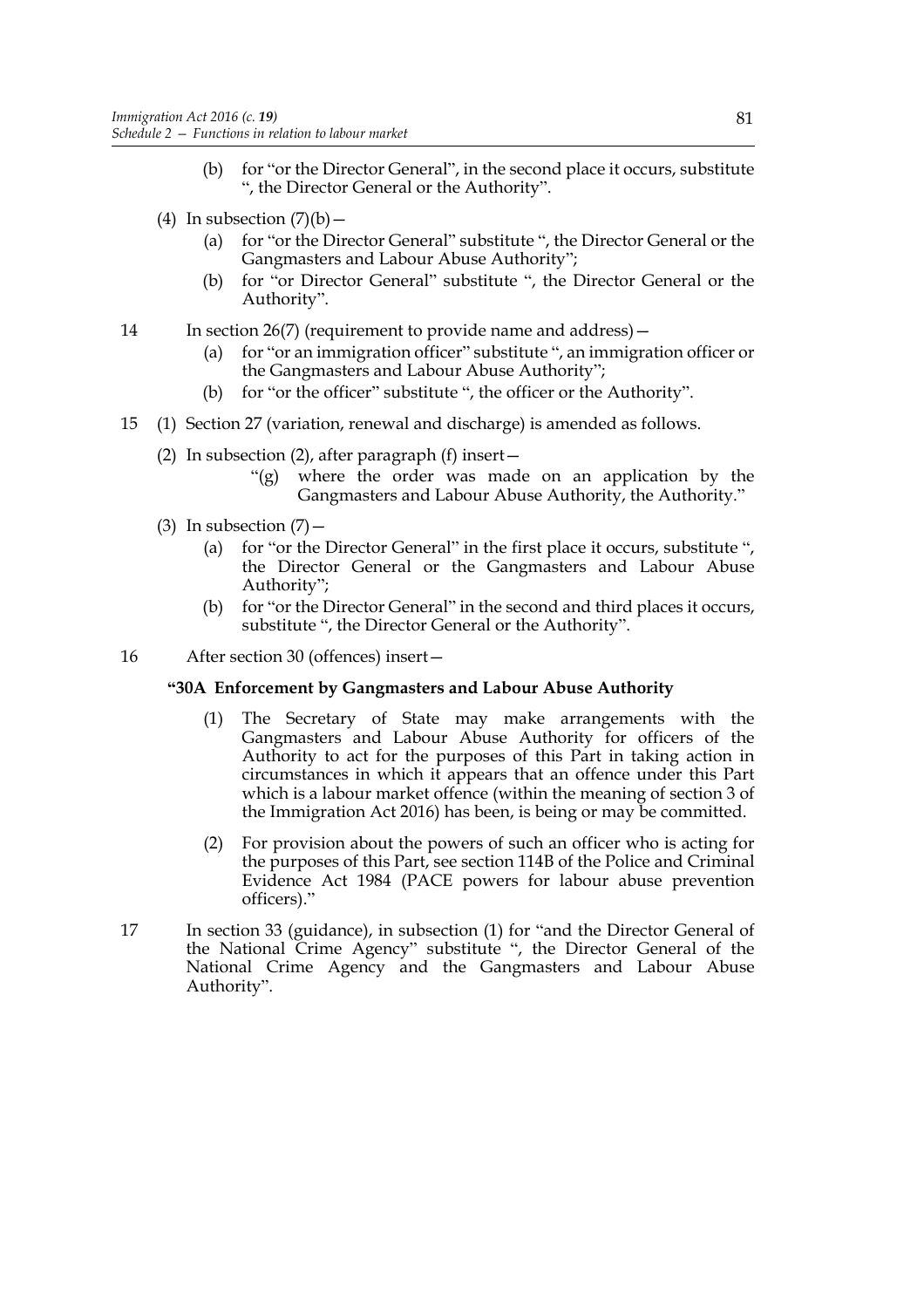(b) for "or the Director General", in the second place it occurs, substitute ", the Director General or the Authority".

(4) In subsection (7)(b)—

(a) for "or the Director General" substitute ", the Director General or the Gangmasters and Labour Abuse Authority";

(b) for "or Director General" substitute ", the Director General or the Authority".

14 In section 26(7) (requirement to provide name and address)—

(a) for "or an immigration officer" substitute ", an immigration officer or the Gangmasters and Labour Abuse Authority";

(b) for "or the officer" substitute ", the officer or the Authority".

15 (1) Section 27 (variation, renewal and discharge) is amended as follows.

(2) In subsection (2), after paragraph (f) insert—

"(g) where the order was made on an application by the Gangmasters and Labour Abuse Authority, the Authority."

(3) In subsection (7)—

(a) for "or the Director General" in the first place it occurs, substitute ", the Director General or the Gangmasters and Labour Abuse Authority";

(b) for "or the Director General" in the second and third places it occurs, substitute ", the Director General or the Authority".

16 After section 30 (offences) insert—

**"30A Enforcement by Gangmasters and Labour Abuse Authority**

(1) The Secretary of State may make arrangements with the Gangmasters and Labour Abuse Authority for officers of the Authority to act for the purposes of this Part in taking action in circumstances in which it appears that an offence under this Part which is a labour market offence (within the meaning of section 3 of the Immigration Act 2016) has been, is being or may be committed.

(2) For provision about the powers of such an officer who is acting for the purposes of this Part, see section 114B of the Police and Criminal Evidence Act 1984 (PACE powers for labour abuse prevention officers)."

17 In section 33 (guidance), in subsection (1) for "and the Director General of the National Crime Agency" substitute ", the Director General of the National Crime Agency and the Gangmasters and Labour Abuse Authority".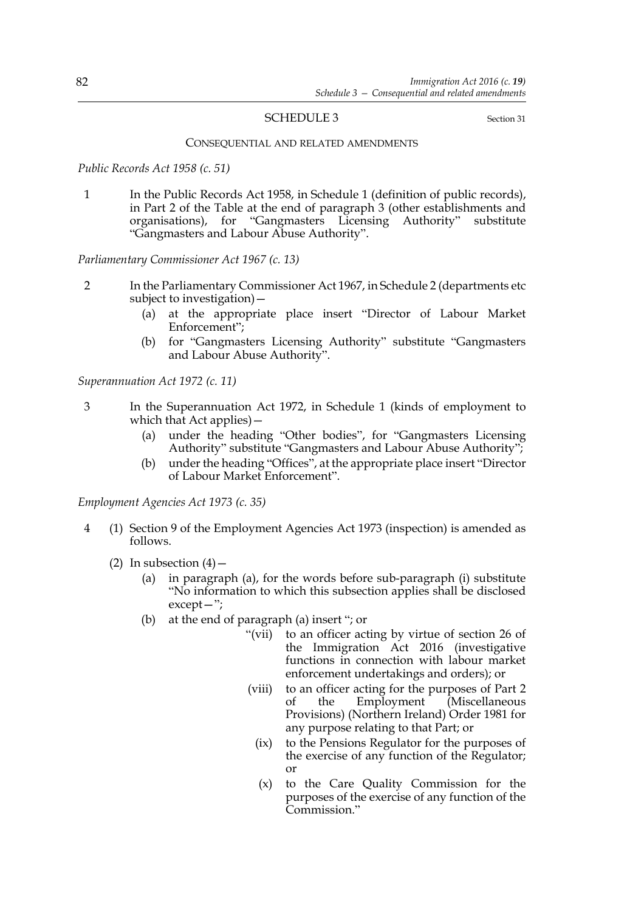## SCHEDULE 3

Section 31

### CONSEQUENTIAL AND RELATED AMENDMENTS

*Public Records Act 1958 (c. 51)*

1 In the Public Records Act 1958, in Schedule 1 (definition of public records), in Part 2 of the Table at the end of paragraph 3 (other establishments and organisations), for "Gangmasters Licensing Authority" substitute "Gangmasters and Labour Abuse Authority".

*Parliamentary Commissioner Act 1967 (c. 13)*

2 In the Parliamentary Commissioner Act 1967, in Schedule 2 (departments etc subject to investigation)—

(a) at the appropriate place insert "Director of Labour Market Enforcement";

(b) for "Gangmasters Licensing Authority" substitute "Gangmasters and Labour Abuse Authority".

*Superannuation Act 1972 (c. 11)*

3 In the Superannuation Act 1972, in Schedule 1 (kinds of employment to which that Act applies)—

(a) under the heading "Other bodies", for "Gangmasters Licensing Authority" substitute "Gangmasters and Labour Abuse Authority";

(b) under the heading "Offices", at the appropriate place insert "Director of Labour Market Enforcement".

*Employment Agencies Act 1973 (c. 35)*

4 (1) Section 9 of the Employment Agencies Act 1973 (inspection) is amended as follows.

(2) In subsection (4)—

(a) in paragraph (a), for the words before sub-paragraph (i) substitute "No information to which this subsection applies shall be disclosed except—";

(b) at the end of paragraph (a) insert "; or

"(vii) to an officer acting by virtue of section 26 of the Immigration Act 2016 (investigative functions in connection with labour market enforcement undertakings and orders); or

(viii) to an officer acting for the purposes of Part 2 of the Employment (Miscellaneous Provisions) (Northern Ireland) Order 1981 for any purpose relating to that Part; or

(ix) to the Pensions Regulator for the purposes of the exercise of any function of the Regulator; or

(x) to the Care Quality Commission for the purposes of the exercise of any function of the Commission."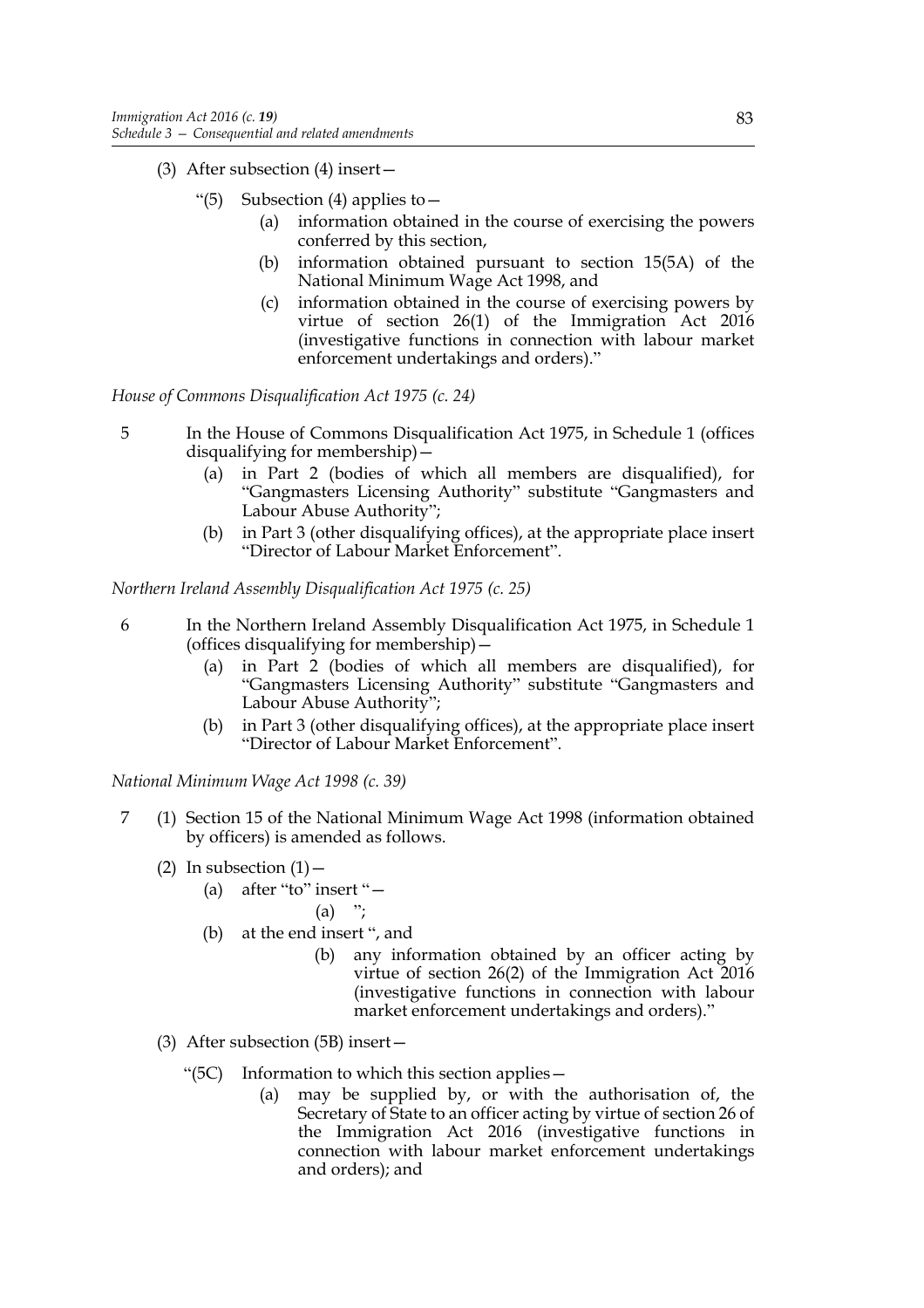(3) After subsection (4) insert—

"(5) Subsection (4) applies to—

(a) information obtained in the course of exercising the powers conferred by this section,

(b) information obtained pursuant to section 15(5A) of the National Minimum Wage Act 1998, and

(c) information obtained in the course of exercising powers by virtue of section 26(1) of the Immigration Act 2016 (investigative functions in connection with labour market enforcement undertakings and orders)."

*House of Commons Disqualification Act 1975 (c. 24)*

5 In the House of Commons Disqualification Act 1975, in Schedule 1 (offices disqualifying for membership)—

(a) in Part 2 (bodies of which all members are disqualified), for "Gangmasters Licensing Authority" substitute "Gangmasters and Labour Abuse Authority";

(b) in Part 3 (other disqualifying offices), at the appropriate place insert "Director of Labour Market Enforcement".

*Northern Ireland Assembly Disqualification Act 1975 (c. 25)*

6 In the Northern Ireland Assembly Disqualification Act 1975, in Schedule 1 (offices disqualifying for membership)—

(a) in Part 2 (bodies of which all members are disqualified), for "Gangmasters Licensing Authority" substitute "Gangmasters and Labour Abuse Authority";

(b) in Part 3 (other disqualifying offices), at the appropriate place insert "Director of Labour Market Enforcement".

*National Minimum Wage Act 1998 (c. 39)*

7 (1) Section 15 of the National Minimum Wage Act 1998 (information obtained by officers) is amended as follows.

(2) In subsection (1)—

(a) after "to" insert "—

(a) ";

(b) at the end insert ", and

(b) any information obtained by an officer acting by virtue of section 26(2) of the Immigration Act 2016 (investigative functions in connection with labour market enforcement undertakings and orders)."

(3) After subsection (5B) insert—

"(5C) Information to which this section applies—

(a) may be supplied by, or with the authorisation of, the Secretary of State to an officer acting by virtue of section 26 of the Immigration Act 2016 (investigative functions in connection with labour market enforcement undertakings and orders); and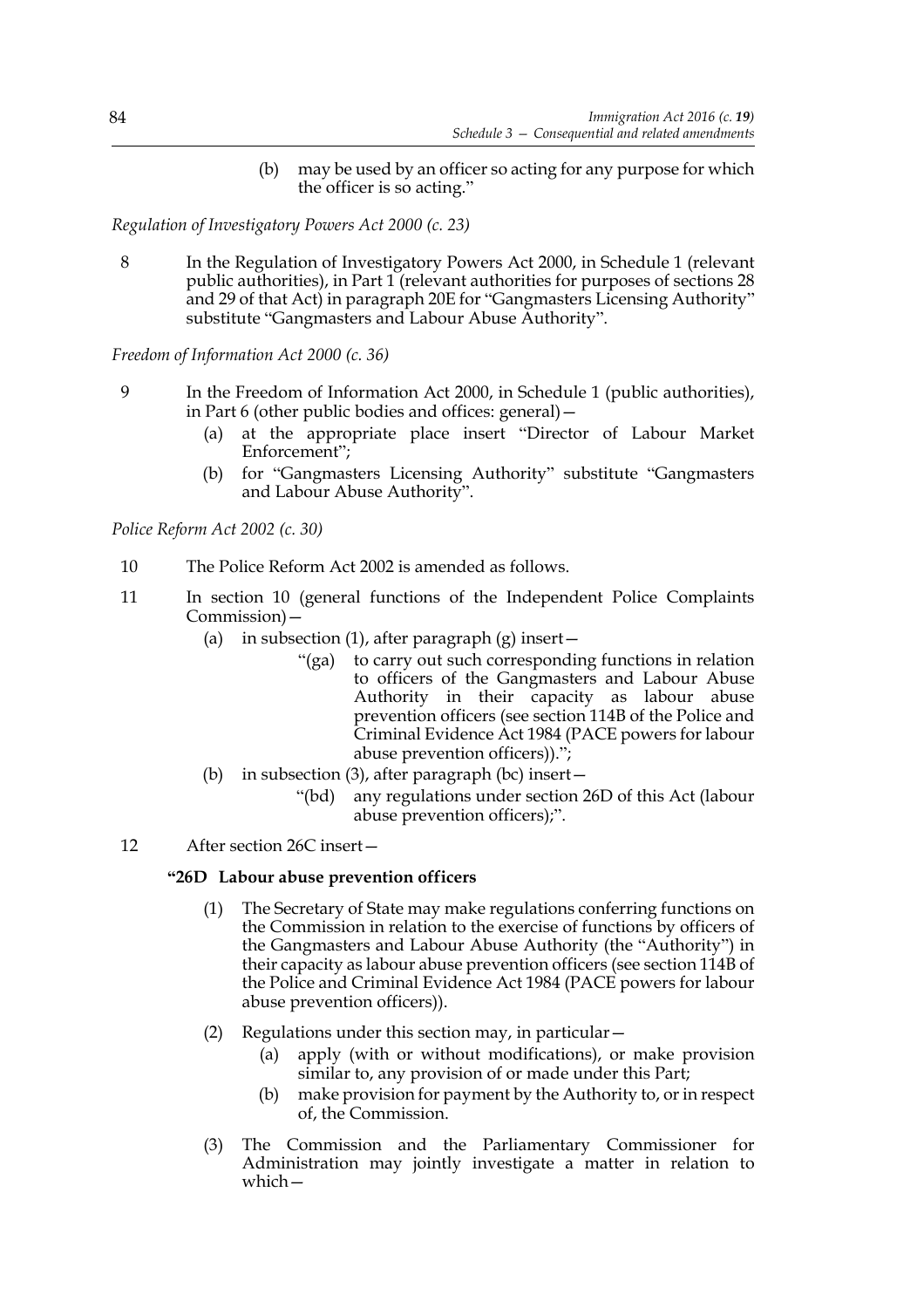(b) may be used by an officer so acting for any purpose for which the officer is so acting."

*Regulation of Investigatory Powers Act 2000 (c. 23)*

8 In the Regulation of Investigatory Powers Act 2000, in Schedule 1 (relevant public authorities), in Part 1 (relevant authorities for purposes of sections 28 and 29 of that Act) in paragraph 20E for "Gangmasters Licensing Authority" substitute "Gangmasters and Labour Abuse Authority".

*Freedom of Information Act 2000 (c. 36)*

9 In the Freedom of Information Act 2000, in Schedule 1 (public authorities), in Part 6 (other public bodies and offices: general)—

(a) at the appropriate place insert "Director of Labour Market Enforcement";

(b) for "Gangmasters Licensing Authority" substitute "Gangmasters and Labour Abuse Authority".

*Police Reform Act 2002 (c. 30)*

10 The Police Reform Act 2002 is amended as follows.

11 In section 10 (general functions of the Independent Police Complaints Commission)—

(a) in subsection (1), after paragraph (g) insert—

"(ga) to carry out such corresponding functions in relation to officers of the Gangmasters and Labour Abuse Authority in their capacity as labour abuse prevention officers (see section 114B of the Police and Criminal Evidence Act 1984 (PACE powers for labour abuse prevention officers)).";

(b) in subsection (3), after paragraph (bc) insert—

"(bd) any regulations under section 26D of this Act (labour abuse prevention officers);".

12 After section 26C insert—

**"26D Labour abuse prevention officers**

(1) The Secretary of State may make regulations conferring functions on the Commission in relation to the exercise of functions by officers of the Gangmasters and Labour Abuse Authority (the "Authority") in their capacity as labour abuse prevention officers (see section 114B of the Police and Criminal Evidence Act 1984 (PACE powers for labour abuse prevention officers)).

(2) Regulations under this section may, in particular—

(a) apply (with or without modifications), or make provision similar to, any provision of or made under this Part;

(b) make provision for payment by the Authority to, or in respect of, the Commission.

(3) The Commission and the Parliamentary Commissioner for Administration may jointly investigate a matter in relation to which—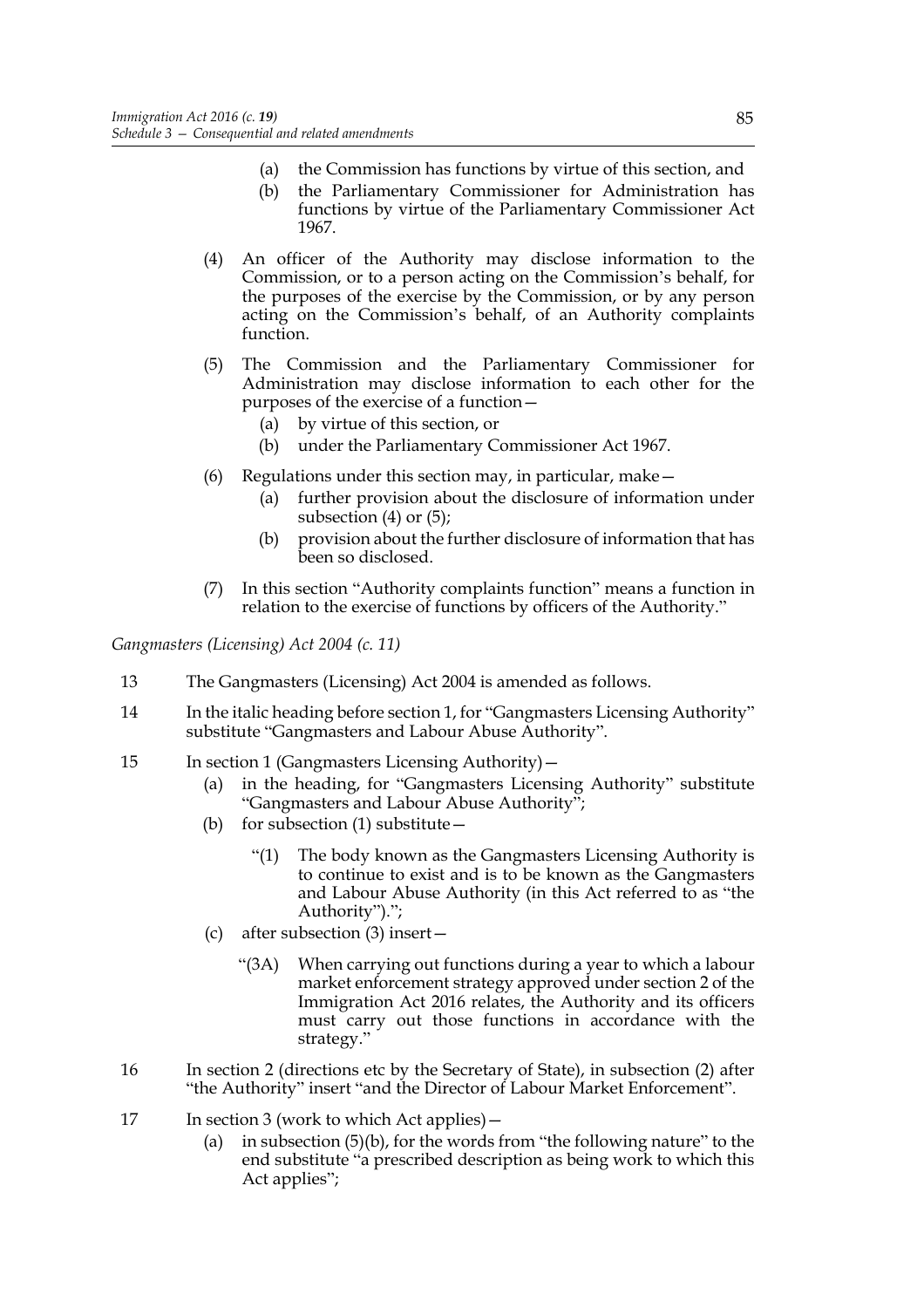(a) the Commission has functions by virtue of this section, and

(b) the Parliamentary Commissioner for Administration has functions by virtue of the Parliamentary Commissioner Act 1967.

(4) An officer of the Authority may disclose information to the Commission, or to a person acting on the Commission's behalf, for the purposes of the exercise by the Commission, or by any person acting on the Commission's behalf, of an Authority complaints function.

(5) The Commission and the Parliamentary Commissioner for Administration may disclose information to each other for the purposes of the exercise of a function—

(a) by virtue of this section, or

(b) under the Parliamentary Commissioner Act 1967.

(6) Regulations under this section may, in particular, make—

(a) further provision about the disclosure of information under subsection (4) or (5);

(b) provision about the further disclosure of information that has been so disclosed.

(7) In this section "Authority complaints function" means a function in relation to the exercise of functions by officers of the Authority."

*Gangmasters (Licensing) Act 2004 (c. 11)*

13 The Gangmasters (Licensing) Act 2004 is amended as follows.

14 In the italic heading before section 1, for "Gangmasters Licensing Authority" substitute "Gangmasters and Labour Abuse Authority".

15 In section 1 (Gangmasters Licensing Authority)—

(a) in the heading, for "Gangmasters Licensing Authority" substitute "Gangmasters and Labour Abuse Authority";

(b) for subsection (1) substitute—

"(1) The body known as the Gangmasters Licensing Authority is to continue to exist and is to be known as the Gangmasters and Labour Abuse Authority (in this Act referred to as "the Authority").";

(c) after subsection (3) insert—

"(3A) When carrying out functions during a year to which a labour market enforcement strategy approved under section 2 of the Immigration Act 2016 relates, the Authority and its officers must carry out those functions in accordance with the strategy."

16 In section 2 (directions etc by the Secretary of State), in subsection (2) after "the Authority" insert "and the Director of Labour Market Enforcement".

17 In section 3 (work to which Act applies)—

(a) in subsection (5)(b), for the words from "the following nature" to the end substitute "a prescribed description as being work to which this Act applies";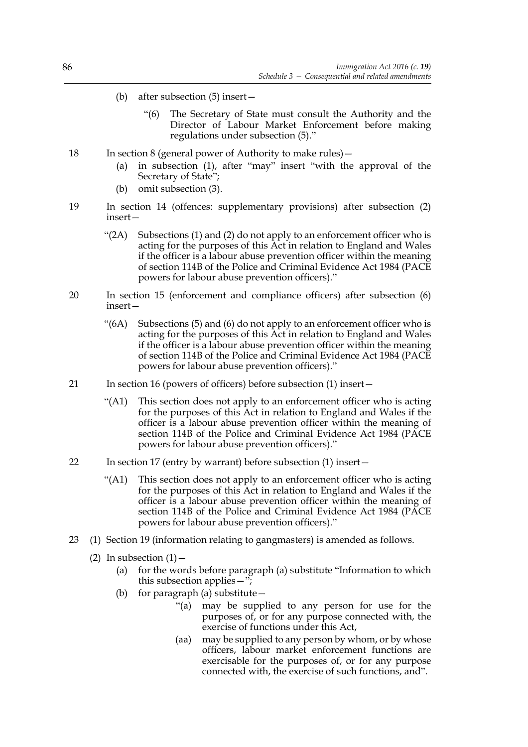(b) after subsection (5) insert—

> "(6) The Secretary of State must consult the Authority and the Director of Labour Market Enforcement before making regulations under subsection (5)."

18 In section 8 (general power of Authority to make rules)—

(a) in subsection (1), after "may" insert "with the approval of the Secretary of State";

(b) omit subsection (3).

19 In section 14 (offences: supplementary provisions) after subsection (2) insert—

> "(2A) Subsections (1) and (2) do not apply to an enforcement officer who is acting for the purposes of this Act in relation to England and Wales if the officer is a labour abuse prevention officer within the meaning of section 114B of the Police and Criminal Evidence Act 1984 (PACE powers for labour abuse prevention officers)."

20 In section 15 (enforcement and compliance officers) after subsection (6) insert—

> "(6A) Subsections (5) and (6) do not apply to an enforcement officer who is acting for the purposes of this Act in relation to England and Wales if the officer is a labour abuse prevention officer within the meaning of section 114B of the Police and Criminal Evidence Act 1984 (PACE powers for labour abuse prevention officers)."

21 In section 16 (powers of officers) before subsection (1) insert—

> "(A1) This section does not apply to an enforcement officer who is acting for the purposes of this Act in relation to England and Wales if the officer is a labour abuse prevention officer within the meaning of section 114B of the Police and Criminal Evidence Act 1984 (PACE powers for labour abuse prevention officers)."

22 In section 17 (entry by warrant) before subsection (1) insert—

> "(A1) This section does not apply to an enforcement officer who is acting for the purposes of this Act in relation to England and Wales if the officer is a labour abuse prevention officer within the meaning of section 114B of the Police and Criminal Evidence Act 1984 (PACE powers for labour abuse prevention officers)."

23 (1) Section 19 (information relating to gangmasters) is amended as follows.

(2) In subsection (1)—

(a) for the words before paragraph (a) substitute "Information to which this subsection applies—";

(b) for paragraph (a) substitute—

> "(a) may be supplied to any person for use for the purposes of, or for any purpose connected with, the exercise of functions under this Act,
>
> (aa) may be supplied to any person by whom, or by whose officers, labour market enforcement functions are exercisable for the purposes of, or for any purpose connected with, the exercise of such functions, and".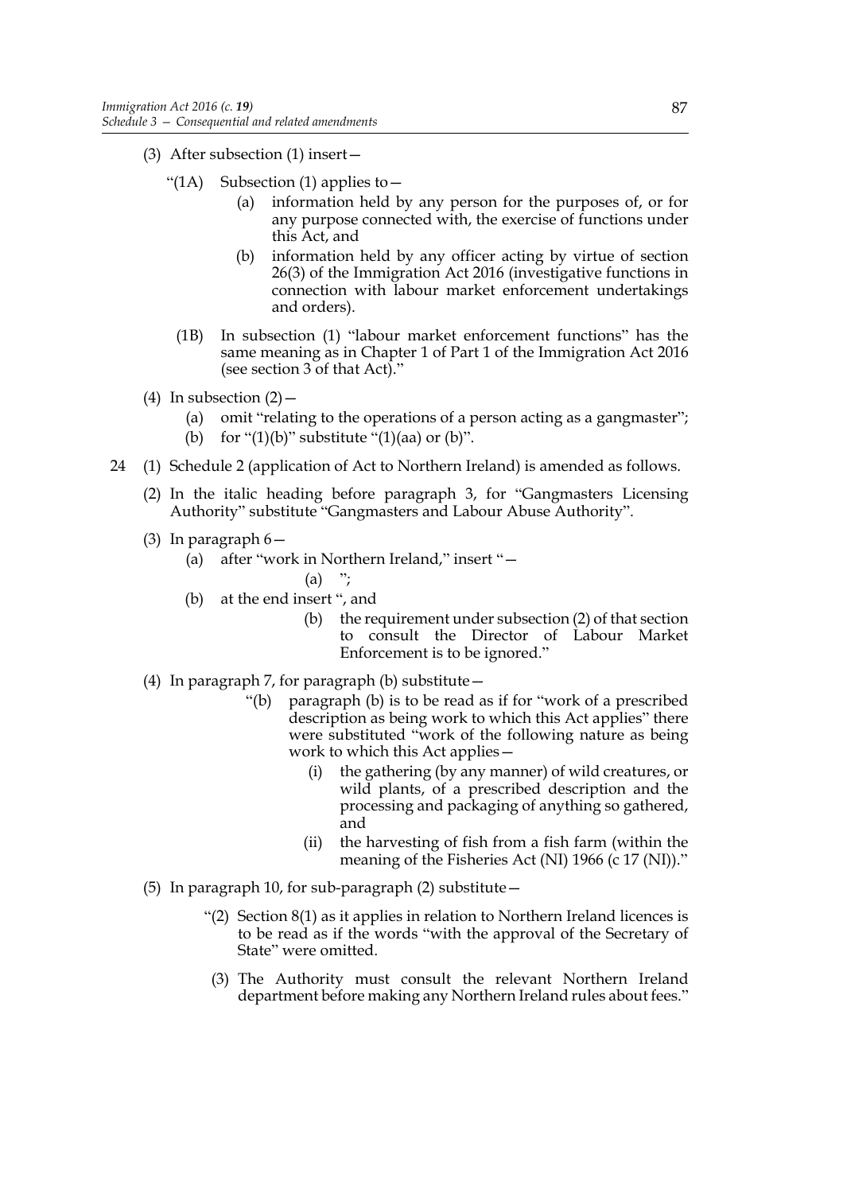(3) After subsection (1) insert—

"(1A) Subsection (1) applies to—

(a) information held by any person for the purposes of, or for any purpose connected with, the exercise of functions under this Act, and

(b) information held by any officer acting by virtue of section 26(3) of the Immigration Act 2016 (investigative functions in connection with labour market enforcement undertakings and orders).

(1B) In subsection (1) "labour market enforcement functions" has the same meaning as in Chapter 1 of Part 1 of the Immigration Act 2016 (see section 3 of that Act)."

(4) In subsection (2)—

(a) omit "relating to the operations of a person acting as a gangmaster";

(b) for "(1)(b)" substitute "(1)(aa) or (b)".

24 (1) Schedule 2 (application of Act to Northern Ireland) is amended as follows.

(2) In the italic heading before paragraph 3, for "Gangmasters Licensing Authority" substitute "Gangmasters and Labour Abuse Authority".

(3) In paragraph 6—

(a) after "work in Northern Ireland," insert "—

(a) ";

(b) at the end insert ", and

(b) the requirement under subsection (2) of that section to consult the Director of Labour Market Enforcement is to be ignored."

(4) In paragraph 7, for paragraph (b) substitute—

"(b) paragraph (b) is to be read as if for "work of a prescribed description as being work to which this Act applies" there were substituted "work of the following nature as being work to which this Act applies—

(i) the gathering (by any manner) of wild creatures, or wild plants, of a prescribed description and the processing and packaging of anything so gathered, and

(ii) the harvesting of fish from a fish farm (within the meaning of the Fisheries Act (NI) 1966 (c 17 (NI))."

(5) In paragraph 10, for sub-paragraph (2) substitute—

"(2) Section 8(1) as it applies in relation to Northern Ireland licences is to be read as if the words "with the approval of the Secretary of State" were omitted.

(3) The Authority must consult the relevant Northern Ireland department before making any Northern Ireland rules about fees."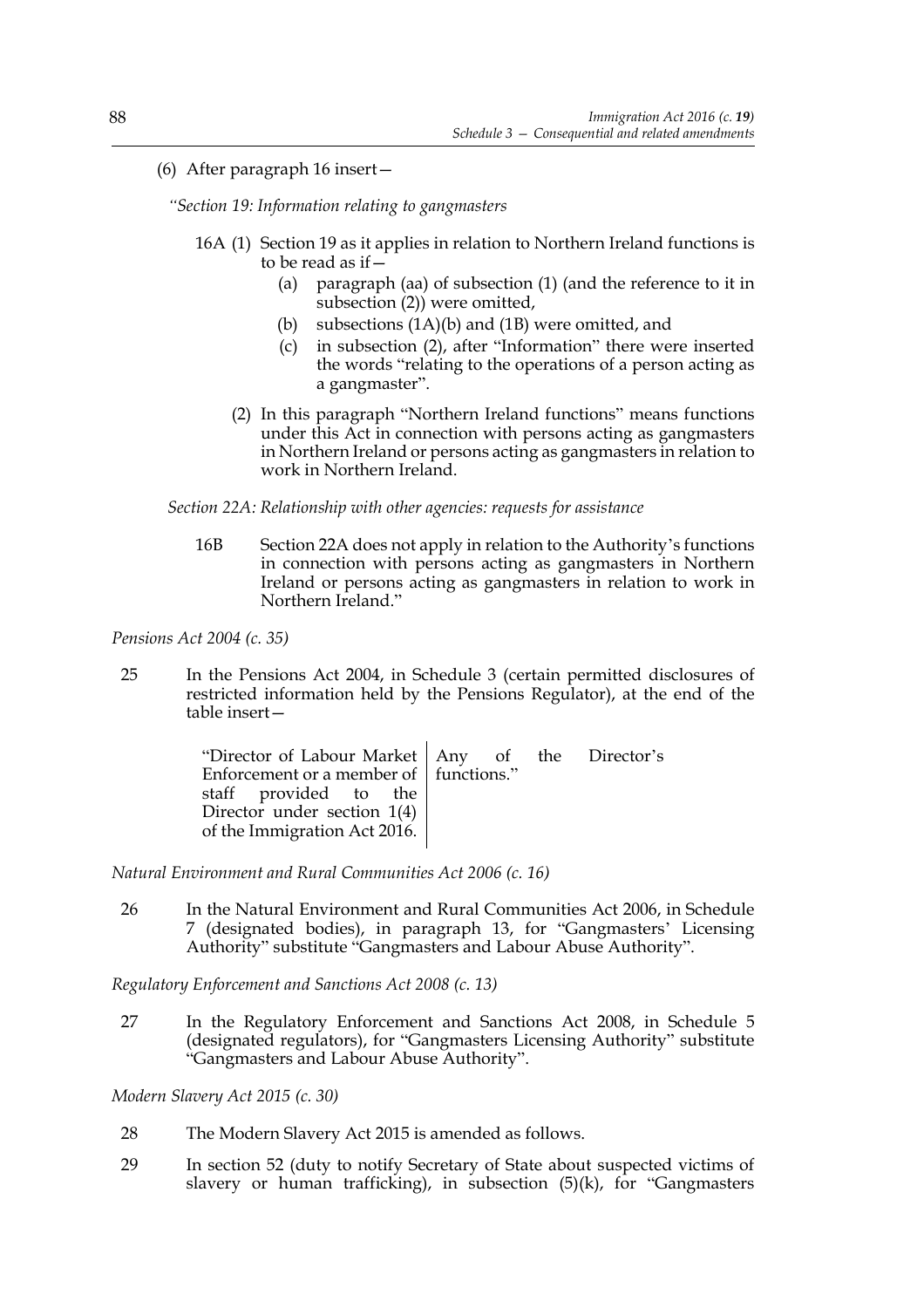(6) After paragraph 16 insert—

*"Section 19: Information relating to gangmasters*

16A (1) Section 19 as it applies in relation to Northern Ireland functions is to be read as if—

(a) paragraph (aa) of subsection (1) (and the reference to it in subsection (2)) were omitted,

(b) subsections (1A)(b) and (1B) were omitted, and

(c) in subsection (2), after "Information" there were inserted the words "relating to the operations of a person acting as a gangmaster".

(2) In this paragraph "Northern Ireland functions" means functions under this Act in connection with persons acting as gangmasters in Northern Ireland or persons acting as gangmasters in relation to work in Northern Ireland.

*Section 22A: Relationship with other agencies: requests for assistance*

16B Section 22A does not apply in relation to the Authority's functions in connection with persons acting as gangmasters in Northern Ireland or persons acting as gangmasters in relation to work in Northern Ireland."

*Pensions Act 2004 (c. 35)*

25 In the Pensions Act 2004, in Schedule 3 (certain permitted disclosures of restricted information held by the Pensions Regulator), at the end of the table insert—

| | |
|---|---|
| "Director of Labour Market Enforcement or a member of staff provided to the Director under section 1(4) of the Immigration Act 2016. | Any of the Director's functions." |

*Natural Environment and Rural Communities Act 2006 (c. 16)*

26 In the Natural Environment and Rural Communities Act 2006, in Schedule 7 (designated bodies), in paragraph 13, for "Gangmasters' Licensing Authority" substitute "Gangmasters and Labour Abuse Authority".

*Regulatory Enforcement and Sanctions Act 2008 (c. 13)*

27 In the Regulatory Enforcement and Sanctions Act 2008, in Schedule 5 (designated regulators), for "Gangmasters Licensing Authority" substitute "Gangmasters and Labour Abuse Authority".

*Modern Slavery Act 2015 (c. 30)*

28 The Modern Slavery Act 2015 is amended as follows.

29 In section 52 (duty to notify Secretary of State about suspected victims of slavery or human trafficking), in subsection (5)(k), for "Gangmasters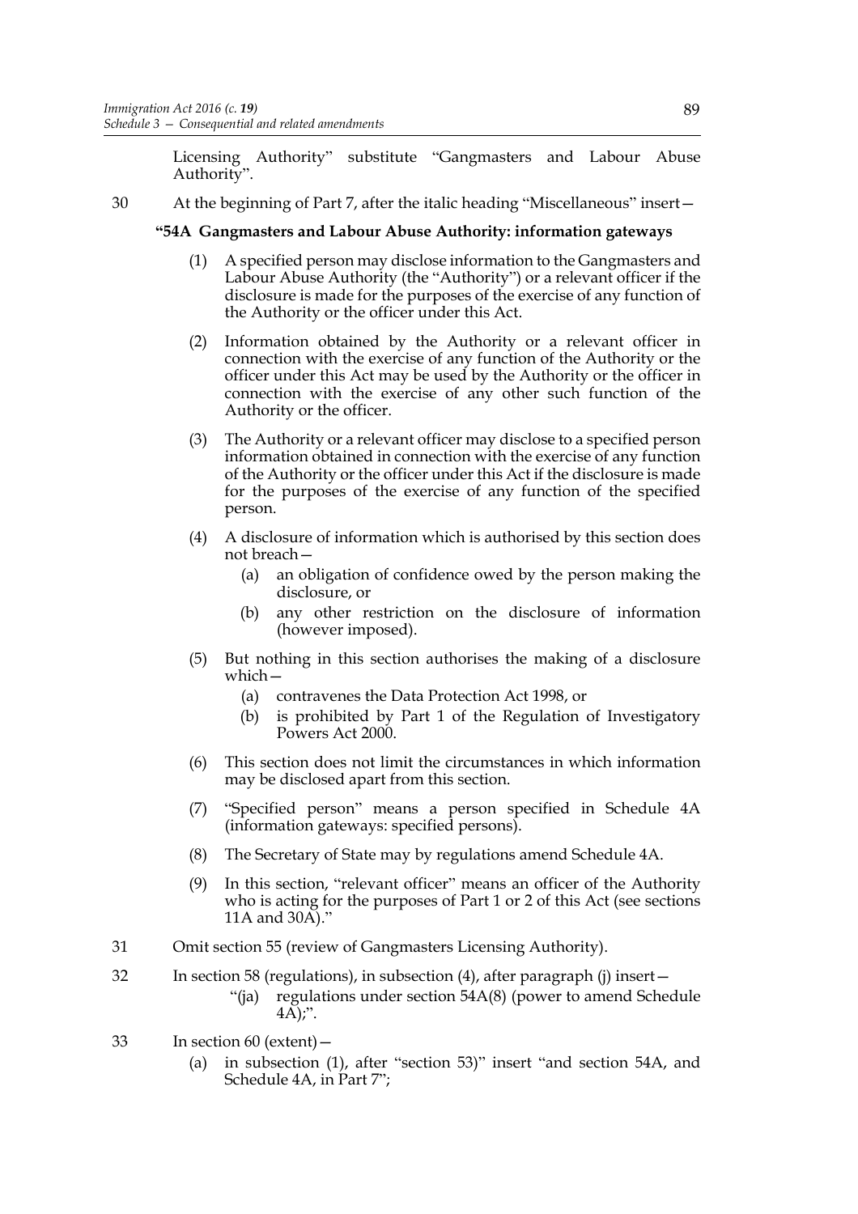Licensing Authority" substitute "Gangmasters and Labour Abuse Authority".

30 At the beginning of Part 7, after the italic heading "Miscellaneous" insert—

**"54A Gangmasters and Labour Abuse Authority: information gateways**

(1) A specified person may disclose information to the Gangmasters and Labour Abuse Authority (the "Authority") or a relevant officer if the disclosure is made for the purposes of the exercise of any function of the Authority or the officer under this Act.

(2) Information obtained by the Authority or a relevant officer in connection with the exercise of any function of the Authority or the officer under this Act may be used by the Authority or the officer in connection with the exercise of any other such function of the Authority or the officer.

(3) The Authority or a relevant officer may disclose to a specified person information obtained in connection with the exercise of any function of the Authority or the officer under this Act if the disclosure is made for the purposes of the exercise of any function of the specified person.

(4) A disclosure of information which is authorised by this section does not breach—

(a) an obligation of confidence owed by the person making the disclosure, or

(b) any other restriction on the disclosure of information (however imposed).

(5) But nothing in this section authorises the making of a disclosure which—

(a) contravenes the Data Protection Act 1998, or

(b) is prohibited by Part 1 of the Regulation of Investigatory Powers Act 2000.

(6) This section does not limit the circumstances in which information may be disclosed apart from this section.

(7) "Specified person" means a person specified in Schedule 4A (information gateways: specified persons).

(8) The Secretary of State may by regulations amend Schedule 4A.

(9) In this section, "relevant officer" means an officer of the Authority who is acting for the purposes of Part 1 or 2 of this Act (see sections 11A and 30A)."

31 Omit section 55 (review of Gangmasters Licensing Authority).

32 In section 58 (regulations), in subsection (4), after paragraph (j) insert—

"(ja) regulations under section 54A(8) (power to amend Schedule 4A);".

33 In section 60 (extent)—

(a) in subsection (1), after "section 53)" insert "and section 54A, and Schedule 4A, in Part 7";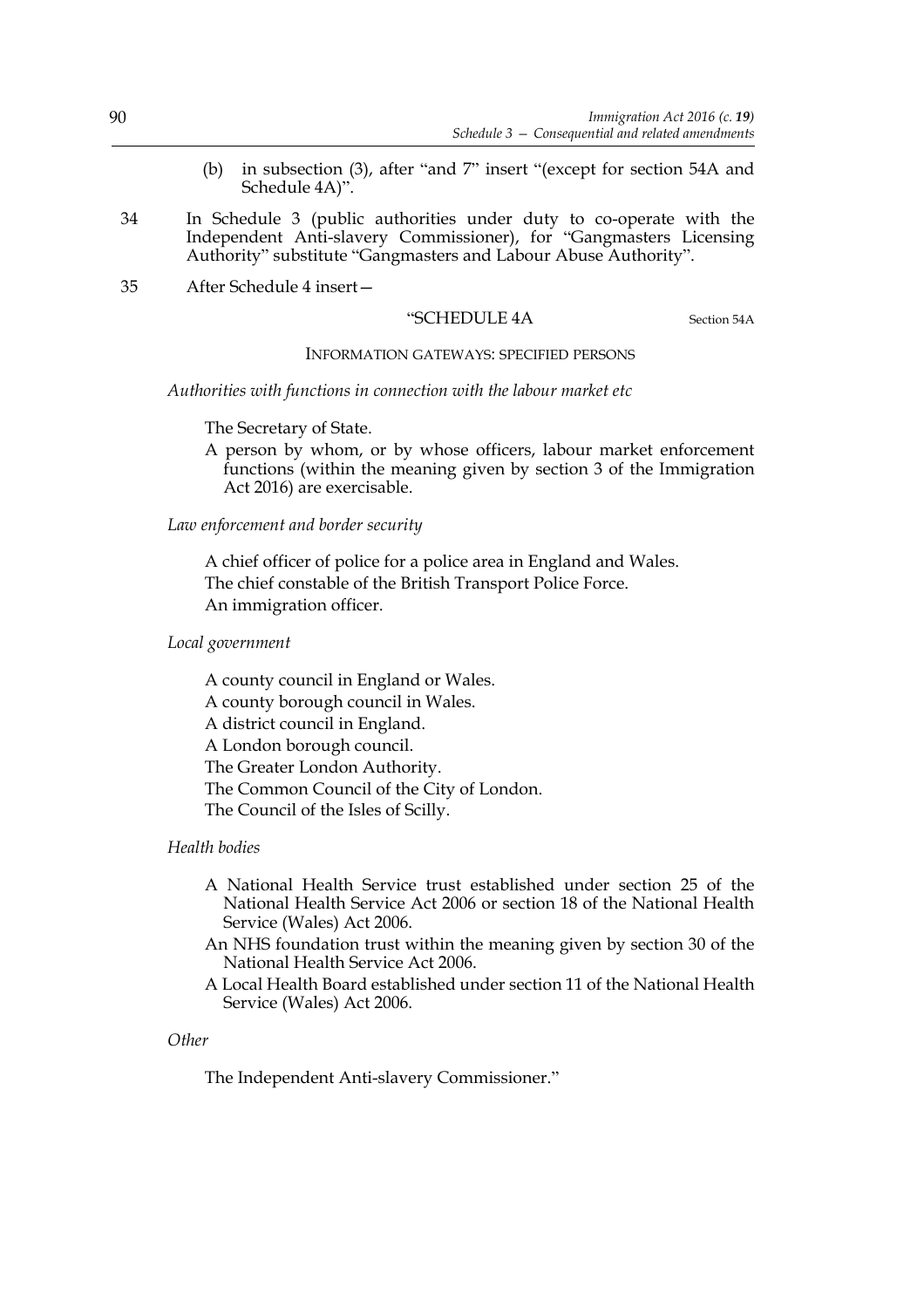(b) in subsection (3), after "and 7" insert "(except for section 54A and Schedule 4A)".

34 In Schedule 3 (public authorities under duty to co-operate with the Independent Anti-slavery Commissioner), for "Gangmasters Licensing Authority" substitute "Gangmasters and Labour Abuse Authority".

35 After Schedule 4 insert—

"SCHEDULE 4A

Section 54A

INFORMATION GATEWAYS: SPECIFIED PERSONS

*Authorities with functions in connection with the labour market etc*

The Secretary of State.

A person by whom, or by whose officers, labour market enforcement functions (within the meaning given by section 3 of the Immigration Act 2016) are exercisable.

*Law enforcement and border security*

A chief officer of police for a police area in England and Wales.

The chief constable of the British Transport Police Force.

An immigration officer.

*Local government*

A county council in England or Wales.

A county borough council in Wales.

A district council in England.

A London borough council.

The Greater London Authority.

The Common Council of the City of London.

The Council of the Isles of Scilly.

*Health bodies*

A National Health Service trust established under section 25 of the National Health Service Act 2006 or section 18 of the National Health Service (Wales) Act 2006.

An NHS foundation trust within the meaning given by section 30 of the National Health Service Act 2006.

A Local Health Board established under section 11 of the National Health Service (Wales) Act 2006.

*Other*

The Independent Anti-slavery Commissioner."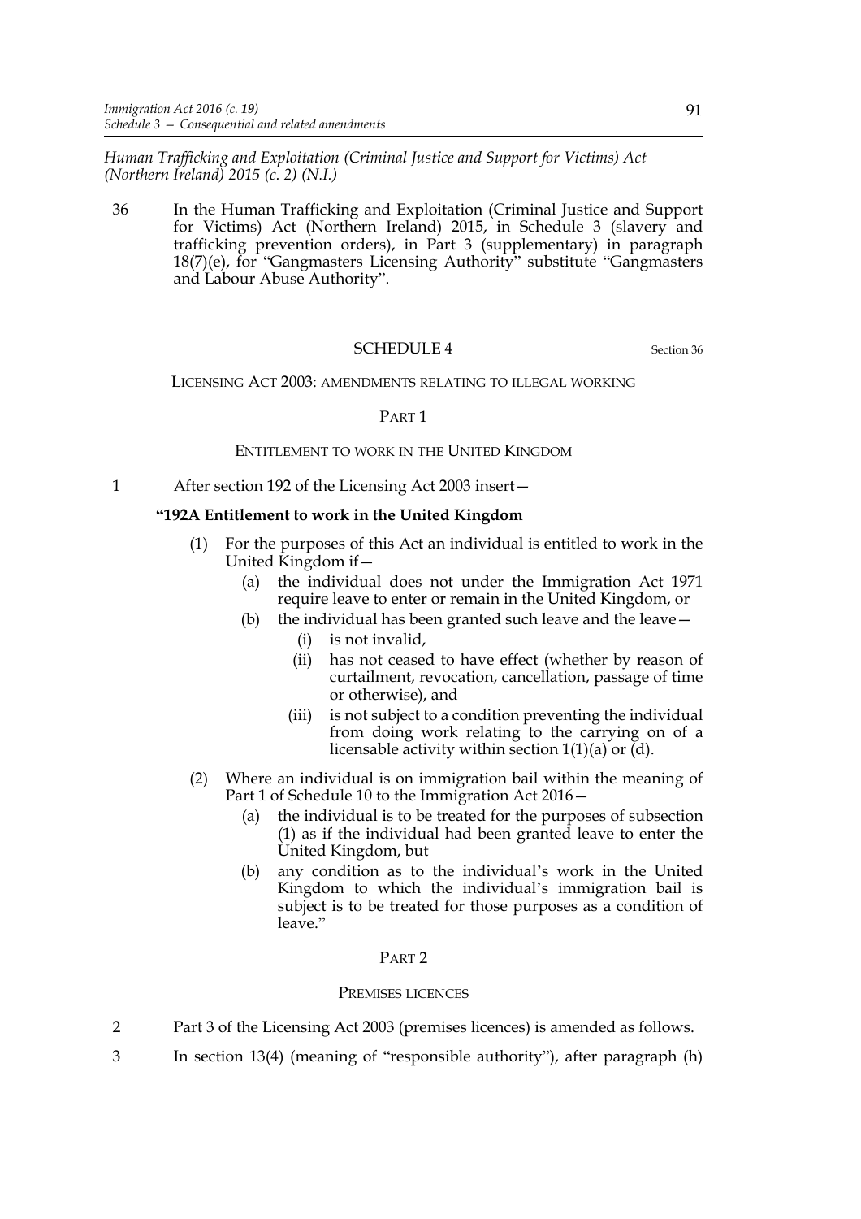*Human Trafficking and Exploitation (Criminal Justice and Support for Victims) Act (Northern Ireland) 2015 (c. 2) (N.I.)*

36 In the Human Trafficking and Exploitation (Criminal Justice and Support for Victims) Act (Northern Ireland) 2015, in Schedule 3 (slavery and trafficking prevention orders), in Part 3 (supplementary) in paragraph 18(7)(e), for "Gangmasters Licensing Authority" substitute "Gangmasters and Labour Abuse Authority".

## SCHEDULE 4

Section 36

LICENSING ACT 2003: AMENDMENTS RELATING TO ILLEGAL WORKING

### PART 1

ENTITLEMENT TO WORK IN THE UNITED KINGDOM

1 After section 192 of the Licensing Act 2003 insert—

**"192A Entitlement to work in the United Kingdom**

(1) For the purposes of this Act an individual is entitled to work in the United Kingdom if—

(a) the individual does not under the Immigration Act 1971 require leave to enter or remain in the United Kingdom, or

(b) the individual has been granted such leave and the leave—

(i) is not invalid,

(ii) has not ceased to have effect (whether by reason of curtailment, revocation, cancellation, passage of time or otherwise), and

(iii) is not subject to a condition preventing the individual from doing work relating to the carrying on of a licensable activity within section 1(1)(a) or (d).

(2) Where an individual is on immigration bail within the meaning of Part 1 of Schedule 10 to the Immigration Act 2016—

(a) the individual is to be treated for the purposes of subsection (1) as if the individual had been granted leave to enter the United Kingdom, but

(b) any condition as to the individual's work in the United Kingdom to which the individual's immigration bail is subject is to be treated for those purposes as a condition of leave."

### PART 2

PREMISES LICENCES

2 Part 3 of the Licensing Act 2003 (premises licences) is amended as follows.

3 In section 13(4) (meaning of "responsible authority"), after paragraph (h)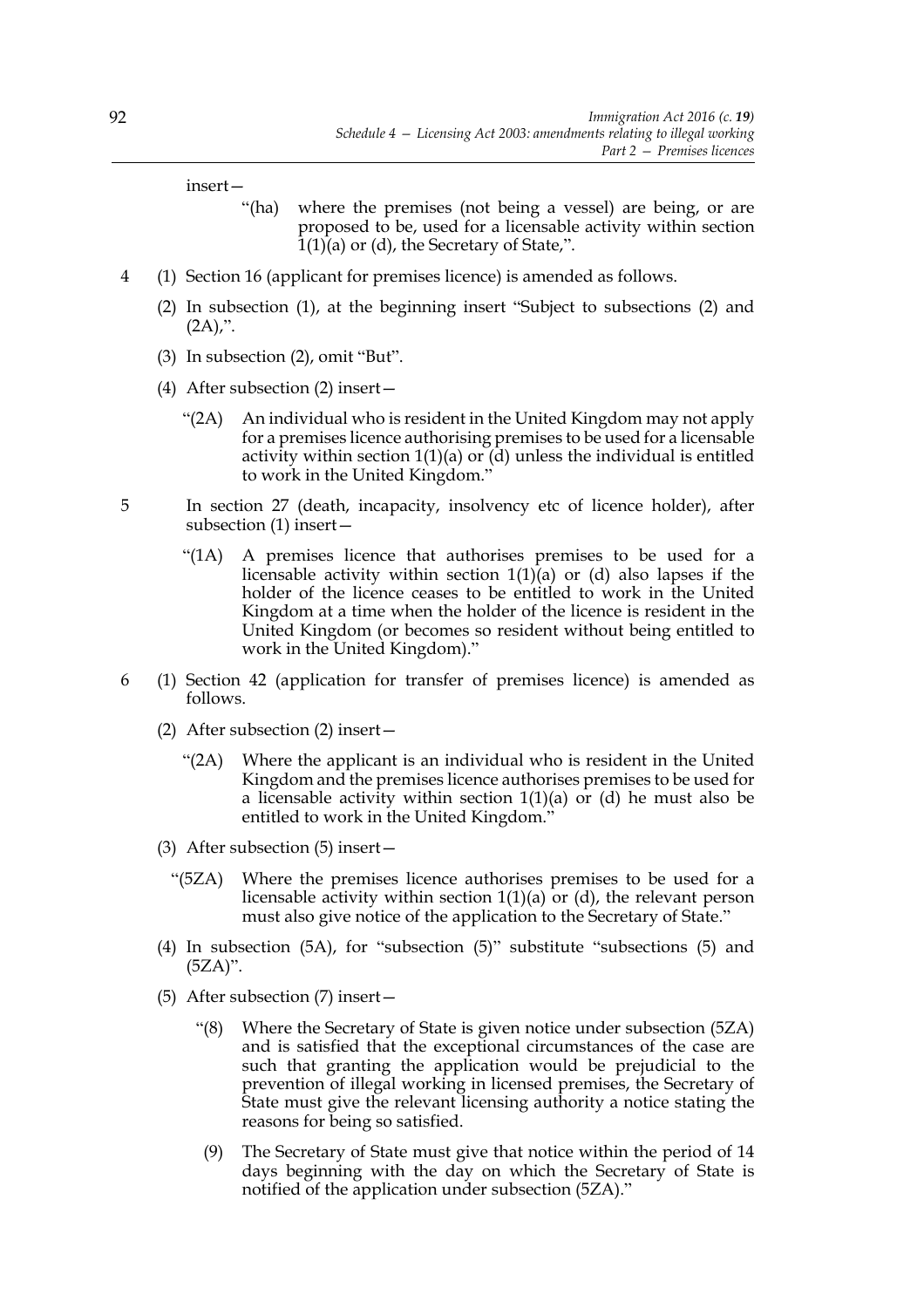insert—

> "(ha) where the premises (not being a vessel) are being, or are proposed to be, used for a licensable activity within section 1(1)(a) or (d), the Secretary of State,".

4 (1) Section 16 (applicant for premises licence) is amended as follows.

(2) In subsection (1), at the beginning insert "Subject to subsections (2) and (2A),".

(3) In subsection (2), omit "But".

(4) After subsection (2) insert—

> "(2A) An individual who is resident in the United Kingdom may not apply for a premises licence authorising premises to be used for a licensable activity within section 1(1)(a) or (d) unless the individual is entitled to work in the United Kingdom."

5 In section 27 (death, incapacity, insolvency etc of licence holder), after subsection (1) insert—

> "(1A) A premises licence that authorises premises to be used for a licensable activity within section 1(1)(a) or (d) also lapses if the holder of the licence ceases to be entitled to work in the United Kingdom at a time when the holder of the licence is resident in the United Kingdom (or becomes so resident without being entitled to work in the United Kingdom)."

6 (1) Section 42 (application for transfer of premises licence) is amended as follows.

(2) After subsection (2) insert—

> "(2A) Where the applicant is an individual who is resident in the United Kingdom and the premises licence authorises premises to be used for a licensable activity within section 1(1)(a) or (d) he must also be entitled to work in the United Kingdom."

(3) After subsection (5) insert—

> "(5ZA) Where the premises licence authorises premises to be used for a licensable activity within section 1(1)(a) or (d), the relevant person must also give notice of the application to the Secretary of State."

(4) In subsection (5A), for "subsection (5)" substitute "subsections (5) and (5ZA)".

(5) After subsection (7) insert—

> "(8) Where the Secretary of State is given notice under subsection (5ZA) and is satisfied that the exceptional circumstances of the case are such that granting the application would be prejudicial to the prevention of illegal working in licensed premises, the Secretary of State must give the relevant licensing authority a notice stating the reasons for being so satisfied.
>
> (9) The Secretary of State must give that notice within the period of 14 days beginning with the day on which the Secretary of State is notified of the application under subsection (5ZA)."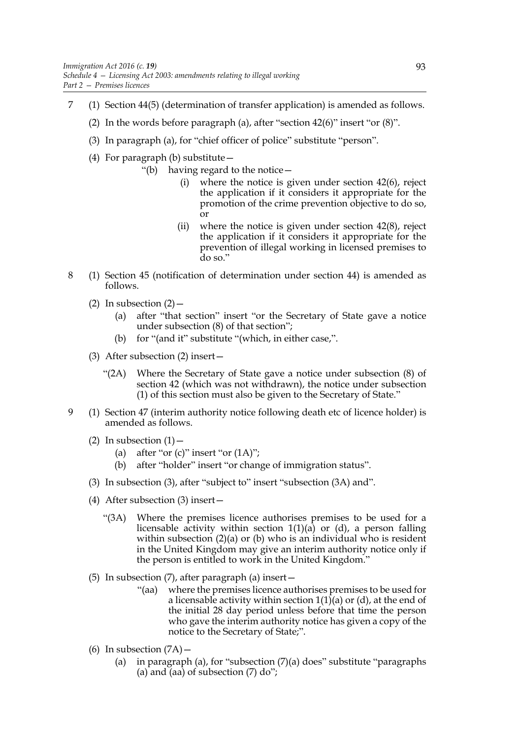7 (1) Section 44(5) (determination of transfer application) is amended as follows.

(2) In the words before paragraph (a), after "section 42(6)" insert "or (8)".

(3) In paragraph (a), for "chief officer of police" substitute "person".

(4) For paragraph (b) substitute—

> "(b) having regard to the notice—
>
> (i) where the notice is given under section 42(6), reject the application if it considers it appropriate for the promotion of the crime prevention objective to do so, or
>
> (ii) where the notice is given under section 42(8), reject the application if it considers it appropriate for the prevention of illegal working in licensed premises to do so."

8 (1) Section 45 (notification of determination under section 44) is amended as follows.

(2) In subsection (2)—

(a) after "that section" insert "or the Secretary of State gave a notice under subsection (8) of that section";

(b) for "(and it" substitute "(which, in either case,".

(3) After subsection (2) insert—

> "(2A) Where the Secretary of State gave a notice under subsection (8) of section 42 (which was not withdrawn), the notice under subsection (1) of this section must also be given to the Secretary of State."

9 (1) Section 47 (interim authority notice following death etc of licence holder) is amended as follows.

(2) In subsection (1)—

(a) after "or (c)" insert "or (1A)";

(b) after "holder" insert "or change of immigration status".

(3) In subsection (3), after "subject to" insert "subsection (3A) and".

(4) After subsection (3) insert—

> "(3A) Where the premises licence authorises premises to be used for a licensable activity within section 1(1)(a) or (d), a person falling within subsection (2)(a) or (b) who is an individual who is resident in the United Kingdom may give an interim authority notice only if the person is entitled to work in the United Kingdom."

(5) In subsection (7), after paragraph (a) insert—

> "(aa) where the premises licence authorises premises to be used for a licensable activity within section 1(1)(a) or (d), at the end of the initial 28 day period unless before that time the person who gave the interim authority notice has given a copy of the notice to the Secretary of State;".

(6) In subsection (7A)—

(a) in paragraph (a), for "subsection (7)(a) does" substitute "paragraphs (a) and (aa) of subsection (7) do";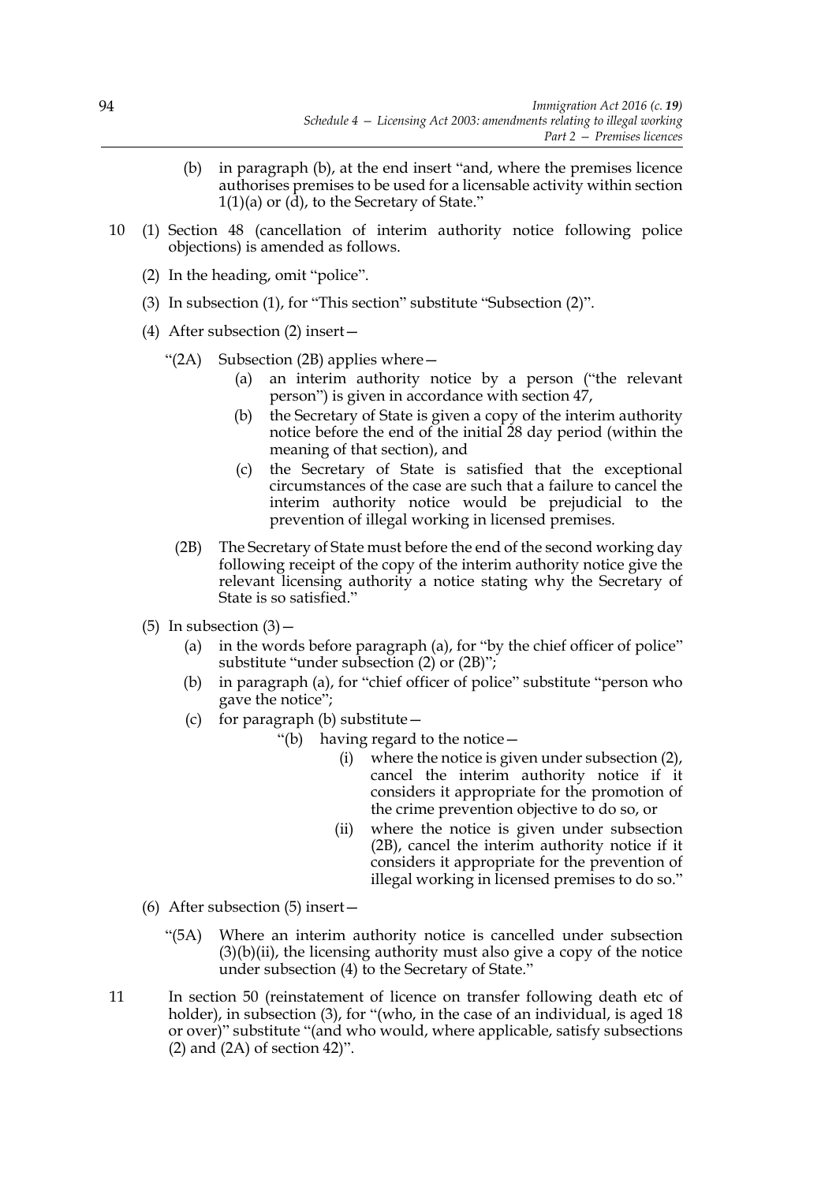(b) in paragraph (b), at the end insert "and, where the premises licence authorises premises to be used for a licensable activity within section 1(1)(a) or (d), to the Secretary of State."

10 (1) Section 48 (cancellation of interim authority notice following police objections) is amended as follows.

(2) In the heading, omit "police".

(3) In subsection (1), for "This section" substitute "Subsection (2)".

(4) After subsection (2) insert—

"(2A) Subsection (2B) applies where—

(a) an interim authority notice by a person ("the relevant person") is given in accordance with section 47,

(b) the Secretary of State is given a copy of the interim authority notice before the end of the initial 28 day period (within the meaning of that section), and

(c) the Secretary of State is satisfied that the exceptional circumstances of the case are such that a failure to cancel the interim authority notice would be prejudicial to the prevention of illegal working in licensed premises.

(2B) The Secretary of State must before the end of the second working day following receipt of the copy of the interim authority notice give the relevant licensing authority a notice stating why the Secretary of State is so satisfied."

(5) In subsection (3)—

(a) in the words before paragraph (a), for "by the chief officer of police" substitute "under subsection (2) or (2B)";

(b) in paragraph (a), for "chief officer of police" substitute "person who gave the notice";

(c) for paragraph (b) substitute—

"(b) having regard to the notice—

(i) where the notice is given under subsection (2), cancel the interim authority notice if it considers it appropriate for the promotion of the crime prevention objective to do so, or

(ii) where the notice is given under subsection (2B), cancel the interim authority notice if it considers it appropriate for the prevention of illegal working in licensed premises to do so."

(6) After subsection (5) insert—

"(5A) Where an interim authority notice is cancelled under subsection (3)(b)(ii), the licensing authority must also give a copy of the notice under subsection (4) to the Secretary of State."

11 In section 50 (reinstatement of licence on transfer following death etc of holder), in subsection (3), for "(who, in the case of an individual, is aged 18 or over)" substitute "(and who would, where applicable, satisfy subsections (2) and (2A) of section 42)".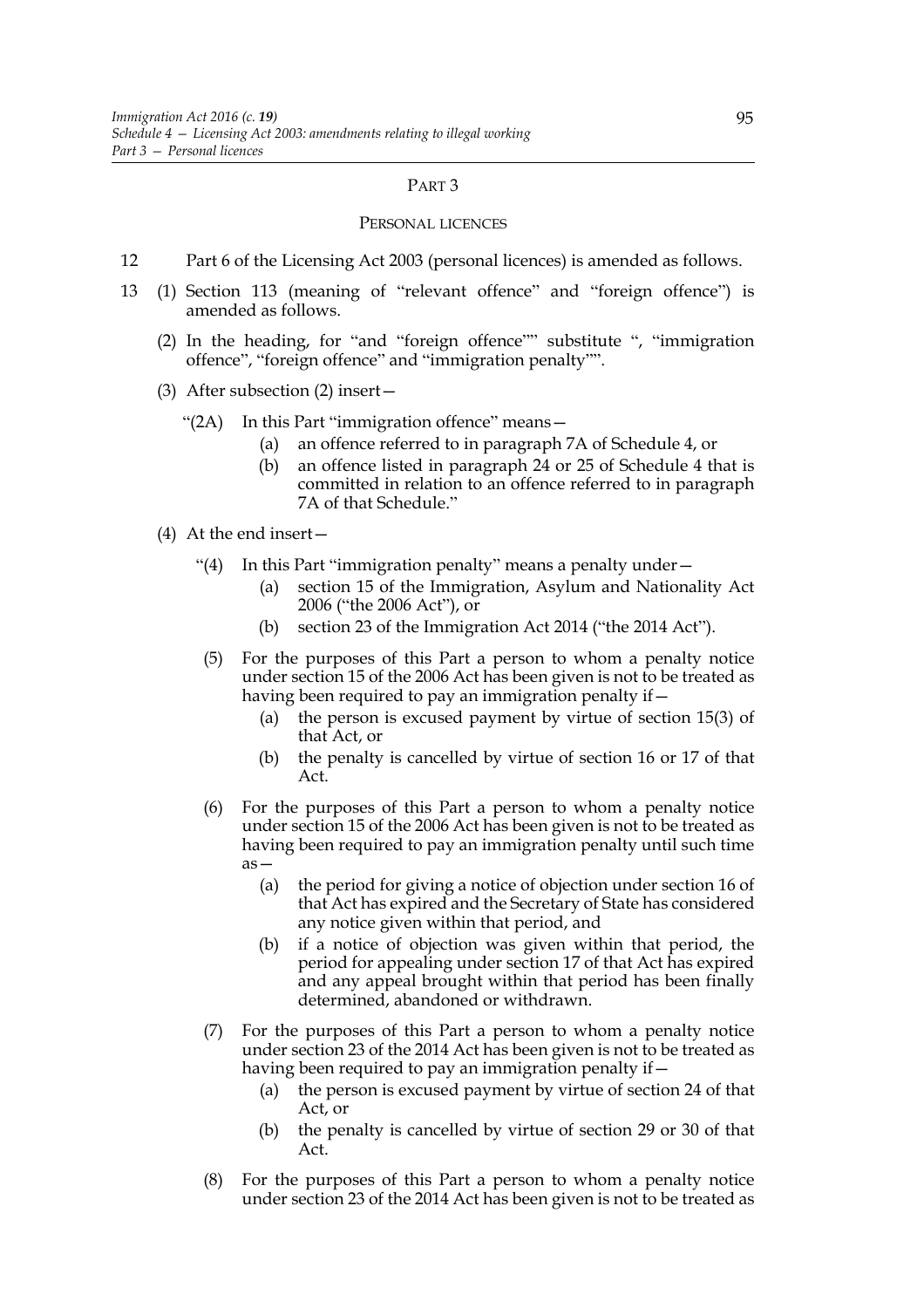PART 3

PERSONAL LICENCES

12 Part 6 of the Licensing Act 2003 (personal licences) is amended as follows.

13 (1) Section 113 (meaning of "relevant offence" and "foreign offence") is amended as follows.

(2) In the heading, for "and "foreign offence"" substitute ", "immigration offence", "foreign offence" and "immigration penalty"".

(3) After subsection (2) insert—

"(2A) In this Part "immigration offence" means—

(a) an offence referred to in paragraph 7A of Schedule 4, or

(b) an offence listed in paragraph 24 or 25 of Schedule 4 that is committed in relation to an offence referred to in paragraph 7A of that Schedule."

(4) At the end insert—

"(4) In this Part "immigration penalty" means a penalty under—

(a) section 15 of the Immigration, Asylum and Nationality Act 2006 ("the 2006 Act"), or

(b) section 23 of the Immigration Act 2014 ("the 2014 Act").

(5) For the purposes of this Part a person to whom a penalty notice under section 15 of the 2006 Act has been given is not to be treated as having been required to pay an immigration penalty if—

(a) the person is excused payment by virtue of section 15(3) of that Act, or

(b) the penalty is cancelled by virtue of section 16 or 17 of that Act.

(6) For the purposes of this Part a person to whom a penalty notice under section 15 of the 2006 Act has been given is not to be treated as having been required to pay an immigration penalty until such time as—

(a) the period for giving a notice of objection under section 16 of that Act has expired and the Secretary of State has considered any notice given within that period, and

(b) if a notice of objection was given within that period, the period for appealing under section 17 of that Act has expired and any appeal brought within that period has been finally determined, abandoned or withdrawn.

(7) For the purposes of this Part a person to whom a penalty notice under section 23 of the 2014 Act has been given is not to be treated as having been required to pay an immigration penalty if—

(a) the person is excused payment by virtue of section 24 of that Act, or

(b) the penalty is cancelled by virtue of section 29 or 30 of that Act.

(8) For the purposes of this Part a person to whom a penalty notice under section 23 of the 2014 Act has been given is not to be treated as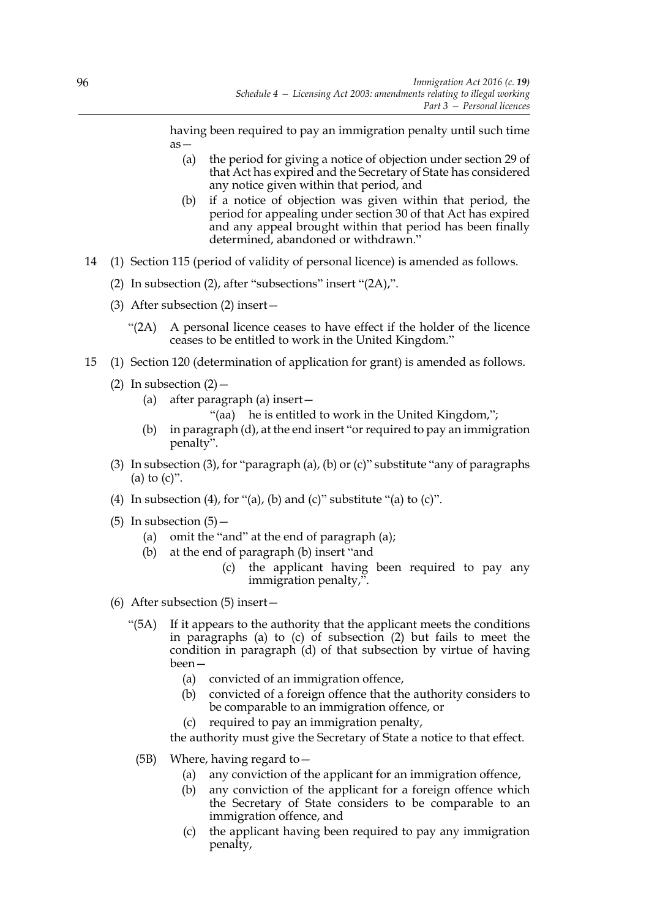having been required to pay an immigration penalty until such time as—

(a) the period for giving a notice of objection under section 29 of that Act has expired and the Secretary of State has considered any notice given within that period, and

(b) if a notice of objection was given within that period, the period for appealing under section 30 of that Act has expired and any appeal brought within that period has been finally determined, abandoned or withdrawn."

14 (1) Section 115 (period of validity of personal licence) is amended as follows.

(2) In subsection (2), after "subsections" insert "(2A),".

(3) After subsection (2) insert—

"(2A) A personal licence ceases to have effect if the holder of the licence ceases to be entitled to work in the United Kingdom."

15 (1) Section 120 (determination of application for grant) is amended as follows.

(2) In subsection (2)—

(a) after paragraph (a) insert—

"(aa) he is entitled to work in the United Kingdom,";

(b) in paragraph (d), at the end insert "or required to pay an immigration penalty".

(3) In subsection (3), for "paragraph (a), (b) or (c)" substitute "any of paragraphs (a) to (c)".

(4) In subsection (4), for "(a), (b) and (c)" substitute "(a) to (c)".

(5) In subsection (5)—

(a) omit the "and" at the end of paragraph (a);

(b) at the end of paragraph (b) insert "and

(c) the applicant having been required to pay any immigration penalty,".

(6) After subsection (5) insert—

"(5A) If it appears to the authority that the applicant meets the conditions in paragraphs (a) to (c) of subsection (2) but fails to meet the condition in paragraph (d) of that subsection by virtue of having been—

(a) convicted of an immigration offence,

(b) convicted of a foreign offence that the authority considers to be comparable to an immigration offence, or

(c) required to pay an immigration penalty,

the authority must give the Secretary of State a notice to that effect.

(5B) Where, having regard to—

(a) any conviction of the applicant for an immigration offence,

(b) any conviction of the applicant for a foreign offence which the Secretary of State considers to be comparable to an immigration offence, and

(c) the applicant having been required to pay any immigration penalty,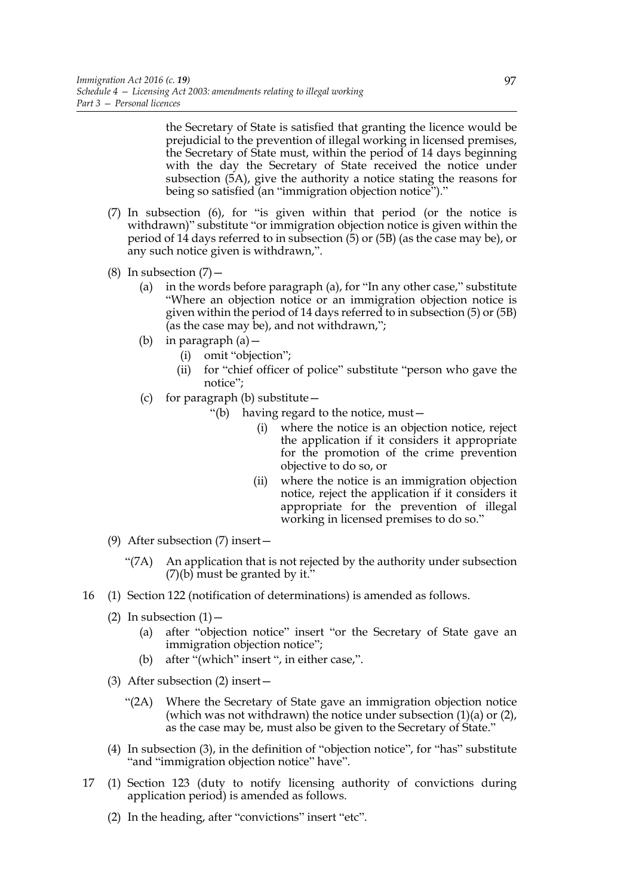the Secretary of State is satisfied that granting the licence would be prejudicial to the prevention of illegal working in licensed premises, the Secretary of State must, within the period of 14 days beginning with the day the Secretary of State received the notice under subsection (5A), give the authority a notice stating the reasons for being so satisfied (an "immigration objection notice")."

(7) In subsection (6), for "is given within that period (or the notice is withdrawn)" substitute "or immigration objection notice is given within the period of 14 days referred to in subsection (5) or (5B) (as the case may be), or any such notice given is withdrawn,".

(8) In subsection (7)—

(a) in the words before paragraph (a), for "In any other case," substitute "Where an objection notice or an immigration objection notice is given within the period of 14 days referred to in subsection (5) or (5B) (as the case may be), and not withdrawn,";

(b) in paragraph (a)—

(i) omit "objection";

(ii) for "chief officer of police" substitute "person who gave the notice";

(c) for paragraph (b) substitute—

"(b) having regard to the notice, must—

(i) where the notice is an objection notice, reject the application if it considers it appropriate for the promotion of the crime prevention objective to do so, or

(ii) where the notice is an immigration objection notice, reject the application if it considers it appropriate for the prevention of illegal working in licensed premises to do so."

(9) After subsection (7) insert—

"(7A) An application that is not rejected by the authority under subsection (7)(b) must be granted by it."

16 (1) Section 122 (notification of determinations) is amended as follows.

(2) In subsection (1)—

(a) after "objection notice" insert "or the Secretary of State gave an immigration objection notice";

(b) after "(which" insert ", in either case,".

(3) After subsection (2) insert—

"(2A) Where the Secretary of State gave an immigration objection notice (which was not withdrawn) the notice under subsection (1)(a) or (2), as the case may be, must also be given to the Secretary of State."

(4) In subsection (3), in the definition of "objection notice", for "has" substitute "and "immigration objection notice" have".

17 (1) Section 123 (duty to notify licensing authority of convictions during application period) is amended as follows.

(2) In the heading, after "convictions" insert "etc".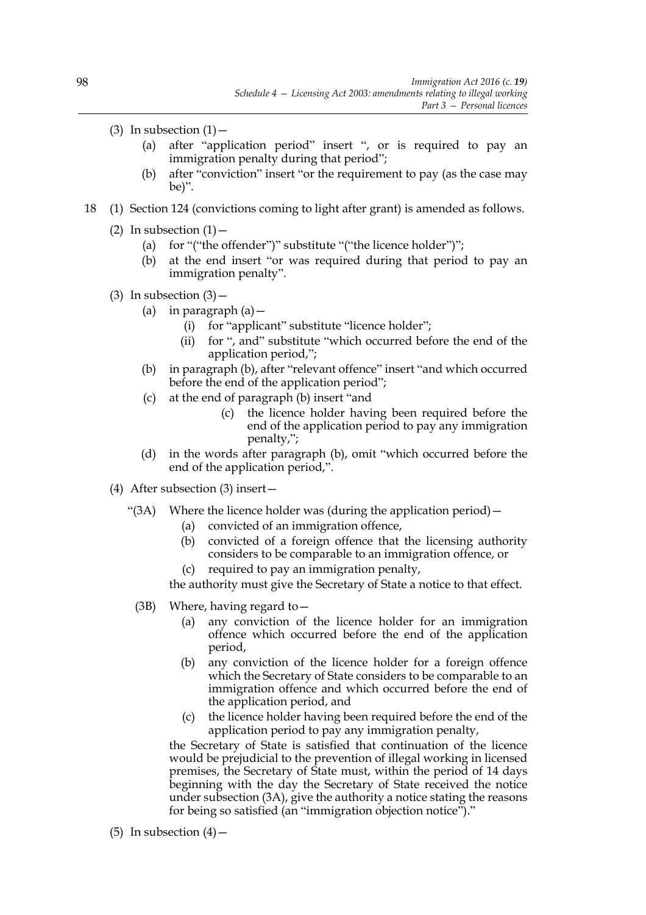(3) In subsection (1)—

(a) after "application period" insert ", or is required to pay an immigration penalty during that period";

(b) after "conviction" insert "or the requirement to pay (as the case may be)".

18 (1) Section 124 (convictions coming to light after grant) is amended as follows.

(2) In subsection (1)—

(a) for "("the offender")" substitute "("the licence holder")";

(b) at the end insert "or was required during that period to pay an immigration penalty".

(3) In subsection (3)—

(a) in paragraph (a)—

(i) for "applicant" substitute "licence holder";

(ii) for ", and" substitute "which occurred before the end of the application period,";

(b) in paragraph (b), after "relevant offence" insert "and which occurred before the end of the application period";

(c) at the end of paragraph (b) insert "and

(c) the licence holder having been required before the end of the application period to pay any immigration penalty,";

(d) in the words after paragraph (b), omit "which occurred before the end of the application period,".

(4) After subsection (3) insert—

"(3A) Where the licence holder was (during the application period)—

(a) convicted of an immigration offence,

(b) convicted of a foreign offence that the licensing authority considers to be comparable to an immigration offence, or

(c) required to pay an immigration penalty,

the authority must give the Secretary of State a notice to that effect.

(3B) Where, having regard to—

(a) any conviction of the licence holder for an immigration offence which occurred before the end of the application period,

(b) any conviction of the licence holder for a foreign offence which the Secretary of State considers to be comparable to an immigration offence and which occurred before the end of the application period, and

(c) the licence holder having been required before the end of the application period to pay any immigration penalty,

the Secretary of State is satisfied that continuation of the licence would be prejudicial to the prevention of illegal working in licensed premises, the Secretary of State must, within the period of 14 days beginning with the day the Secretary of State received the notice under subsection (3A), give the authority a notice stating the reasons for being so satisfied (an "immigration objection notice")."

(5) In subsection (4)—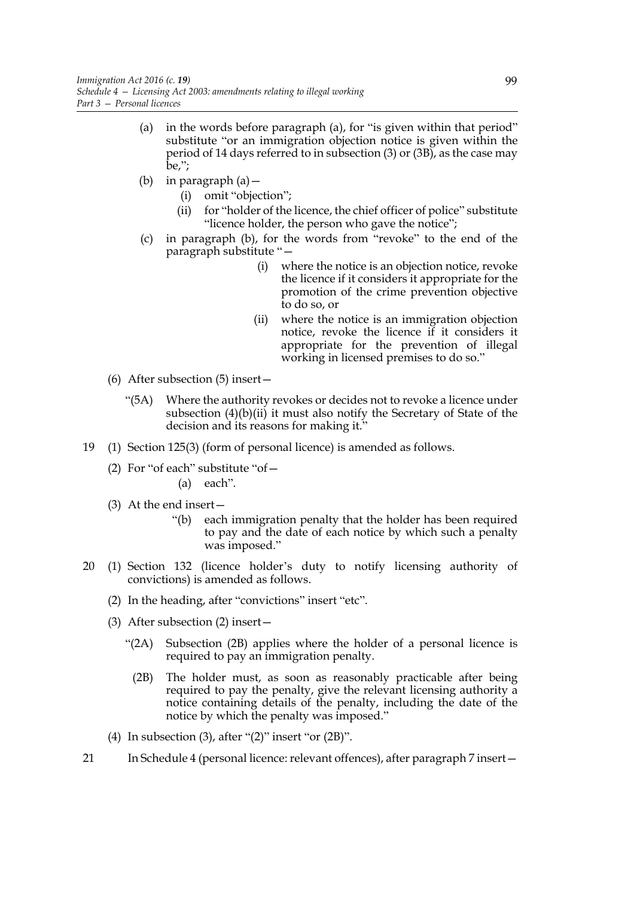(a) in the words before paragraph (a), for "is given within that period" substitute "or an immigration objection notice is given within the period of 14 days referred to in subsection (3) or (3B), as the case may be,";

(b) in paragraph (a)—

  (i) omit "objection";

  (ii) for "holder of the licence, the chief officer of police" substitute "licence holder, the person who gave the notice";

(c) in paragraph (b), for the words from "revoke" to the end of the paragraph substitute "—

  (i) where the notice is an objection notice, revoke the licence if it considers it appropriate for the promotion of the crime prevention objective to do so, or

  (ii) where the notice is an immigration objection notice, revoke the licence if it considers it appropriate for the prevention of illegal working in licensed premises to do so."

(6) After subsection (5) insert—

"(5A) Where the authority revokes or decides not to revoke a licence under subsection (4)(b)(ii) it must also notify the Secretary of State of the decision and its reasons for making it."

19 (1) Section 125(3) (form of personal licence) is amended as follows.

(2) For "of each" substitute "of—

  (a) each".

(3) At the end insert—

  "(b) each immigration penalty that the holder has been required to pay and the date of each notice by which such a penalty was imposed."

20 (1) Section 132 (licence holder's duty to notify licensing authority of convictions) is amended as follows.

(2) In the heading, after "convictions" insert "etc".

(3) After subsection (2) insert—

"(2A) Subsection (2B) applies where the holder of a personal licence is required to pay an immigration penalty.

(2B) The holder must, as soon as reasonably practicable after being required to pay the penalty, give the relevant licensing authority a notice containing details of the penalty, including the date of the notice by which the penalty was imposed."

(4) In subsection (3), after "(2)" insert "or (2B)".

21 In Schedule 4 (personal licence: relevant offences), after paragraph 7 insert—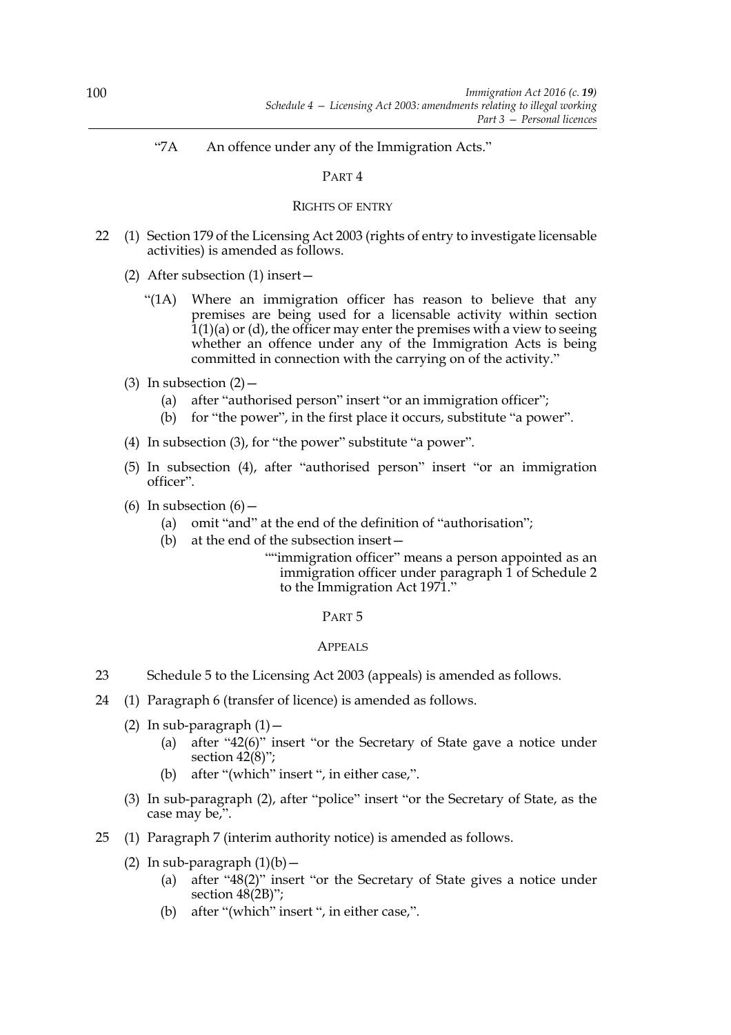"7A An offence under any of the Immigration Acts."

## PART 4

### RIGHTS OF ENTRY

22 (1) Section 179 of the Licensing Act 2003 (rights of entry to investigate licensable activities) is amended as follows.

(2) After subsection (1) insert—

"(1A) Where an immigration officer has reason to believe that any premises are being used for a licensable activity within section 1(1)(a) or (d), the officer may enter the premises with a view to seeing whether an offence under any of the Immigration Acts is being committed in connection with the carrying on of the activity."

(3) In subsection (2)—

(a) after "authorised person" insert "or an immigration officer";

(b) for "the power", in the first place it occurs, substitute "a power".

(4) In subsection (3), for "the power" substitute "a power".

(5) In subsection (4), after "authorised person" insert "or an immigration officer".

(6) In subsection (6)—

(a) omit "and" at the end of the definition of "authorisation";

(b) at the end of the subsection insert—

""immigration officer" means a person appointed as an immigration officer under paragraph 1 of Schedule 2 to the Immigration Act 1971."

## PART 5

### APPEALS

23 Schedule 5 to the Licensing Act 2003 (appeals) is amended as follows.

24 (1) Paragraph 6 (transfer of licence) is amended as follows.

(2) In sub-paragraph (1)—

(a) after "42(6)" insert "or the Secretary of State gave a notice under section 42(8)";

(b) after "(which" insert ", in either case,".

(3) In sub-paragraph (2), after "police" insert "or the Secretary of State, as the case may be,".

25 (1) Paragraph 7 (interim authority notice) is amended as follows.

(2) In sub-paragraph (1)(b)—

(a) after "48(2)" insert "or the Secretary of State gives a notice under section 48(2B)";

(b) after "(which" insert ", in either case,".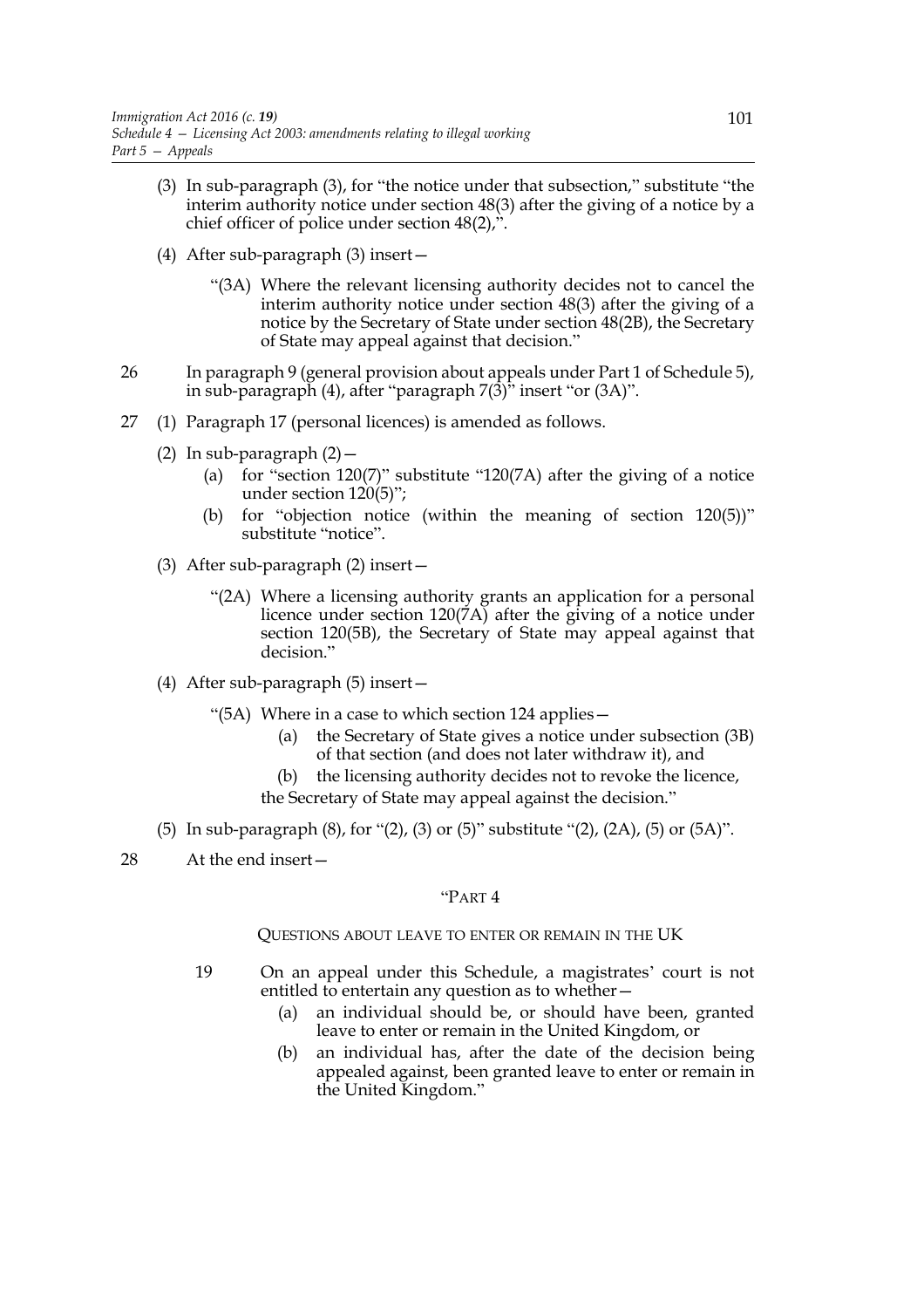(3) In sub-paragraph (3), for "the notice under that subsection," substitute "the interim authority notice under section 48(3) after the giving of a notice by a chief officer of police under section 48(2),".

(4) After sub-paragraph (3) insert—

"(3A) Where the relevant licensing authority decides not to cancel the interim authority notice under section 48(3) after the giving of a notice by the Secretary of State under section 48(2B), the Secretary of State may appeal against that decision."

26 In paragraph 9 (general provision about appeals under Part 1 of Schedule 5), in sub-paragraph (4), after "paragraph 7(3)" insert "or (3A)".

27 (1) Paragraph 17 (personal licences) is amended as follows.

(2) In sub-paragraph (2)—

(a) for "section 120(7)" substitute "120(7A) after the giving of a notice under section 120(5)";

(b) for "objection notice (within the meaning of section 120(5))" substitute "notice".

(3) After sub-paragraph (2) insert—

"(2A) Where a licensing authority grants an application for a personal licence under section 120(7A) after the giving of a notice under section 120(5B), the Secretary of State may appeal against that decision."

(4) After sub-paragraph (5) insert—

"(5A) Where in a case to which section 124 applies—

(a) the Secretary of State gives a notice under subsection (3B) of that section (and does not later withdraw it), and

(b) the licensing authority decides not to revoke the licence,

the Secretary of State may appeal against the decision."

(5) In sub-paragraph (8), for "(2), (3) or (5)" substitute "(2), (2A), (5) or (5A)".

28 At the end insert—

"PART 4

QUESTIONS ABOUT LEAVE TO ENTER OR REMAIN IN THE UK

19 On an appeal under this Schedule, a magistrates' court is not entitled to entertain any question as to whether—

(a) an individual should be, or should have been, granted leave to enter or remain in the United Kingdom, or

(b) an individual has, after the date of the decision being appealed against, been granted leave to enter or remain in the United Kingdom."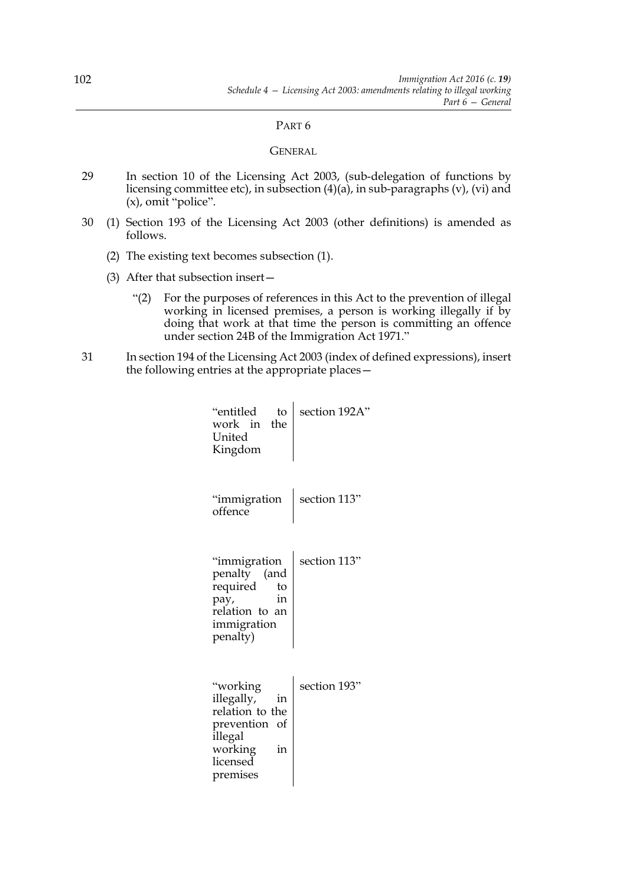## PART 6

### GENERAL

29 In section 10 of the Licensing Act 2003, (sub-delegation of functions by licensing committee etc), in subsection (4)(a), in sub-paragraphs (v), (vi) and (x), omit "police".

30 (1) Section 193 of the Licensing Act 2003 (other definitions) is amended as follows.

(2) The existing text becomes subsection (1).

(3) After that subsection insert—

"(2) For the purposes of references in this Act to the prevention of illegal working in licensed premises, a person is working illegally if by doing that work at that time the person is committing an offence under section 24B of the Immigration Act 1971."

31 In section 194 of the Licensing Act 2003 (index of defined expressions), insert the following entries at the appropriate places—

| | |
|---|---|
| "entitled to work in the United Kingdom | section 192A" |
| "immigration offence | section 113" |
| "immigration penalty (and required to pay, in relation to an immigration penalty) | section 113" |
| "working illegally, in relation to the prevention of illegal working in licensed premises | section 193" |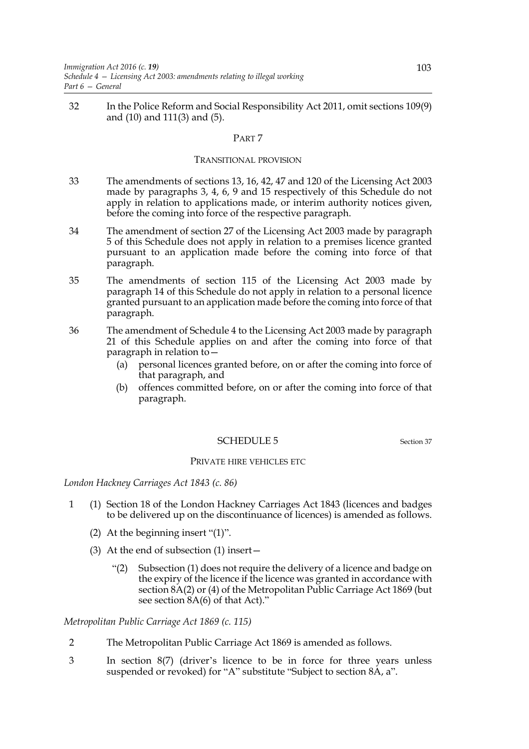32 In the Police Reform and Social Responsibility Act 2011, omit sections 109(9) and (10) and 111(3) and (5).

## PART 7

### TRANSITIONAL PROVISION

33 The amendments of sections 13, 16, 42, 47 and 120 of the Licensing Act 2003 made by paragraphs 3, 4, 6, 9 and 15 respectively of this Schedule do not apply in relation to applications made, or interim authority notices given, before the coming into force of the respective paragraph.

34 The amendment of section 27 of the Licensing Act 2003 made by paragraph 5 of this Schedule does not apply in relation to a premises licence granted pursuant to an application made before the coming into force of that paragraph.

35 The amendments of section 115 of the Licensing Act 2003 made by paragraph 14 of this Schedule do not apply in relation to a personal licence granted pursuant to an application made before the coming into force of that paragraph.

36 The amendment of Schedule 4 to the Licensing Act 2003 made by paragraph 21 of this Schedule applies on and after the coming into force of that paragraph in relation to—

(a) personal licences granted before, on or after the coming into force of that paragraph, and

(b) offences committed before, on or after the coming into force of that paragraph.

## SCHEDULE 5

Section 37

### PRIVATE HIRE VEHICLES ETC

*London Hackney Carriages Act 1843 (c. 86)*

1 (1) Section 18 of the London Hackney Carriages Act 1843 (licences and badges to be delivered up on the discontinuance of licences) is amended as follows.

(2) At the beginning insert "(1)".

(3) At the end of subsection (1) insert—

"(2) Subsection (1) does not require the delivery of a licence and badge on the expiry of the licence if the licence was granted in accordance with section 8A(2) or (4) of the Metropolitan Public Carriage Act 1869 (but see section 8A(6) of that Act)."

*Metropolitan Public Carriage Act 1869 (c. 115)*

2 The Metropolitan Public Carriage Act 1869 is amended as follows.

3 In section 8(7) (driver's licence to be in force for three years unless suspended or revoked) for "A" substitute "Subject to section 8A, a".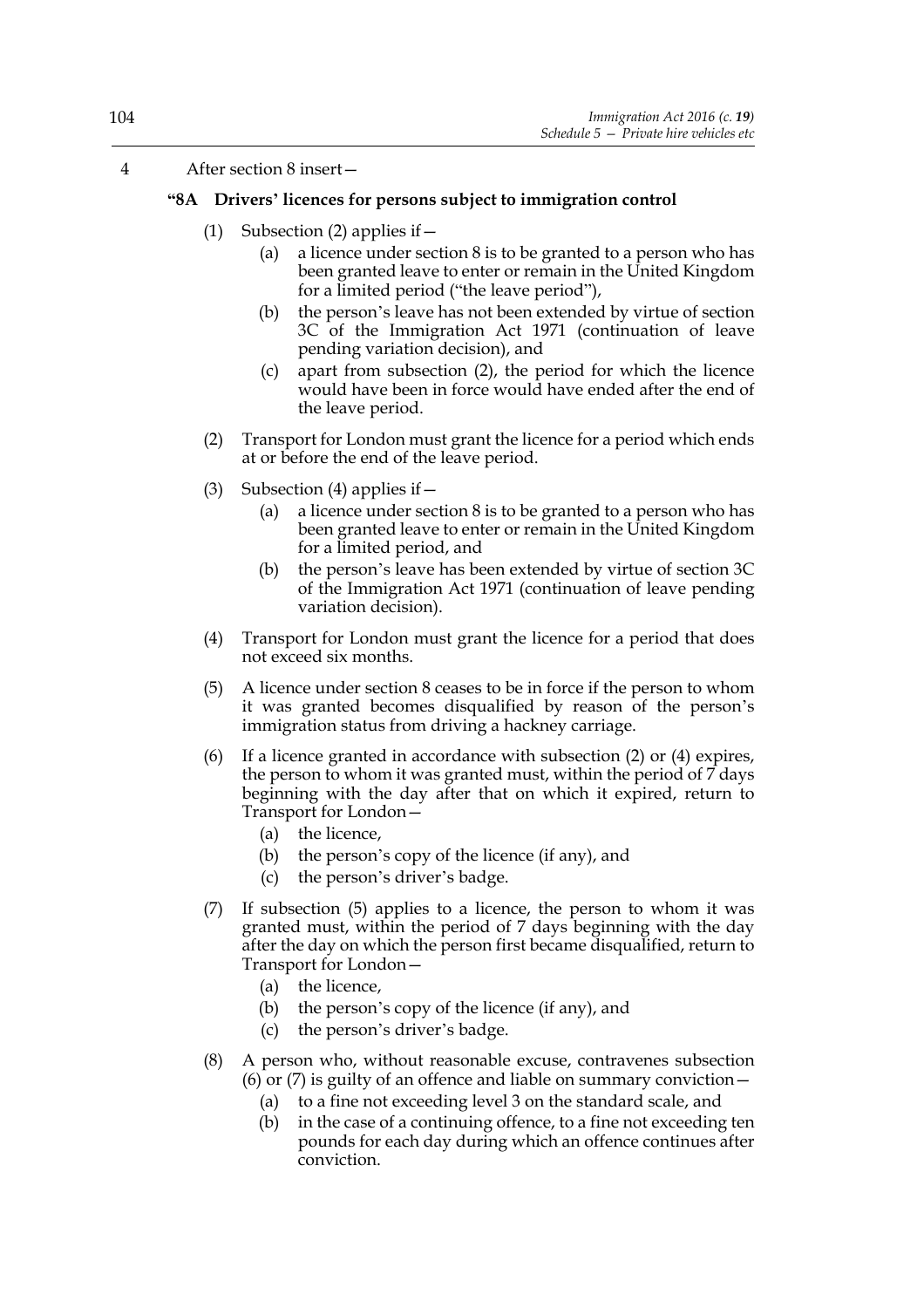4 After section 8 insert—

**"8A Drivers' licences for persons subject to immigration control**

(1) Subsection (2) applies if—

(a) a licence under section 8 is to be granted to a person who has been granted leave to enter or remain in the United Kingdom for a limited period ("the leave period"),

(b) the person's leave has not been extended by virtue of section 3C of the Immigration Act 1971 (continuation of leave pending variation decision), and

(c) apart from subsection (2), the period for which the licence would have been in force would have ended after the end of the leave period.

(2) Transport for London must grant the licence for a period which ends at or before the end of the leave period.

(3) Subsection (4) applies if—

(a) a licence under section 8 is to be granted to a person who has been granted leave to enter or remain in the United Kingdom for a limited period, and

(b) the person's leave has been extended by virtue of section 3C of the Immigration Act 1971 (continuation of leave pending variation decision).

(4) Transport for London must grant the licence for a period that does not exceed six months.

(5) A licence under section 8 ceases to be in force if the person to whom it was granted becomes disqualified by reason of the person's immigration status from driving a hackney carriage.

(6) If a licence granted in accordance with subsection (2) or (4) expires, the person to whom it was granted must, within the period of 7 days beginning with the day after that on which it expired, return to Transport for London—

(a) the licence,

(b) the person's copy of the licence (if any), and

(c) the person's driver's badge.

(7) If subsection (5) applies to a licence, the person to whom it was granted must, within the period of 7 days beginning with the day after the day on which the person first became disqualified, return to Transport for London—

(a) the licence,

(b) the person's copy of the licence (if any), and

(c) the person's driver's badge.

(8) A person who, without reasonable excuse, contravenes subsection (6) or (7) is guilty of an offence and liable on summary conviction—

(a) to a fine not exceeding level 3 on the standard scale, and

(b) in the case of a continuing offence, to a fine not exceeding ten pounds for each day during which an offence continues after conviction.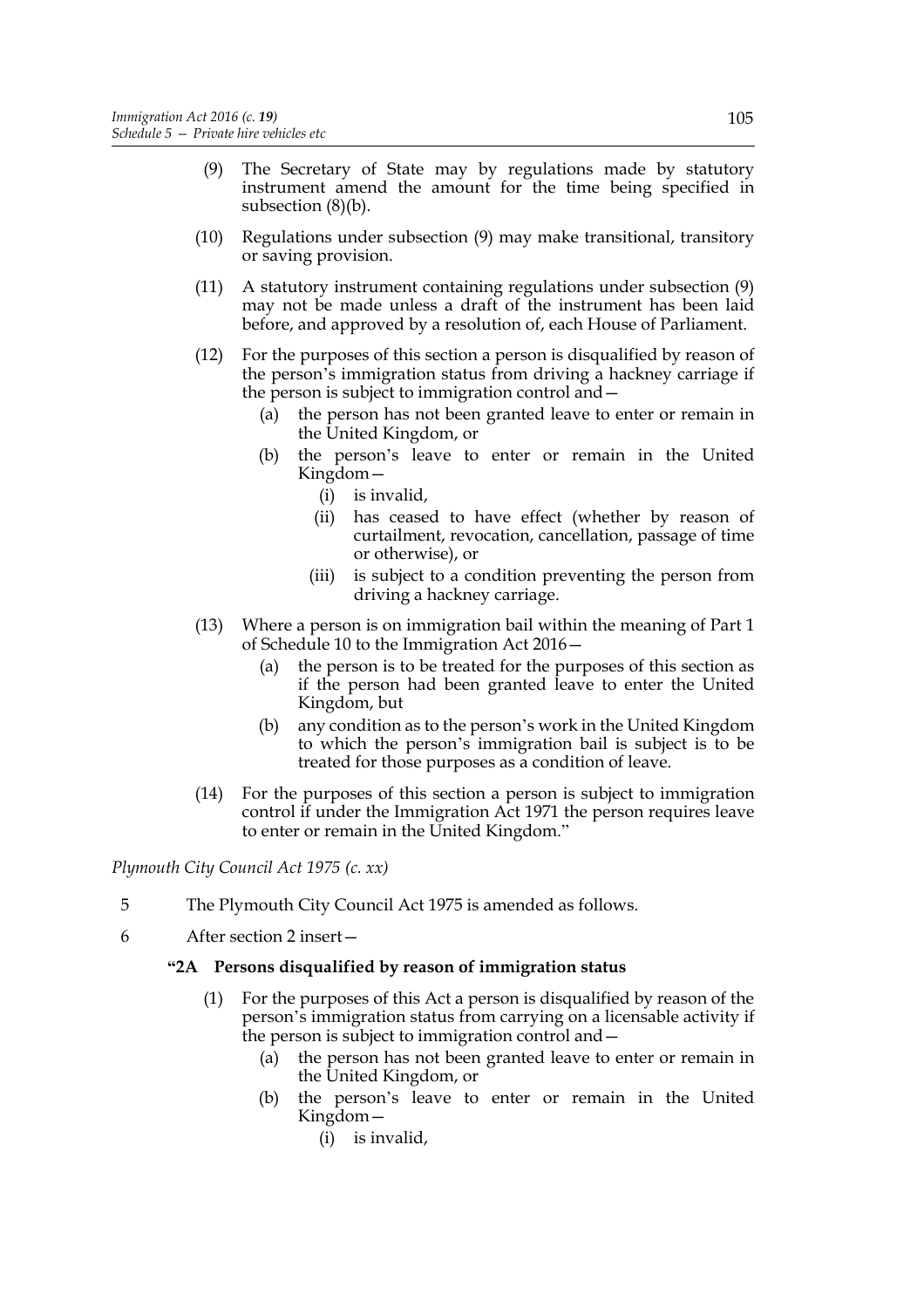(9) The Secretary of State may by regulations made by statutory instrument amend the amount for the time being specified in subsection (8)(b).

(10) Regulations under subsection (9) may make transitional, transitory or saving provision.

(11) A statutory instrument containing regulations under subsection (9) may not be made unless a draft of the instrument has been laid before, and approved by a resolution of, each House of Parliament.

(12) For the purposes of this section a person is disqualified by reason of the person's immigration status from driving a hackney carriage if the person is subject to immigration control and—

(a) the person has not been granted leave to enter or remain in the United Kingdom, or

(b) the person's leave to enter or remain in the United Kingdom—

(i) is invalid,

(ii) has ceased to have effect (whether by reason of curtailment, revocation, cancellation, passage of time or otherwise), or

(iii) is subject to a condition preventing the person from driving a hackney carriage.

(13) Where a person is on immigration bail within the meaning of Part 1 of Schedule 10 to the Immigration Act 2016—

(a) the person is to be treated for the purposes of this section as if the person had been granted leave to enter the United Kingdom, but

(b) any condition as to the person's work in the United Kingdom to which the person's immigration bail is subject is to be treated for those purposes as a condition of leave.

(14) For the purposes of this section a person is subject to immigration control if under the Immigration Act 1971 the person requires leave to enter or remain in the United Kingdom."

*Plymouth City Council Act 1975 (c. xx)*

5 The Plymouth City Council Act 1975 is amended as follows.

6 After section 2 insert—

**"2A Persons disqualified by reason of immigration status**

(1) For the purposes of this Act a person is disqualified by reason of the person's immigration status from carrying on a licensable activity if the person is subject to immigration control and—

(a) the person has not been granted leave to enter or remain in the United Kingdom, or

(b) the person's leave to enter or remain in the United Kingdom—

(i) is invalid,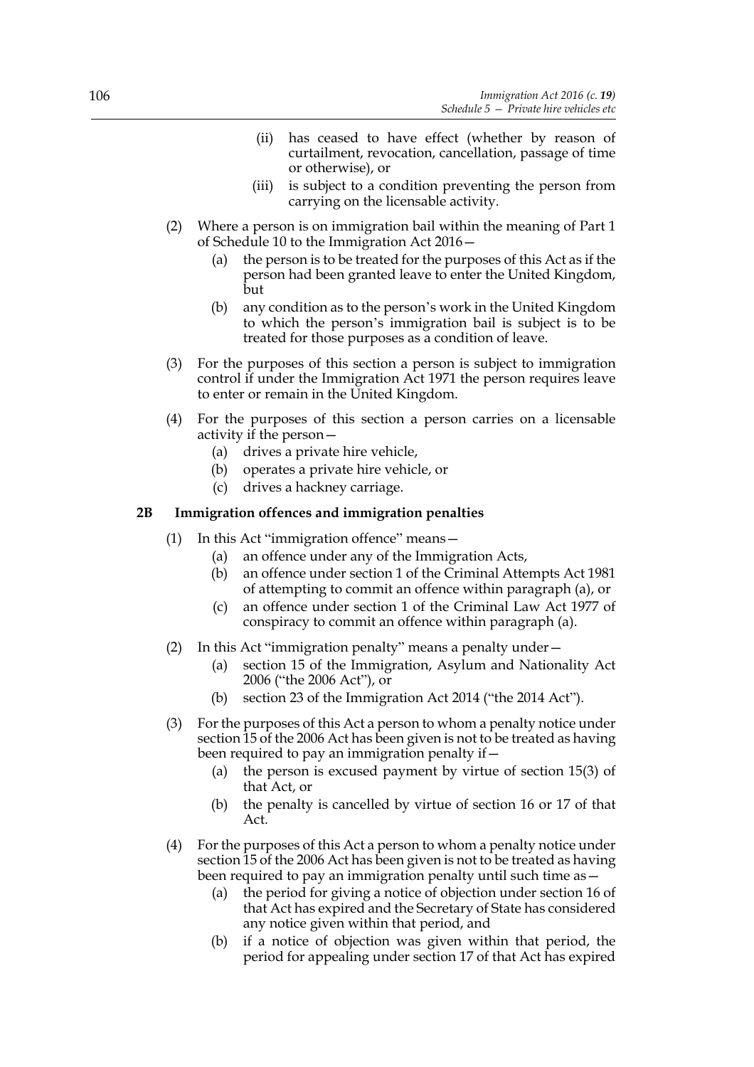(ii) has ceased to have effect (whether by reason of curtailment, revocation, cancellation, passage of time or otherwise), or

(iii) is subject to a condition preventing the person from carrying on the licensable activity.

(2) Where a person is on immigration bail within the meaning of Part 1 of Schedule 10 to the Immigration Act 2016—

(a) the person is to be treated for the purposes of this Act as if the person had been granted leave to enter the United Kingdom, but

(b) any condition as to the person's work in the United Kingdom to which the person's immigration bail is subject is to be treated for those purposes as a condition of leave.

(3) For the purposes of this section a person is subject to immigration control if under the Immigration Act 1971 the person requires leave to enter or remain in the United Kingdom.

(4) For the purposes of this section a person carries on a licensable activity if the person—

(a) drives a private hire vehicle,

(b) operates a private hire vehicle, or

(c) drives a hackney carriage.

**2B Immigration offences and immigration penalties**

(1) In this Act "immigration offence" means—

(a) an offence under any of the Immigration Acts,

(b) an offence under section 1 of the Criminal Attempts Act 1981 of attempting to commit an offence within paragraph (a), or

(c) an offence under section 1 of the Criminal Law Act 1977 of conspiracy to commit an offence within paragraph (a).

(2) In this Act "immigration penalty" means a penalty under—

(a) section 15 of the Immigration, Asylum and Nationality Act 2006 ("the 2006 Act"), or

(b) section 23 of the Immigration Act 2014 ("the 2014 Act").

(3) For the purposes of this Act a person to whom a penalty notice under section 15 of the 2006 Act has been given is not to be treated as having been required to pay an immigration penalty if—

(a) the person is excused payment by virtue of section 15(3) of that Act, or

(b) the penalty is cancelled by virtue of section 16 or 17 of that Act.

(4) For the purposes of this Act a person to whom a penalty notice under section 15 of the 2006 Act has been given is not to be treated as having been required to pay an immigration penalty until such time as—

(a) the period for giving a notice of objection under section 16 of that Act has expired and the Secretary of State has considered any notice given within that period, and

(b) if a notice of objection was given within that period, the period for appealing under section 17 of that Act has expired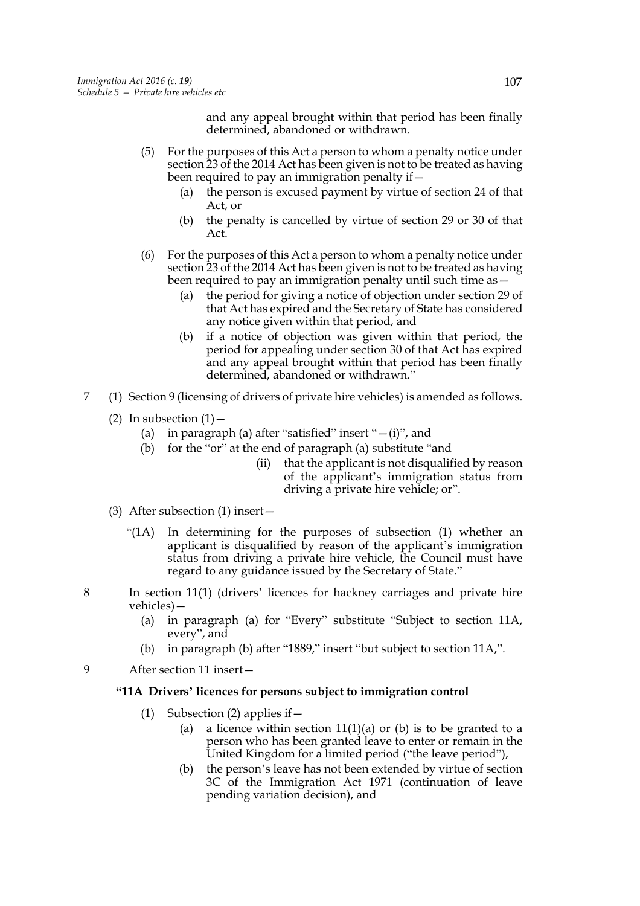and any appeal brought within that period has been finally determined, abandoned or withdrawn.

(5) For the purposes of this Act a person to whom a penalty notice under section 23 of the 2014 Act has been given is not to be treated as having been required to pay an immigration penalty if—

(a) the person is excused payment by virtue of section 24 of that Act, or

(b) the penalty is cancelled by virtue of section 29 or 30 of that Act.

(6) For the purposes of this Act a person to whom a penalty notice under section 23 of the 2014 Act has been given is not to be treated as having been required to pay an immigration penalty until such time as—

(a) the period for giving a notice of objection under section 29 of that Act has expired and the Secretary of State has considered any notice given within that period, and

(b) if a notice of objection was given within that period, the period for appealing under section 30 of that Act has expired and any appeal brought within that period has been finally determined, abandoned or withdrawn."

7 (1) Section 9 (licensing of drivers of private hire vehicles) is amended as follows.

(2) In subsection (1)—

(a) in paragraph (a) after "satisfied" insert "—(i)", and

(b) for the "or" at the end of paragraph (a) substitute "and

(ii) that the applicant is not disqualified by reason of the applicant's immigration status from driving a private hire vehicle; or".

(3) After subsection (1) insert—

"(1A) In determining for the purposes of subsection (1) whether an applicant is disqualified by reason of the applicant's immigration status from driving a private hire vehicle, the Council must have regard to any guidance issued by the Secretary of State."

8 In section 11(1) (drivers' licences for hackney carriages and private hire vehicles)—

(a) in paragraph (a) for "Every" substitute "Subject to section 11A, every", and

(b) in paragraph (b) after "1889," insert "but subject to section 11A,".

9 After section 11 insert—

**"11A Drivers' licences for persons subject to immigration control**

(1) Subsection (2) applies if—

(a) a licence within section 11(1)(a) or (b) is to be granted to a person who has been granted leave to enter or remain in the United Kingdom for a limited period ("the leave period"),

(b) the person's leave has not been extended by virtue of section 3C of the Immigration Act 1971 (continuation of leave pending variation decision), and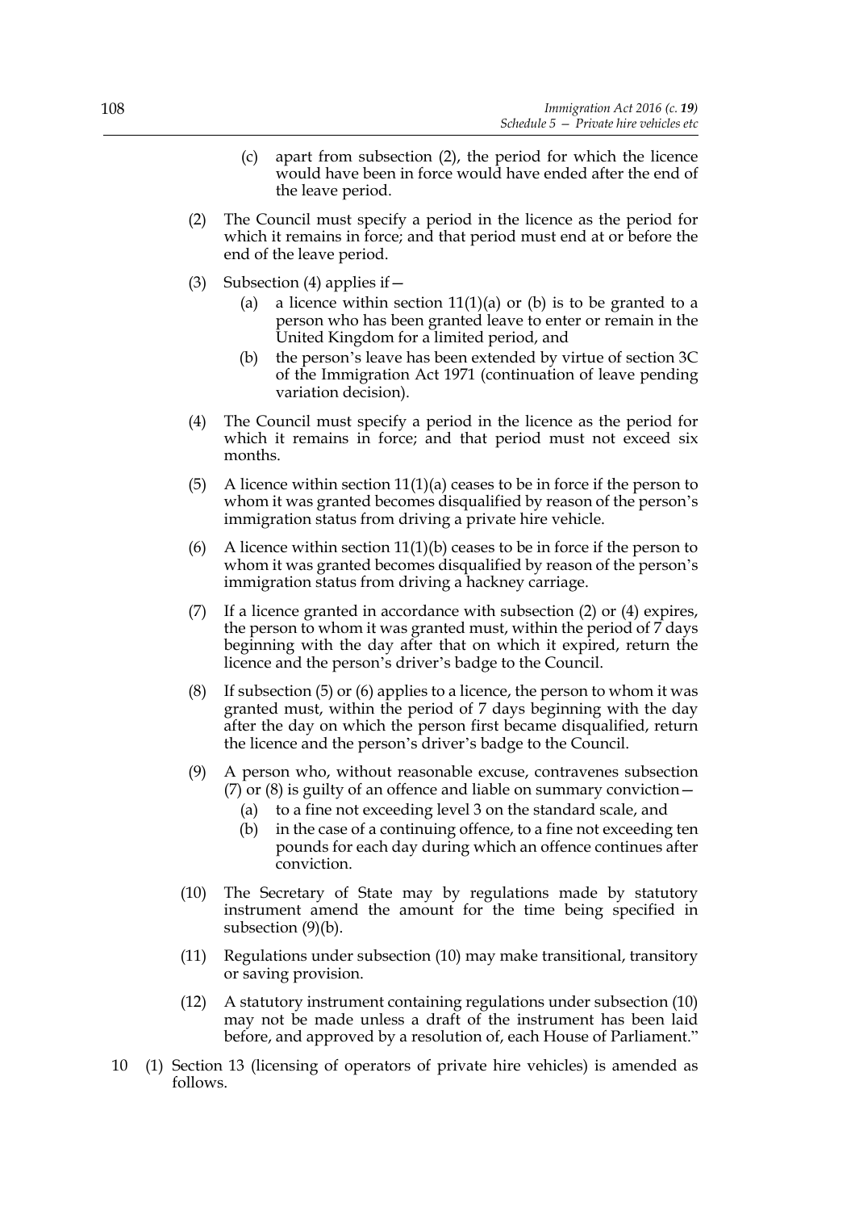(c) apart from subsection (2), the period for which the licence would have been in force would have ended after the end of the leave period.

(2) The Council must specify a period in the licence as the period for which it remains in force; and that period must end at or before the end of the leave period.

(3) Subsection (4) applies if—

(a) a licence within section 11(1)(a) or (b) is to be granted to a person who has been granted leave to enter or remain in the United Kingdom for a limited period, and

(b) the person's leave has been extended by virtue of section 3C of the Immigration Act 1971 (continuation of leave pending variation decision).

(4) The Council must specify a period in the licence as the period for which it remains in force; and that period must not exceed six months.

(5) A licence within section 11(1)(a) ceases to be in force if the person to whom it was granted becomes disqualified by reason of the person's immigration status from driving a private hire vehicle.

(6) A licence within section 11(1)(b) ceases to be in force if the person to whom it was granted becomes disqualified by reason of the person's immigration status from driving a hackney carriage.

(7) If a licence granted in accordance with subsection (2) or (4) expires, the person to whom it was granted must, within the period of 7 days beginning with the day after that on which it expired, return the licence and the person's driver's badge to the Council.

(8) If subsection (5) or (6) applies to a licence, the person to whom it was granted must, within the period of 7 days beginning with the day after the day on which the person first became disqualified, return the licence and the person's driver's badge to the Council.

(9) A person who, without reasonable excuse, contravenes subsection (7) or (8) is guilty of an offence and liable on summary conviction—

(a) to a fine not exceeding level 3 on the standard scale, and

(b) in the case of a continuing offence, to a fine not exceeding ten pounds for each day during which an offence continues after conviction.

(10) The Secretary of State may by regulations made by statutory instrument amend the amount for the time being specified in subsection (9)(b).

(11) Regulations under subsection (10) may make transitional, transitory or saving provision.

(12) A statutory instrument containing regulations under subsection (10) may not be made unless a draft of the instrument has been laid before, and approved by a resolution of, each House of Parliament."

10 (1) Section 13 (licensing of operators of private hire vehicles) is amended as follows.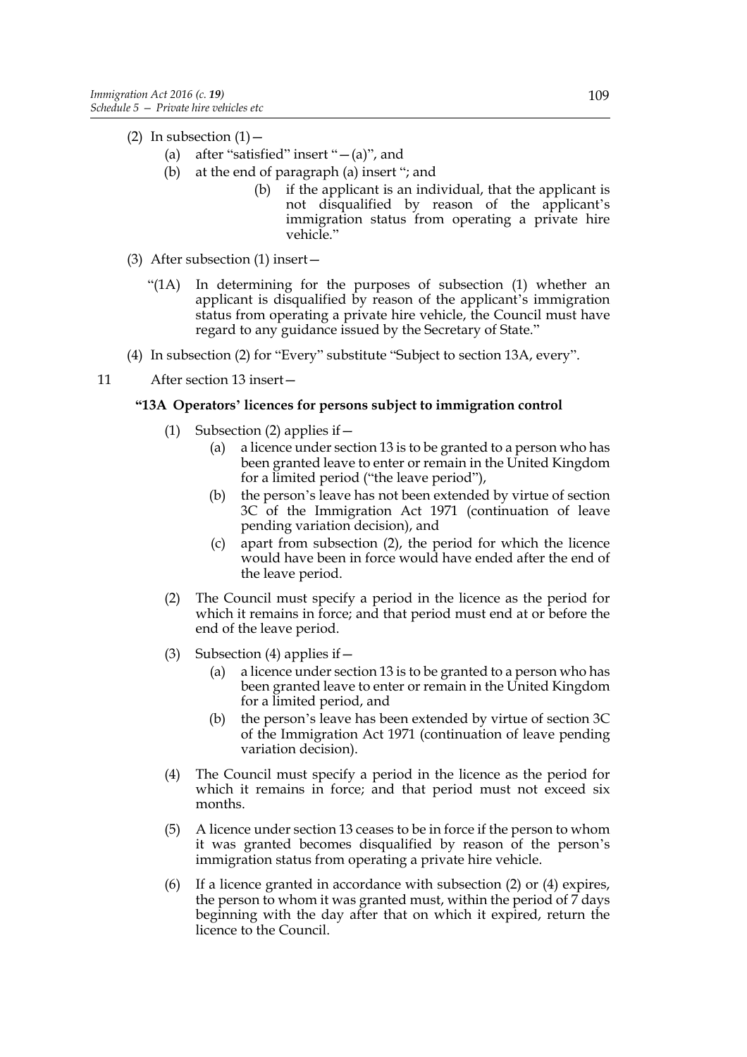(2) In subsection (1)—

(a) after "satisfied" insert "—(a)", and

(b) at the end of paragraph (a) insert "; and

> (b) if the applicant is an individual, that the applicant is not disqualified by reason of the applicant's immigration status from operating a private hire vehicle."

(3) After subsection (1) insert—

> "(1A) In determining for the purposes of subsection (1) whether an applicant is disqualified by reason of the applicant's immigration status from operating a private hire vehicle, the Council must have regard to any guidance issued by the Secretary of State."

(4) In subsection (2) for "Every" substitute "Subject to section 13A, every".

11 After section 13 insert—

**"13A Operators' licences for persons subject to immigration control**

(1) Subsection (2) applies if—

(a) a licence under section 13 is to be granted to a person who has been granted leave to enter or remain in the United Kingdom for a limited period ("the leave period"),

(b) the person's leave has not been extended by virtue of section 3C of the Immigration Act 1971 (continuation of leave pending variation decision), and

(c) apart from subsection (2), the period for which the licence would have been in force would have ended after the end of the leave period.

(2) The Council must specify a period in the licence as the period for which it remains in force; and that period must end at or before the end of the leave period.

(3) Subsection (4) applies if—

(a) a licence under section 13 is to be granted to a person who has been granted leave to enter or remain in the United Kingdom for a limited period, and

(b) the person's leave has been extended by virtue of section 3C of the Immigration Act 1971 (continuation of leave pending variation decision).

(4) The Council must specify a period in the licence as the period for which it remains in force; and that period must not exceed six months.

(5) A licence under section 13 ceases to be in force if the person to whom it was granted becomes disqualified by reason of the person's immigration status from operating a private hire vehicle.

(6) If a licence granted in accordance with subsection (2) or (4) expires, the person to whom it was granted must, within the period of 7 days beginning with the day after that on which it expired, return the licence to the Council.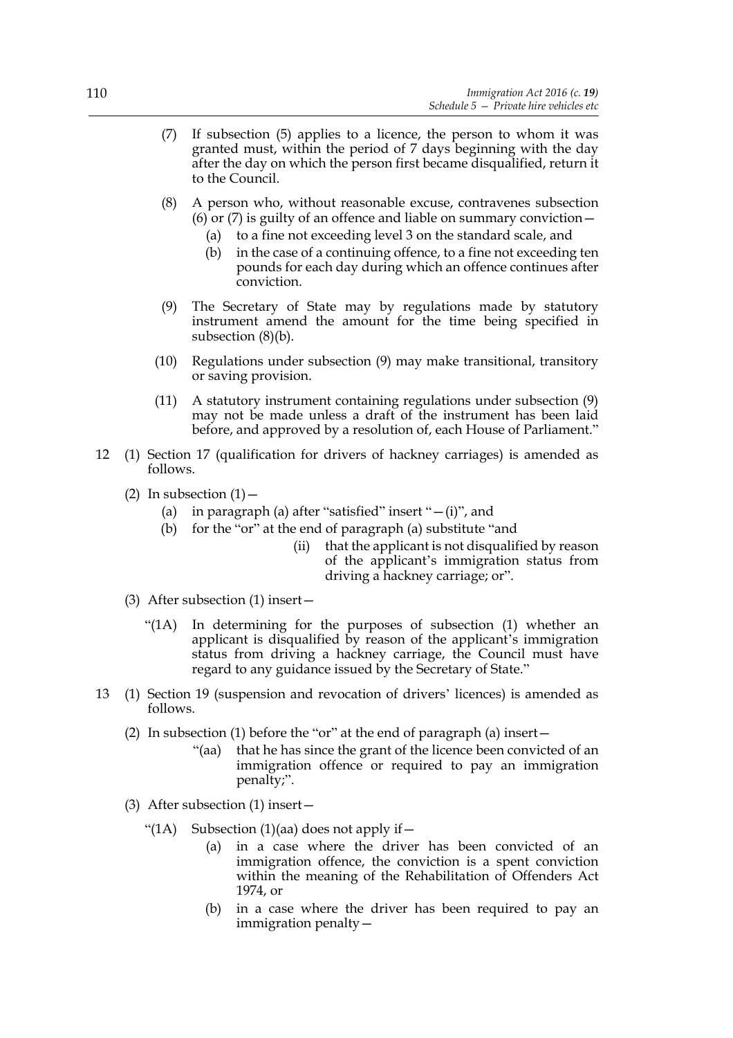(7) If subsection (5) applies to a licence, the person to whom it was granted must, within the period of 7 days beginning with the day after the day on which the person first became disqualified, return it to the Council.

(8) A person who, without reasonable excuse, contravenes subsection (6) or (7) is guilty of an offence and liable on summary conviction—

(a) to a fine not exceeding level 3 on the standard scale, and

(b) in the case of a continuing offence, to a fine not exceeding ten pounds for each day during which an offence continues after conviction.

(9) The Secretary of State may by regulations made by statutory instrument amend the amount for the time being specified in subsection (8)(b).

(10) Regulations under subsection (9) may make transitional, transitory or saving provision.

(11) A statutory instrument containing regulations under subsection (9) may not be made unless a draft of the instrument has been laid before, and approved by a resolution of, each House of Parliament."

12 (1) Section 17 (qualification for drivers of hackney carriages) is amended as follows.

(2) In subsection (1)—

(a) in paragraph (a) after "satisfied" insert "—(i)", and

(b) for the "or" at the end of paragraph (a) substitute "and

(ii) that the applicant is not disqualified by reason of the applicant's immigration status from driving a hackney carriage; or".

(3) After subsection (1) insert—

"(1A) In determining for the purposes of subsection (1) whether an applicant is disqualified by reason of the applicant's immigration status from driving a hackney carriage, the Council must have regard to any guidance issued by the Secretary of State."

13 (1) Section 19 (suspension and revocation of drivers' licences) is amended as follows.

(2) In subsection (1) before the "or" at the end of paragraph (a) insert—

"(aa) that he has since the grant of the licence been convicted of an immigration offence or required to pay an immigration penalty;".

(3) After subsection (1) insert—

"(1A) Subsection (1)(aa) does not apply if—

(a) in a case where the driver has been convicted of an immigration offence, the conviction is a spent conviction within the meaning of the Rehabilitation of Offenders Act 1974, or

(b) in a case where the driver has been required to pay an immigration penalty—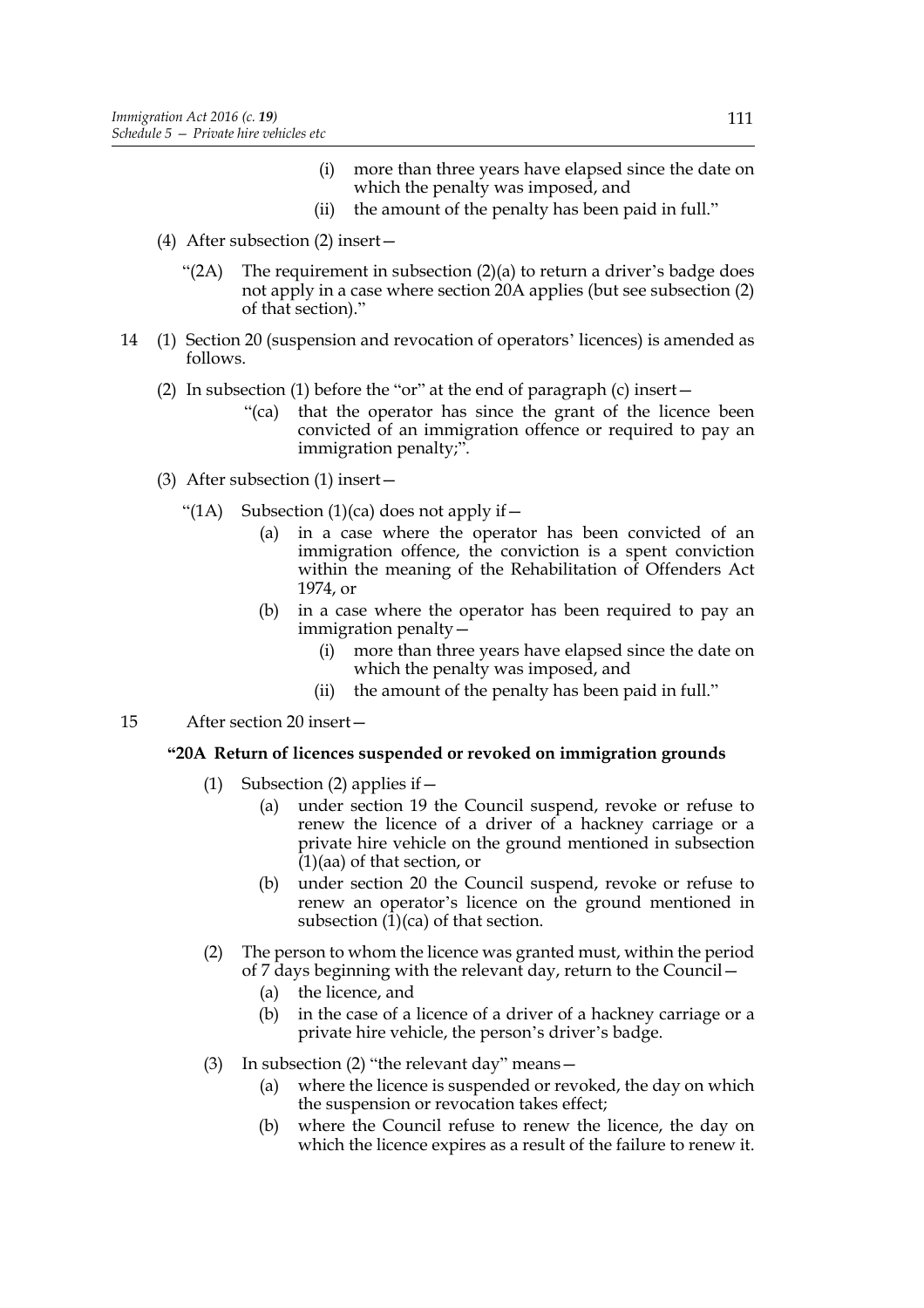(i) more than three years have elapsed since the date on which the penalty was imposed, and

(ii) the amount of the penalty has been paid in full."

(4) After subsection (2) insert—

"(2A) The requirement in subsection (2)(a) to return a driver's badge does not apply in a case where section 20A applies (but see subsection (2) of that section)."

14 (1) Section 20 (suspension and revocation of operators' licences) is amended as follows.

(2) In subsection (1) before the "or" at the end of paragraph (c) insert—

"(ca) that the operator has since the grant of the licence been convicted of an immigration offence or required to pay an immigration penalty;".

(3) After subsection (1) insert—

"(1A) Subsection (1)(ca) does not apply if—

(a) in a case where the operator has been convicted of an immigration offence, the conviction is a spent conviction within the meaning of the Rehabilitation of Offenders Act 1974, or

(b) in a case where the operator has been required to pay an immigration penalty—

(i) more than three years have elapsed since the date on which the penalty was imposed, and

(ii) the amount of the penalty has been paid in full."

15 After section 20 insert—

**"20A Return of licences suspended or revoked on immigration grounds**

(1) Subsection (2) applies if—

(a) under section 19 the Council suspend, revoke or refuse to renew the licence of a driver of a hackney carriage or a private hire vehicle on the ground mentioned in subsection (1)(aa) of that section, or

(b) under section 20 the Council suspend, revoke or refuse to renew an operator's licence on the ground mentioned in subsection (1)(ca) of that section.

(2) The person to whom the licence was granted must, within the period of 7 days beginning with the relevant day, return to the Council—

(a) the licence, and

(b) in the case of a licence of a driver of a hackney carriage or a private hire vehicle, the person's driver's badge.

(3) In subsection (2) "the relevant day" means—

(a) where the licence is suspended or revoked, the day on which the suspension or revocation takes effect;

(b) where the Council refuse to renew the licence, the day on which the licence expires as a result of the failure to renew it.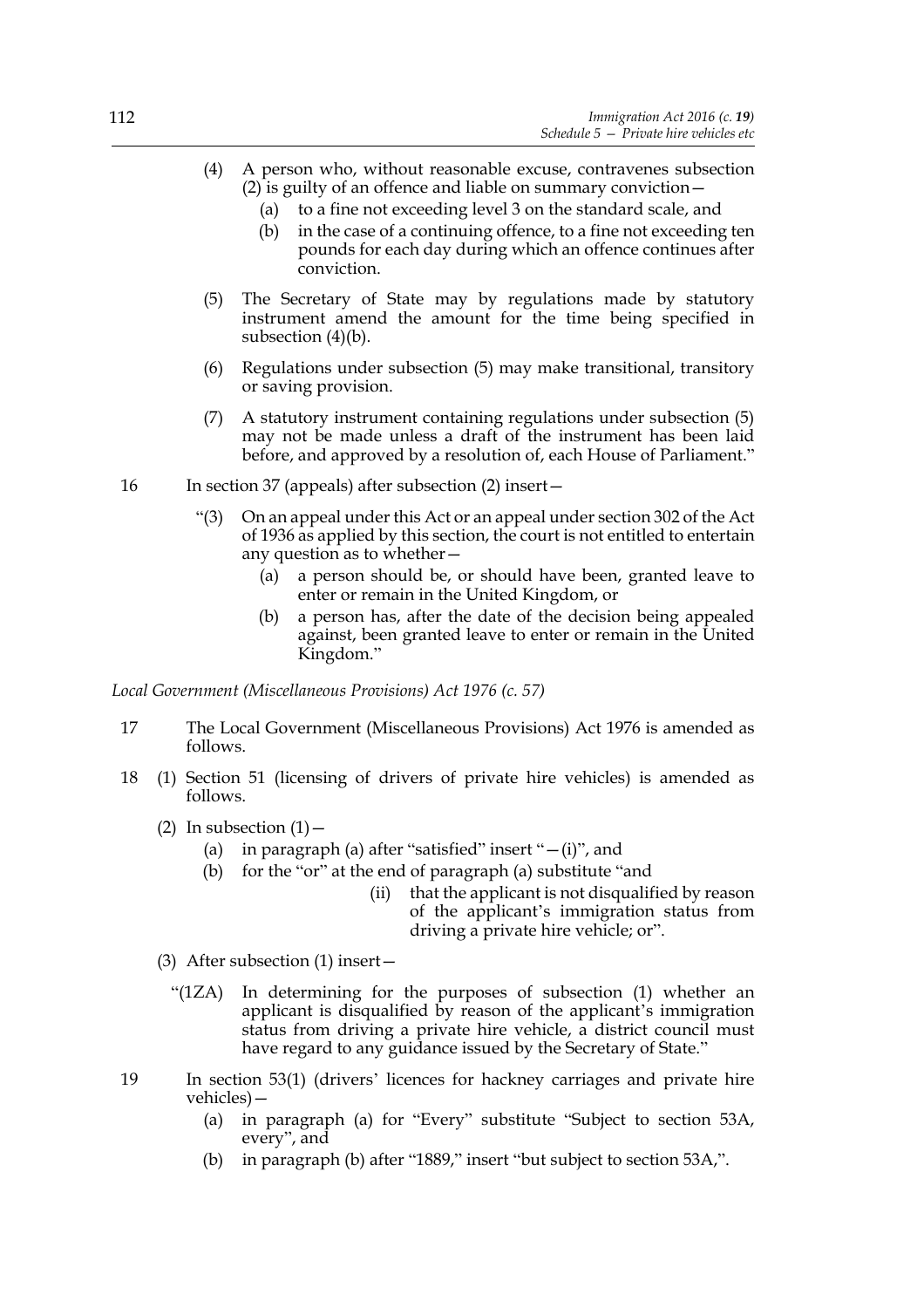(4) A person who, without reasonable excuse, contravenes subsection (2) is guilty of an offence and liable on summary conviction—

   (a) to a fine not exceeding level 3 on the standard scale, and

   (b) in the case of a continuing offence, to a fine not exceeding ten pounds for each day during which an offence continues after conviction.

(5) The Secretary of State may by regulations made by statutory instrument amend the amount for the time being specified in subsection (4)(b).

(6) Regulations under subsection (5) may make transitional, transitory or saving provision.

(7) A statutory instrument containing regulations under subsection (5) may not be made unless a draft of the instrument has been laid before, and approved by a resolution of, each House of Parliament."

16 In section 37 (appeals) after subsection (2) insert—

"(3) On an appeal under this Act or an appeal under section 302 of the Act of 1936 as applied by this section, the court is not entitled to entertain any question as to whether—

   (a) a person should be, or should have been, granted leave to enter or remain in the United Kingdom, or

   (b) a person has, after the date of the decision being appealed against, been granted leave to enter or remain in the United Kingdom."

*Local Government (Miscellaneous Provisions) Act 1976 (c. 57)*

17 The Local Government (Miscellaneous Provisions) Act 1976 is amended as follows.

18 (1) Section 51 (licensing of drivers of private hire vehicles) is amended as follows.

(2) In subsection (1)—

   (a) in paragraph (a) after "satisfied" insert "—(i)", and

   (b) for the "or" at the end of paragraph (a) substitute "and

      (ii) that the applicant is not disqualified by reason of the applicant's immigration status from driving a private hire vehicle; or".

(3) After subsection (1) insert—

"(1ZA) In determining for the purposes of subsection (1) whether an applicant is disqualified by reason of the applicant's immigration status from driving a private hire vehicle, a district council must have regard to any guidance issued by the Secretary of State."

19 In section 53(1) (drivers' licences for hackney carriages and private hire vehicles)—

   (a) in paragraph (a) for "Every" substitute "Subject to section 53A, every", and

   (b) in paragraph (b) after "1889," insert "but subject to section 53A,".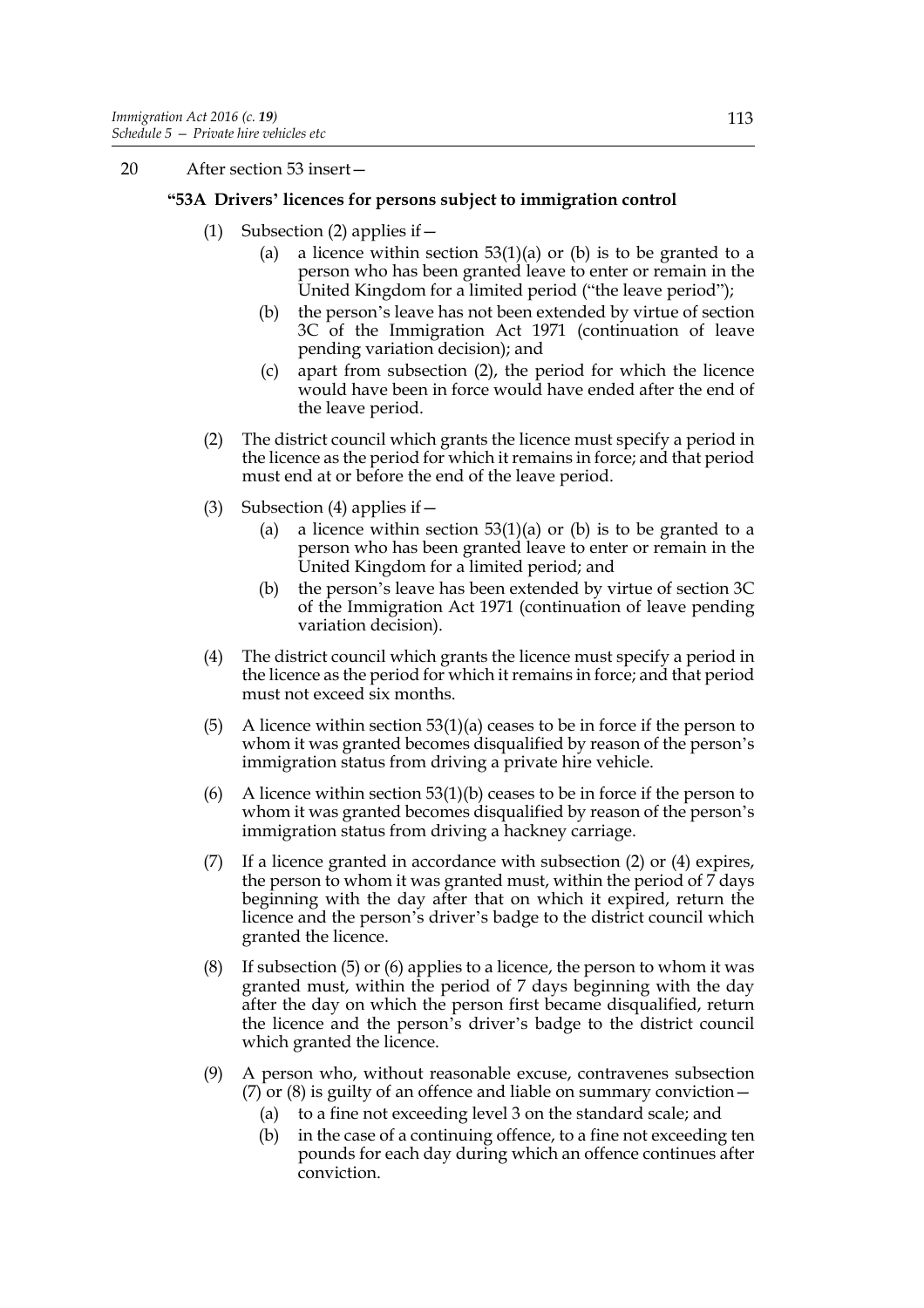20 After section 53 insert—

**"53A Drivers' licences for persons subject to immigration control**

(1) Subsection (2) applies if—

(a) a licence within section 53(1)(a) or (b) is to be granted to a person who has been granted leave to enter or remain in the United Kingdom for a limited period ("the leave period");

(b) the person's leave has not been extended by virtue of section 3C of the Immigration Act 1971 (continuation of leave pending variation decision); and

(c) apart from subsection (2), the period for which the licence would have been in force would have ended after the end of the leave period.

(2) The district council which grants the licence must specify a period in the licence as the period for which it remains in force; and that period must end at or before the end of the leave period.

(3) Subsection (4) applies if—

(a) a licence within section 53(1)(a) or (b) is to be granted to a person who has been granted leave to enter or remain in the United Kingdom for a limited period; and

(b) the person's leave has been extended by virtue of section 3C of the Immigration Act 1971 (continuation of leave pending variation decision).

(4) The district council which grants the licence must specify a period in the licence as the period for which it remains in force; and that period must not exceed six months.

(5) A licence within section 53(1)(a) ceases to be in force if the person to whom it was granted becomes disqualified by reason of the person's immigration status from driving a private hire vehicle.

(6) A licence within section 53(1)(b) ceases to be in force if the person to whom it was granted becomes disqualified by reason of the person's immigration status from driving a hackney carriage.

(7) If a licence granted in accordance with subsection (2) or (4) expires, the person to whom it was granted must, within the period of 7 days beginning with the day after that on which it expired, return the licence and the person's driver's badge to the district council which granted the licence.

(8) If subsection (5) or (6) applies to a licence, the person to whom it was granted must, within the period of 7 days beginning with the day after the day on which the person first became disqualified, return the licence and the person's driver's badge to the district council which granted the licence.

(9) A person who, without reasonable excuse, contravenes subsection (7) or (8) is guilty of an offence and liable on summary conviction—

(a) to a fine not exceeding level 3 on the standard scale; and

(b) in the case of a continuing offence, to a fine not exceeding ten pounds for each day during which an offence continues after conviction.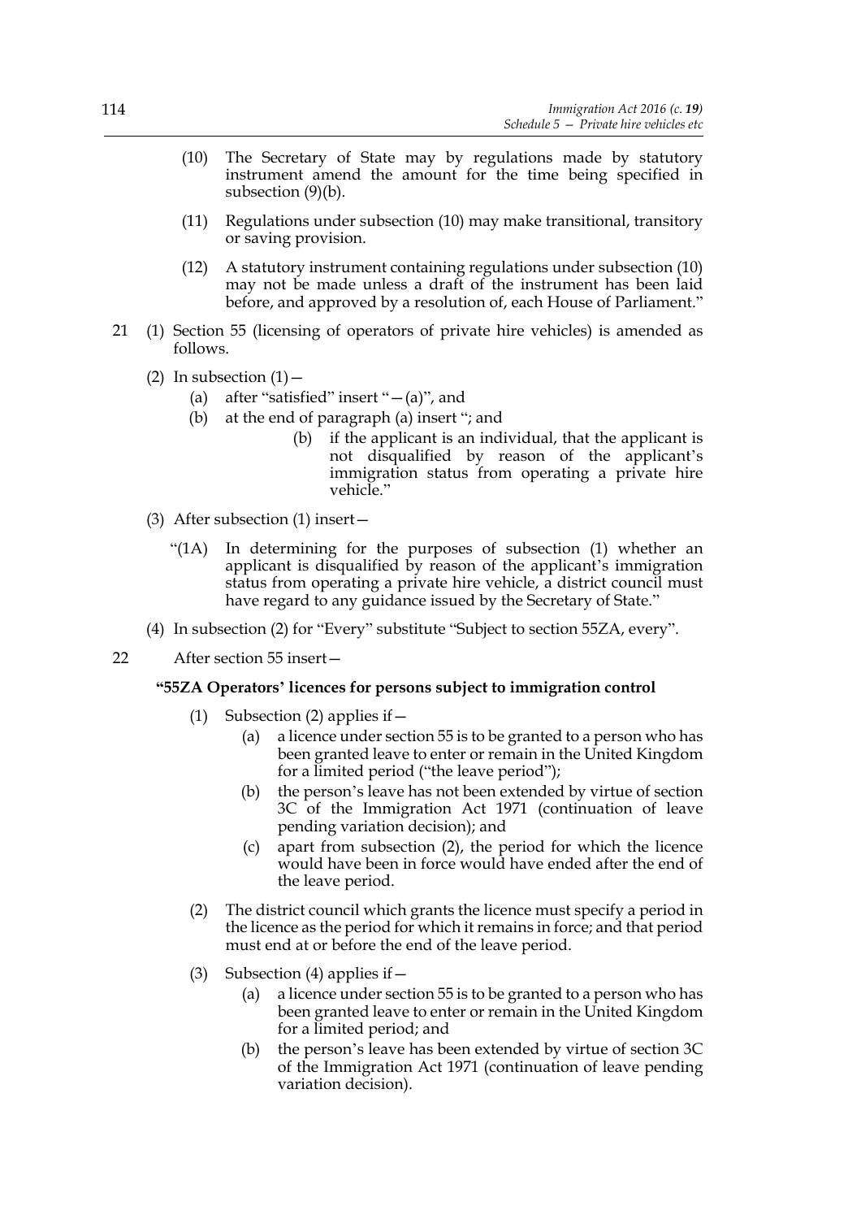(10) The Secretary of State may by regulations made by statutory instrument amend the amount for the time being specified in subsection (9)(b).

(11) Regulations under subsection (10) may make transitional, transitory or saving provision.

(12) A statutory instrument containing regulations under subsection (10) may not be made unless a draft of the instrument has been laid before, and approved by a resolution of, each House of Parliament."

21 (1) Section 55 (licensing of operators of private hire vehicles) is amended as follows.

(2) In subsection (1)—

(a) after "satisfied" insert "—(a)", and

(b) at the end of paragraph (a) insert "; and

(b) if the applicant is an individual, that the applicant is not disqualified by reason of the applicant's immigration status from operating a private hire vehicle."

(3) After subsection (1) insert—

"(1A) In determining for the purposes of subsection (1) whether an applicant is disqualified by reason of the applicant's immigration status from operating a private hire vehicle, a district council must have regard to any guidance issued by the Secretary of State."

(4) In subsection (2) for "Every" substitute "Subject to section 55ZA, every".

22 After section 55 insert—

**"55ZA Operators' licences for persons subject to immigration control**

(1) Subsection (2) applies if—

(a) a licence under section 55 is to be granted to a person who has been granted leave to enter or remain in the United Kingdom for a limited period ("the leave period");

(b) the person's leave has not been extended by virtue of section 3C of the Immigration Act 1971 (continuation of leave pending variation decision); and

(c) apart from subsection (2), the period for which the licence would have been in force would have ended after the end of the leave period.

(2) The district council which grants the licence must specify a period in the licence as the period for which it remains in force; and that period must end at or before the end of the leave period.

(3) Subsection (4) applies if—

(a) a licence under section 55 is to be granted to a person who has been granted leave to enter or remain in the United Kingdom for a limited period; and

(b) the person's leave has been extended by virtue of section 3C of the Immigration Act 1971 (continuation of leave pending variation decision).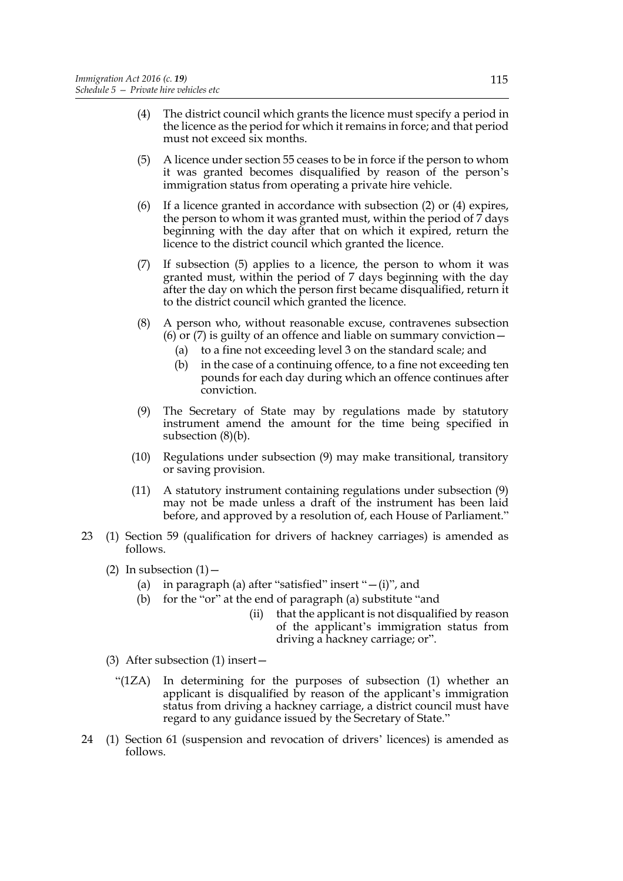(4) The district council which grants the licence must specify a period in the licence as the period for which it remains in force; and that period must not exceed six months.

(5) A licence under section 55 ceases to be in force if the person to whom it was granted becomes disqualified by reason of the person's immigration status from operating a private hire vehicle.

(6) If a licence granted in accordance with subsection (2) or (4) expires, the person to whom it was granted must, within the period of 7 days beginning with the day after that on which it expired, return the licence to the district council which granted the licence.

(7) If subsection (5) applies to a licence, the person to whom it was granted must, within the period of 7 days beginning with the day after the day on which the person first became disqualified, return it to the district council which granted the licence.

(8) A person who, without reasonable excuse, contravenes subsection (6) or (7) is guilty of an offence and liable on summary conviction—

- (a) to a fine not exceeding level 3 on the standard scale; and
- (b) in the case of a continuing offence, to a fine not exceeding ten pounds for each day during which an offence continues after conviction.

(9) The Secretary of State may by regulations made by statutory instrument amend the amount for the time being specified in subsection (8)(b).

(10) Regulations under subsection (9) may make transitional, transitory or saving provision.

(11) A statutory instrument containing regulations under subsection (9) may not be made unless a draft of the instrument has been laid before, and approved by a resolution of, each House of Parliament."

23 (1) Section 59 (qualification for drivers of hackney carriages) is amended as follows.

(2) In subsection (1)—

- (a) in paragraph (a) after "satisfied" insert "—(i)", and
- (b) for the "or" at the end of paragraph (a) substitute "and
  - (ii) that the applicant is not disqualified by reason of the applicant's immigration status from driving a hackney carriage; or".

(3) After subsection (1) insert—

"(1ZA) In determining for the purposes of subsection (1) whether an applicant is disqualified by reason of the applicant's immigration status from driving a hackney carriage, a district council must have regard to any guidance issued by the Secretary of State."

24 (1) Section 61 (suspension and revocation of drivers' licences) is amended as follows.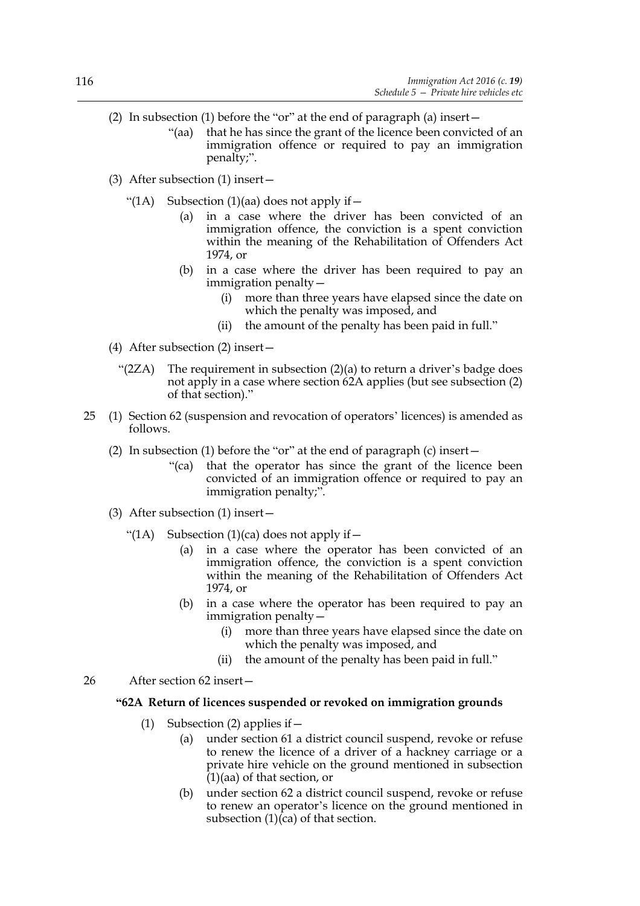(2) In subsection (1) before the "or" at the end of paragraph (a) insert—

"(aa) that he has since the grant of the licence been convicted of an immigration offence or required to pay an immigration penalty;".

(3) After subsection (1) insert—

"(1A) Subsection (1)(aa) does not apply if—

(a) in a case where the driver has been convicted of an immigration offence, the conviction is a spent conviction within the meaning of the Rehabilitation of Offenders Act 1974, or

(b) in a case where the driver has been required to pay an immigration penalty—

(i) more than three years have elapsed since the date on which the penalty was imposed, and

(ii) the amount of the penalty has been paid in full."

(4) After subsection (2) insert—

"(2ZA) The requirement in subsection (2)(a) to return a driver's badge does not apply in a case where section 62A applies (but see subsection (2) of that section)."

25 (1) Section 62 (suspension and revocation of operators' licences) is amended as follows.

(2) In subsection (1) before the "or" at the end of paragraph (c) insert—

"(ca) that the operator has since the grant of the licence been convicted of an immigration offence or required to pay an immigration penalty;".

(3) After subsection (1) insert—

"(1A) Subsection (1)(ca) does not apply if—

(a) in a case where the operator has been convicted of an immigration offence, the conviction is a spent conviction within the meaning of the Rehabilitation of Offenders Act 1974, or

(b) in a case where the operator has been required to pay an immigration penalty—

(i) more than three years have elapsed since the date on which the penalty was imposed, and

(ii) the amount of the penalty has been paid in full."

26 After section 62 insert—

**"62A Return of licences suspended or revoked on immigration grounds**

(1) Subsection (2) applies if—

(a) under section 61 a district council suspend, revoke or refuse to renew the licence of a driver of a hackney carriage or a private hire vehicle on the ground mentioned in subsection (1)(aa) of that section, or

(b) under section 62 a district council suspend, revoke or refuse to renew an operator's licence on the ground mentioned in subsection (1)(ca) of that section.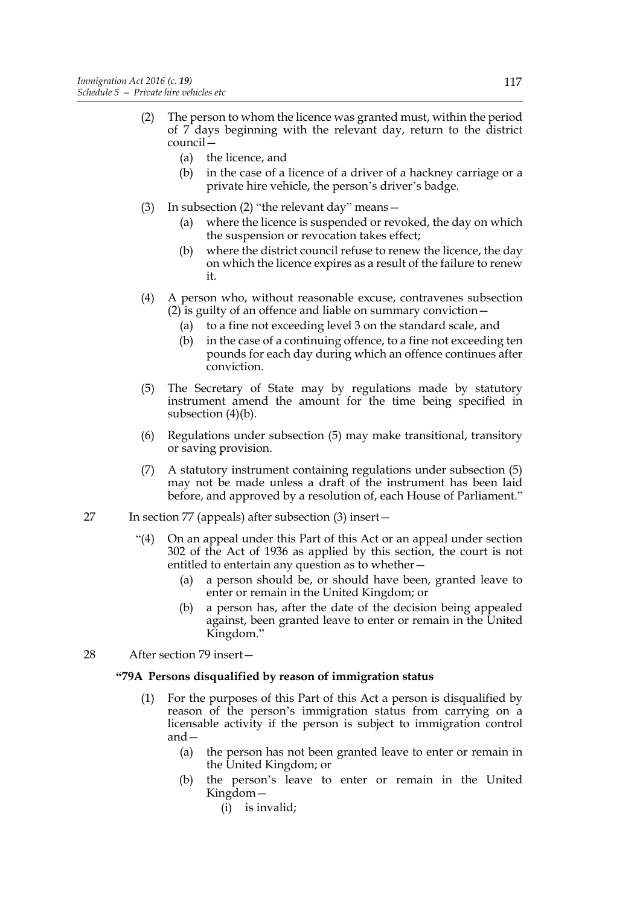(2) The person to whom the licence was granted must, within the period of 7 days beginning with the relevant day, return to the district council—

(a) the licence, and

(b) in the case of a licence of a driver of a hackney carriage or a private hire vehicle, the person's driver's badge.

(3) In subsection (2) "the relevant day" means—

(a) where the licence is suspended or revoked, the day on which the suspension or revocation takes effect;

(b) where the district council refuse to renew the licence, the day on which the licence expires as a result of the failure to renew it.

(4) A person who, without reasonable excuse, contravenes subsection (2) is guilty of an offence and liable on summary conviction—

(a) to a fine not exceeding level 3 on the standard scale, and

(b) in the case of a continuing offence, to a fine not exceeding ten pounds for each day during which an offence continues after conviction.

(5) The Secretary of State may by regulations made by statutory instrument amend the amount for the time being specified in subsection (4)(b).

(6) Regulations under subsection (5) may make transitional, transitory or saving provision.

(7) A statutory instrument containing regulations under subsection (5) may not be made unless a draft of the instrument has been laid before, and approved by a resolution of, each House of Parliament."

27 In section 77 (appeals) after subsection (3) insert—

"(4) On an appeal under this Part of this Act or an appeal under section 302 of the Act of 1936 as applied by this section, the court is not entitled to entertain any question as to whether—

(a) a person should be, or should have been, granted leave to enter or remain in the United Kingdom; or

(b) a person has, after the date of the decision being appealed against, been granted leave to enter or remain in the United Kingdom."

28 After section 79 insert—

**"79A Persons disqualified by reason of immigration status**

(1) For the purposes of this Part of this Act a person is disqualified by reason of the person's immigration status from carrying on a licensable activity if the person is subject to immigration control and—

(a) the person has not been granted leave to enter or remain in the United Kingdom; or

(b) the person's leave to enter or remain in the United Kingdom—

(i) is invalid;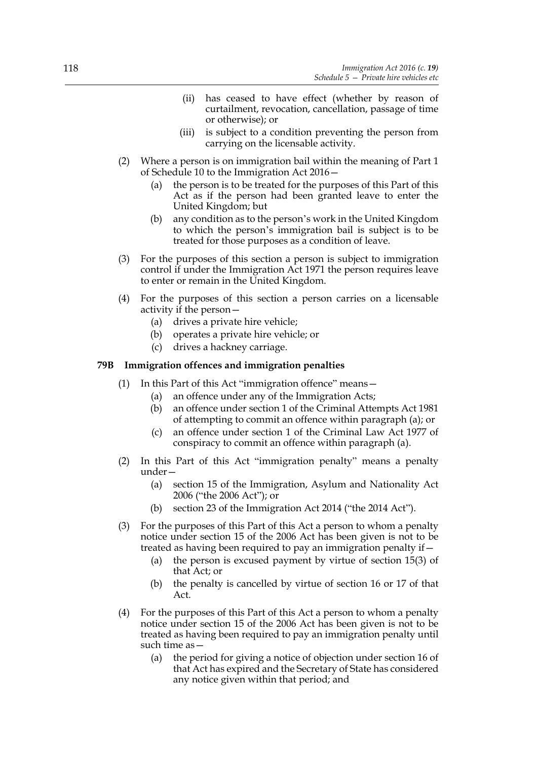(ii) has ceased to have effect (whether by reason of curtailment, revocation, cancellation, passage of time or otherwise); or

(iii) is subject to a condition preventing the person from carrying on the licensable activity.

(2) Where a person is on immigration bail within the meaning of Part 1 of Schedule 10 to the Immigration Act 2016—

(a) the person is to be treated for the purposes of this Part of this Act as if the person had been granted leave to enter the United Kingdom; but

(b) any condition as to the person's work in the United Kingdom to which the person's immigration bail is subject is to be treated for those purposes as a condition of leave.

(3) For the purposes of this section a person is subject to immigration control if under the Immigration Act 1971 the person requires leave to enter or remain in the United Kingdom.

(4) For the purposes of this section a person carries on a licensable activity if the person—

(a) drives a private hire vehicle;

(b) operates a private hire vehicle; or

(c) drives a hackney carriage.

**79B Immigration offences and immigration penalties**

(1) In this Part of this Act "immigration offence" means—

(a) an offence under any of the Immigration Acts;

(b) an offence under section 1 of the Criminal Attempts Act 1981 of attempting to commit an offence within paragraph (a); or

(c) an offence under section 1 of the Criminal Law Act 1977 of conspiracy to commit an offence within paragraph (a).

(2) In this Part of this Act "immigration penalty" means a penalty under—

(a) section 15 of the Immigration, Asylum and Nationality Act 2006 ("the 2006 Act"); or

(b) section 23 of the Immigration Act 2014 ("the 2014 Act").

(3) For the purposes of this Part of this Act a person to whom a penalty notice under section 15 of the 2006 Act has been given is not to be treated as having been required to pay an immigration penalty if—

(a) the person is excused payment by virtue of section 15(3) of that Act; or

(b) the penalty is cancelled by virtue of section 16 or 17 of that Act.

(4) For the purposes of this Part of this Act a person to whom a penalty notice under section 15 of the 2006 Act has been given is not to be treated as having been required to pay an immigration penalty until such time as—

(a) the period for giving a notice of objection under section 16 of that Act has expired and the Secretary of State has considered any notice given within that period; and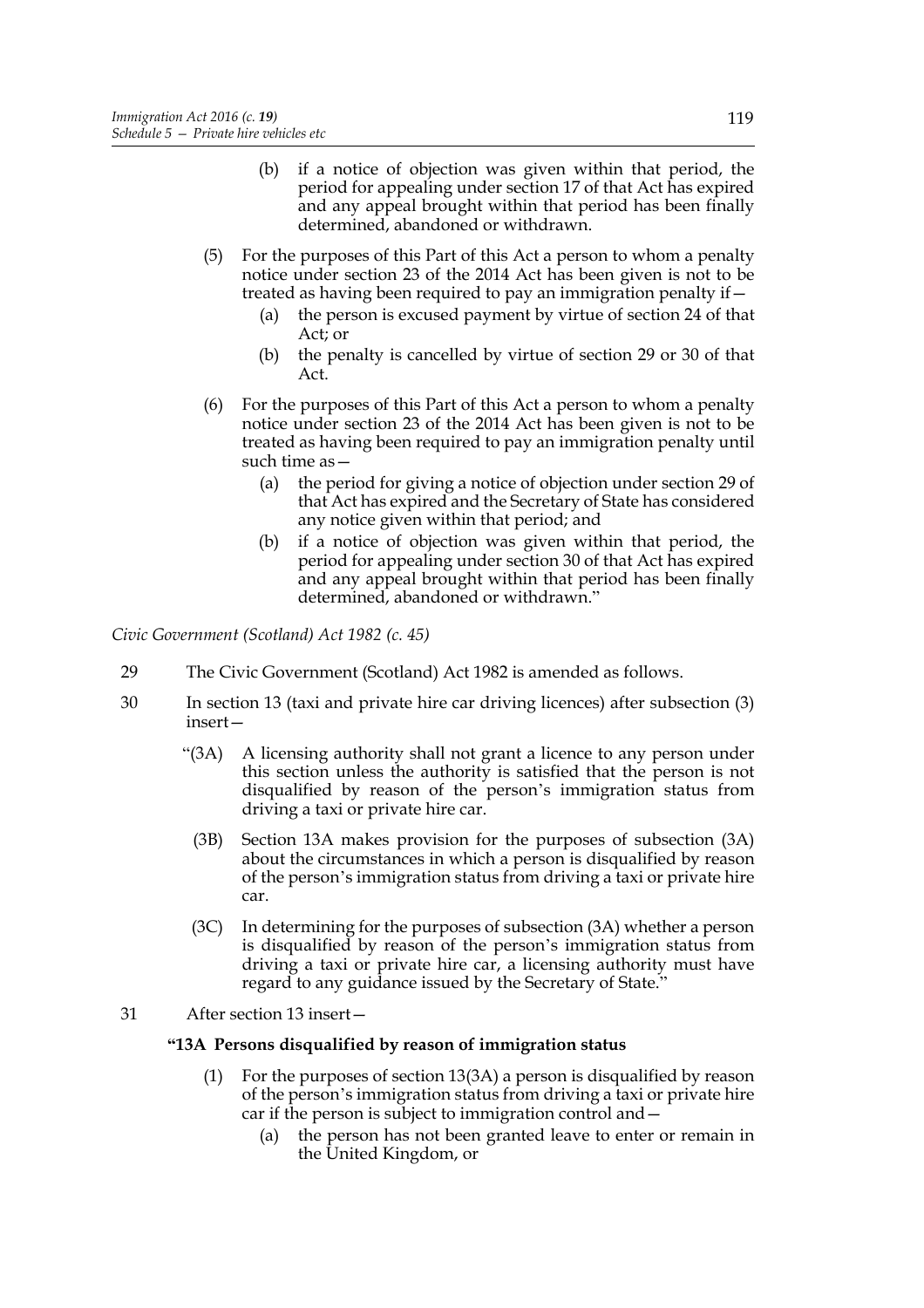(b) if a notice of objection was given within that period, the period for appealing under section 17 of that Act has expired and any appeal brought within that period has been finally determined, abandoned or withdrawn.

(5) For the purposes of this Part of this Act a person to whom a penalty notice under section 23 of the 2014 Act has been given is not to be treated as having been required to pay an immigration penalty if—

(a) the person is excused payment by virtue of section 24 of that Act; or

(b) the penalty is cancelled by virtue of section 29 or 30 of that Act.

(6) For the purposes of this Part of this Act a person to whom a penalty notice under section 23 of the 2014 Act has been given is not to be treated as having been required to pay an immigration penalty until such time as—

(a) the period for giving a notice of objection under section 29 of that Act has expired and the Secretary of State has considered any notice given within that period; and

(b) if a notice of objection was given within that period, the period for appealing under section 30 of that Act has expired and any appeal brought within that period has been finally determined, abandoned or withdrawn."

*Civic Government (Scotland) Act 1982 (c. 45)*

29 The Civic Government (Scotland) Act 1982 is amended as follows.

30 In section 13 (taxi and private hire car driving licences) after subsection (3) insert—

"(3A) A licensing authority shall not grant a licence to any person under this section unless the authority is satisfied that the person is not disqualified by reason of the person's immigration status from driving a taxi or private hire car.

(3B) Section 13A makes provision for the purposes of subsection (3A) about the circumstances in which a person is disqualified by reason of the person's immigration status from driving a taxi or private hire car.

(3C) In determining for the purposes of subsection (3A) whether a person is disqualified by reason of the person's immigration status from driving a taxi or private hire car, a licensing authority must have regard to any guidance issued by the Secretary of State."

31 After section 13 insert—

**"13A Persons disqualified by reason of immigration status**

(1) For the purposes of section 13(3A) a person is disqualified by reason of the person's immigration status from driving a taxi or private hire car if the person is subject to immigration control and—

(a) the person has not been granted leave to enter or remain in the United Kingdom, or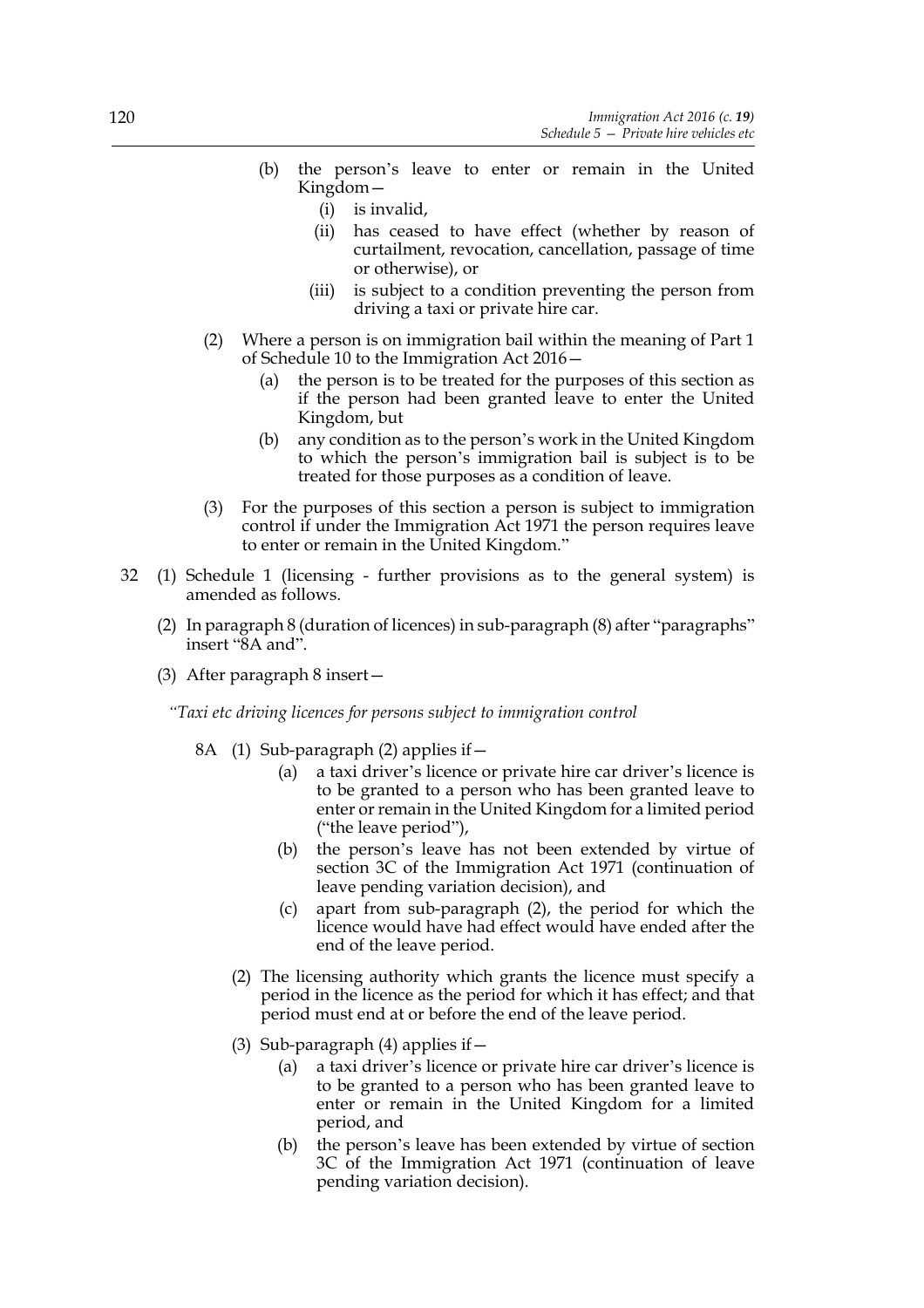(b) the person's leave to enter or remain in the United Kingdom—

(i) is invalid,

(ii) has ceased to have effect (whether by reason of curtailment, revocation, cancellation, passage of time or otherwise), or

(iii) is subject to a condition preventing the person from driving a taxi or private hire car.

(2) Where a person is on immigration bail within the meaning of Part 1 of Schedule 10 to the Immigration Act 2016—

(a) the person is to be treated for the purposes of this section as if the person had been granted leave to enter the United Kingdom, but

(b) any condition as to the person's work in the United Kingdom to which the person's immigration bail is subject is to be treated for those purposes as a condition of leave.

(3) For the purposes of this section a person is subject to immigration control if under the Immigration Act 1971 the person requires leave to enter or remain in the United Kingdom."

32 (1) Schedule 1 (licensing - further provisions as to the general system) is amended as follows.

(2) In paragraph 8 (duration of licences) in sub-paragraph (8) after "paragraphs" insert "8A and".

(3) After paragraph 8 insert—

*"Taxi etc driving licences for persons subject to immigration control*

8A (1) Sub-paragraph (2) applies if—

(a) a taxi driver's licence or private hire car driver's licence is to be granted to a person who has been granted leave to enter or remain in the United Kingdom for a limited period ("the leave period"),

(b) the person's leave has not been extended by virtue of section 3C of the Immigration Act 1971 (continuation of leave pending variation decision), and

(c) apart from sub-paragraph (2), the period for which the licence would have had effect would have ended after the end of the leave period.

(2) The licensing authority which grants the licence must specify a period in the licence as the period for which it has effect; and that period must end at or before the end of the leave period.

(3) Sub-paragraph (4) applies if—

(a) a taxi driver's licence or private hire car driver's licence is to be granted to a person who has been granted leave to enter or remain in the United Kingdom for a limited period, and

(b) the person's leave has been extended by virtue of section 3C of the Immigration Act 1971 (continuation of leave pending variation decision).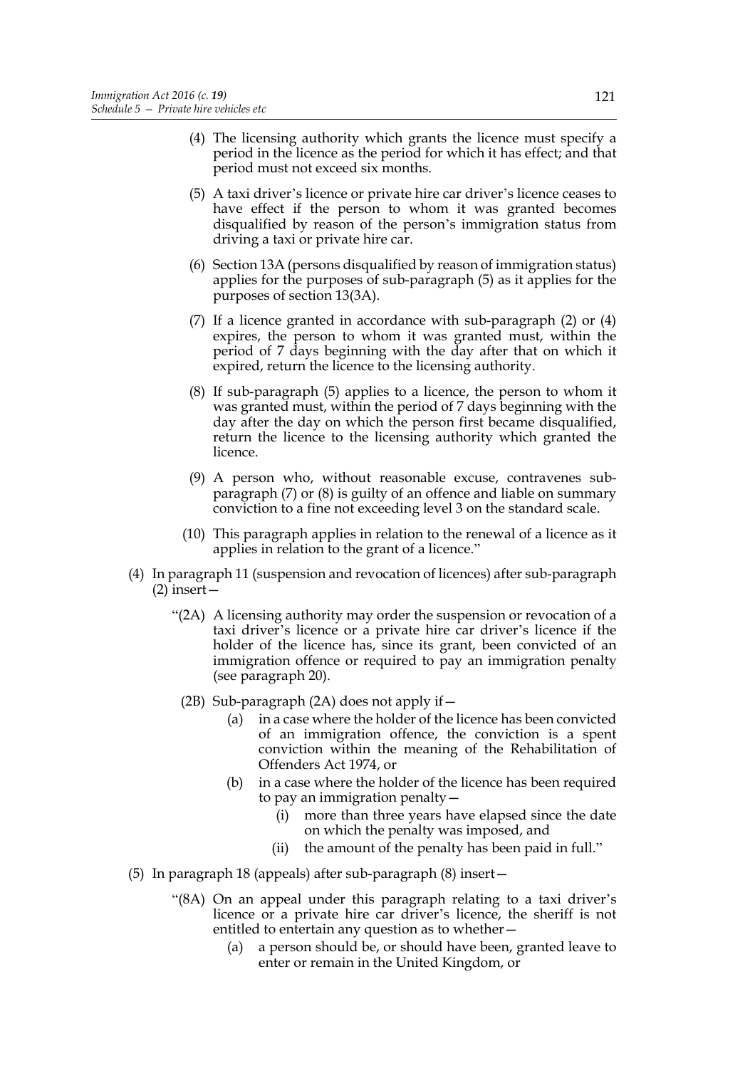(4) The licensing authority which grants the licence must specify a period in the licence as the period for which it has effect; and that period must not exceed six months.

(5) A taxi driver's licence or private hire car driver's licence ceases to have effect if the person to whom it was granted becomes disqualified by reason of the person's immigration status from driving a taxi or private hire car.

(6) Section 13A (persons disqualified by reason of immigration status) applies for the purposes of sub-paragraph (5) as it applies for the purposes of section 13(3A).

(7) If a licence granted in accordance with sub-paragraph (2) or (4) expires, the person to whom it was granted must, within the period of 7 days beginning with the day after that on which it expired, return the licence to the licensing authority.

(8) If sub-paragraph (5) applies to a licence, the person to whom it was granted must, within the period of 7 days beginning with the day after the day on which the person first became disqualified, return the licence to the licensing authority which granted the licence.

(9) A person who, without reasonable excuse, contravenes sub-paragraph (7) or (8) is guilty of an offence and liable on summary conviction to a fine not exceeding level 3 on the standard scale.

(10) This paragraph applies in relation to the renewal of a licence as it applies in relation to the grant of a licence."

(4) In paragraph 11 (suspension and revocation of licences) after sub-paragraph (2) insert—

"(2A) A licensing authority may order the suspension or revocation of a taxi driver's licence or a private hire car driver's licence if the holder of the licence has, since its grant, been convicted of an immigration offence or required to pay an immigration penalty (see paragraph 20).

(2B) Sub-paragraph (2A) does not apply if—

(a) in a case where the holder of the licence has been convicted of an immigration offence, the conviction is a spent conviction within the meaning of the Rehabilitation of Offenders Act 1974, or

(b) in a case where the holder of the licence has been required to pay an immigration penalty—

(i) more than three years have elapsed since the date on which the penalty was imposed, and

(ii) the amount of the penalty has been paid in full."

(5) In paragraph 18 (appeals) after sub-paragraph (8) insert—

"(8A) On an appeal under this paragraph relating to a taxi driver's licence or a private hire car driver's licence, the sheriff is not entitled to entertain any question as to whether—

(a) a person should be, or should have been, granted leave to enter or remain in the United Kingdom, or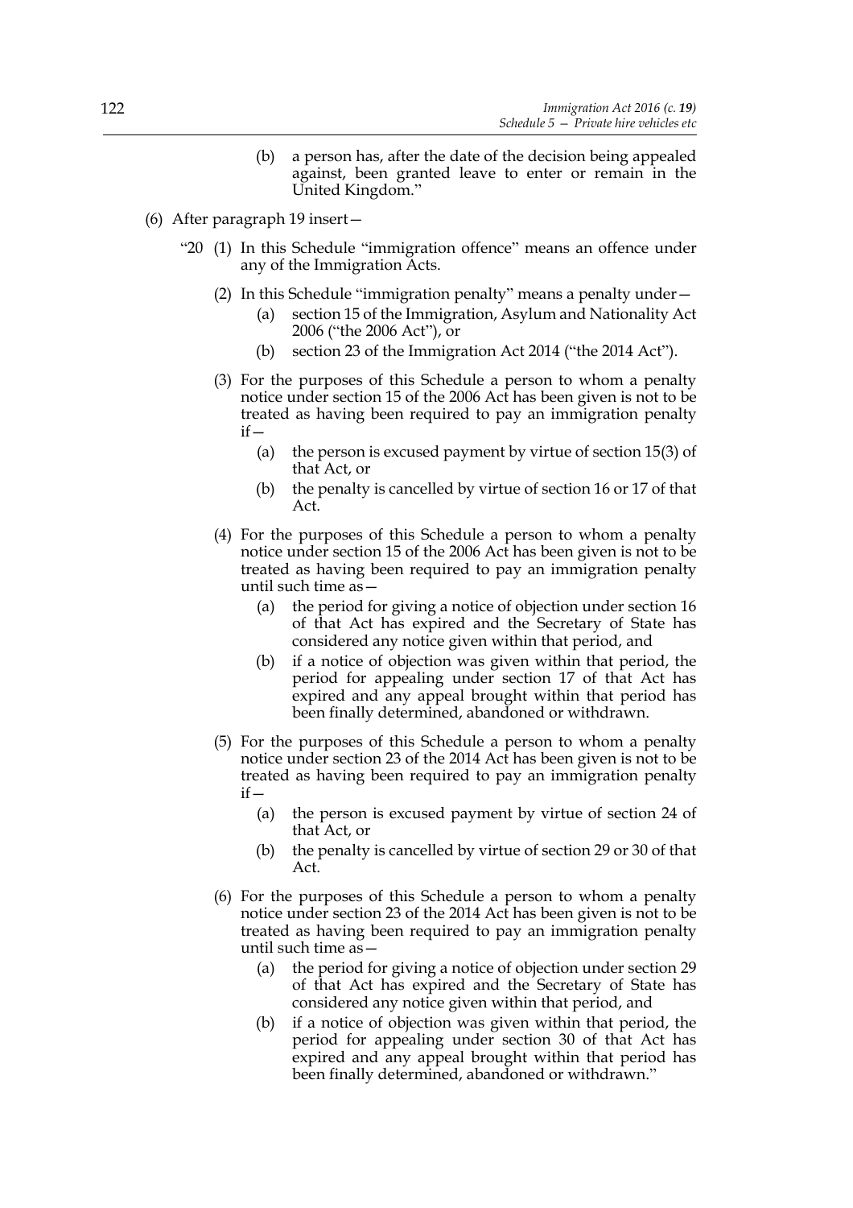(b) a person has, after the date of the decision being appealed against, been granted leave to enter or remain in the United Kingdom."

(6) After paragraph 19 insert—

"20 (1) In this Schedule "immigration offence" means an offence under any of the Immigration Acts.

(2) In this Schedule "immigration penalty" means a penalty under—

(a) section 15 of the Immigration, Asylum and Nationality Act 2006 ("the 2006 Act"), or

(b) section 23 of the Immigration Act 2014 ("the 2014 Act").

(3) For the purposes of this Schedule a person to whom a penalty notice under section 15 of the 2006 Act has been given is not to be treated as having been required to pay an immigration penalty if—

(a) the person is excused payment by virtue of section 15(3) of that Act, or

(b) the penalty is cancelled by virtue of section 16 or 17 of that Act.

(4) For the purposes of this Schedule a person to whom a penalty notice under section 15 of the 2006 Act has been given is not to be treated as having been required to pay an immigration penalty until such time as—

(a) the period for giving a notice of objection under section 16 of that Act has expired and the Secretary of State has considered any notice given within that period, and

(b) if a notice of objection was given within that period, the period for appealing under section 17 of that Act has expired and any appeal brought within that period has been finally determined, abandoned or withdrawn.

(5) For the purposes of this Schedule a person to whom a penalty notice under section 23 of the 2014 Act has been given is not to be treated as having been required to pay an immigration penalty if—

(a) the person is excused payment by virtue of section 24 of that Act, or

(b) the penalty is cancelled by virtue of section 29 or 30 of that Act.

(6) For the purposes of this Schedule a person to whom a penalty notice under section 23 of the 2014 Act has been given is not to be treated as having been required to pay an immigration penalty until such time as—

(a) the period for giving a notice of objection under section 29 of that Act has expired and the Secretary of State has considered any notice given within that period, and

(b) if a notice of objection was given within that period, the period for appealing under section 30 of that Act has expired and any appeal brought within that period has been finally determined, abandoned or withdrawn."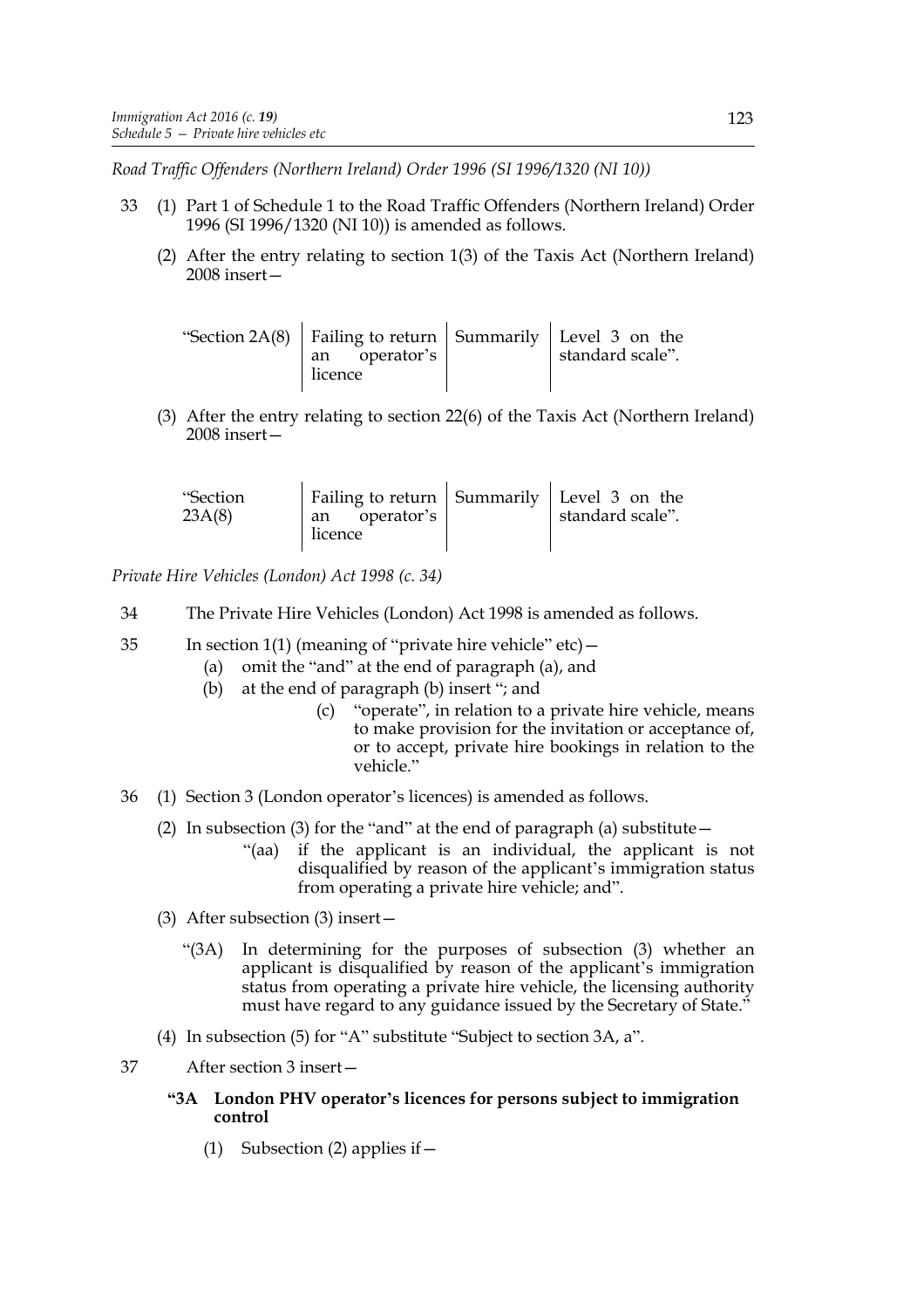*Road Traffic Offenders (Northern Ireland) Order 1996 (SI 1996/1320 (NI 10))*

33 (1) Part 1 of Schedule 1 to the Road Traffic Offenders (Northern Ireland) Order 1996 (SI 1996/1320 (NI 10)) is amended as follows.

(2) After the entry relating to section 1(3) of the Taxis Act (Northern Ireland) 2008 insert—

| | | | |
|---|---|---|---|
| "Section 2A(8) | Failing to return an operator's licence | Summarily | Level 3 on the standard scale". |

(3) After the entry relating to section 22(6) of the Taxis Act (Northern Ireland) 2008 insert—

| | | | |
|---|---|---|---|
| "Section 23A(8) | Failing to return an operator's licence | Summarily | Level 3 on the standard scale". |

*Private Hire Vehicles (London) Act 1998 (c. 34)*

34 The Private Hire Vehicles (London) Act 1998 is amended as follows.

35 In section 1(1) (meaning of "private hire vehicle" etc)—

(a) omit the "and" at the end of paragraph (a), and

(b) at the end of paragraph (b) insert "; and

(c) "operate", in relation to a private hire vehicle, means to make provision for the invitation or acceptance of, or to accept, private hire bookings in relation to the vehicle."

36 (1) Section 3 (London operator's licences) is amended as follows.

(2) In subsection (3) for the "and" at the end of paragraph (a) substitute—

"(aa) if the applicant is an individual, the applicant is not disqualified by reason of the applicant's immigration status from operating a private hire vehicle; and".

(3) After subsection (3) insert—

"(3A) In determining for the purposes of subsection (3) whether an applicant is disqualified by reason of the applicant's immigration status from operating a private hire vehicle, the licensing authority must have regard to any guidance issued by the Secretary of State."

(4) In subsection (5) for "A" substitute "Subject to section 3A, a".

37 After section 3 insert—

**"3A London PHV operator's licences for persons subject to immigration control**

(1) Subsection (2) applies if—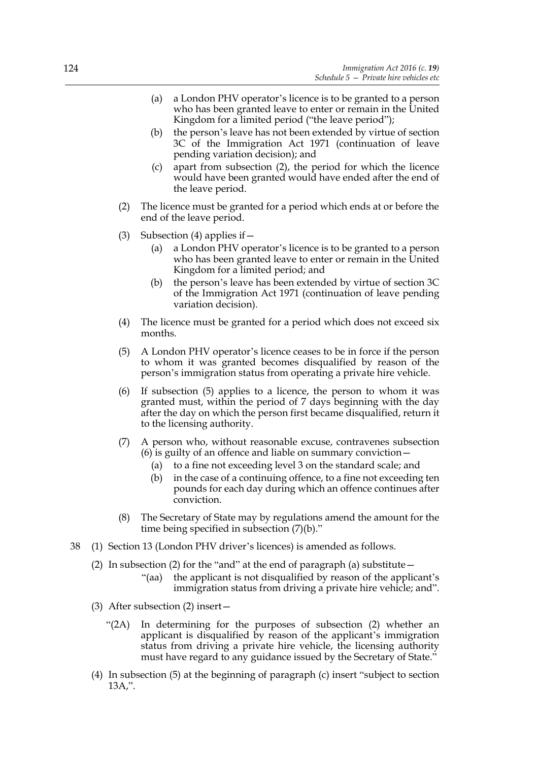(a) a London PHV operator's licence is to be granted to a person who has been granted leave to enter or remain in the United Kingdom for a limited period ("the leave period");

(b) the person's leave has not been extended by virtue of section 3C of the Immigration Act 1971 (continuation of leave pending variation decision); and

(c) apart from subsection (2), the period for which the licence would have been granted would have ended after the end of the leave period.

(2) The licence must be granted for a period which ends at or before the end of the leave period.

(3) Subsection (4) applies if—

(a) a London PHV operator's licence is to be granted to a person who has been granted leave to enter or remain in the United Kingdom for a limited period; and

(b) the person's leave has been extended by virtue of section 3C of the Immigration Act 1971 (continuation of leave pending variation decision).

(4) The licence must be granted for a period which does not exceed six months.

(5) A London PHV operator's licence ceases to be in force if the person to whom it was granted becomes disqualified by reason of the person's immigration status from operating a private hire vehicle.

(6) If subsection (5) applies to a licence, the person to whom it was granted must, within the period of 7 days beginning with the day after the day on which the person first became disqualified, return it to the licensing authority.

(7) A person who, without reasonable excuse, contravenes subsection (6) is guilty of an offence and liable on summary conviction—

(a) to a fine not exceeding level 3 on the standard scale; and

(b) in the case of a continuing offence, to a fine not exceeding ten pounds for each day during which an offence continues after conviction.

(8) The Secretary of State may by regulations amend the amount for the time being specified in subsection (7)(b)."

38 (1) Section 13 (London PHV driver's licences) is amended as follows.

(2) In subsection (2) for the "and" at the end of paragraph (a) substitute—

"(aa) the applicant is not disqualified by reason of the applicant's immigration status from driving a private hire vehicle; and".

(3) After subsection (2) insert—

"(2A) In determining for the purposes of subsection (2) whether an applicant is disqualified by reason of the applicant's immigration status from driving a private hire vehicle, the licensing authority must have regard to any guidance issued by the Secretary of State."

(4) In subsection (5) at the beginning of paragraph (c) insert "subject to section 13A,".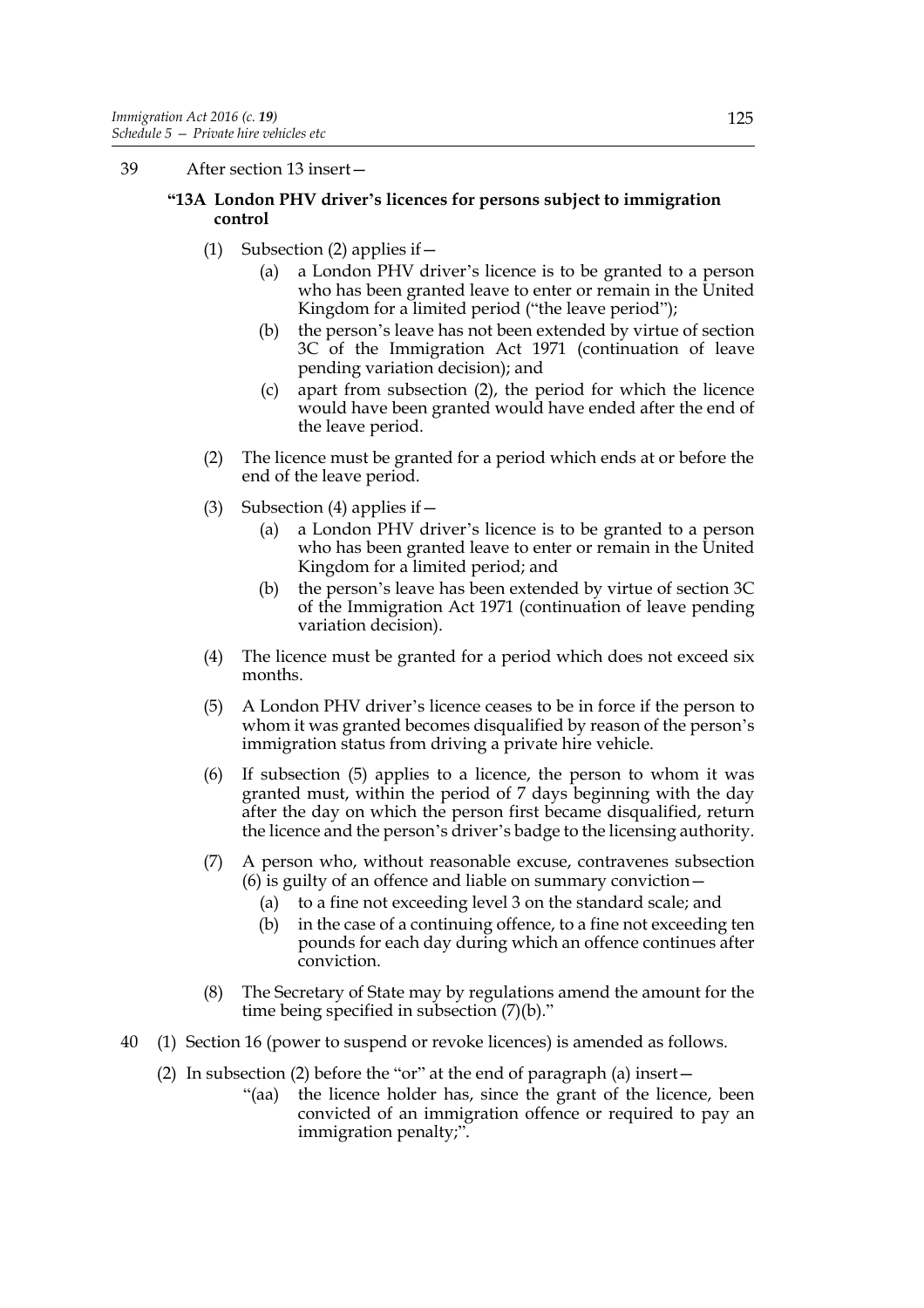39 After section 13 insert—

**"13A London PHV driver's licences for persons subject to immigration control**

(1) Subsection (2) applies if—

(a) a London PHV driver's licence is to be granted to a person who has been granted leave to enter or remain in the United Kingdom for a limited period ("the leave period");

(b) the person's leave has not been extended by virtue of section 3C of the Immigration Act 1971 (continuation of leave pending variation decision); and

(c) apart from subsection (2), the period for which the licence would have been granted would have ended after the end of the leave period.

(2) The licence must be granted for a period which ends at or before the end of the leave period.

(3) Subsection (4) applies if—

(a) a London PHV driver's licence is to be granted to a person who has been granted leave to enter or remain in the United Kingdom for a limited period; and

(b) the person's leave has been extended by virtue of section 3C of the Immigration Act 1971 (continuation of leave pending variation decision).

(4) The licence must be granted for a period which does not exceed six months.

(5) A London PHV driver's licence ceases to be in force if the person to whom it was granted becomes disqualified by reason of the person's immigration status from driving a private hire vehicle.

(6) If subsection (5) applies to a licence, the person to whom it was granted must, within the period of 7 days beginning with the day after the day on which the person first became disqualified, return the licence and the person's driver's badge to the licensing authority.

(7) A person who, without reasonable excuse, contravenes subsection (6) is guilty of an offence and liable on summary conviction—

(a) to a fine not exceeding level 3 on the standard scale; and

(b) in the case of a continuing offence, to a fine not exceeding ten pounds for each day during which an offence continues after conviction.

(8) The Secretary of State may by regulations amend the amount for the time being specified in subsection (7)(b)."

40 (1) Section 16 (power to suspend or revoke licences) is amended as follows.

(2) In subsection (2) before the "or" at the end of paragraph (a) insert—

"(aa) the licence holder has, since the grant of the licence, been convicted of an immigration offence or required to pay an immigration penalty;".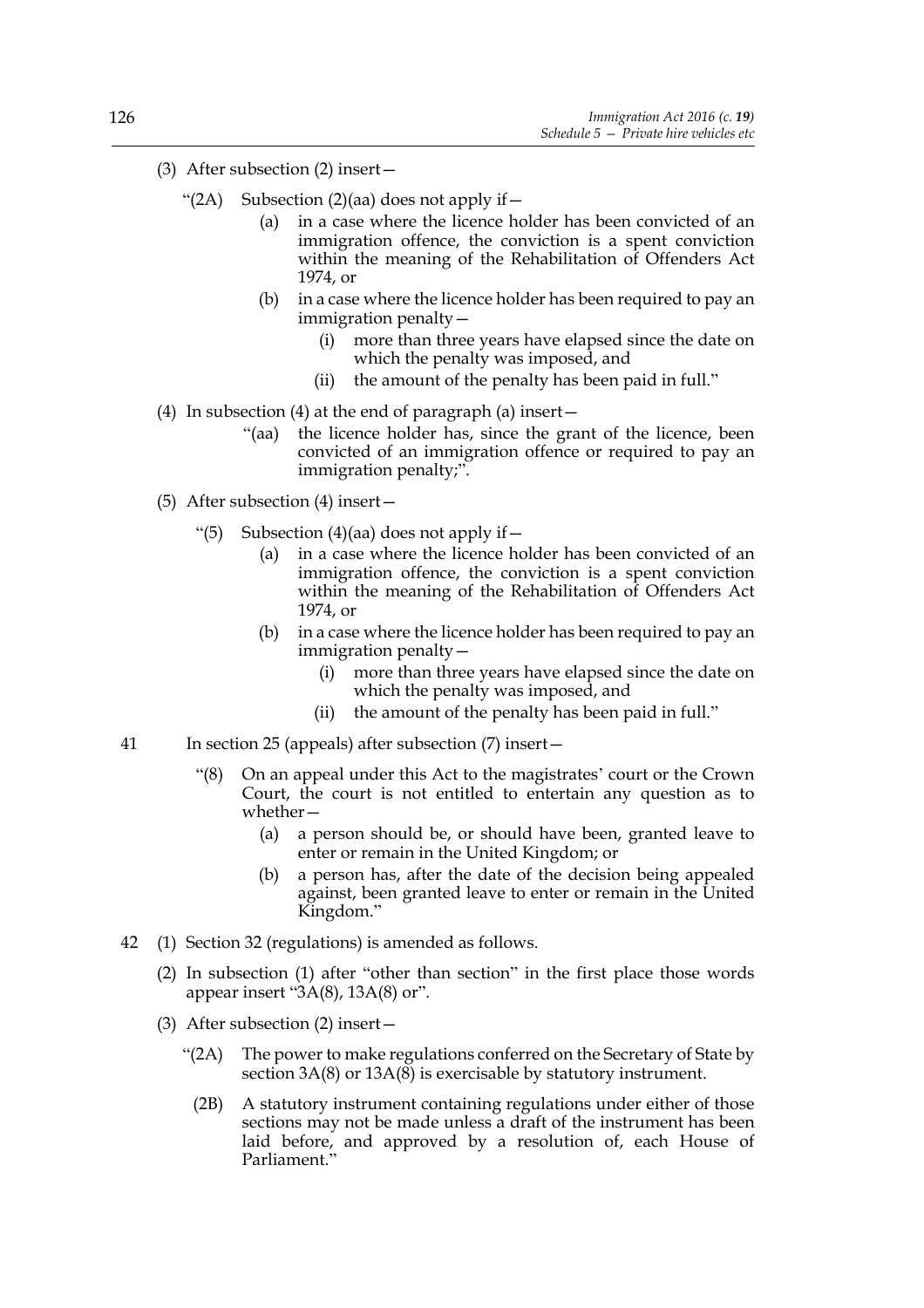(3) After subsection (2) insert—

"(2A) Subsection (2)(aa) does not apply if—

(a) in a case where the licence holder has been convicted of an immigration offence, the conviction is a spent conviction within the meaning of the Rehabilitation of Offenders Act 1974, or

(b) in a case where the licence holder has been required to pay an immigration penalty—

(i) more than three years have elapsed since the date on which the penalty was imposed, and

(ii) the amount of the penalty has been paid in full."

(4) In subsection (4) at the end of paragraph (a) insert—

"(aa) the licence holder has, since the grant of the licence, been convicted of an immigration offence or required to pay an immigration penalty;".

(5) After subsection (4) insert—

"(5) Subsection (4)(aa) does not apply if—

(a) in a case where the licence holder has been convicted of an immigration offence, the conviction is a spent conviction within the meaning of the Rehabilitation of Offenders Act 1974, or

(b) in a case where the licence holder has been required to pay an immigration penalty—

(i) more than three years have elapsed since the date on which the penalty was imposed, and

(ii) the amount of the penalty has been paid in full."

41 In section 25 (appeals) after subsection (7) insert—

"(8) On an appeal under this Act to the magistrates' court or the Crown Court, the court is not entitled to entertain any question as to whether—

(a) a person should be, or should have been, granted leave to enter or remain in the United Kingdom; or

(b) a person has, after the date of the decision being appealed against, been granted leave to enter or remain in the United Kingdom."

42 (1) Section 32 (regulations) is amended as follows.

(2) In subsection (1) after "other than section" in the first place those words appear insert "3A(8), 13A(8) or".

(3) After subsection (2) insert—

"(2A) The power to make regulations conferred on the Secretary of State by section 3A(8) or 13A(8) is exercisable by statutory instrument.

(2B) A statutory instrument containing regulations under either of those sections may not be made unless a draft of the instrument has been laid before, and approved by a resolution of, each House of Parliament."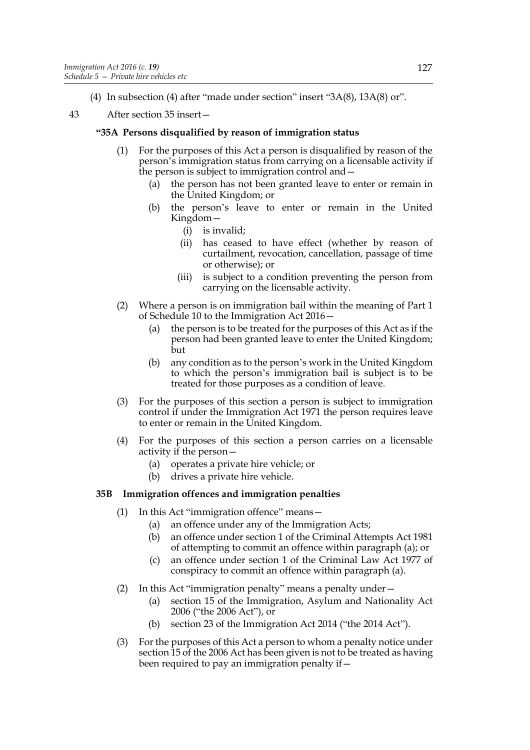(4) In subsection (4) after "made under section" insert "3A(8), 13A(8) or".

43 After section 35 insert—

**"35A Persons disqualified by reason of immigration status**

(1) For the purposes of this Act a person is disqualified by reason of the person's immigration status from carrying on a licensable activity if the person is subject to immigration control and—

(a) the person has not been granted leave to enter or remain in the United Kingdom; or

(b) the person's leave to enter or remain in the United Kingdom—

(i) is invalid;

(ii) has ceased to have effect (whether by reason of curtailment, revocation, cancellation, passage of time or otherwise); or

(iii) is subject to a condition preventing the person from carrying on the licensable activity.

(2) Where a person is on immigration bail within the meaning of Part 1 of Schedule 10 to the Immigration Act 2016—

(a) the person is to be treated for the purposes of this Act as if the person had been granted leave to enter the United Kingdom; but

(b) any condition as to the person's work in the United Kingdom to which the person's immigration bail is subject is to be treated for those purposes as a condition of leave.

(3) For the purposes of this section a person is subject to immigration control if under the Immigration Act 1971 the person requires leave to enter or remain in the United Kingdom.

(4) For the purposes of this section a person carries on a licensable activity if the person—

(a) operates a private hire vehicle; or

(b) drives a private hire vehicle.

**35B Immigration offences and immigration penalties**

(1) In this Act "immigration offence" means—

(a) an offence under any of the Immigration Acts;

(b) an offence under section 1 of the Criminal Attempts Act 1981 of attempting to commit an offence within paragraph (a); or

(c) an offence under section 1 of the Criminal Law Act 1977 of conspiracy to commit an offence within paragraph (a).

(2) In this Act "immigration penalty" means a penalty under—

(a) section 15 of the Immigration, Asylum and Nationality Act 2006 ("the 2006 Act"), or

(b) section 23 of the Immigration Act 2014 ("the 2014 Act").

(3) For the purposes of this Act a person to whom a penalty notice under section 15 of the 2006 Act has been given is not to be treated as having been required to pay an immigration penalty if—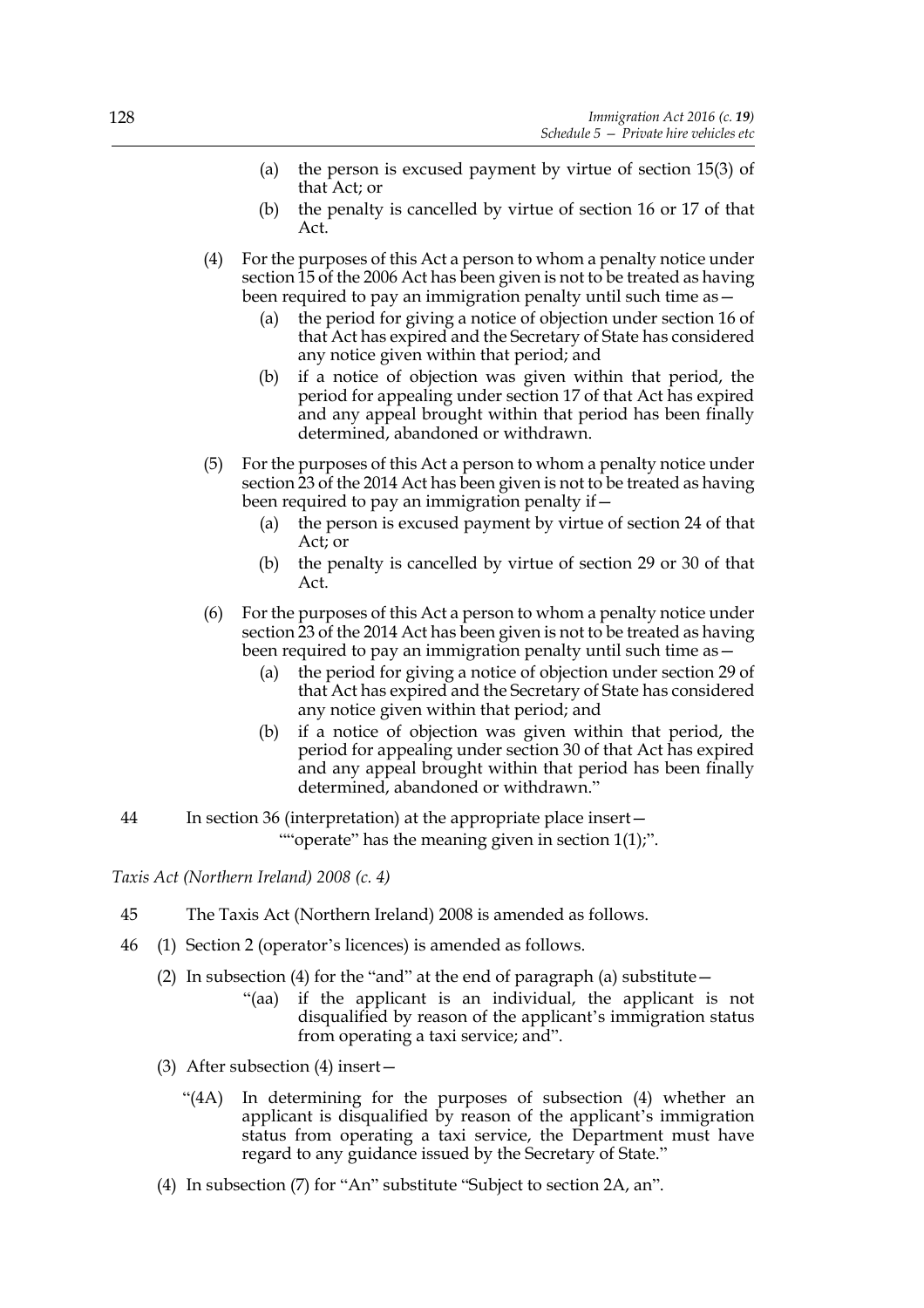(a) the person is excused payment by virtue of section 15(3) of that Act; or

(b) the penalty is cancelled by virtue of section 16 or 17 of that Act.

(4) For the purposes of this Act a person to whom a penalty notice under section 15 of the 2006 Act has been given is not to be treated as having been required to pay an immigration penalty until such time as—

(a) the period for giving a notice of objection under section 16 of that Act has expired and the Secretary of State has considered any notice given within that period; and

(b) if a notice of objection was given within that period, the period for appealing under section 17 of that Act has expired and any appeal brought within that period has been finally determined, abandoned or withdrawn.

(5) For the purposes of this Act a person to whom a penalty notice under section 23 of the 2014 Act has been given is not to be treated as having been required to pay an immigration penalty if—

(a) the person is excused payment by virtue of section 24 of that Act; or

(b) the penalty is cancelled by virtue of section 29 or 30 of that Act.

(6) For the purposes of this Act a person to whom a penalty notice under section 23 of the 2014 Act has been given is not to be treated as having been required to pay an immigration penalty until such time as—

(a) the period for giving a notice of objection under section 29 of that Act has expired and the Secretary of State has considered any notice given within that period; and

(b) if a notice of objection was given within that period, the period for appealing under section 30 of that Act has expired and any appeal brought within that period has been finally determined, abandoned or withdrawn."

44 In section 36 (interpretation) at the appropriate place insert—

""operate" has the meaning given in section 1(1);".

*Taxis Act (Northern Ireland) 2008 (c. 4)*

45 The Taxis Act (Northern Ireland) 2008 is amended as follows.

46 (1) Section 2 (operator's licences) is amended as follows.

(2) In subsection (4) for the "and" at the end of paragraph (a) substitute—

"(aa) if the applicant is an individual, the applicant is not disqualified by reason of the applicant's immigration status from operating a taxi service; and".

(3) After subsection (4) insert—

"(4A) In determining for the purposes of subsection (4) whether an applicant is disqualified by reason of the applicant's immigration status from operating a taxi service, the Department must have regard to any guidance issued by the Secretary of State."

(4) In subsection (7) for "An" substitute "Subject to section 2A, an".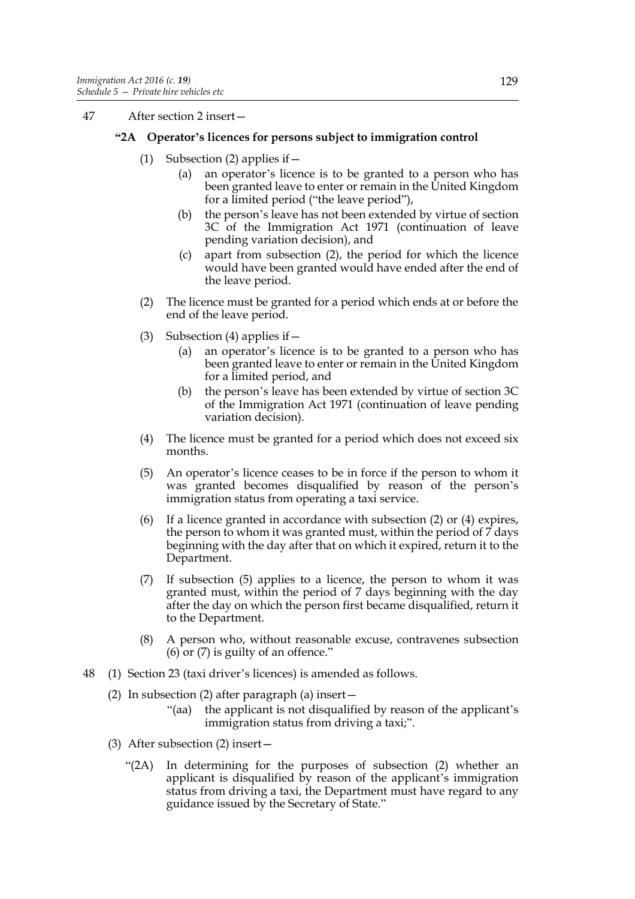47 After section 2 insert—

**"2A Operator's licences for persons subject to immigration control**

(1) Subsection (2) applies if—

(a) an operator's licence is to be granted to a person who has been granted leave to enter or remain in the United Kingdom for a limited period ("the leave period"),

(b) the person's leave has not been extended by virtue of section 3C of the Immigration Act 1971 (continuation of leave pending variation decision), and

(c) apart from subsection (2), the period for which the licence would have been granted would have ended after the end of the leave period.

(2) The licence must be granted for a period which ends at or before the end of the leave period.

(3) Subsection (4) applies if—

(a) an operator's licence is to be granted to a person who has been granted leave to enter or remain in the United Kingdom for a limited period, and

(b) the person's leave has been extended by virtue of section 3C of the Immigration Act 1971 (continuation of leave pending variation decision).

(4) The licence must be granted for a period which does not exceed six months.

(5) An operator's licence ceases to be in force if the person to whom it was granted becomes disqualified by reason of the person's immigration status from operating a taxi service.

(6) If a licence granted in accordance with subsection (2) or (4) expires, the person to whom it was granted must, within the period of 7 days beginning with the day after that on which it expired, return it to the Department.

(7) If subsection (5) applies to a licence, the person to whom it was granted must, within the period of 7 days beginning with the day after the day on which the person first became disqualified, return it to the Department.

(8) A person who, without reasonable excuse, contravenes subsection (6) or (7) is guilty of an offence."

48 (1) Section 23 (taxi driver's licences) is amended as follows.

(2) In subsection (2) after paragraph (a) insert—

"(aa) the applicant is not disqualified by reason of the applicant's immigration status from driving a taxi;".

(3) After subsection (2) insert—

"(2A) In determining for the purposes of subsection (2) whether an applicant is disqualified by reason of the applicant's immigration status from driving a taxi, the Department must have regard to any guidance issued by the Secretary of State."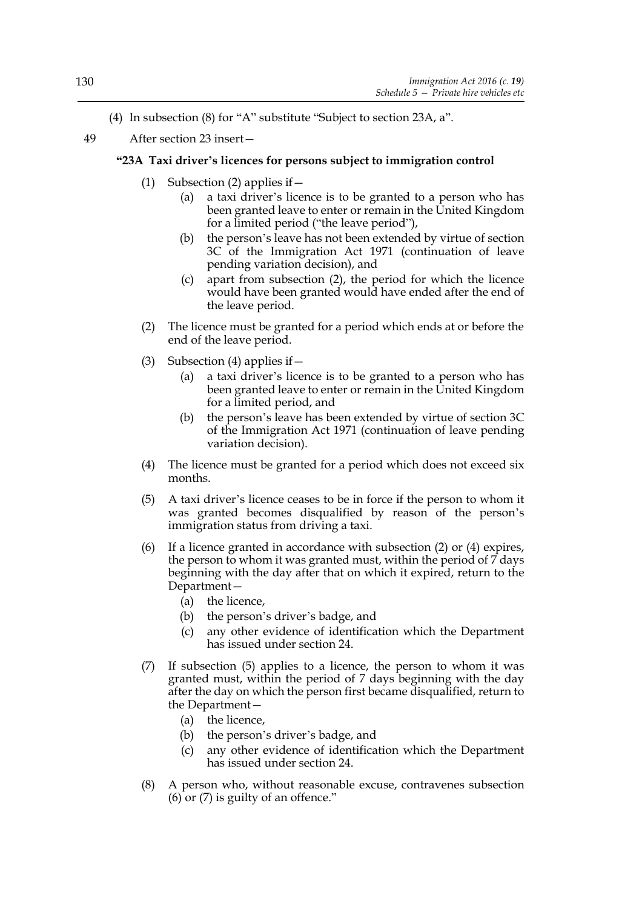(4) In subsection (8) for "A" substitute "Subject to section 23A, a".

49 After section 23 insert—

**"23A Taxi driver's licences for persons subject to immigration control**

(1) Subsection (2) applies if—

(a) a taxi driver's licence is to be granted to a person who has been granted leave to enter or remain in the United Kingdom for a limited period ("the leave period"),

(b) the person's leave has not been extended by virtue of section 3C of the Immigration Act 1971 (continuation of leave pending variation decision), and

(c) apart from subsection (2), the period for which the licence would have been granted would have ended after the end of the leave period.

(2) The licence must be granted for a period which ends at or before the end of the leave period.

(3) Subsection (4) applies if—

(a) a taxi driver's licence is to be granted to a person who has been granted leave to enter or remain in the United Kingdom for a limited period, and

(b) the person's leave has been extended by virtue of section 3C of the Immigration Act 1971 (continuation of leave pending variation decision).

(4) The licence must be granted for a period which does not exceed six months.

(5) A taxi driver's licence ceases to be in force if the person to whom it was granted becomes disqualified by reason of the person's immigration status from driving a taxi.

(6) If a licence granted in accordance with subsection (2) or (4) expires, the person to whom it was granted must, within the period of 7 days beginning with the day after that on which it expired, return to the Department—

(a) the licence,

(b) the person's driver's badge, and

(c) any other evidence of identification which the Department has issued under section 24.

(7) If subsection (5) applies to a licence, the person to whom it was granted must, within the period of 7 days beginning with the day after the day on which the person first became disqualified, return to the Department—

(a) the licence,

(b) the person's driver's badge, and

(c) any other evidence of identification which the Department has issued under section 24.

(8) A person who, without reasonable excuse, contravenes subsection (6) or (7) is guilty of an offence."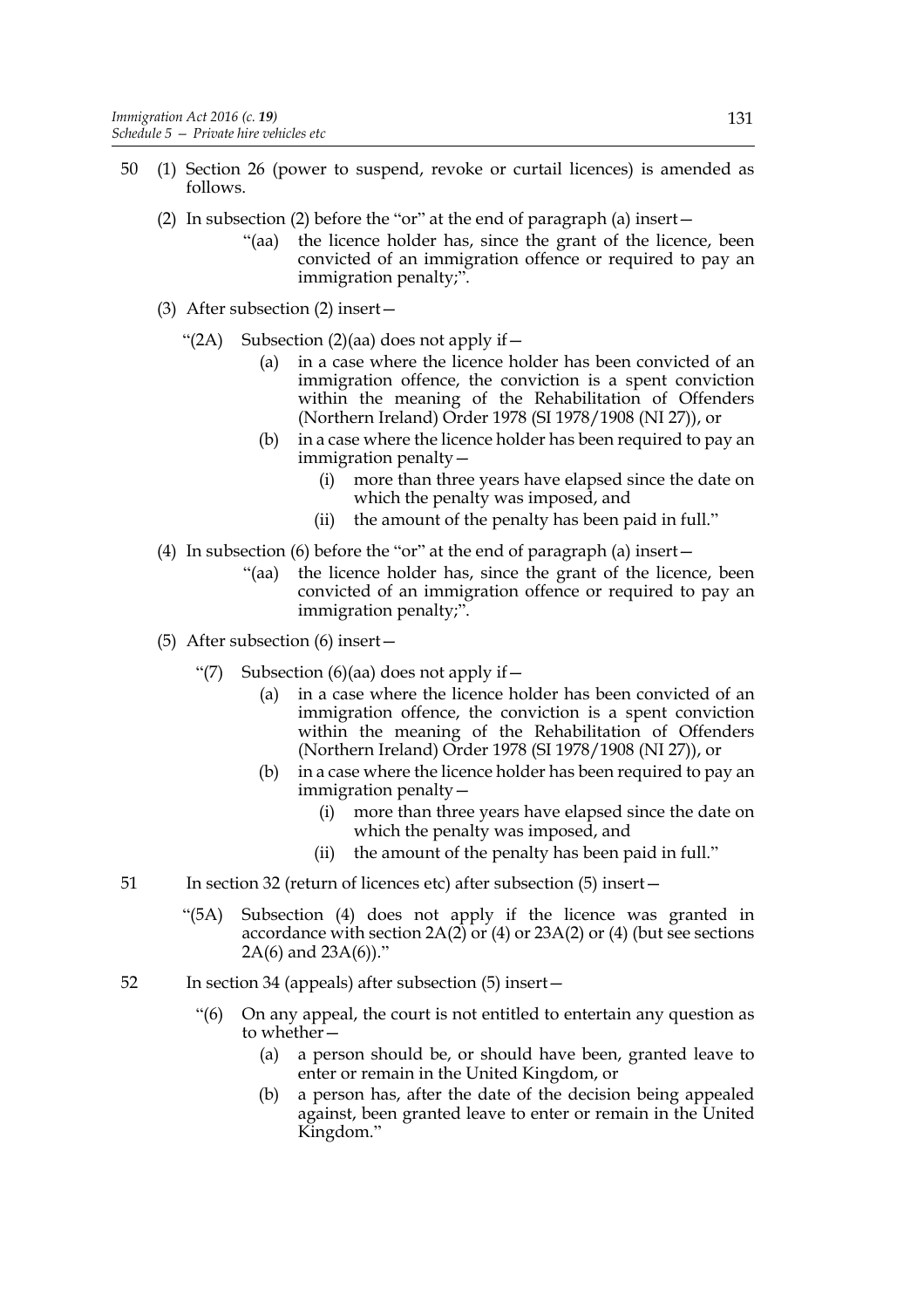50 (1) Section 26 (power to suspend, revoke or curtail licences) is amended as follows.

(2) In subsection (2) before the "or" at the end of paragraph (a) insert—

"(aa) the licence holder has, since the grant of the licence, been convicted of an immigration offence or required to pay an immigration penalty;".

(3) After subsection (2) insert—

"(2A) Subsection (2)(aa) does not apply if—

(a) in a case where the licence holder has been convicted of an immigration offence, the conviction is a spent conviction within the meaning of the Rehabilitation of Offenders (Northern Ireland) Order 1978 (SI 1978/1908 (NI 27)), or

(b) in a case where the licence holder has been required to pay an immigration penalty—

(i) more than three years have elapsed since the date on which the penalty was imposed, and

(ii) the amount of the penalty has been paid in full."

(4) In subsection (6) before the "or" at the end of paragraph (a) insert—

"(aa) the licence holder has, since the grant of the licence, been convicted of an immigration offence or required to pay an immigration penalty;".

(5) After subsection (6) insert—

"(7) Subsection (6)(aa) does not apply if—

(a) in a case where the licence holder has been convicted of an immigration offence, the conviction is a spent conviction within the meaning of the Rehabilitation of Offenders (Northern Ireland) Order 1978 (SI 1978/1908 (NI 27)), or

(b) in a case where the licence holder has been required to pay an immigration penalty—

(i) more than three years have elapsed since the date on which the penalty was imposed, and

(ii) the amount of the penalty has been paid in full."

51 In section 32 (return of licences etc) after subsection (5) insert—

"(5A) Subsection (4) does not apply if the licence was granted in accordance with section 2A(2) or (4) or 23A(2) or (4) (but see sections 2A(6) and 23A(6))."

52 In section 34 (appeals) after subsection (5) insert—

"(6) On any appeal, the court is not entitled to entertain any question as to whether—

(a) a person should be, or should have been, granted leave to enter or remain in the United Kingdom, or

(b) a person has, after the date of the decision being appealed against, been granted leave to enter or remain in the United Kingdom."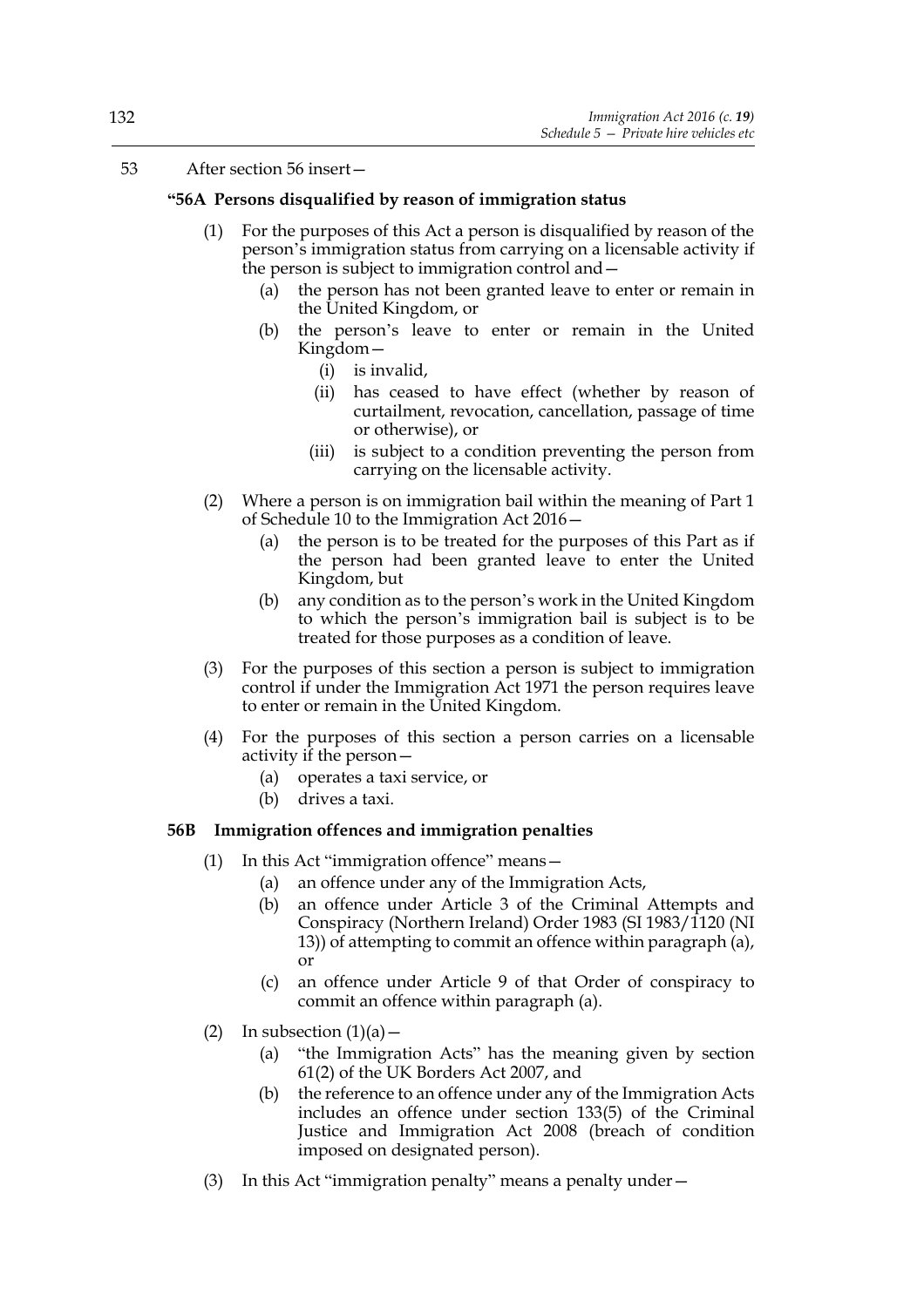53 After section 56 insert—

**"56A Persons disqualified by reason of immigration status**

(1) For the purposes of this Act a person is disqualified by reason of the person's immigration status from carrying on a licensable activity if the person is subject to immigration control and—

(a) the person has not been granted leave to enter or remain in the United Kingdom, or

(b) the person's leave to enter or remain in the United Kingdom—

(i) is invalid,

(ii) has ceased to have effect (whether by reason of curtailment, revocation, cancellation, passage of time or otherwise), or

(iii) is subject to a condition preventing the person from carrying on the licensable activity.

(2) Where a person is on immigration bail within the meaning of Part 1 of Schedule 10 to the Immigration Act 2016—

(a) the person is to be treated for the purposes of this Part as if the person had been granted leave to enter the United Kingdom, but

(b) any condition as to the person's work in the United Kingdom to which the person's immigration bail is subject is to be treated for those purposes as a condition of leave.

(3) For the purposes of this section a person is subject to immigration control if under the Immigration Act 1971 the person requires leave to enter or remain in the United Kingdom.

(4) For the purposes of this section a person carries on a licensable activity if the person—

(a) operates a taxi service, or

(b) drives a taxi.

**56B Immigration offences and immigration penalties**

(1) In this Act "immigration offence" means—

(a) an offence under any of the Immigration Acts,

(b) an offence under Article 3 of the Criminal Attempts and Conspiracy (Northern Ireland) Order 1983 (SI 1983/1120 (NI 13)) of attempting to commit an offence within paragraph (a), or

(c) an offence under Article 9 of that Order of conspiracy to commit an offence within paragraph (a).

(2) In subsection (1)(a)—

(a) "the Immigration Acts" has the meaning given by section 61(2) of the UK Borders Act 2007, and

(b) the reference to an offence under any of the Immigration Acts includes an offence under section 133(5) of the Criminal Justice and Immigration Act 2008 (breach of condition imposed on designated person).

(3) In this Act "immigration penalty" means a penalty under—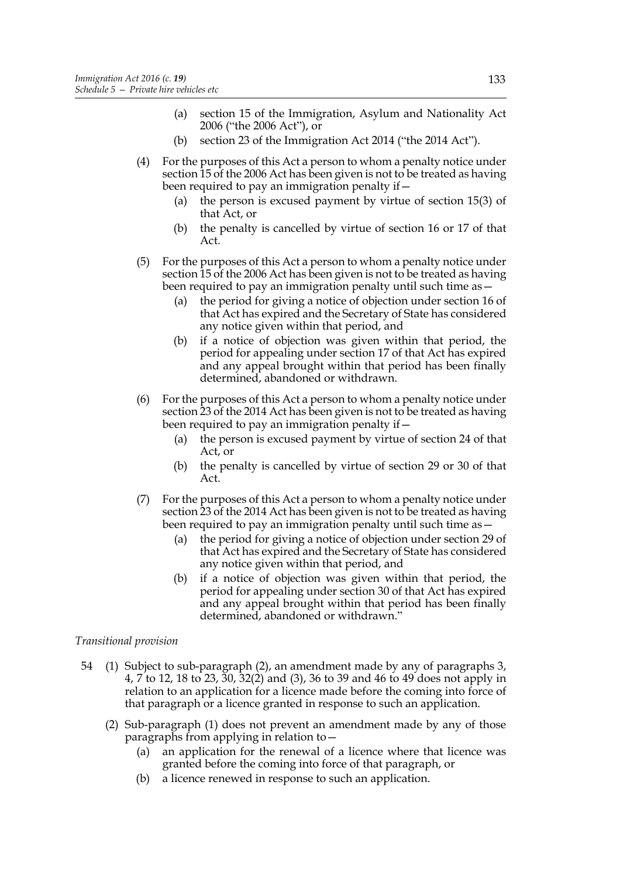(a) section 15 of the Immigration, Asylum and Nationality Act 2006 ("the 2006 Act"), or

(b) section 23 of the Immigration Act 2014 ("the 2014 Act").

(4) For the purposes of this Act a person to whom a penalty notice under section 15 of the 2006 Act has been given is not to be treated as having been required to pay an immigration penalty if—

(a) the person is excused payment by virtue of section 15(3) of that Act, or

(b) the penalty is cancelled by virtue of section 16 or 17 of that Act.

(5) For the purposes of this Act a person to whom a penalty notice under section 15 of the 2006 Act has been given is not to be treated as having been required to pay an immigration penalty until such time as—

(a) the period for giving a notice of objection under section 16 of that Act has expired and the Secretary of State has considered any notice given within that period, and

(b) if a notice of objection was given within that period, the period for appealing under section 17 of that Act has expired and any appeal brought within that period has been finally determined, abandoned or withdrawn.

(6) For the purposes of this Act a person to whom a penalty notice under section 23 of the 2014 Act has been given is not to be treated as having been required to pay an immigration penalty if—

(a) the person is excused payment by virtue of section 24 of that Act, or

(b) the penalty is cancelled by virtue of section 29 or 30 of that Act.

(7) For the purposes of this Act a person to whom a penalty notice under section 23 of the 2014 Act has been given is not to be treated as having been required to pay an immigration penalty until such time as—

(a) the period for giving a notice of objection under section 29 of that Act has expired and the Secretary of State has considered any notice given within that period, and

(b) if a notice of objection was given within that period, the period for appealing under section 30 of that Act has expired and any appeal brought within that period has been finally determined, abandoned or withdrawn."

*Transitional provision*

54 (1) Subject to sub-paragraph (2), an amendment made by any of paragraphs 3, 4, 7 to 12, 18 to 23, 30, 32(2) and (3), 36 to 39 and 46 to 49 does not apply in relation to an application for a licence made before the coming into force of that paragraph or a licence granted in response to such an application.

(2) Sub-paragraph (1) does not prevent an amendment made by any of those paragraphs from applying in relation to—

(a) an application for the renewal of a licence where that licence was granted before the coming into force of that paragraph, or

(b) a licence renewed in response to such an application.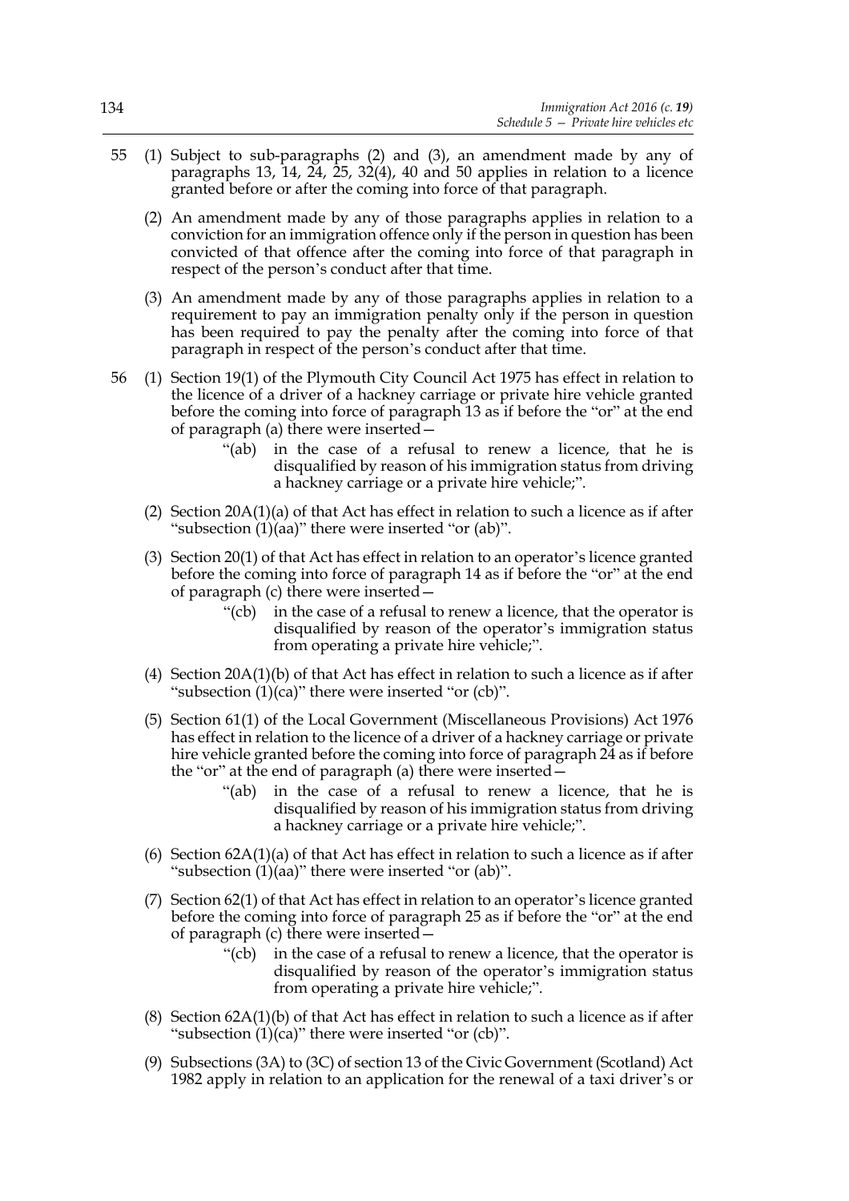55 (1) Subject to sub-paragraphs (2) and (3), an amendment made by any of paragraphs 13, 14, 24, 25, 32(4), 40 and 50 applies in relation to a licence granted before or after the coming into force of that paragraph.

(2) An amendment made by any of those paragraphs applies in relation to a conviction for an immigration offence only if the person in question has been convicted of that offence after the coming into force of that paragraph in respect of the person's conduct after that time.

(3) An amendment made by any of those paragraphs applies in relation to a requirement to pay an immigration penalty only if the person in question has been required to pay the penalty after the coming into force of that paragraph in respect of the person's conduct after that time.

56 (1) Section 19(1) of the Plymouth City Council Act 1975 has effect in relation to the licence of a driver of a hackney carriage or private hire vehicle granted before the coming into force of paragraph 13 as if before the "or" at the end of paragraph (a) there were inserted—

> "(ab) in the case of a refusal to renew a licence, that he is disqualified by reason of his immigration status from driving a hackney carriage or a private hire vehicle;".

(2) Section 20A(1)(a) of that Act has effect in relation to such a licence as if after "subsection (1)(aa)" there were inserted "or (ab)".

(3) Section 20(1) of that Act has effect in relation to an operator's licence granted before the coming into force of paragraph 14 as if before the "or" at the end of paragraph (c) there were inserted—

> "(cb) in the case of a refusal to renew a licence, that the operator is disqualified by reason of the operator's immigration status from operating a private hire vehicle;".

(4) Section 20A(1)(b) of that Act has effect in relation to such a licence as if after "subsection (1)(ca)" there were inserted "or (cb)".

(5) Section 61(1) of the Local Government (Miscellaneous Provisions) Act 1976 has effect in relation to the licence of a driver of a hackney carriage or private hire vehicle granted before the coming into force of paragraph 24 as if before the "or" at the end of paragraph (a) there were inserted—

> "(ab) in the case of a refusal to renew a licence, that he is disqualified by reason of his immigration status from driving a hackney carriage or a private hire vehicle;".

(6) Section 62A(1)(a) of that Act has effect in relation to such a licence as if after "subsection (1)(aa)" there were inserted "or (ab)".

(7) Section 62(1) of that Act has effect in relation to an operator's licence granted before the coming into force of paragraph 25 as if before the "or" at the end of paragraph (c) there were inserted—

> "(cb) in the case of a refusal to renew a licence, that the operator is disqualified by reason of the operator's immigration status from operating a private hire vehicle;".

(8) Section 62A(1)(b) of that Act has effect in relation to such a licence as if after "subsection (1)(ca)" there were inserted "or (cb)".

(9) Subsections (3A) to (3C) of section 13 of the Civic Government (Scotland) Act 1982 apply in relation to an application for the renewal of a taxi driver's or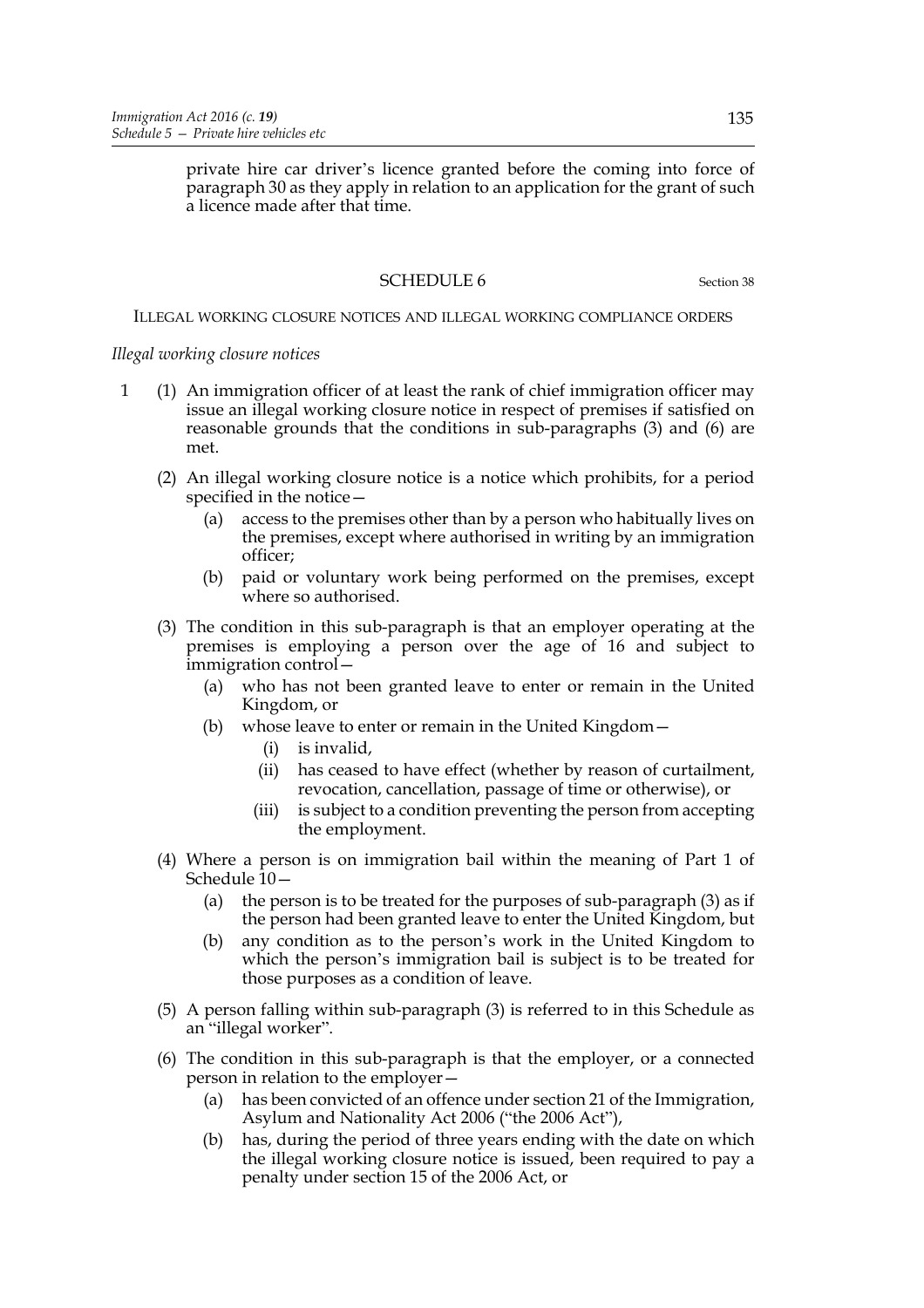private hire car driver's licence granted before the coming into force of paragraph 30 as they apply in relation to an application for the grant of such a licence made after that time.

## SCHEDULE 6

Section 38

ILLEGAL WORKING CLOSURE NOTICES AND ILLEGAL WORKING COMPLIANCE ORDERS

*Illegal working closure notices*

1 (1) An immigration officer of at least the rank of chief immigration officer may issue an illegal working closure notice in respect of premises if satisfied on reasonable grounds that the conditions in sub-paragraphs (3) and (6) are met.

(2) An illegal working closure notice is a notice which prohibits, for a period specified in the notice—

- (a) access to the premises other than by a person who habitually lives on the premises, except where authorised in writing by an immigration officer;
- (b) paid or voluntary work being performed on the premises, except where so authorised.

(3) The condition in this sub-paragraph is that an employer operating at the premises is employing a person over the age of 16 and subject to immigration control—

- (a) who has not been granted leave to enter or remain in the United Kingdom, or
- (b) whose leave to enter or remain in the United Kingdom—
  - (i) is invalid,
  - (ii) has ceased to have effect (whether by reason of curtailment, revocation, cancellation, passage of time or otherwise), or
  - (iii) is subject to a condition preventing the person from accepting the employment.

(4) Where a person is on immigration bail within the meaning of Part 1 of Schedule 10—

- (a) the person is to be treated for the purposes of sub-paragraph (3) as if the person had been granted leave to enter the United Kingdom, but
- (b) any condition as to the person's work in the United Kingdom to which the person's immigration bail is subject is to be treated for those purposes as a condition of leave.

(5) A person falling within sub-paragraph (3) is referred to in this Schedule as an "illegal worker".

(6) The condition in this sub-paragraph is that the employer, or a connected person in relation to the employer—

- (a) has been convicted of an offence under section 21 of the Immigration, Asylum and Nationality Act 2006 ("the 2006 Act"),
- (b) has, during the period of three years ending with the date on which the illegal working closure notice is issued, been required to pay a penalty under section 15 of the 2006 Act, or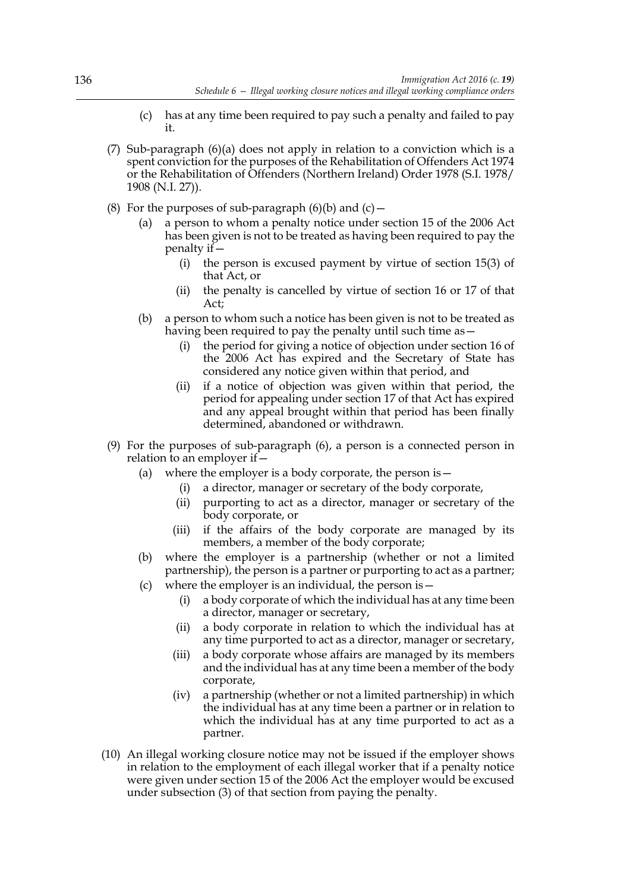(c) has at any time been required to pay such a penalty and failed to pay it.

(7) Sub-paragraph (6)(a) does not apply in relation to a conviction which is a spent conviction for the purposes of the Rehabilitation of Offenders Act 1974 or the Rehabilitation of Offenders (Northern Ireland) Order 1978 (S.I. 1978/1908 (N.I. 27)).

(8) For the purposes of sub-paragraph (6)(b) and (c)—

(a) a person to whom a penalty notice under section 15 of the 2006 Act has been given is not to be treated as having been required to pay the penalty if—

(i) the person is excused payment by virtue of section 15(3) of that Act, or

(ii) the penalty is cancelled by virtue of section 16 or 17 of that Act;

(b) a person to whom such a notice has been given is not to be treated as having been required to pay the penalty until such time as—

(i) the period for giving a notice of objection under section 16 of the 2006 Act has expired and the Secretary of State has considered any notice given within that period, and

(ii) if a notice of objection was given within that period, the period for appealing under section 17 of that Act has expired and any appeal brought within that period has been finally determined, abandoned or withdrawn.

(9) For the purposes of sub-paragraph (6), a person is a connected person in relation to an employer if—

(a) where the employer is a body corporate, the person is—

(i) a director, manager or secretary of the body corporate,

(ii) purporting to act as a director, manager or secretary of the body corporate, or

(iii) if the affairs of the body corporate are managed by its members, a member of the body corporate;

(b) where the employer is a partnership (whether or not a limited partnership), the person is a partner or purporting to act as a partner;

(c) where the employer is an individual, the person is—

(i) a body corporate of which the individual has at any time been a director, manager or secretary,

(ii) a body corporate in relation to which the individual has at any time purported to act as a director, manager or secretary,

(iii) a body corporate whose affairs are managed by its members and the individual has at any time been a member of the body corporate,

(iv) a partnership (whether or not a limited partnership) in which the individual has at any time been a partner or in relation to which the individual has at any time purported to act as a partner.

(10) An illegal working closure notice may not be issued if the employer shows in relation to the employment of each illegal worker that if a penalty notice were given under section 15 of the 2006 Act the employer would be excused under subsection (3) of that section from paying the penalty.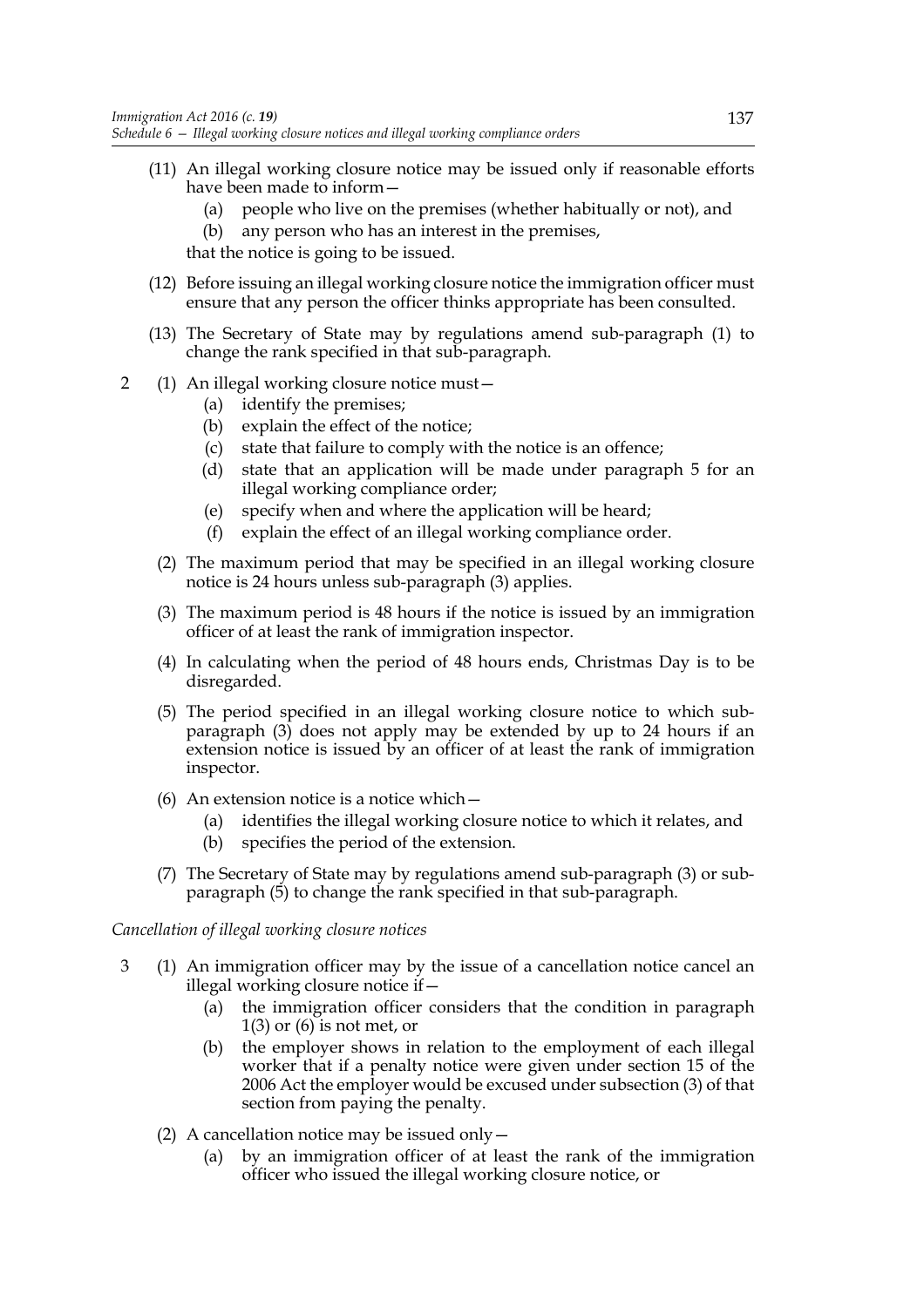(11) An illegal working closure notice may be issued only if reasonable efforts have been made to inform—

(a) people who live on the premises (whether habitually or not), and

(b) any person who has an interest in the premises,

that the notice is going to be issued.

(12) Before issuing an illegal working closure notice the immigration officer must ensure that any person the officer thinks appropriate has been consulted.

(13) The Secretary of State may by regulations amend sub-paragraph (1) to change the rank specified in that sub-paragraph.

2 (1) An illegal working closure notice must—

(a) identify the premises;

(b) explain the effect of the notice;

(c) state that failure to comply with the notice is an offence;

(d) state that an application will be made under paragraph 5 for an illegal working compliance order;

(e) specify when and where the application will be heard;

(f) explain the effect of an illegal working compliance order.

(2) The maximum period that may be specified in an illegal working closure notice is 24 hours unless sub-paragraph (3) applies.

(3) The maximum period is 48 hours if the notice is issued by an immigration officer of at least the rank of immigration inspector.

(4) In calculating when the period of 48 hours ends, Christmas Day is to be disregarded.

(5) The period specified in an illegal working closure notice to which sub-paragraph (3) does not apply may be extended by up to 24 hours if an extension notice is issued by an officer of at least the rank of immigration inspector.

(6) An extension notice is a notice which—

(a) identifies the illegal working closure notice to which it relates, and

(b) specifies the period of the extension.

(7) The Secretary of State may by regulations amend sub-paragraph (3) or sub-paragraph (5) to change the rank specified in that sub-paragraph.

*Cancellation of illegal working closure notices*

3 (1) An immigration officer may by the issue of a cancellation notice cancel an illegal working closure notice if—

(a) the immigration officer considers that the condition in paragraph 1(3) or (6) is not met, or

(b) the employer shows in relation to the employment of each illegal worker that if a penalty notice were given under section 15 of the 2006 Act the employer would be excused under subsection (3) of that section from paying the penalty.

(2) A cancellation notice may be issued only—

(a) by an immigration officer of at least the rank of the immigration officer who issued the illegal working closure notice, or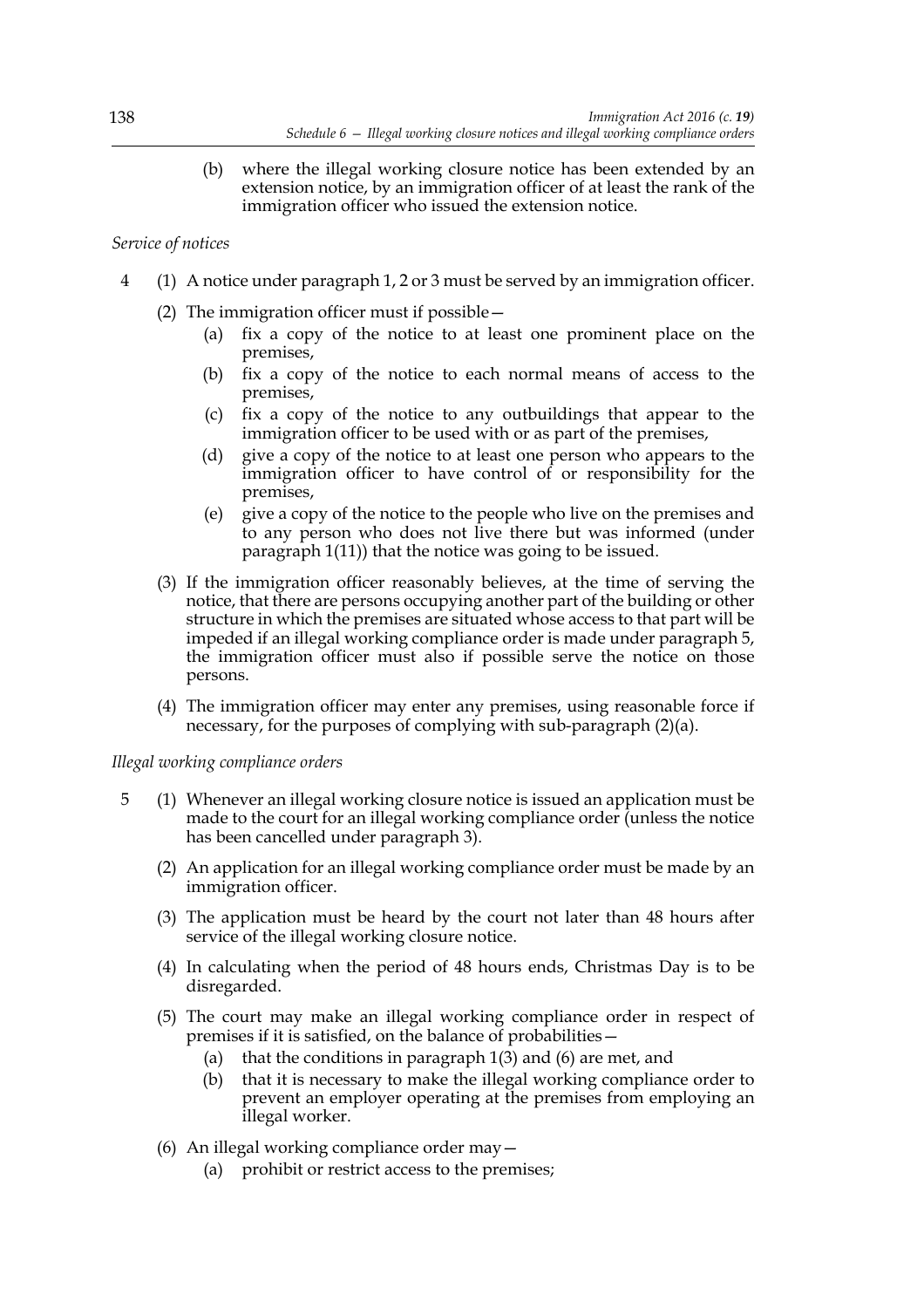(b) where the illegal working closure notice has been extended by an extension notice, by an immigration officer of at least the rank of the immigration officer who issued the extension notice.

*Service of notices*

4 (1) A notice under paragraph 1, 2 or 3 must be served by an immigration officer.

(2) The immigration officer must if possible—

(a) fix a copy of the notice to at least one prominent place on the premises,

(b) fix a copy of the notice to each normal means of access to the premises,

(c) fix a copy of the notice to any outbuildings that appear to the immigration officer to be used with or as part of the premises,

(d) give a copy of the notice to at least one person who appears to the immigration officer to have control of or responsibility for the premises,

(e) give a copy of the notice to the people who live on the premises and to any person who does not live there but was informed (under paragraph 1(11)) that the notice was going to be issued.

(3) If the immigration officer reasonably believes, at the time of serving the notice, that there are persons occupying another part of the building or other structure in which the premises are situated whose access to that part will be impeded if an illegal working compliance order is made under paragraph 5, the immigration officer must also if possible serve the notice on those persons.

(4) The immigration officer may enter any premises, using reasonable force if necessary, for the purposes of complying with sub-paragraph (2)(a).

*Illegal working compliance orders*

5 (1) Whenever an illegal working closure notice is issued an application must be made to the court for an illegal working compliance order (unless the notice has been cancelled under paragraph 3).

(2) An application for an illegal working compliance order must be made by an immigration officer.

(3) The application must be heard by the court not later than 48 hours after service of the illegal working closure notice.

(4) In calculating when the period of 48 hours ends, Christmas Day is to be disregarded.

(5) The court may make an illegal working compliance order in respect of premises if it is satisfied, on the balance of probabilities—

(a) that the conditions in paragraph 1(3) and (6) are met, and

(b) that it is necessary to make the illegal working compliance order to prevent an employer operating at the premises from employing an illegal worker.

(6) An illegal working compliance order may—

(a) prohibit or restrict access to the premises;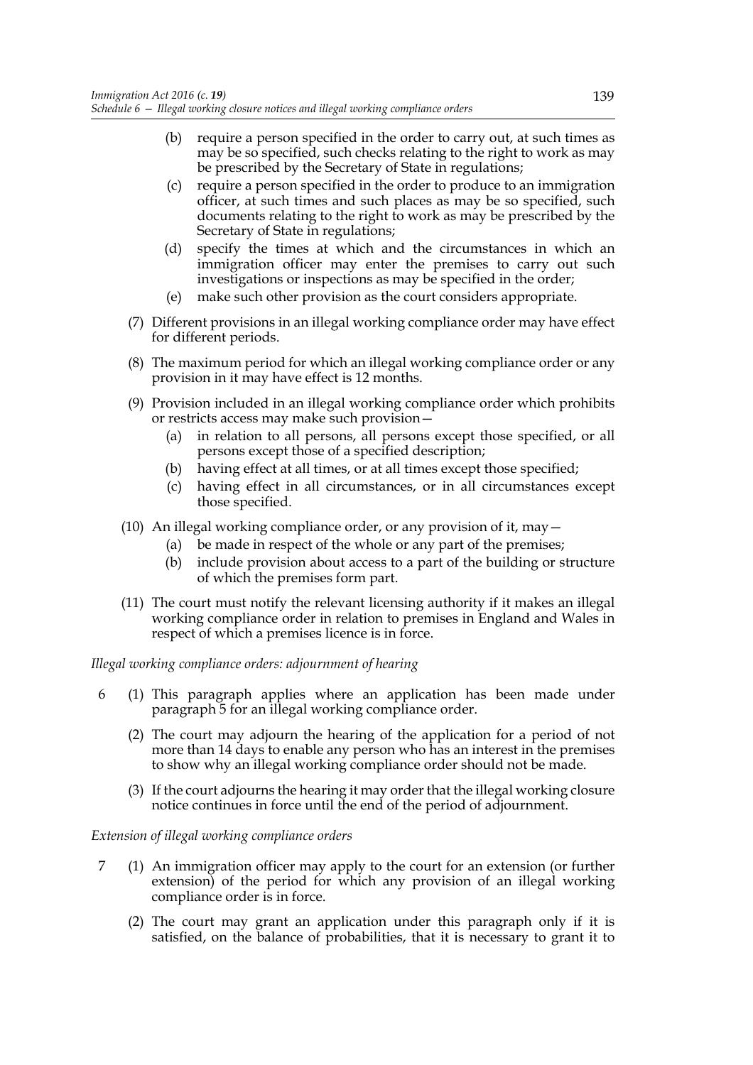(b) require a person specified in the order to carry out, at such times as may be so specified, such checks relating to the right to work as may be prescribed by the Secretary of State in regulations;

(c) require a person specified in the order to produce to an immigration officer, at such times and such places as may be so specified, such documents relating to the right to work as may be prescribed by the Secretary of State in regulations;

(d) specify the times at which and the circumstances in which an immigration officer may enter the premises to carry out such investigations or inspections as may be specified in the order;

(e) make such other provision as the court considers appropriate.

(7) Different provisions in an illegal working compliance order may have effect for different periods.

(8) The maximum period for which an illegal working compliance order or any provision in it may have effect is 12 months.

(9) Provision included in an illegal working compliance order which prohibits or restricts access may make such provision—

(a) in relation to all persons, all persons except those specified, or all persons except those of a specified description;

(b) having effect at all times, or at all times except those specified;

(c) having effect in all circumstances, or in all circumstances except those specified.

(10) An illegal working compliance order, or any provision of it, may—

(a) be made in respect of the whole or any part of the premises;

(b) include provision about access to a part of the building or structure of which the premises form part.

(11) The court must notify the relevant licensing authority if it makes an illegal working compliance order in relation to premises in England and Wales in respect of which a premises licence is in force.

*Illegal working compliance orders: adjournment of hearing*

6 (1) This paragraph applies where an application has been made under paragraph 5 for an illegal working compliance order.

(2) The court may adjourn the hearing of the application for a period of not more than 14 days to enable any person who has an interest in the premises to show why an illegal working compliance order should not be made.

(3) If the court adjourns the hearing it may order that the illegal working closure notice continues in force until the end of the period of adjournment.

*Extension of illegal working compliance orders*

7 (1) An immigration officer may apply to the court for an extension (or further extension) of the period for which any provision of an illegal working compliance order is in force.

(2) The court may grant an application under this paragraph only if it is satisfied, on the balance of probabilities, that it is necessary to grant it to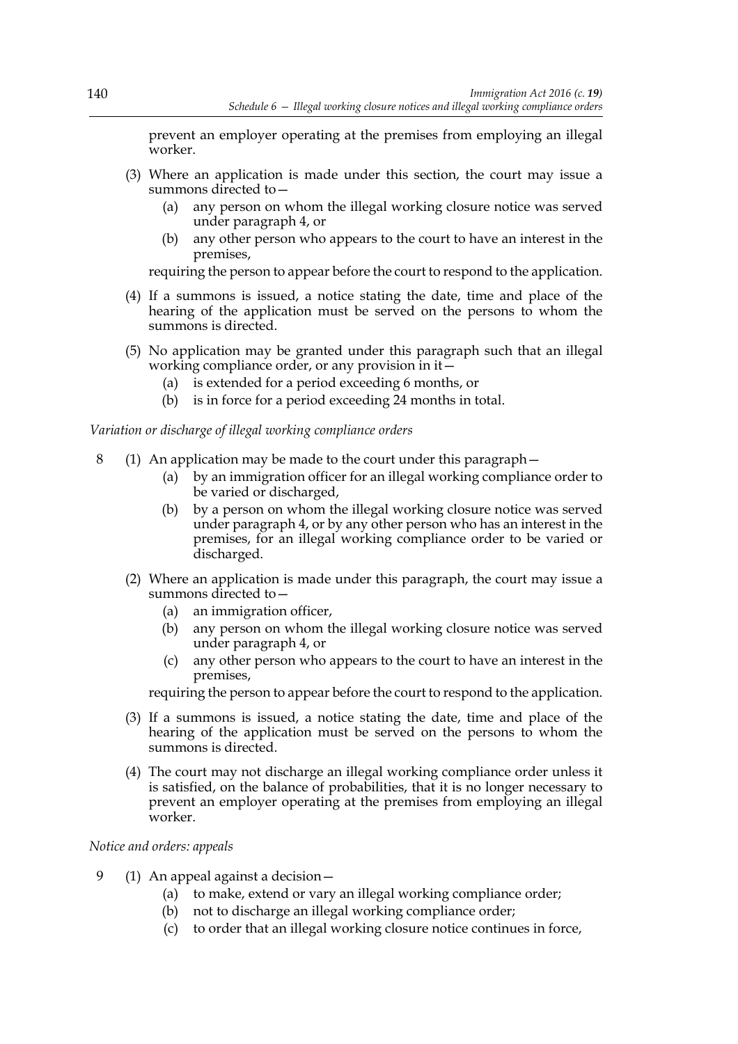prevent an employer operating at the premises from employing an illegal worker.

(3) Where an application is made under this section, the court may issue a summons directed to—

(a) any person on whom the illegal working closure notice was served under paragraph 4, or

(b) any other person who appears to the court to have an interest in the premises,

requiring the person to appear before the court to respond to the application.

(4) If a summons is issued, a notice stating the date, time and place of the hearing of the application must be served on the persons to whom the summons is directed.

(5) No application may be granted under this paragraph such that an illegal working compliance order, or any provision in it—

(a) is extended for a period exceeding 6 months, or

(b) is in force for a period exceeding 24 months in total.

*Variation or discharge of illegal working compliance orders*

8 (1) An application may be made to the court under this paragraph—

(a) by an immigration officer for an illegal working compliance order to be varied or discharged,

(b) by a person on whom the illegal working closure notice was served under paragraph 4, or by any other person who has an interest in the premises, for an illegal working compliance order to be varied or discharged.

(2) Where an application is made under this paragraph, the court may issue a summons directed to—

(a) an immigration officer,

(b) any person on whom the illegal working closure notice was served under paragraph 4, or

(c) any other person who appears to the court to have an interest in the premises,

requiring the person to appear before the court to respond to the application.

(3) If a summons is issued, a notice stating the date, time and place of the hearing of the application must be served on the persons to whom the summons is directed.

(4) The court may not discharge an illegal working compliance order unless it is satisfied, on the balance of probabilities, that it is no longer necessary to prevent an employer operating at the premises from employing an illegal worker.

*Notice and orders: appeals*

9 (1) An appeal against a decision—

(a) to make, extend or vary an illegal working compliance order;

(b) not to discharge an illegal working compliance order;

(c) to order that an illegal working closure notice continues in force,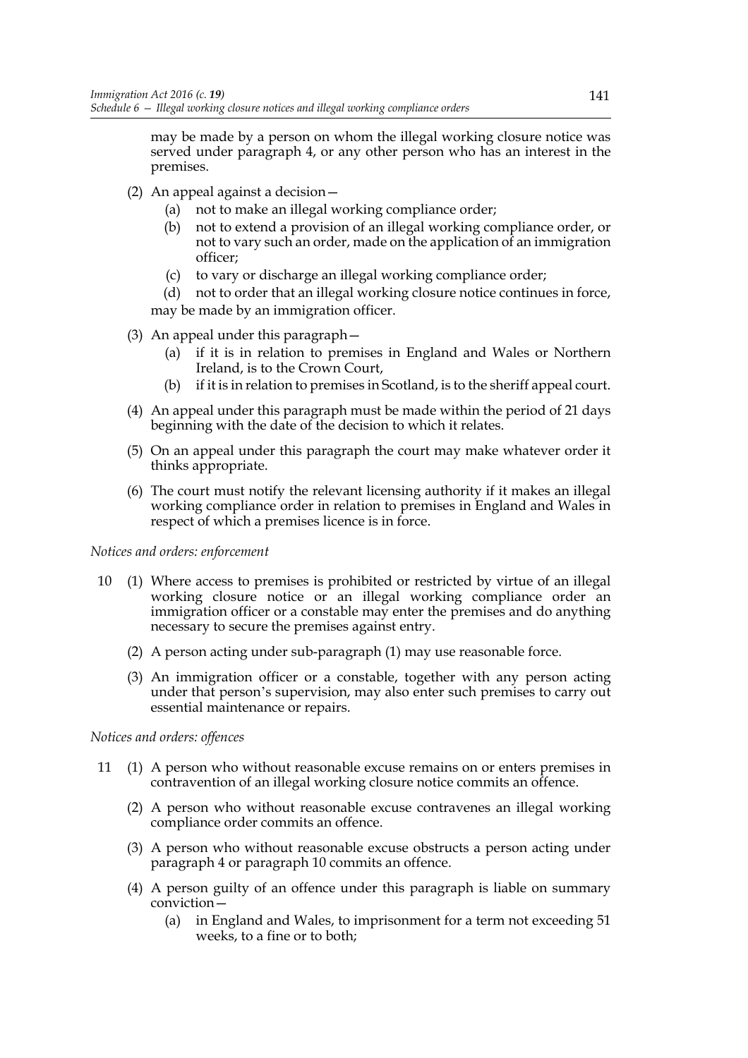may be made by a person on whom the illegal working closure notice was served under paragraph 4, or any other person who has an interest in the premises.

(2) An appeal against a decision—

(a) not to make an illegal working compliance order;

(b) not to extend a provision of an illegal working compliance order, or not to vary such an order, made on the application of an immigration officer;

(c) to vary or discharge an illegal working compliance order;

(d) not to order that an illegal working closure notice continues in force,

may be made by an immigration officer.

(3) An appeal under this paragraph—

(a) if it is in relation to premises in England and Wales or Northern Ireland, is to the Crown Court,

(b) if it is in relation to premises in Scotland, is to the sheriff appeal court.

(4) An appeal under this paragraph must be made within the period of 21 days beginning with the date of the decision to which it relates.

(5) On an appeal under this paragraph the court may make whatever order it thinks appropriate.

(6) The court must notify the relevant licensing authority if it makes an illegal working compliance order in relation to premises in England and Wales in respect of which a premises licence is in force.

*Notices and orders: enforcement*

10 (1) Where access to premises is prohibited or restricted by virtue of an illegal working closure notice or an illegal working compliance order an immigration officer or a constable may enter the premises and do anything necessary to secure the premises against entry.

(2) A person acting under sub-paragraph (1) may use reasonable force.

(3) An immigration officer or a constable, together with any person acting under that person's supervision, may also enter such premises to carry out essential maintenance or repairs.

*Notices and orders: offences*

11 (1) A person who without reasonable excuse remains on or enters premises in contravention of an illegal working closure notice commits an offence.

(2) A person who without reasonable excuse contravenes an illegal working compliance order commits an offence.

(3) A person who without reasonable excuse obstructs a person acting under paragraph 4 or paragraph 10 commits an offence.

(4) A person guilty of an offence under this paragraph is liable on summary conviction—

(a) in England and Wales, to imprisonment for a term not exceeding 51 weeks, to a fine or to both;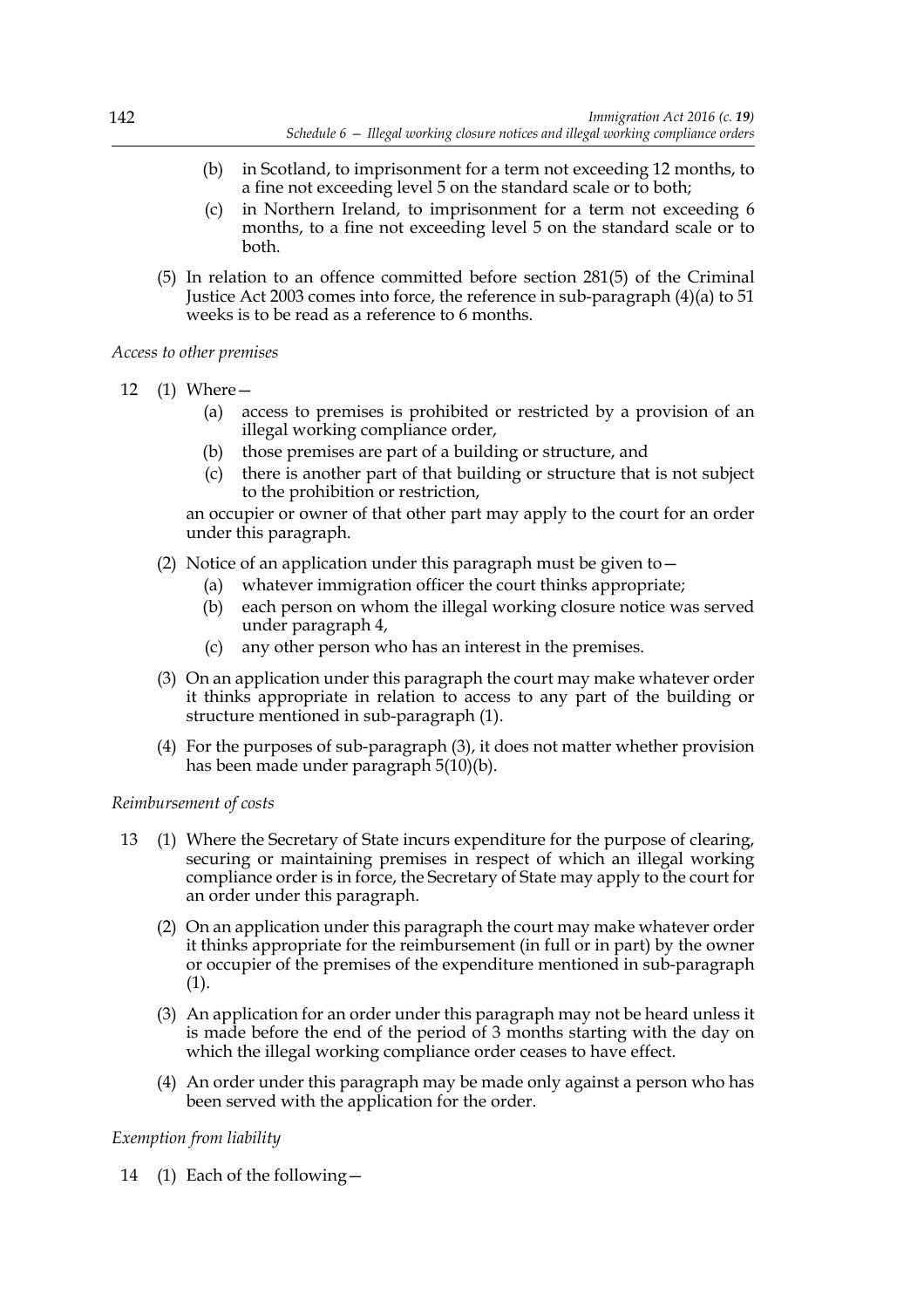(b) in Scotland, to imprisonment for a term not exceeding 12 months, to a fine not exceeding level 5 on the standard scale or to both;

(c) in Northern Ireland, to imprisonment for a term not exceeding 6 months, to a fine not exceeding level 5 on the standard scale or to both.

(5) In relation to an offence committed before section 281(5) of the Criminal Justice Act 2003 comes into force, the reference in sub-paragraph (4)(a) to 51 weeks is to be read as a reference to 6 months.

*Access to other premises*

12 (1) Where—

(a) access to premises is prohibited or restricted by a provision of an illegal working compliance order,

(b) those premises are part of a building or structure, and

(c) there is another part of that building or structure that is not subject to the prohibition or restriction,

an occupier or owner of that other part may apply to the court for an order under this paragraph.

(2) Notice of an application under this paragraph must be given to—

(a) whatever immigration officer the court thinks appropriate;

(b) each person on whom the illegal working closure notice was served under paragraph 4,

(c) any other person who has an interest in the premises.

(3) On an application under this paragraph the court may make whatever order it thinks appropriate in relation to access to any part of the building or structure mentioned in sub-paragraph (1).

(4) For the purposes of sub-paragraph (3), it does not matter whether provision has been made under paragraph 5(10)(b).

*Reimbursement of costs*

13 (1) Where the Secretary of State incurs expenditure for the purpose of clearing, securing or maintaining premises in respect of which an illegal working compliance order is in force, the Secretary of State may apply to the court for an order under this paragraph.

(2) On an application under this paragraph the court may make whatever order it thinks appropriate for the reimbursement (in full or in part) by the owner or occupier of the premises of the expenditure mentioned in sub-paragraph (1).

(3) An application for an order under this paragraph may not be heard unless it is made before the end of the period of 3 months starting with the day on which the illegal working compliance order ceases to have effect.

(4) An order under this paragraph may be made only against a person who has been served with the application for the order.

*Exemption from liability*

14 (1) Each of the following—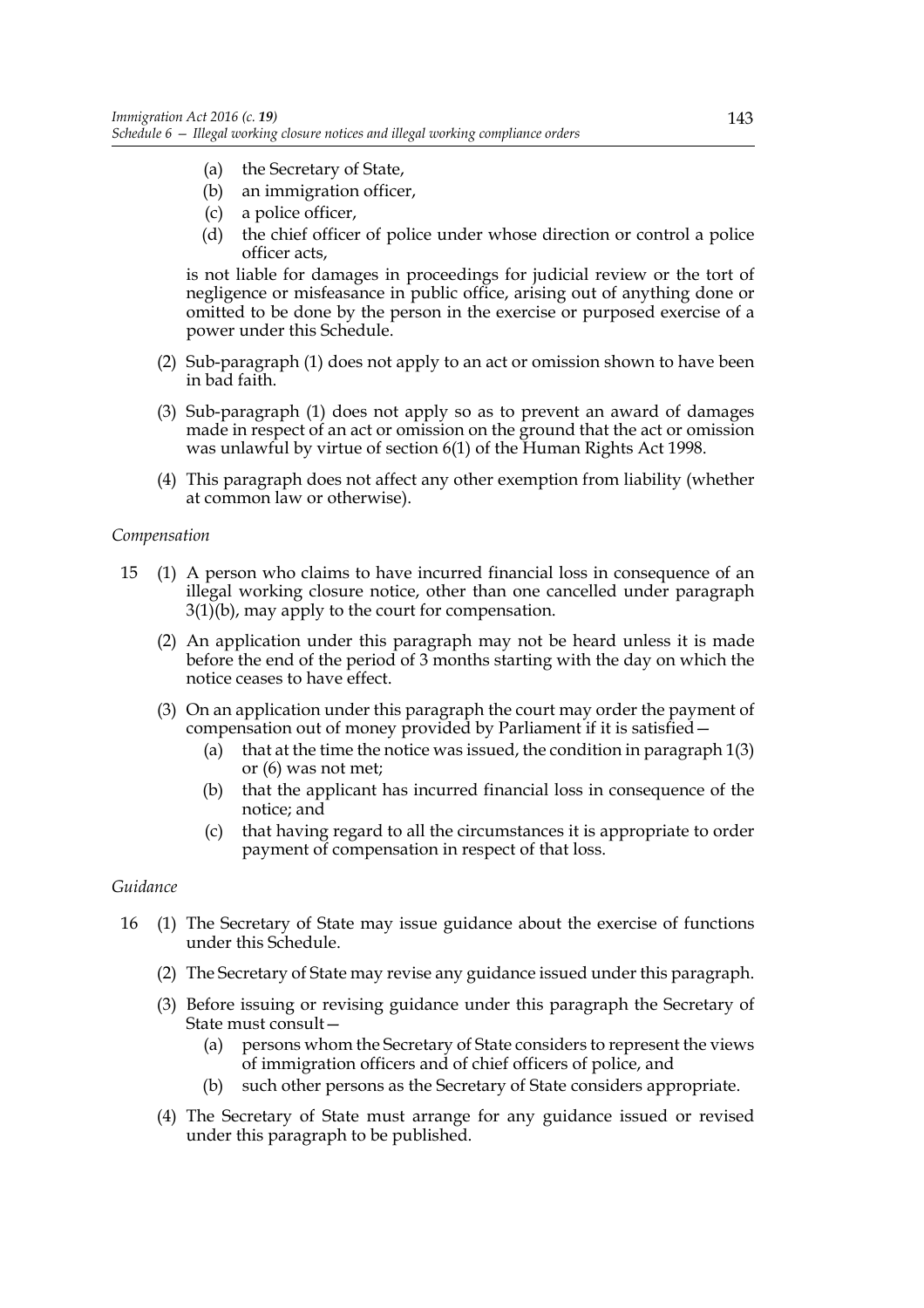(a) the Secretary of State,
(b) an immigration officer,
(c) a police officer,
(d) the chief officer of police under whose direction or control a police officer acts,

is not liable for damages in proceedings for judicial review or the tort of negligence or misfeasance in public office, arising out of anything done or omitted to be done by the person in the exercise or purposed exercise of a power under this Schedule.

(2) Sub-paragraph (1) does not apply to an act or omission shown to have been in bad faith.

(3) Sub-paragraph (1) does not apply so as to prevent an award of damages made in respect of an act or omission on the ground that the act or omission was unlawful by virtue of section 6(1) of the Human Rights Act 1998.

(4) This paragraph does not affect any other exemption from liability (whether at common law or otherwise).

*Compensation*

15 (1) A person who claims to have incurred financial loss in consequence of an illegal working closure notice, other than one cancelled under paragraph 3(1)(b), may apply to the court for compensation.

(2) An application under this paragraph may not be heard unless it is made before the end of the period of 3 months starting with the day on which the notice ceases to have effect.

(3) On an application under this paragraph the court may order the payment of compensation out of money provided by Parliament if it is satisfied—

(a) that at the time the notice was issued, the condition in paragraph 1(3) or (6) was not met;
(b) that the applicant has incurred financial loss in consequence of the notice; and
(c) that having regard to all the circumstances it is appropriate to order payment of compensation in respect of that loss.

*Guidance*

16 (1) The Secretary of State may issue guidance about the exercise of functions under this Schedule.

(2) The Secretary of State may revise any guidance issued under this paragraph.

(3) Before issuing or revising guidance under this paragraph the Secretary of State must consult—

(a) persons whom the Secretary of State considers to represent the views of immigration officers and of chief officers of police, and
(b) such other persons as the Secretary of State considers appropriate.

(4) The Secretary of State must arrange for any guidance issued or revised under this paragraph to be published.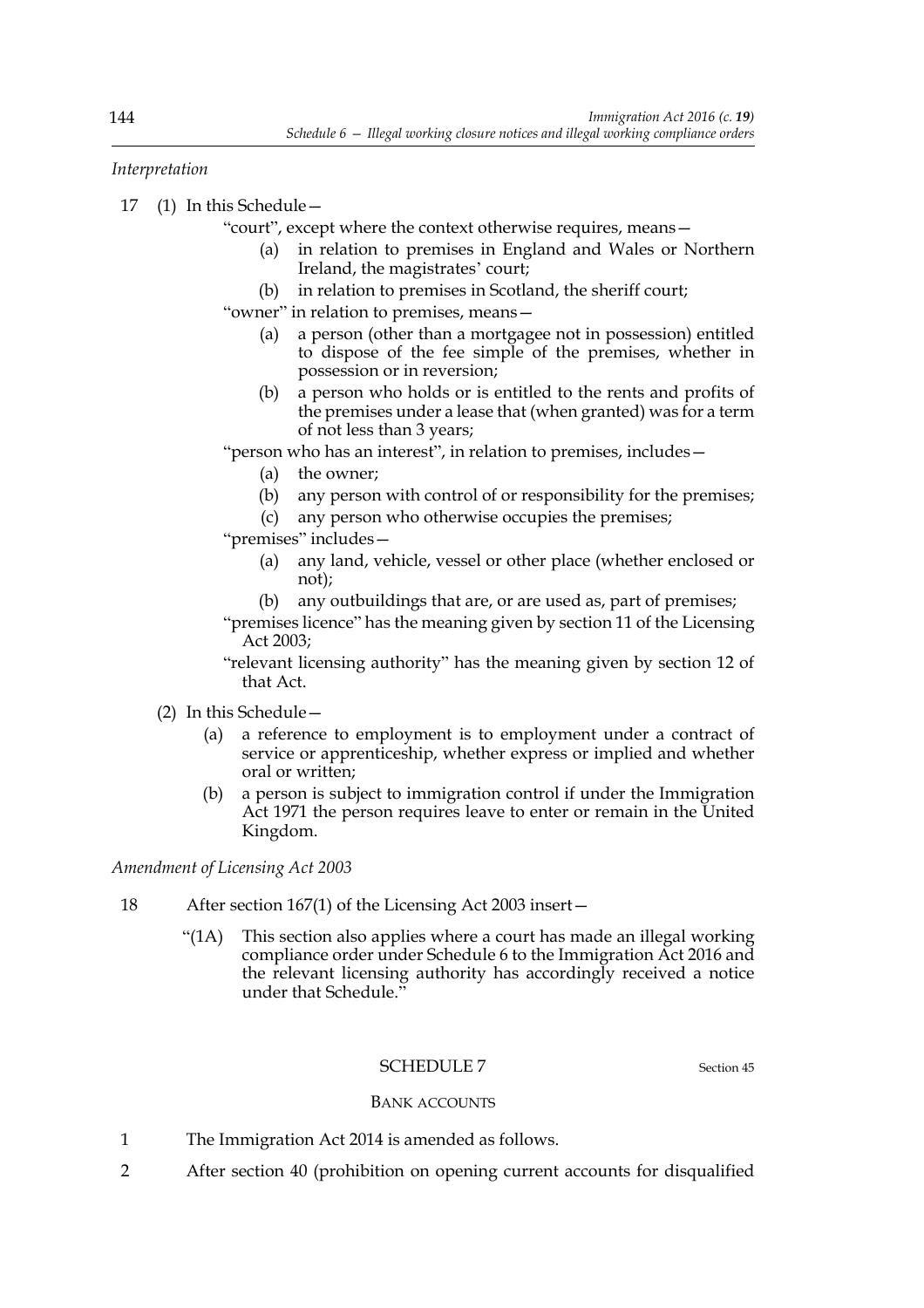*Interpretation*

17 (1) In this Schedule—

"court", except where the context otherwise requires, means—

(a) in relation to premises in England and Wales or Northern Ireland, the magistrates' court;

(b) in relation to premises in Scotland, the sheriff court;

"owner" in relation to premises, means—

(a) a person (other than a mortgagee not in possession) entitled to dispose of the fee simple of the premises, whether in possession or in reversion;

(b) a person who holds or is entitled to the rents and profits of the premises under a lease that (when granted) was for a term of not less than 3 years;

"person who has an interest", in relation to premises, includes—

(a) the owner;

(b) any person with control of or responsibility for the premises;

(c) any person who otherwise occupies the premises;

"premises" includes—

(a) any land, vehicle, vessel or other place (whether enclosed or not);

(b) any outbuildings that are, or are used as, part of premises;

"premises licence" has the meaning given by section 11 of the Licensing Act 2003;

"relevant licensing authority" has the meaning given by section 12 of that Act.

(2) In this Schedule—

(a) a reference to employment is to employment under a contract of service or apprenticeship, whether express or implied and whether oral or written;

(b) a person is subject to immigration control if under the Immigration Act 1971 the person requires leave to enter or remain in the United Kingdom.

*Amendment of Licensing Act 2003*

18 After section 167(1) of the Licensing Act 2003 insert—

"(1A) This section also applies where a court has made an illegal working compliance order under Schedule 6 to the Immigration Act 2016 and the relevant licensing authority has accordingly received a notice under that Schedule."

## SCHEDULE 7

Section 45

### BANK ACCOUNTS

1 The Immigration Act 2014 is amended as follows.

2 After section 40 (prohibition on opening current accounts for disqualified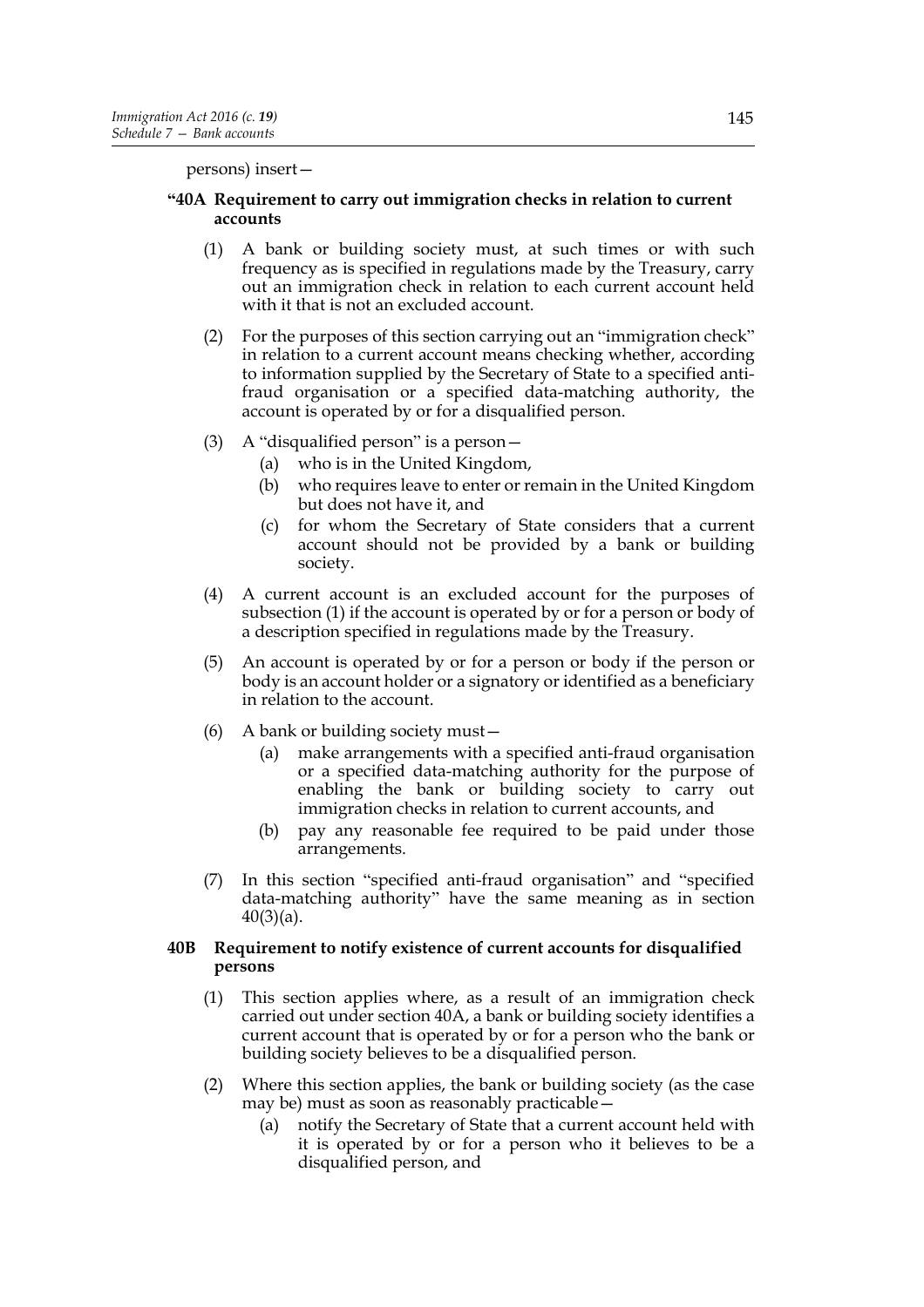persons) insert—

**"40A Requirement to carry out immigration checks in relation to current accounts**

(1) A bank or building society must, at such times or with such frequency as is specified in regulations made by the Treasury, carry out an immigration check in relation to each current account held with it that is not an excluded account.

(2) For the purposes of this section carrying out an "immigration check" in relation to a current account means checking whether, according to information supplied by the Secretary of State to a specified anti-fraud organisation or a specified data-matching authority, the account is operated by or for a disqualified person.

(3) A "disqualified person" is a person—

(a) who is in the United Kingdom,

(b) who requires leave to enter or remain in the United Kingdom but does not have it, and

(c) for whom the Secretary of State considers that a current account should not be provided by a bank or building society.

(4) A current account is an excluded account for the purposes of subsection (1) if the account is operated by or for a person or body of a description specified in regulations made by the Treasury.

(5) An account is operated by or for a person or body if the person or body is an account holder or a signatory or identified as a beneficiary in relation to the account.

(6) A bank or building society must—

(a) make arrangements with a specified anti-fraud organisation or a specified data-matching authority for the purpose of enabling the bank or building society to carry out immigration checks in relation to current accounts, and

(b) pay any reasonable fee required to be paid under those arrangements.

(7) In this section "specified anti-fraud organisation" and "specified data-matching authority" have the same meaning as in section 40(3)(a).

**40B Requirement to notify existence of current accounts for disqualified persons**

(1) This section applies where, as a result of an immigration check carried out under section 40A, a bank or building society identifies a current account that is operated by or for a person who the bank or building society believes to be a disqualified person.

(2) Where this section applies, the bank or building society (as the case may be) must as soon as reasonably practicable—

(a) notify the Secretary of State that a current account held with it is operated by or for a person who it believes to be a disqualified person, and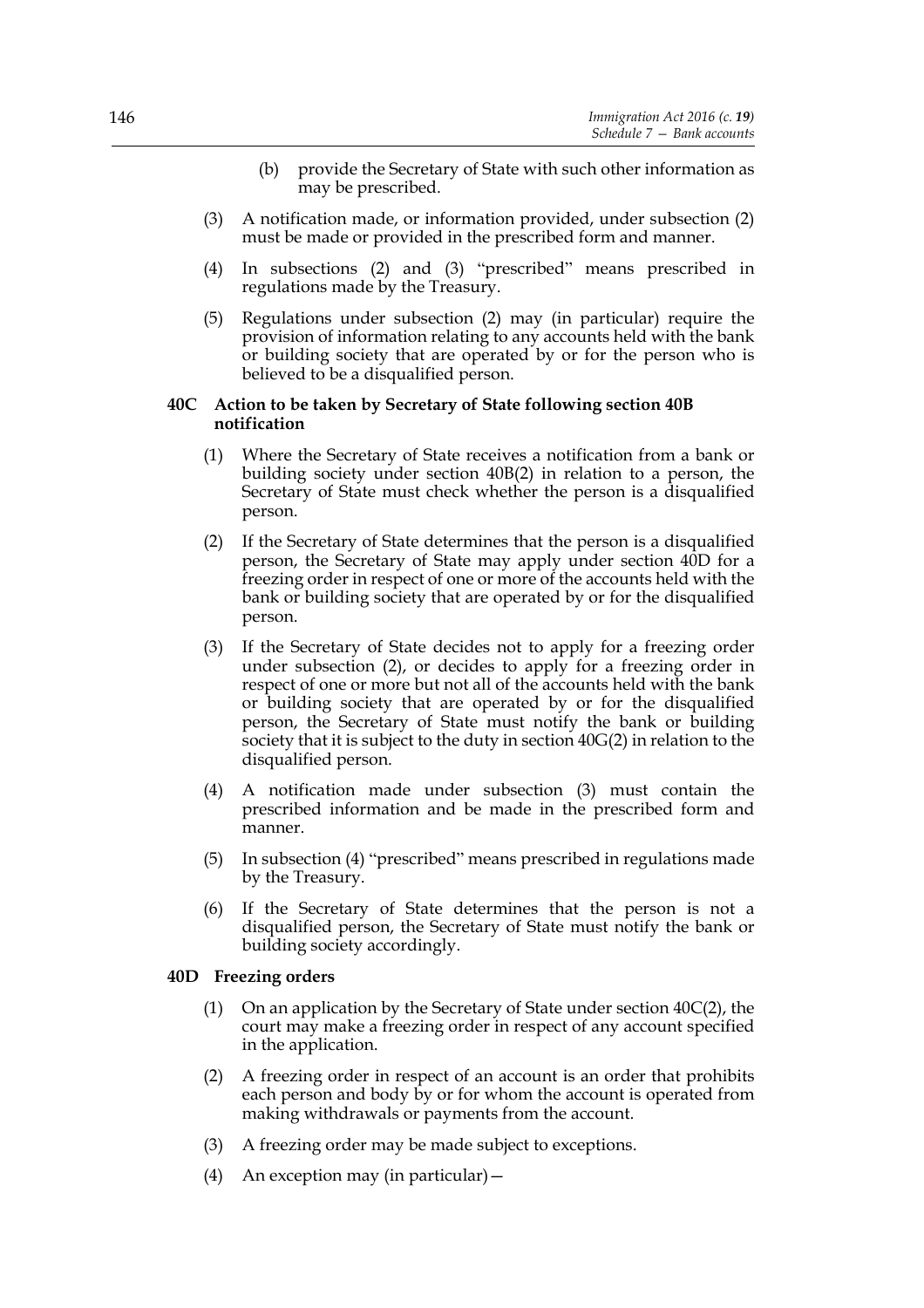(b) provide the Secretary of State with such other information as may be prescribed.

(3) A notification made, or information provided, under subsection (2) must be made or provided in the prescribed form and manner.

(4) In subsections (2) and (3) "prescribed" means prescribed in regulations made by the Treasury.

(5) Regulations under subsection (2) may (in particular) require the provision of information relating to any accounts held with the bank or building society that are operated by or for the person who is believed to be a disqualified person.

**40C Action to be taken by Secretary of State following section 40B notification**

(1) Where the Secretary of State receives a notification from a bank or building society under section 40B(2) in relation to a person, the Secretary of State must check whether the person is a disqualified person.

(2) If the Secretary of State determines that the person is a disqualified person, the Secretary of State may apply under section 40D for a freezing order in respect of one or more of the accounts held with the bank or building society that are operated by or for the disqualified person.

(3) If the Secretary of State decides not to apply for a freezing order under subsection (2), or decides to apply for a freezing order in respect of one or more but not all of the accounts held with the bank or building society that are operated by or for the disqualified person, the Secretary of State must notify the bank or building society that it is subject to the duty in section 40G(2) in relation to the disqualified person.

(4) A notification made under subsection (3) must contain the prescribed information and be made in the prescribed form and manner.

(5) In subsection (4) "prescribed" means prescribed in regulations made by the Treasury.

(6) If the Secretary of State determines that the person is not a disqualified person, the Secretary of State must notify the bank or building society accordingly.

**40D Freezing orders**

(1) On an application by the Secretary of State under section 40C(2), the court may make a freezing order in respect of any account specified in the application.

(2) A freezing order in respect of an account is an order that prohibits each person and body by or for whom the account is operated from making withdrawals or payments from the account.

(3) A freezing order may be made subject to exceptions.

(4) An exception may (in particular)—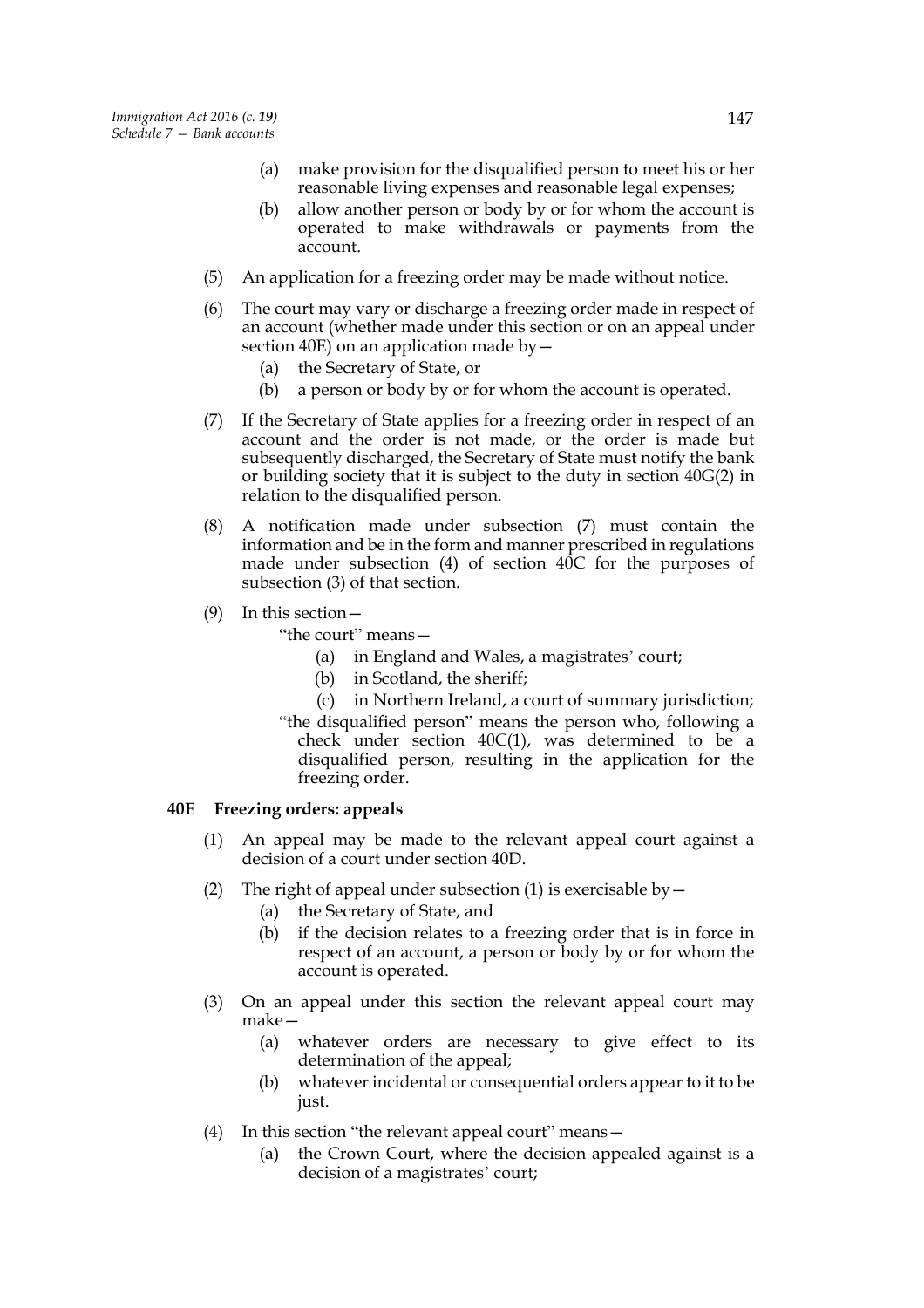(a) make provision for the disqualified person to meet his or her reasonable living expenses and reasonable legal expenses;

(b) allow another person or body by or for whom the account is operated to make withdrawals or payments from the account.

(5) An application for a freezing order may be made without notice.

(6) The court may vary or discharge a freezing order made in respect of an account (whether made under this section or on an appeal under section 40E) on an application made by—

(a) the Secretary of State, or

(b) a person or body by or for whom the account is operated.

(7) If the Secretary of State applies for a freezing order in respect of an account and the order is not made, or the order is made but subsequently discharged, the Secretary of State must notify the bank or building society that it is subject to the duty in section 40G(2) in relation to the disqualified person.

(8) A notification made under subsection (7) must contain the information and be in the form and manner prescribed in regulations made under subsection (4) of section 40C for the purposes of subsection (3) of that section.

(9) In this section—

"the court" means—

(a) in England and Wales, a magistrates' court;

(b) in Scotland, the sheriff;

(c) in Northern Ireland, a court of summary jurisdiction;

"the disqualified person" means the person who, following a check under section 40C(1), was determined to be a disqualified person, resulting in the application for the freezing order.

**40E Freezing orders: appeals**

(1) An appeal may be made to the relevant appeal court against a decision of a court under section 40D.

(2) The right of appeal under subsection (1) is exercisable by—

(a) the Secretary of State, and

(b) if the decision relates to a freezing order that is in force in respect of an account, a person or body by or for whom the account is operated.

(3) On an appeal under this section the relevant appeal court may make—

(a) whatever orders are necessary to give effect to its determination of the appeal;

(b) whatever incidental or consequential orders appear to it to be just.

(4) In this section "the relevant appeal court" means—

(a) the Crown Court, where the decision appealed against is a decision of a magistrates' court;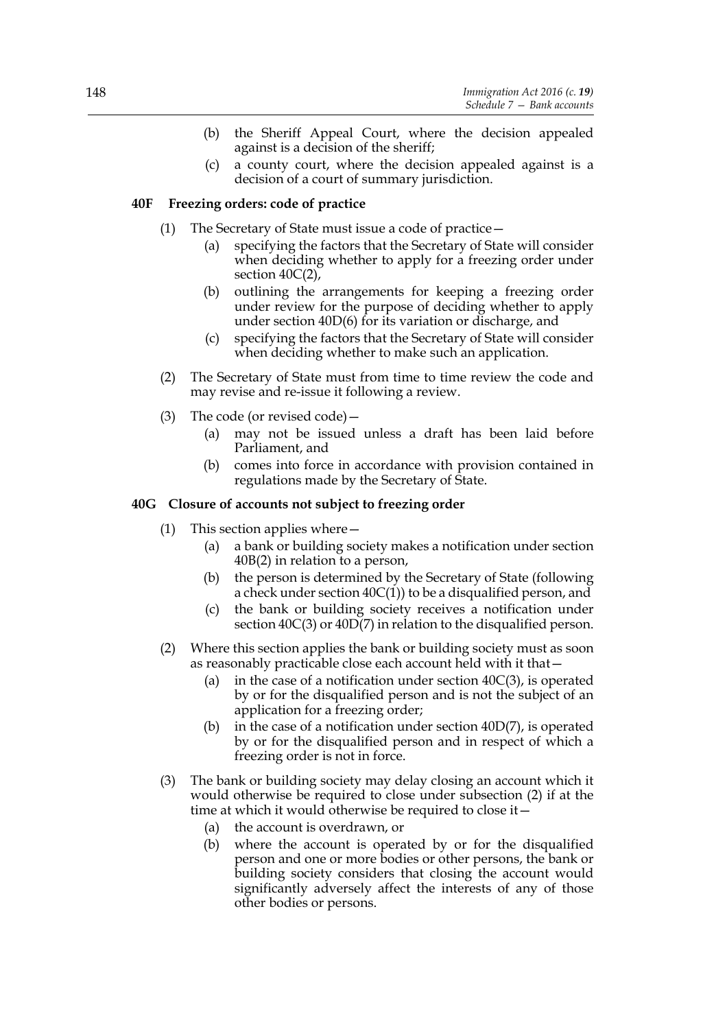(b) the Sheriff Appeal Court, where the decision appealed against is a decision of the sheriff;

(c) a county court, where the decision appealed against is a decision of a court of summary jurisdiction.

### 40F Freezing orders: code of practice

(1) The Secretary of State must issue a code of practice—

(a) specifying the factors that the Secretary of State will consider when deciding whether to apply for a freezing order under section 40C(2),

(b) outlining the arrangements for keeping a freezing order under review for the purpose of deciding whether to apply under section 40D(6) for its variation or discharge, and

(c) specifying the factors that the Secretary of State will consider when deciding whether to make such an application.

(2) The Secretary of State must from time to time review the code and may revise and re-issue it following a review.

(3) The code (or revised code)—

(a) may not be issued unless a draft has been laid before Parliament, and

(b) comes into force in accordance with provision contained in regulations made by the Secretary of State.

### 40G Closure of accounts not subject to freezing order

(1) This section applies where—

(a) a bank or building society makes a notification under section 40B(2) in relation to a person,

(b) the person is determined by the Secretary of State (following a check under section 40C(1)) to be a disqualified person, and

(c) the bank or building society receives a notification under section 40C(3) or 40D(7) in relation to the disqualified person.

(2) Where this section applies the bank or building society must as soon as reasonably practicable close each account held with it that—

(a) in the case of a notification under section 40C(3), is operated by or for the disqualified person and is not the subject of an application for a freezing order;

(b) in the case of a notification under section 40D(7), is operated by or for the disqualified person and in respect of which a freezing order is not in force.

(3) The bank or building society may delay closing an account which it would otherwise be required to close under subsection (2) if at the time at which it would otherwise be required to close it—

(a) the account is overdrawn, or

(b) where the account is operated by or for the disqualified person and one or more bodies or other persons, the bank or building society considers that closing the account would significantly adversely affect the interests of any of those other bodies or persons.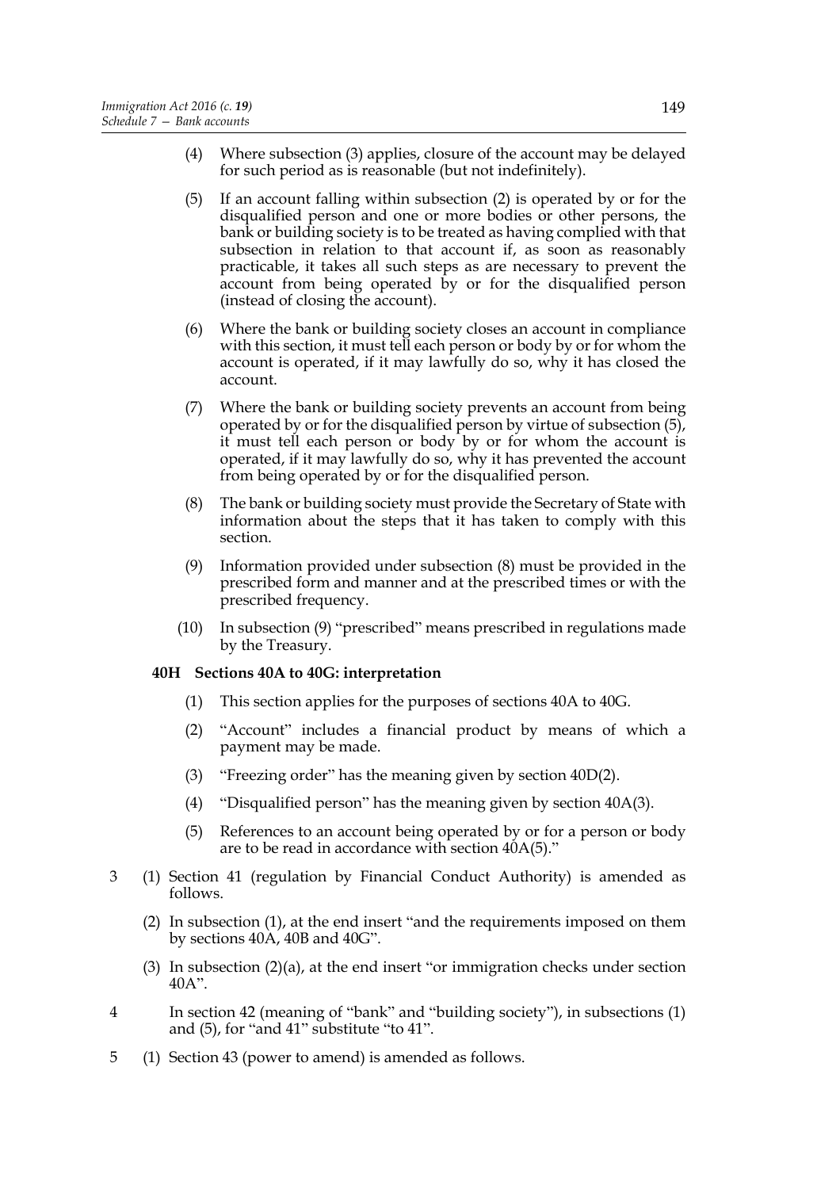(4) Where subsection (3) applies, closure of the account may be delayed for such period as is reasonable (but not indefinitely).

(5) If an account falling within subsection (2) is operated by or for the disqualified person and one or more bodies or other persons, the bank or building society is to be treated as having complied with that subsection in relation to that account if, as soon as reasonably practicable, it takes all such steps as are necessary to prevent the account from being operated by or for the disqualified person (instead of closing the account).

(6) Where the bank or building society closes an account in compliance with this section, it must tell each person or body by or for whom the account is operated, if it may lawfully do so, why it has closed the account.

(7) Where the bank or building society prevents an account from being operated by or for the disqualified person by virtue of subsection (5), it must tell each person or body by or for whom the account is operated, if it may lawfully do so, why it has prevented the account from being operated by or for the disqualified person.

(8) The bank or building society must provide the Secretary of State with information about the steps that it has taken to comply with this section.

(9) Information provided under subsection (8) must be provided in the prescribed form and manner and at the prescribed times or with the prescribed frequency.

(10) In subsection (9) "prescribed" means prescribed in regulations made by the Treasury.

**40H Sections 40A to 40G: interpretation**

(1) This section applies for the purposes of sections 40A to 40G.

(2) "Account" includes a financial product by means of which a payment may be made.

(3) "Freezing order" has the meaning given by section 40D(2).

(4) "Disqualified person" has the meaning given by section 40A(3).

(5) References to an account being operated by or for a person or body are to be read in accordance with section 40A(5)."

3 (1) Section 41 (regulation by Financial Conduct Authority) is amended as follows.

(2) In subsection (1), at the end insert "and the requirements imposed on them by sections 40A, 40B and 40G".

(3) In subsection (2)(a), at the end insert "or immigration checks under section 40A".

4 In section 42 (meaning of "bank" and "building society"), in subsections (1) and (5), for "and 41" substitute "to 41".

5 (1) Section 43 (power to amend) is amended as follows.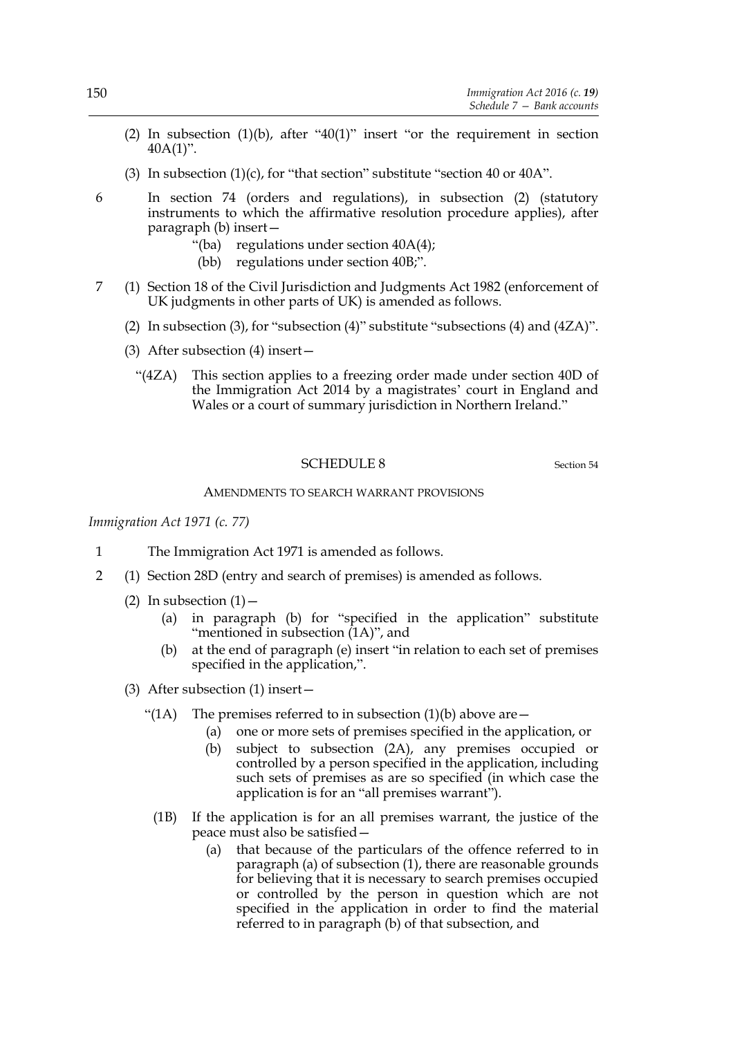(2) In subsection (1)(b), after "40(1)" insert "or the requirement in section 40A(1)".

(3) In subsection (1)(c), for "that section" substitute "section 40 or 40A".

6 In section 74 (orders and regulations), in subsection (2) (statutory instruments to which the affirmative resolution procedure applies), after paragraph (b) insert—

> "(ba) regulations under section 40A(4);
>
> (bb) regulations under section 40B;".

7 (1) Section 18 of the Civil Jurisdiction and Judgments Act 1982 (enforcement of UK judgments in other parts of UK) is amended as follows.

(2) In subsection (3), for "subsection (4)" substitute "subsections (4) and (4ZA)".

(3) After subsection (4) insert—

> "(4ZA) This section applies to a freezing order made under section 40D of the Immigration Act 2014 by a magistrates' court in England and Wales or a court of summary jurisdiction in Northern Ireland."

## SCHEDULE 8

Section 54

### AMENDMENTS TO SEARCH WARRANT PROVISIONS

*Immigration Act 1971 (c. 77)*

1 The Immigration Act 1971 is amended as follows.

2 (1) Section 28D (entry and search of premises) is amended as follows.

(2) In subsection (1)—

(a) in paragraph (b) for "specified in the application" substitute "mentioned in subsection (1A)", and

(b) at the end of paragraph (e) insert "in relation to each set of premises specified in the application,".

(3) After subsection (1) insert—

> "(1A) The premises referred to in subsection (1)(b) above are—
>
> (a) one or more sets of premises specified in the application, or
>
> (b) subject to subsection (2A), any premises occupied or controlled by a person specified in the application, including such sets of premises as are so specified (in which case the application is for an "all premises warrant").
>
> (1B) If the application is for an all premises warrant, the justice of the peace must also be satisfied—
>
> (a) that because of the particulars of the offence referred to in paragraph (a) of subsection (1), there are reasonable grounds for believing that it is necessary to search premises occupied or controlled by the person in question which are not specified in the application in order to find the material referred to in paragraph (b) of that subsection, and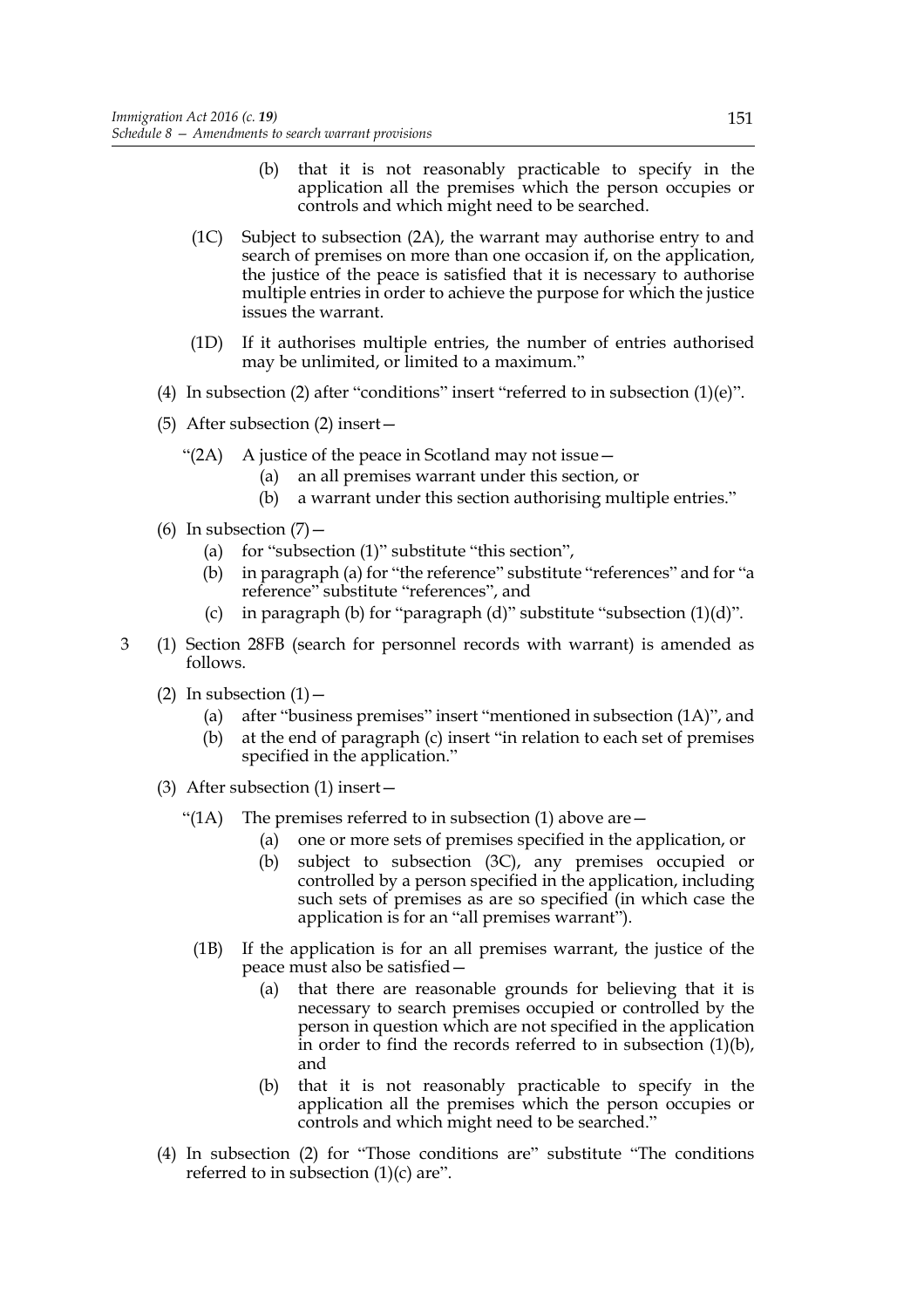(b) that it is not reasonably practicable to specify in the application all the premises which the person occupies or controls and which might need to be searched.

(1C) Subject to subsection (2A), the warrant may authorise entry to and search of premises on more than one occasion if, on the application, the justice of the peace is satisfied that it is necessary to authorise multiple entries in order to achieve the purpose for which the justice issues the warrant.

(1D) If it authorises multiple entries, the number of entries authorised may be unlimited, or limited to a maximum."

(4) In subsection (2) after "conditions" insert "referred to in subsection (1)(e)".

(5) After subsection (2) insert—

"(2A) A justice of the peace in Scotland may not issue—

(a) an all premises warrant under this section, or

(b) a warrant under this section authorising multiple entries."

(6) In subsection (7)—

(a) for "subsection (1)" substitute "this section",

(b) in paragraph (a) for "the reference" substitute "references" and for "a reference" substitute "references", and

(c) in paragraph (b) for "paragraph (d)" substitute "subsection (1)(d)".

3 (1) Section 28FB (search for personnel records with warrant) is amended as follows.

(2) In subsection (1)—

(a) after "business premises" insert "mentioned in subsection (1A)", and

(b) at the end of paragraph (c) insert "in relation to each set of premises specified in the application."

(3) After subsection (1) insert—

"(1A) The premises referred to in subsection (1) above are—

(a) one or more sets of premises specified in the application, or

(b) subject to subsection (3C), any premises occupied or controlled by a person specified in the application, including such sets of premises as are so specified (in which case the application is for an "all premises warrant").

(1B) If the application is for an all premises warrant, the justice of the peace must also be satisfied—

(a) that there are reasonable grounds for believing that it is necessary to search premises occupied or controlled by the person in question which are not specified in the application in order to find the records referred to in subsection (1)(b), and

(b) that it is not reasonably practicable to specify in the application all the premises which the person occupies or controls and which might need to be searched."

(4) In subsection (2) for "Those conditions are" substitute "The conditions referred to in subsection (1)(c) are".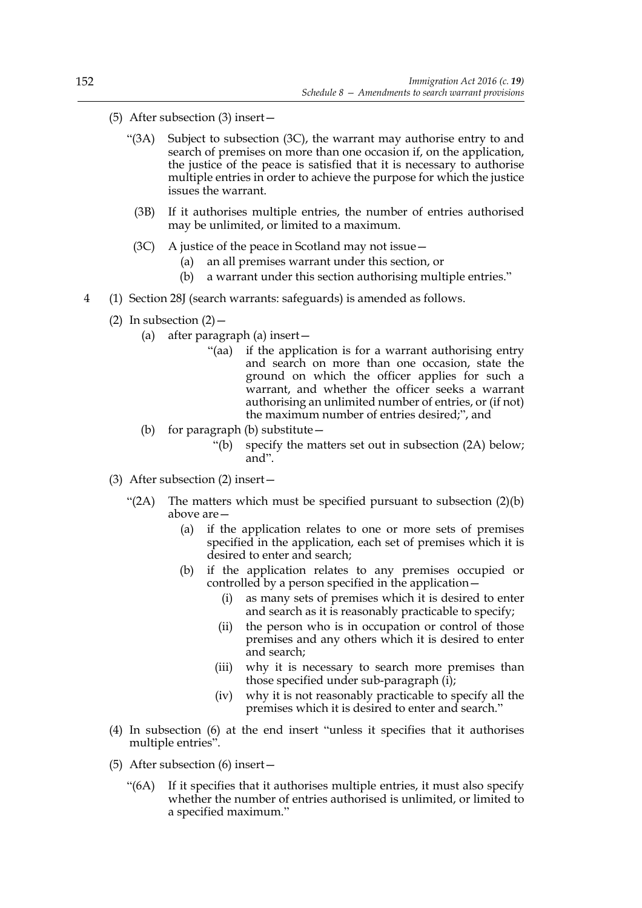(5) After subsection (3) insert—

> "(3A) Subject to subsection (3C), the warrant may authorise entry to and search of premises on more than one occasion if, on the application, the justice of the peace is satisfied that it is necessary to authorise multiple entries in order to achieve the purpose for which the justice issues the warrant.
>
> (3B) If it authorises multiple entries, the number of entries authorised may be unlimited, or limited to a maximum.
>
> (3C) A justice of the peace in Scotland may not issue—
>
> (a) an all premises warrant under this section, or
>
> (b) a warrant under this section authorising multiple entries."

4 (1) Section 28J (search warrants: safeguards) is amended as follows.

(2) In subsection (2)—

(a) after paragraph (a) insert—

> "(aa) if the application is for a warrant authorising entry and search on more than one occasion, state the ground on which the officer applies for such a warrant, and whether the officer seeks a warrant authorising an unlimited number of entries, or (if not) the maximum number of entries desired;", and

(b) for paragraph (b) substitute—

> "(b) specify the matters set out in subsection (2A) below; and".

(3) After subsection (2) insert—

> "(2A) The matters which must be specified pursuant to subsection (2)(b) above are—
>
> (a) if the application relates to one or more sets of premises specified in the application, each set of premises which it is desired to enter and search;
>
> (b) if the application relates to any premises occupied or controlled by a person specified in the application—
>
> (i) as many sets of premises which it is desired to enter and search as it is reasonably practicable to specify;
>
> (ii) the person who is in occupation or control of those premises and any others which it is desired to enter and search;
>
> (iii) why it is necessary to search more premises than those specified under sub-paragraph (i);
>
> (iv) why it is not reasonably practicable to specify all the premises which it is desired to enter and search."

(4) In subsection (6) at the end insert "unless it specifies that it authorises multiple entries".

(5) After subsection (6) insert—

> "(6A) If it specifies that it authorises multiple entries, it must also specify whether the number of entries authorised is unlimited, or limited to a specified maximum."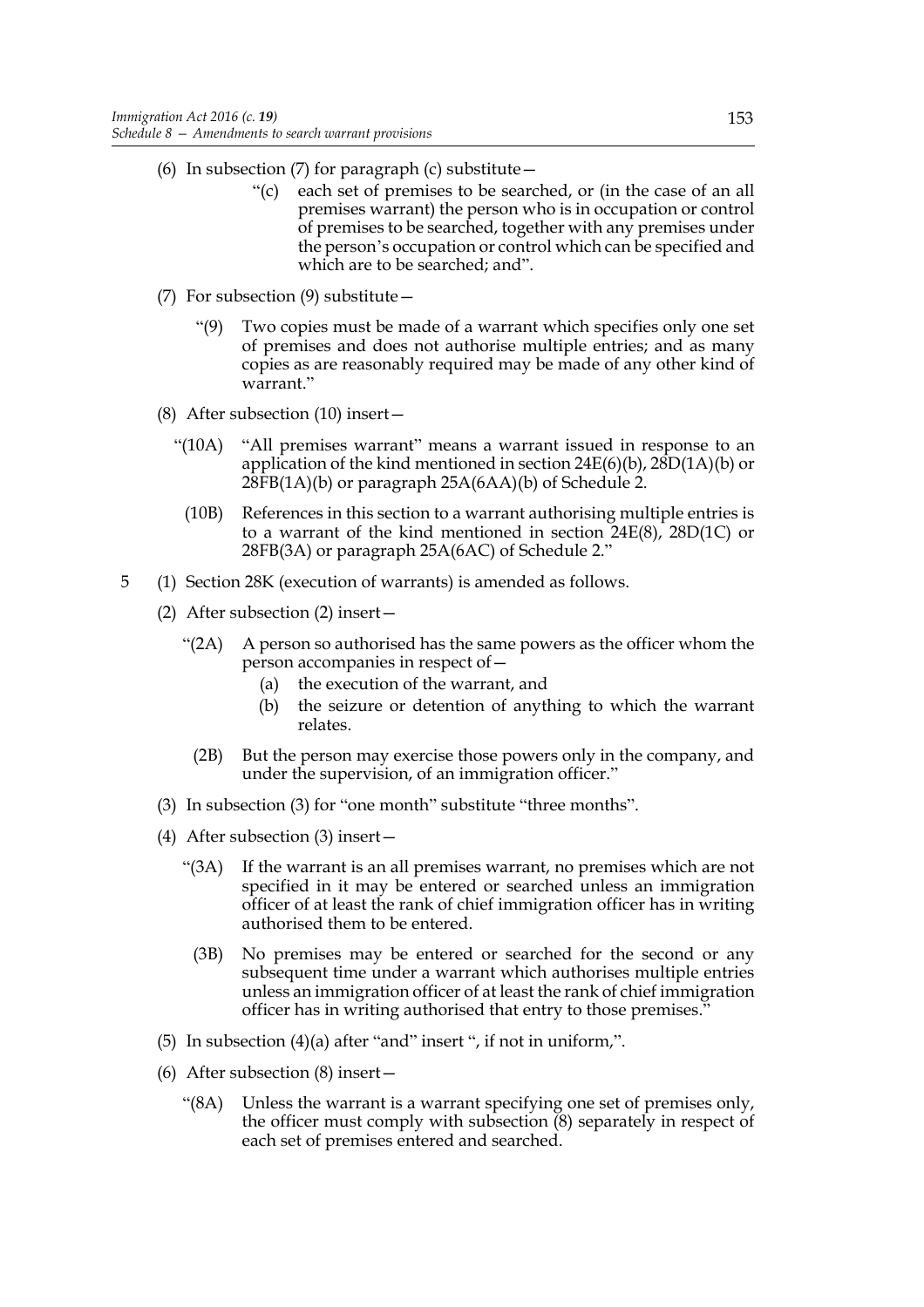(6) In subsection (7) for paragraph (c) substitute—

> "(c) each set of premises to be searched, or (in the case of an all premises warrant) the person who is in occupation or control of premises to be searched, together with any premises under the person's occupation or control which can be specified and which are to be searched; and".

(7) For subsection (9) substitute—

> "(9) Two copies must be made of a warrant which specifies only one set of premises and does not authorise multiple entries; and as many copies as are reasonably required may be made of any other kind of warrant."

(8) After subsection (10) insert—

> "(10A) "All premises warrant" means a warrant issued in response to an application of the kind mentioned in section 24E(6)(b), 28D(1A)(b) or 28FB(1A)(b) or paragraph 25A(6AA)(b) of Schedule 2.
>
> (10B) References in this section to a warrant authorising multiple entries is to a warrant of the kind mentioned in section 24E(8), 28D(1C) or 28FB(3A) or paragraph 25A(6AC) of Schedule 2."

5 (1) Section 28K (execution of warrants) is amended as follows.

(2) After subsection (2) insert—

> "(2A) A person so authorised has the same powers as the officer whom the person accompanies in respect of—
>
> (a) the execution of the warrant, and
>
> (b) the seizure or detention of anything to which the warrant relates.
>
> (2B) But the person may exercise those powers only in the company, and under the supervision, of an immigration officer."

(3) In subsection (3) for "one month" substitute "three months".

(4) After subsection (3) insert—

> "(3A) If the warrant is an all premises warrant, no premises which are not specified in it may be entered or searched unless an immigration officer of at least the rank of chief immigration officer has in writing authorised them to be entered.
>
> (3B) No premises may be entered or searched for the second or any subsequent time under a warrant which authorises multiple entries unless an immigration officer of at least the rank of chief immigration officer has in writing authorised that entry to those premises."

(5) In subsection (4)(a) after "and" insert ", if not in uniform,".

(6) After subsection (8) insert—

> "(8A) Unless the warrant is a warrant specifying one set of premises only, the officer must comply with subsection (8) separately in respect of each set of premises entered and searched.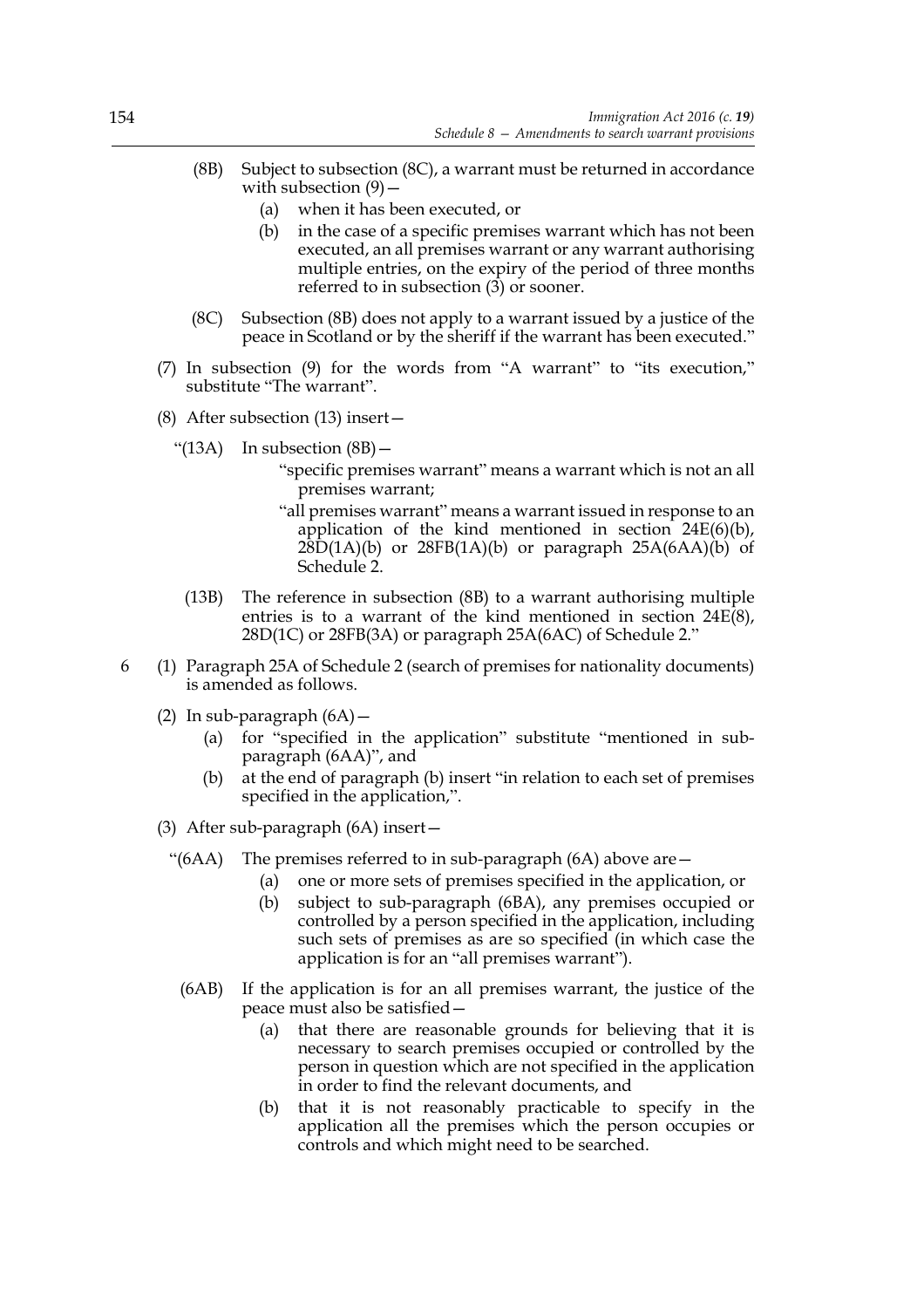(8B) Subject to subsection (8C), a warrant must be returned in accordance with subsection (9)—

(a) when it has been executed, or

(b) in the case of a specific premises warrant which has not been executed, an all premises warrant or any warrant authorising multiple entries, on the expiry of the period of three months referred to in subsection (3) or sooner.

(8C) Subsection (8B) does not apply to a warrant issued by a justice of the peace in Scotland or by the sheriff if the warrant has been executed."

(7) In subsection (9) for the words from "A warrant" to "its execution," substitute "The warrant".

(8) After subsection (13) insert—

"(13A) In subsection (8B)—

"specific premises warrant" means a warrant which is not an all premises warrant;

"all premises warrant" means a warrant issued in response to an application of the kind mentioned in section 24E(6)(b), 28D(1A)(b) or 28FB(1A)(b) or paragraph 25A(6AA)(b) of Schedule 2.

(13B) The reference in subsection (8B) to a warrant authorising multiple entries is to a warrant of the kind mentioned in section 24E(8), 28D(1C) or 28FB(3A) or paragraph 25A(6AC) of Schedule 2."

6 (1) Paragraph 25A of Schedule 2 (search of premises for nationality documents) is amended as follows.

(2) In sub-paragraph (6A)—

(a) for "specified in the application" substitute "mentioned in sub-paragraph (6AA)", and

(b) at the end of paragraph (b) insert "in relation to each set of premises specified in the application,".

(3) After sub-paragraph (6A) insert—

"(6AA) The premises referred to in sub-paragraph (6A) above are—

(a) one or more sets of premises specified in the application, or

(b) subject to sub-paragraph (6BA), any premises occupied or controlled by a person specified in the application, including such sets of premises as are so specified (in which case the application is for an "all premises warrant").

(6AB) If the application is for an all premises warrant, the justice of the peace must also be satisfied—

(a) that there are reasonable grounds for believing that it is necessary to search premises occupied or controlled by the person in question which are not specified in the application in order to find the relevant documents, and

(b) that it is not reasonably practicable to specify in the application all the premises which the person occupies or controls and which might need to be searched.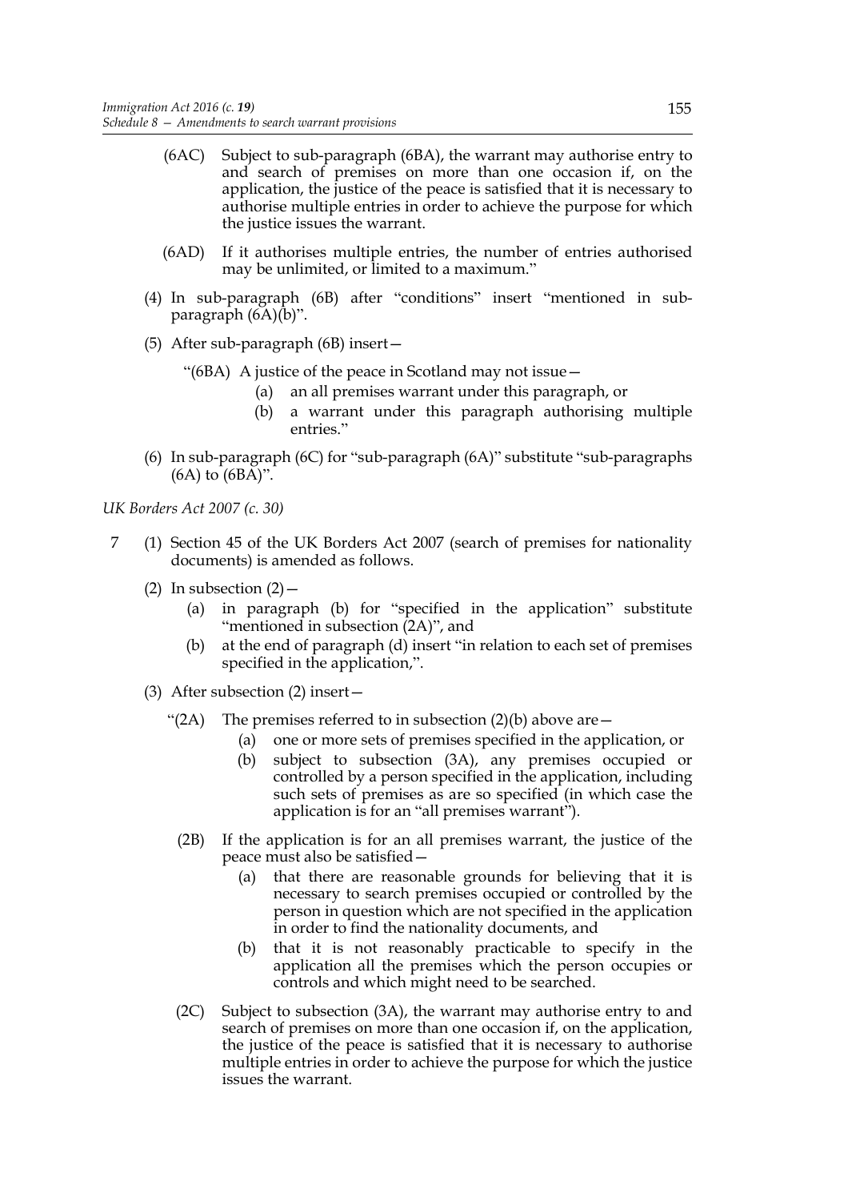(6AC) Subject to sub-paragraph (6BA), the warrant may authorise entry to and search of premises on more than one occasion if, on the application, the justice of the peace is satisfied that it is necessary to authorise multiple entries in order to achieve the purpose for which the justice issues the warrant.

(6AD) If it authorises multiple entries, the number of entries authorised may be unlimited, or limited to a maximum."

(4) In sub-paragraph (6B) after "conditions" insert "mentioned in sub-paragraph (6A)(b)".

(5) After sub-paragraph (6B) insert—

"(6BA) A justice of the peace in Scotland may not issue—

(a) an all premises warrant under this paragraph, or

(b) a warrant under this paragraph authorising multiple entries."

(6) In sub-paragraph (6C) for "sub-paragraph (6A)" substitute "sub-paragraphs (6A) to (6BA)".

*UK Borders Act 2007 (c. 30)*

7 (1) Section 45 of the UK Borders Act 2007 (search of premises for nationality documents) is amended as follows.

(2) In subsection (2)—

(a) in paragraph (b) for "specified in the application" substitute "mentioned in subsection (2A)", and

(b) at the end of paragraph (d) insert "in relation to each set of premises specified in the application,".

(3) After subsection (2) insert—

"(2A) The premises referred to in subsection (2)(b) above are—

(a) one or more sets of premises specified in the application, or

(b) subject to subsection (3A), any premises occupied or controlled by a person specified in the application, including such sets of premises as are so specified (in which case the application is for an "all premises warrant").

(2B) If the application is for an all premises warrant, the justice of the peace must also be satisfied—

(a) that there are reasonable grounds for believing that it is necessary to search premises occupied or controlled by the person in question which are not specified in the application in order to find the nationality documents, and

(b) that it is not reasonably practicable to specify in the application all the premises which the person occupies or controls and which might need to be searched.

(2C) Subject to subsection (3A), the warrant may authorise entry to and search of premises on more than one occasion if, on the application, the justice of the peace is satisfied that it is necessary to authorise multiple entries in order to achieve the purpose for which the justice issues the warrant.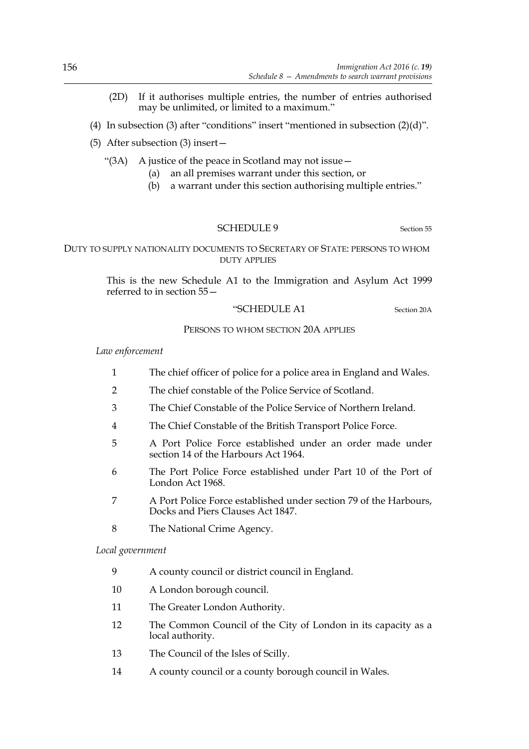(2D) If it authorises multiple entries, the number of entries authorised may be unlimited, or limited to a maximum."

(4) In subsection (3) after "conditions" insert "mentioned in subsection (2)(d)".

(5) After subsection (3) insert—

"(3A) A justice of the peace in Scotland may not issue—

(a) an all premises warrant under this section, or

(b) a warrant under this section authorising multiple entries."

## SCHEDULE 9

Section 55

### DUTY TO SUPPLY NATIONALITY DOCUMENTS TO SECRETARY OF STATE: PERSONS TO WHOM DUTY APPLIES

This is the new Schedule A1 to the Immigration and Asylum Act 1999 referred to in section 55—

"SCHEDULE A1

Section 20A

PERSONS TO WHOM SECTION 20A APPLIES

*Law enforcement*

1 The chief officer of police for a police area in England and Wales.

2 The chief constable of the Police Service of Scotland.

3 The Chief Constable of the Police Service of Northern Ireland.

4 The Chief Constable of the British Transport Police Force.

5 A Port Police Force established under an order made under section 14 of the Harbours Act 1964.

6 The Port Police Force established under Part 10 of the Port of London Act 1968.

7 A Port Police Force established under section 79 of the Harbours, Docks and Piers Clauses Act 1847.

8 The National Crime Agency.

*Local government*

9 A county council or district council in England.

10 A London borough council.

11 The Greater London Authority.

12 The Common Council of the City of London in its capacity as a local authority.

13 The Council of the Isles of Scilly.

14 A county council or a county borough council in Wales.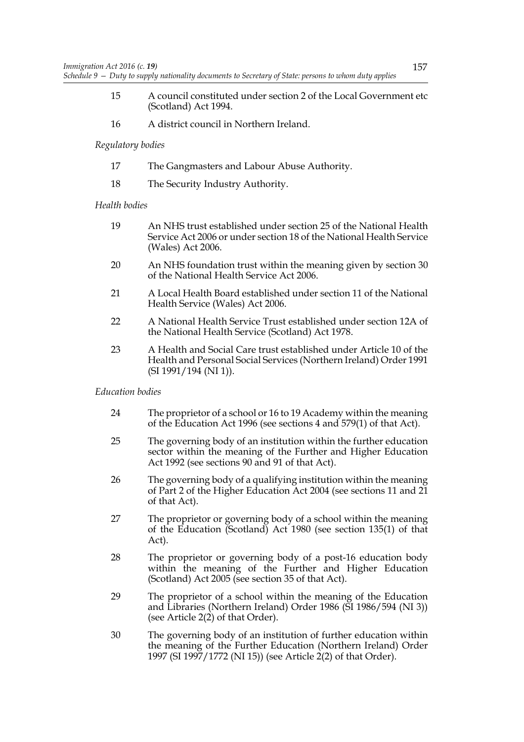15 A council constituted under section 2 of the Local Government etc (Scotland) Act 1994.

16 A district council in Northern Ireland.

*Regulatory bodies*

17 The Gangmasters and Labour Abuse Authority.

18 The Security Industry Authority.

*Health bodies*

19 An NHS trust established under section 25 of the National Health Service Act 2006 or under section 18 of the National Health Service (Wales) Act 2006.

20 An NHS foundation trust within the meaning given by section 30 of the National Health Service Act 2006.

21 A Local Health Board established under section 11 of the National Health Service (Wales) Act 2006.

22 A National Health Service Trust established under section 12A of the National Health Service (Scotland) Act 1978.

23 A Health and Social Care trust established under Article 10 of the Health and Personal Social Services (Northern Ireland) Order 1991 (SI 1991/194 (NI 1)).

*Education bodies*

24 The proprietor of a school or 16 to 19 Academy within the meaning of the Education Act 1996 (see sections 4 and 579(1) of that Act).

25 The governing body of an institution within the further education sector within the meaning of the Further and Higher Education Act 1992 (see sections 90 and 91 of that Act).

26 The governing body of a qualifying institution within the meaning of Part 2 of the Higher Education Act 2004 (see sections 11 and 21 of that Act).

27 The proprietor or governing body of a school within the meaning of the Education (Scotland) Act 1980 (see section 135(1) of that Act).

28 The proprietor or governing body of a post-16 education body within the meaning of the Further and Higher Education (Scotland) Act 2005 (see section 35 of that Act).

29 The proprietor of a school within the meaning of the Education and Libraries (Northern Ireland) Order 1986 (SI 1986/594 (NI 3)) (see Article 2(2) of that Order).

30 The governing body of an institution of further education within the meaning of the Further Education (Northern Ireland) Order 1997 (SI 1997/1772 (NI 15)) (see Article 2(2) of that Order).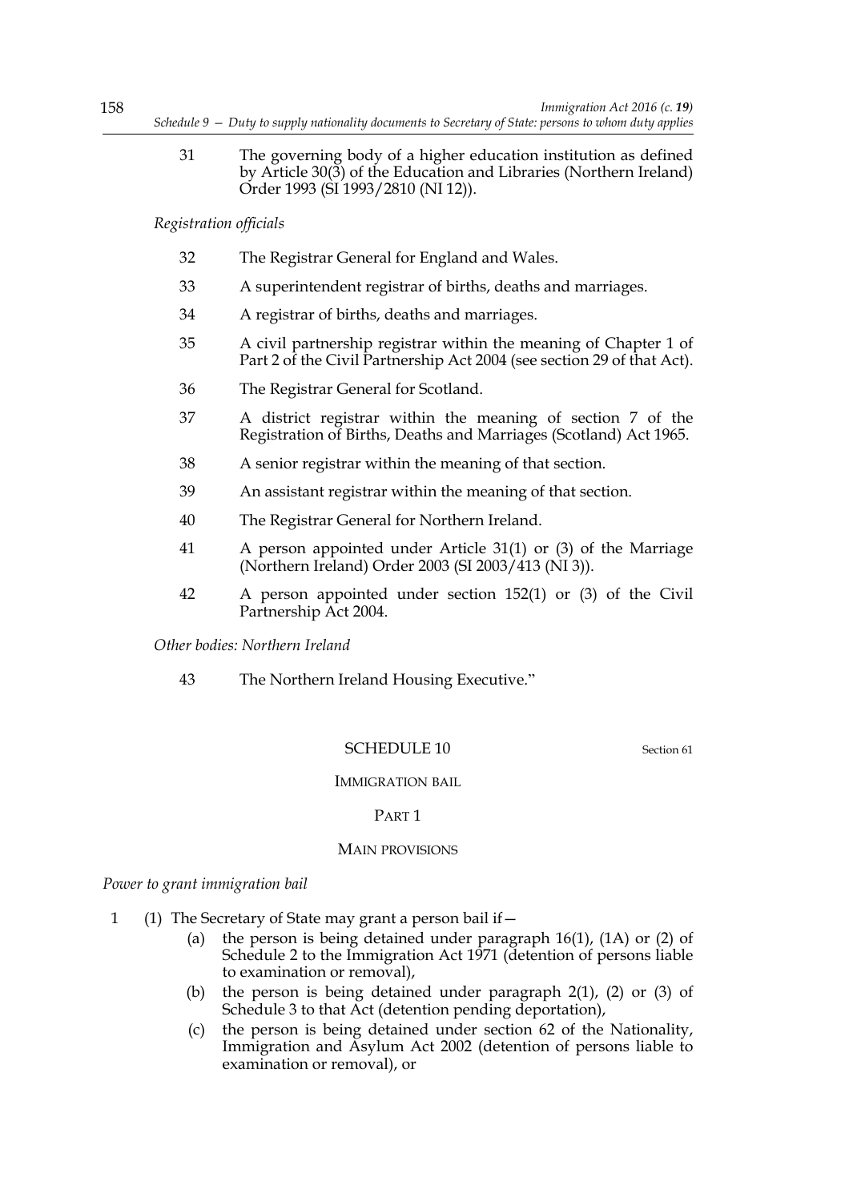31 The governing body of a higher education institution as defined by Article 30(3) of the Education and Libraries (Northern Ireland) Order 1993 (SI 1993/2810 (NI 12)).

*Registration officials*

32 The Registrar General for England and Wales.

33 A superintendent registrar of births, deaths and marriages.

34 A registrar of births, deaths and marriages.

35 A civil partnership registrar within the meaning of Chapter 1 of Part 2 of the Civil Partnership Act 2004 (see section 29 of that Act).

36 The Registrar General for Scotland.

37 A district registrar within the meaning of section 7 of the Registration of Births, Deaths and Marriages (Scotland) Act 1965.

38 A senior registrar within the meaning of that section.

39 An assistant registrar within the meaning of that section.

40 The Registrar General for Northern Ireland.

41 A person appointed under Article 31(1) or (3) of the Marriage (Northern Ireland) Order 2003 (SI 2003/413 (NI 3)).

42 A person appointed under section 152(1) or (3) of the Civil Partnership Act 2004.

*Other bodies: Northern Ireland*

43 The Northern Ireland Housing Executive."

## SCHEDULE 10

Section 61

### IMMIGRATION BAIL

### PART 1

### MAIN PROVISIONS

*Power to grant immigration bail*

1 (1) The Secretary of State may grant a person bail if—

(a) the person is being detained under paragraph 16(1), (1A) or (2) of Schedule 2 to the Immigration Act 1971 (detention of persons liable to examination or removal),

(b) the person is being detained under paragraph 2(1), (2) or (3) of Schedule 3 to that Act (detention pending deportation),

(c) the person is being detained under section 62 of the Nationality, Immigration and Asylum Act 2002 (detention of persons liable to examination or removal), or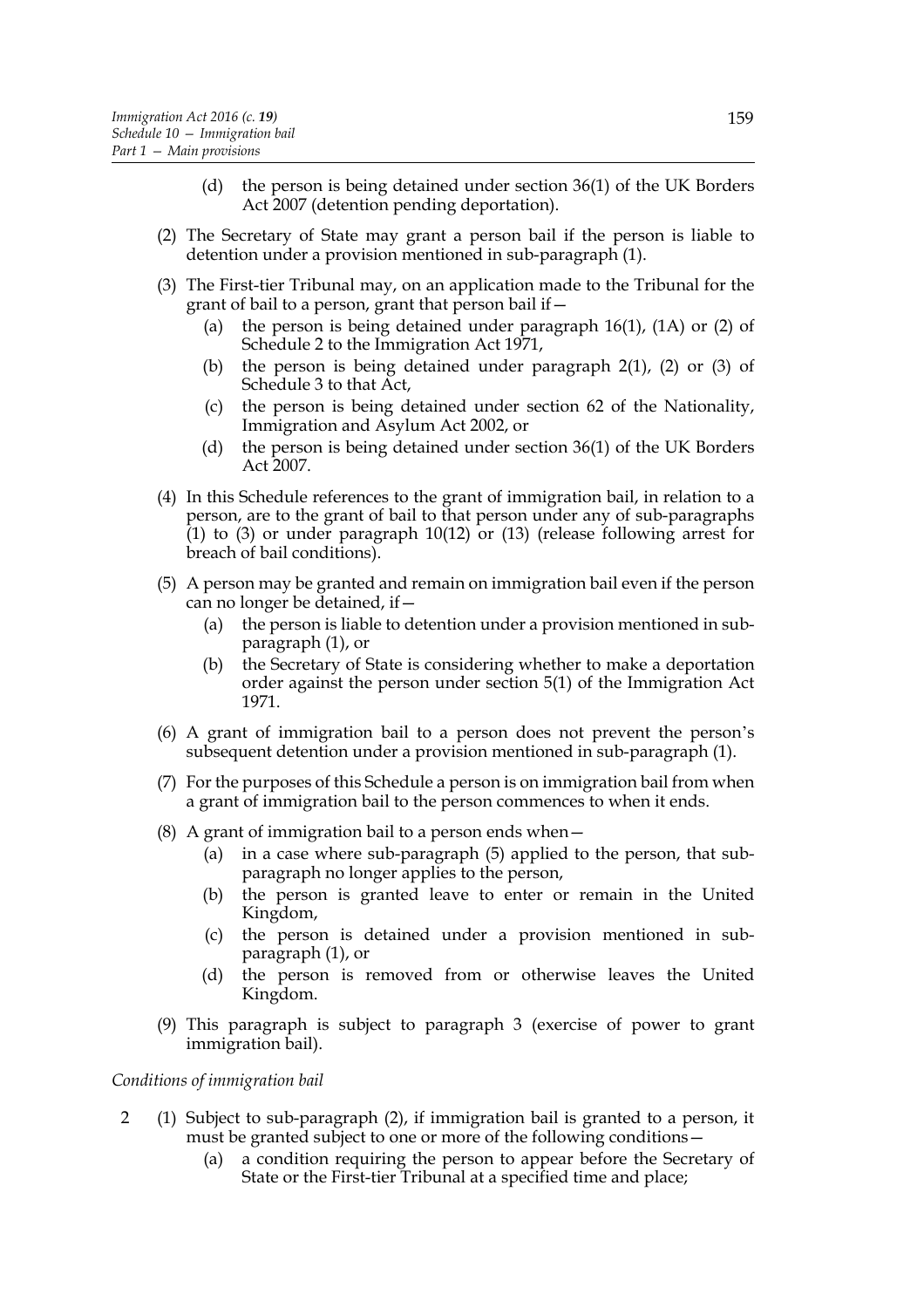(d) the person is being detained under section 36(1) of the UK Borders Act 2007 (detention pending deportation).

(2) The Secretary of State may grant a person bail if the person is liable to detention under a provision mentioned in sub-paragraph (1).

(3) The First-tier Tribunal may, on an application made to the Tribunal for the grant of bail to a person, grant that person bail if—

(a) the person is being detained under paragraph 16(1), (1A) or (2) of Schedule 2 to the Immigration Act 1971,

(b) the person is being detained under paragraph 2(1), (2) or (3) of Schedule 3 to that Act,

(c) the person is being detained under section 62 of the Nationality, Immigration and Asylum Act 2002, or

(d) the person is being detained under section 36(1) of the UK Borders Act 2007.

(4) In this Schedule references to the grant of immigration bail, in relation to a person, are to the grant of bail to that person under any of sub-paragraphs (1) to (3) or under paragraph 10(12) or (13) (release following arrest for breach of bail conditions).

(5) A person may be granted and remain on immigration bail even if the person can no longer be detained, if—

(a) the person is liable to detention under a provision mentioned in sub-paragraph (1), or

(b) the Secretary of State is considering whether to make a deportation order against the person under section 5(1) of the Immigration Act 1971.

(6) A grant of immigration bail to a person does not prevent the person's subsequent detention under a provision mentioned in sub-paragraph (1).

(7) For the purposes of this Schedule a person is on immigration bail from when a grant of immigration bail to the person commences to when it ends.

(8) A grant of immigration bail to a person ends when—

(a) in a case where sub-paragraph (5) applied to the person, that sub-paragraph no longer applies to the person,

(b) the person is granted leave to enter or remain in the United Kingdom,

(c) the person is detained under a provision mentioned in sub-paragraph (1), or

(d) the person is removed from or otherwise leaves the United Kingdom.

(9) This paragraph is subject to paragraph 3 (exercise of power to grant immigration bail).

*Conditions of immigration bail*

2 (1) Subject to sub-paragraph (2), if immigration bail is granted to a person, it must be granted subject to one or more of the following conditions—

(a) a condition requiring the person to appear before the Secretary of State or the First-tier Tribunal at a specified time and place;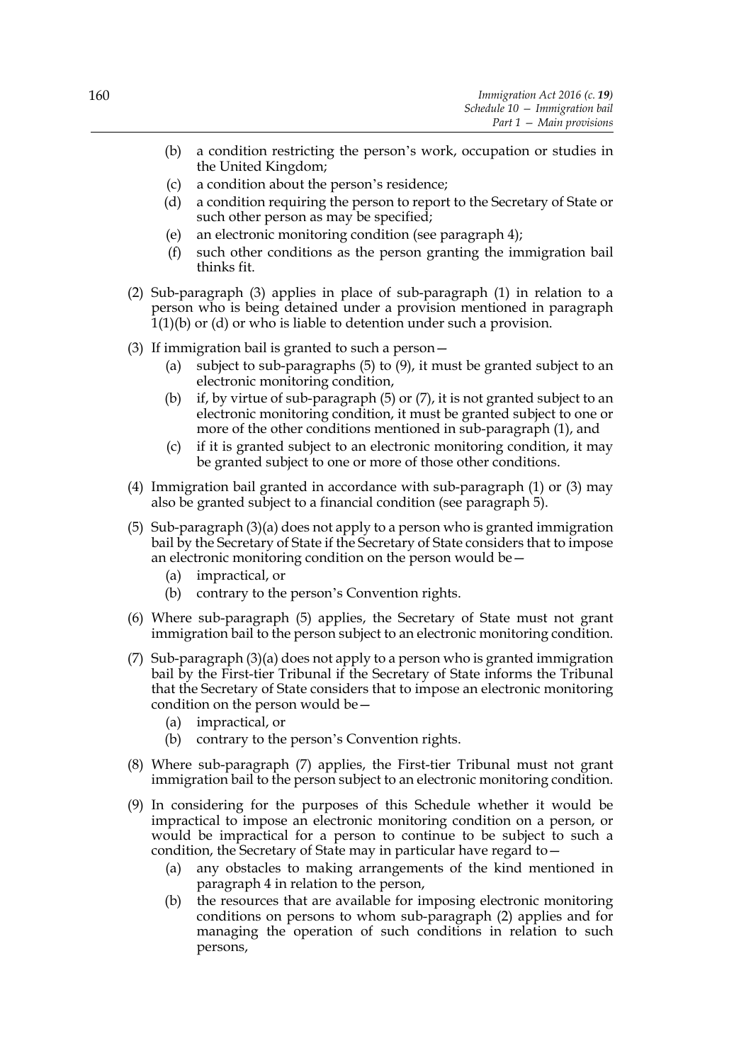- (b) a condition restricting the person's work, occupation or studies in the United Kingdom;
- (c) a condition about the person's residence;
- (d) a condition requiring the person to report to the Secretary of State or such other person as may be specified;
- (e) an electronic monitoring condition (see paragraph 4);
- (f) such other conditions as the person granting the immigration bail thinks fit.

(2) Sub-paragraph (3) applies in place of sub-paragraph (1) in relation to a person who is being detained under a provision mentioned in paragraph 1(1)(b) or (d) or who is liable to detention under such a provision.

(3) If immigration bail is granted to such a person—

- (a) subject to sub-paragraphs (5) to (9), it must be granted subject to an electronic monitoring condition,
- (b) if, by virtue of sub-paragraph (5) or (7), it is not granted subject to an electronic monitoring condition, it must be granted subject to one or more of the other conditions mentioned in sub-paragraph (1), and
- (c) if it is granted subject to an electronic monitoring condition, it may be granted subject to one or more of those other conditions.

(4) Immigration bail granted in accordance with sub-paragraph (1) or (3) may also be granted subject to a financial condition (see paragraph 5).

(5) Sub-paragraph (3)(a) does not apply to a person who is granted immigration bail by the Secretary of State if the Secretary of State considers that to impose an electronic monitoring condition on the person would be—

- (a) impractical, or
- (b) contrary to the person's Convention rights.

(6) Where sub-paragraph (5) applies, the Secretary of State must not grant immigration bail to the person subject to an electronic monitoring condition.

(7) Sub-paragraph (3)(a) does not apply to a person who is granted immigration bail by the First-tier Tribunal if the Secretary of State informs the Tribunal that the Secretary of State considers that to impose an electronic monitoring condition on the person would be—

- (a) impractical, or
- (b) contrary to the person's Convention rights.

(8) Where sub-paragraph (7) applies, the First-tier Tribunal must not grant immigration bail to the person subject to an electronic monitoring condition.

(9) In considering for the purposes of this Schedule whether it would be impractical to impose an electronic monitoring condition on a person, or would be impractical for a person to continue to be subject to such a condition, the Secretary of State may in particular have regard to—

- (a) any obstacles to making arrangements of the kind mentioned in paragraph 4 in relation to the person,
- (b) the resources that are available for imposing electronic monitoring conditions on persons to whom sub-paragraph (2) applies and for managing the operation of such conditions in relation to such persons,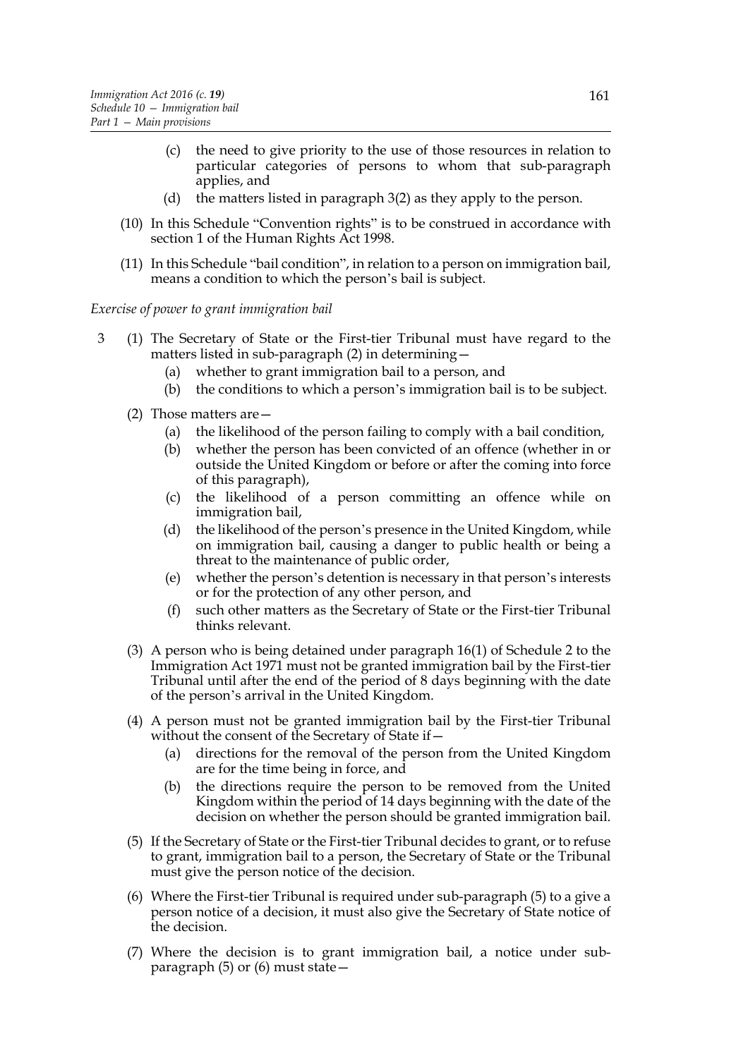- (c) the need to give priority to the use of those resources in relation to particular categories of persons to whom that sub-paragraph applies, and
- (d) the matters listed in paragraph 3(2) as they apply to the person.

(10) In this Schedule "Convention rights" is to be construed in accordance with section 1 of the Human Rights Act 1998.

(11) In this Schedule "bail condition", in relation to a person on immigration bail, means a condition to which the person's bail is subject.

*Exercise of power to grant immigration bail*

3 (1) The Secretary of State or the First-tier Tribunal must have regard to the matters listed in sub-paragraph (2) in determining—

- (a) whether to grant immigration bail to a person, and
- (b) the conditions to which a person's immigration bail is to be subject.

(2) Those matters are—

- (a) the likelihood of the person failing to comply with a bail condition,
- (b) whether the person has been convicted of an offence (whether in or outside the United Kingdom or before or after the coming into force of this paragraph),
- (c) the likelihood of a person committing an offence while on immigration bail,
- (d) the likelihood of the person's presence in the United Kingdom, while on immigration bail, causing a danger to public health or being a threat to the maintenance of public order,
- (e) whether the person's detention is necessary in that person's interests or for the protection of any other person, and
- (f) such other matters as the Secretary of State or the First-tier Tribunal thinks relevant.

(3) A person who is being detained under paragraph 16(1) of Schedule 2 to the Immigration Act 1971 must not be granted immigration bail by the First-tier Tribunal until after the end of the period of 8 days beginning with the date of the person's arrival in the United Kingdom.

(4) A person must not be granted immigration bail by the First-tier Tribunal without the consent of the Secretary of State if—

- (a) directions for the removal of the person from the United Kingdom are for the time being in force, and
- (b) the directions require the person to be removed from the United Kingdom within the period of 14 days beginning with the date of the decision on whether the person should be granted immigration bail.

(5) If the Secretary of State or the First-tier Tribunal decides to grant, or to refuse to grant, immigration bail to a person, the Secretary of State or the Tribunal must give the person notice of the decision.

(6) Where the First-tier Tribunal is required under sub-paragraph (5) to a give a person notice of a decision, it must also give the Secretary of State notice of the decision.

(7) Where the decision is to grant immigration bail, a notice under sub-paragraph (5) or (6) must state—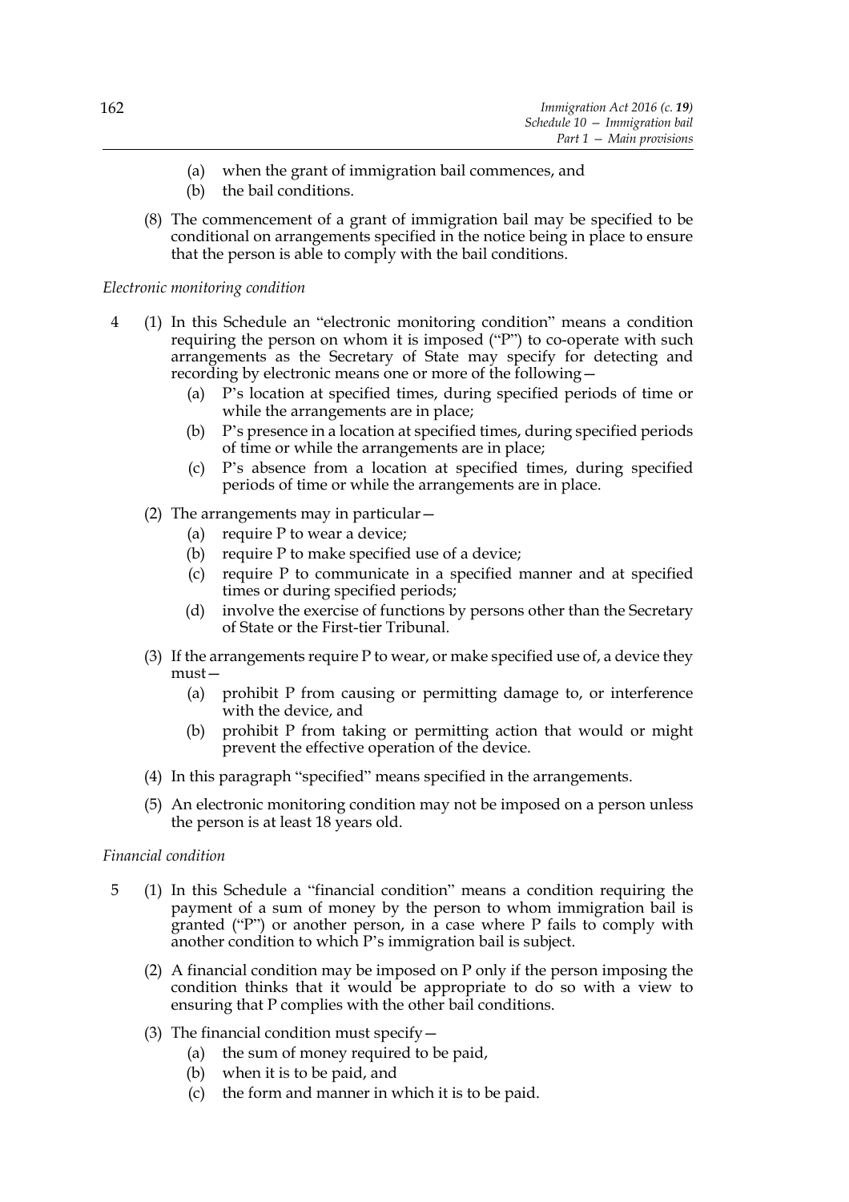(a) when the grant of immigration bail commences, and

(b) the bail conditions.

(8) The commencement of a grant of immigration bail may be specified to be conditional on arrangements specified in the notice being in place to ensure that the person is able to comply with the bail conditions.

*Electronic monitoring condition*

4 (1) In this Schedule an "electronic monitoring condition" means a condition requiring the person on whom it is imposed ("P") to co-operate with such arrangements as the Secretary of State may specify for detecting and recording by electronic means one or more of the following—

(a) P's location at specified times, during specified periods of time or while the arrangements are in place;

(b) P's presence in a location at specified times, during specified periods of time or while the arrangements are in place;

(c) P's absence from a location at specified times, during specified periods of time or while the arrangements are in place.

(2) The arrangements may in particular—

(a) require P to wear a device;

(b) require P to make specified use of a device;

(c) require P to communicate in a specified manner and at specified times or during specified periods;

(d) involve the exercise of functions by persons other than the Secretary of State or the First-tier Tribunal.

(3) If the arrangements require P to wear, or make specified use of, a device they must—

(a) prohibit P from causing or permitting damage to, or interference with the device, and

(b) prohibit P from taking or permitting action that would or might prevent the effective operation of the device.

(4) In this paragraph "specified" means specified in the arrangements.

(5) An electronic monitoring condition may not be imposed on a person unless the person is at least 18 years old.

*Financial condition*

5 (1) In this Schedule a "financial condition" means a condition requiring the payment of a sum of money by the person to whom immigration bail is granted ("P") or another person, in a case where P fails to comply with another condition to which P's immigration bail is subject.

(2) A financial condition may be imposed on P only if the person imposing the condition thinks that it would be appropriate to do so with a view to ensuring that P complies with the other bail conditions.

(3) The financial condition must specify—

(a) the sum of money required to be paid,

(b) when it is to be paid, and

(c) the form and manner in which it is to be paid.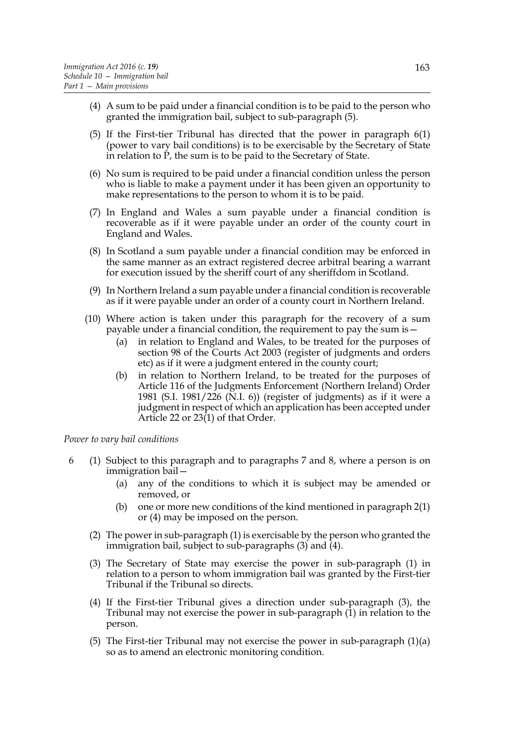(4) A sum to be paid under a financial condition is to be paid to the person who granted the immigration bail, subject to sub-paragraph (5).

(5) If the First-tier Tribunal has directed that the power in paragraph 6(1) (power to vary bail conditions) is to be exercisable by the Secretary of State in relation to P, the sum is to be paid to the Secretary of State.

(6) No sum is required to be paid under a financial condition unless the person who is liable to make a payment under it has been given an opportunity to make representations to the person to whom it is to be paid.

(7) In England and Wales a sum payable under a financial condition is recoverable as if it were payable under an order of the county court in England and Wales.

(8) In Scotland a sum payable under a financial condition may be enforced in the same manner as an extract registered decree arbitral bearing a warrant for execution issued by the sheriff court of any sheriffdom in Scotland.

(9) In Northern Ireland a sum payable under a financial condition is recoverable as if it were payable under an order of a county court in Northern Ireland.

(10) Where action is taken under this paragraph for the recovery of a sum payable under a financial condition, the requirement to pay the sum is—

- (a) in relation to England and Wales, to be treated for the purposes of section 98 of the Courts Act 2003 (register of judgments and orders etc) as if it were a judgment entered in the county court;
- (b) in relation to Northern Ireland, to be treated for the purposes of Article 116 of the Judgments Enforcement (Northern Ireland) Order 1981 (S.I. 1981/226 (N.I. 6)) (register of judgments) as if it were a judgment in respect of which an application has been accepted under Article 22 or 23(1) of that Order.

*Power to vary bail conditions*

6 (1) Subject to this paragraph and to paragraphs 7 and 8, where a person is on immigration bail—

- (a) any of the conditions to which it is subject may be amended or removed, or
- (b) one or more new conditions of the kind mentioned in paragraph 2(1) or (4) may be imposed on the person.

(2) The power in sub-paragraph (1) is exercisable by the person who granted the immigration bail, subject to sub-paragraphs (3) and (4).

(3) The Secretary of State may exercise the power in sub-paragraph (1) in relation to a person to whom immigration bail was granted by the First-tier Tribunal if the Tribunal so directs.

(4) If the First-tier Tribunal gives a direction under sub-paragraph (3), the Tribunal may not exercise the power in sub-paragraph (1) in relation to the person.

(5) The First-tier Tribunal may not exercise the power in sub-paragraph (1)(a) so as to amend an electronic monitoring condition.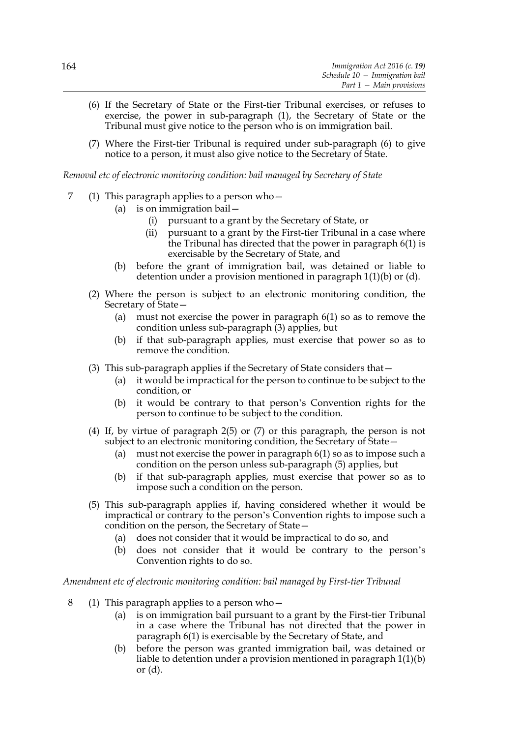(6) If the Secretary of State or the First-tier Tribunal exercises, or refuses to exercise, the power in sub-paragraph (1), the Secretary of State or the Tribunal must give notice to the person who is on immigration bail.

(7) Where the First-tier Tribunal is required under sub-paragraph (6) to give notice to a person, it must also give notice to the Secretary of State.

*Removal etc of electronic monitoring condition: bail managed by Secretary of State*

7 (1) This paragraph applies to a person who—

(a) is on immigration bail—

(i) pursuant to a grant by the Secretary of State, or

(ii) pursuant to a grant by the First-tier Tribunal in a case where the Tribunal has directed that the power in paragraph 6(1) is exercisable by the Secretary of State, and

(b) before the grant of immigration bail, was detained or liable to detention under a provision mentioned in paragraph 1(1)(b) or (d).

(2) Where the person is subject to an electronic monitoring condition, the Secretary of State—

(a) must not exercise the power in paragraph 6(1) so as to remove the condition unless sub-paragraph (3) applies, but

(b) if that sub-paragraph applies, must exercise that power so as to remove the condition.

(3) This sub-paragraph applies if the Secretary of State considers that—

(a) it would be impractical for the person to continue to be subject to the condition, or

(b) it would be contrary to that person's Convention rights for the person to continue to be subject to the condition.

(4) If, by virtue of paragraph 2(5) or (7) or this paragraph, the person is not subject to an electronic monitoring condition, the Secretary of State—

(a) must not exercise the power in paragraph 6(1) so as to impose such a condition on the person unless sub-paragraph (5) applies, but

(b) if that sub-paragraph applies, must exercise that power so as to impose such a condition on the person.

(5) This sub-paragraph applies if, having considered whether it would be impractical or contrary to the person's Convention rights to impose such a condition on the person, the Secretary of State—

(a) does not consider that it would be impractical to do so, and

(b) does not consider that it would be contrary to the person's Convention rights to do so.

*Amendment etc of electronic monitoring condition: bail managed by First-tier Tribunal*

8 (1) This paragraph applies to a person who—

(a) is on immigration bail pursuant to a grant by the First-tier Tribunal in a case where the Tribunal has not directed that the power in paragraph 6(1) is exercisable by the Secretary of State, and

(b) before the person was granted immigration bail, was detained or liable to detention under a provision mentioned in paragraph 1(1)(b) or (d).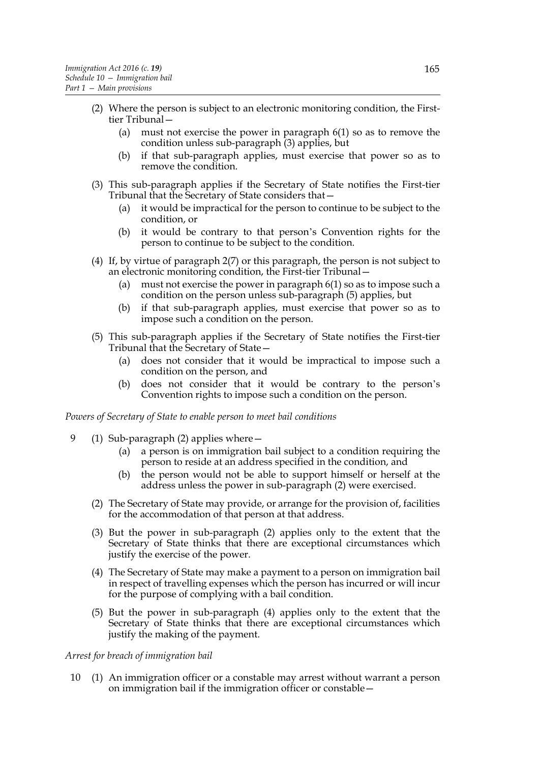(2) Where the person is subject to an electronic monitoring condition, the First-tier Tribunal—

(a) must not exercise the power in paragraph 6(1) so as to remove the condition unless sub-paragraph (3) applies, but

(b) if that sub-paragraph applies, must exercise that power so as to remove the condition.

(3) This sub-paragraph applies if the Secretary of State notifies the First-tier Tribunal that the Secretary of State considers that—

(a) it would be impractical for the person to continue to be subject to the condition, or

(b) it would be contrary to that person's Convention rights for the person to continue to be subject to the condition.

(4) If, by virtue of paragraph 2(7) or this paragraph, the person is not subject to an electronic monitoring condition, the First-tier Tribunal—

(a) must not exercise the power in paragraph 6(1) so as to impose such a condition on the person unless sub-paragraph (5) applies, but

(b) if that sub-paragraph applies, must exercise that power so as to impose such a condition on the person.

(5) This sub-paragraph applies if the Secretary of State notifies the First-tier Tribunal that the Secretary of State—

(a) does not consider that it would be impractical to impose such a condition on the person, and

(b) does not consider that it would be contrary to the person's Convention rights to impose such a condition on the person.

*Powers of Secretary of State to enable person to meet bail conditions*

9 (1) Sub-paragraph (2) applies where—

(a) a person is on immigration bail subject to a condition requiring the person to reside at an address specified in the condition, and

(b) the person would not be able to support himself or herself at the address unless the power in sub-paragraph (2) were exercised.

(2) The Secretary of State may provide, or arrange for the provision of, facilities for the accommodation of that person at that address.

(3) But the power in sub-paragraph (2) applies only to the extent that the Secretary of State thinks that there are exceptional circumstances which justify the exercise of the power.

(4) The Secretary of State may make a payment to a person on immigration bail in respect of travelling expenses which the person has incurred or will incur for the purpose of complying with a bail condition.

(5) But the power in sub-paragraph (4) applies only to the extent that the Secretary of State thinks that there are exceptional circumstances which justify the making of the payment.

*Arrest for breach of immigration bail*

10 (1) An immigration officer or a constable may arrest without warrant a person on immigration bail if the immigration officer or constable—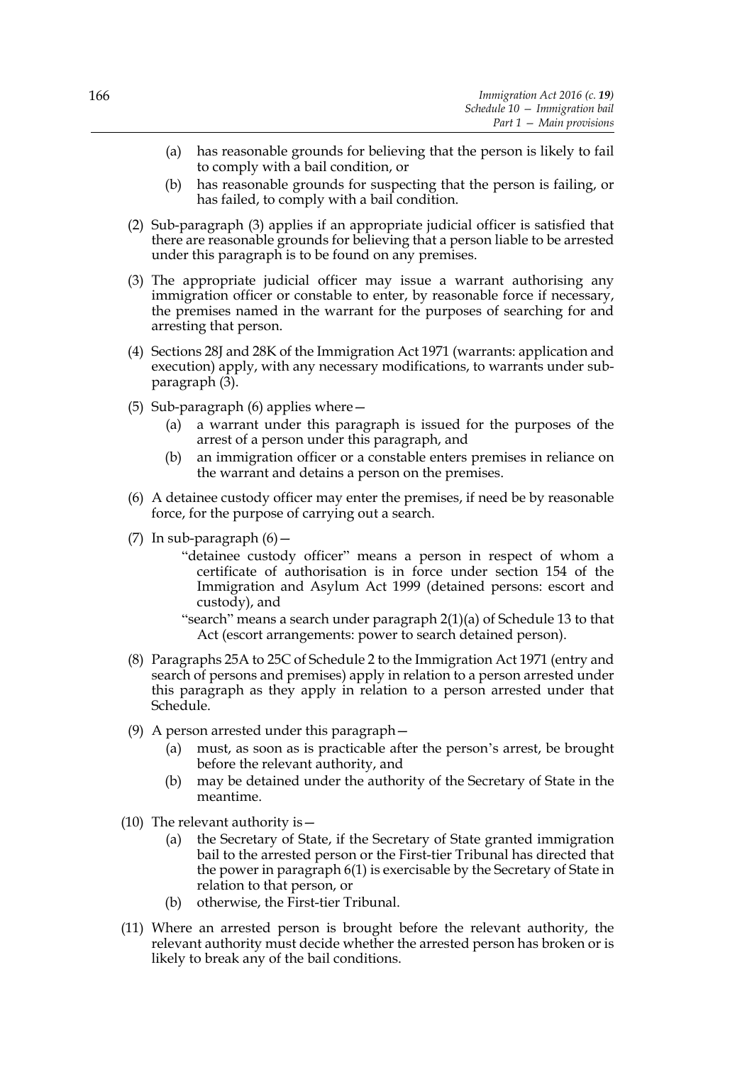(a) has reasonable grounds for believing that the person is likely to fail to comply with a bail condition, or

(b) has reasonable grounds for suspecting that the person is failing, or has failed, to comply with a bail condition.

(2) Sub-paragraph (3) applies if an appropriate judicial officer is satisfied that there are reasonable grounds for believing that a person liable to be arrested under this paragraph is to be found on any premises.

(3) The appropriate judicial officer may issue a warrant authorising any immigration officer or constable to enter, by reasonable force if necessary, the premises named in the warrant for the purposes of searching for and arresting that person.

(4) Sections 28J and 28K of the Immigration Act 1971 (warrants: application and execution) apply, with any necessary modifications, to warrants under sub-paragraph (3).

(5) Sub-paragraph (6) applies where—

(a) a warrant under this paragraph is issued for the purposes of the arrest of a person under this paragraph, and

(b) an immigration officer or a constable enters premises in reliance on the warrant and detains a person on the premises.

(6) A detainee custody officer may enter the premises, if need be by reasonable force, for the purpose of carrying out a search.

(7) In sub-paragraph (6)—

"detainee custody officer" means a person in respect of whom a certificate of authorisation is in force under section 154 of the Immigration and Asylum Act 1999 (detained persons: escort and custody), and

"search" means a search under paragraph 2(1)(a) of Schedule 13 to that Act (escort arrangements: power to search detained person).

(8) Paragraphs 25A to 25C of Schedule 2 to the Immigration Act 1971 (entry and search of persons and premises) apply in relation to a person arrested under this paragraph as they apply in relation to a person arrested under that Schedule.

(9) A person arrested under this paragraph—

(a) must, as soon as is practicable after the person's arrest, be brought before the relevant authority, and

(b) may be detained under the authority of the Secretary of State in the meantime.

(10) The relevant authority is—

(a) the Secretary of State, if the Secretary of State granted immigration bail to the arrested person or the First-tier Tribunal has directed that the power in paragraph 6(1) is exercisable by the Secretary of State in relation to that person, or

(b) otherwise, the First-tier Tribunal.

(11) Where an arrested person is brought before the relevant authority, the relevant authority must decide whether the arrested person has broken or is likely to break any of the bail conditions.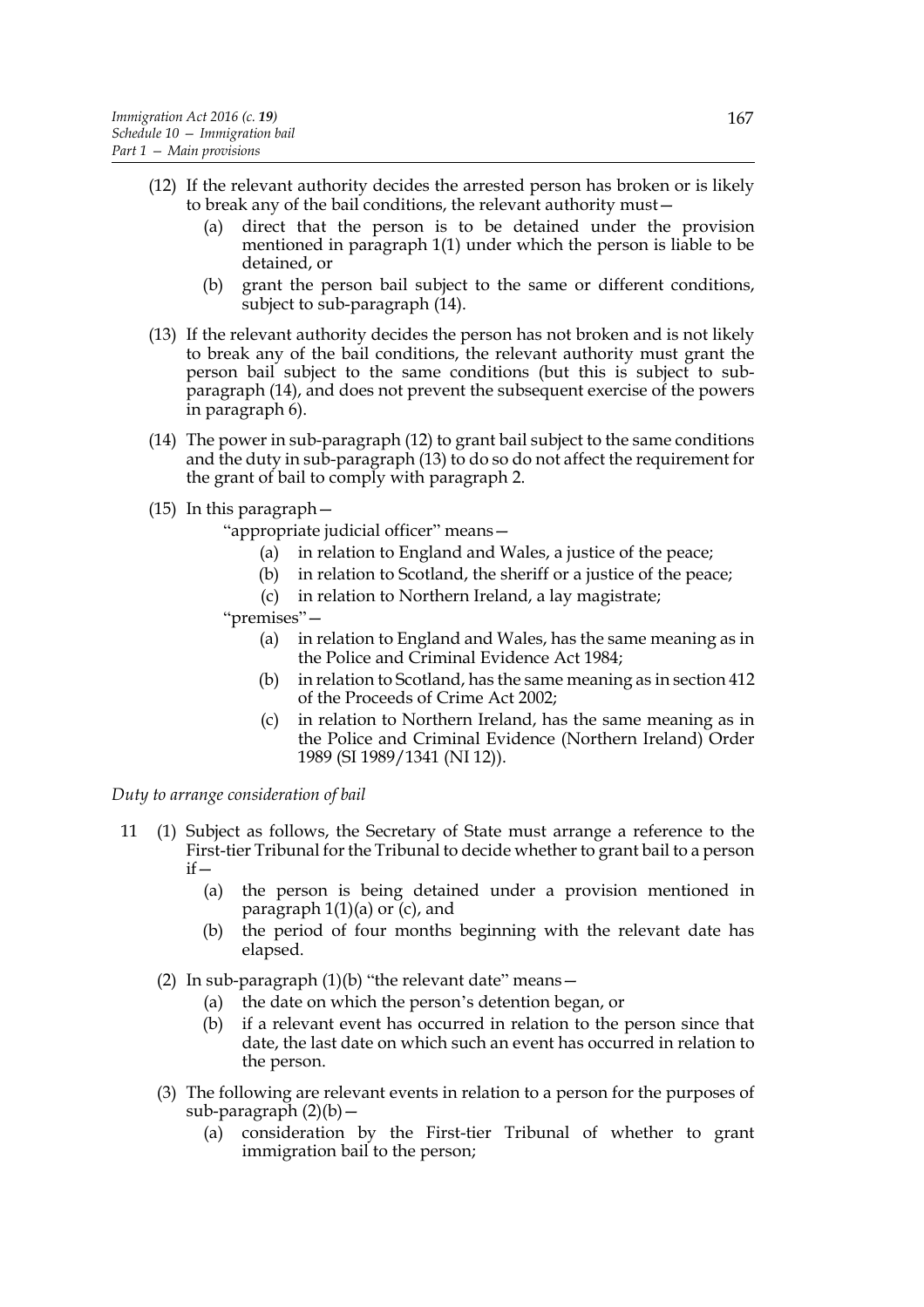(12) If the relevant authority decides the arrested person has broken or is likely to break any of the bail conditions, the relevant authority must—

   (a) direct that the person is to be detained under the provision mentioned in paragraph 1(1) under which the person is liable to be detained, or

   (b) grant the person bail subject to the same or different conditions, subject to sub-paragraph (14).

(13) If the relevant authority decides the person has not broken and is not likely to break any of the bail conditions, the relevant authority must grant the person bail subject to the same conditions (but this is subject to sub-paragraph (14), and does not prevent the subsequent exercise of the powers in paragraph 6).

(14) The power in sub-paragraph (12) to grant bail subject to the same conditions and the duty in sub-paragraph (13) to do so do not affect the requirement for the grant of bail to comply with paragraph 2.

(15) In this paragraph—

"appropriate judicial officer" means—

   (a) in relation to England and Wales, a justice of the peace;

   (b) in relation to Scotland, the sheriff or a justice of the peace;

   (c) in relation to Northern Ireland, a lay magistrate;

"premises"—

   (a) in relation to England and Wales, has the same meaning as in the Police and Criminal Evidence Act 1984;

   (b) in relation to Scotland, has the same meaning as in section 412 of the Proceeds of Crime Act 2002;

   (c) in relation to Northern Ireland, has the same meaning as in the Police and Criminal Evidence (Northern Ireland) Order 1989 (SI 1989/1341 (NI 12)).

*Duty to arrange consideration of bail*

11 (1) Subject as follows, the Secretary of State must arrange a reference to the First-tier Tribunal for the Tribunal to decide whether to grant bail to a person if—

   (a) the person is being detained under a provision mentioned in paragraph 1(1)(a) or (c), and

   (b) the period of four months beginning with the relevant date has elapsed.

(2) In sub-paragraph (1)(b) "the relevant date" means—

   (a) the date on which the person's detention began, or

   (b) if a relevant event has occurred in relation to the person since that date, the last date on which such an event has occurred in relation to the person.

(3) The following are relevant events in relation to a person for the purposes of sub-paragraph (2)(b)—

   (a) consideration by the First-tier Tribunal of whether to grant immigration bail to the person;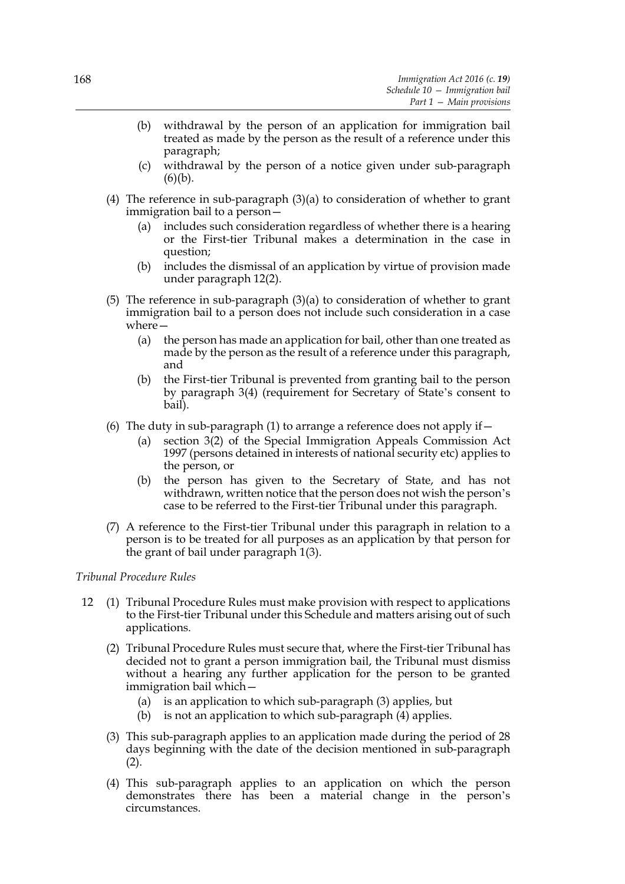(b) withdrawal by the person of an application for immigration bail treated as made by the person as the result of a reference under this paragraph;

(c) withdrawal by the person of a notice given under sub-paragraph (6)(b).

(4) The reference in sub-paragraph (3)(a) to consideration of whether to grant immigration bail to a person—

(a) includes such consideration regardless of whether there is a hearing or the First-tier Tribunal makes a determination in the case in question;

(b) includes the dismissal of an application by virtue of provision made under paragraph 12(2).

(5) The reference in sub-paragraph (3)(a) to consideration of whether to grant immigration bail to a person does not include such consideration in a case where—

(a) the person has made an application for bail, other than one treated as made by the person as the result of a reference under this paragraph, and

(b) the First-tier Tribunal is prevented from granting bail to the person by paragraph 3(4) (requirement for Secretary of State's consent to bail).

(6) The duty in sub-paragraph (1) to arrange a reference does not apply if—

(a) section 3(2) of the Special Immigration Appeals Commission Act 1997 (persons detained in interests of national security etc) applies to the person, or

(b) the person has given to the Secretary of State, and has not withdrawn, written notice that the person does not wish the person's case to be referred to the First-tier Tribunal under this paragraph.

(7) A reference to the First-tier Tribunal under this paragraph in relation to a person is to be treated for all purposes as an application by that person for the grant of bail under paragraph 1(3).

*Tribunal Procedure Rules*

12 (1) Tribunal Procedure Rules must make provision with respect to applications to the First-tier Tribunal under this Schedule and matters arising out of such applications.

(2) Tribunal Procedure Rules must secure that, where the First-tier Tribunal has decided not to grant a person immigration bail, the Tribunal must dismiss without a hearing any further application for the person to be granted immigration bail which—

(a) is an application to which sub-paragraph (3) applies, but

(b) is not an application to which sub-paragraph (4) applies.

(3) This sub-paragraph applies to an application made during the period of 28 days beginning with the date of the decision mentioned in sub-paragraph (2).

(4) This sub-paragraph applies to an application on which the person demonstrates there has been a material change in the person's circumstances.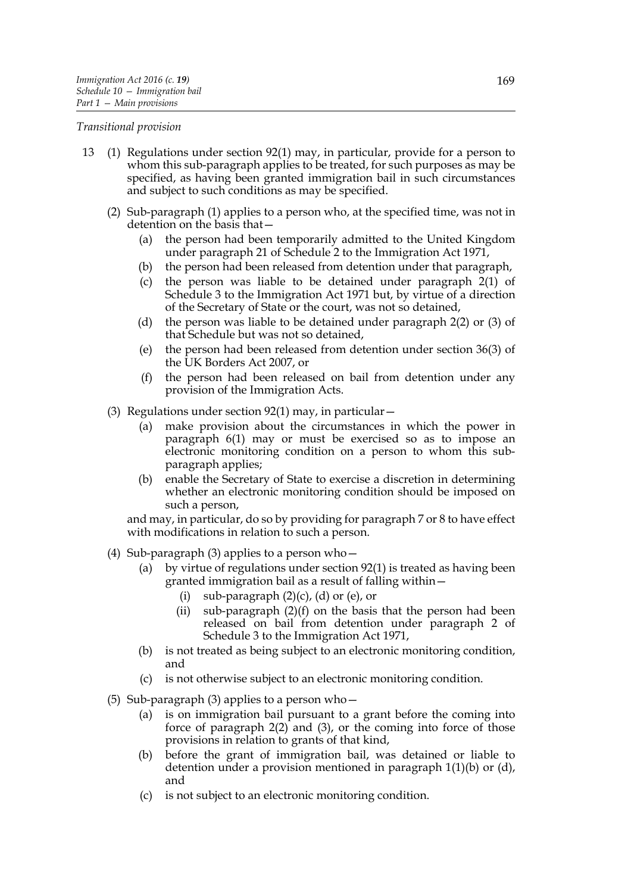*Transitional provision*

13 (1) Regulations under section 92(1) may, in particular, provide for a person to whom this sub-paragraph applies to be treated, for such purposes as may be specified, as having been granted immigration bail in such circumstances and subject to such conditions as may be specified.

(2) Sub-paragraph (1) applies to a person who, at the specified time, was not in detention on the basis that—

- (a) the person had been temporarily admitted to the United Kingdom under paragraph 21 of Schedule 2 to the Immigration Act 1971,
- (b) the person had been released from detention under that paragraph,
- (c) the person was liable to be detained under paragraph 2(1) of Schedule 3 to the Immigration Act 1971 but, by virtue of a direction of the Secretary of State or the court, was not so detained,
- (d) the person was liable to be detained under paragraph 2(2) or (3) of that Schedule but was not so detained,
- (e) the person had been released from detention under section 36(3) of the UK Borders Act 2007, or
- (f) the person had been released on bail from detention under any provision of the Immigration Acts.

(3) Regulations under section 92(1) may, in particular—

- (a) make provision about the circumstances in which the power in paragraph 6(1) may or must be exercised so as to impose an electronic monitoring condition on a person to whom this sub-paragraph applies;
- (b) enable the Secretary of State to exercise a discretion in determining whether an electronic monitoring condition should be imposed on such a person,

and may, in particular, do so by providing for paragraph 7 or 8 to have effect with modifications in relation to such a person.

(4) Sub-paragraph (3) applies to a person who—

- (a) by virtue of regulations under section 92(1) is treated as having been granted immigration bail as a result of falling within—
  - (i) sub-paragraph (2)(c), (d) or (e), or
  - (ii) sub-paragraph (2)(f) on the basis that the person had been released on bail from detention under paragraph 2 of Schedule 3 to the Immigration Act 1971,
- (b) is not treated as being subject to an electronic monitoring condition, and
- (c) is not otherwise subject to an electronic monitoring condition.

(5) Sub-paragraph (3) applies to a person who—

- (a) is on immigration bail pursuant to a grant before the coming into force of paragraph 2(2) and (3), or the coming into force of those provisions in relation to grants of that kind,
- (b) before the grant of immigration bail, was detained or liable to detention under a provision mentioned in paragraph 1(1)(b) or (d), and
- (c) is not subject to an electronic monitoring condition.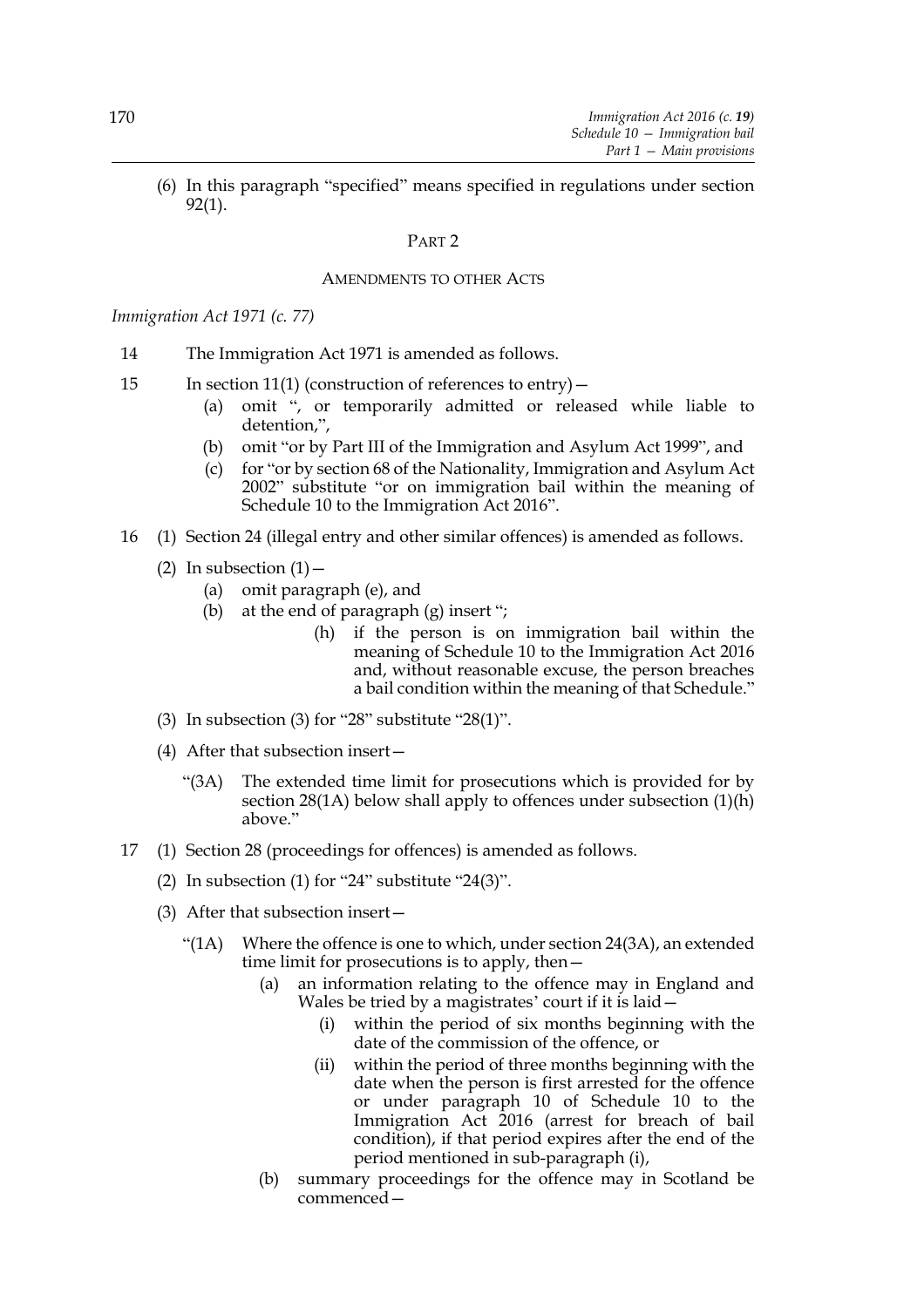(6) In this paragraph "specified" means specified in regulations under section 92(1).

## PART 2

### AMENDMENTS TO OTHER ACTS

*Immigration Act 1971 (c. 77)*

14 The Immigration Act 1971 is amended as follows.

15 In section 11(1) (construction of references to entry)—

- (a) omit ", or temporarily admitted or released while liable to detention,",
- (b) omit "or by Part III of the Immigration and Asylum Act 1999", and
- (c) for "or by section 68 of the Nationality, Immigration and Asylum Act 2002" substitute "or on immigration bail within the meaning of Schedule 10 to the Immigration Act 2016".

16 (1) Section 24 (illegal entry and other similar offences) is amended as follows.

(2) In subsection (1)—

- (a) omit paragraph (e), and
- (b) at the end of paragraph (g) insert ";
  - (h) if the person is on immigration bail within the meaning of Schedule 10 to the Immigration Act 2016 and, without reasonable excuse, the person breaches a bail condition within the meaning of that Schedule."

(3) In subsection (3) for "28" substitute "28(1)".

(4) After that subsection insert—

"(3A) The extended time limit for prosecutions which is provided for by section 28(1A) below shall apply to offences under subsection (1)(h) above."

17 (1) Section 28 (proceedings for offences) is amended as follows.

(2) In subsection (1) for "24" substitute "24(3)".

(3) After that subsection insert—

"(1A) Where the offence is one to which, under section 24(3A), an extended time limit for prosecutions is to apply, then—

- (a) an information relating to the offence may in England and Wales be tried by a magistrates' court if it is laid—
  - (i) within the period of six months beginning with the date of the commission of the offence, or
  - (ii) within the period of three months beginning with the date when the person is first arrested for the offence or under paragraph 10 of Schedule 10 to the Immigration Act 2016 (arrest for breach of bail condition), if that period expires after the end of the period mentioned in sub-paragraph (i),
- (b) summary proceedings for the offence may in Scotland be commenced—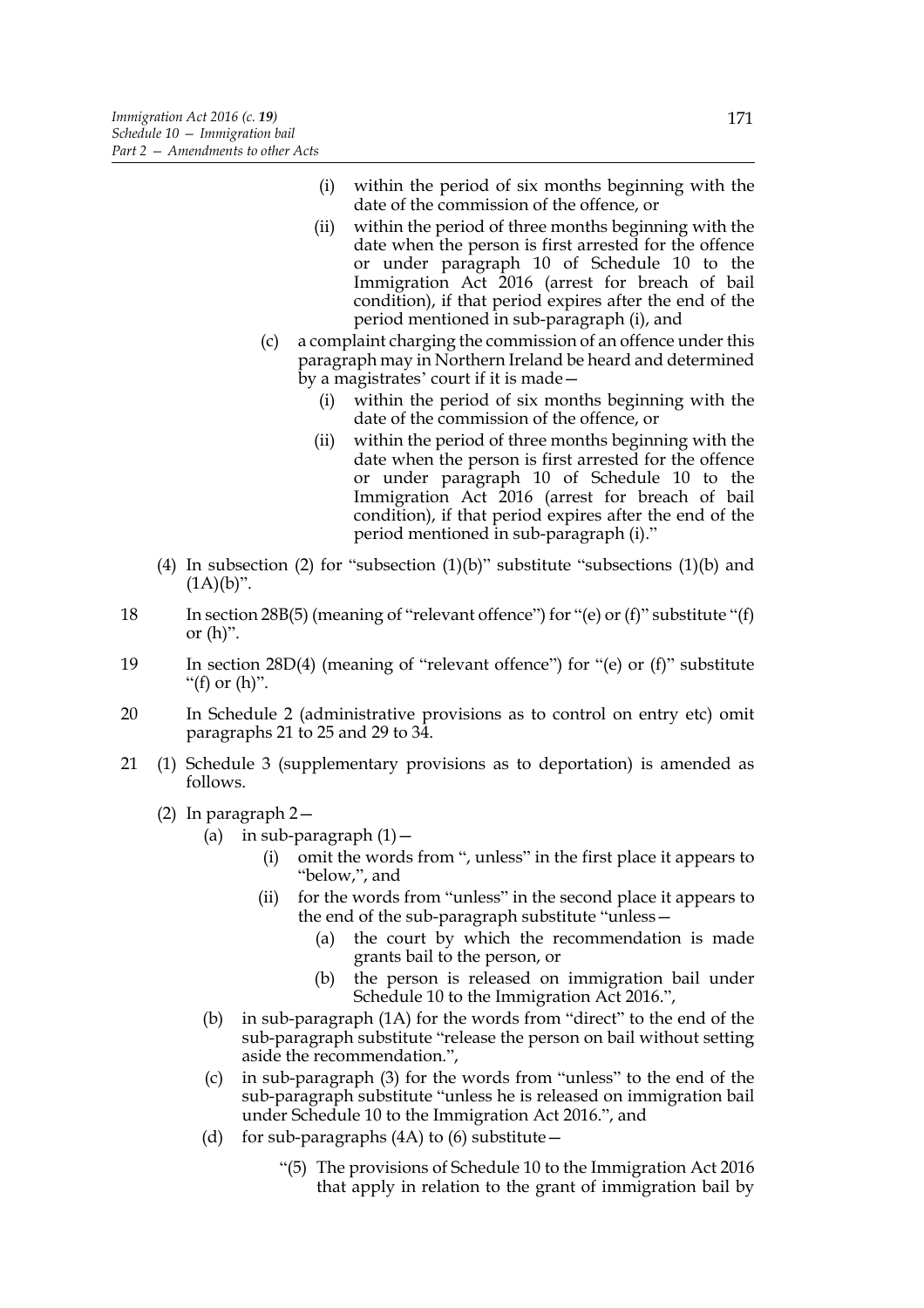(i) within the period of six months beginning with the date of the commission of the offence, or

(ii) within the period of three months beginning with the date when the person is first arrested for the offence or under paragraph 10 of Schedule 10 to the Immigration Act 2016 (arrest for breach of bail condition), if that period expires after the end of the period mentioned in sub-paragraph (i), and

(c) a complaint charging the commission of an offence under this paragraph may in Northern Ireland be heard and determined by a magistrates' court if it is made—

(i) within the period of six months beginning with the date of the commission of the offence, or

(ii) within the period of three months beginning with the date when the person is first arrested for the offence or under paragraph 10 of Schedule 10 to the Immigration Act 2016 (arrest for breach of bail condition), if that period expires after the end of the period mentioned in sub-paragraph (i)."

(4) In subsection (2) for "subsection (1)(b)" substitute "subsections (1)(b) and (1A)(b)".

18 In section 28B(5) (meaning of "relevant offence") for "(e) or (f)" substitute "(f) or (h)".

19 In section 28D(4) (meaning of "relevant offence") for "(e) or (f)" substitute "(f) or (h)".

20 In Schedule 2 (administrative provisions as to control on entry etc) omit paragraphs 21 to 25 and 29 to 34.

21 (1) Schedule 3 (supplementary provisions as to deportation) is amended as follows.

(2) In paragraph 2—

(a) in sub-paragraph (1)—

(i) omit the words from ", unless" in the first place it appears to "below,", and

(ii) for the words from "unless" in the second place it appears to the end of the sub-paragraph substitute "unless—

(a) the court by which the recommendation is made grants bail to the person, or

(b) the person is released on immigration bail under Schedule 10 to the Immigration Act 2016.",

(b) in sub-paragraph (1A) for the words from "direct" to the end of the sub-paragraph substitute "release the person on bail without setting aside the recommendation.",

(c) in sub-paragraph (3) for the words from "unless" to the end of the sub-paragraph substitute "unless he is released on immigration bail under Schedule 10 to the Immigration Act 2016.", and

(d) for sub-paragraphs (4A) to (6) substitute—

"(5) The provisions of Schedule 10 to the Immigration Act 2016 that apply in relation to the grant of immigration bail by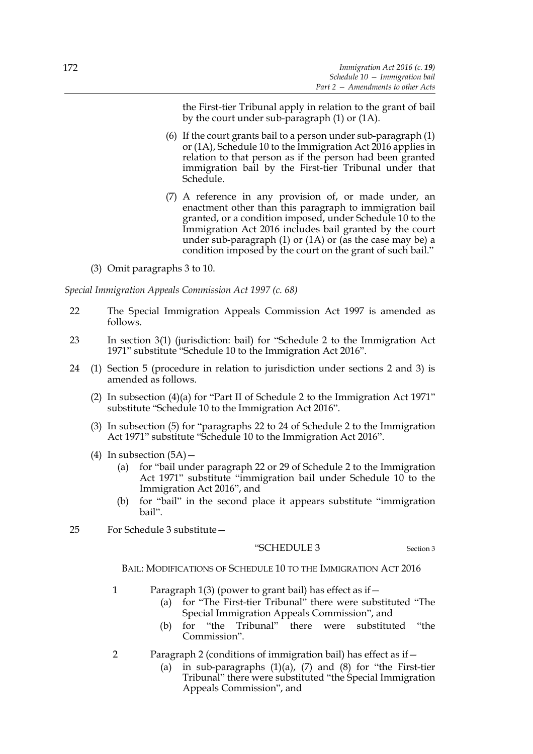the First-tier Tribunal apply in relation to the grant of bail by the court under sub-paragraph (1) or (1A).

(6) If the court grants bail to a person under sub-paragraph (1) or (1A), Schedule 10 to the Immigration Act 2016 applies in relation to that person as if the person had been granted immigration bail by the First-tier Tribunal under that Schedule.

(7) A reference in any provision of, or made under, an enactment other than this paragraph to immigration bail granted, or a condition imposed, under Schedule 10 to the Immigration Act 2016 includes bail granted by the court under sub-paragraph (1) or (1A) or (as the case may be) a condition imposed by the court on the grant of such bail."

(3) Omit paragraphs 3 to 10.

*Special Immigration Appeals Commission Act 1997 (c. 68)*

22 The Special Immigration Appeals Commission Act 1997 is amended as follows.

23 In section 3(1) (jurisdiction: bail) for "Schedule 2 to the Immigration Act 1971" substitute "Schedule 10 to the Immigration Act 2016".

24 (1) Section 5 (procedure in relation to jurisdiction under sections 2 and 3) is amended as follows.

(2) In subsection (4)(a) for "Part II of Schedule 2 to the Immigration Act 1971" substitute "Schedule 10 to the Immigration Act 2016".

(3) In subsection (5) for "paragraphs 22 to 24 of Schedule 2 to the Immigration Act 1971" substitute "Schedule 10 to the Immigration Act 2016".

(4) In subsection (5A)—

(a) for "bail under paragraph 22 or 29 of Schedule 2 to the Immigration Act 1971" substitute "immigration bail under Schedule 10 to the Immigration Act 2016", and

(b) for "bail" in the second place it appears substitute "immigration bail".

25 For Schedule 3 substitute—

"SCHEDULE 3 — Section 3

BAIL: MODIFICATIONS OF SCHEDULE 10 TO THE IMMIGRATION ACT 2016

1 Paragraph 1(3) (power to grant bail) has effect as if—

(a) for "The First-tier Tribunal" there were substituted "The Special Immigration Appeals Commission", and

(b) for "the Tribunal" there were substituted "the Commission".

2 Paragraph 2 (conditions of immigration bail) has effect as if—

(a) in sub-paragraphs (1)(a), (7) and (8) for "the First-tier Tribunal" there were substituted "the Special Immigration Appeals Commission", and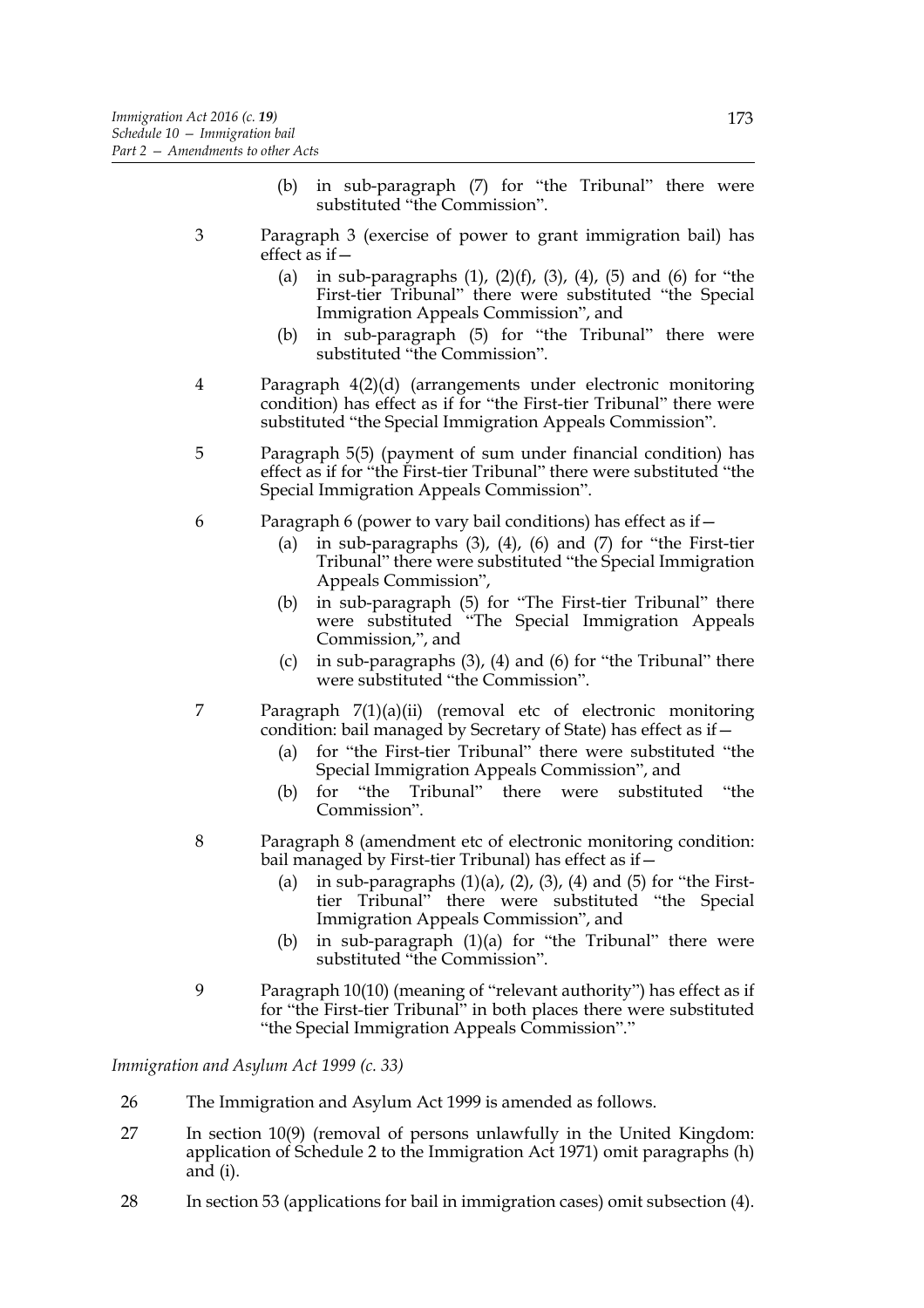(b) in sub-paragraph (7) for "the Tribunal" there were substituted "the Commission".

3 Paragraph 3 (exercise of power to grant immigration bail) has effect as if—

(a) in sub-paragraphs (1), (2)(f), (3), (4), (5) and (6) for "the First-tier Tribunal" there were substituted "the Special Immigration Appeals Commission", and

(b) in sub-paragraph (5) for "the Tribunal" there were substituted "the Commission".

4 Paragraph 4(2)(d) (arrangements under electronic monitoring condition) has effect as if for "the First-tier Tribunal" there were substituted "the Special Immigration Appeals Commission".

5 Paragraph 5(5) (payment of sum under financial condition) has effect as if for "the First-tier Tribunal" there were substituted "the Special Immigration Appeals Commission".

6 Paragraph 6 (power to vary bail conditions) has effect as if—

(a) in sub-paragraphs (3), (4), (6) and (7) for "the First-tier Tribunal" there were substituted "the Special Immigration Appeals Commission",

(b) in sub-paragraph (5) for "The First-tier Tribunal" there were substituted "The Special Immigration Appeals Commission,", and

(c) in sub-paragraphs (3), (4) and (6) for "the Tribunal" there were substituted "the Commission".

7 Paragraph 7(1)(a)(ii) (removal etc of electronic monitoring condition: bail managed by Secretary of State) has effect as if—

(a) for "the First-tier Tribunal" there were substituted "the Special Immigration Appeals Commission", and

(b) for "the Tribunal" there were substituted "the Commission".

8 Paragraph 8 (amendment etc of electronic monitoring condition: bail managed by First-tier Tribunal) has effect as if—

(a) in sub-paragraphs (1)(a), (2), (3), (4) and (5) for "the First-tier Tribunal" there were substituted "the Special Immigration Appeals Commission", and

(b) in sub-paragraph (1)(a) for "the Tribunal" there were substituted "the Commission".

9 Paragraph 10(10) (meaning of "relevant authority") has effect as if for "the First-tier Tribunal" in both places there were substituted "the Special Immigration Appeals Commission"."

*Immigration and Asylum Act 1999 (c. 33)*

26 The Immigration and Asylum Act 1999 is amended as follows.

27 In section 10(9) (removal of persons unlawfully in the United Kingdom: application of Schedule 2 to the Immigration Act 1971) omit paragraphs (h) and (i).

28 In section 53 (applications for bail in immigration cases) omit subsection (4).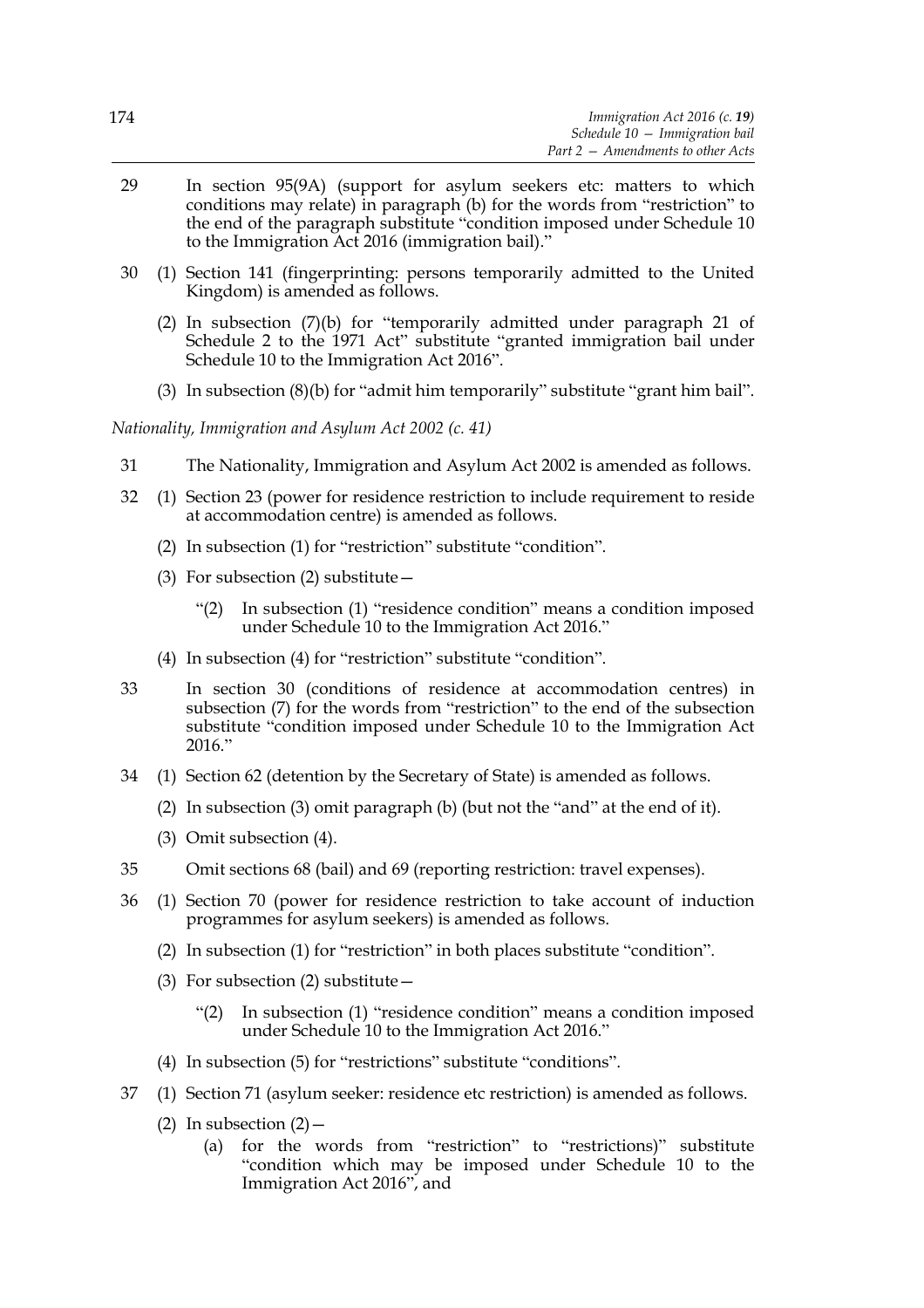29 In section 95(9A) (support for asylum seekers etc: matters to which conditions may relate) in paragraph (b) for the words from "restriction" to the end of the paragraph substitute "condition imposed under Schedule 10 to the Immigration Act 2016 (immigration bail)."

30 (1) Section 141 (fingerprinting: persons temporarily admitted to the United Kingdom) is amended as follows.

(2) In subsection (7)(b) for "temporarily admitted under paragraph 21 of Schedule 2 to the 1971 Act" substitute "granted immigration bail under Schedule 10 to the Immigration Act 2016".

(3) In subsection (8)(b) for "admit him temporarily" substitute "grant him bail".

*Nationality, Immigration and Asylum Act 2002 (c. 41)*

31 The Nationality, Immigration and Asylum Act 2002 is amended as follows.

32 (1) Section 23 (power for residence restriction to include requirement to reside at accommodation centre) is amended as follows.

(2) In subsection (1) for "restriction" substitute "condition".

(3) For subsection (2) substitute—

"(2) In subsection (1) "residence condition" means a condition imposed under Schedule 10 to the Immigration Act 2016."

(4) In subsection (4) for "restriction" substitute "condition".

33 In section 30 (conditions of residence at accommodation centres) in subsection (7) for the words from "restriction" to the end of the subsection substitute "condition imposed under Schedule 10 to the Immigration Act 2016."

34 (1) Section 62 (detention by the Secretary of State) is amended as follows.

(2) In subsection (3) omit paragraph (b) (but not the "and" at the end of it).

(3) Omit subsection (4).

35 Omit sections 68 (bail) and 69 (reporting restriction: travel expenses).

36 (1) Section 70 (power for residence restriction to take account of induction programmes for asylum seekers) is amended as follows.

(2) In subsection (1) for "restriction" in both places substitute "condition".

(3) For subsection (2) substitute—

"(2) In subsection (1) "residence condition" means a condition imposed under Schedule 10 to the Immigration Act 2016."

(4) In subsection (5) for "restrictions" substitute "conditions".

37 (1) Section 71 (asylum seeker: residence etc restriction) is amended as follows.

(2) In subsection (2)—

(a) for the words from "restriction" to "restrictions)" substitute "condition which may be imposed under Schedule 10 to the Immigration Act 2016", and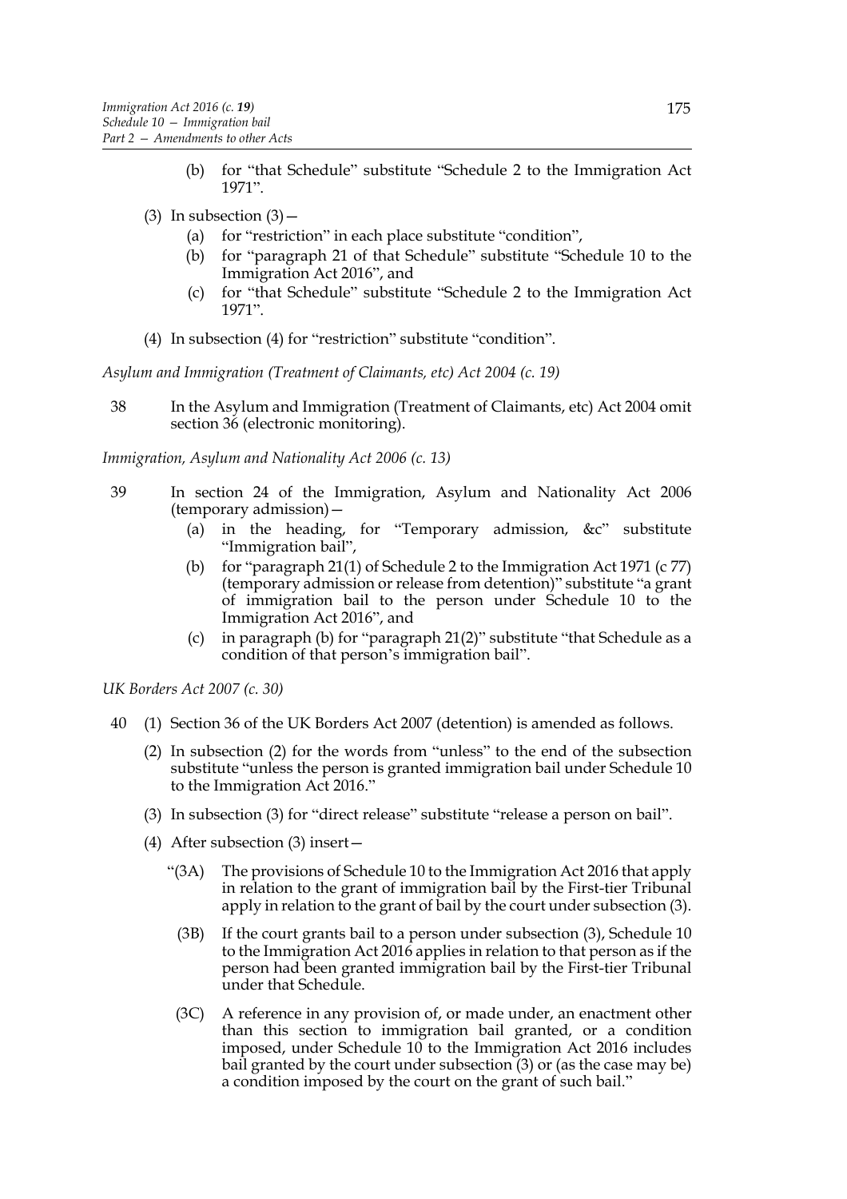(b) for "that Schedule" substitute "Schedule 2 to the Immigration Act 1971".

(3) In subsection (3)—

(a) for "restriction" in each place substitute "condition",

(b) for "paragraph 21 of that Schedule" substitute "Schedule 10 to the Immigration Act 2016", and

(c) for "that Schedule" substitute "Schedule 2 to the Immigration Act 1971".

(4) In subsection (4) for "restriction" substitute "condition".

*Asylum and Immigration (Treatment of Claimants, etc) Act 2004 (c. 19)*

38 In the Asylum and Immigration (Treatment of Claimants, etc) Act 2004 omit section 36 (electronic monitoring).

*Immigration, Asylum and Nationality Act 2006 (c. 13)*

39 In section 24 of the Immigration, Asylum and Nationality Act 2006 (temporary admission)—

(a) in the heading, for "Temporary admission, &c" substitute "Immigration bail",

(b) for "paragraph 21(1) of Schedule 2 to the Immigration Act 1971 (c 77) (temporary admission or release from detention)" substitute "a grant of immigration bail to the person under Schedule 10 to the Immigration Act 2016", and

(c) in paragraph (b) for "paragraph 21(2)" substitute "that Schedule as a condition of that person's immigration bail".

*UK Borders Act 2007 (c. 30)*

40 (1) Section 36 of the UK Borders Act 2007 (detention) is amended as follows.

(2) In subsection (2) for the words from "unless" to the end of the subsection substitute "unless the person is granted immigration bail under Schedule 10 to the Immigration Act 2016."

(3) In subsection (3) for "direct release" substitute "release a person on bail".

(4) After subsection (3) insert—

"(3A) The provisions of Schedule 10 to the Immigration Act 2016 that apply in relation to the grant of immigration bail by the First-tier Tribunal apply in relation to the grant of bail by the court under subsection (3).

(3B) If the court grants bail to a person under subsection (3), Schedule 10 to the Immigration Act 2016 applies in relation to that person as if the person had been granted immigration bail by the First-tier Tribunal under that Schedule.

(3C) A reference in any provision of, or made under, an enactment other than this section to immigration bail granted, or a condition imposed, under Schedule 10 to the Immigration Act 2016 includes bail granted by the court under subsection (3) or (as the case may be) a condition imposed by the court on the grant of such bail."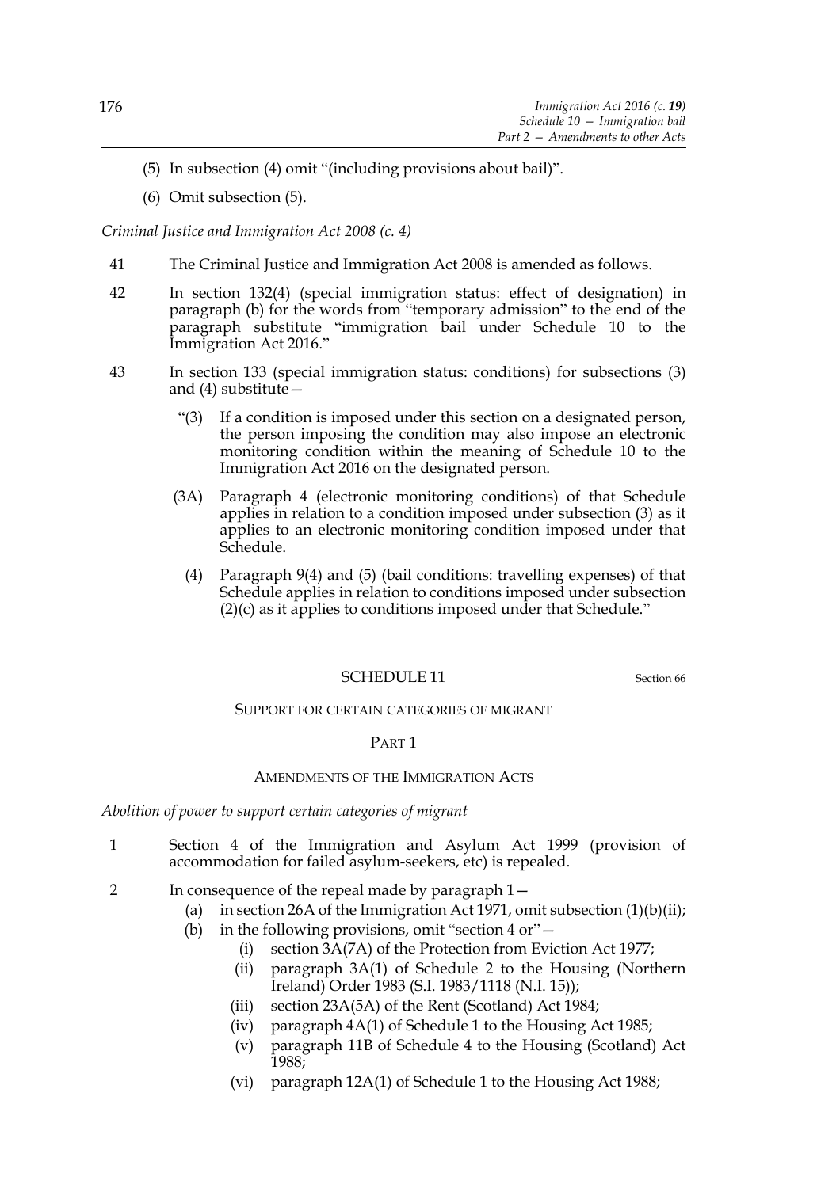(5) In subsection (4) omit "(including provisions about bail)".

(6) Omit subsection (5).

*Criminal Justice and Immigration Act 2008 (c. 4)*

41 The Criminal Justice and Immigration Act 2008 is amended as follows.

42 In section 132(4) (special immigration status: effect of designation) in paragraph (b) for the words from "temporary admission" to the end of the paragraph substitute "immigration bail under Schedule 10 to the Immigration Act 2016."

43 In section 133 (special immigration status: conditions) for subsections (3) and (4) substitute—

"(3) If a condition is imposed under this section on a designated person, the person imposing the condition may also impose an electronic monitoring condition within the meaning of Schedule 10 to the Immigration Act 2016 on the designated person.

(3A) Paragraph 4 (electronic monitoring conditions) of that Schedule applies in relation to a condition imposed under subsection (3) as it applies to an electronic monitoring condition imposed under that Schedule.

(4) Paragraph 9(4) and (5) (bail conditions: travelling expenses) of that Schedule applies in relation to conditions imposed under subsection (2)(c) as it applies to conditions imposed under that Schedule."

## SCHEDULE 11

Section 66

### SUPPORT FOR CERTAIN CATEGORIES OF MIGRANT

#### PART 1

#### AMENDMENTS OF THE IMMIGRATION ACTS

*Abolition of power to support certain categories of migrant*

1 Section 4 of the Immigration and Asylum Act 1999 (provision of accommodation for failed asylum-seekers, etc) is repealed.

2 In consequence of the repeal made by paragraph 1—

(a) in section 26A of the Immigration Act 1971, omit subsection (1)(b)(ii);

(b) in the following provisions, omit "section 4 or"—

(i) section 3A(7A) of the Protection from Eviction Act 1977;

(ii) paragraph 3A(1) of Schedule 2 to the Housing (Northern Ireland) Order 1983 (S.I. 1983/1118 (N.I. 15));

(iii) section 23A(5A) of the Rent (Scotland) Act 1984;

(iv) paragraph 4A(1) of Schedule 1 to the Housing Act 1985;

(v) paragraph 11B of Schedule 4 to the Housing (Scotland) Act 1988;

(vi) paragraph 12A(1) of Schedule 1 to the Housing Act 1988;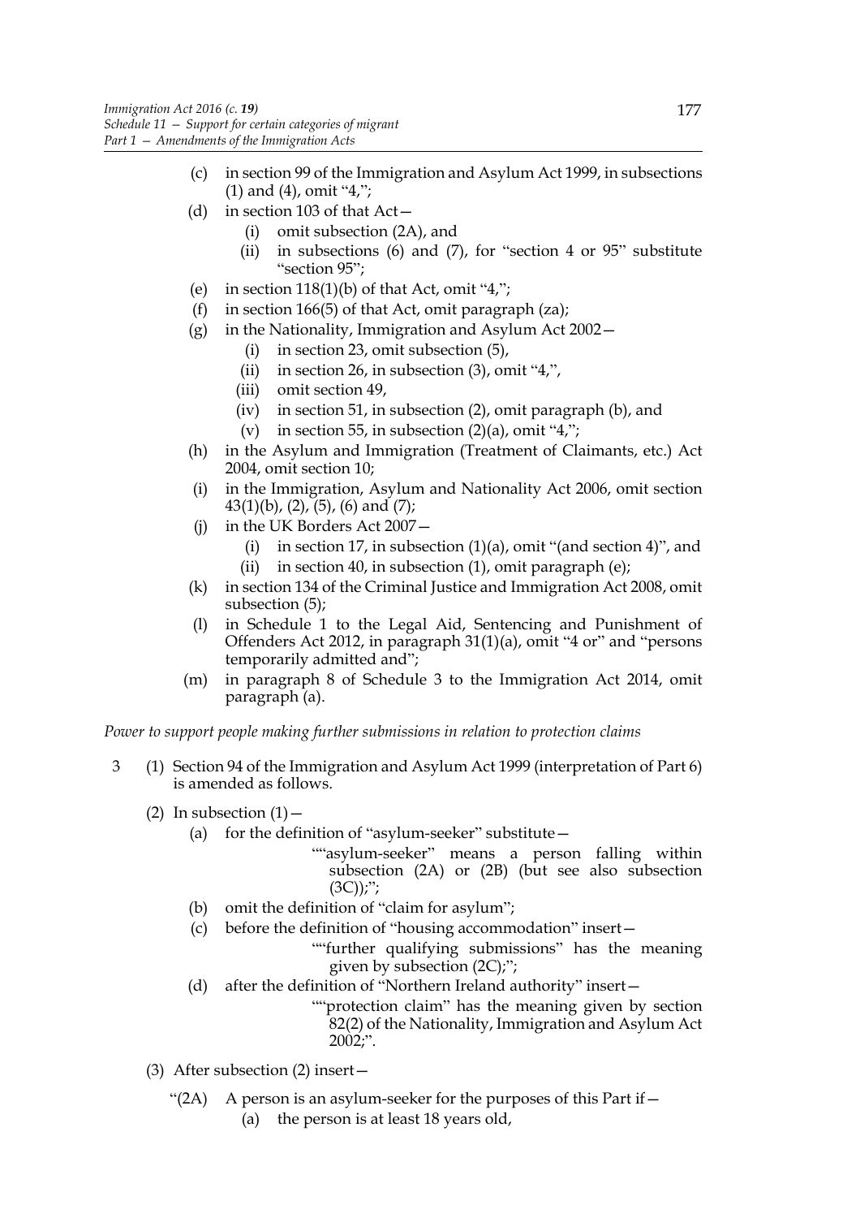(c) in section 99 of the Immigration and Asylum Act 1999, in subsections (1) and (4), omit "4,";

(d) in section 103 of that Act—

  (i) omit subsection (2A), and

  (ii) in subsections (6) and (7), for "section 4 or 95" substitute "section 95";

(e) in section 118(1)(b) of that Act, omit "4,";

(f) in section 166(5) of that Act, omit paragraph (za);

(g) in the Nationality, Immigration and Asylum Act 2002—

  (i) in section 23, omit subsection (5),

  (ii) in section 26, in subsection (3), omit "4,",

  (iii) omit section 49,

  (iv) in section 51, in subsection (2), omit paragraph (b), and

  (v) in section 55, in subsection (2)(a), omit "4,";

(h) in the Asylum and Immigration (Treatment of Claimants, etc.) Act 2004, omit section 10;

(i) in the Immigration, Asylum and Nationality Act 2006, omit section 43(1)(b), (2), (5), (6) and (7);

(j) in the UK Borders Act 2007—

  (i) in section 17, in subsection (1)(a), omit "(and section 4)", and

  (ii) in section 40, in subsection (1), omit paragraph (e);

(k) in section 134 of the Criminal Justice and Immigration Act 2008, omit subsection (5);

(l) in Schedule 1 to the Legal Aid, Sentencing and Punishment of Offenders Act 2012, in paragraph 31(1)(a), omit "4 or" and "persons temporarily admitted and";

(m) in paragraph 8 of Schedule 3 to the Immigration Act 2014, omit paragraph (a).

*Power to support people making further submissions in relation to protection claims*

3 (1) Section 94 of the Immigration and Asylum Act 1999 (interpretation of Part 6) is amended as follows.

(2) In subsection (1)—

  (a) for the definition of "asylum-seeker" substitute—

    ""asylum-seeker" means a person falling within subsection (2A) or (2B) (but see also subsection (3C));";

  (b) omit the definition of "claim for asylum";

  (c) before the definition of "housing accommodation" insert—

    ""further qualifying submissions" has the meaning given by subsection (2C);";

  (d) after the definition of "Northern Ireland authority" insert—

    ""protection claim" has the meaning given by section 82(2) of the Nationality, Immigration and Asylum Act 2002;".

(3) After subsection (2) insert—

  "(2A) A person is an asylum-seeker for the purposes of this Part if—

    (a) the person is at least 18 years old,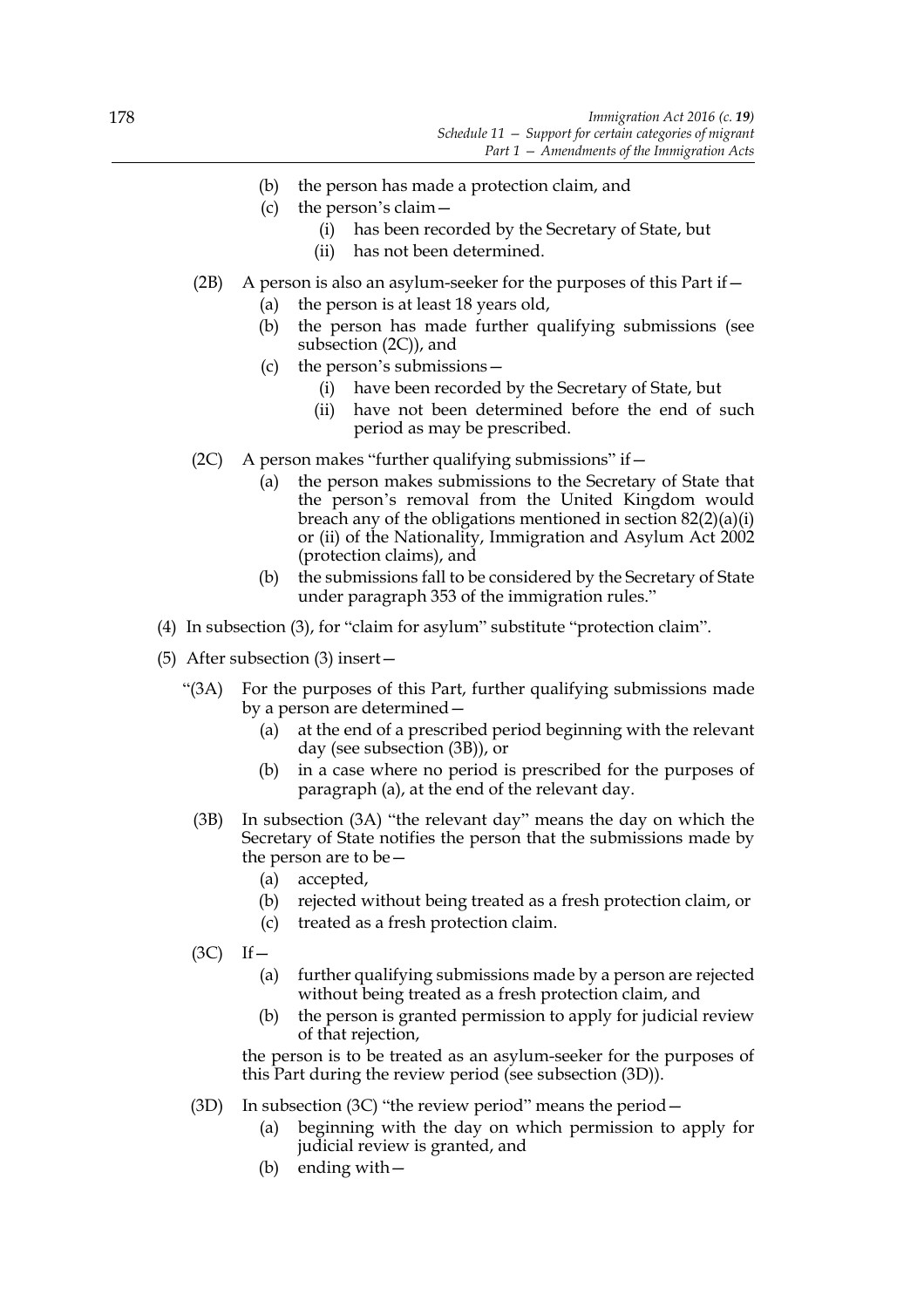(b) the person has made a protection claim, and

(c) the person's claim—

(i) has been recorded by the Secretary of State, but

(ii) has not been determined.

(2B) A person is also an asylum-seeker for the purposes of this Part if—

(a) the person is at least 18 years old,

(b) the person has made further qualifying submissions (see subsection (2C)), and

(c) the person's submissions—

(i) have been recorded by the Secretary of State, but

(ii) have not been determined before the end of such period as may be prescribed.

(2C) A person makes "further qualifying submissions" if—

(a) the person makes submissions to the Secretary of State that the person's removal from the United Kingdom would breach any of the obligations mentioned in section 82(2)(a)(i) or (ii) of the Nationality, Immigration and Asylum Act 2002 (protection claims), and

(b) the submissions fall to be considered by the Secretary of State under paragraph 353 of the immigration rules."

(4) In subsection (3), for "claim for asylum" substitute "protection claim".

(5) After subsection (3) insert—

"(3A) For the purposes of this Part, further qualifying submissions made by a person are determined—

(a) at the end of a prescribed period beginning with the relevant day (see subsection (3B)), or

(b) in a case where no period is prescribed for the purposes of paragraph (a), at the end of the relevant day.

(3B) In subsection (3A) "the relevant day" means the day on which the Secretary of State notifies the person that the submissions made by the person are to be—

(a) accepted,

(b) rejected without being treated as a fresh protection claim, or

(c) treated as a fresh protection claim.

(3C) If—

(a) further qualifying submissions made by a person are rejected without being treated as a fresh protection claim, and

(b) the person is granted permission to apply for judicial review of that rejection,

the person is to be treated as an asylum-seeker for the purposes of this Part during the review period (see subsection (3D)).

(3D) In subsection (3C) "the review period" means the period—

(a) beginning with the day on which permission to apply for judicial review is granted, and

(b) ending with—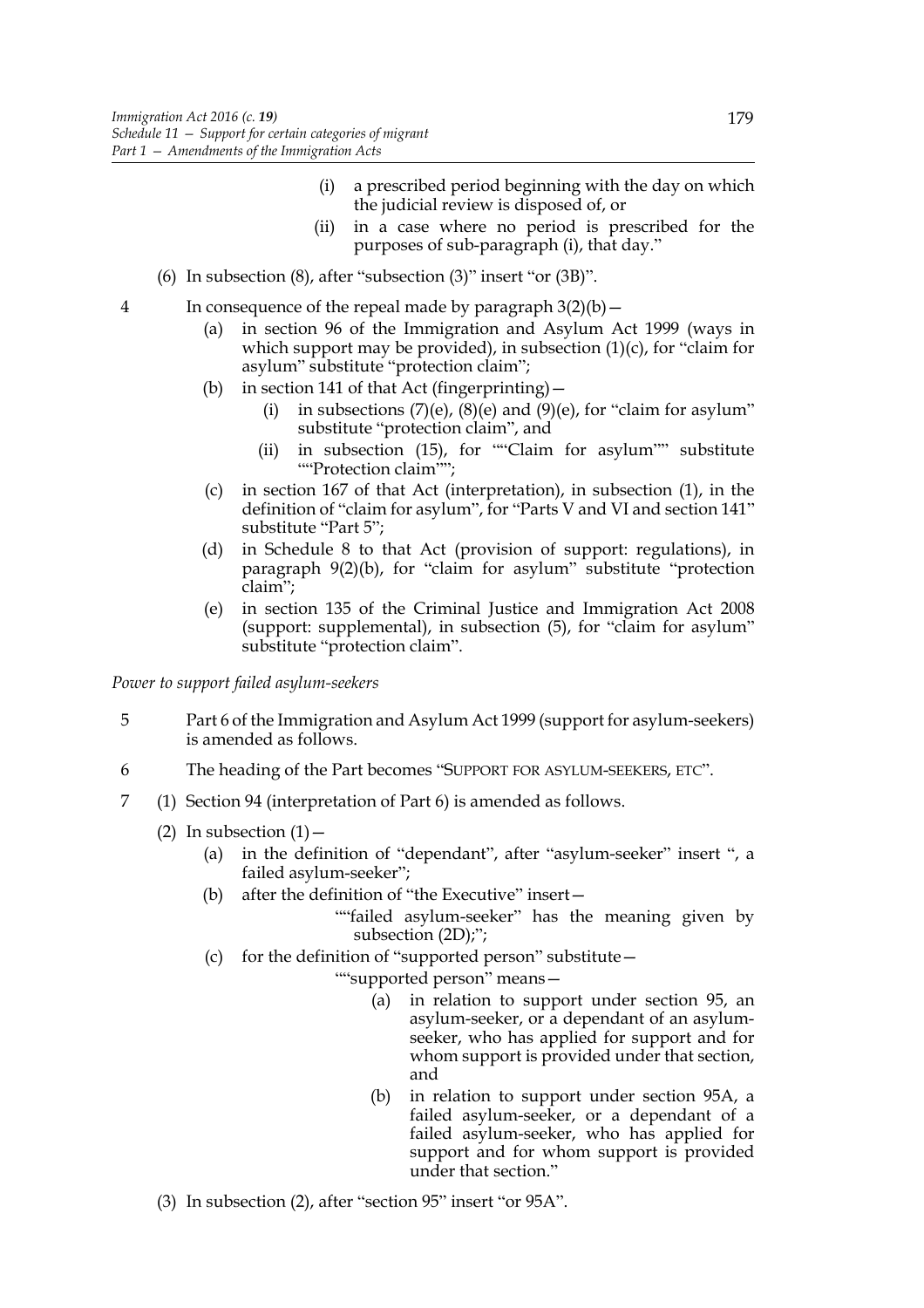(i) a prescribed period beginning with the day on which the judicial review is disposed of, or

(ii) in a case where no period is prescribed for the purposes of sub-paragraph (i), that day."

(6) In subsection (8), after "subsection (3)" insert "or (3B)".

4 In consequence of the repeal made by paragraph 3(2)(b)—

(a) in section 96 of the Immigration and Asylum Act 1999 (ways in which support may be provided), in subsection (1)(c), for "claim for asylum" substitute "protection claim";

(b) in section 141 of that Act (fingerprinting)—

(i) in subsections (7)(e), (8)(e) and (9)(e), for "claim for asylum" substitute "protection claim", and

(ii) in subsection (15), for ""Claim for asylum"" substitute ""Protection claim"";

(c) in section 167 of that Act (interpretation), in subsection (1), in the definition of "claim for asylum", for "Parts V and VI and section 141" substitute "Part 5";

(d) in Schedule 8 to that Act (provision of support: regulations), in paragraph 9(2)(b), for "claim for asylum" substitute "protection claim";

(e) in section 135 of the Criminal Justice and Immigration Act 2008 (support: supplemental), in subsection (5), for "claim for asylum" substitute "protection claim".

*Power to support failed asylum-seekers*

5 Part 6 of the Immigration and Asylum Act 1999 (support for asylum-seekers) is amended as follows.

6 The heading of the Part becomes "SUPPORT FOR ASYLUM-SEEKERS, ETC".

7 (1) Section 94 (interpretation of Part 6) is amended as follows.

(2) In subsection (1)—

(a) in the definition of "dependant", after "asylum-seeker" insert ", a failed asylum-seeker";

(b) after the definition of "the Executive" insert—

""failed asylum-seeker" has the meaning given by subsection (2D);";

(c) for the definition of "supported person" substitute—

""supported person" means—

(a) in relation to support under section 95, an asylum-seeker, or a dependant of an asylum-seeker, who has applied for support and for whom support is provided under that section, and

(b) in relation to support under section 95A, a failed asylum-seeker, or a dependant of a failed asylum-seeker, who has applied for support and for whom support is provided under that section."

(3) In subsection (2), after "section 95" insert "or 95A".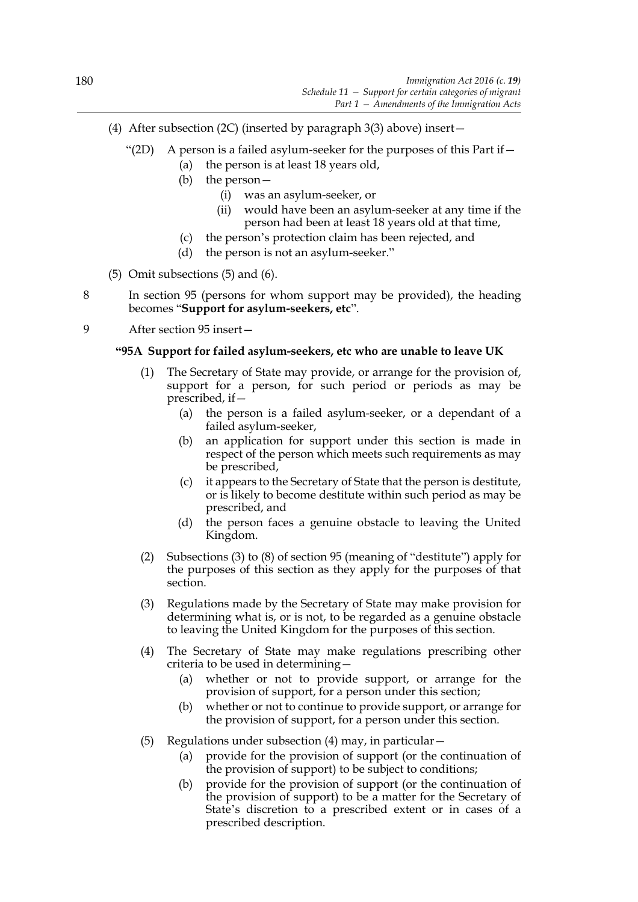(4) After subsection (2C) (inserted by paragraph 3(3) above) insert—

"(2D) A person is a failed asylum-seeker for the purposes of this Part if—

(a) the person is at least 18 years old,

(b) the person—

(i) was an asylum-seeker, or

(ii) would have been an asylum-seeker at any time if the person had been at least 18 years old at that time,

(c) the person's protection claim has been rejected, and

(d) the person is not an asylum-seeker."

(5) Omit subsections (5) and (6).

8 In section 95 (persons for whom support may be provided), the heading becomes "**Support for asylum-seekers, etc**".

9 After section 95 insert—

**"95A Support for failed asylum-seekers, etc who are unable to leave UK**

(1) The Secretary of State may provide, or arrange for the provision of, support for a person, for such period or periods as may be prescribed, if—

(a) the person is a failed asylum-seeker, or a dependant of a failed asylum-seeker,

(b) an application for support under this section is made in respect of the person which meets such requirements as may be prescribed,

(c) it appears to the Secretary of State that the person is destitute, or is likely to become destitute within such period as may be prescribed, and

(d) the person faces a genuine obstacle to leaving the United Kingdom.

(2) Subsections (3) to (8) of section 95 (meaning of "destitute") apply for the purposes of this section as they apply for the purposes of that section.

(3) Regulations made by the Secretary of State may make provision for determining what is, or is not, to be regarded as a genuine obstacle to leaving the United Kingdom for the purposes of this section.

(4) The Secretary of State may make regulations prescribing other criteria to be used in determining—

(a) whether or not to provide support, or arrange for the provision of support, for a person under this section;

(b) whether or not to continue to provide support, or arrange for the provision of support, for a person under this section.

(5) Regulations under subsection (4) may, in particular—

(a) provide for the provision of support (or the continuation of the provision of support) to be subject to conditions;

(b) provide for the provision of support (or the continuation of the provision of support) to be a matter for the Secretary of State's discretion to a prescribed extent or in cases of a prescribed description.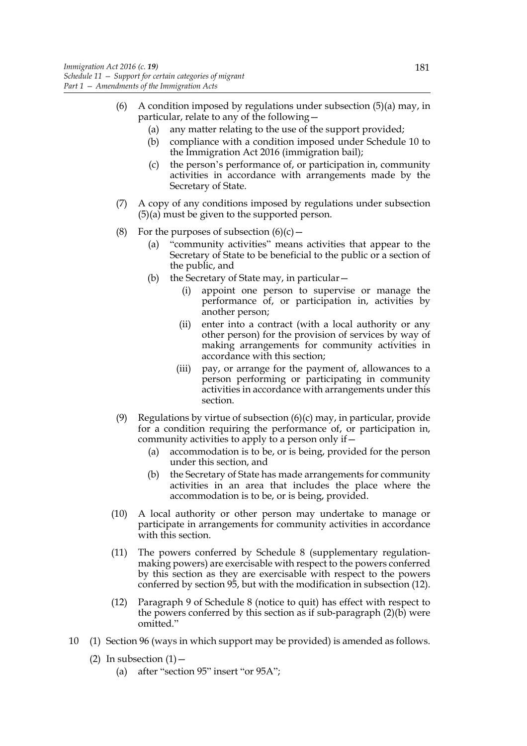(6) A condition imposed by regulations under subsection (5)(a) may, in particular, relate to any of the following—

   (a) any matter relating to the use of the support provided;

   (b) compliance with a condition imposed under Schedule 10 to the Immigration Act 2016 (immigration bail);

   (c) the person's performance of, or participation in, community activities in accordance with arrangements made by the Secretary of State.

(7) A copy of any conditions imposed by regulations under subsection (5)(a) must be given to the supported person.

(8) For the purposes of subsection (6)(c)—

   (a) "community activities" means activities that appear to the Secretary of State to be beneficial to the public or a section of the public, and

   (b) the Secretary of State may, in particular—

      (i) appoint one person to supervise or manage the performance of, or participation in, activities by another person;

      (ii) enter into a contract (with a local authority or any other person) for the provision of services by way of making arrangements for community activities in accordance with this section;

      (iii) pay, or arrange for the payment of, allowances to a person performing or participating in community activities in accordance with arrangements under this section.

(9) Regulations by virtue of subsection (6)(c) may, in particular, provide for a condition requiring the performance of, or participation in, community activities to apply to a person only if—

   (a) accommodation is to be, or is being, provided for the person under this section, and

   (b) the Secretary of State has made arrangements for community activities in an area that includes the place where the accommodation is to be, or is being, provided.

(10) A local authority or other person may undertake to manage or participate in arrangements for community activities in accordance with this section.

(11) The powers conferred by Schedule 8 (supplementary regulation-making powers) are exercisable with respect to the powers conferred by this section as they are exercisable with respect to the powers conferred by section 95, but with the modification in subsection (12).

(12) Paragraph 9 of Schedule 8 (notice to quit) has effect with respect to the powers conferred by this section as if sub-paragraph (2)(b) were omitted."

10 (1) Section 96 (ways in which support may be provided) is amended as follows.

(2) In subsection (1)—

   (a) after "section 95" insert "or 95A";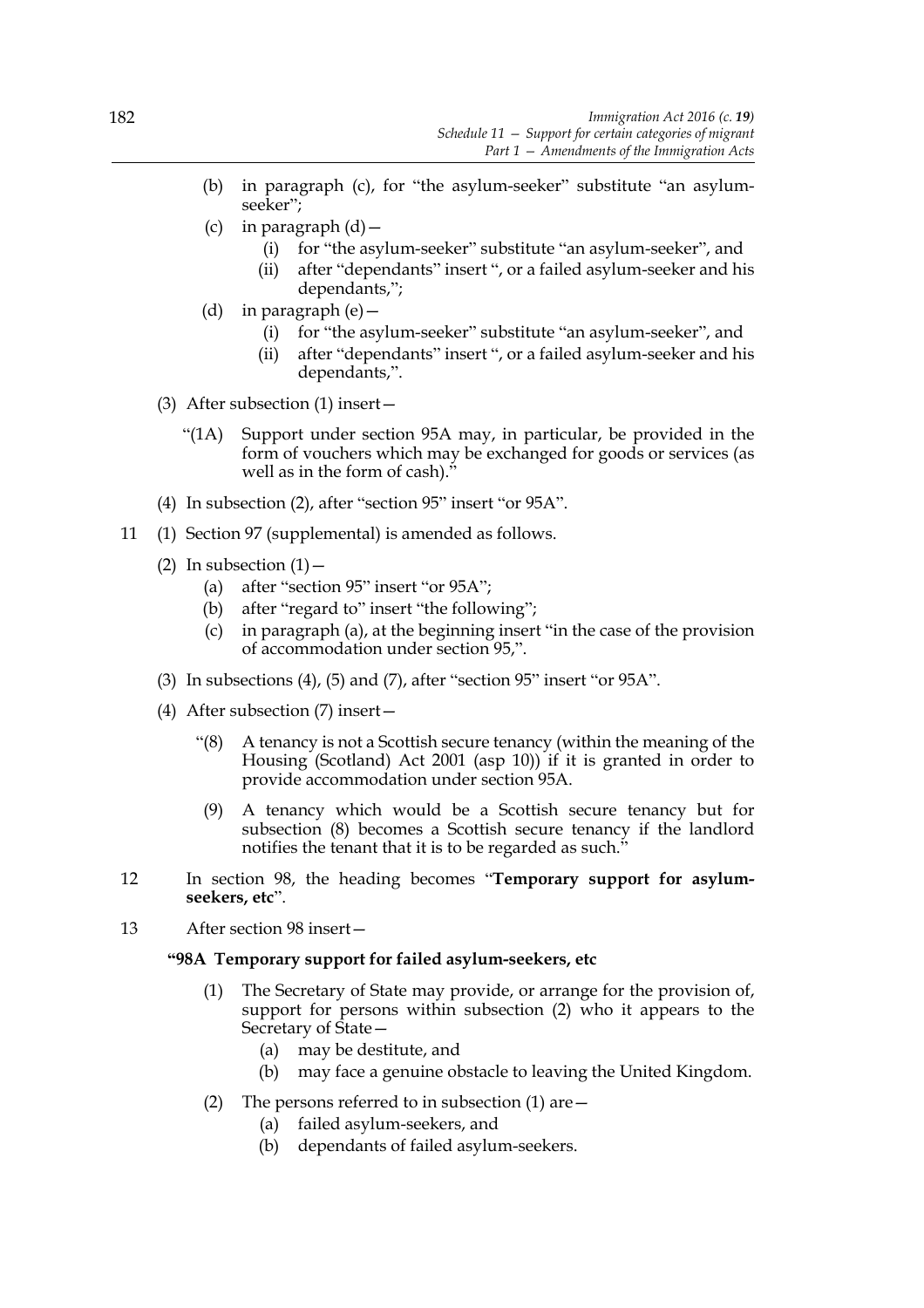(b) in paragraph (c), for "the asylum-seeker" substitute "an asylum-seeker";

(c) in paragraph (d)—

  (i) for "the asylum-seeker" substitute "an asylum-seeker", and

  (ii) after "dependants" insert ", or a failed asylum-seeker and his dependants,";

(d) in paragraph (e)—

  (i) for "the asylum-seeker" substitute "an asylum-seeker", and

  (ii) after "dependants" insert ", or a failed asylum-seeker and his dependants,".

(3) After subsection (1) insert—

"(1A) Support under section 95A may, in particular, be provided in the form of vouchers which may be exchanged for goods or services (as well as in the form of cash)."

(4) In subsection (2), after "section 95" insert "or 95A".

11 (1) Section 97 (supplemental) is amended as follows.

(2) In subsection (1)—

  (a) after "section 95" insert "or 95A";

  (b) after "regard to" insert "the following";

  (c) in paragraph (a), at the beginning insert "in the case of the provision of accommodation under section 95,".

(3) In subsections (4), (5) and (7), after "section 95" insert "or 95A".

(4) After subsection (7) insert—

"(8) A tenancy is not a Scottish secure tenancy (within the meaning of the Housing (Scotland) Act 2001 (asp 10)) if it is granted in order to provide accommodation under section 95A.

(9) A tenancy which would be a Scottish secure tenancy but for subsection (8) becomes a Scottish secure tenancy if the landlord notifies the tenant that it is to be regarded as such."

12 In section 98, the heading becomes "**Temporary support for asylum-seekers, etc**".

13 After section 98 insert—

**"98A Temporary support for failed asylum-seekers, etc**

(1) The Secretary of State may provide, or arrange for the provision of, support for persons within subsection (2) who it appears to the Secretary of State—

  (a) may be destitute, and

  (b) may face a genuine obstacle to leaving the United Kingdom.

(2) The persons referred to in subsection (1) are—

  (a) failed asylum-seekers, and

  (b) dependants of failed asylum-seekers.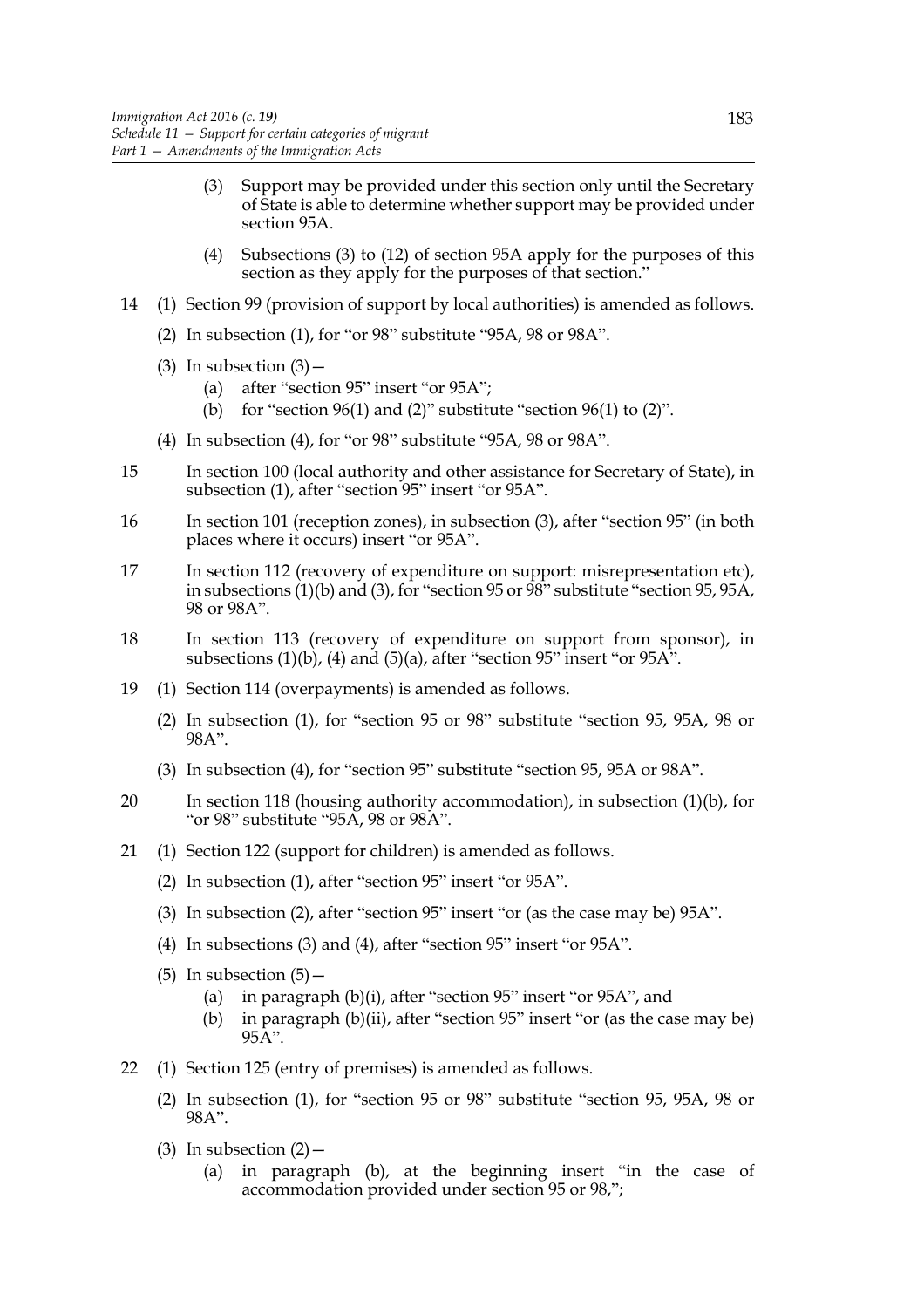(3) Support may be provided under this section only until the Secretary of State is able to determine whether support may be provided under section 95A.

(4) Subsections (3) to (12) of section 95A apply for the purposes of this section as they apply for the purposes of that section."

14 (1) Section 99 (provision of support by local authorities) is amended as follows.

(2) In subsection (1), for "or 98" substitute "95A, 98 or 98A".

(3) In subsection (3)—

(a) after "section 95" insert "or 95A";

(b) for "section 96(1) and (2)" substitute "section 96(1) to (2)".

(4) In subsection (4), for "or 98" substitute "95A, 98 or 98A".

15 In section 100 (local authority and other assistance for Secretary of State), in subsection (1), after "section 95" insert "or 95A".

16 In section 101 (reception zones), in subsection (3), after "section 95" (in both places where it occurs) insert "or 95A".

17 In section 112 (recovery of expenditure on support: misrepresentation etc), in subsections (1)(b) and (3), for "section 95 or 98" substitute "section 95, 95A, 98 or 98A".

18 In section 113 (recovery of expenditure on support from sponsor), in subsections (1)(b), (4) and (5)(a), after "section 95" insert "or 95A".

19 (1) Section 114 (overpayments) is amended as follows.

(2) In subsection (1), for "section 95 or 98" substitute "section 95, 95A, 98 or 98A".

(3) In subsection (4), for "section 95" substitute "section 95, 95A or 98A".

20 In section 118 (housing authority accommodation), in subsection (1)(b), for "or 98" substitute "95A, 98 or 98A".

21 (1) Section 122 (support for children) is amended as follows.

(2) In subsection (1), after "section 95" insert "or 95A".

(3) In subsection (2), after "section 95" insert "or (as the case may be) 95A".

(4) In subsections (3) and (4), after "section 95" insert "or 95A".

(5) In subsection (5)—

(a) in paragraph (b)(i), after "section 95" insert "or 95A", and

(b) in paragraph (b)(ii), after "section 95" insert "or (as the case may be) 95A".

22 (1) Section 125 (entry of premises) is amended as follows.

(2) In subsection (1), for "section 95 or 98" substitute "section 95, 95A, 98 or 98A".

(3) In subsection (2)—

(a) in paragraph (b), at the beginning insert "in the case of accommodation provided under section 95 or 98,";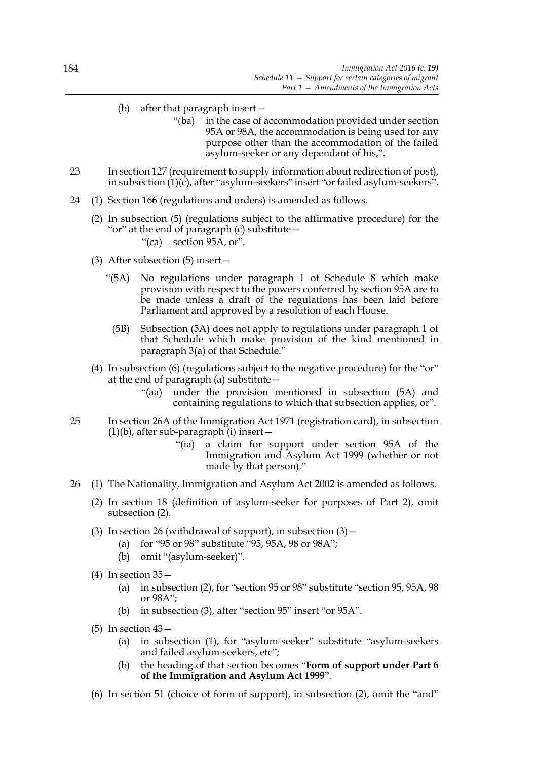(b) after that paragraph insert—

> "(ba) in the case of accommodation provided under section 95A or 98A, the accommodation is being used for any purpose other than the accommodation of the failed asylum-seeker or any dependant of his,".

23 In section 127 (requirement to supply information about redirection of post), in subsection (1)(c), after "asylum-seekers" insert "or failed asylum-seekers".

24 (1) Section 166 (regulations and orders) is amended as follows.

(2) In subsection (5) (regulations subject to the affirmative procedure) for the "or" at the end of paragraph (c) substitute—

> "(ca) section 95A, or".

(3) After subsection (5) insert—

> "(5A) No regulations under paragraph 1 of Schedule 8 which make provision with respect to the powers conferred by section 95A are to be made unless a draft of the regulations has been laid before Parliament and approved by a resolution of each House.
>
> (5B) Subsection (5A) does not apply to regulations under paragraph 1 of that Schedule which make provision of the kind mentioned in paragraph 3(a) of that Schedule."

(4) In subsection (6) (regulations subject to the negative procedure) for the "or" at the end of paragraph (a) substitute—

> "(aa) under the provision mentioned in subsection (5A) and containing regulations to which that subsection applies, or".

25 In section 26A of the Immigration Act 1971 (registration card), in subsection (1)(b), after sub-paragraph (i) insert—

> "(ia) a claim for support under section 95A of the Immigration and Asylum Act 1999 (whether or not made by that person)."

26 (1) The Nationality, Immigration and Asylum Act 2002 is amended as follows.

(2) In section 18 (definition of asylum-seeker for purposes of Part 2), omit subsection (2).

(3) In section 26 (withdrawal of support), in subsection (3)—

(a) for "95 or 98" substitute "95, 95A, 98 or 98A";

(b) omit "(asylum-seeker)".

(4) In section 35—

(a) in subsection (2), for "section 95 or 98" substitute "section 95, 95A, 98 or 98A";

(b) in subsection (3), after "section 95" insert "or 95A".

(5) In section 43—

(a) in subsection (1), for "asylum-seeker" substitute "asylum-seekers and failed asylum-seekers, etc";

(b) the heading of that section becomes "**Form of support under Part 6 of the Immigration and Asylum Act 1999**".

(6) In section 51 (choice of form of support), in subsection (2), omit the "and"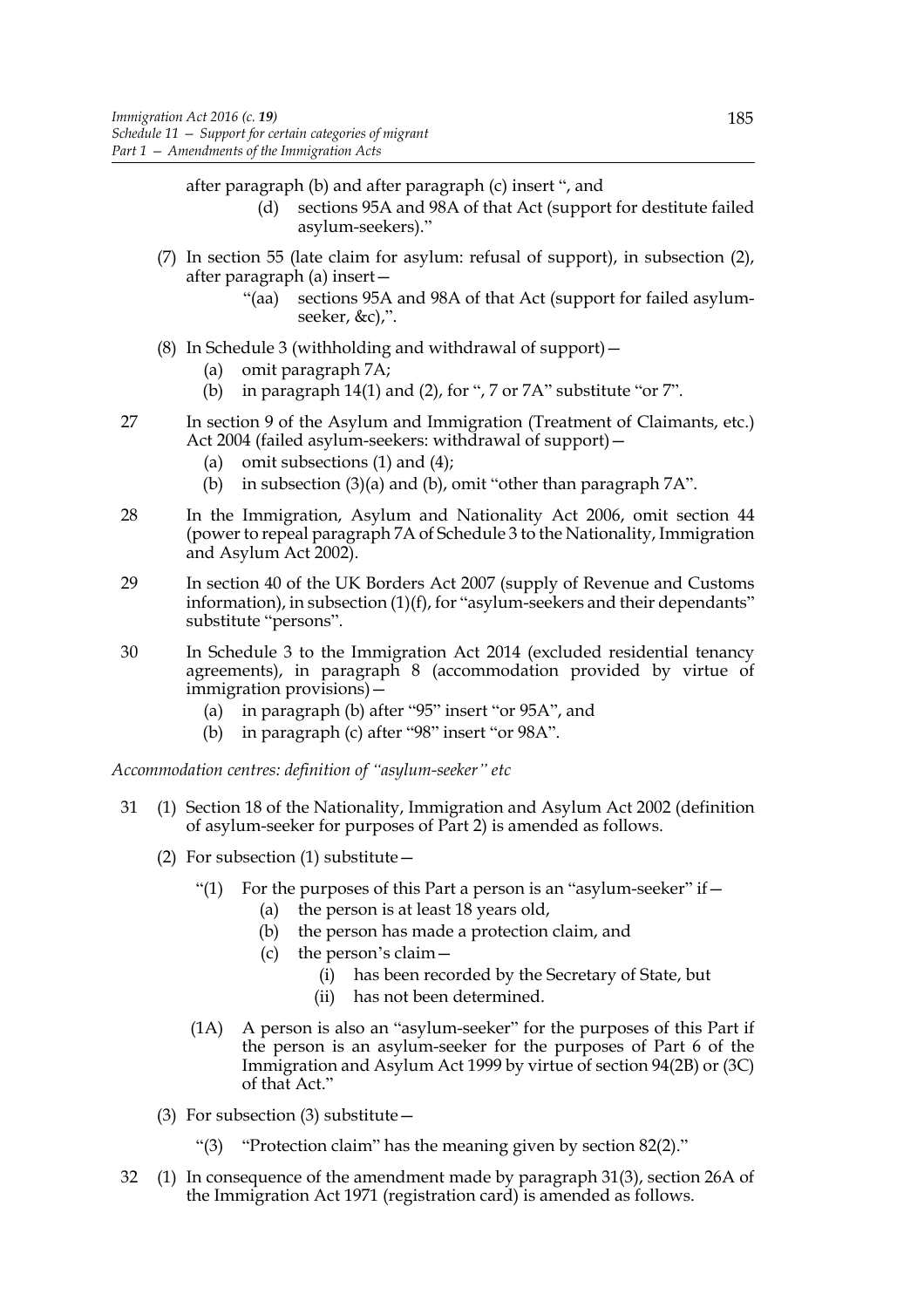after paragraph (b) and after paragraph (c) insert ", and

> (d) sections 95A and 98A of that Act (support for destitute failed asylum-seekers)."

(7) In section 55 (late claim for asylum: refusal of support), in subsection (2), after paragraph (a) insert—

> "(aa) sections 95A and 98A of that Act (support for failed asylum-seeker, &c),".

(8) In Schedule 3 (withholding and withdrawal of support)—

(a) omit paragraph 7A;

(b) in paragraph 14(1) and (2), for ", 7 or 7A" substitute "or 7".

27 In section 9 of the Asylum and Immigration (Treatment of Claimants, etc.) Act 2004 (failed asylum-seekers: withdrawal of support)—

(a) omit subsections (1) and (4);

(b) in subsection (3)(a) and (b), omit "other than paragraph 7A".

28 In the Immigration, Asylum and Nationality Act 2006, omit section 44 (power to repeal paragraph 7A of Schedule 3 to the Nationality, Immigration and Asylum Act 2002).

29 In section 40 of the UK Borders Act 2007 (supply of Revenue and Customs information), in subsection (1)(f), for "asylum-seekers and their dependants" substitute "persons".

30 In Schedule 3 to the Immigration Act 2014 (excluded residential tenancy agreements), in paragraph 8 (accommodation provided by virtue of immigration provisions)—

(a) in paragraph (b) after "95" insert "or 95A", and

(b) in paragraph (c) after "98" insert "or 98A".

*Accommodation centres: definition of "asylum-seeker" etc*

31 (1) Section 18 of the Nationality, Immigration and Asylum Act 2002 (definition of asylum-seeker for purposes of Part 2) is amended as follows.

(2) For subsection (1) substitute—

> "(1) For the purposes of this Part a person is an "asylum-seeker" if—
>
> (a) the person is at least 18 years old,
>
> (b) the person has made a protection claim, and
>
> (c) the person's claim—
>
> (i) has been recorded by the Secretary of State, but
>
> (ii) has not been determined.
>
> (1A) A person is also an "asylum-seeker" for the purposes of this Part if the person is an asylum-seeker for the purposes of Part 6 of the Immigration and Asylum Act 1999 by virtue of section 94(2B) or (3C) of that Act."

(3) For subsection (3) substitute—

> "(3) "Protection claim" has the meaning given by section 82(2)."

32 (1) In consequence of the amendment made by paragraph 31(3), section 26A of the Immigration Act 1971 (registration card) is amended as follows.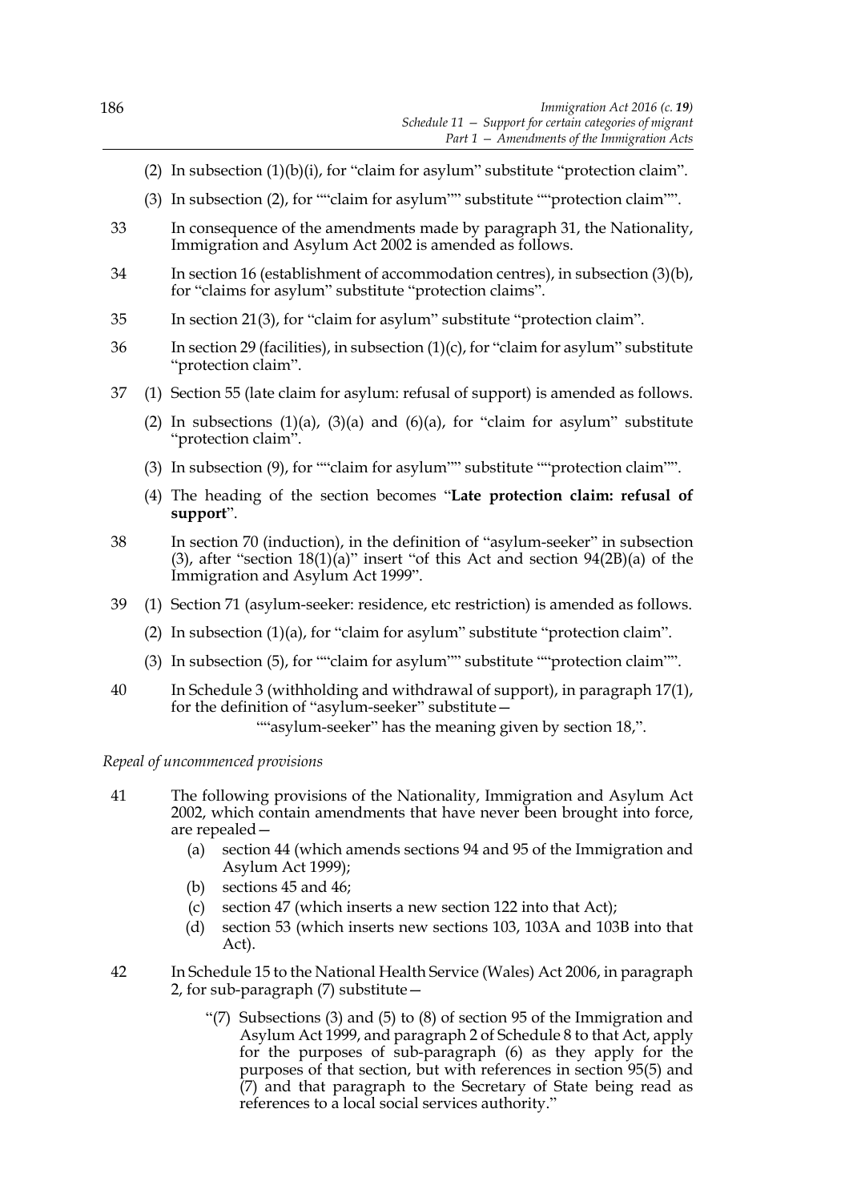(2) In subsection (1)(b)(i), for "claim for asylum" substitute "protection claim".

(3) In subsection (2), for ""claim for asylum"" substitute ""protection claim"".

33 In consequence of the amendments made by paragraph 31, the Nationality, Immigration and Asylum Act 2002 is amended as follows.

34 In section 16 (establishment of accommodation centres), in subsection (3)(b), for "claims for asylum" substitute "protection claims".

35 In section 21(3), for "claim for asylum" substitute "protection claim".

36 In section 29 (facilities), in subsection (1)(c), for "claim for asylum" substitute "protection claim".

37 (1) Section 55 (late claim for asylum: refusal of support) is amended as follows.

(2) In subsections (1)(a), (3)(a) and (6)(a), for "claim for asylum" substitute "protection claim".

(3) In subsection (9), for ""claim for asylum"" substitute ""protection claim"".

(4) The heading of the section becomes "**Late protection claim: refusal of support**".

38 In section 70 (induction), in the definition of "asylum-seeker" in subsection (3), after "section 18(1)(a)" insert "of this Act and section 94(2B)(a) of the Immigration and Asylum Act 1999".

39 (1) Section 71 (asylum-seeker: residence, etc restriction) is amended as follows.

(2) In subsection (1)(a), for "claim for asylum" substitute "protection claim".

(3) In subsection (5), for ""claim for asylum"" substitute ""protection claim"".

40 In Schedule 3 (withholding and withdrawal of support), in paragraph 17(1), for the definition of "asylum-seeker" substitute—

""asylum-seeker" has the meaning given by section 18,".

*Repeal of uncommenced provisions*

41 The following provisions of the Nationality, Immigration and Asylum Act 2002, which contain amendments that have never been brought into force, are repealed—

(a) section 44 (which amends sections 94 and 95 of the Immigration and Asylum Act 1999);

(b) sections 45 and 46;

(c) section 47 (which inserts a new section 122 into that Act);

(d) section 53 (which inserts new sections 103, 103A and 103B into that Act).

42 In Schedule 15 to the National Health Service (Wales) Act 2006, in paragraph 2, for sub-paragraph (7) substitute—

"(7) Subsections (3) and (5) to (8) of section 95 of the Immigration and Asylum Act 1999, and paragraph 2 of Schedule 8 to that Act, apply for the purposes of sub-paragraph (6) as they apply for the purposes of that section, but with references in section 95(5) and (7) and that paragraph to the Secretary of State being read as references to a local social services authority."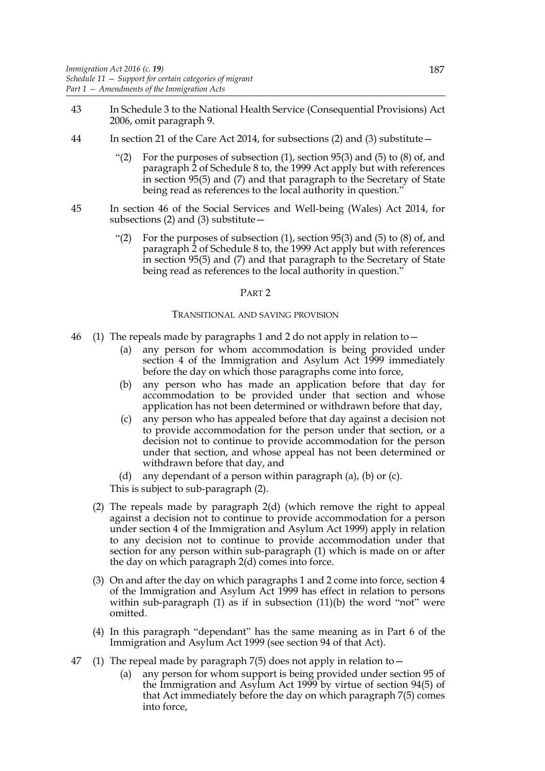43 In Schedule 3 to the National Health Service (Consequential Provisions) Act 2006, omit paragraph 9.

44 In section 21 of the Care Act 2014, for subsections (2) and (3) substitute—

> "(2) For the purposes of subsection (1), section 95(3) and (5) to (8) of, and paragraph 2 of Schedule 8 to, the 1999 Act apply but with references in section 95(5) and (7) and that paragraph to the Secretary of State being read as references to the local authority in question."

45 In section 46 of the Social Services and Well-being (Wales) Act 2014, for subsections (2) and (3) substitute—

> "(2) For the purposes of subsection (1), section 95(3) and (5) to (8) of, and paragraph 2 of Schedule 8 to, the 1999 Act apply but with references in section 95(5) and (7) and that paragraph to the Secretary of State being read as references to the local authority in question."

## PART 2

### TRANSITIONAL AND SAVING PROVISION

46 (1) The repeals made by paragraphs 1 and 2 do not apply in relation to—

(a) any person for whom accommodation is being provided under section 4 of the Immigration and Asylum Act 1999 immediately before the day on which those paragraphs come into force,

(b) any person who has made an application before that day for accommodation to be provided under that section and whose application has not been determined or withdrawn before that day,

(c) any person who has appealed before that day against a decision not to provide accommodation for the person under that section, or a decision not to continue to provide accommodation for the person under that section, and whose appeal has not been determined or withdrawn before that day, and

(d) any dependant of a person within paragraph (a), (b) or (c).

This is subject to sub-paragraph (2).

(2) The repeals made by paragraph 2(d) (which remove the right to appeal against a decision not to continue to provide accommodation for a person under section 4 of the Immigration and Asylum Act 1999) apply in relation to any decision not to continue to provide accommodation under that section for any person within sub-paragraph (1) which is made on or after the day on which paragraph 2(d) comes into force.

(3) On and after the day on which paragraphs 1 and 2 come into force, section 4 of the Immigration and Asylum Act 1999 has effect in relation to persons within sub-paragraph (1) as if in subsection (11)(b) the word "not" were omitted.

(4) In this paragraph "dependant" has the same meaning as in Part 6 of the Immigration and Asylum Act 1999 (see section 94 of that Act).

47 (1) The repeal made by paragraph 7(5) does not apply in relation to—

(a) any person for whom support is being provided under section 95 of the Immigration and Asylum Act 1999 by virtue of section 94(5) of that Act immediately before the day on which paragraph 7(5) comes into force,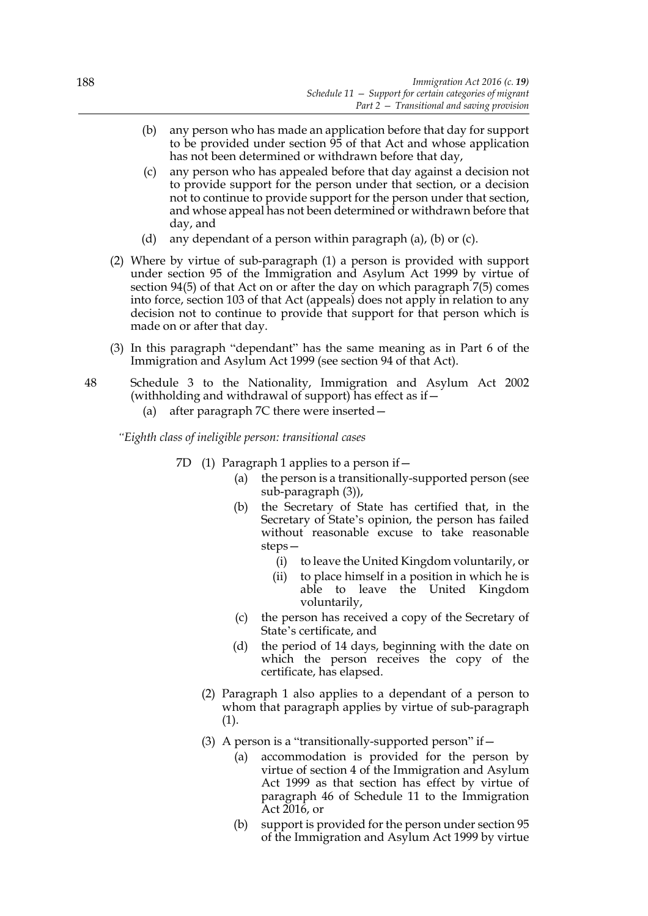(b) any person who has made an application before that day for support to be provided under section 95 of that Act and whose application has not been determined or withdrawn before that day,

(c) any person who has appealed before that day against a decision not to provide support for the person under that section, or a decision not to continue to provide support for the person under that section, and whose appeal has not been determined or withdrawn before that day, and

(d) any dependant of a person within paragraph (a), (b) or (c).

(2) Where by virtue of sub-paragraph (1) a person is provided with support under section 95 of the Immigration and Asylum Act 1999 by virtue of section 94(5) of that Act on or after the day on which paragraph 7(5) comes into force, section 103 of that Act (appeals) does not apply in relation to any decision not to continue to provide that support for that person which is made on or after that day.

(3) In this paragraph "dependant" has the same meaning as in Part 6 of the Immigration and Asylum Act 1999 (see section 94 of that Act).

48 Schedule 3 to the Nationality, Immigration and Asylum Act 2002 (withholding and withdrawal of support) has effect as if—

(a) after paragraph 7C there were inserted—

*"Eighth class of ineligible person: transitional cases*

7D (1) Paragraph 1 applies to a person if—

(a) the person is a transitionally-supported person (see sub-paragraph (3)),

(b) the Secretary of State has certified that, in the Secretary of State's opinion, the person has failed without reasonable excuse to take reasonable steps—

(i) to leave the United Kingdom voluntarily, or

(ii) to place himself in a position in which he is able to leave the United Kingdom voluntarily,

(c) the person has received a copy of the Secretary of State's certificate, and

(d) the period of 14 days, beginning with the date on which the person receives the copy of the certificate, has elapsed.

(2) Paragraph 1 also applies to a dependant of a person to whom that paragraph applies by virtue of sub-paragraph (1).

(3) A person is a "transitionally-supported person" if—

(a) accommodation is provided for the person by virtue of section 4 of the Immigration and Asylum Act 1999 as that section has effect by virtue of paragraph 46 of Schedule 11 to the Immigration Act 2016, or

(b) support is provided for the person under section 95 of the Immigration and Asylum Act 1999 by virtue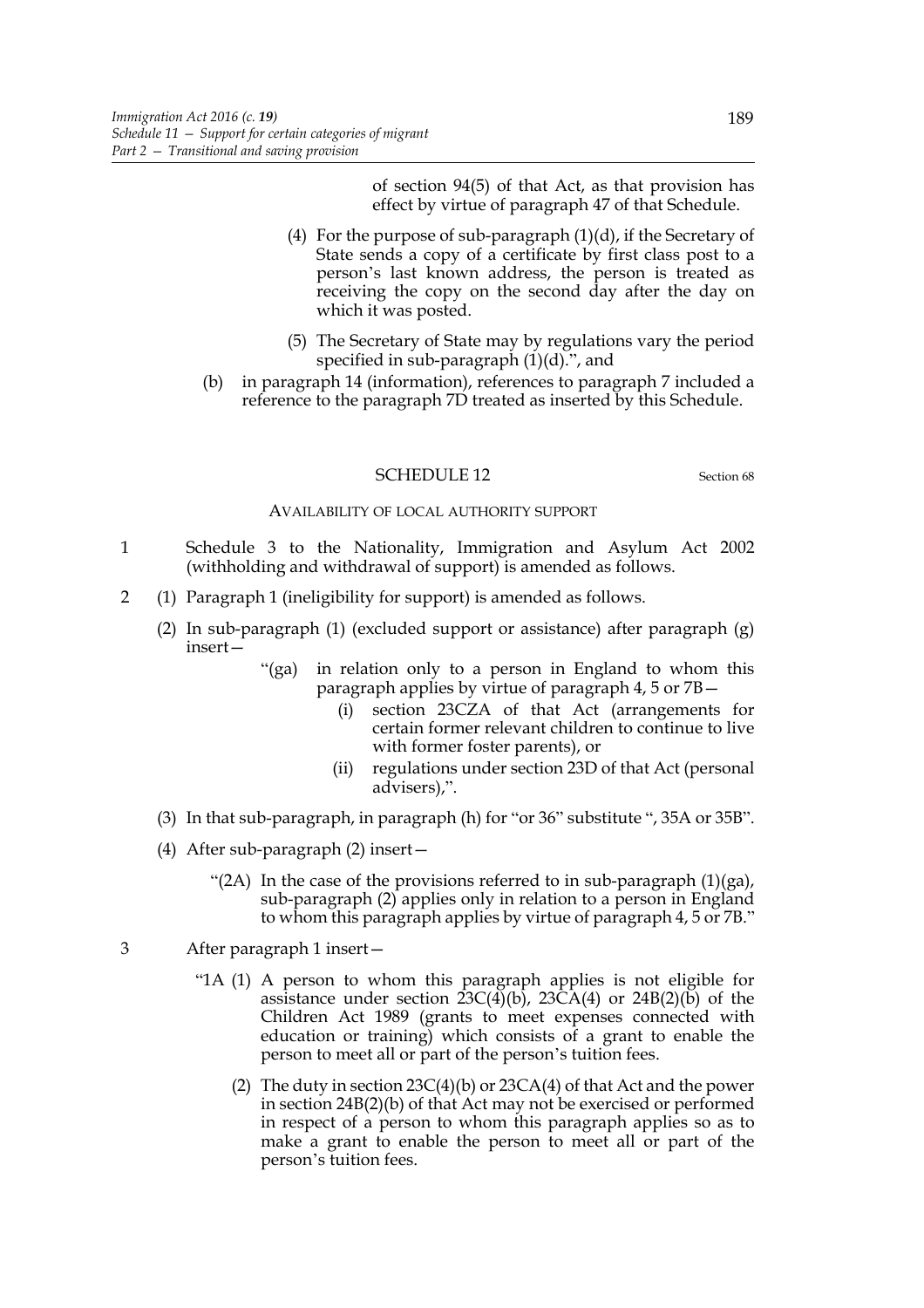of section 94(5) of that Act, as that provision has effect by virtue of paragraph 47 of that Schedule.

(4) For the purpose of sub-paragraph (1)(d), if the Secretary of State sends a copy of a certificate by first class post to a person's last known address, the person is treated as receiving the copy on the second day after the day on which it was posted.

(5) The Secretary of State may by regulations vary the period specified in sub-paragraph (1)(d).", and

(b) in paragraph 14 (information), references to paragraph 7 included a reference to the paragraph 7D treated as inserted by this Schedule.

## SCHEDULE 12

Section 68

### AVAILABILITY OF LOCAL AUTHORITY SUPPORT

1 Schedule 3 to the Nationality, Immigration and Asylum Act 2002 (withholding and withdrawal of support) is amended as follows.

2 (1) Paragraph 1 (ineligibility for support) is amended as follows.

(2) In sub-paragraph (1) (excluded support or assistance) after paragraph (g) insert—

"(ga) in relation only to a person in England to whom this paragraph applies by virtue of paragraph 4, 5 or 7B—

(i) section 23CZA of that Act (arrangements for certain former relevant children to continue to live with former foster parents), or

(ii) regulations under section 23D of that Act (personal advisers),".

(3) In that sub-paragraph, in paragraph (h) for "or 36" substitute ", 35A or 35B".

(4) After sub-paragraph (2) insert—

"(2A) In the case of the provisions referred to in sub-paragraph (1)(ga), sub-paragraph (2) applies only in relation to a person in England to whom this paragraph applies by virtue of paragraph 4, 5 or 7B."

3 After paragraph 1 insert—

"1A (1) A person to whom this paragraph applies is not eligible for assistance under section 23C(4)(b), 23CA(4) or 24B(2)(b) of the Children Act 1989 (grants to meet expenses connected with education or training) which consists of a grant to enable the person to meet all or part of the person's tuition fees.

(2) The duty in section 23C(4)(b) or 23CA(4) of that Act and the power in section 24B(2)(b) of that Act may not be exercised or performed in respect of a person to whom this paragraph applies so as to make a grant to enable the person to meet all or part of the person's tuition fees.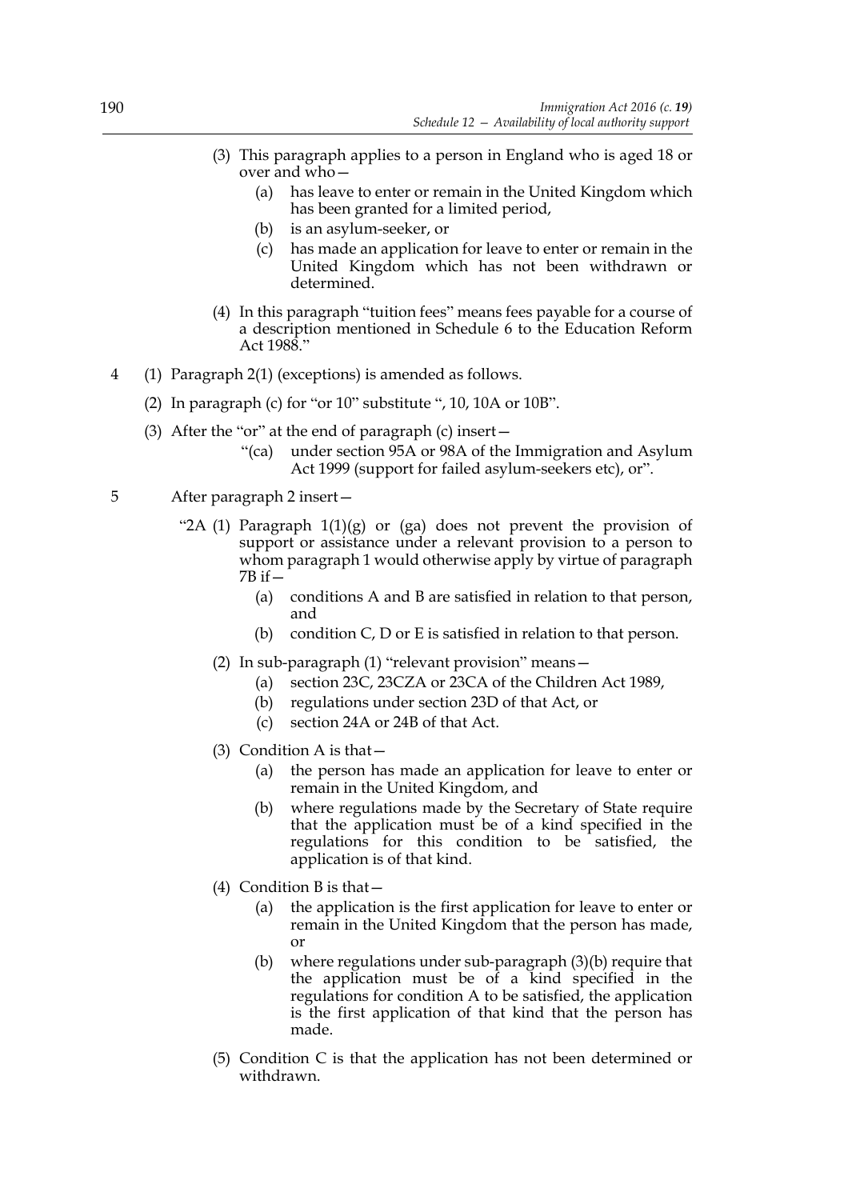(3) This paragraph applies to a person in England who is aged 18 or over and who—

(a) has leave to enter or remain in the United Kingdom which has been granted for a limited period,

(b) is an asylum-seeker, or

(c) has made an application for leave to enter or remain in the United Kingdom which has not been withdrawn or determined.

(4) In this paragraph "tuition fees" means fees payable for a course of a description mentioned in Schedule 6 to the Education Reform Act 1988."

4 (1) Paragraph 2(1) (exceptions) is amended as follows.

(2) In paragraph (c) for "or 10" substitute ", 10, 10A or 10B".

(3) After the "or" at the end of paragraph (c) insert—

"(ca) under section 95A or 98A of the Immigration and Asylum Act 1999 (support for failed asylum-seekers etc), or".

5 After paragraph 2 insert—

"2A (1) Paragraph 1(1)(g) or (ga) does not prevent the provision of support or assistance under a relevant provision to a person to whom paragraph 1 would otherwise apply by virtue of paragraph 7B if—

(a) conditions A and B are satisfied in relation to that person, and

(b) condition C, D or E is satisfied in relation to that person.

(2) In sub-paragraph (1) "relevant provision" means—

(a) section 23C, 23CZA or 23CA of the Children Act 1989,

(b) regulations under section 23D of that Act, or

(c) section 24A or 24B of that Act.

(3) Condition A is that—

(a) the person has made an application for leave to enter or remain in the United Kingdom, and

(b) where regulations made by the Secretary of State require that the application must be of a kind specified in the regulations for this condition to be satisfied, the application is of that kind.

(4) Condition B is that—

(a) the application is the first application for leave to enter or remain in the United Kingdom that the person has made, or

(b) where regulations under sub-paragraph (3)(b) require that the application must be of a kind specified in the regulations for condition A to be satisfied, the application is the first application of that kind that the person has made.

(5) Condition C is that the application has not been determined or withdrawn.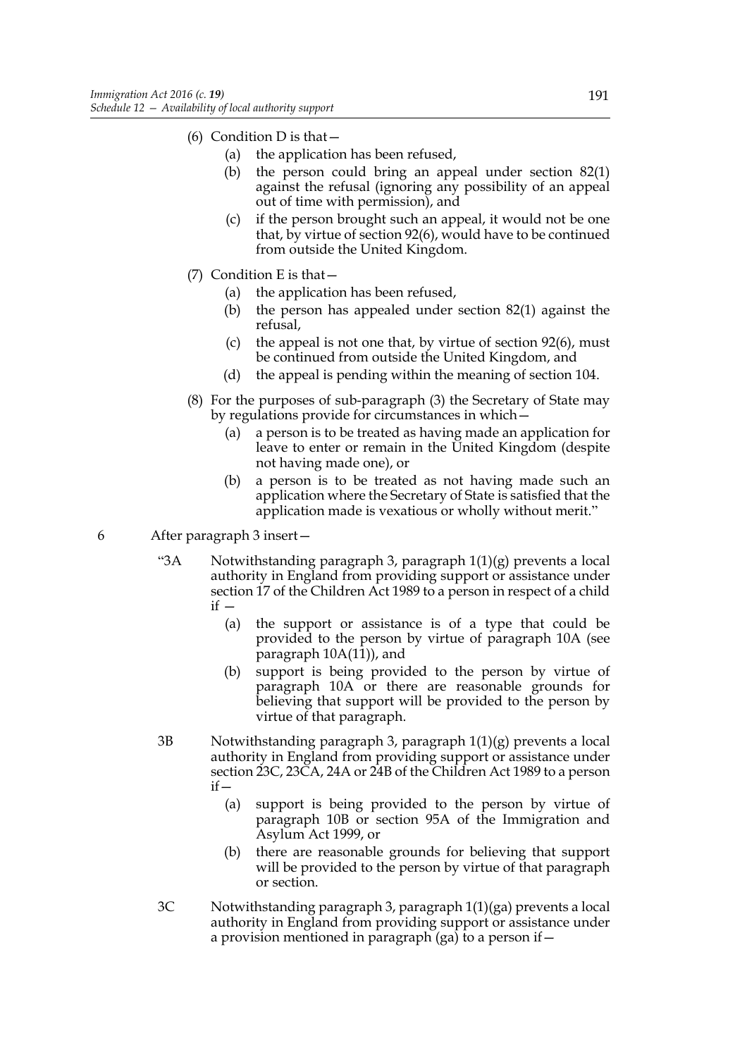(6) Condition D is that—

  (a) the application has been refused,

  (b) the person could bring an appeal under section 82(1) against the refusal (ignoring any possibility of an appeal out of time with permission), and

  (c) if the person brought such an appeal, it would not be one that, by virtue of section 92(6), would have to be continued from outside the United Kingdom.

(7) Condition E is that—

  (a) the application has been refused,

  (b) the person has appealed under section 82(1) against the refusal,

  (c) the appeal is not one that, by virtue of section 92(6), must be continued from outside the United Kingdom, and

  (d) the appeal is pending within the meaning of section 104.

(8) For the purposes of sub-paragraph (3) the Secretary of State may by regulations provide for circumstances in which—

  (a) a person is to be treated as having made an application for leave to enter or remain in the United Kingdom (despite not having made one), or

  (b) a person is to be treated as not having made such an application where the Secretary of State is satisfied that the application made is vexatious or wholly without merit."

6 After paragraph 3 insert—

"3A Notwithstanding paragraph 3, paragraph 1(1)(g) prevents a local authority in England from providing support or assistance under section 17 of the Children Act 1989 to a person in respect of a child if —

  (a) the support or assistance is of a type that could be provided to the person by virtue of paragraph 10A (see paragraph 10A(11)), and

  (b) support is being provided to the person by virtue of paragraph 10A or there are reasonable grounds for believing that support will be provided to the person by virtue of that paragraph.

3B Notwithstanding paragraph 3, paragraph 1(1)(g) prevents a local authority in England from providing support or assistance under section 23C, 23CA, 24A or 24B of the Children Act 1989 to a person if—

  (a) support is being provided to the person by virtue of paragraph 10B or section 95A of the Immigration and Asylum Act 1999, or

  (b) there are reasonable grounds for believing that support will be provided to the person by virtue of that paragraph or section.

3C Notwithstanding paragraph 3, paragraph 1(1)(ga) prevents a local authority in England from providing support or assistance under a provision mentioned in paragraph (ga) to a person if—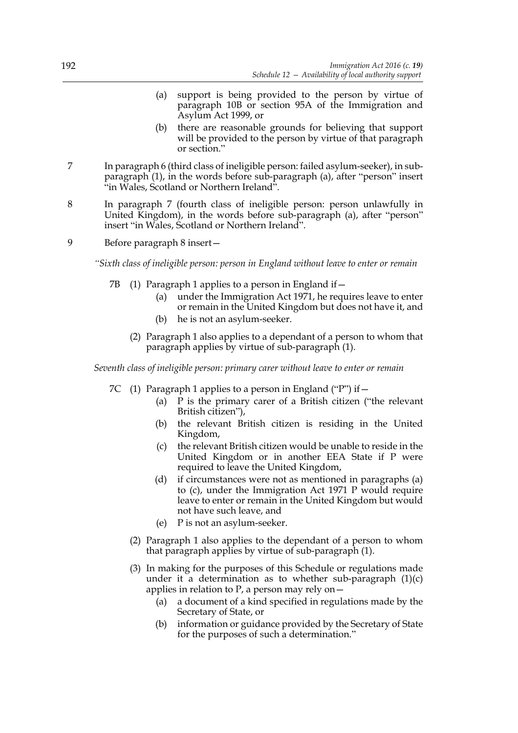(a) support is being provided to the person by virtue of paragraph 10B or section 95A of the Immigration and Asylum Act 1999, or

(b) there are reasonable grounds for believing that support will be provided to the person by virtue of that paragraph or section."

7 In paragraph 6 (third class of ineligible person: failed asylum-seeker), in sub-paragraph (1), in the words before sub-paragraph (a), after "person" insert "in Wales, Scotland or Northern Ireland".

8 In paragraph 7 (fourth class of ineligible person: person unlawfully in United Kingdom), in the words before sub-paragraph (a), after "person" insert "in Wales, Scotland or Northern Ireland".

9 Before paragraph 8 insert—

*"Sixth class of ineligible person: person in England without leave to enter or remain*

7B (1) Paragraph 1 applies to a person in England if—

(a) under the Immigration Act 1971, he requires leave to enter or remain in the United Kingdom but does not have it, and

(b) he is not an asylum-seeker.

(2) Paragraph 1 also applies to a dependant of a person to whom that paragraph applies by virtue of sub-paragraph (1).

*Seventh class of ineligible person: primary carer without leave to enter or remain*

7C (1) Paragraph 1 applies to a person in England ("P") if—

(a) P is the primary carer of a British citizen ("the relevant British citizen"),

(b) the relevant British citizen is residing in the United Kingdom,

(c) the relevant British citizen would be unable to reside in the United Kingdom or in another EEA State if P were required to leave the United Kingdom,

(d) if circumstances were not as mentioned in paragraphs (a) to (c), under the Immigration Act 1971 P would require leave to enter or remain in the United Kingdom but would not have such leave, and

(e) P is not an asylum-seeker.

(2) Paragraph 1 also applies to the dependant of a person to whom that paragraph applies by virtue of sub-paragraph (1).

(3) In making for the purposes of this Schedule or regulations made under it a determination as to whether sub-paragraph (1)(c) applies in relation to P, a person may rely on—

(a) a document of a kind specified in regulations made by the Secretary of State, or

(b) information or guidance provided by the Secretary of State for the purposes of such a determination."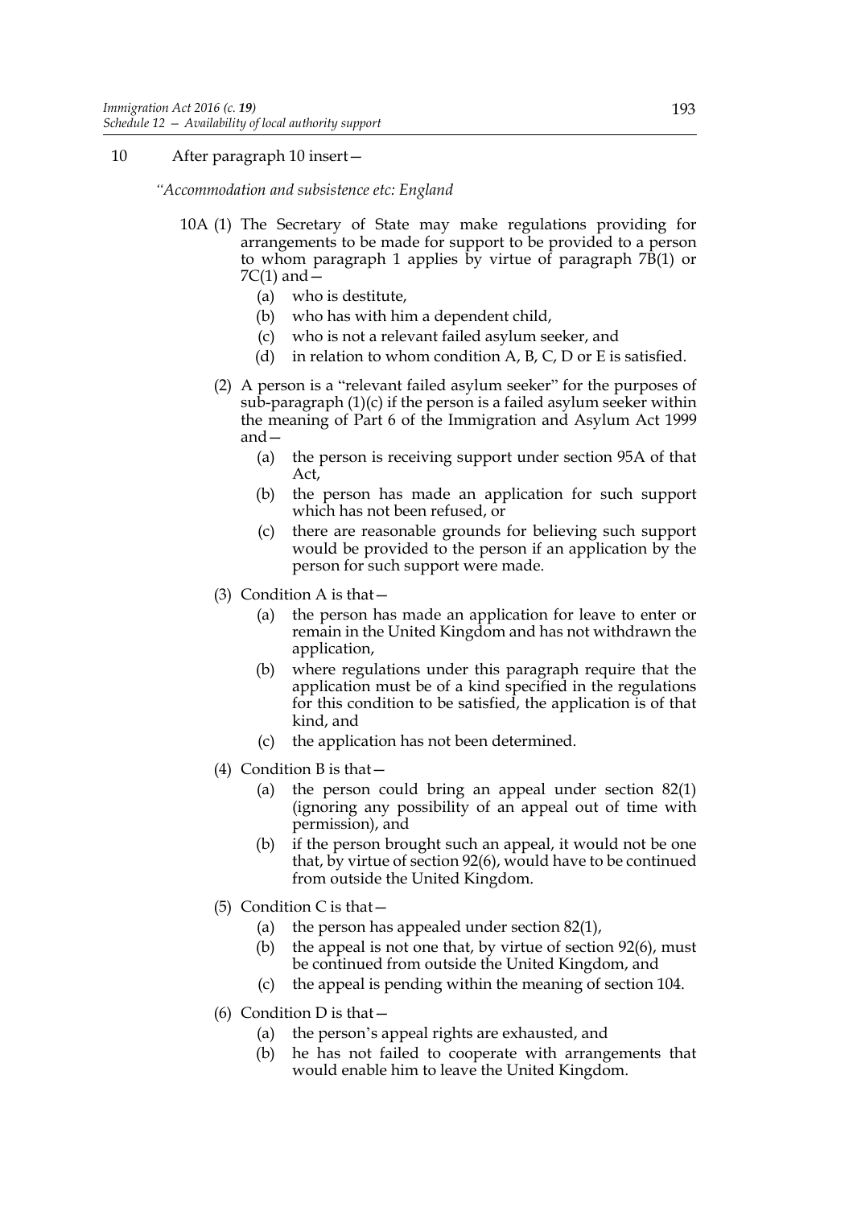10 After paragraph 10 insert—

*"Accommodation and subsistence etc: England*

10A (1) The Secretary of State may make regulations providing for arrangements to be made for support to be provided to a person to whom paragraph 1 applies by virtue of paragraph 7B(1) or 7C(1) and—

(a) who is destitute,

(b) who has with him a dependent child,

(c) who is not a relevant failed asylum seeker, and

(d) in relation to whom condition A, B, C, D or E is satisfied.

(2) A person is a "relevant failed asylum seeker" for the purposes of sub-paragraph (1)(c) if the person is a failed asylum seeker within the meaning of Part 6 of the Immigration and Asylum Act 1999 and—

(a) the person is receiving support under section 95A of that Act,

(b) the person has made an application for such support which has not been refused, or

(c) there are reasonable grounds for believing such support would be provided to the person if an application by the person for such support were made.

(3) Condition A is that—

(a) the person has made an application for leave to enter or remain in the United Kingdom and has not withdrawn the application,

(b) where regulations under this paragraph require that the application must be of a kind specified in the regulations for this condition to be satisfied, the application is of that kind, and

(c) the application has not been determined.

(4) Condition B is that—

(a) the person could bring an appeal under section 82(1) (ignoring any possibility of an appeal out of time with permission), and

(b) if the person brought such an appeal, it would not be one that, by virtue of section 92(6), would have to be continued from outside the United Kingdom.

(5) Condition C is that—

(a) the person has appealed under section 82(1),

(b) the appeal is not one that, by virtue of section 92(6), must be continued from outside the United Kingdom, and

(c) the appeal is pending within the meaning of section 104.

(6) Condition D is that—

(a) the person's appeal rights are exhausted, and

(b) he has not failed to cooperate with arrangements that would enable him to leave the United Kingdom.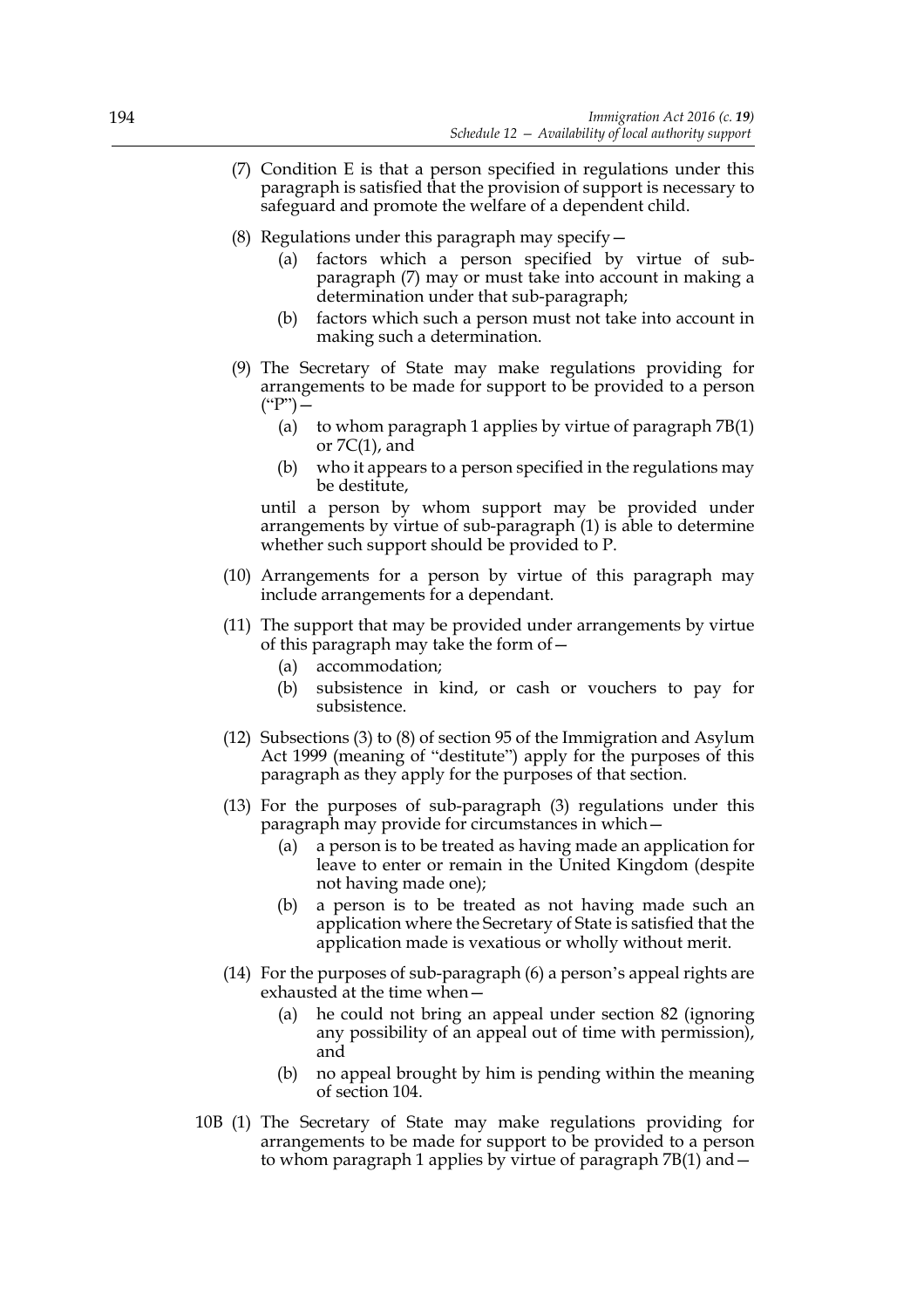(7) Condition E is that a person specified in regulations under this paragraph is satisfied that the provision of support is necessary to safeguard and promote the welfare of a dependent child.

(8) Regulations under this paragraph may specify—

 (a) factors which a person specified by virtue of sub-paragraph (7) may or must take into account in making a determination under that sub-paragraph;

 (b) factors which such a person must not take into account in making such a determination.

(9) The Secretary of State may make regulations providing for arrangements to be made for support to be provided to a person ("P")—

 (a) to whom paragraph 1 applies by virtue of paragraph 7B(1) or 7C(1), and

 (b) who it appears to a person specified in the regulations may be destitute,

until a person by whom support may be provided under arrangements by virtue of sub-paragraph (1) is able to determine whether such support should be provided to P.

(10) Arrangements for a person by virtue of this paragraph may include arrangements for a dependant.

(11) The support that may be provided under arrangements by virtue of this paragraph may take the form of—

 (a) accommodation;

 (b) subsistence in kind, or cash or vouchers to pay for subsistence.

(12) Subsections (3) to (8) of section 95 of the Immigration and Asylum Act 1999 (meaning of "destitute") apply for the purposes of this paragraph as they apply for the purposes of that section.

(13) For the purposes of sub-paragraph (3) regulations under this paragraph may provide for circumstances in which—

 (a) a person is to be treated as having made an application for leave to enter or remain in the United Kingdom (despite not having made one);

 (b) a person is to be treated as not having made such an application where the Secretary of State is satisfied that the application made is vexatious or wholly without merit.

(14) For the purposes of sub-paragraph (6) a person's appeal rights are exhausted at the time when—

 (a) he could not bring an appeal under section 82 (ignoring any possibility of an appeal out of time with permission), and

 (b) no appeal brought by him is pending within the meaning of section 104.

10B (1) The Secretary of State may make regulations providing for arrangements to be made for support to be provided to a person to whom paragraph 1 applies by virtue of paragraph 7B(1) and—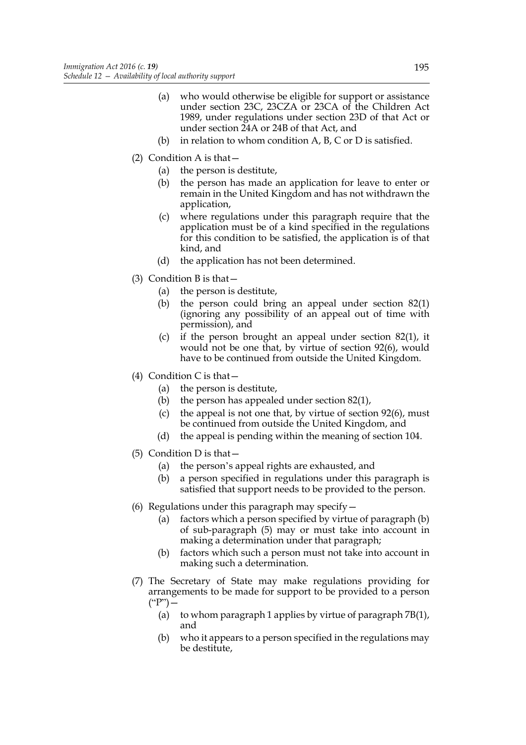- (a) who would otherwise be eligible for support or assistance under section 23C, 23CZA or 23CA of the Children Act 1989, under regulations under section 23D of that Act or under section 24A or 24B of that Act, and
- (b) in relation to whom condition A, B, C or D is satisfied.

(2) Condition A is that—

- (a) the person is destitute,
- (b) the person has made an application for leave to enter or remain in the United Kingdom and has not withdrawn the application,
- (c) where regulations under this paragraph require that the application must be of a kind specified in the regulations for this condition to be satisfied, the application is of that kind, and
- (d) the application has not been determined.

(3) Condition B is that—

- (a) the person is destitute,
- (b) the person could bring an appeal under section 82(1) (ignoring any possibility of an appeal out of time with permission), and
- (c) if the person brought an appeal under section 82(1), it would not be one that, by virtue of section 92(6), would have to be continued from outside the United Kingdom.

(4) Condition C is that—

- (a) the person is destitute,
- (b) the person has appealed under section 82(1),
- (c) the appeal is not one that, by virtue of section 92(6), must be continued from outside the United Kingdom, and
- (d) the appeal is pending within the meaning of section 104.

(5) Condition D is that—

- (a) the person's appeal rights are exhausted, and
- (b) a person specified in regulations under this paragraph is satisfied that support needs to be provided to the person.

(6) Regulations under this paragraph may specify—

- (a) factors which a person specified by virtue of paragraph (b) of sub-paragraph (5) may or must take into account in making a determination under that paragraph;
- (b) factors which such a person must not take into account in making such a determination.

(7) The Secretary of State may make regulations providing for arrangements to be made for support to be provided to a person ("P")—

- (a) to whom paragraph 1 applies by virtue of paragraph 7B(1), and
- (b) who it appears to a person specified in the regulations may be destitute,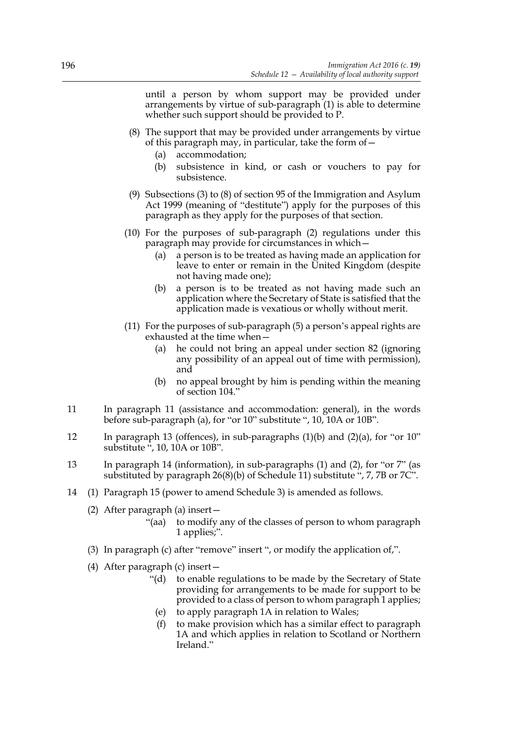until a person by whom support may be provided under arrangements by virtue of sub-paragraph (1) is able to determine whether such support should be provided to P.

(8) The support that may be provided under arrangements by virtue of this paragraph may, in particular, take the form of—

(a) accommodation;

(b) subsistence in kind, or cash or vouchers to pay for subsistence.

(9) Subsections (3) to (8) of section 95 of the Immigration and Asylum Act 1999 (meaning of "destitute") apply for the purposes of this paragraph as they apply for the purposes of that section.

(10) For the purposes of sub-paragraph (2) regulations under this paragraph may provide for circumstances in which—

(a) a person is to be treated as having made an application for leave to enter or remain in the United Kingdom (despite not having made one);

(b) a person is to be treated as not having made such an application where the Secretary of State is satisfied that the application made is vexatious or wholly without merit.

(11) For the purposes of sub-paragraph (5) a person's appeal rights are exhausted at the time when—

(a) he could not bring an appeal under section 82 (ignoring any possibility of an appeal out of time with permission), and

(b) no appeal brought by him is pending within the meaning of section 104."

11 In paragraph 11 (assistance and accommodation: general), in the words before sub-paragraph (a), for "or 10" substitute ", 10, 10A or 10B".

12 In paragraph 13 (offences), in sub-paragraphs (1)(b) and (2)(a), for "or 10" substitute ", 10, 10A or 10B".

13 In paragraph 14 (information), in sub-paragraphs (1) and (2), for "or 7" (as substituted by paragraph 26(8)(b) of Schedule 11) substitute ", 7, 7B or 7C".

14 (1) Paragraph 15 (power to amend Schedule 3) is amended as follows.

(2) After paragraph (a) insert—

"(aa) to modify any of the classes of person to whom paragraph 1 applies;".

(3) In paragraph (c) after "remove" insert ", or modify the application of,".

(4) After paragraph (c) insert—

"(d) to enable regulations to be made by the Secretary of State providing for arrangements to be made for support to be provided to a class of person to whom paragraph 1 applies;

(e) to apply paragraph 1A in relation to Wales;

(f) to make provision which has a similar effect to paragraph 1A and which applies in relation to Scotland or Northern Ireland."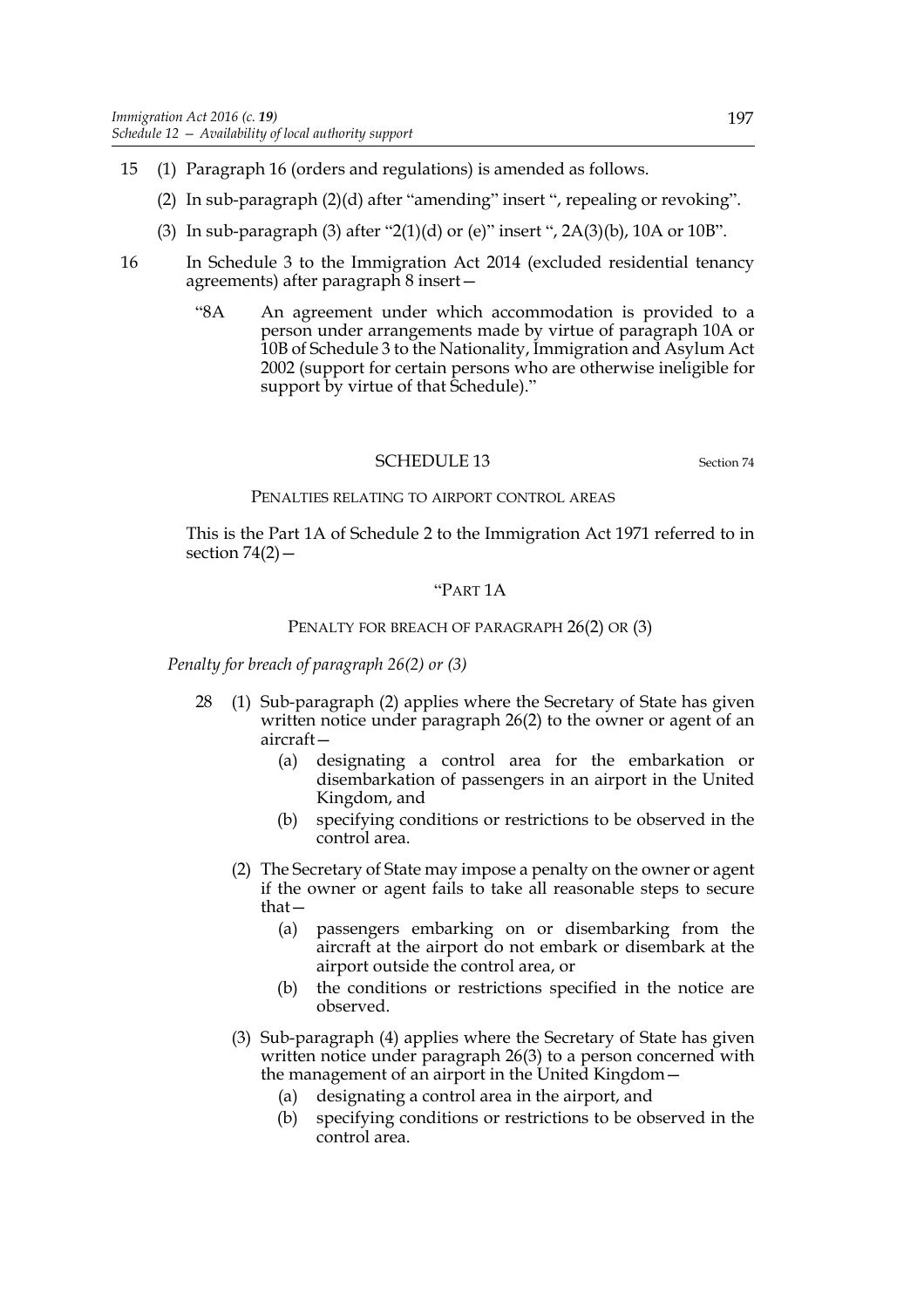15 (1) Paragraph 16 (orders and regulations) is amended as follows.

(2) In sub-paragraph (2)(d) after "amending" insert ", repealing or revoking".

(3) In sub-paragraph (3) after "2(1)(d) or (e)" insert ", 2A(3)(b), 10A or 10B".

16 In Schedule 3 to the Immigration Act 2014 (excluded residential tenancy agreements) after paragraph 8 insert—

"8A An agreement under which accommodation is provided to a person under arrangements made by virtue of paragraph 10A or 10B of Schedule 3 to the Nationality, Immigration and Asylum Act 2002 (support for certain persons who are otherwise ineligible for support by virtue of that Schedule)."

## SCHEDULE 13

Section 74

### PENALTIES RELATING TO AIRPORT CONTROL AREAS

This is the Part 1A of Schedule 2 to the Immigration Act 1971 referred to in section 74(2)—

### "PART 1A

### PENALTY FOR BREACH OF PARAGRAPH 26(2) OR (3)

*Penalty for breach of paragraph 26(2) or (3)*

28 (1) Sub-paragraph (2) applies where the Secretary of State has given written notice under paragraph 26(2) to the owner or agent of an aircraft—

(a) designating a control area for the embarkation or disembarkation of passengers in an airport in the United Kingdom, and

(b) specifying conditions or restrictions to be observed in the control area.

(2) The Secretary of State may impose a penalty on the owner or agent if the owner or agent fails to take all reasonable steps to secure that—

(a) passengers embarking on or disembarking from the aircraft at the airport do not embark or disembark at the airport outside the control area, or

(b) the conditions or restrictions specified in the notice are observed.

(3) Sub-paragraph (4) applies where the Secretary of State has given written notice under paragraph 26(3) to a person concerned with the management of an airport in the United Kingdom—

(a) designating a control area in the airport, and

(b) specifying conditions or restrictions to be observed in the control area.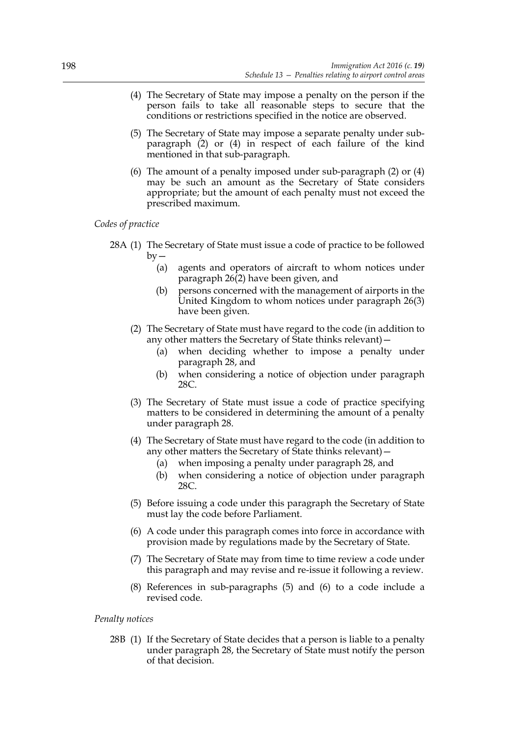(4) The Secretary of State may impose a penalty on the person if the person fails to take all reasonable steps to secure that the conditions or restrictions specified in the notice are observed.

(5) The Secretary of State may impose a separate penalty under sub-paragraph (2) or (4) in respect of each failure of the kind mentioned in that sub-paragraph.

(6) The amount of a penalty imposed under sub-paragraph (2) or (4) may be such an amount as the Secretary of State considers appropriate; but the amount of each penalty must not exceed the prescribed maximum.

*Codes of practice*

28A (1) The Secretary of State must issue a code of practice to be followed by—

(a) agents and operators of aircraft to whom notices under paragraph 26(2) have been given, and

(b) persons concerned with the management of airports in the United Kingdom to whom notices under paragraph 26(3) have been given.

(2) The Secretary of State must have regard to the code (in addition to any other matters the Secretary of State thinks relevant)—

(a) when deciding whether to impose a penalty under paragraph 28, and

(b) when considering a notice of objection under paragraph 28C.

(3) The Secretary of State must issue a code of practice specifying matters to be considered in determining the amount of a penalty under paragraph 28.

(4) The Secretary of State must have regard to the code (in addition to any other matters the Secretary of State thinks relevant)—

(a) when imposing a penalty under paragraph 28, and

(b) when considering a notice of objection under paragraph 28C.

(5) Before issuing a code under this paragraph the Secretary of State must lay the code before Parliament.

(6) A code under this paragraph comes into force in accordance with provision made by regulations made by the Secretary of State.

(7) The Secretary of State may from time to time review a code under this paragraph and may revise and re-issue it following a review.

(8) References in sub-paragraphs (5) and (6) to a code include a revised code.

*Penalty notices*

28B (1) If the Secretary of State decides that a person is liable to a penalty under paragraph 28, the Secretary of State must notify the person of that decision.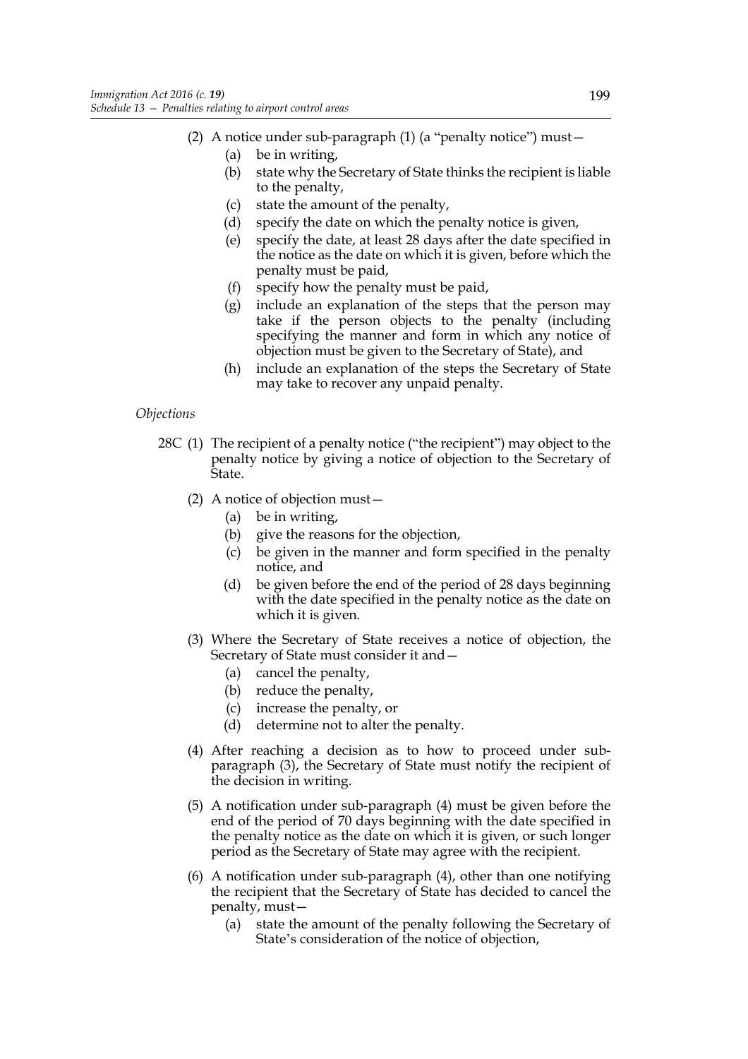(2) A notice under sub-paragraph (1) (a "penalty notice") must—

(a) be in writing,

(b) state why the Secretary of State thinks the recipient is liable to the penalty,

(c) state the amount of the penalty,

(d) specify the date on which the penalty notice is given,

(e) specify the date, at least 28 days after the date specified in the notice as the date on which it is given, before which the penalty must be paid,

(f) specify how the penalty must be paid,

(g) include an explanation of the steps that the person may take if the person objects to the penalty (including specifying the manner and form in which any notice of objection must be given to the Secretary of State), and

(h) include an explanation of the steps the Secretary of State may take to recover any unpaid penalty.

*Objections*

28C (1) The recipient of a penalty notice ("the recipient") may object to the penalty notice by giving a notice of objection to the Secretary of State.

(2) A notice of objection must—

(a) be in writing,

(b) give the reasons for the objection,

(c) be given in the manner and form specified in the penalty notice, and

(d) be given before the end of the period of 28 days beginning with the date specified in the penalty notice as the date on which it is given.

(3) Where the Secretary of State receives a notice of objection, the Secretary of State must consider it and—

(a) cancel the penalty,

(b) reduce the penalty,

(c) increase the penalty, or

(d) determine not to alter the penalty.

(4) After reaching a decision as to how to proceed under sub-paragraph (3), the Secretary of State must notify the recipient of the decision in writing.

(5) A notification under sub-paragraph (4) must be given before the end of the period of 70 days beginning with the date specified in the penalty notice as the date on which it is given, or such longer period as the Secretary of State may agree with the recipient.

(6) A notification under sub-paragraph (4), other than one notifying the recipient that the Secretary of State has decided to cancel the penalty, must—

(a) state the amount of the penalty following the Secretary of State's consideration of the notice of objection,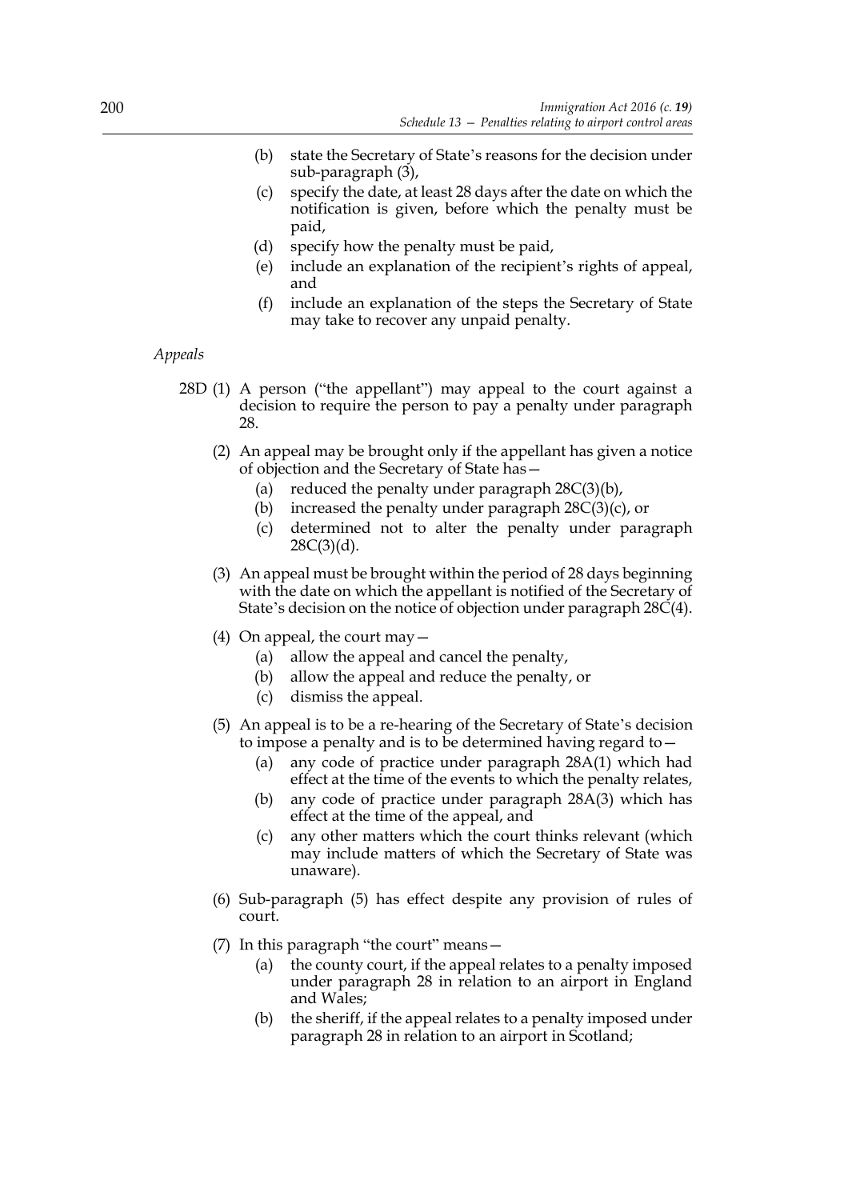(b) state the Secretary of State's reasons for the decision under sub-paragraph (3),

(c) specify the date, at least 28 days after the date on which the notification is given, before which the penalty must be paid,

(d) specify how the penalty must be paid,

(e) include an explanation of the recipient's rights of appeal, and

(f) include an explanation of the steps the Secretary of State may take to recover any unpaid penalty.

*Appeals*

28D (1) A person ("the appellant") may appeal to the court against a decision to require the person to pay a penalty under paragraph 28.

(2) An appeal may be brought only if the appellant has given a notice of objection and the Secretary of State has—

(a) reduced the penalty under paragraph 28C(3)(b),

(b) increased the penalty under paragraph 28C(3)(c), or

(c) determined not to alter the penalty under paragraph 28C(3)(d).

(3) An appeal must be brought within the period of 28 days beginning with the date on which the appellant is notified of the Secretary of State's decision on the notice of objection under paragraph 28C(4).

(4) On appeal, the court may—

(a) allow the appeal and cancel the penalty,

(b) allow the appeal and reduce the penalty, or

(c) dismiss the appeal.

(5) An appeal is to be a re-hearing of the Secretary of State's decision to impose a penalty and is to be determined having regard to—

(a) any code of practice under paragraph 28A(1) which had effect at the time of the events to which the penalty relates,

(b) any code of practice under paragraph 28A(3) which has effect at the time of the appeal, and

(c) any other matters which the court thinks relevant (which may include matters of which the Secretary of State was unaware).

(6) Sub-paragraph (5) has effect despite any provision of rules of court.

(7) In this paragraph "the court" means—

(a) the county court, if the appeal relates to a penalty imposed under paragraph 28 in relation to an airport in England and Wales;

(b) the sheriff, if the appeal relates to a penalty imposed under paragraph 28 in relation to an airport in Scotland;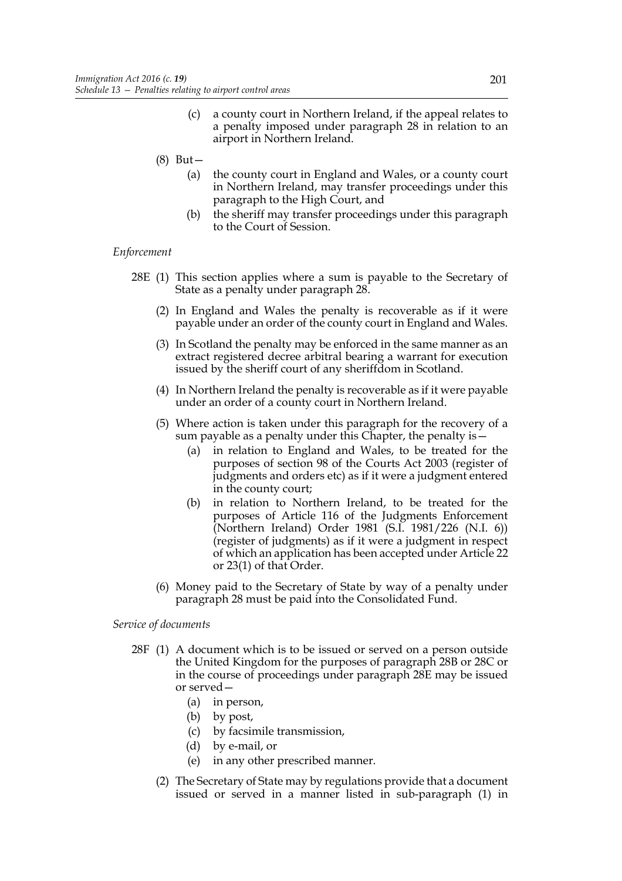(c) a county court in Northern Ireland, if the appeal relates to a penalty imposed under paragraph 28 in relation to an airport in Northern Ireland.

(8) But—

(a) the county court in England and Wales, or a county court in Northern Ireland, may transfer proceedings under this paragraph to the High Court, and

(b) the sheriff may transfer proceedings under this paragraph to the Court of Session.

*Enforcement*

28E (1) This section applies where a sum is payable to the Secretary of State as a penalty under paragraph 28.

(2) In England and Wales the penalty is recoverable as if it were payable under an order of the county court in England and Wales.

(3) In Scotland the penalty may be enforced in the same manner as an extract registered decree arbitral bearing a warrant for execution issued by the sheriff court of any sheriffdom in Scotland.

(4) In Northern Ireland the penalty is recoverable as if it were payable under an order of a county court in Northern Ireland.

(5) Where action is taken under this paragraph for the recovery of a sum payable as a penalty under this Chapter, the penalty is—

(a) in relation to England and Wales, to be treated for the purposes of section 98 of the Courts Act 2003 (register of judgments and orders etc) as if it were a judgment entered in the county court;

(b) in relation to Northern Ireland, to be treated for the purposes of Article 116 of the Judgments Enforcement (Northern Ireland) Order 1981 (S.I. 1981/226 (N.I. 6)) (register of judgments) as if it were a judgment in respect of which an application has been accepted under Article 22 or 23(1) of that Order.

(6) Money paid to the Secretary of State by way of a penalty under paragraph 28 must be paid into the Consolidated Fund.

*Service of documents*

28F (1) A document which is to be issued or served on a person outside the United Kingdom for the purposes of paragraph 28B or 28C or in the course of proceedings under paragraph 28E may be issued or served—

(a) in person,

(b) by post,

(c) by facsimile transmission,

(d) by e-mail, or

(e) in any other prescribed manner.

(2) The Secretary of State may by regulations provide that a document issued or served in a manner listed in sub-paragraph (1) in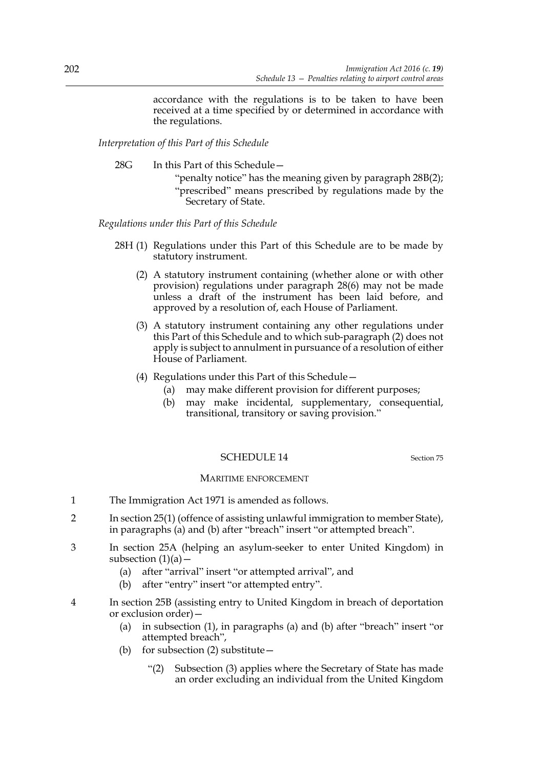accordance with the regulations is to be taken to have been received at a time specified by or determined in accordance with the regulations.

*Interpretation of this Part of this Schedule*

28G In this Part of this Schedule—

"penalty notice" has the meaning given by paragraph 28B(2);

"prescribed" means prescribed by regulations made by the Secretary of State.

*Regulations under this Part of this Schedule*

28H (1) Regulations under this Part of this Schedule are to be made by statutory instrument.

(2) A statutory instrument containing (whether alone or with other provision) regulations under paragraph 28(6) may not be made unless a draft of the instrument has been laid before, and approved by a resolution of, each House of Parliament.

(3) A statutory instrument containing any other regulations under this Part of this Schedule and to which sub-paragraph (2) does not apply is subject to annulment in pursuance of a resolution of either House of Parliament.

(4) Regulations under this Part of this Schedule—

(a) may make different provision for different purposes;

(b) may make incidental, supplementary, consequential, transitional, transitory or saving provision."

## SCHEDULE 14

Section 75

### MARITIME ENFORCEMENT

1 The Immigration Act 1971 is amended as follows.

2 In section 25(1) (offence of assisting unlawful immigration to member State), in paragraphs (a) and (b) after "breach" insert "or attempted breach".

3 In section 25A (helping an asylum-seeker to enter United Kingdom) in subsection (1)(a)—

(a) after "arrival" insert "or attempted arrival", and

(b) after "entry" insert "or attempted entry".

4 In section 25B (assisting entry to United Kingdom in breach of deportation or exclusion order)—

(a) in subsection (1), in paragraphs (a) and (b) after "breach" insert "or attempted breach",

(b) for subsection (2) substitute—

"(2) Subsection (3) applies where the Secretary of State has made an order excluding an individual from the United Kingdom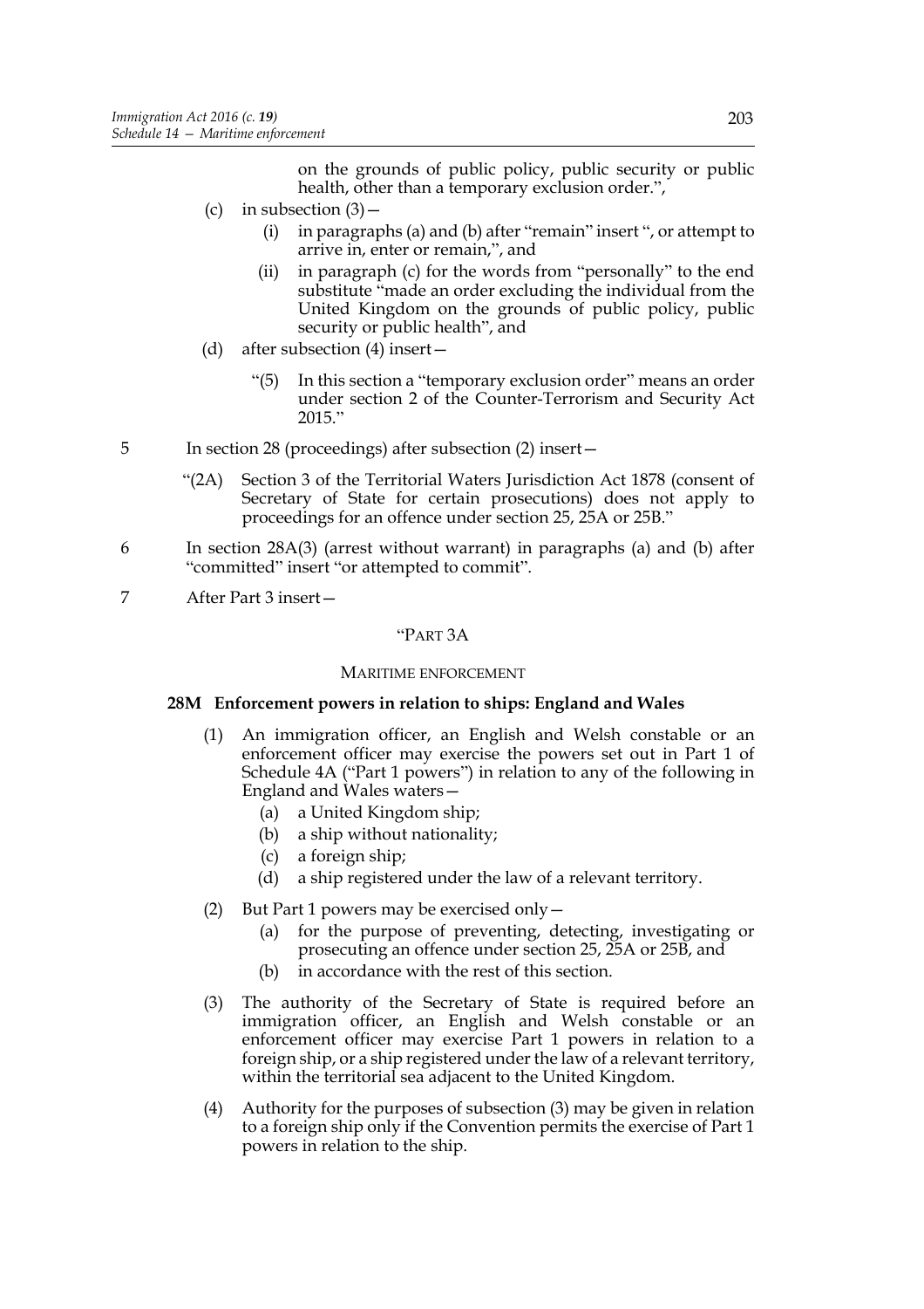on the grounds of public policy, public security or public health, other than a temporary exclusion order.",

(c) in subsection (3)—

(i) in paragraphs (a) and (b) after "remain" insert ", or attempt to arrive in, enter or remain,", and

(ii) in paragraph (c) for the words from "personally" to the end substitute "made an order excluding the individual from the United Kingdom on the grounds of public policy, public security or public health", and

(d) after subsection (4) insert—

"(5) In this section a "temporary exclusion order" means an order under section 2 of the Counter-Terrorism and Security Act 2015."

5 In section 28 (proceedings) after subsection (2) insert—

"(2A) Section 3 of the Territorial Waters Jurisdiction Act 1878 (consent of Secretary of State for certain prosecutions) does not apply to proceedings for an offence under section 25, 25A or 25B."

6 In section 28A(3) (arrest without warrant) in paragraphs (a) and (b) after "committed" insert "or attempted to commit".

7 After Part 3 insert—

"PART 3A

MARITIME ENFORCEMENT

**28M Enforcement powers in relation to ships: England and Wales**

(1) An immigration officer, an English and Welsh constable or an enforcement officer may exercise the powers set out in Part 1 of Schedule 4A ("Part 1 powers") in relation to any of the following in England and Wales waters—

(a) a United Kingdom ship;

(b) a ship without nationality;

(c) a foreign ship;

(d) a ship registered under the law of a relevant territory.

(2) But Part 1 powers may be exercised only—

(a) for the purpose of preventing, detecting, investigating or prosecuting an offence under section 25, 25A or 25B, and

(b) in accordance with the rest of this section.

(3) The authority of the Secretary of State is required before an immigration officer, an English and Welsh constable or an enforcement officer may exercise Part 1 powers in relation to a foreign ship, or a ship registered under the law of a relevant territory, within the territorial sea adjacent to the United Kingdom.

(4) Authority for the purposes of subsection (3) may be given in relation to a foreign ship only if the Convention permits the exercise of Part 1 powers in relation to the ship.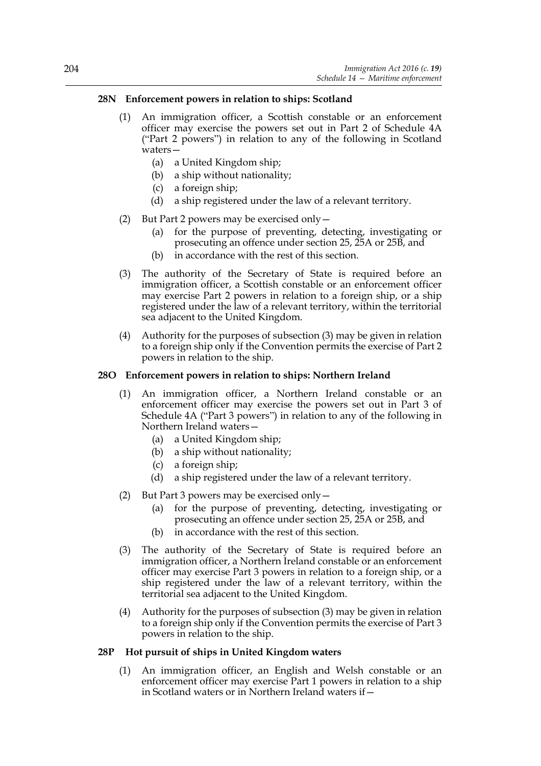### 28N Enforcement powers in relation to ships: Scotland

(1) An immigration officer, a Scottish constable or an enforcement officer may exercise the powers set out in Part 2 of Schedule 4A ("Part 2 powers") in relation to any of the following in Scotland waters—

(a) a United Kingdom ship;

(b) a ship without nationality;

(c) a foreign ship;

(d) a ship registered under the law of a relevant territory.

(2) But Part 2 powers may be exercised only—

(a) for the purpose of preventing, detecting, investigating or prosecuting an offence under section 25, 25A or 25B, and

(b) in accordance with the rest of this section.

(3) The authority of the Secretary of State is required before an immigration officer, a Scottish constable or an enforcement officer may exercise Part 2 powers in relation to a foreign ship, or a ship registered under the law of a relevant territory, within the territorial sea adjacent to the United Kingdom.

(4) Authority for the purposes of subsection (3) may be given in relation to a foreign ship only if the Convention permits the exercise of Part 2 powers in relation to the ship.

### 28O Enforcement powers in relation to ships: Northern Ireland

(1) An immigration officer, a Northern Ireland constable or an enforcement officer may exercise the powers set out in Part 3 of Schedule 4A ("Part 3 powers") in relation to any of the following in Northern Ireland waters—

(a) a United Kingdom ship;

(b) a ship without nationality;

(c) a foreign ship;

(d) a ship registered under the law of a relevant territory.

(2) But Part 3 powers may be exercised only—

(a) for the purpose of preventing, detecting, investigating or prosecuting an offence under section 25, 25A or 25B, and

(b) in accordance with the rest of this section.

(3) The authority of the Secretary of State is required before an immigration officer, a Northern Ireland constable or an enforcement officer may exercise Part 3 powers in relation to a foreign ship, or a ship registered under the law of a relevant territory, within the territorial sea adjacent to the United Kingdom.

(4) Authority for the purposes of subsection (3) may be given in relation to a foreign ship only if the Convention permits the exercise of Part 3 powers in relation to the ship.

### 28P Hot pursuit of ships in United Kingdom waters

(1) An immigration officer, an English and Welsh constable or an enforcement officer may exercise Part 1 powers in relation to a ship in Scotland waters or in Northern Ireland waters if—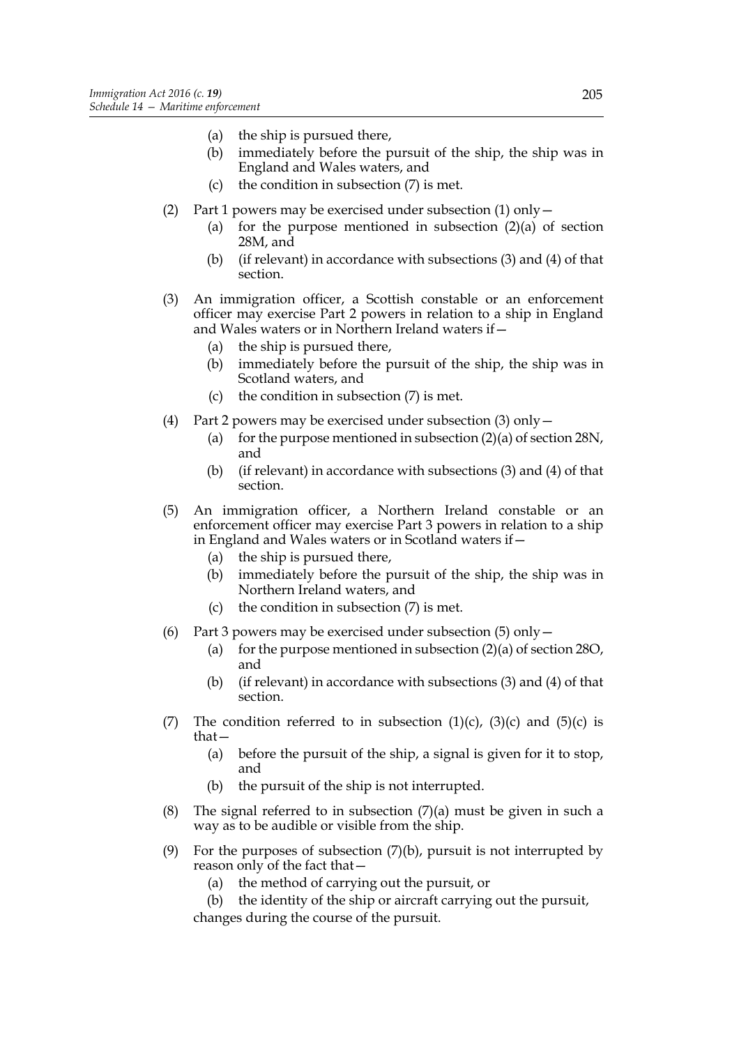- (a) the ship is pursued there,
- (b) immediately before the pursuit of the ship, the ship was in England and Wales waters, and
- (c) the condition in subsection (7) is met.

(2) Part 1 powers may be exercised under subsection (1) only—

- (a) for the purpose mentioned in subsection (2)(a) of section 28M, and
- (b) (if relevant) in accordance with subsections (3) and (4) of that section.

(3) An immigration officer, a Scottish constable or an enforcement officer may exercise Part 2 powers in relation to a ship in England and Wales waters or in Northern Ireland waters if—

- (a) the ship is pursued there,
- (b) immediately before the pursuit of the ship, the ship was in Scotland waters, and
- (c) the condition in subsection (7) is met.

(4) Part 2 powers may be exercised under subsection (3) only—

- (a) for the purpose mentioned in subsection (2)(a) of section 28N, and
- (b) (if relevant) in accordance with subsections (3) and (4) of that section.

(5) An immigration officer, a Northern Ireland constable or an enforcement officer may exercise Part 3 powers in relation to a ship in England and Wales waters or in Scotland waters if—

- (a) the ship is pursued there,
- (b) immediately before the pursuit of the ship, the ship was in Northern Ireland waters, and
- (c) the condition in subsection (7) is met.

(6) Part 3 powers may be exercised under subsection (5) only—

- (a) for the purpose mentioned in subsection (2)(a) of section 28O, and
- (b) (if relevant) in accordance with subsections (3) and (4) of that section.

(7) The condition referred to in subsection (1)(c), (3)(c) and (5)(c) is that—

- (a) before the pursuit of the ship, a signal is given for it to stop, and
- (b) the pursuit of the ship is not interrupted.

(8) The signal referred to in subsection (7)(a) must be given in such a way as to be audible or visible from the ship.

(9) For the purposes of subsection (7)(b), pursuit is not interrupted by reason only of the fact that—

- (a) the method of carrying out the pursuit, or
- (b) the identity of the ship or aircraft carrying out the pursuit,

changes during the course of the pursuit.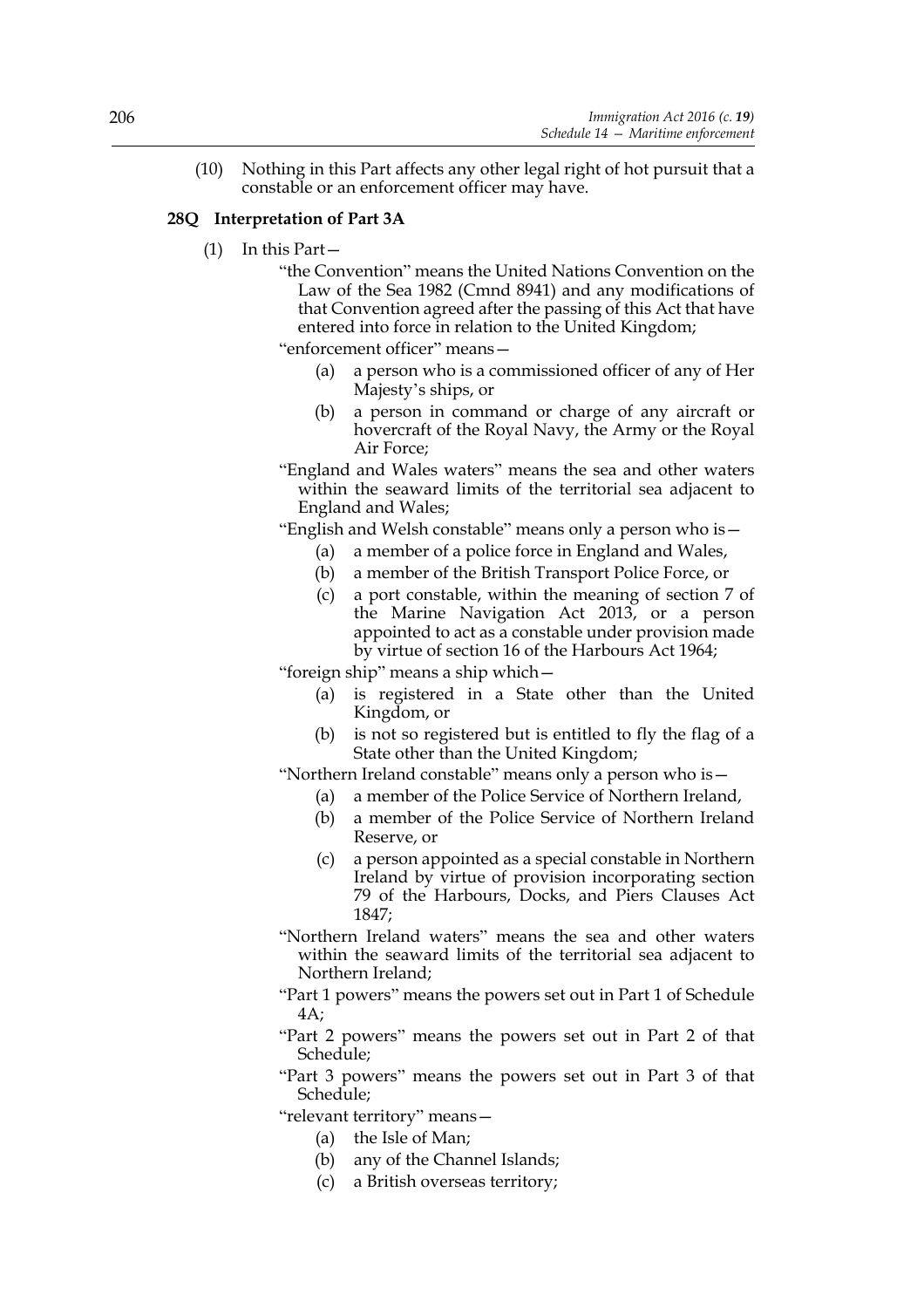(10) Nothing in this Part affects any other legal right of hot pursuit that a constable or an enforcement officer may have.

**28Q Interpretation of Part 3A**

(1) In this Part—

"the Convention" means the United Nations Convention on the Law of the Sea 1982 (Cmnd 8941) and any modifications of that Convention agreed after the passing of this Act that have entered into force in relation to the United Kingdom;

"enforcement officer" means—

(a) a person who is a commissioned officer of any of Her Majesty's ships, or

(b) a person in command or charge of any aircraft or hovercraft of the Royal Navy, the Army or the Royal Air Force;

"England and Wales waters" means the sea and other waters within the seaward limits of the territorial sea adjacent to England and Wales;

"English and Welsh constable" means only a person who is—

(a) a member of a police force in England and Wales,

(b) a member of the British Transport Police Force, or

(c) a port constable, within the meaning of section 7 of the Marine Navigation Act 2013, or a person appointed to act as a constable under provision made by virtue of section 16 of the Harbours Act 1964;

"foreign ship" means a ship which—

(a) is registered in a State other than the United Kingdom, or

(b) is not so registered but is entitled to fly the flag of a State other than the United Kingdom;

"Northern Ireland constable" means only a person who is—

(a) a member of the Police Service of Northern Ireland,

(b) a member of the Police Service of Northern Ireland Reserve, or

(c) a person appointed as a special constable in Northern Ireland by virtue of provision incorporating section 79 of the Harbours, Docks, and Piers Clauses Act 1847;

"Northern Ireland waters" means the sea and other waters within the seaward limits of the territorial sea adjacent to Northern Ireland;

"Part 1 powers" means the powers set out in Part 1 of Schedule 4A;

"Part 2 powers" means the powers set out in Part 2 of that Schedule;

"Part 3 powers" means the powers set out in Part 3 of that Schedule;

"relevant territory" means—

(a) the Isle of Man;

(b) any of the Channel Islands;

(c) a British overseas territory;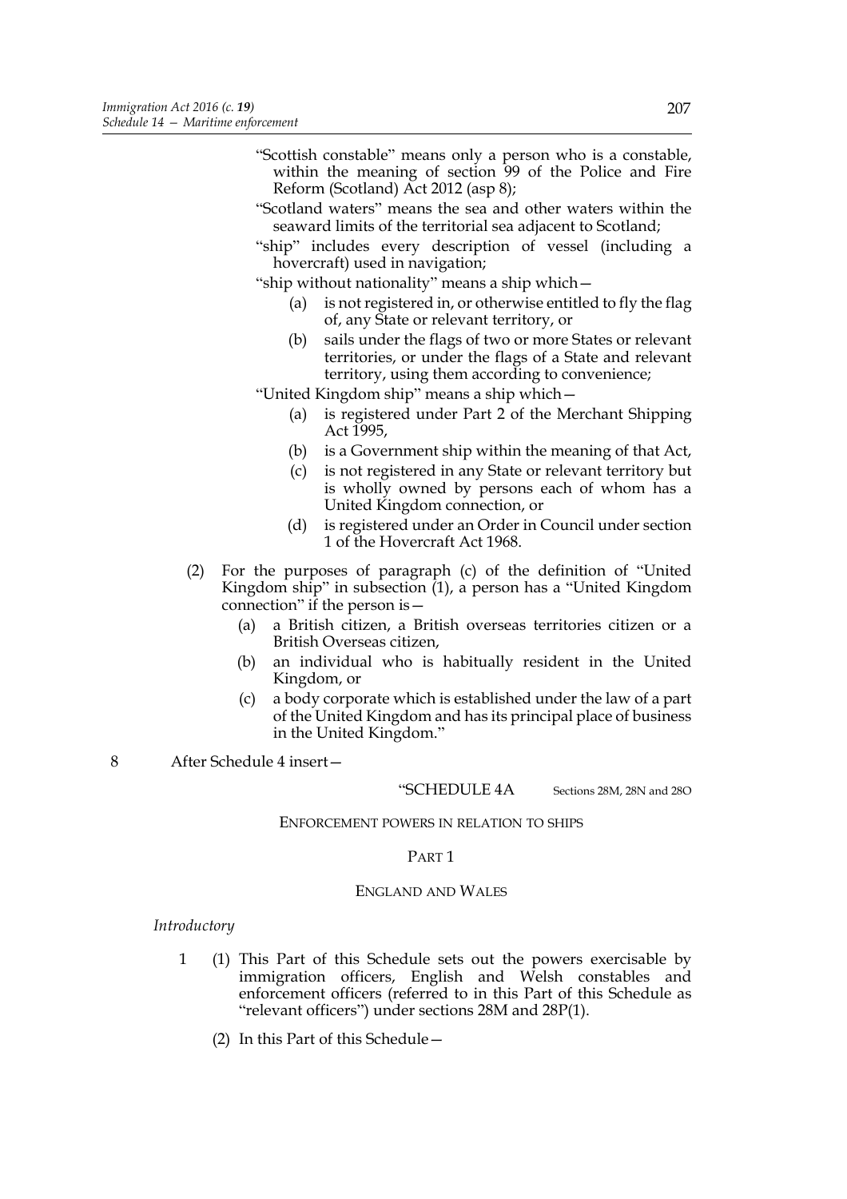"Scottish constable" means only a person who is a constable, within the meaning of section 99 of the Police and Fire Reform (Scotland) Act 2012 (asp 8);

"Scotland waters" means the sea and other waters within the seaward limits of the territorial sea adjacent to Scotland;

"ship" includes every description of vessel (including a hovercraft) used in navigation;

"ship without nationality" means a ship which—

(a) is not registered in, or otherwise entitled to fly the flag of, any State or relevant territory, or

(b) sails under the flags of two or more States or relevant territories, or under the flags of a State and relevant territory, using them according to convenience;

"United Kingdom ship" means a ship which—

(a) is registered under Part 2 of the Merchant Shipping Act 1995,

(b) is a Government ship within the meaning of that Act,

(c) is not registered in any State or relevant territory but is wholly owned by persons each of whom has a United Kingdom connection, or

(d) is registered under an Order in Council under section 1 of the Hovercraft Act 1968.

(2) For the purposes of paragraph (c) of the definition of "United Kingdom ship" in subsection (1), a person has a "United Kingdom connection" if the person is—

(a) a British citizen, a British overseas territories citizen or a British Overseas citizen,

(b) an individual who is habitually resident in the United Kingdom, or

(c) a body corporate which is established under the law of a part of the United Kingdom and has its principal place of business in the United Kingdom."

8 After Schedule 4 insert—

"SCHEDULE 4A — Sections 28M, 28N and 28O

ENFORCEMENT POWERS IN RELATION TO SHIPS

PART 1

ENGLAND AND WALES

*Introductory*

1 (1) This Part of this Schedule sets out the powers exercisable by immigration officers, English and Welsh constables and enforcement officers (referred to in this Part of this Schedule as "relevant officers") under sections 28M and 28P(1).

(2) In this Part of this Schedule—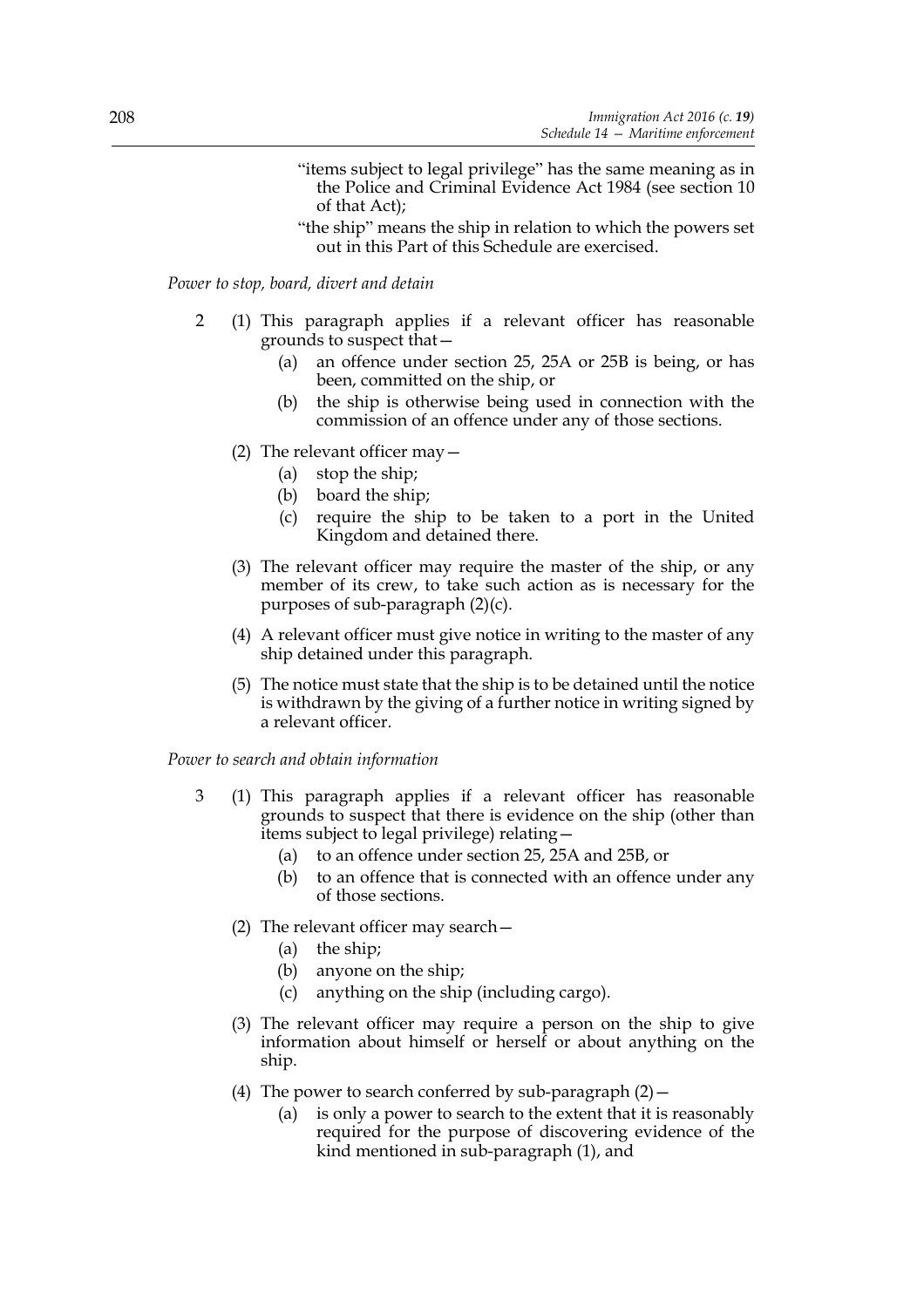"items subject to legal privilege" has the same meaning as in the Police and Criminal Evidence Act 1984 (see section 10 of that Act);

"the ship" means the ship in relation to which the powers set out in this Part of this Schedule are exercised.

*Power to stop, board, divert and detain*

2 (1) This paragraph applies if a relevant officer has reasonable grounds to suspect that—

(a) an offence under section 25, 25A or 25B is being, or has been, committed on the ship, or

(b) the ship is otherwise being used in connection with the commission of an offence under any of those sections.

(2) The relevant officer may—

(a) stop the ship;

(b) board the ship;

(c) require the ship to be taken to a port in the United Kingdom and detained there.

(3) The relevant officer may require the master of the ship, or any member of its crew, to take such action as is necessary for the purposes of sub-paragraph (2)(c).

(4) A relevant officer must give notice in writing to the master of any ship detained under this paragraph.

(5) The notice must state that the ship is to be detained until the notice is withdrawn by the giving of a further notice in writing signed by a relevant officer.

*Power to search and obtain information*

3 (1) This paragraph applies if a relevant officer has reasonable grounds to suspect that there is evidence on the ship (other than items subject to legal privilege) relating—

(a) to an offence under section 25, 25A and 25B, or

(b) to an offence that is connected with an offence under any of those sections.

(2) The relevant officer may search—

(a) the ship;

(b) anyone on the ship;

(c) anything on the ship (including cargo).

(3) The relevant officer may require a person on the ship to give information about himself or herself or about anything on the ship.

(4) The power to search conferred by sub-paragraph (2)—

(a) is only a power to search to the extent that it is reasonably required for the purpose of discovering evidence of the kind mentioned in sub-paragraph (1), and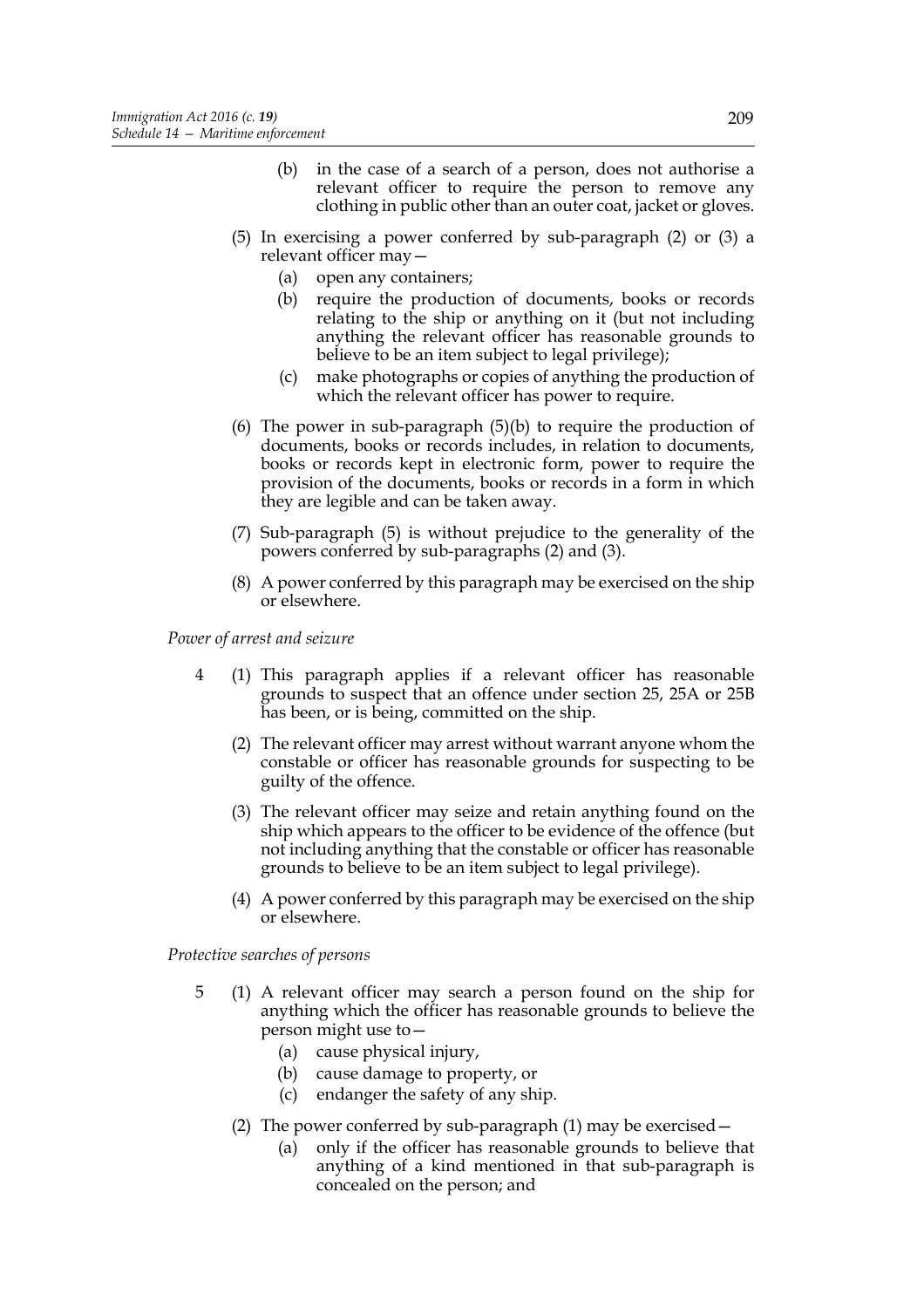(b) in the case of a search of a person, does not authorise a relevant officer to require the person to remove any clothing in public other than an outer coat, jacket or gloves.

(5) In exercising a power conferred by sub-paragraph (2) or (3) a relevant officer may—

(a) open any containers;

(b) require the production of documents, books or records relating to the ship or anything on it (but not including anything the relevant officer has reasonable grounds to believe to be an item subject to legal privilege);

(c) make photographs or copies of anything the production of which the relevant officer has power to require.

(6) The power in sub-paragraph (5)(b) to require the production of documents, books or records includes, in relation to documents, books or records kept in electronic form, power to require the provision of the documents, books or records in a form in which they are legible and can be taken away.

(7) Sub-paragraph (5) is without prejudice to the generality of the powers conferred by sub-paragraphs (2) and (3).

(8) A power conferred by this paragraph may be exercised on the ship or elsewhere.

*Power of arrest and seizure*

4 (1) This paragraph applies if a relevant officer has reasonable grounds to suspect that an offence under section 25, 25A or 25B has been, or is being, committed on the ship.

(2) The relevant officer may arrest without warrant anyone whom the constable or officer has reasonable grounds for suspecting to be guilty of the offence.

(3) The relevant officer may seize and retain anything found on the ship which appears to the officer to be evidence of the offence (but not including anything that the constable or officer has reasonable grounds to believe to be an item subject to legal privilege).

(4) A power conferred by this paragraph may be exercised on the ship or elsewhere.

*Protective searches of persons*

5 (1) A relevant officer may search a person found on the ship for anything which the officer has reasonable grounds to believe the person might use to—

(a) cause physical injury,

(b) cause damage to property, or

(c) endanger the safety of any ship.

(2) The power conferred by sub-paragraph (1) may be exercised—

(a) only if the officer has reasonable grounds to believe that anything of a kind mentioned in that sub-paragraph is concealed on the person; and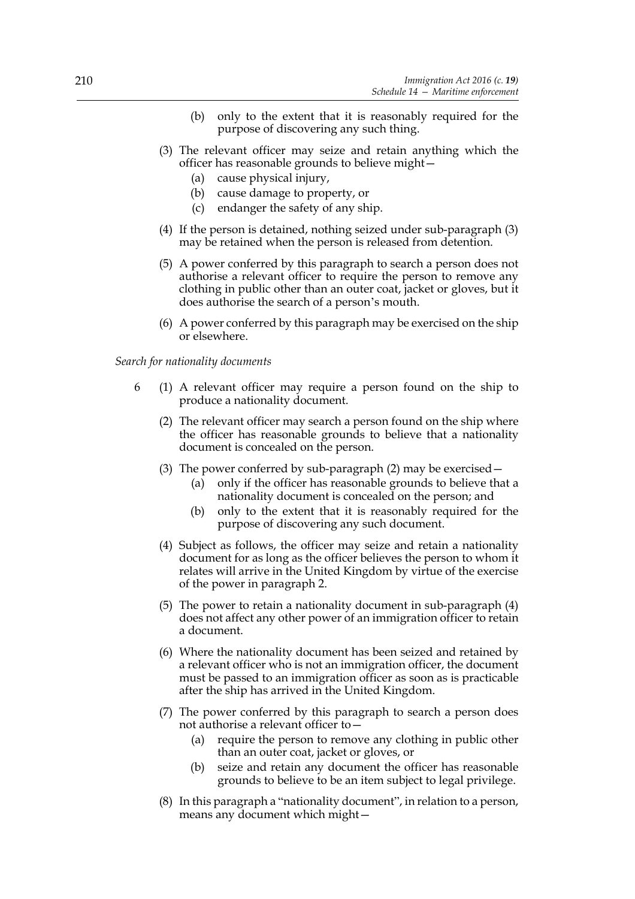(b) only to the extent that it is reasonably required for the purpose of discovering any such thing.

(3) The relevant officer may seize and retain anything which the officer has reasonable grounds to believe might—

(a) cause physical injury,

(b) cause damage to property, or

(c) endanger the safety of any ship.

(4) If the person is detained, nothing seized under sub-paragraph (3) may be retained when the person is released from detention.

(5) A power conferred by this paragraph to search a person does not authorise a relevant officer to require the person to remove any clothing in public other than an outer coat, jacket or gloves, but it does authorise the search of a person's mouth.

(6) A power conferred by this paragraph may be exercised on the ship or elsewhere.

*Search for nationality documents*

6 (1) A relevant officer may require a person found on the ship to produce a nationality document.

(2) The relevant officer may search a person found on the ship where the officer has reasonable grounds to believe that a nationality document is concealed on the person.

(3) The power conferred by sub-paragraph (2) may be exercised—

(a) only if the officer has reasonable grounds to believe that a nationality document is concealed on the person; and

(b) only to the extent that it is reasonably required for the purpose of discovering any such document.

(4) Subject as follows, the officer may seize and retain a nationality document for as long as the officer believes the person to whom it relates will arrive in the United Kingdom by virtue of the exercise of the power in paragraph 2.

(5) The power to retain a nationality document in sub-paragraph (4) does not affect any other power of an immigration officer to retain a document.

(6) Where the nationality document has been seized and retained by a relevant officer who is not an immigration officer, the document must be passed to an immigration officer as soon as is practicable after the ship has arrived in the United Kingdom.

(7) The power conferred by this paragraph to search a person does not authorise a relevant officer to—

(a) require the person to remove any clothing in public other than an outer coat, jacket or gloves, or

(b) seize and retain any document the officer has reasonable grounds to believe to be an item subject to legal privilege.

(8) In this paragraph a "nationality document", in relation to a person, means any document which might—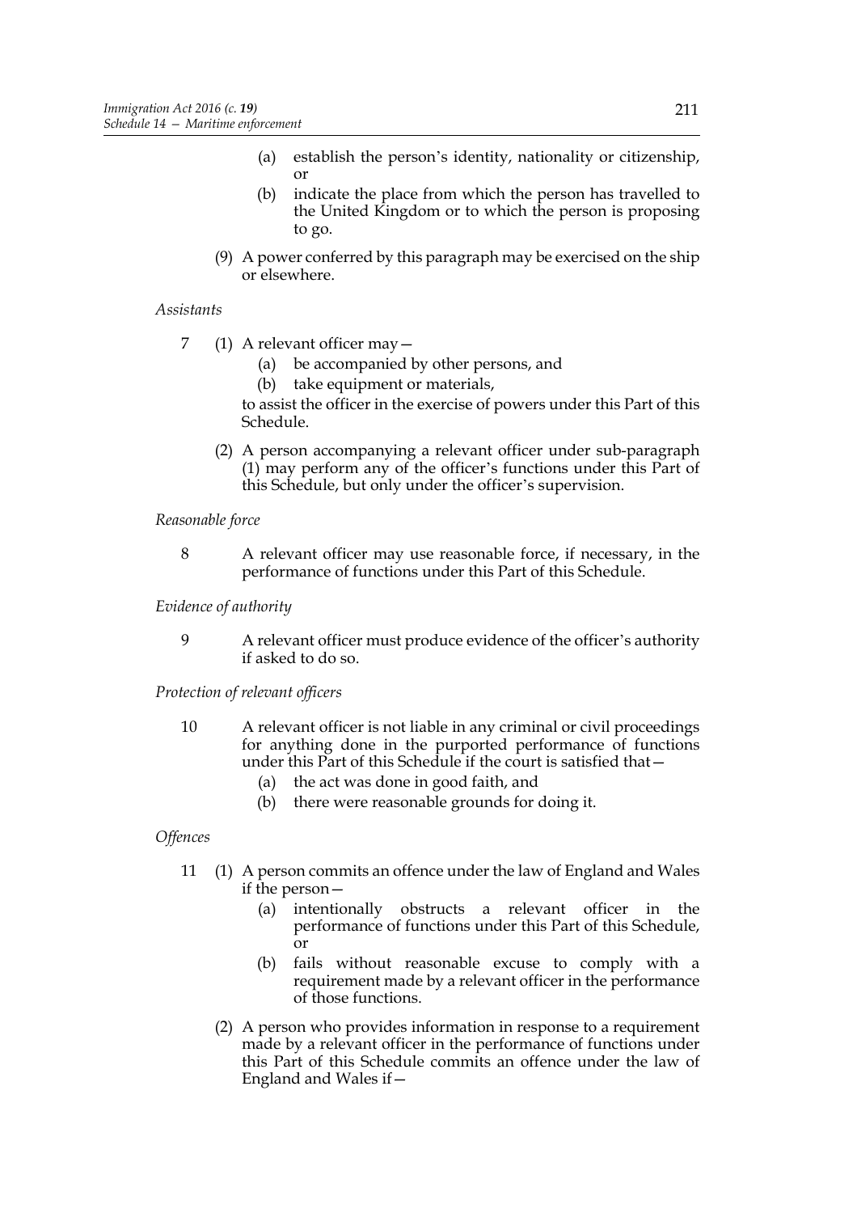(a) establish the person's identity, nationality or citizenship, or

(b) indicate the place from which the person has travelled to the United Kingdom or to which the person is proposing to go.

(9) A power conferred by this paragraph may be exercised on the ship or elsewhere.

*Assistants*

7 (1) A relevant officer may—

(a) be accompanied by other persons, and

(b) take equipment or materials,

to assist the officer in the exercise of powers under this Part of this Schedule.

(2) A person accompanying a relevant officer under sub-paragraph (1) may perform any of the officer's functions under this Part of this Schedule, but only under the officer's supervision.

*Reasonable force*

8 A relevant officer may use reasonable force, if necessary, in the performance of functions under this Part of this Schedule.

*Evidence of authority*

9 A relevant officer must produce evidence of the officer's authority if asked to do so.

*Protection of relevant officers*

10 A relevant officer is not liable in any criminal or civil proceedings for anything done in the purported performance of functions under this Part of this Schedule if the court is satisfied that—

(a) the act was done in good faith, and

(b) there were reasonable grounds for doing it.

*Offences*

11 (1) A person commits an offence under the law of England and Wales if the person—

(a) intentionally obstructs a relevant officer in the performance of functions under this Part of this Schedule, or

(b) fails without reasonable excuse to comply with a requirement made by a relevant officer in the performance of those functions.

(2) A person who provides information in response to a requirement made by a relevant officer in the performance of functions under this Part of this Schedule commits an offence under the law of England and Wales if—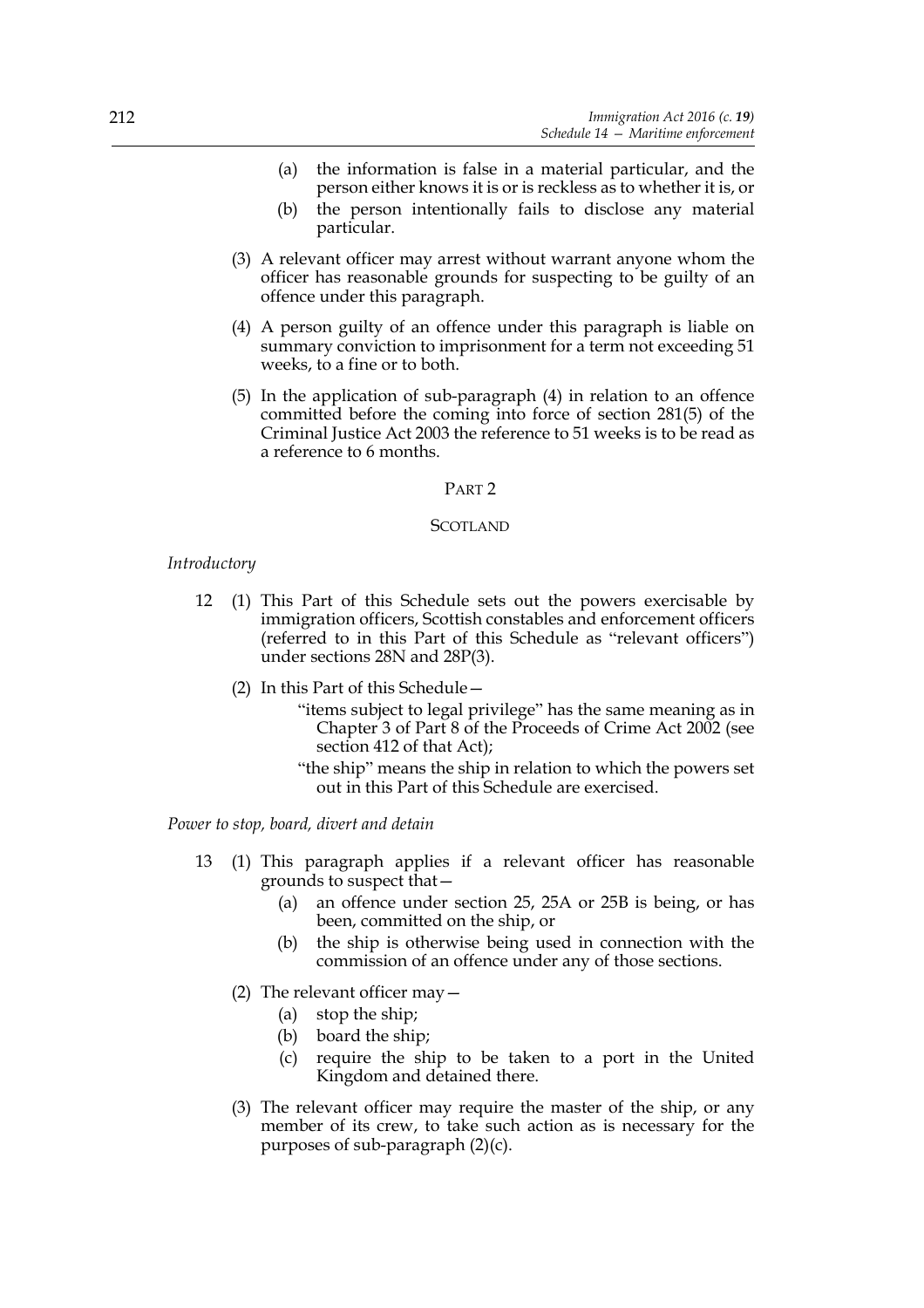(a) the information is false in a material particular, and the person either knows it is or is reckless as to whether it is, or

(b) the person intentionally fails to disclose any material particular.

(3) A relevant officer may arrest without warrant anyone whom the officer has reasonable grounds for suspecting to be guilty of an offence under this paragraph.

(4) A person guilty of an offence under this paragraph is liable on summary conviction to imprisonment for a term not exceeding 51 weeks, to a fine or to both.

(5) In the application of sub-paragraph (4) in relation to an offence committed before the coming into force of section 281(5) of the Criminal Justice Act 2003 the reference to 51 weeks is to be read as a reference to 6 months.

## PART 2

## SCOTLAND

*Introductory*

12 (1) This Part of this Schedule sets out the powers exercisable by immigration officers, Scottish constables and enforcement officers (referred to in this Part of this Schedule as "relevant officers") under sections 28N and 28P(3).

(2) In this Part of this Schedule—

"items subject to legal privilege" has the same meaning as in Chapter 3 of Part 8 of the Proceeds of Crime Act 2002 (see section 412 of that Act);

"the ship" means the ship in relation to which the powers set out in this Part of this Schedule are exercised.

*Power to stop, board, divert and detain*

13 (1) This paragraph applies if a relevant officer has reasonable grounds to suspect that—

(a) an offence under section 25, 25A or 25B is being, or has been, committed on the ship, or

(b) the ship is otherwise being used in connection with the commission of an offence under any of those sections.

(2) The relevant officer may—

(a) stop the ship;

(b) board the ship;

(c) require the ship to be taken to a port in the United Kingdom and detained there.

(3) The relevant officer may require the master of the ship, or any member of its crew, to take such action as is necessary for the purposes of sub-paragraph (2)(c).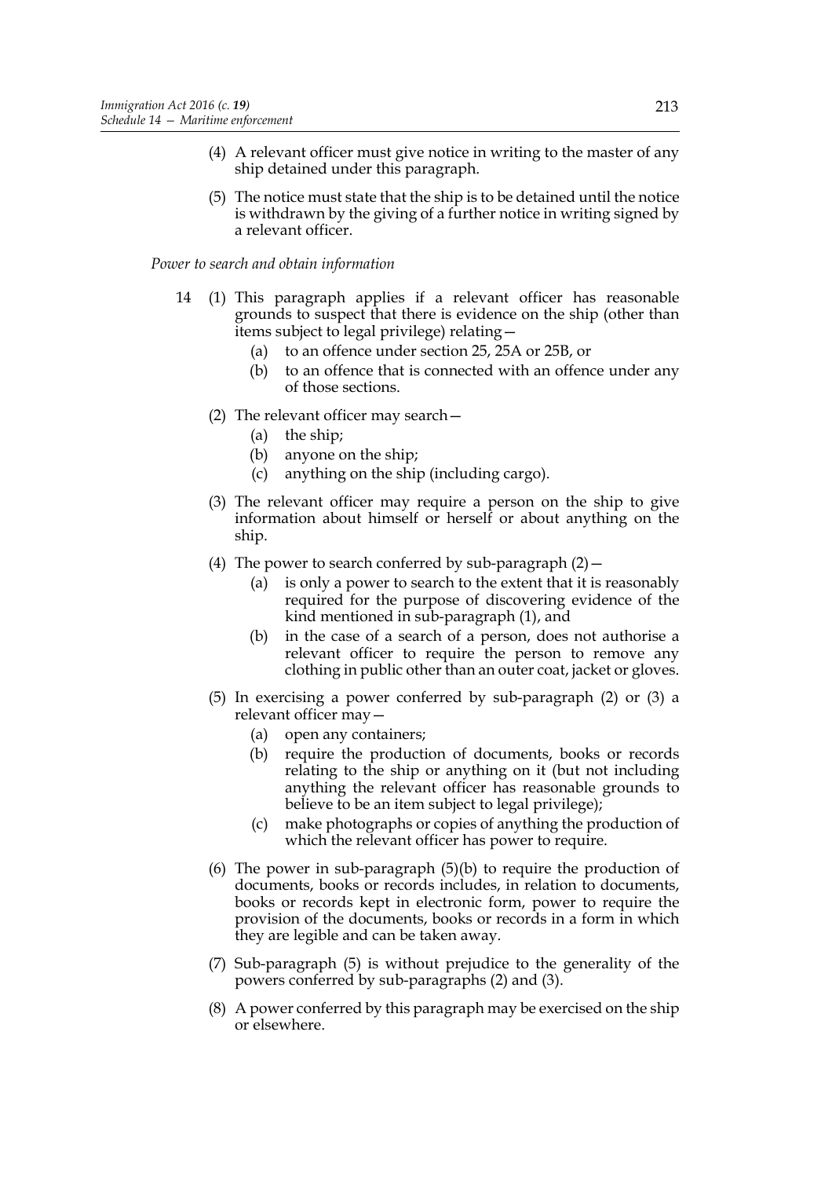(4) A relevant officer must give notice in writing to the master of any ship detained under this paragraph.

(5) The notice must state that the ship is to be detained until the notice is withdrawn by the giving of a further notice in writing signed by a relevant officer.

*Power to search and obtain information*

14 (1) This paragraph applies if a relevant officer has reasonable grounds to suspect that there is evidence on the ship (other than items subject to legal privilege) relating—

(a) to an offence under section 25, 25A or 25B, or

(b) to an offence that is connected with an offence under any of those sections.

(2) The relevant officer may search—

(a) the ship;

(b) anyone on the ship;

(c) anything on the ship (including cargo).

(3) The relevant officer may require a person on the ship to give information about himself or herself or about anything on the ship.

(4) The power to search conferred by sub-paragraph (2)—

(a) is only a power to search to the extent that it is reasonably required for the purpose of discovering evidence of the kind mentioned in sub-paragraph (1), and

(b) in the case of a search of a person, does not authorise a relevant officer to require the person to remove any clothing in public other than an outer coat, jacket or gloves.

(5) In exercising a power conferred by sub-paragraph (2) or (3) a relevant officer may—

(a) open any containers;

(b) require the production of documents, books or records relating to the ship or anything on it (but not including anything the relevant officer has reasonable grounds to believe to be an item subject to legal privilege);

(c) make photographs or copies of anything the production of which the relevant officer has power to require.

(6) The power in sub-paragraph (5)(b) to require the production of documents, books or records includes, in relation to documents, books or records kept in electronic form, power to require the provision of the documents, books or records in a form in which they are legible and can be taken away.

(7) Sub-paragraph (5) is without prejudice to the generality of the powers conferred by sub-paragraphs (2) and (3).

(8) A power conferred by this paragraph may be exercised on the ship or elsewhere.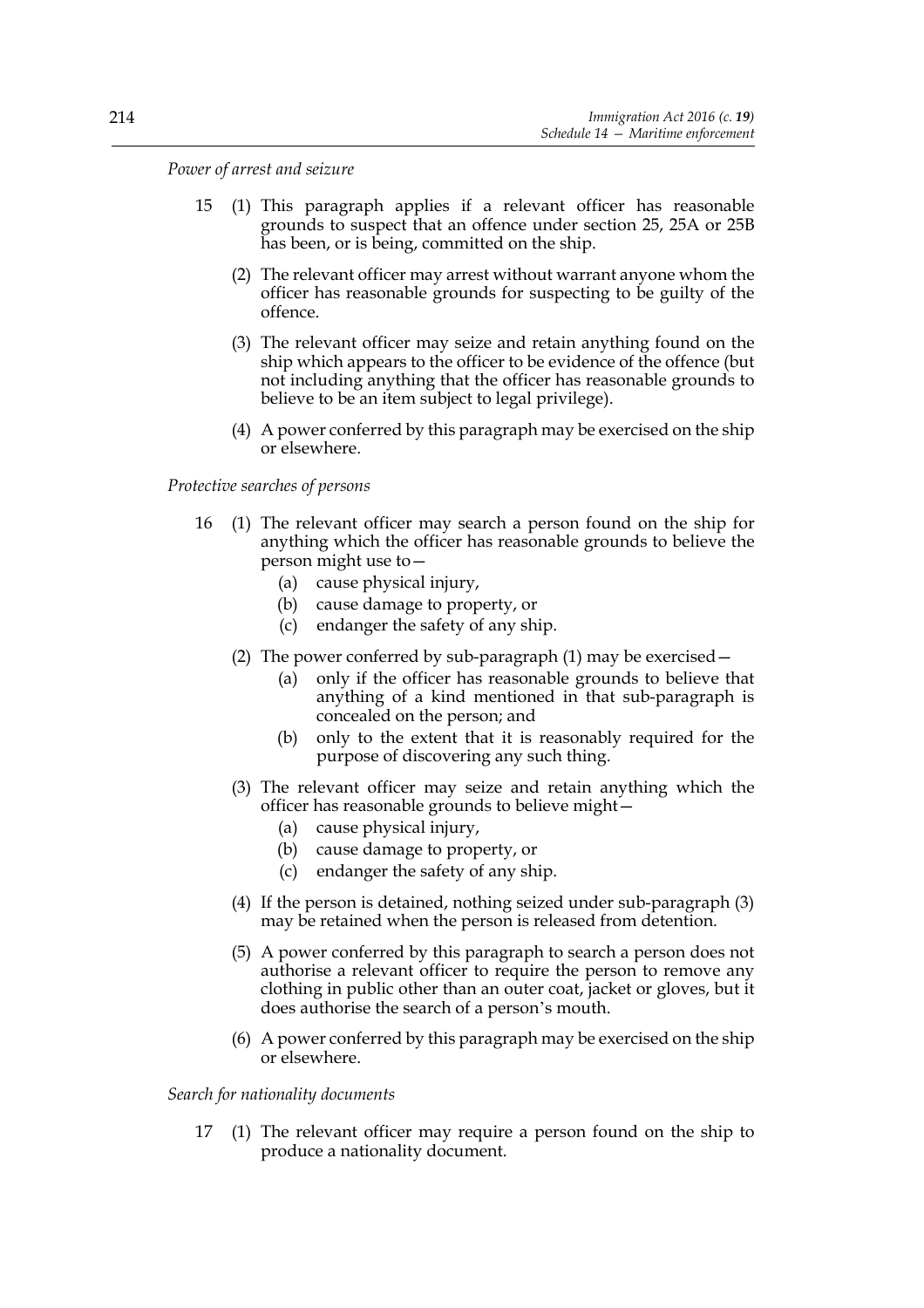*Power of arrest and seizure*

15 (1) This paragraph applies if a relevant officer has reasonable grounds to suspect that an offence under section 25, 25A or 25B has been, or is being, committed on the ship.

(2) The relevant officer may arrest without warrant anyone whom the officer has reasonable grounds for suspecting to be guilty of the offence.

(3) The relevant officer may seize and retain anything found on the ship which appears to the officer to be evidence of the offence (but not including anything that the officer has reasonable grounds to believe to be an item subject to legal privilege).

(4) A power conferred by this paragraph may be exercised on the ship or elsewhere.

*Protective searches of persons*

16 (1) The relevant officer may search a person found on the ship for anything which the officer has reasonable grounds to believe the person might use to—

(a) cause physical injury,

(b) cause damage to property, or

(c) endanger the safety of any ship.

(2) The power conferred by sub-paragraph (1) may be exercised—

(a) only if the officer has reasonable grounds to believe that anything of a kind mentioned in that sub-paragraph is concealed on the person; and

(b) only to the extent that it is reasonably required for the purpose of discovering any such thing.

(3) The relevant officer may seize and retain anything which the officer has reasonable grounds to believe might—

(a) cause physical injury,

(b) cause damage to property, or

(c) endanger the safety of any ship.

(4) If the person is detained, nothing seized under sub-paragraph (3) may be retained when the person is released from detention.

(5) A power conferred by this paragraph to search a person does not authorise a relevant officer to require the person to remove any clothing in public other than an outer coat, jacket or gloves, but it does authorise the search of a person's mouth.

(6) A power conferred by this paragraph may be exercised on the ship or elsewhere.

*Search for nationality documents*

17 (1) The relevant officer may require a person found on the ship to produce a nationality document.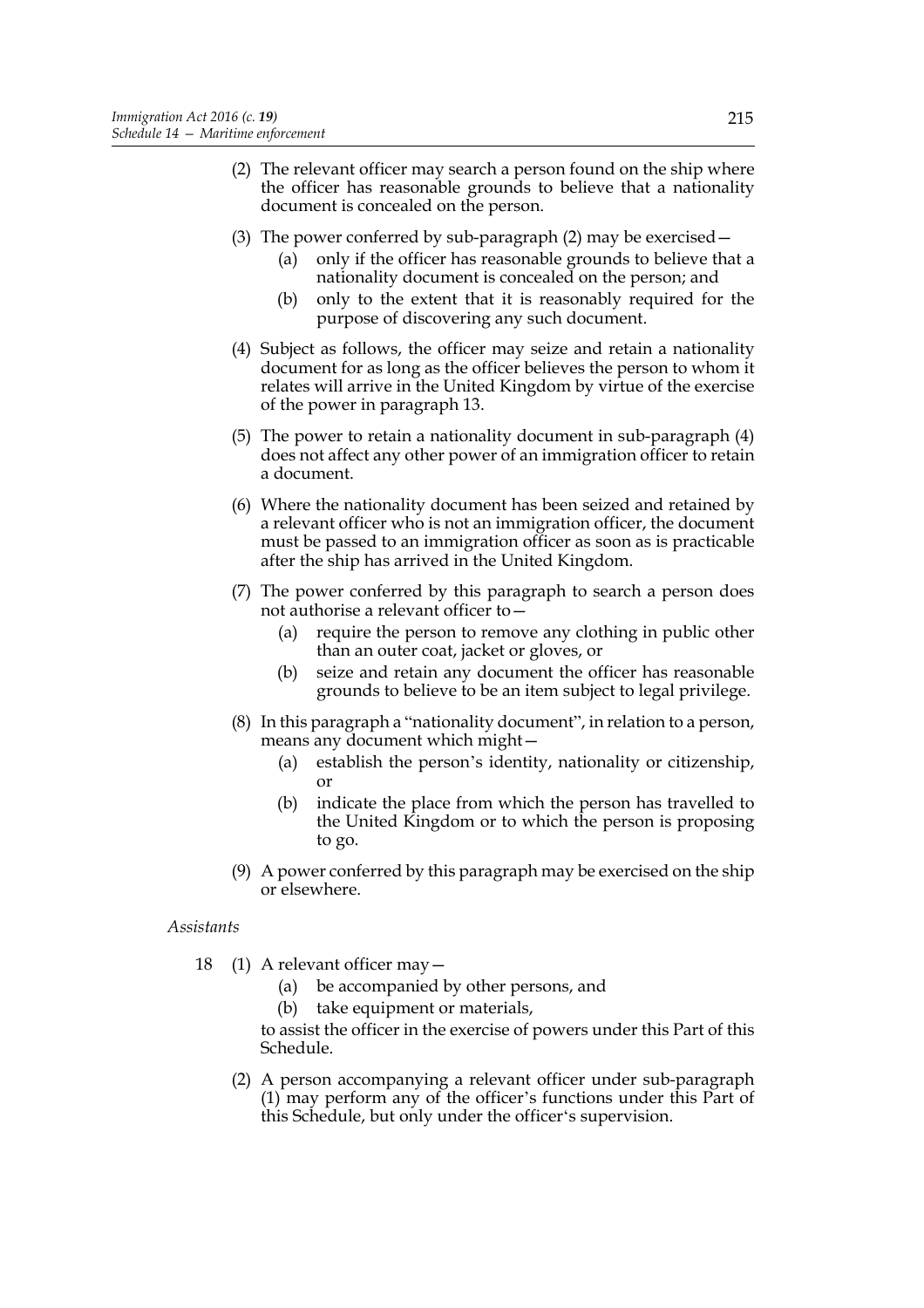(2) The relevant officer may search a person found on the ship where the officer has reasonable grounds to believe that a nationality document is concealed on the person.

(3) The power conferred by sub-paragraph (2) may be exercised—

- (a) only if the officer has reasonable grounds to believe that a nationality document is concealed on the person; and
- (b) only to the extent that it is reasonably required for the purpose of discovering any such document.

(4) Subject as follows, the officer may seize and retain a nationality document for as long as the officer believes the person to whom it relates will arrive in the United Kingdom by virtue of the exercise of the power in paragraph 13.

(5) The power to retain a nationality document in sub-paragraph (4) does not affect any other power of an immigration officer to retain a document.

(6) Where the nationality document has been seized and retained by a relevant officer who is not an immigration officer, the document must be passed to an immigration officer as soon as is practicable after the ship has arrived in the United Kingdom.

(7) The power conferred by this paragraph to search a person does not authorise a relevant officer to—

- (a) require the person to remove any clothing in public other than an outer coat, jacket or gloves, or
- (b) seize and retain any document the officer has reasonable grounds to believe to be an item subject to legal privilege.

(8) In this paragraph a "nationality document", in relation to a person, means any document which might—

- (a) establish the person's identity, nationality or citizenship, or
- (b) indicate the place from which the person has travelled to the United Kingdom or to which the person is proposing to go.

(9) A power conferred by this paragraph may be exercised on the ship or elsewhere.

*Assistants*

18 (1) A relevant officer may—

- (a) be accompanied by other persons, and
- (b) take equipment or materials,

to assist the officer in the exercise of powers under this Part of this Schedule.

(2) A person accompanying a relevant officer under sub-paragraph (1) may perform any of the officer's functions under this Part of this Schedule, but only under the officer's supervision.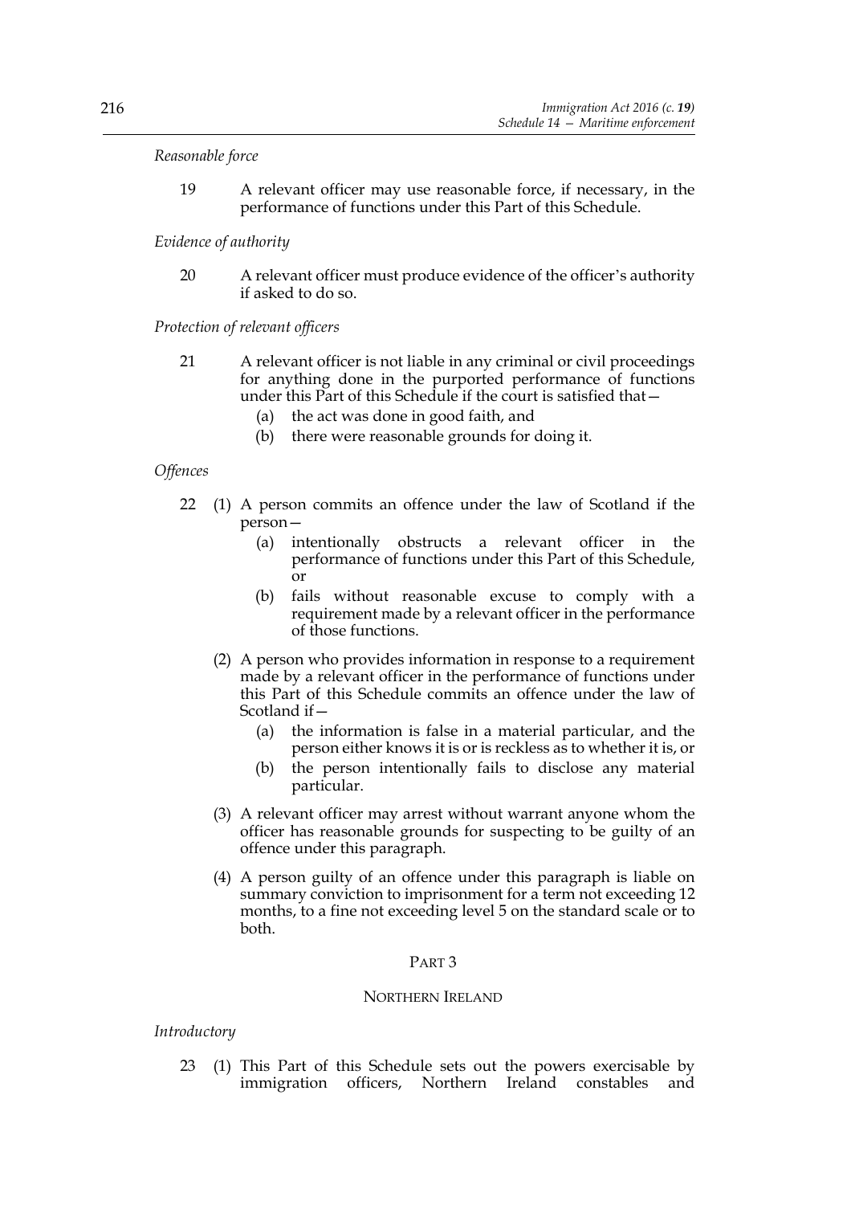*Reasonable force*

19 A relevant officer may use reasonable force, if necessary, in the performance of functions under this Part of this Schedule.

*Evidence of authority*

20 A relevant officer must produce evidence of the officer's authority if asked to do so.

*Protection of relevant officers*

21 A relevant officer is not liable in any criminal or civil proceedings for anything done in the purported performance of functions under this Part of this Schedule if the court is satisfied that—

(a) the act was done in good faith, and

(b) there were reasonable grounds for doing it.

*Offences*

22 (1) A person commits an offence under the law of Scotland if the person—

(a) intentionally obstructs a relevant officer in the performance of functions under this Part of this Schedule, or

(b) fails without reasonable excuse to comply with a requirement made by a relevant officer in the performance of those functions.

(2) A person who provides information in response to a requirement made by a relevant officer in the performance of functions under this Part of this Schedule commits an offence under the law of Scotland if—

(a) the information is false in a material particular, and the person either knows it is or is reckless as to whether it is, or

(b) the person intentionally fails to disclose any material particular.

(3) A relevant officer may arrest without warrant anyone whom the officer has reasonable grounds for suspecting to be guilty of an offence under this paragraph.

(4) A person guilty of an offence under this paragraph is liable on summary conviction to imprisonment for a term not exceeding 12 months, to a fine not exceeding level 5 on the standard scale or to both.

## PART 3

## NORTHERN IRELAND

*Introductory*

23 (1) This Part of this Schedule sets out the powers exercisable by immigration officers, Northern Ireland constables and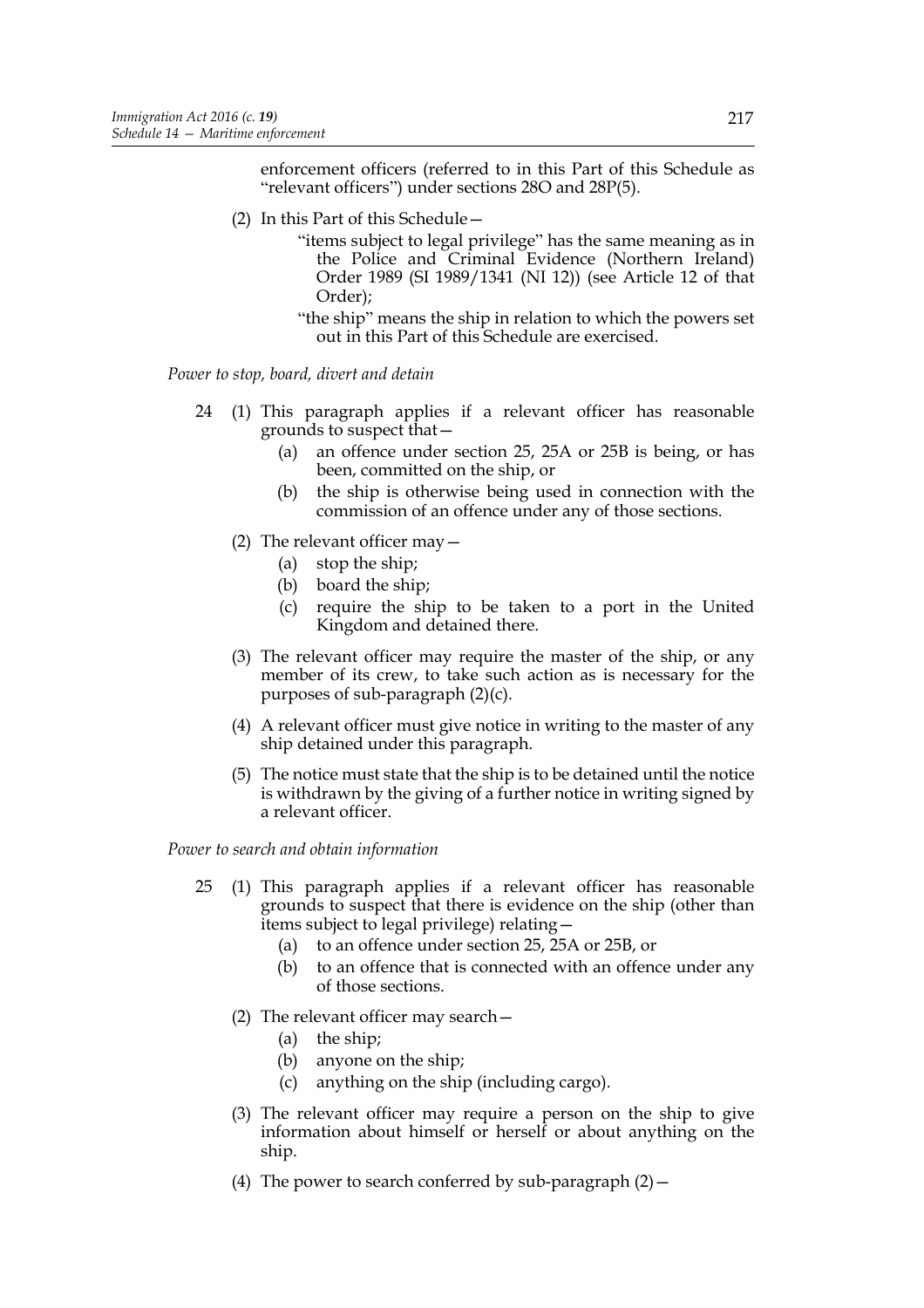enforcement officers (referred to in this Part of this Schedule as "relevant officers") under sections 28O and 28P(5).

(2) In this Part of this Schedule—

"items subject to legal privilege" has the same meaning as in the Police and Criminal Evidence (Northern Ireland) Order 1989 (SI 1989/1341 (NI 12)) (see Article 12 of that Order);

"the ship" means the ship in relation to which the powers set out in this Part of this Schedule are exercised.

*Power to stop, board, divert and detain*

24 (1) This paragraph applies if a relevant officer has reasonable grounds to suspect that—

(a) an offence under section 25, 25A or 25B is being, or has been, committed on the ship, or

(b) the ship is otherwise being used in connection with the commission of an offence under any of those sections.

(2) The relevant officer may—

(a) stop the ship;

(b) board the ship;

(c) require the ship to be taken to a port in the United Kingdom and detained there.

(3) The relevant officer may require the master of the ship, or any member of its crew, to take such action as is necessary for the purposes of sub-paragraph (2)(c).

(4) A relevant officer must give notice in writing to the master of any ship detained under this paragraph.

(5) The notice must state that the ship is to be detained until the notice is withdrawn by the giving of a further notice in writing signed by a relevant officer.

*Power to search and obtain information*

25 (1) This paragraph applies if a relevant officer has reasonable grounds to suspect that there is evidence on the ship (other than items subject to legal privilege) relating—

(a) to an offence under section 25, 25A or 25B, or

(b) to an offence that is connected with an offence under any of those sections.

(2) The relevant officer may search—

(a) the ship;

(b) anyone on the ship;

(c) anything on the ship (including cargo).

(3) The relevant officer may require a person on the ship to give information about himself or herself or about anything on the ship.

(4) The power to search conferred by sub-paragraph (2)—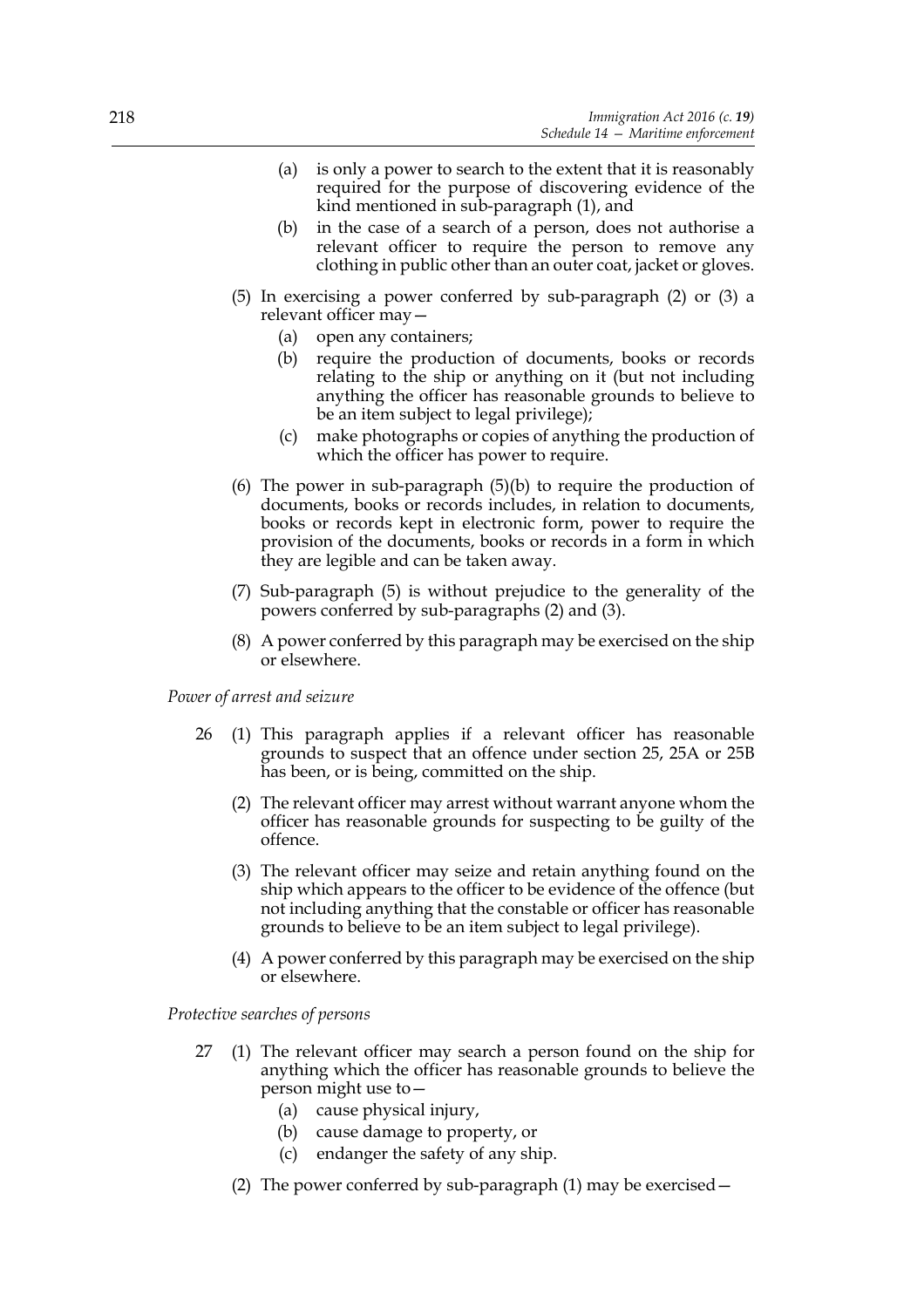(a) is only a power to search to the extent that it is reasonably required for the purpose of discovering evidence of the kind mentioned in sub-paragraph (1), and

(b) in the case of a search of a person, does not authorise a relevant officer to require the person to remove any clothing in public other than an outer coat, jacket or gloves.

(5) In exercising a power conferred by sub-paragraph (2) or (3) a relevant officer may—

(a) open any containers;

(b) require the production of documents, books or records relating to the ship or anything on it (but not including anything the officer has reasonable grounds to believe to be an item subject to legal privilege);

(c) make photographs or copies of anything the production of which the officer has power to require.

(6) The power in sub-paragraph (5)(b) to require the production of documents, books or records includes, in relation to documents, books or records kept in electronic form, power to require the provision of the documents, books or records in a form in which they are legible and can be taken away.

(7) Sub-paragraph (5) is without prejudice to the generality of the powers conferred by sub-paragraphs (2) and (3).

(8) A power conferred by this paragraph may be exercised on the ship or elsewhere.

*Power of arrest and seizure*

26 (1) This paragraph applies if a relevant officer has reasonable grounds to suspect that an offence under section 25, 25A or 25B has been, or is being, committed on the ship.

(2) The relevant officer may arrest without warrant anyone whom the officer has reasonable grounds for suspecting to be guilty of the offence.

(3) The relevant officer may seize and retain anything found on the ship which appears to the officer to be evidence of the offence (but not including anything that the constable or officer has reasonable grounds to believe to be an item subject to legal privilege).

(4) A power conferred by this paragraph may be exercised on the ship or elsewhere.

*Protective searches of persons*

27 (1) The relevant officer may search a person found on the ship for anything which the officer has reasonable grounds to believe the person might use to—

(a) cause physical injury,

(b) cause damage to property, or

(c) endanger the safety of any ship.

(2) The power conferred by sub-paragraph (1) may be exercised—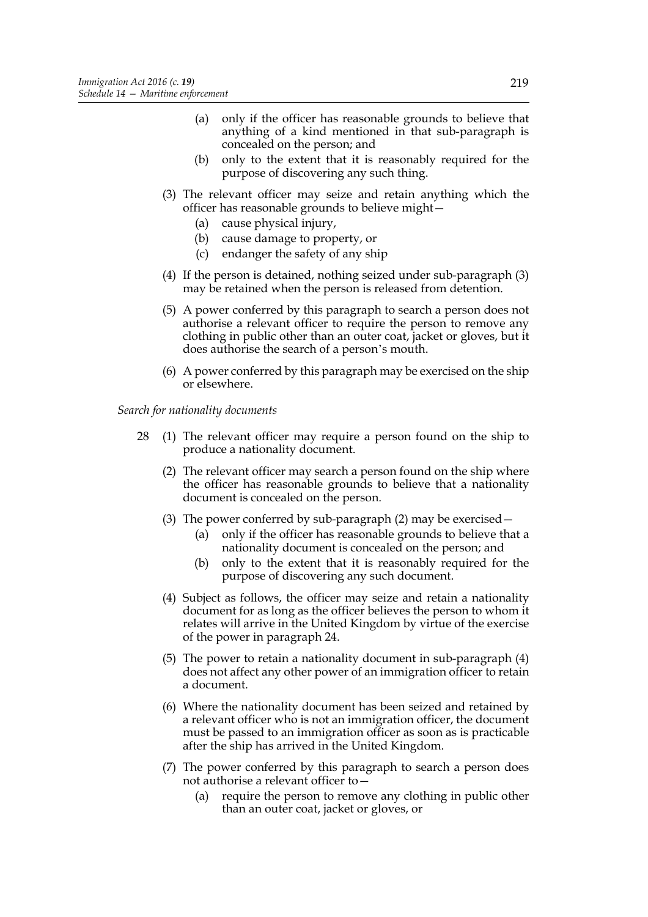(a) only if the officer has reasonable grounds to believe that anything of a kind mentioned in that sub-paragraph is concealed on the person; and

(b) only to the extent that it is reasonably required for the purpose of discovering any such thing.

(3) The relevant officer may seize and retain anything which the officer has reasonable grounds to believe might—

(a) cause physical injury,

(b) cause damage to property, or

(c) endanger the safety of any ship

(4) If the person is detained, nothing seized under sub-paragraph (3) may be retained when the person is released from detention.

(5) A power conferred by this paragraph to search a person does not authorise a relevant officer to require the person to remove any clothing in public other than an outer coat, jacket or gloves, but it does authorise the search of a person's mouth.

(6) A power conferred by this paragraph may be exercised on the ship or elsewhere.

*Search for nationality documents*

28 (1) The relevant officer may require a person found on the ship to produce a nationality document.

(2) The relevant officer may search a person found on the ship where the officer has reasonable grounds to believe that a nationality document is concealed on the person.

(3) The power conferred by sub-paragraph (2) may be exercised—

(a) only if the officer has reasonable grounds to believe that a nationality document is concealed on the person; and

(b) only to the extent that it is reasonably required for the purpose of discovering any such document.

(4) Subject as follows, the officer may seize and retain a nationality document for as long as the officer believes the person to whom it relates will arrive in the United Kingdom by virtue of the exercise of the power in paragraph 24.

(5) The power to retain a nationality document in sub-paragraph (4) does not affect any other power of an immigration officer to retain a document.

(6) Where the nationality document has been seized and retained by a relevant officer who is not an immigration officer, the document must be passed to an immigration officer as soon as is practicable after the ship has arrived in the United Kingdom.

(7) The power conferred by this paragraph to search a person does not authorise a relevant officer to—

(a) require the person to remove any clothing in public other than an outer coat, jacket or gloves, or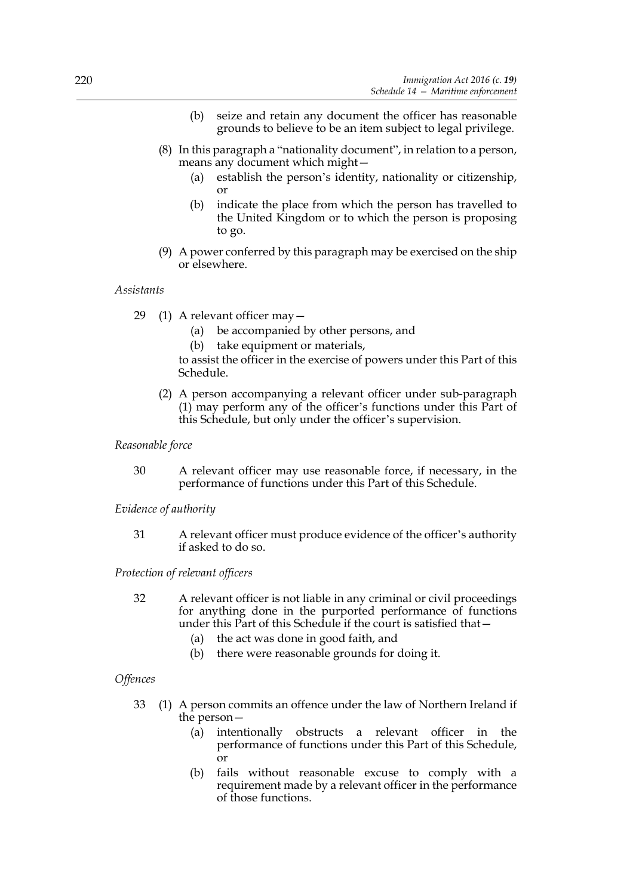(b) seize and retain any document the officer has reasonable grounds to believe to be an item subject to legal privilege.

(8) In this paragraph a "nationality document", in relation to a person, means any document which might—

(a) establish the person's identity, nationality or citizenship, or

(b) indicate the place from which the person has travelled to the United Kingdom or to which the person is proposing to go.

(9) A power conferred by this paragraph may be exercised on the ship or elsewhere.

*Assistants*

29 (1) A relevant officer may—

(a) be accompanied by other persons, and

(b) take equipment or materials,

to assist the officer in the exercise of powers under this Part of this Schedule.

(2) A person accompanying a relevant officer under sub-paragraph (1) may perform any of the officer's functions under this Part of this Schedule, but only under the officer's supervision.

*Reasonable force*

30 A relevant officer may use reasonable force, if necessary, in the performance of functions under this Part of this Schedule.

*Evidence of authority*

31 A relevant officer must produce evidence of the officer's authority if asked to do so.

*Protection of relevant officers*

32 A relevant officer is not liable in any criminal or civil proceedings for anything done in the purported performance of functions under this Part of this Schedule if the court is satisfied that—

(a) the act was done in good faith, and

(b) there were reasonable grounds for doing it.

*Offences*

33 (1) A person commits an offence under the law of Northern Ireland if the person—

(a) intentionally obstructs a relevant officer in the performance of functions under this Part of this Schedule, or

(b) fails without reasonable excuse to comply with a requirement made by a relevant officer in the performance of those functions.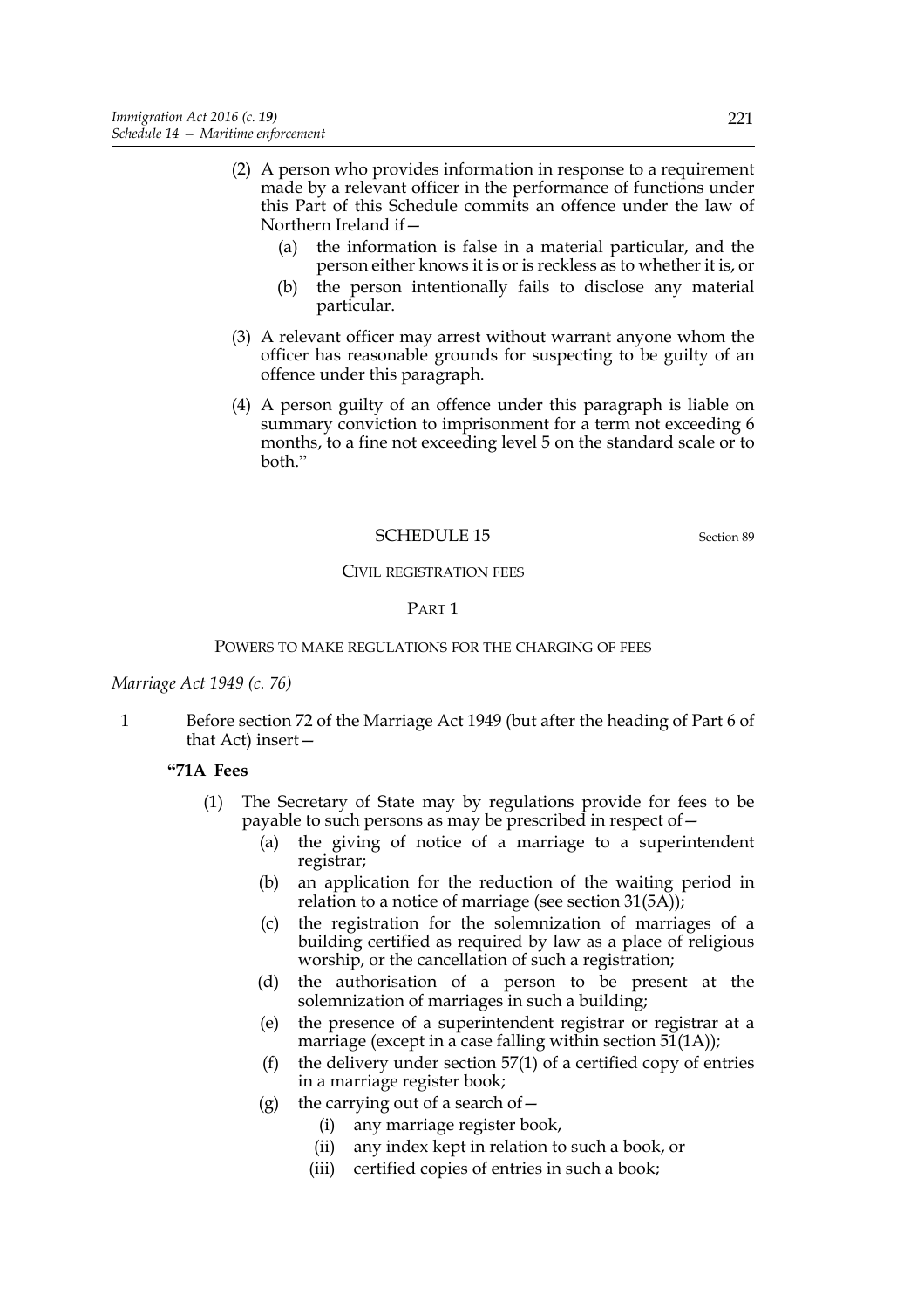(2) A person who provides information in response to a requirement made by a relevant officer in the performance of functions under this Part of this Schedule commits an offence under the law of Northern Ireland if—

(a) the information is false in a material particular, and the person either knows it is or is reckless as to whether it is, or

(b) the person intentionally fails to disclose any material particular.

(3) A relevant officer may arrest without warrant anyone whom the officer has reasonable grounds for suspecting to be guilty of an offence under this paragraph.

(4) A person guilty of an offence under this paragraph is liable on summary conviction to imprisonment for a term not exceeding 6 months, to a fine not exceeding level 5 on the standard scale or to both."

## SCHEDULE 15

Section 89

### CIVIL REGISTRATION FEES

#### PART 1

#### POWERS TO MAKE REGULATIONS FOR THE CHARGING OF FEES

*Marriage Act 1949 (c. 76)*

1 Before section 72 of the Marriage Act 1949 (but after the heading of Part 6 of that Act) insert—

**"71A Fees**

(1) The Secretary of State may by regulations provide for fees to be payable to such persons as may be prescribed in respect of—

(a) the giving of notice of a marriage to a superintendent registrar;

(b) an application for the reduction of the waiting period in relation to a notice of marriage (see section 31(5A));

(c) the registration for the solemnization of marriages of a building certified as required by law as a place of religious worship, or the cancellation of such a registration;

(d) the authorisation of a person to be present at the solemnization of marriages in such a building;

(e) the presence of a superintendent registrar or registrar at a marriage (except in a case falling within section 51(1A));

(f) the delivery under section 57(1) of a certified copy of entries in a marriage register book;

(g) the carrying out of a search of—

(i) any marriage register book,

(ii) any index kept in relation to such a book, or

(iii) certified copies of entries in such a book;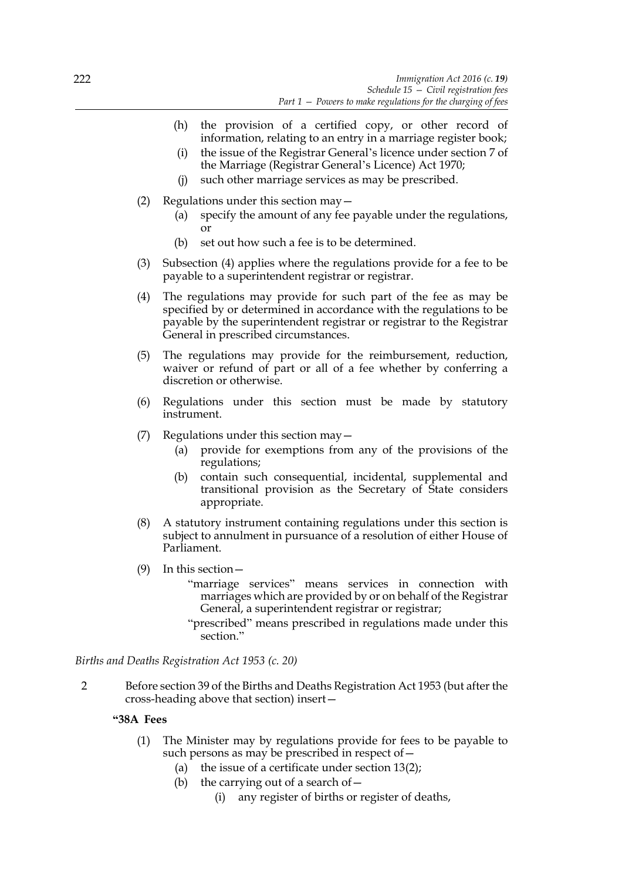(h) the provision of a certified copy, or other record of information, relating to an entry in a marriage register book;

(i) the issue of the Registrar General's licence under section 7 of the Marriage (Registrar General's Licence) Act 1970;

(j) such other marriage services as may be prescribed.

(2) Regulations under this section may—

(a) specify the amount of any fee payable under the regulations, or

(b) set out how such a fee is to be determined.

(3) Subsection (4) applies where the regulations provide for a fee to be payable to a superintendent registrar or registrar.

(4) The regulations may provide for such part of the fee as may be specified by or determined in accordance with the regulations to be payable by the superintendent registrar or registrar to the Registrar General in prescribed circumstances.

(5) The regulations may provide for the reimbursement, reduction, waiver or refund of part or all of a fee whether by conferring a discretion or otherwise.

(6) Regulations under this section must be made by statutory instrument.

(7) Regulations under this section may—

(a) provide for exemptions from any of the provisions of the regulations;

(b) contain such consequential, incidental, supplemental and transitional provision as the Secretary of State considers appropriate.

(8) A statutory instrument containing regulations under this section is subject to annulment in pursuance of a resolution of either House of Parliament.

(9) In this section—

"marriage services" means services in connection with marriages which are provided by or on behalf of the Registrar General, a superintendent registrar or registrar;

"prescribed" means prescribed in regulations made under this section."

*Births and Deaths Registration Act 1953 (c. 20)*

2 Before section 39 of the Births and Deaths Registration Act 1953 (but after the cross-heading above that section) insert—

**"38A Fees**

(1) The Minister may by regulations provide for fees to be payable to such persons as may be prescribed in respect of—

(a) the issue of a certificate under section 13(2);

(b) the carrying out of a search of—

(i) any register of births or register of deaths,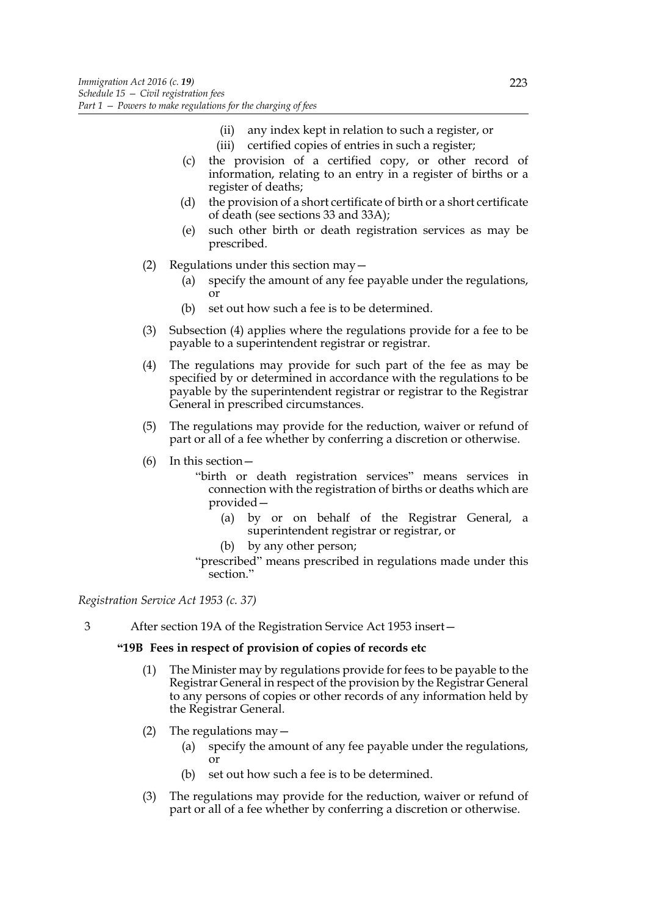(ii) any index kept in relation to such a register, or

(iii) certified copies of entries in such a register;

(c) the provision of a certified copy, or other record of information, relating to an entry in a register of births or a register of deaths;

(d) the provision of a short certificate of birth or a short certificate of death (see sections 33 and 33A);

(e) such other birth or death registration services as may be prescribed.

(2) Regulations under this section may—

(a) specify the amount of any fee payable under the regulations, or

(b) set out how such a fee is to be determined.

(3) Subsection (4) applies where the regulations provide for a fee to be payable to a superintendent registrar or registrar.

(4) The regulations may provide for such part of the fee as may be specified by or determined in accordance with the regulations to be payable by the superintendent registrar or registrar to the Registrar General in prescribed circumstances.

(5) The regulations may provide for the reduction, waiver or refund of part or all of a fee whether by conferring a discretion or otherwise.

(6) In this section—

"birth or death registration services" means services in connection with the registration of births or deaths which are provided—

(a) by or on behalf of the Registrar General, a superintendent registrar or registrar, or

(b) by any other person;

"prescribed" means prescribed in regulations made under this section."

*Registration Service Act 1953 (c. 37)*

3 After section 19A of the Registration Service Act 1953 insert—

**"19B Fees in respect of provision of copies of records etc**

(1) The Minister may by regulations provide for fees to be payable to the Registrar General in respect of the provision by the Registrar General to any persons of copies or other records of any information held by the Registrar General.

(2) The regulations may—

(a) specify the amount of any fee payable under the regulations, or

(b) set out how such a fee is to be determined.

(3) The regulations may provide for the reduction, waiver or refund of part or all of a fee whether by conferring a discretion or otherwise.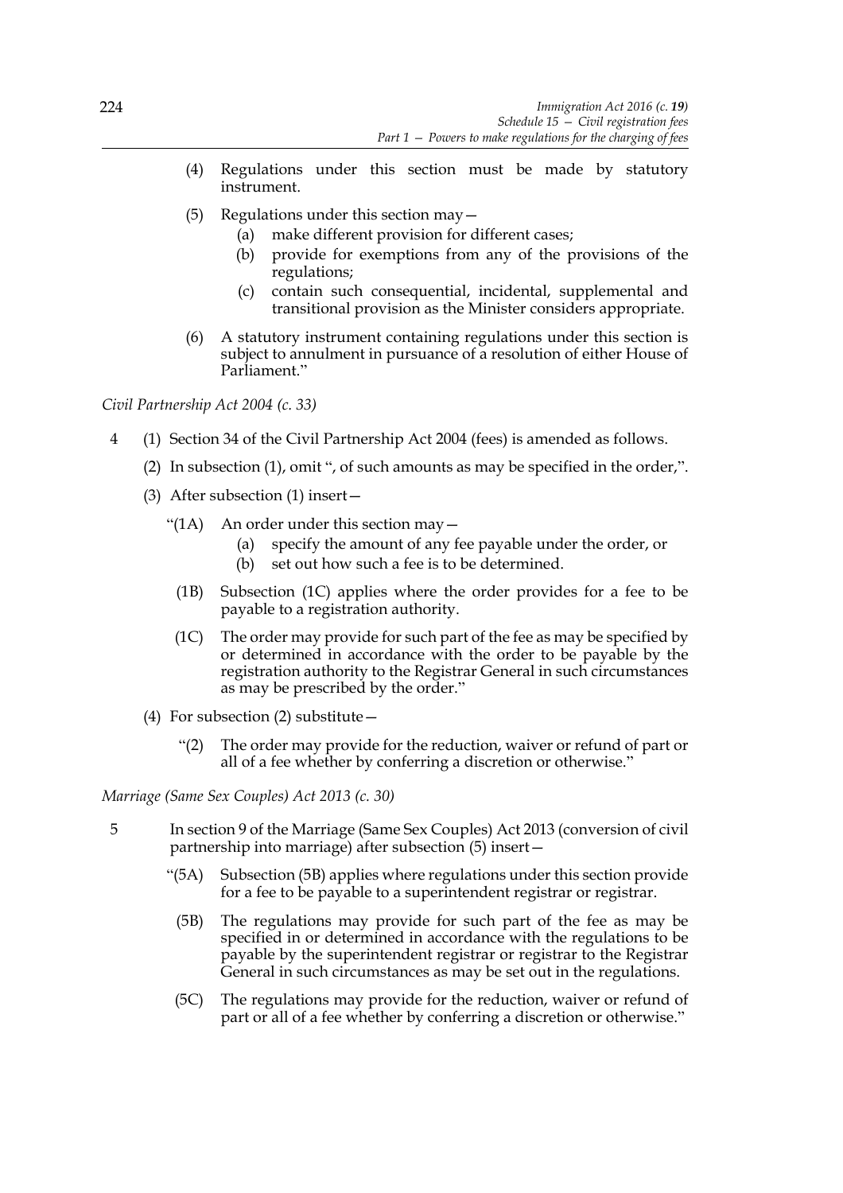(4) Regulations under this section must be made by statutory instrument.

(5) Regulations under this section may—

  (a) make different provision for different cases;

  (b) provide for exemptions from any of the provisions of the regulations;

  (c) contain such consequential, incidental, supplemental and transitional provision as the Minister considers appropriate.

(6) A statutory instrument containing regulations under this section is subject to annulment in pursuance of a resolution of either House of Parliament."

*Civil Partnership Act 2004 (c. 33)*

4 (1) Section 34 of the Civil Partnership Act 2004 (fees) is amended as follows.

(2) In subsection (1), omit ", of such amounts as may be specified in the order,".

(3) After subsection (1) insert—

"(1A) An order under this section may—

  (a) specify the amount of any fee payable under the order, or

  (b) set out how such a fee is to be determined.

(1B) Subsection (1C) applies where the order provides for a fee to be payable to a registration authority.

(1C) The order may provide for such part of the fee as may be specified by or determined in accordance with the order to be payable by the registration authority to the Registrar General in such circumstances as may be prescribed by the order."

(4) For subsection (2) substitute—

"(2) The order may provide for the reduction, waiver or refund of part or all of a fee whether by conferring a discretion or otherwise."

*Marriage (Same Sex Couples) Act 2013 (c. 30)*

5 In section 9 of the Marriage (Same Sex Couples) Act 2013 (conversion of civil partnership into marriage) after subsection (5) insert—

"(5A) Subsection (5B) applies where regulations under this section provide for a fee to be payable to a superintendent registrar or registrar.

(5B) The regulations may provide for such part of the fee as may be specified in or determined in accordance with the regulations to be payable by the superintendent registrar or registrar to the Registrar General in such circumstances as may be set out in the regulations.

(5C) The regulations may provide for the reduction, waiver or refund of part or all of a fee whether by conferring a discretion or otherwise."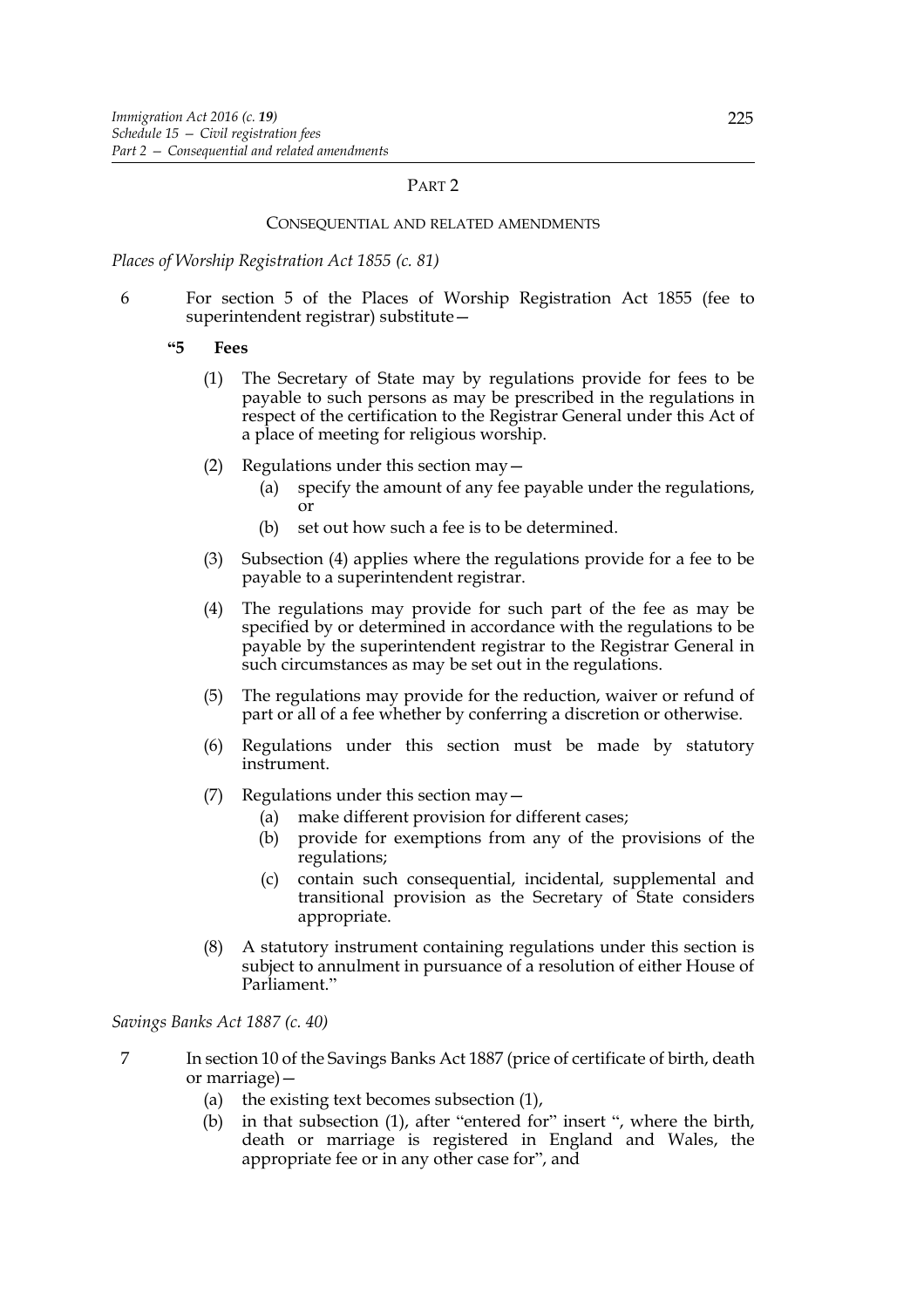## PART 2

### CONSEQUENTIAL AND RELATED AMENDMENTS

*Places of Worship Registration Act 1855 (c. 81)*

6 For section 5 of the Places of Worship Registration Act 1855 (fee to superintendent registrar) substitute—

**"5 Fees**

(1) The Secretary of State may by regulations provide for fees to be payable to such persons as may be prescribed in the regulations in respect of the certification to the Registrar General under this Act of a place of meeting for religious worship.

(2) Regulations under this section may—

(a) specify the amount of any fee payable under the regulations, or

(b) set out how such a fee is to be determined.

(3) Subsection (4) applies where the regulations provide for a fee to be payable to a superintendent registrar.

(4) The regulations may provide for such part of the fee as may be specified by or determined in accordance with the regulations to be payable by the superintendent registrar to the Registrar General in such circumstances as may be set out in the regulations.

(5) The regulations may provide for the reduction, waiver or refund of part or all of a fee whether by conferring a discretion or otherwise.

(6) Regulations under this section must be made by statutory instrument.

(7) Regulations under this section may—

(a) make different provision for different cases;

(b) provide for exemptions from any of the provisions of the regulations;

(c) contain such consequential, incidental, supplemental and transitional provision as the Secretary of State considers appropriate.

(8) A statutory instrument containing regulations under this section is subject to annulment in pursuance of a resolution of either House of Parliament."

*Savings Banks Act 1887 (c. 40)*

7 In section 10 of the Savings Banks Act 1887 (price of certificate of birth, death or marriage)—

(a) the existing text becomes subsection (1),

(b) in that subsection (1), after "entered for" insert ", where the birth, death or marriage is registered in England and Wales, the appropriate fee or in any other case for", and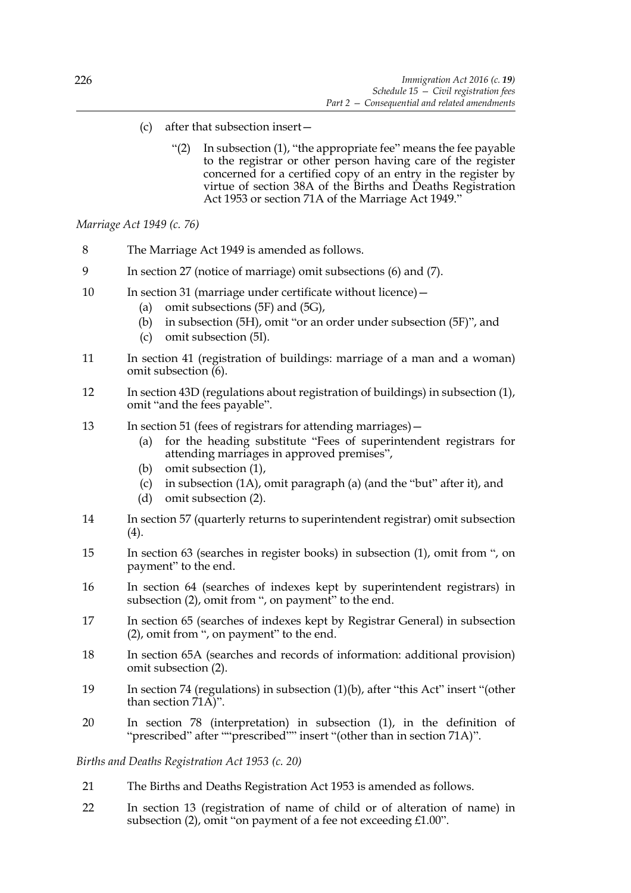(c) after that subsection insert—

> "(2) In subsection (1), "the appropriate fee" means the fee payable to the registrar or other person having care of the register concerned for a certified copy of an entry in the register by virtue of section 38A of the Births and Deaths Registration Act 1953 or section 71A of the Marriage Act 1949."

*Marriage Act 1949 (c. 76)*

8 The Marriage Act 1949 is amended as follows.

9 In section 27 (notice of marriage) omit subsections (6) and (7).

10 In section 31 (marriage under certificate without licence)—

- (a) omit subsections (5F) and (5G),
- (b) in subsection (5H), omit "or an order under subsection (5F)", and
- (c) omit subsection (5I).

11 In section 41 (registration of buildings: marriage of a man and a woman) omit subsection (6).

12 In section 43D (regulations about registration of buildings) in subsection (1), omit "and the fees payable".

13 In section 51 (fees of registrars for attending marriages)—

- (a) for the heading substitute "Fees of superintendent registrars for attending marriages in approved premises",
- (b) omit subsection (1),
- (c) in subsection (1A), omit paragraph (a) (and the "but" after it), and
- (d) omit subsection (2).

14 In section 57 (quarterly returns to superintendent registrar) omit subsection (4).

15 In section 63 (searches in register books) in subsection (1), omit from ", on payment" to the end.

16 In section 64 (searches of indexes kept by superintendent registrars) in subsection (2), omit from ", on payment" to the end.

17 In section 65 (searches of indexes kept by Registrar General) in subsection (2), omit from ", on payment" to the end.

18 In section 65A (searches and records of information: additional provision) omit subsection (2).

19 In section 74 (regulations) in subsection (1)(b), after "this Act" insert "(other than section 71A)".

20 In section 78 (interpretation) in subsection (1), in the definition of "prescribed" after ""prescribed"" insert "(other than in section 71A)".

*Births and Deaths Registration Act 1953 (c. 20)*

21 The Births and Deaths Registration Act 1953 is amended as follows.

22 In section 13 (registration of name of child or of alteration of name) in subsection (2), omit "on payment of a fee not exceeding £1.00".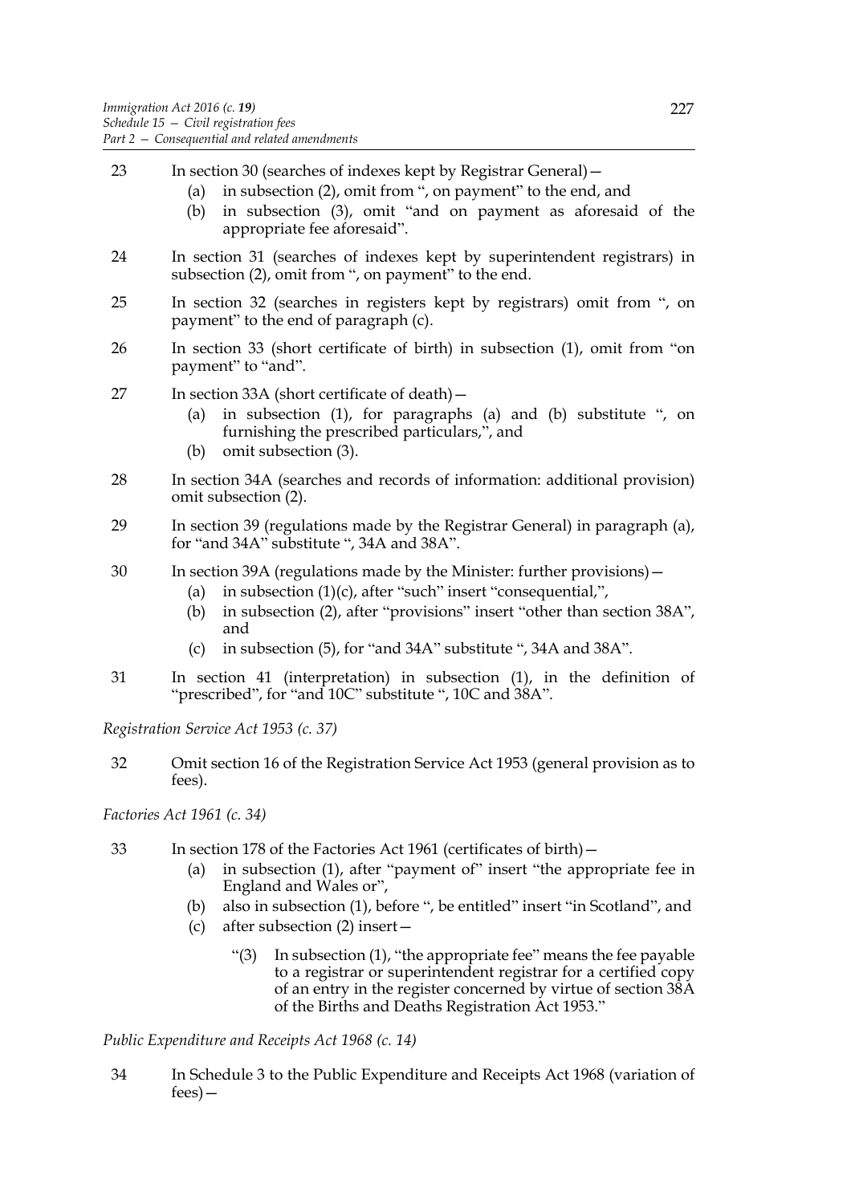23 In section 30 (searches of indexes kept by Registrar General)—

(a) in subsection (2), omit from ", on payment" to the end, and

(b) in subsection (3), omit "and on payment as aforesaid of the appropriate fee aforesaid".

24 In section 31 (searches of indexes kept by superintendent registrars) in subsection (2), omit from ", on payment" to the end.

25 In section 32 (searches in registers kept by registrars) omit from ", on payment" to the end of paragraph (c).

26 In section 33 (short certificate of birth) in subsection (1), omit from "on payment" to "and".

27 In section 33A (short certificate of death)—

(a) in subsection (1), for paragraphs (a) and (b) substitute ", on furnishing the prescribed particulars,", and

(b) omit subsection (3).

28 In section 34A (searches and records of information: additional provision) omit subsection (2).

29 In section 39 (regulations made by the Registrar General) in paragraph (a), for "and 34A" substitute ", 34A and 38A".

30 In section 39A (regulations made by the Minister: further provisions)—

(a) in subsection (1)(c), after "such" insert "consequential,",

(b) in subsection (2), after "provisions" insert "other than section 38A", and

(c) in subsection (5), for "and 34A" substitute ", 34A and 38A".

31 In section 41 (interpretation) in subsection (1), in the definition of "prescribed", for "and 10C" substitute ", 10C and 38A".

*Registration Service Act 1953 (c. 37)*

32 Omit section 16 of the Registration Service Act 1953 (general provision as to fees).

*Factories Act 1961 (c. 34)*

33 In section 178 of the Factories Act 1961 (certificates of birth)—

(a) in subsection (1), after "payment of" insert "the appropriate fee in England and Wales or",

(b) also in subsection (1), before ", be entitled" insert "in Scotland", and

(c) after subsection (2) insert—

"(3) In subsection (1), "the appropriate fee" means the fee payable to a registrar or superintendent registrar for a certified copy of an entry in the register concerned by virtue of section 38A of the Births and Deaths Registration Act 1953."

*Public Expenditure and Receipts Act 1968 (c. 14)*

34 In Schedule 3 to the Public Expenditure and Receipts Act 1968 (variation of fees)—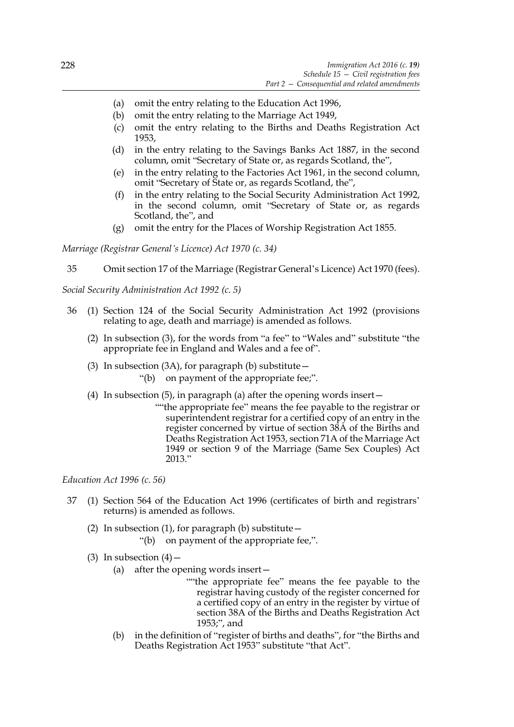(a) omit the entry relating to the Education Act 1996,

(b) omit the entry relating to the Marriage Act 1949,

(c) omit the entry relating to the Births and Deaths Registration Act 1953,

(d) in the entry relating to the Savings Banks Act 1887, in the second column, omit "Secretary of State or, as regards Scotland, the",

(e) in the entry relating to the Factories Act 1961, in the second column, omit "Secretary of State or, as regards Scotland, the",

(f) in the entry relating to the Social Security Administration Act 1992, in the second column, omit "Secretary of State or, as regards Scotland, the", and

(g) omit the entry for the Places of Worship Registration Act 1855.

*Marriage (Registrar General's Licence) Act 1970 (c. 34)*

35 Omit section 17 of the Marriage (Registrar General's Licence) Act 1970 (fees).

*Social Security Administration Act 1992 (c. 5)*

36 (1) Section 124 of the Social Security Administration Act 1992 (provisions relating to age, death and marriage) is amended as follows.

(2) In subsection (3), for the words from "a fee" to "Wales and" substitute "the appropriate fee in England and Wales and a fee of".

(3) In subsection (3A), for paragraph (b) substitute—

"(b) on payment of the appropriate fee;".

(4) In subsection (5), in paragraph (a) after the opening words insert—

""the appropriate fee" means the fee payable to the registrar or superintendent registrar for a certified copy of an entry in the register concerned by virtue of section 38A of the Births and Deaths Registration Act 1953, section 71A of the Marriage Act 1949 or section 9 of the Marriage (Same Sex Couples) Act 2013."

*Education Act 1996 (c. 56)*

37 (1) Section 564 of the Education Act 1996 (certificates of birth and registrars' returns) is amended as follows.

(2) In subsection (1), for paragraph (b) substitute—

"(b) on payment of the appropriate fee,".

(3) In subsection (4)—

(a) after the opening words insert—

""the appropriate fee" means the fee payable to the registrar having custody of the register concerned for a certified copy of an entry in the register by virtue of section 38A of the Births and Deaths Registration Act 1953;", and

(b) in the definition of "register of births and deaths", for "the Births and Deaths Registration Act 1953" substitute "that Act".